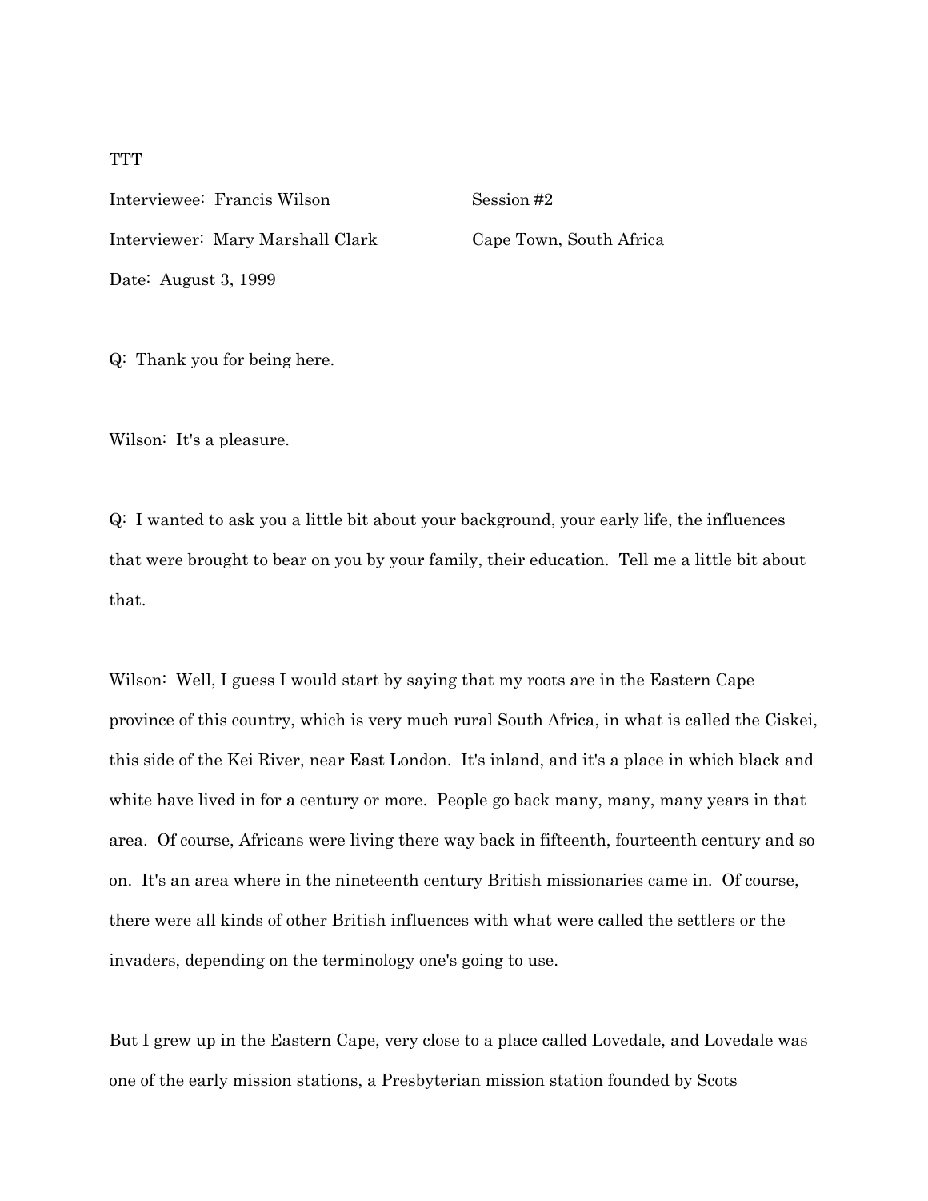TTT

Interviewee: Francis Wilson Session #2

Interviewer: Mary Marshall Clark Cape Town, South Africa

Date: August 3, 1999

Q: Thank you for being here.

Wilson: It's a pleasure.

Q: I wanted to ask you a little bit about your background, your early life, the influences that were brought to bear on you by your family, their education. Tell me a little bit about that.

Wilson: Well, I guess I would start by saying that my roots are in the Eastern Cape province of this country, which is very much rural South Africa, in what is called the Ciskei, this side of the Kei River, near East London. It's inland, and it's a place in which black and white have lived in for a century or more. People go back many, many, many years in that area. Of course, Africans were living there way back in fifteenth, fourteenth century and so on. It's an area where in the nineteenth century British missionaries came in. Of course, there were all kinds of other British influences with what were called the settlers or the invaders, depending on the terminology one's going to use.

But I grew up in the Eastern Cape, very close to a place called Lovedale, and Lovedale was one of the early mission stations, a Presbyterian mission station founded by Scots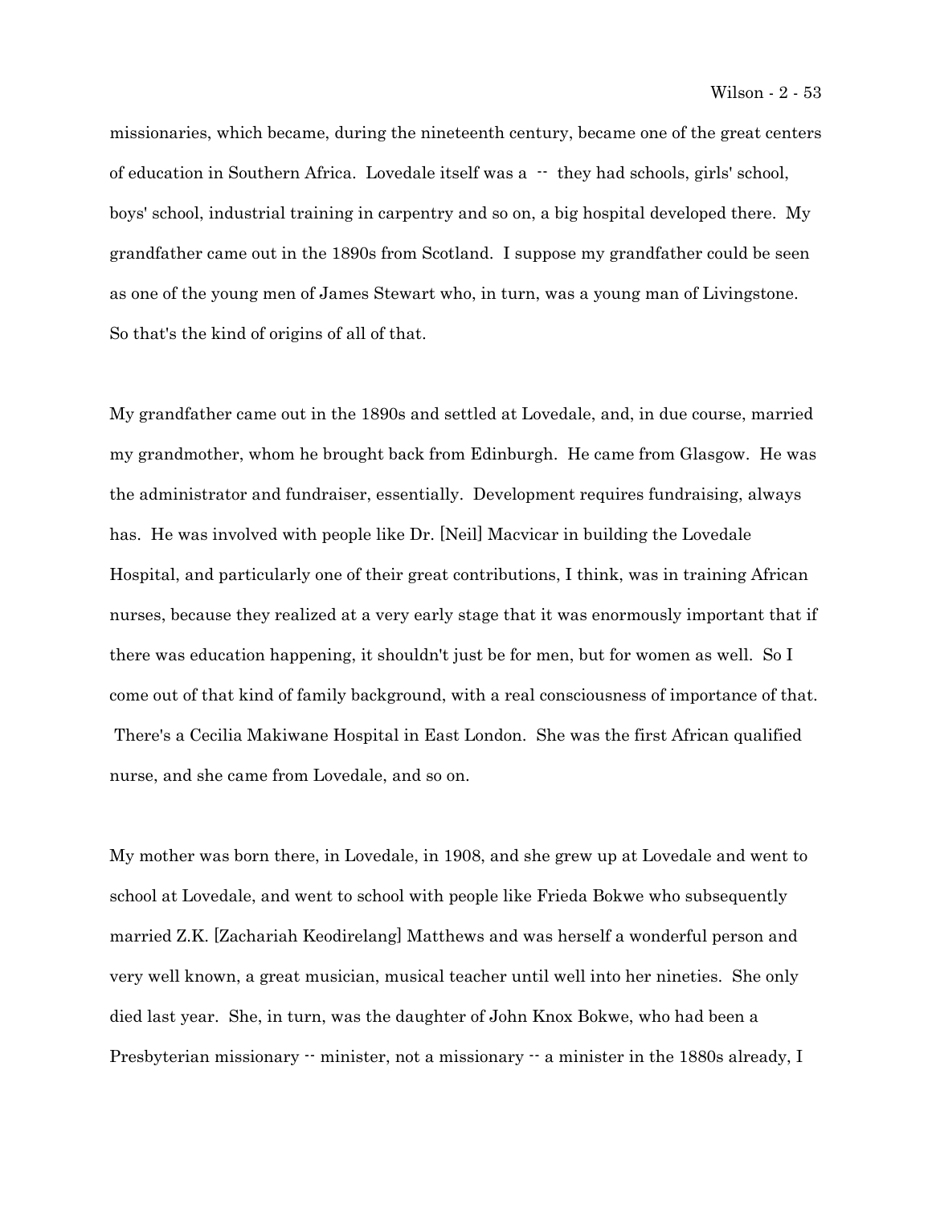missionaries, which became, during the nineteenth century, became one of the great centers of education in Southern Africa. Lovedale itself was a -- they had schools, girls' school, boys' school, industrial training in carpentry and so on, a big hospital developed there. My grandfather came out in the 1890s from Scotland. I suppose my grandfather could be seen as one of the young men of James Stewart who, in turn, was a young man of Livingstone. So that's the kind of origins of all of that.

My grandfather came out in the 1890s and settled at Lovedale, and, in due course, married my grandmother, whom he brought back from Edinburgh. He came from Glasgow. He was the administrator and fundraiser, essentially. Development requires fundraising, always has. He was involved with people like Dr. [Neil] Macvicar in building the Lovedale Hospital, and particularly one of their great contributions, I think, was in training African nurses, because they realized at a very early stage that it was enormously important that if there was education happening, it shouldn't just be for men, but for women as well. So I come out of that kind of family background, with a real consciousness of importance of that. There's a Cecilia Makiwane Hospital in East London. She was the first African qualified nurse, and she came from Lovedale, and so on.

My mother was born there, in Lovedale, in 1908, and she grew up at Lovedale and went to school at Lovedale, and went to school with people like Frieda Bokwe who subsequently married Z.K. [Zachariah Keodirelang] Matthews and was herself a wonderful person and very well known, a great musician, musical teacher until well into her nineties. She only died last year. She, in turn, was the daughter of John Knox Bokwe, who had been a Presbyterian missionary -- minister, not a missionary -- a minister in the 1880s already, I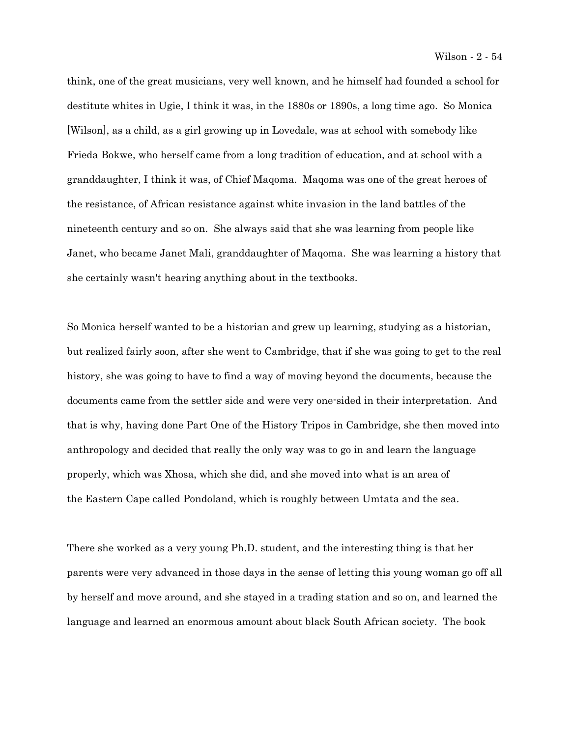think, one of the great musicians, very well known, and he himself had founded a school for destitute whites in Ugie, I think it was, in the 1880s or 1890s, a long time ago. So Monica [Wilson], as a child, as a girl growing up in Lovedale, was at school with somebody like Frieda Bokwe, who herself came from a long tradition of education, and at school with a granddaughter, I think it was, of Chief Maqoma. Maqoma was one of the great heroes of the resistance, of African resistance against white invasion in the land battles of the nineteenth century and so on. She always said that she was learning from people like Janet, who became Janet Mali, granddaughter of Maqoma. She was learning a history that she certainly wasn't hearing anything about in the textbooks.

So Monica herself wanted to be a historian and grew up learning, studying as a historian, but realized fairly soon, after she went to Cambridge, that if she was going to get to the real history, she was going to have to find a way of moving beyond the documents, because the documents came from the settler side and were very one-sided in their interpretation. And that is why, having done Part One of the History Tripos in Cambridge, she then moved into anthropology and decided that really the only way was to go in and learn the language properly, which was Xhosa, which she did, and she moved into what is an area of the Eastern Cape called Pondoland, which is roughly between Umtata and the sea.

There she worked as a very young Ph.D. student, and the interesting thing is that her parents were very advanced in those days in the sense of letting this young woman go off all by herself and move around, and she stayed in a trading station and so on, and learned the language and learned an enormous amount about black South African society. The book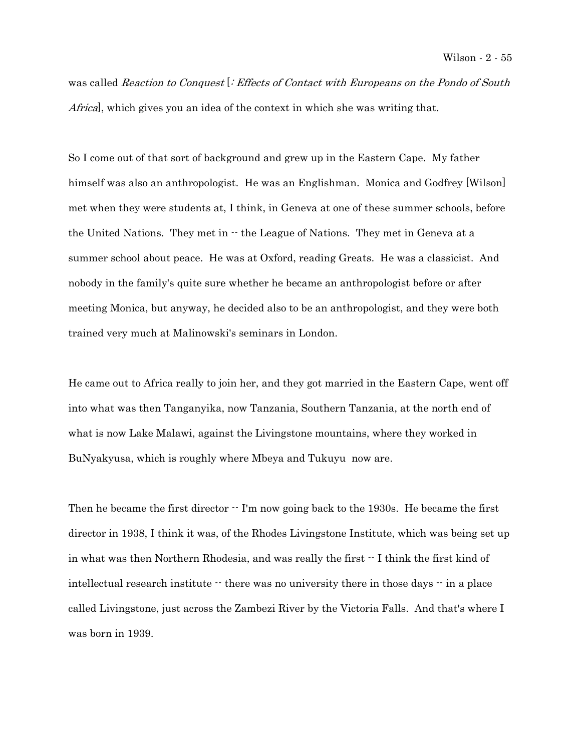was called *Reaction to Conquest* [*: Effects of Contact with Europeans on the Pondo of South Africa*], which gives you an idea of the context in which she was writing that.

So I come out of that sort of background and grew up in the Eastern Cape. My father himself was also an anthropologist. He was an Englishman. Monica and Godfrey [Wilson] met when they were students at, I think, in Geneva at one of these summer schools, before the United Nations. They met in -- the League of Nations. They met in Geneva at a summer school about peace. He was at Oxford, reading Greats. He was a classicist. And nobody in the family's quite sure whether he became an anthropologist before or after meeting Monica, but anyway, he decided also to be an anthropologist, and they were both trained very much at Malinowski's seminars in London.

He came out to Africa really to join her, and they got married in the Eastern Cape, went off into what was then Tanganyika, now Tanzania, Southern Tanzania, at the north end of what is now Lake Malawi, against the Livingstone mountains, where they worked in BuNyakyusa, which is roughly where Mbeya and Tukuyu now are.

Then he became the first director -- I'm now going back to the 1930s. He became the first director in 1938, I think it was, of the Rhodes Livingstone Institute, which was being set up in what was then Northern Rhodesia, and was really the first -- I think the first kind of intellectual research institute -- there was no university there in those days -- in a place called Livingstone, just across the Zambezi River by the Victoria Falls. And that's where I was born in 1939.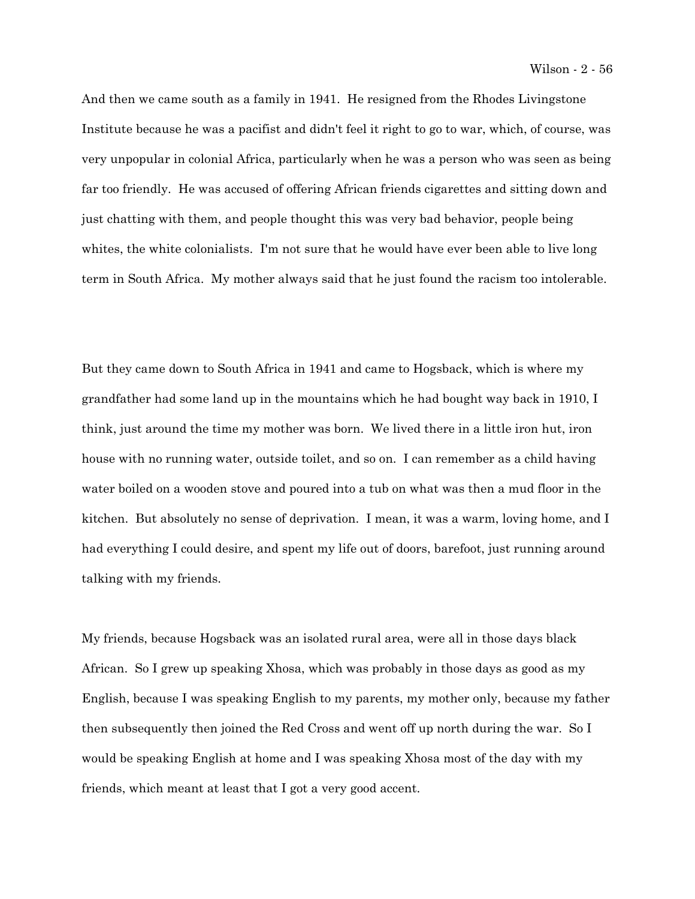And then we came south as a family in 1941. He resigned from the Rhodes Livingstone Institute because he was a pacifist and didn't feel it right to go to war, which, of course, was very unpopular in colonial Africa, particularly when he was a person who was seen as being far too friendly. He was accused of offering African friends cigarettes and sitting down and just chatting with them, and people thought this was very bad behavior, people being whites, the white colonialists. I'm not sure that he would have ever been able to live long term in South Africa. My mother always said that he just found the racism too intolerable.

But they came down to South Africa in 1941 and came to Hogsback, which is where my grandfather had some land up in the mountains which he had bought way back in 1910, I think, just around the time my mother was born. We lived there in a little iron hut, iron house with no running water, outside toilet, and so on. I can remember as a child having water boiled on a wooden stove and poured into a tub on what was then a mud floor in the kitchen. But absolutely no sense of deprivation. I mean, it was a warm, loving home, and I had everything I could desire, and spent my life out of doors, barefoot, just running around talking with my friends.

My friends, because Hogsback was an isolated rural area, were all in those days black African. So I grew up speaking Xhosa, which was probably in those days as good as my English, because I was speaking English to my parents, my mother only, because my father then subsequently then joined the Red Cross and went off up north during the war. So I would be speaking English at home and I was speaking Xhosa most of the day with my friends, which meant at least that I got a very good accent.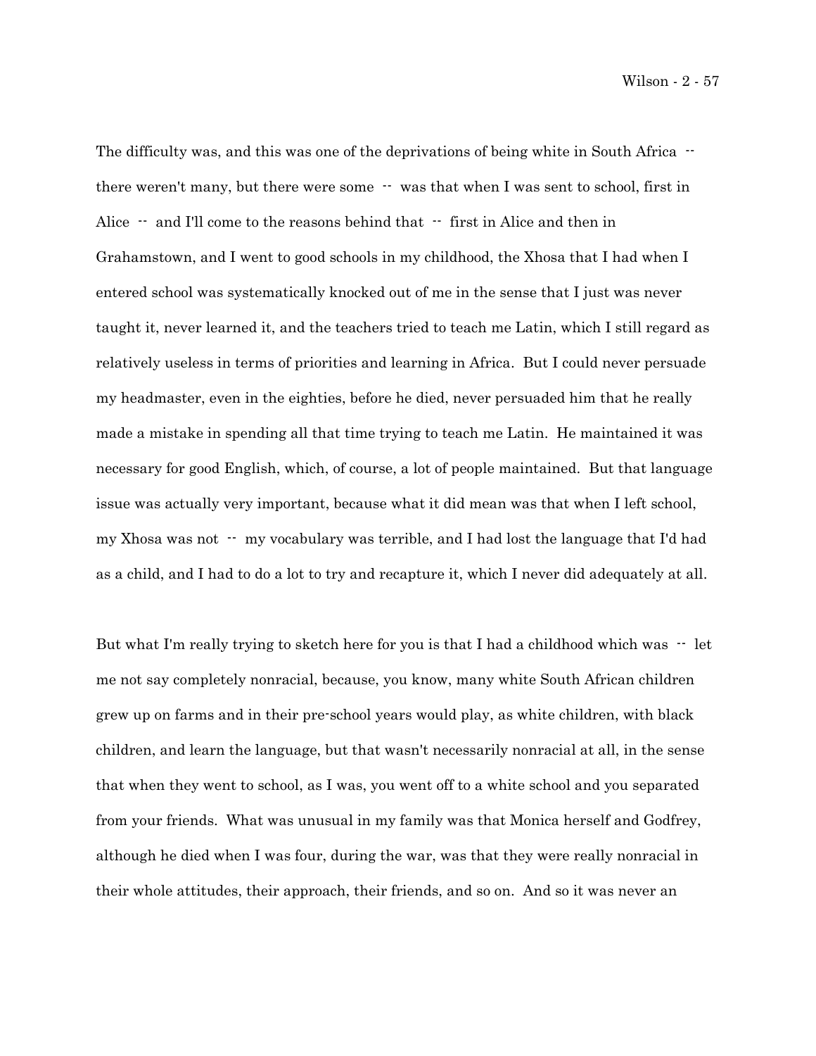The difficulty was, and this was one of the deprivations of being white in South Africa -- there weren't many, but there were some -- was that when I was sent to school, first in Alice -- and I'll come to the reasons behind that -- first in Alice and then in Grahamstown, and I went to good schools in my childhood, the Xhosa that I had when I entered school was systematically knocked out of me in the sense that I just was never taught it, never learned it, and the teachers tried to teach me Latin, which I still regard as relatively useless in terms of priorities and learning in Africa. But I could never persuade my headmaster, even in the eighties, before he died, never persuaded him that he really made a mistake in spending all that time trying to teach me Latin. He maintained it was necessary for good English, which, of course, a lot of people maintained. But that language issue was actually very important, because what it did mean was that when I left school, my Xhosa was not -- my vocabulary was terrible, and I had lost the language that I'd had as a child, and I had to do a lot to try and recapture it, which I never did adequately at all.

But what I'm really trying to sketch here for you is that I had a childhood which was -- let me not say completely nonracial, because, you know, many white South African children grew up on farms and in their pre-school years would play, as white children, with black children, and learn the language, but that wasn't necessarily nonracial at all, in the sense that when they went to school, as I was, you went off to a white school and you separated from your friends. What was unusual in my family was that Monica herself and Godfrey, although he died when I was four, during the war, was that they were really nonracial in their whole attitudes, their approach, their friends, and so on. And so it was never an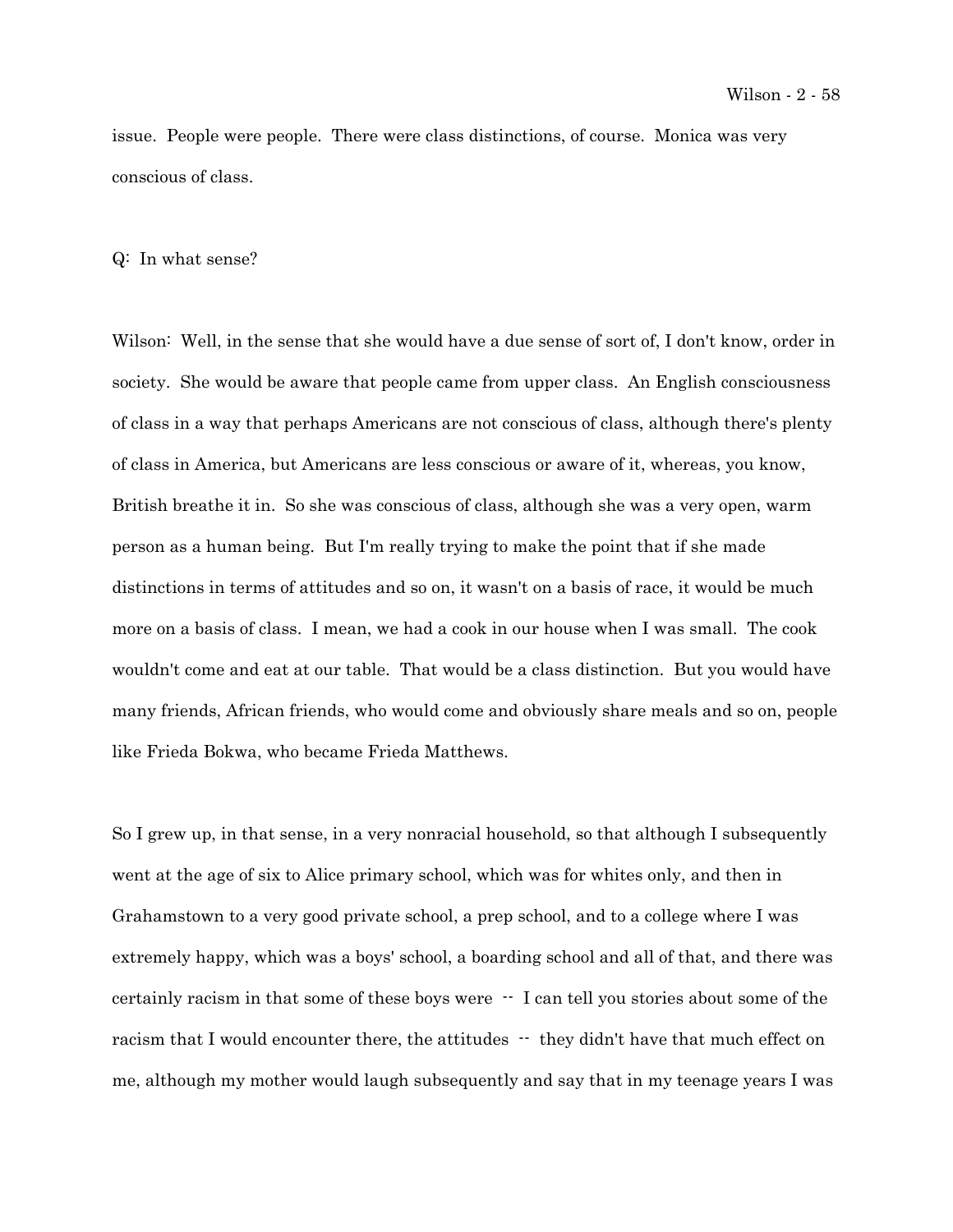issue. People were people. There were class distinctions, of course. Monica was very conscious of class.

Q: In what sense?

Wilson: Well, in the sense that she would have a due sense of sort of, I don't know, order in society. She would be aware that people came from upper class. An English consciousness of class in a way that perhaps Americans are not conscious of class, although there's plenty of class in America, but Americans are less conscious or aware of it, whereas, you know, British breathe it in. So she was conscious of class, although she was a very open, warm person as a human being. But I'm really trying to make the point that if she made distinctions in terms of attitudes and so on, it wasn't on a basis of race, it would be much more on a basis of class. I mean, we had a cook in our house when I was small. The cook wouldn't come and eat at our table. That would be a class distinction. But you would have many friends, African friends, who would come and obviously share meals and so on, people like Frieda Bokwa, who became Frieda Matthews.

So I grew up, in that sense, in a very nonracial household, so that although I subsequently went at the age of six to Alice primary school, which was for whites only, and then in Grahamstown to a very good private school, a prep school, and to a college where I was extremely happy, which was a boys' school, a boarding school and all of that, and there was certainly racism in that some of these boys were -- I can tell you stories about some of the racism that I would encounter there, the attitudes -- they didn't have that much effect on me, although my mother would laugh subsequently and say that in my teenage years I was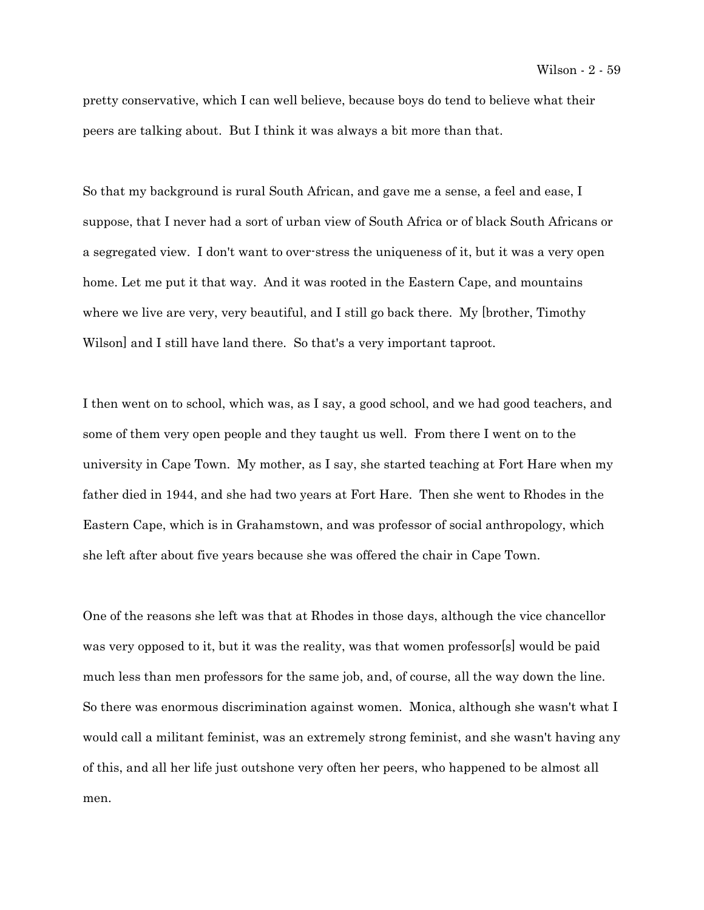pretty conservative, which I can well believe, because boys do tend to believe what their peers are talking about. But I think it was always a bit more than that.

So that my background is rural South African, and gave me a sense, a feel and ease, I suppose, that I never had a sort of urban view of South Africa or of black South Africans or a segregated view. I don't want to over-stress the uniqueness of it, but it was a very open home. Let me put it that way. And it was rooted in the Eastern Cape, and mountains where we live are very, very beautiful, and I still go back there. My [brother, Timothy Wilson] and I still have land there. So that's a very important taproot.

I then went on to school, which was, as I say, a good school, and we had good teachers, and some of them very open people and they taught us well. From there I went on to the university in Cape Town. My mother, as I say, she started teaching at Fort Hare when my father died in 1944, and she had two years at Fort Hare. Then she went to Rhodes in the Eastern Cape, which is in Grahamstown, and was professor of social anthropology, which she left after about five years because she was offered the chair in Cape Town.

One of the reasons she left was that at Rhodes in those days, although the vice chancellor was very opposed to it, but it was the reality, was that women professor[s] would be paid much less than men professors for the same job, and, of course, all the way down the line. So there was enormous discrimination against women. Monica, although she wasn't what I would call a militant feminist, was an extremely strong feminist, and she wasn't having any of this, and all her life just outshone very often her peers, who happened to be almost all men.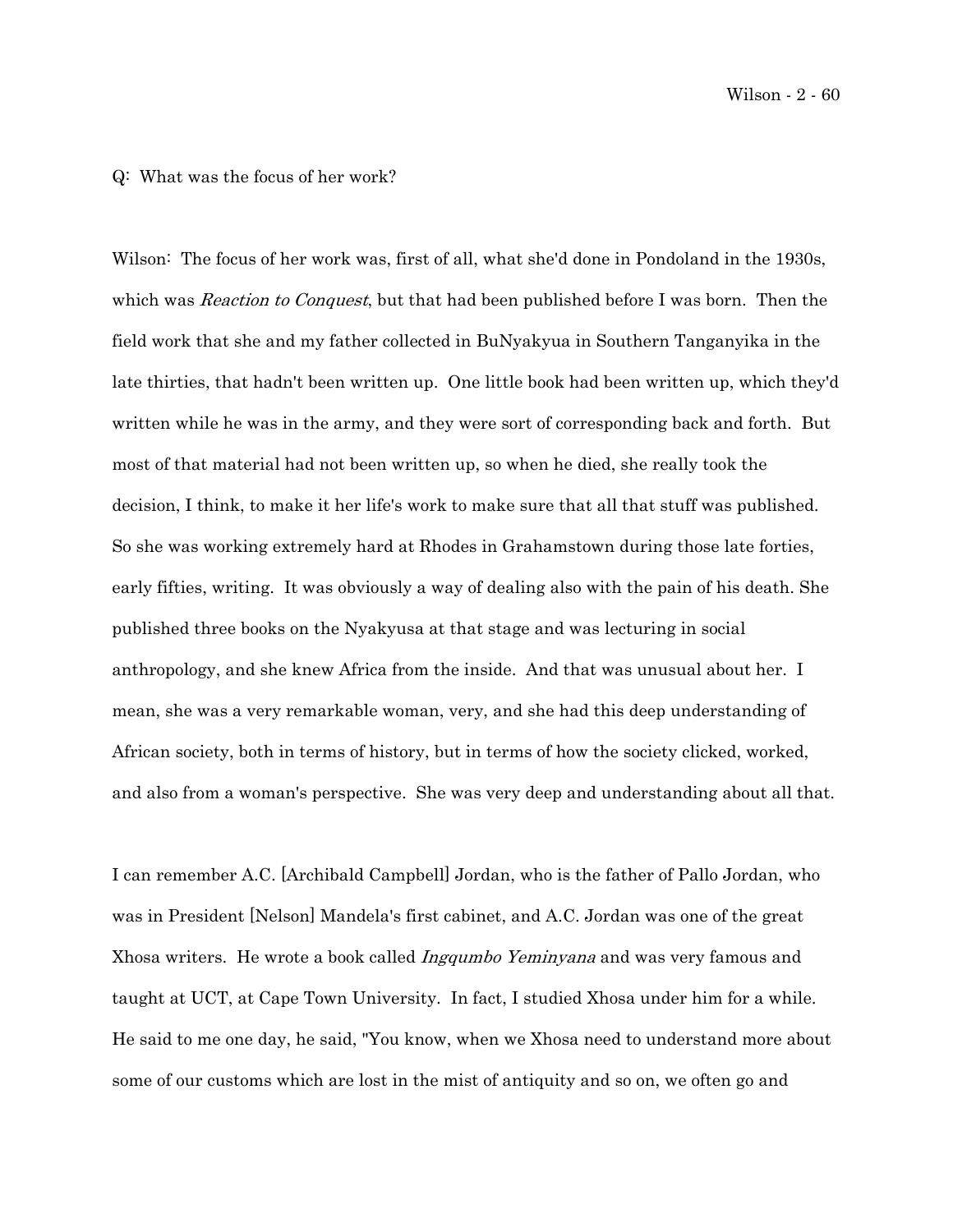Q: What was the focus of her work?

Wilson: The focus of her work was, first of all, what she'd done in Pondoland in the 1930s, which was *Reaction to Conquest*, but that had been published before I was born. Then the field work that she and my father collected in BuNyakyua in Southern Tanganyika in the late thirties, that hadn't been written up. One little book had been written up, which they'd written while he was in the army, and they were sort of corresponding back and forth. But most of that material had not been written up, so when he died, she really took the decision, I think, to make it her life's work to make sure that all that stuff was published. So she was working extremely hard at Rhodes in Grahamstown during those late forties, early fifties, writing. It was obviously a way of dealing also with the pain of his death. She published three books on the Nyakyusa at that stage and was lecturing in social anthropology, and she knew Africa from the inside. And that was unusual about her. I mean, she was a very remarkable woman, very, and she had this deep understanding of African society, both in terms of history, but in terms of how the society clicked, worked, and also from a woman's perspective. She was very deep and understanding about all that.

I can remember A.C. [Archibald Campbell] Jordan, who is the father of Pallo Jordan, who was in President [Nelson] Mandela's first cabinet, and A.C. Jordan was one of the great Xhosa writers. He wrote a book called *Ingqumbo Yeminyana* and was very famous and taught at UCT, at Cape Town University. In fact, I studied Xhosa under him for a while. He said to me one day, he said, "You know, when we Xhosa need to understand more about some of our customs which are lost in the mist of antiquity and so on, we often go and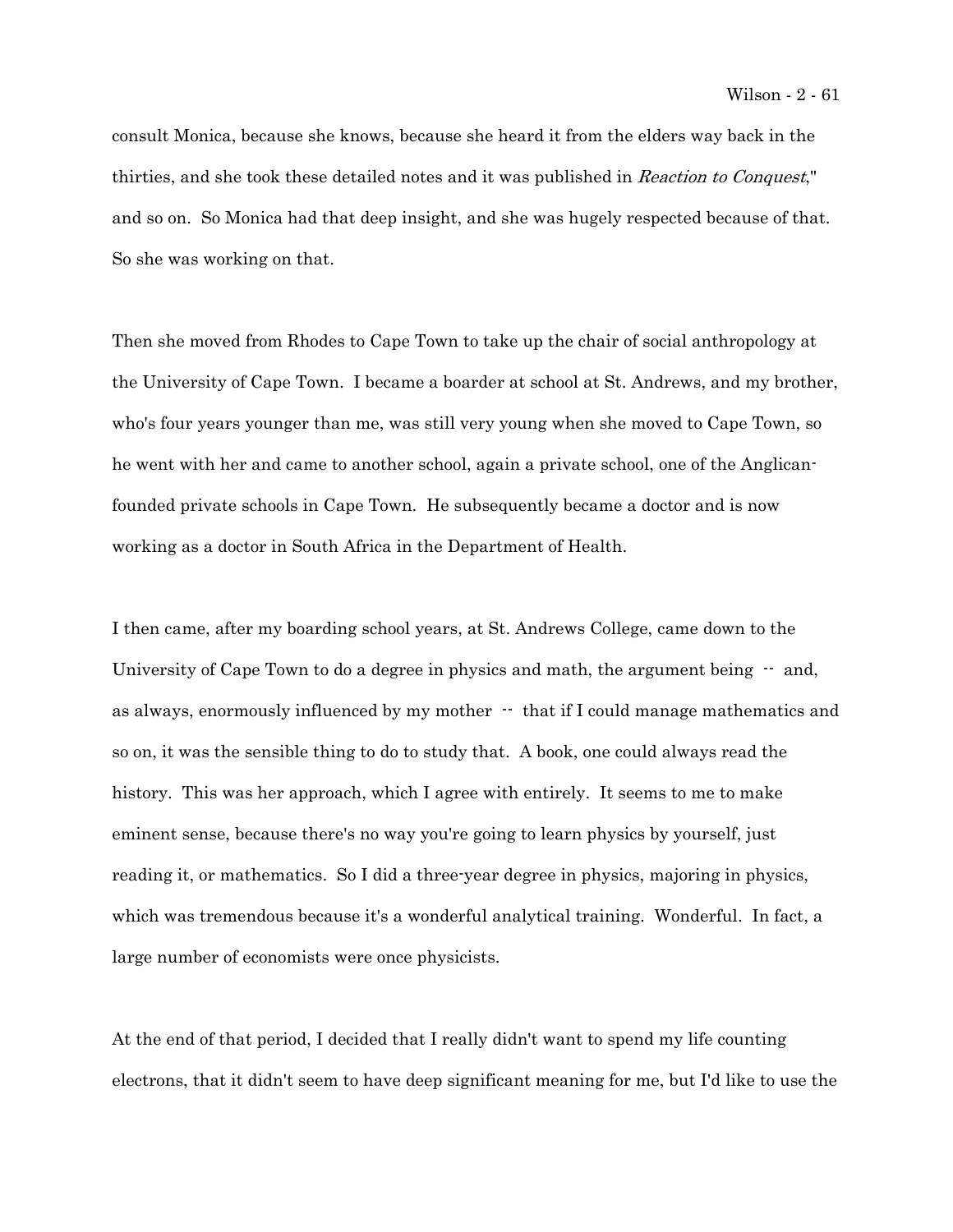consult Monica, because she knows, because she heard it from the elders way back in the thirties, and she took these detailed notes and it was published in *Reaction to Conquest*," and so on. So Monica had that deep insight, and she was hugely respected because of that. So she was working on that.

Then she moved from Rhodes to Cape Town to take up the chair of social anthropology at the University of Cape Town. I became a boarder at school at St. Andrews, and my brother, who's four years younger than me, was still very young when she moved to Cape Town, so he went with her and came to another school, again a private school, one of the Anglican-founded private schools in Cape Town. He subsequently became a doctor and is now working as a doctor in South Africa in the Department of Health.

I then came, after my boarding school years, at St. Andrews College, came down to the University of Cape Town to do a degree in physics and math, the argument being -- and, as always, enormously influenced by my mother -- that if I could manage mathematics and so on, it was the sensible thing to do to study that. A book, one could always read the history. This was her approach, which I agree with entirely. It seems to me to make eminent sense, because there's no way you're going to learn physics by yourself, just reading it, or mathematics. So I did a three-year degree in physics, majoring in physics, which was tremendous because it's a wonderful analytical training. Wonderful. In fact, a large number of economists were once physicists.

At the end of that period, I decided that I really didn't want to spend my life counting electrons, that it didn't seem to have deep significant meaning for me, but I'd like to use the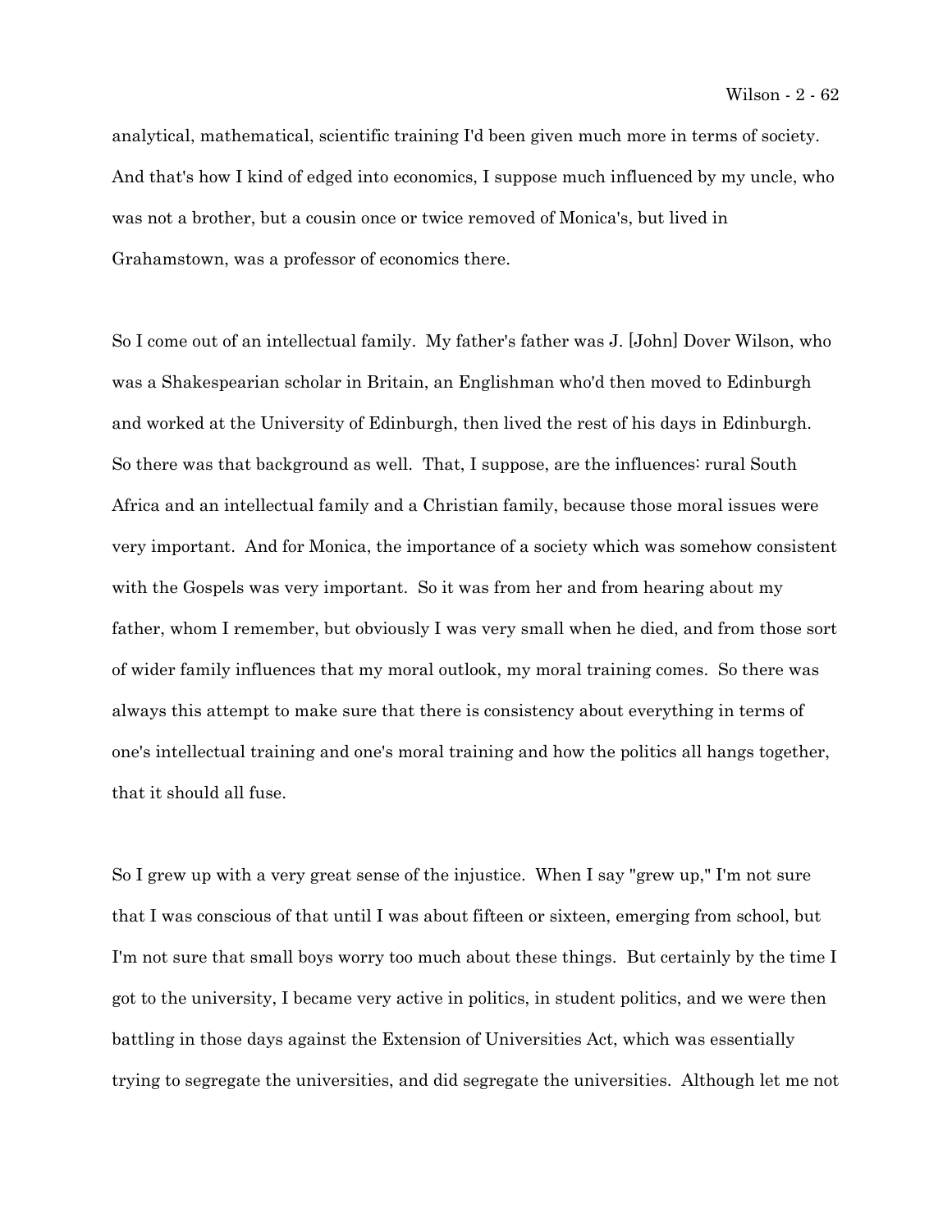analytical, mathematical, scientific training I'd been given much more in terms of society. And that's how I kind of edged into economics, I suppose much influenced by my uncle, who was not a brother, but a cousin once or twice removed of Monica's, but lived in Grahamstown, was a professor of economics there.

So I come out of an intellectual family. My father's father was J. [John] Dover Wilson, who was a Shakespearian scholar in Britain, an Englishman who'd then moved to Edinburgh and worked at the University of Edinburgh, then lived the rest of his days in Edinburgh. So there was that background as well. That, I suppose, are the influences: rural South Africa and an intellectual family and a Christian family, because those moral issues were very important. And for Monica, the importance of a society which was somehow consistent with the Gospels was very important. So it was from her and from hearing about my father, whom I remember, but obviously I was very small when he died, and from those sort of wider family influences that my moral outlook, my moral training comes. So there was always this attempt to make sure that there is consistency about everything in terms of one's intellectual training and one's moral training and how the politics all hangs together, that it should all fuse.

So I grew up with a very great sense of the injustice. When I say "grew up," I'm not sure that I was conscious of that until I was about fifteen or sixteen, emerging from school, but I'm not sure that small boys worry too much about these things. But certainly by the time I got to the university, I became very active in politics, in student politics, and we were then battling in those days against the Extension of Universities Act, which was essentially trying to segregate the universities, and did segregate the universities. Although let me not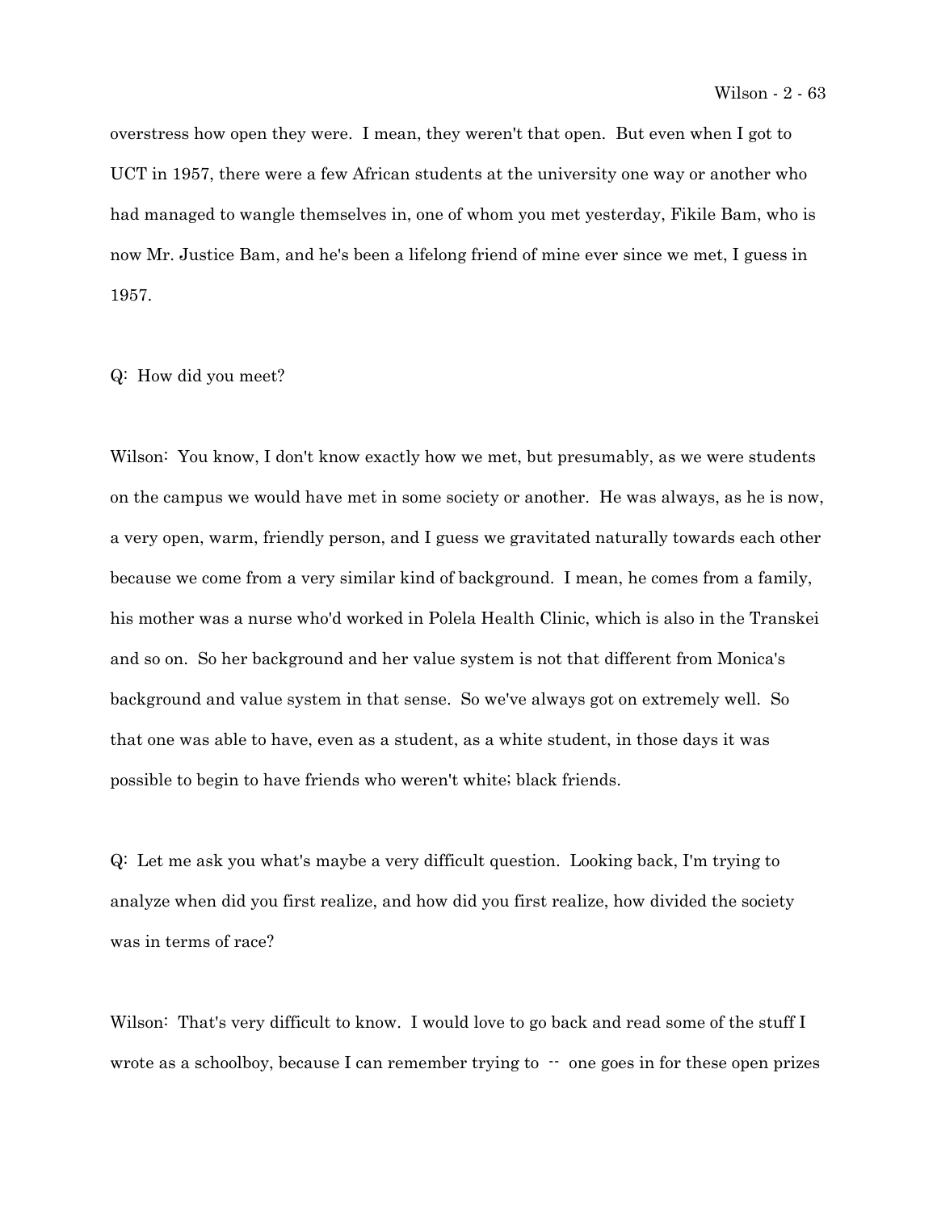overstress how open they were. I mean, they weren't that open. But even when I got to UCT in 1957, there were a few African students at the university one way or another who had managed to wangle themselves in, one of whom you met yesterday, Fikile Bam, who is now Mr. Justice Bam, and he's been a lifelong friend of mine ever since we met, I guess in 1957.

Q: How did you meet?

Wilson: You know, I don't know exactly how we met, but presumably, as we were students on the campus we would have met in some society or another. He was always, as he is now, a very open, warm, friendly person, and I guess we gravitated naturally towards each other because we come from a very similar kind of background. I mean, he comes from a family, his mother was a nurse who'd worked in Polela Health Clinic, which is also in the Transkei and so on. So her background and her value system is not that different from Monica's background and value system in that sense. So we've always got on extremely well. So that one was able to have, even as a student, as a white student, in those days it was possible to begin to have friends who weren't white; black friends.

Q: Let me ask you what's maybe a very difficult question. Looking back, I'm trying to analyze when did you first realize, and how did you first realize, how divided the society was in terms of race?

Wilson: That's very difficult to know. I would love to go back and read some of the stuff I wrote as a schoolboy, because I can remember trying to -- one goes in for these open prizes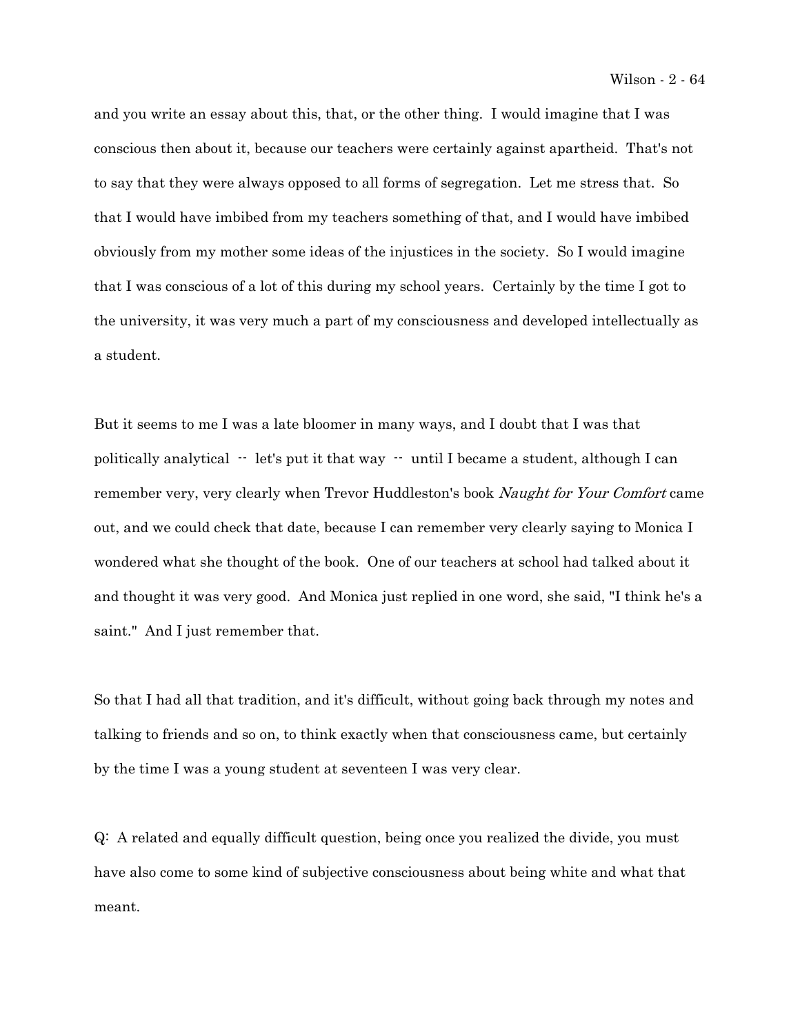and you write an essay about this, that, or the other thing. I would imagine that I was conscious then about it, because our teachers were certainly against apartheid. That's not to say that they were always opposed to all forms of segregation. Let me stress that. So that I would have imbibed from my teachers something of that, and I would have imbibed obviously from my mother some ideas of the injustices in the society. So I would imagine that I was conscious of a lot of this during my school years. Certainly by the time I got to the university, it was very much a part of my consciousness and developed intellectually as a student.

But it seems to me I was a late bloomer in many ways, and I doubt that I was that politically analytical -- let's put it that way -- until I became a student, although I can remember very, very clearly when Trevor Huddleston's book *Naught for Your Comfort* came out, and we could check that date, because I can remember very clearly saying to Monica I wondered what she thought of the book. One of our teachers at school had talked about it and thought it was very good. And Monica just replied in one word, she said, "I think he's a saint." And I just remember that.

So that I had all that tradition, and it's difficult, without going back through my notes and talking to friends and so on, to think exactly when that consciousness came, but certainly by the time I was a young student at seventeen I was very clear.

Q: A related and equally difficult question, being once you realized the divide, you must have also come to some kind of subjective consciousness about being white and what that meant.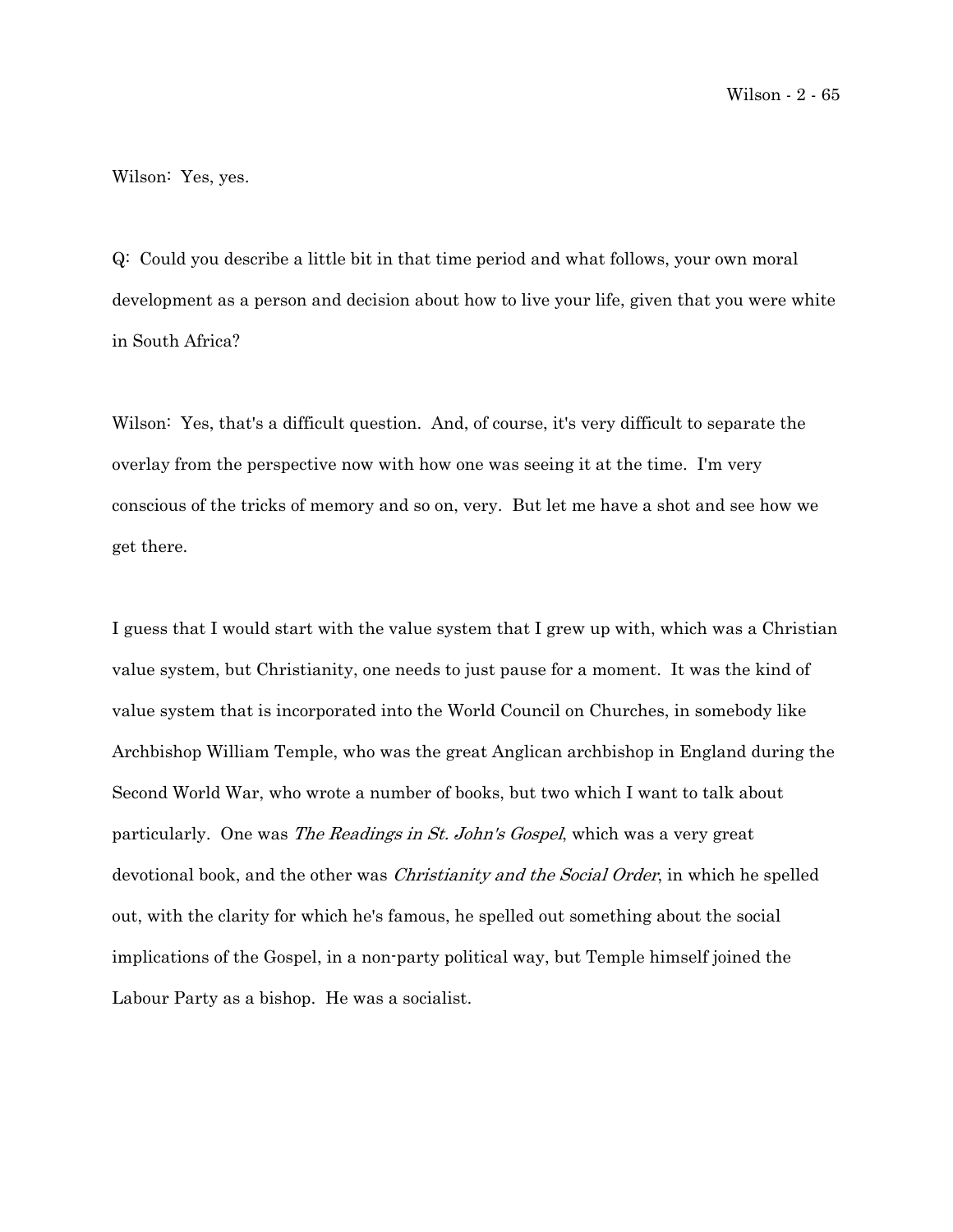Wilson: Yes, yes.

Q: Could you describe a little bit in that time period and what follows, your own moral development as a person and decision about how to live your life, given that you were white in South Africa?

Wilson: Yes, that's a difficult question. And, of course, it's very difficult to separate the overlay from the perspective now with how one was seeing it at the time. I'm very conscious of the tricks of memory and so on, very. But let me have a shot and see how we get there.

I guess that I would start with the value system that I grew up with, which was a Christian value system, but Christianity, one needs to just pause for a moment. It was the kind of value system that is incorporated into the World Council on Churches, in somebody like Archbishop William Temple, who was the great Anglican archbishop in England during the Second World War, who wrote a number of books, but two which I want to talk about particularly. One was *The Readings in St. John's Gospel*, which was a very great devotional book, and the other was *Christianity and the Social Order*, in which he spelled out, with the clarity for which he's famous, he spelled out something about the social implications of the Gospel, in a non-party political way, but Temple himself joined the Labour Party as a bishop. He was a socialist.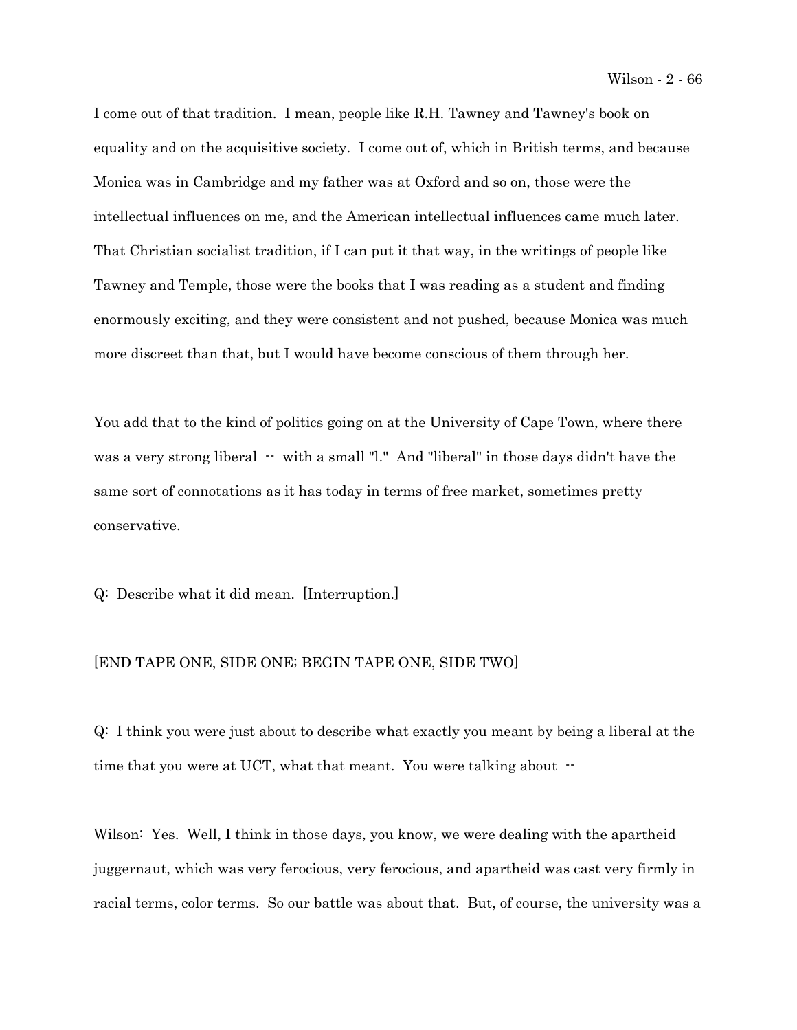I come out of that tradition. I mean, people like R.H. Tawney and Tawney's book on equality and on the acquisitive society. I come out of, which in British terms, and because Monica was in Cambridge and my father was at Oxford and so on, those were the intellectual influences on me, and the American intellectual influences came much later. That Christian socialist tradition, if I can put it that way, in the writings of people like Tawney and Temple, those were the books that I was reading as a student and finding enormously exciting, and they were consistent and not pushed, because Monica was much more discreet than that, but I would have become conscious of them through her.

You add that to the kind of politics going on at the University of Cape Town, where there was a very strong liberal -- with a small "l." And "liberal" in those days didn't have the same sort of connotations as it has today in terms of free market, sometimes pretty conservative.

Q: Describe what it did mean. [Interruption.]

[END TAPE ONE, SIDE ONE; BEGIN TAPE ONE, SIDE TWO]

Q: I think you were just about to describe what exactly you meant by being a liberal at the time that you were at UCT, what that meant. You were talking about --

Wilson: Yes. Well, I think in those days, you know, we were dealing with the apartheid juggernaut, which was very ferocious, very ferocious, and apartheid was cast very firmly in racial terms, color terms. So our battle was about that. But, of course, the university was a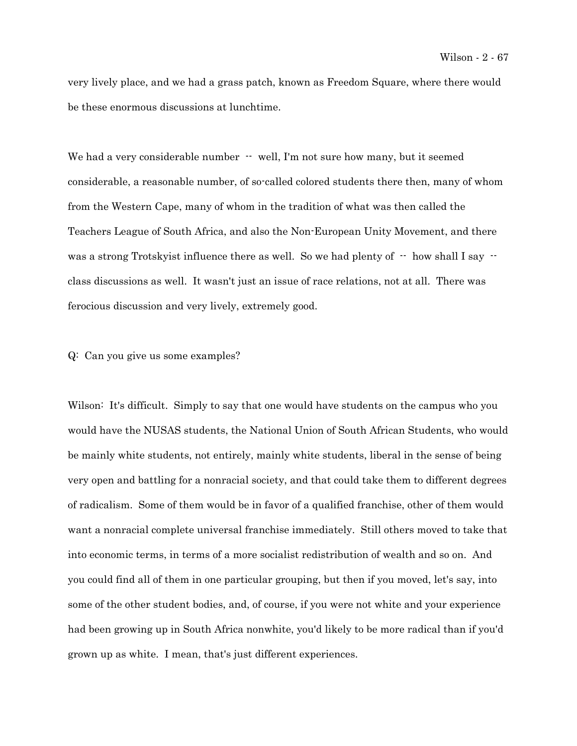very lively place, and we had a grass patch, known as Freedom Square, where there would be these enormous discussions at lunchtime.

We had a very considerable number -- well, I'm not sure how many, but it seemed considerable, a reasonable number, of so-called colored students there then, many of whom from the Western Cape, many of whom in the tradition of what was then called the Teachers League of South Africa, and also the Non-European Unity Movement, and there was a strong Trotskyist influence there as well. So we had plenty of -- how shall I say -- class discussions as well. It wasn't just an issue of race relations, not at all. There was ferocious discussion and very lively, extremely good.

Q: Can you give us some examples?

Wilson: It's difficult. Simply to say that one would have students on the campus who you would have the NUSAS students, the National Union of South African Students, who would be mainly white students, not entirely, mainly white students, liberal in the sense of being very open and battling for a nonracial society, and that could take them to different degrees of radicalism. Some of them would be in favor of a qualified franchise, other of them would want a nonracial complete universal franchise immediately. Still others moved to take that into economic terms, in terms of a more socialist redistribution of wealth and so on. And you could find all of them in one particular grouping, but then if you moved, let's say, into some of the other student bodies, and, of course, if you were not white and your experience had been growing up in South Africa nonwhite, you'd likely to be more radical than if you'd grown up as white. I mean, that's just different experiences.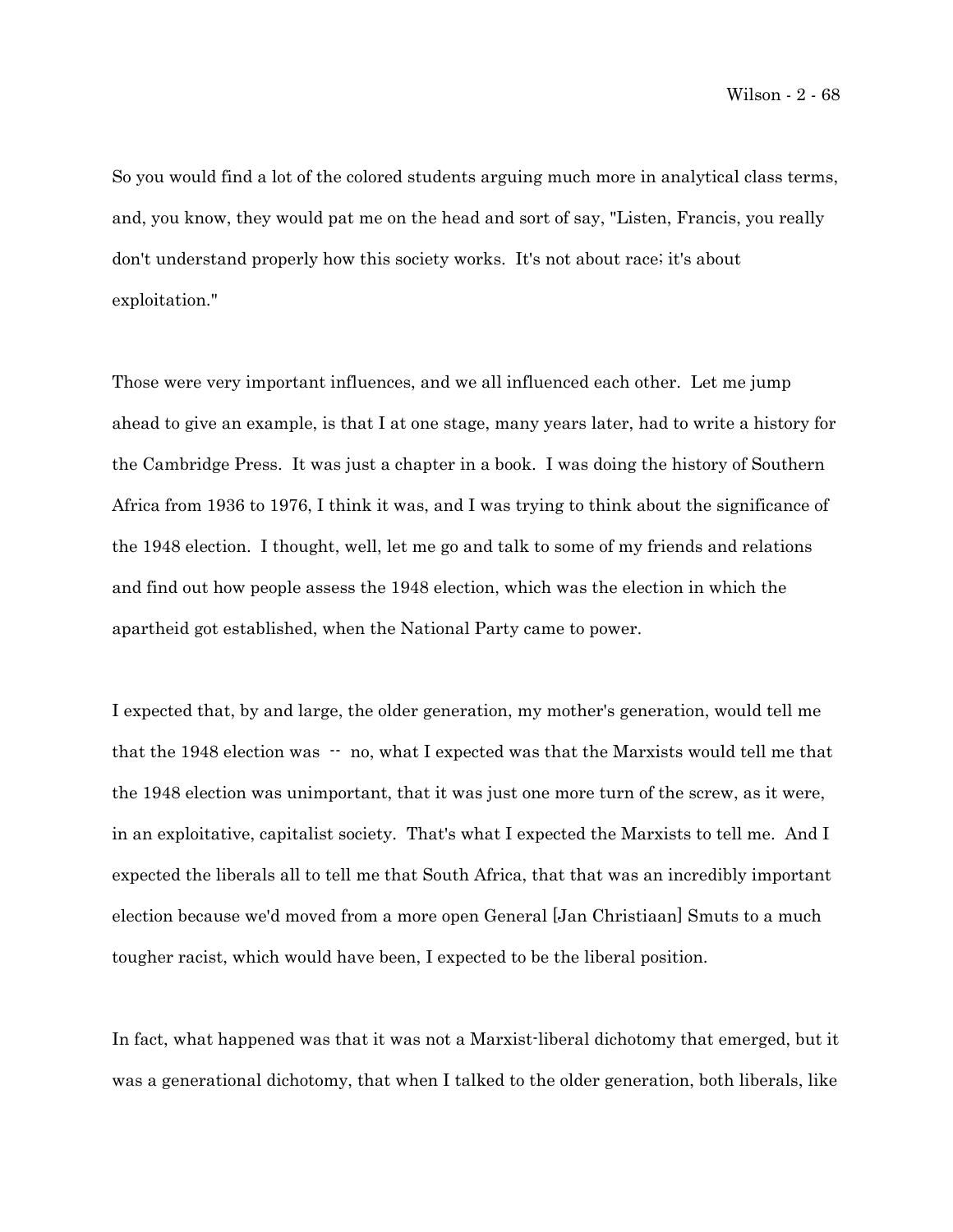So you would find a lot of the colored students arguing much more in analytical class terms, and, you know, they would pat me on the head and sort of say, "Listen, Francis, you really don't understand properly how this society works. It's not about race; it's about exploitation."

Those were very important influences, and we all influenced each other. Let me jump ahead to give an example, is that I at one stage, many years later, had to write a history for the Cambridge Press. It was just a chapter in a book. I was doing the history of Southern Africa from 1936 to 1976, I think it was, and I was trying to think about the significance of the 1948 election. I thought, well, let me go and talk to some of my friends and relations and find out how people assess the 1948 election, which was the election in which the apartheid got established, when the National Party came to power.

I expected that, by and large, the older generation, my mother's generation, would tell me that the 1948 election was -- no, what I expected was that the Marxists would tell me that the 1948 election was unimportant, that it was just one more turn of the screw, as it were, in an exploitative, capitalist society. That's what I expected the Marxists to tell me. And I expected the liberals all to tell me that South Africa, that that was an incredibly important election because we'd moved from a more open General [Jan Christiaan] Smuts to a much tougher racist, which would have been, I expected to be the liberal position.

In fact, what happened was that it was not a Marxist-liberal dichotomy that emerged, but it was a generational dichotomy, that when I talked to the older generation, both liberals, like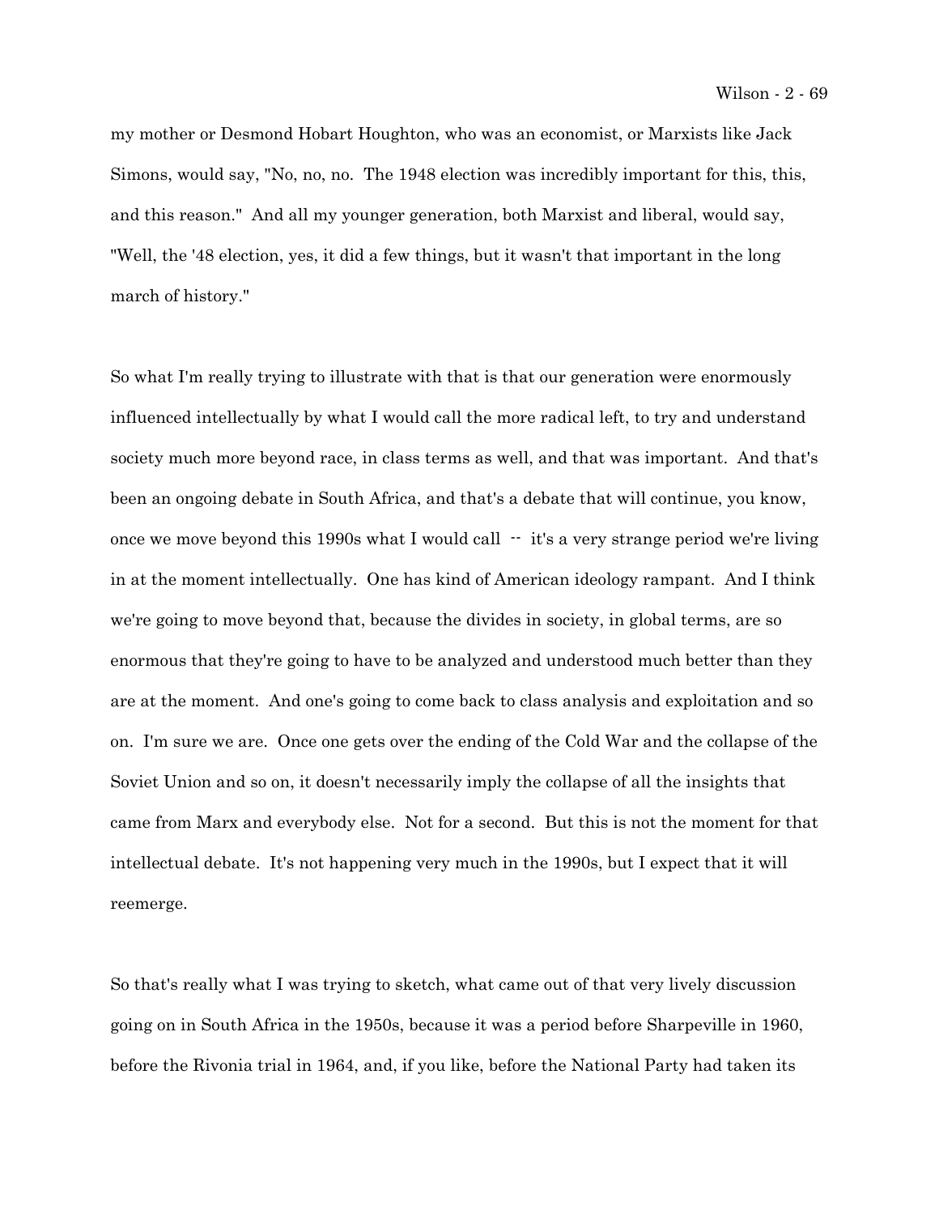my mother or Desmond Hobart Houghton, who was an economist, or Marxists like Jack Simons, would say, "No, no, no. The 1948 election was incredibly important for this, this, and this reason." And all my younger generation, both Marxist and liberal, would say, "Well, the '48 election, yes, it did a few things, but it wasn't that important in the long march of history."

So what I'm really trying to illustrate with that is that our generation were enormously influenced intellectually by what I would call the more radical left, to try and understand society much more beyond race, in class terms as well, and that was important. And that's been an ongoing debate in South Africa, and that's a debate that will continue, you know, once we move beyond this 1990s what I would call -- it's a very strange period we're living in at the moment intellectually. One has kind of American ideology rampant. And I think we're going to move beyond that, because the divides in society, in global terms, are so enormous that they're going to have to be analyzed and understood much better than they are at the moment. And one's going to come back to class analysis and exploitation and so on. I'm sure we are. Once one gets over the ending of the Cold War and the collapse of the Soviet Union and so on, it doesn't necessarily imply the collapse of all the insights that came from Marx and everybody else. Not for a second. But this is not the moment for that intellectual debate. It's not happening very much in the 1990s, but I expect that it will reemerge.

So that's really what I was trying to sketch, what came out of that very lively discussion going on in South Africa in the 1950s, because it was a period before Sharpeville in 1960, before the Rivonia trial in 1964, and, if you like, before the National Party had taken its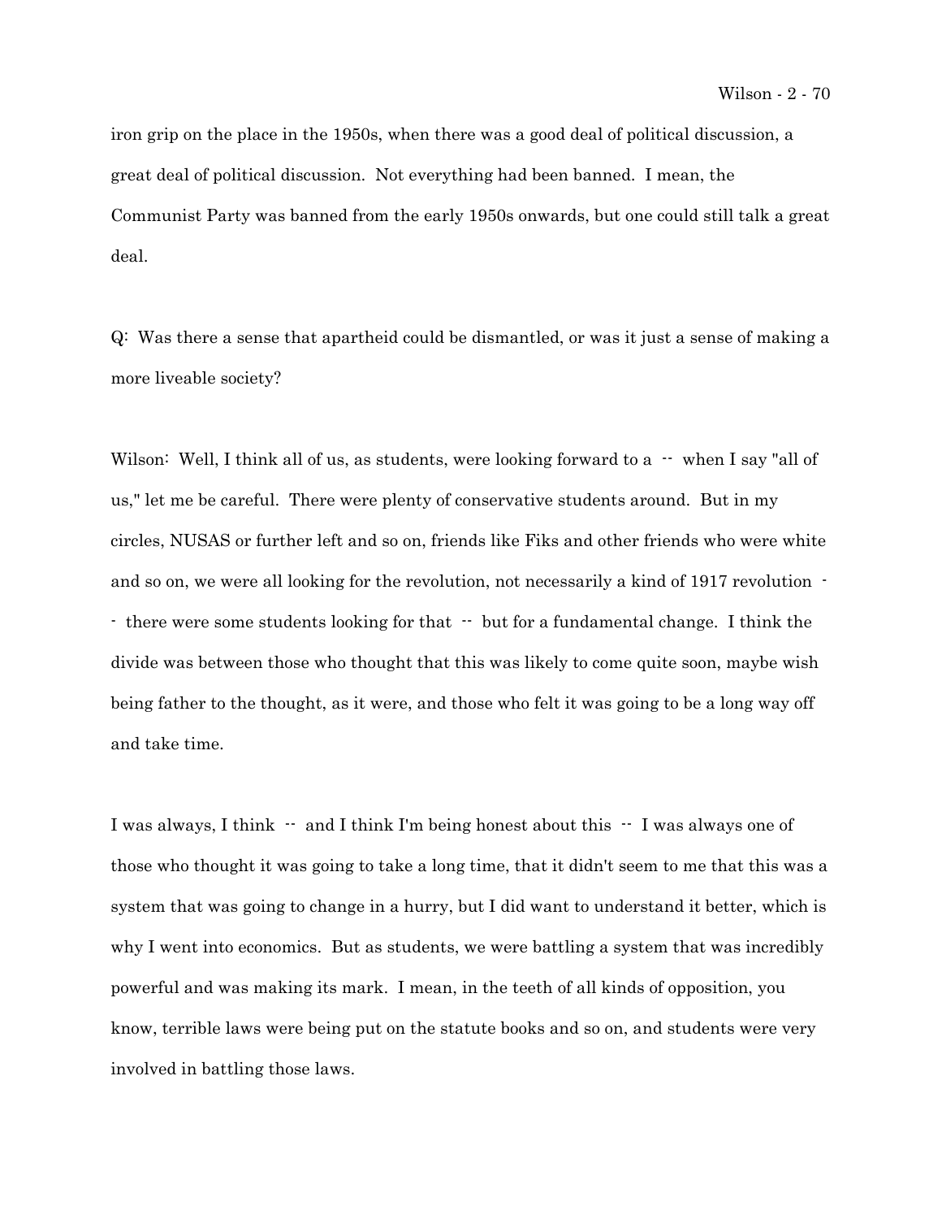iron grip on the place in the 1950s, when there was a good deal of political discussion, a great deal of political discussion. Not everything had been banned. I mean, the Communist Party was banned from the early 1950s onwards, but one could still talk a great deal.

Q: Was there a sense that apartheid could be dismantled, or was it just a sense of making a more liveable society?

Wilson: Well, I think all of us, as students, were looking forward to a -- when I say "all of us," let me be careful. There were plenty of conservative students around. But in my circles, NUSAS or further left and so on, friends like Fiks and other friends who were white and so on, we were all looking for the revolution, not necessarily a kind of 1917 revolution -- there were some students looking for that -- but for a fundamental change. I think the divide was between those who thought that this was likely to come quite soon, maybe wish being father to the thought, as it were, and those who felt it was going to be a long way off and take time.

I was always, I think -- and I think I'm being honest about this -- I was always one of those who thought it was going to take a long time, that it didn't seem to me that this was a system that was going to change in a hurry, but I did want to understand it better, which is why I went into economics. But as students, we were battling a system that was incredibly powerful and was making its mark. I mean, in the teeth of all kinds of opposition, you know, terrible laws were being put on the statute books and so on, and students were very involved in battling those laws.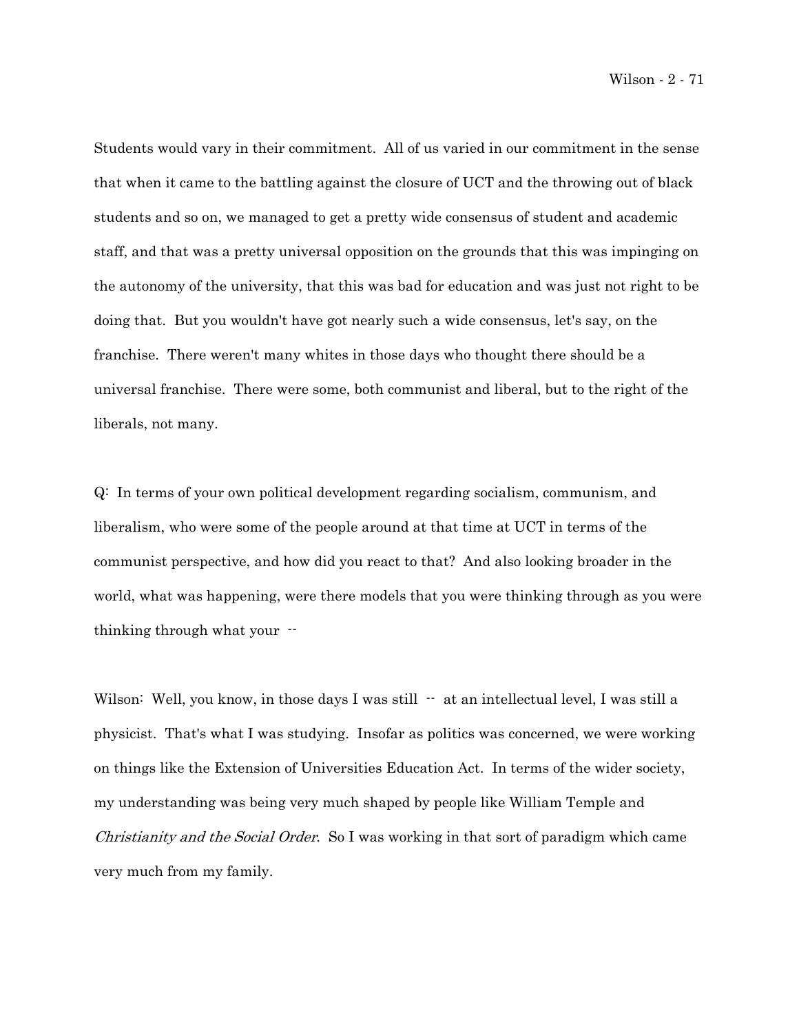Students would vary in their commitment. All of us varied in our commitment in the sense that when it came to the battling against the closure of UCT and the throwing out of black students and so on, we managed to get a pretty wide consensus of student and academic staff, and that was a pretty universal opposition on the grounds that this was impinging on the autonomy of the university, that this was bad for education and was just not right to be doing that. But you wouldn't have got nearly such a wide consensus, let's say, on the franchise. There weren't many whites in those days who thought there should be a universal franchise. There were some, both communist and liberal, but to the right of the liberals, not many.

Q: In terms of your own political development regarding socialism, communism, and liberalism, who were some of the people around at that time at UCT in terms of the communist perspective, and how did you react to that? And also looking broader in the world, what was happening, were there models that you were thinking through as you were thinking through what your --

Wilson: Well, you know, in those days I was still -- at an intellectual level, I was still a physicist. That's what I was studying. Insofar as politics was concerned, we were working on things like the Extension of Universities Education Act. In terms of the wider society, my understanding was being very much shaped by people like William Temple and *Christianity and the Social Order*. So I was working in that sort of paradigm which came very much from my family.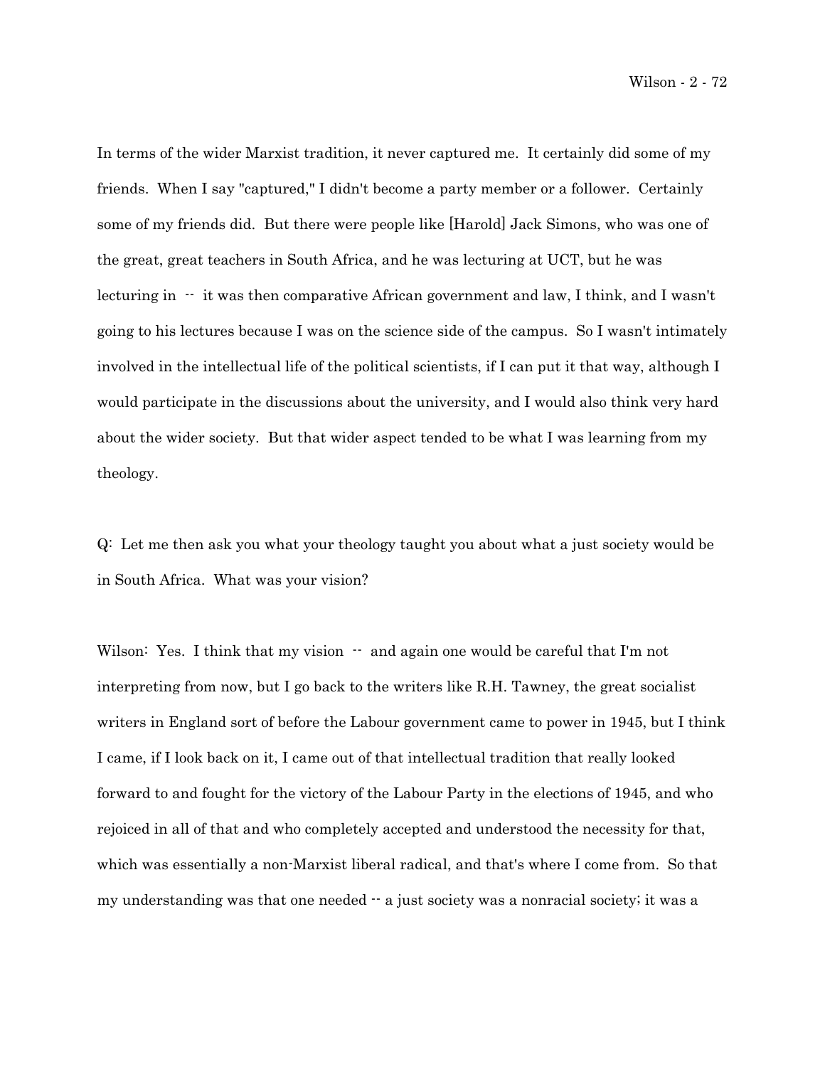In terms of the wider Marxist tradition, it never captured me. It certainly did some of my friends. When I say "captured," I didn't become a party member or a follower. Certainly some of my friends did. But there were people like [Harold] Jack Simons, who was one of the great, great teachers in South Africa, and he was lecturing at UCT, but he was lecturing in -- it was then comparative African government and law, I think, and I wasn't going to his lectures because I was on the science side of the campus. So I wasn't intimately involved in the intellectual life of the political scientists, if I can put it that way, although I would participate in the discussions about the university, and I would also think very hard about the wider society. But that wider aspect tended to be what I was learning from my theology.

Q: Let me then ask you what your theology taught you about what a just society would be in South Africa. What was your vision?

Wilson: Yes. I think that my vision -- and again one would be careful that I'm not interpreting from now, but I go back to the writers like R.H. Tawney, the great socialist writers in England sort of before the Labour government came to power in 1945, but I think I came, if I look back on it, I came out of that intellectual tradition that really looked forward to and fought for the victory of the Labour Party in the elections of 1945, and who rejoiced in all of that and who completely accepted and understood the necessity for that, which was essentially a non-Marxist liberal radical, and that's where I come from. So that my understanding was that one needed -- a just society was a nonracial society; it was a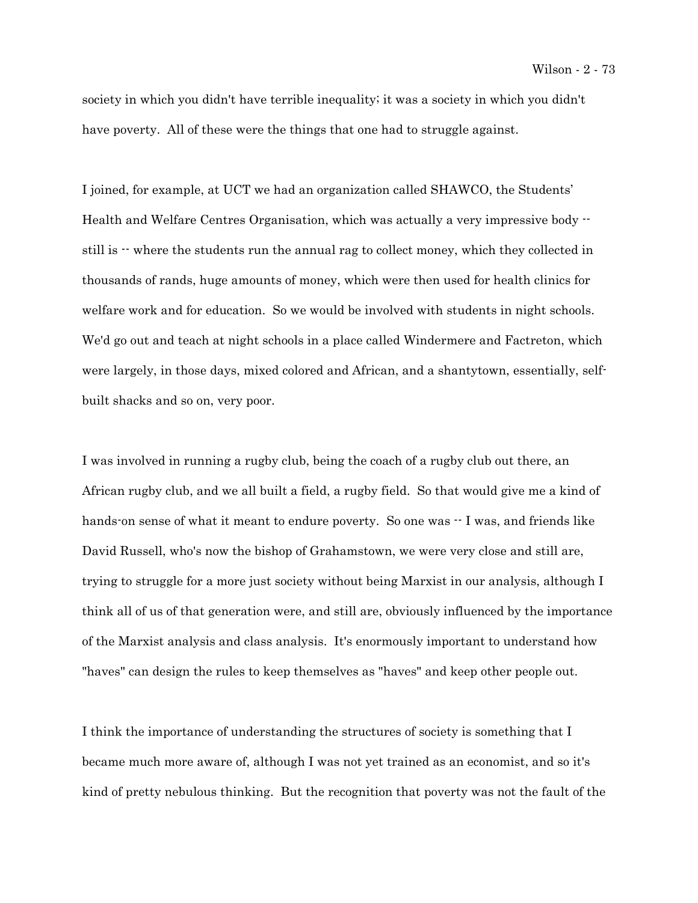society in which you didn't have terrible inequality; it was a society in which you didn't have poverty. All of these were the things that one had to struggle against.

I joined, for example, at UCT we had an organization called SHAWCO, the Students' Health and Welfare Centres Organisation, which was actually a very impressive body -- still is -- where the students run the annual rag to collect money, which they collected in thousands of rands, huge amounts of money, which were then used for health clinics for welfare work and for education. So we would be involved with students in night schools. We'd go out and teach at night schools in a place called Windermere and Factreton, which were largely, in those days, mixed colored and African, and a shantytown, essentially, self-built shacks and so on, very poor.

I was involved in running a rugby club, being the coach of a rugby club out there, an African rugby club, and we all built a field, a rugby field. So that would give me a kind of hands-on sense of what it meant to endure poverty. So one was -- I was, and friends like David Russell, who's now the bishop of Grahamstown, we were very close and still are, trying to struggle for a more just society without being Marxist in our analysis, although I think all of us of that generation were, and still are, obviously influenced by the importance of the Marxist analysis and class analysis. It's enormously important to understand how "haves" can design the rules to keep themselves as "haves" and keep other people out.

I think the importance of understanding the structures of society is something that I became much more aware of, although I was not yet trained as an economist, and so it's kind of pretty nebulous thinking. But the recognition that poverty was not the fault of the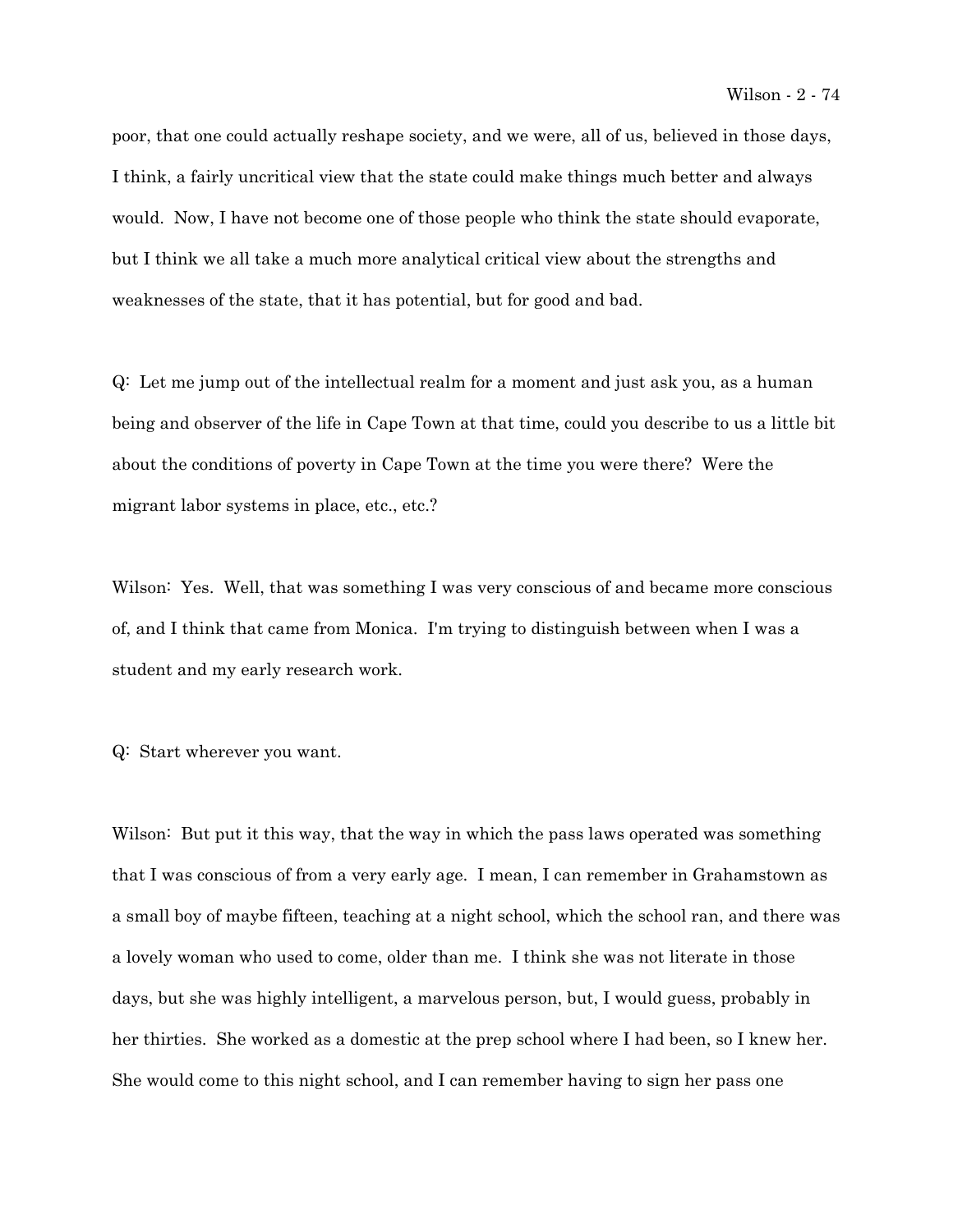poor, that one could actually reshape society, and we were, all of us, believed in those days, I think, a fairly uncritical view that the state could make things much better and always would. Now, I have not become one of those people who think the state should evaporate, but I think we all take a much more analytical critical view about the strengths and weaknesses of the state, that it has potential, but for good and bad.

Q: Let me jump out of the intellectual realm for a moment and just ask you, as a human being and observer of the life in Cape Town at that time, could you describe to us a little bit about the conditions of poverty in Cape Town at the time you were there? Were the migrant labor systems in place, etc., etc.?

Wilson: Yes. Well, that was something I was very conscious of and became more conscious of, and I think that came from Monica. I'm trying to distinguish between when I was a student and my early research work.

Q: Start wherever you want.

Wilson: But put it this way, that the way in which the pass laws operated was something that I was conscious of from a very early age. I mean, I can remember in Grahamstown as a small boy of maybe fifteen, teaching at a night school, which the school ran, and there was a lovely woman who used to come, older than me. I think she was not literate in those days, but she was highly intelligent, a marvelous person, but, I would guess, probably in her thirties. She worked as a domestic at the prep school where I had been, so I knew her. She would come to this night school, and I can remember having to sign her pass one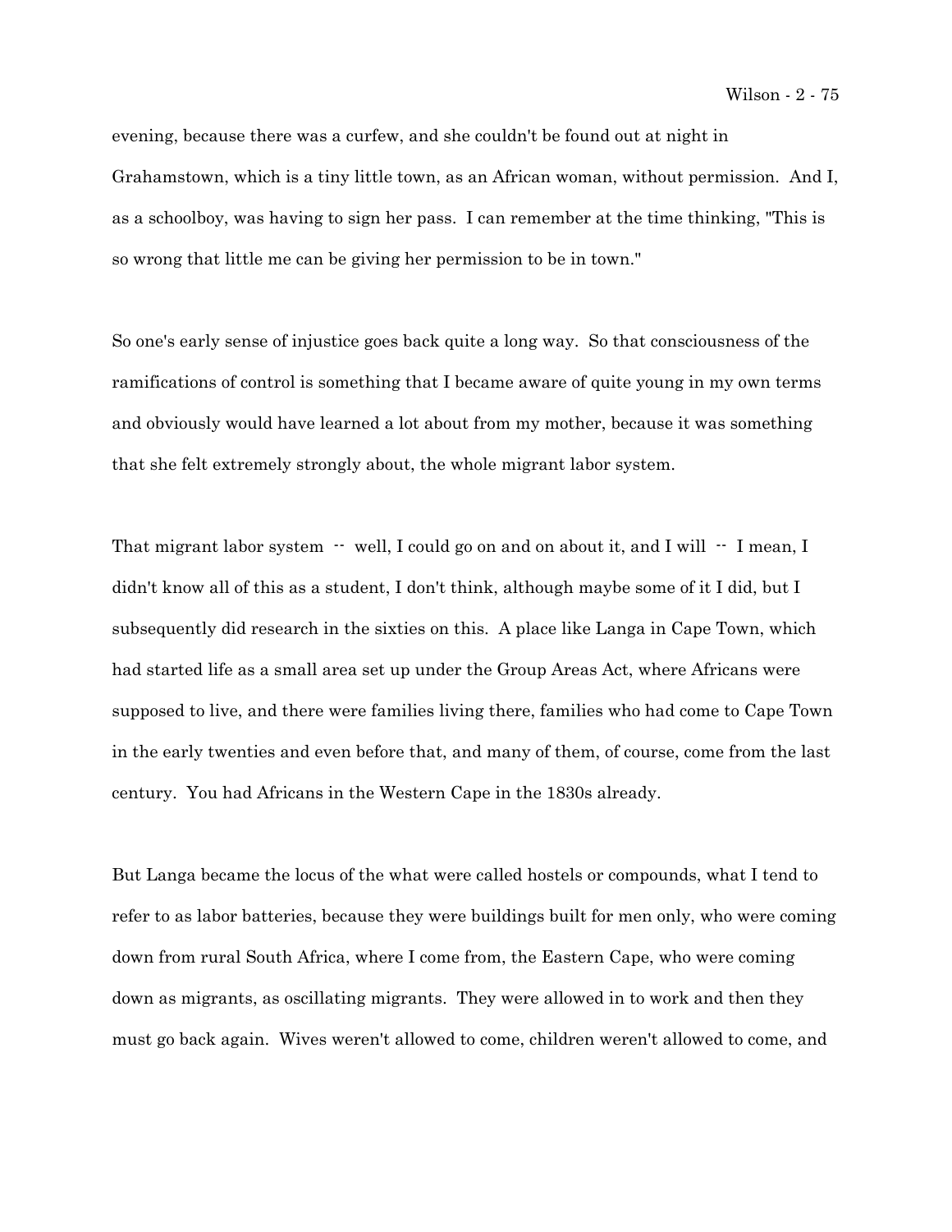evening, because there was a curfew, and she couldn't be found out at night in Grahamstown, which is a tiny little town, as an African woman, without permission. And I, as a schoolboy, was having to sign her pass. I can remember at the time thinking, "This is so wrong that little me can be giving her permission to be in town."

So one's early sense of injustice goes back quite a long way. So that consciousness of the ramifications of control is something that I became aware of quite young in my own terms and obviously would have learned a lot about from my mother, because it was something that she felt extremely strongly about, the whole migrant labor system.

That migrant labor system -- well, I could go on and on about it, and I will -- I mean, I didn't know all of this as a student, I don't think, although maybe some of it I did, but I subsequently did research in the sixties on this. A place like Langa in Cape Town, which had started life as a small area set up under the Group Areas Act, where Africans were supposed to live, and there were families living there, families who had come to Cape Town in the early twenties and even before that, and many of them, of course, come from the last century. You had Africans in the Western Cape in the 1830s already.

But Langa became the locus of the what were called hostels or compounds, what I tend to refer to as labor batteries, because they were buildings built for men only, who were coming down from rural South Africa, where I come from, the Eastern Cape, who were coming down as migrants, as oscillating migrants. They were allowed in to work and then they must go back again. Wives weren't allowed to come, children weren't allowed to come, and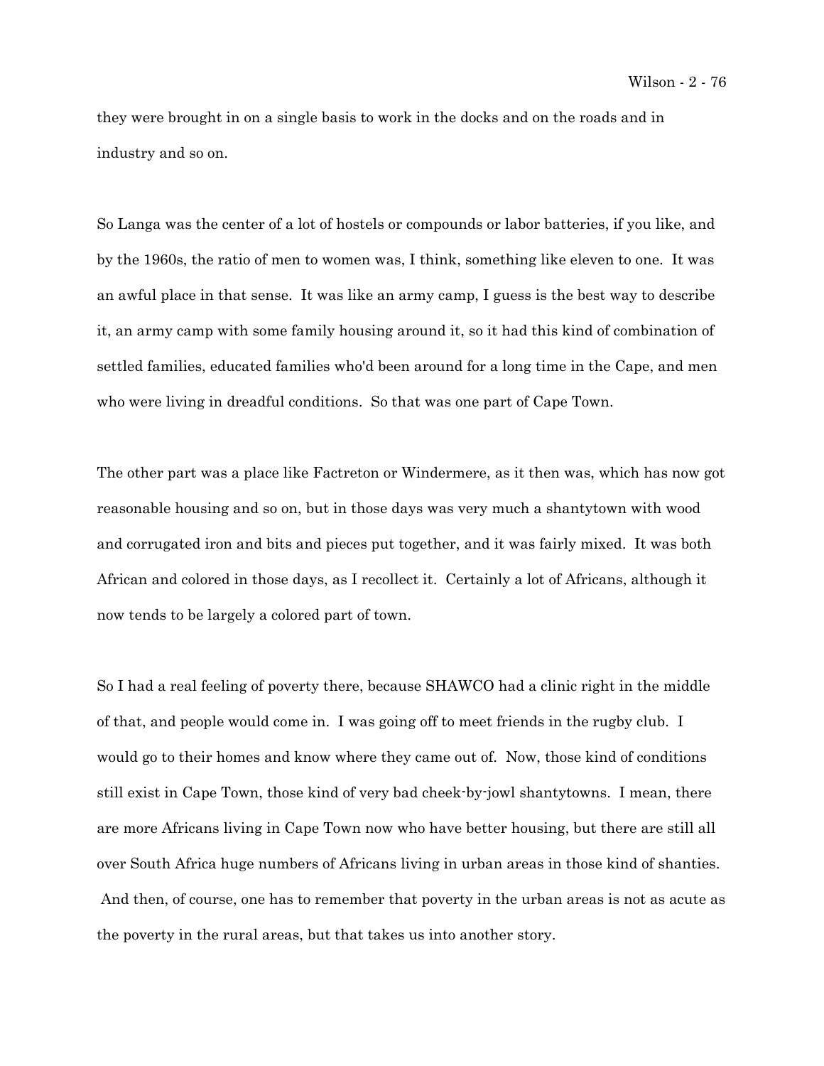they were brought in on a single basis to work in the docks and on the roads and in industry and so on.

So Langa was the center of a lot of hostels or compounds or labor batteries, if you like, and by the 1960s, the ratio of men to women was, I think, something like eleven to one. It was an awful place in that sense. It was like an army camp, I guess is the best way to describe it, an army camp with some family housing around it, so it had this kind of combination of settled families, educated families who'd been around for a long time in the Cape, and men who were living in dreadful conditions. So that was one part of Cape Town.

The other part was a place like Factreton or Windermere, as it then was, which has now got reasonable housing and so on, but in those days was very much a shantytown with wood and corrugated iron and bits and pieces put together, and it was fairly mixed. It was both African and colored in those days, as I recollect it. Certainly a lot of Africans, although it now tends to be largely a colored part of town.

So I had a real feeling of poverty there, because SHAWCO had a clinic right in the middle of that, and people would come in. I was going off to meet friends in the rugby club. I would go to their homes and know where they came out of. Now, those kind of conditions still exist in Cape Town, those kind of very bad cheek-by-jowl shantytowns. I mean, there are more Africans living in Cape Town now who have better housing, but there are still all over South Africa huge numbers of Africans living in urban areas in those kind of shanties. And then, of course, one has to remember that poverty in the urban areas is not as acute as the poverty in the rural areas, but that takes us into another story.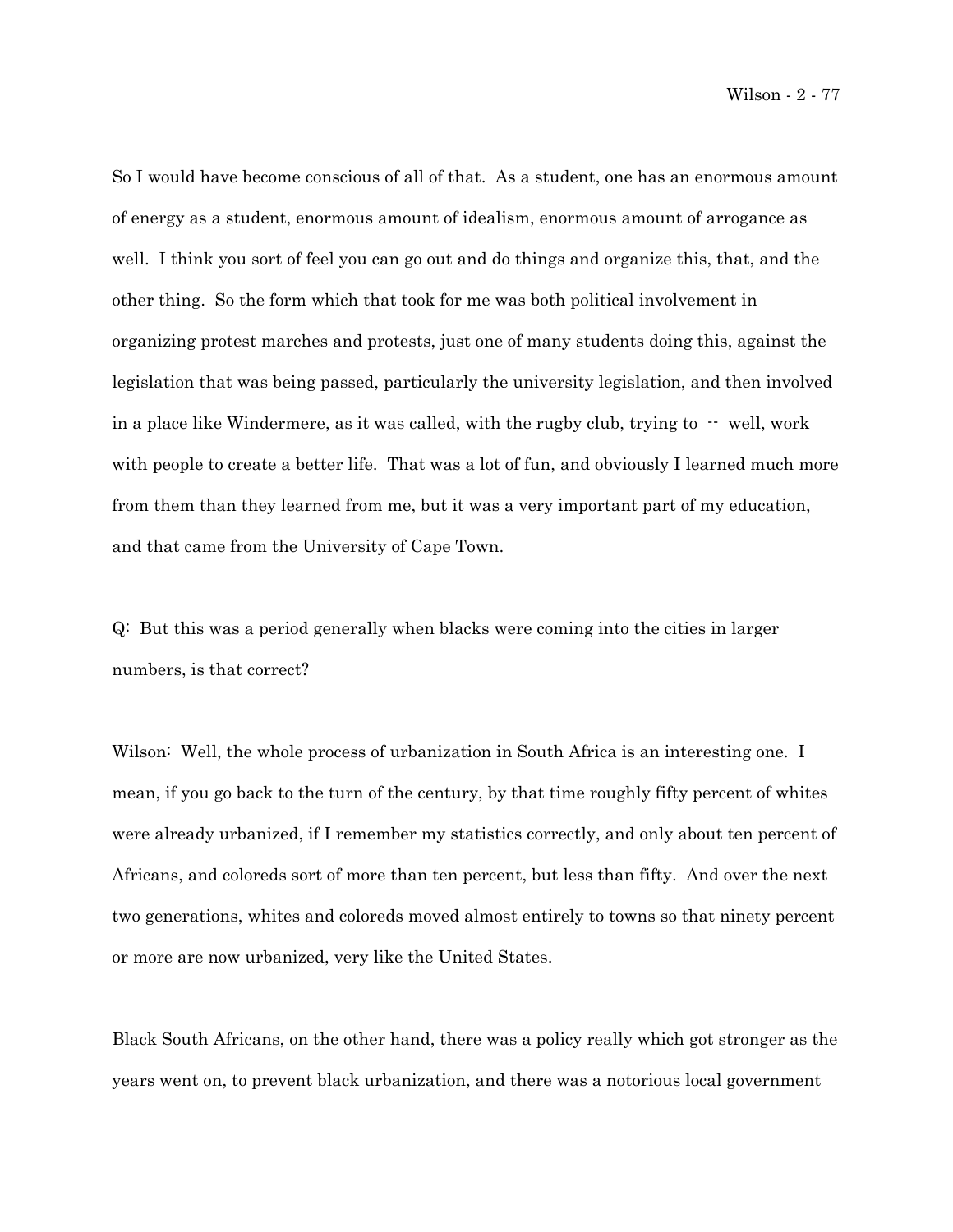So I would have become conscious of all of that. As a student, one has an enormous amount of energy as a student, enormous amount of idealism, enormous amount of arrogance as well. I think you sort of feel you can go out and do things and organize this, that, and the other thing. So the form which that took for me was both political involvement in organizing protest marches and protests, just one of many students doing this, against the legislation that was being passed, particularly the university legislation, and then involved in a place like Windermere, as it was called, with the rugby club, trying to -- well, work with people to create a better life. That was a lot of fun, and obviously I learned much more from them than they learned from me, but it was a very important part of my education, and that came from the University of Cape Town.

Q: But this was a period generally when blacks were coming into the cities in larger numbers, is that correct?

Wilson: Well, the whole process of urbanization in South Africa is an interesting one. I mean, if you go back to the turn of the century, by that time roughly fifty percent of whites were already urbanized, if I remember my statistics correctly, and only about ten percent of Africans, and coloreds sort of more than ten percent, but less than fifty. And over the next two generations, whites and coloreds moved almost entirely to towns so that ninety percent or more are now urbanized, very like the United States.

Black South Africans, on the other hand, there was a policy really which got stronger as the years went on, to prevent black urbanization, and there was a notorious local government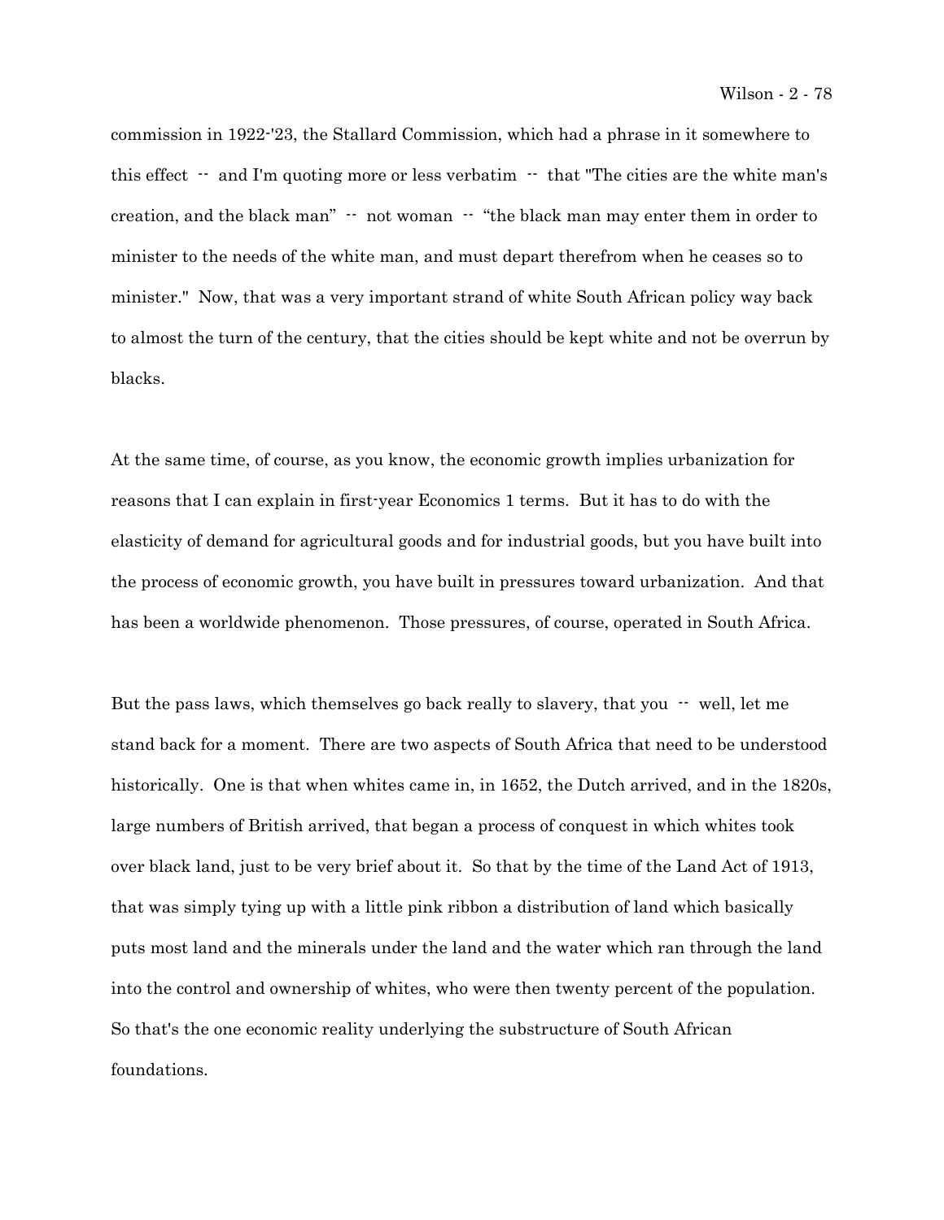commission in 1922-'23, the Stallard Commission, which had a phrase in it somewhere to this effect -- and I'm quoting more or less verbatim -- that "The cities are the white man's creation, and the black man" -- not woman -- "the black man may enter them in order to minister to the needs of the white man, and must depart therefrom when he ceases so to minister." Now, that was a very important strand of white South African policy way back to almost the turn of the century, that the cities should be kept white and not be overrun by blacks.

At the same time, of course, as you know, the economic growth implies urbanization for reasons that I can explain in first-year Economics 1 terms. But it has to do with the elasticity of demand for agricultural goods and for industrial goods, but you have built into the process of economic growth, you have built in pressures toward urbanization. And that has been a worldwide phenomenon. Those pressures, of course, operated in South Africa.

But the pass laws, which themselves go back really to slavery, that you -- well, let me stand back for a moment. There are two aspects of South Africa that need to be understood historically. One is that when whites came in, in 1652, the Dutch arrived, and in the 1820s, large numbers of British arrived, that began a process of conquest in which whites took over black land, just to be very brief about it. So that by the time of the Land Act of 1913, that was simply tying up with a little pink ribbon a distribution of land which basically puts most land and the minerals under the land and the water which ran through the land into the control and ownership of whites, who were then twenty percent of the population. So that's the one economic reality underlying the substructure of South African foundations.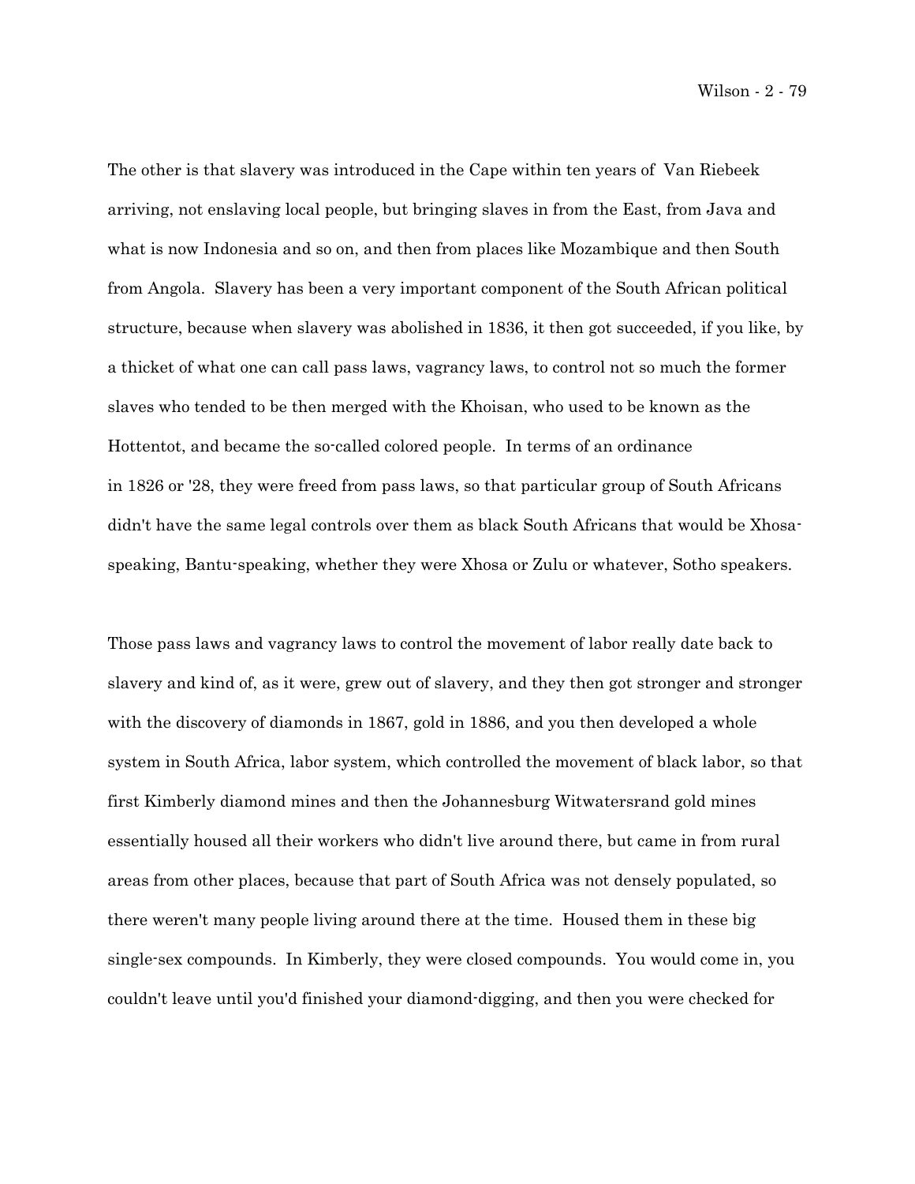The other is that slavery was introduced in the Cape within ten years of Van Riebeek arriving, not enslaving local people, but bringing slaves in from the East, from Java and what is now Indonesia and so on, and then from places like Mozambique and then South from Angola. Slavery has been a very important component of the South African political structure, because when slavery was abolished in 1836, it then got succeeded, if you like, by a thicket of what one can call pass laws, vagrancy laws, to control not so much the former slaves who tended to be then merged with the Khoisan, who used to be known as the Hottentot, and became the so-called colored people. In terms of an ordinance in 1826 or '28, they were freed from pass laws, so that particular group of South Africans didn't have the same legal controls over them as black South Africans that would be Xhosa-speaking, Bantu-speaking, whether they were Xhosa or Zulu or whatever, Sotho speakers.

Those pass laws and vagrancy laws to control the movement of labor really date back to slavery and kind of, as it were, grew out of slavery, and they then got stronger and stronger with the discovery of diamonds in 1867, gold in 1886, and you then developed a whole system in South Africa, labor system, which controlled the movement of black labor, so that first Kimberly diamond mines and then the Johannesburg Witwatersrand gold mines essentially housed all their workers who didn't live around there, but came in from rural areas from other places, because that part of South Africa was not densely populated, so there weren't many people living around there at the time. Housed them in these big single-sex compounds. In Kimberly, they were closed compounds. You would come in, you couldn't leave until you'd finished your diamond-digging, and then you were checked for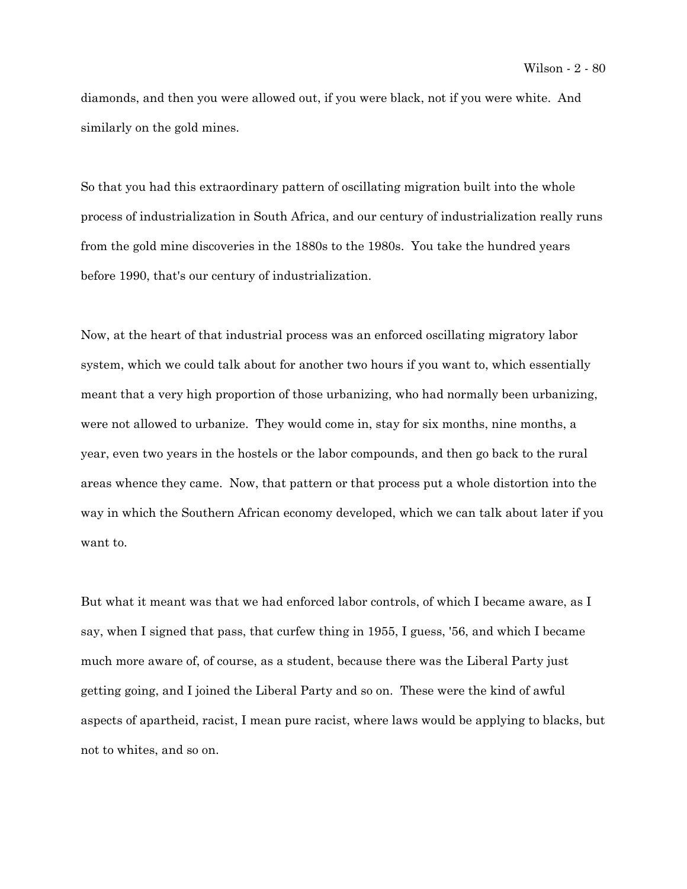diamonds, and then you were allowed out, if you were black, not if you were white. And similarly on the gold mines.

So that you had this extraordinary pattern of oscillating migration built into the whole process of industrialization in South Africa, and our century of industrialization really runs from the gold mine discoveries in the 1880s to the 1980s. You take the hundred years before 1990, that's our century of industrialization.

Now, at the heart of that industrial process was an enforced oscillating migratory labor system, which we could talk about for another two hours if you want to, which essentially meant that a very high proportion of those urbanizing, who had normally been urbanizing, were not allowed to urbanize. They would come in, stay for six months, nine months, a year, even two years in the hostels or the labor compounds, and then go back to the rural areas whence they came. Now, that pattern or that process put a whole distortion into the way in which the Southern African economy developed, which we can talk about later if you want to.

But what it meant was that we had enforced labor controls, of which I became aware, as I say, when I signed that pass, that curfew thing in 1955, I guess, '56, and which I became much more aware of, of course, as a student, because there was the Liberal Party just getting going, and I joined the Liberal Party and so on. These were the kind of awful aspects of apartheid, racist, I mean pure racist, where laws would be applying to blacks, but not to whites, and so on.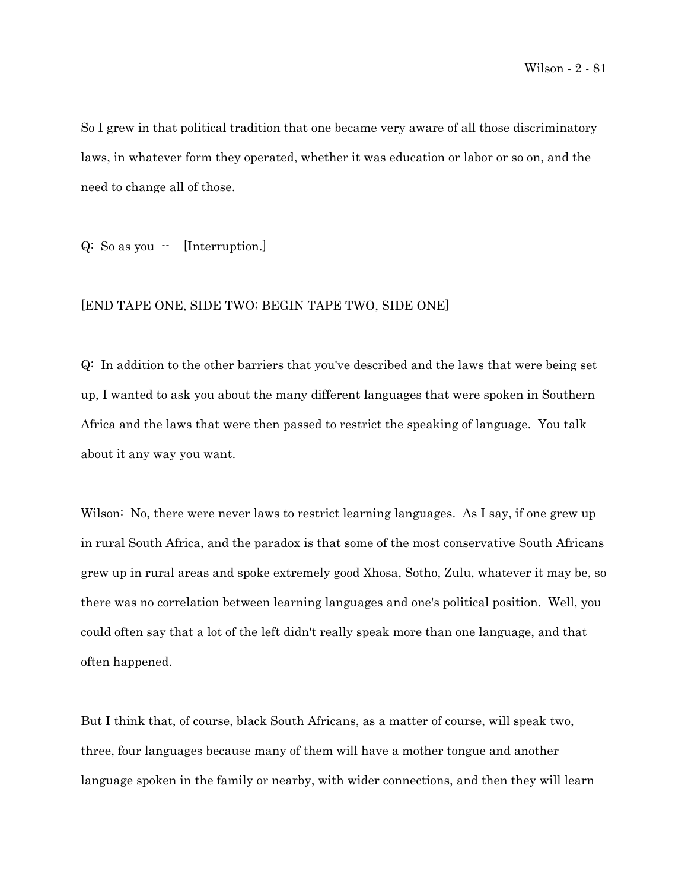So I grew in that political tradition that one became very aware of all those discriminatory laws, in whatever form they operated, whether it was education or labor or so on, and the need to change all of those.

Q: So as you -- [Interruption.]

[END TAPE ONE, SIDE TWO; BEGIN TAPE TWO, SIDE ONE]

Q: In addition to the other barriers that you've described and the laws that were being set up, I wanted to ask you about the many different languages that were spoken in Southern Africa and the laws that were then passed to restrict the speaking of language. You talk about it any way you want.

Wilson: No, there were never laws to restrict learning languages. As I say, if one grew up in rural South Africa, and the paradox is that some of the most conservative South Africans grew up in rural areas and spoke extremely good Xhosa, Sotho, Zulu, whatever it may be, so there was no correlation between learning languages and one's political position. Well, you could often say that a lot of the left didn't really speak more than one language, and that often happened.

But I think that, of course, black South Africans, as a matter of course, will speak two, three, four languages because many of them will have a mother tongue and another language spoken in the family or nearby, with wider connections, and then they will learn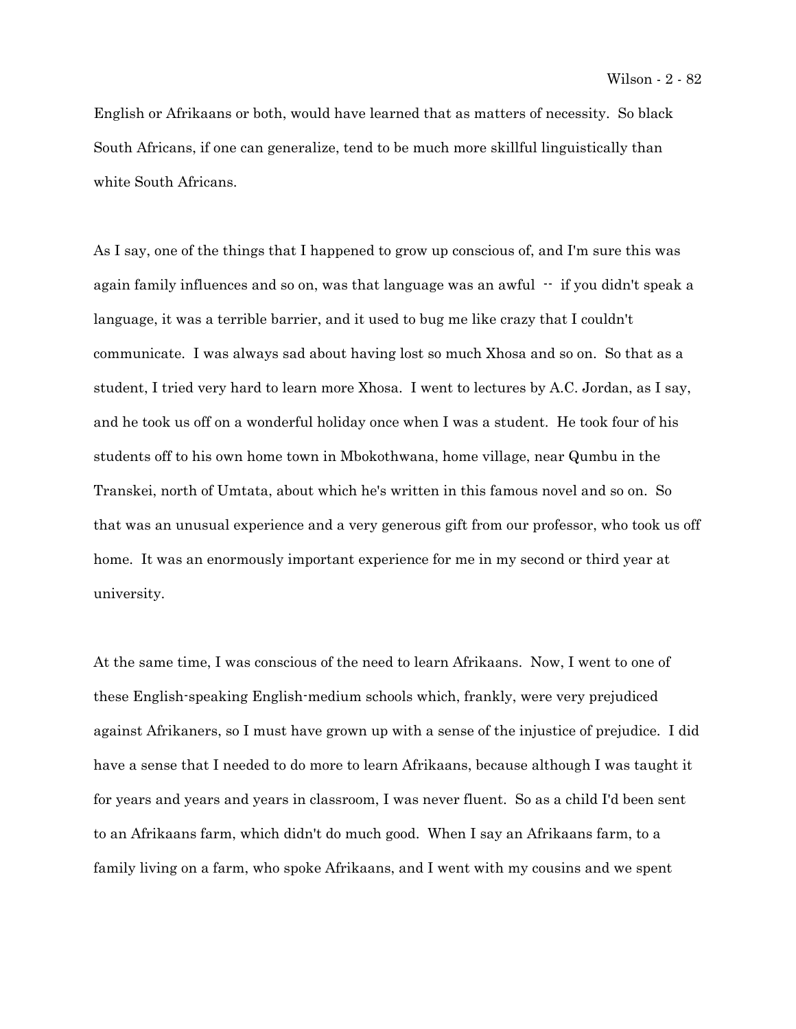English or Afrikaans or both, would have learned that as matters of necessity. So black South Africans, if one can generalize, tend to be much more skillful linguistically than white South Africans.

As I say, one of the things that I happened to grow up conscious of, and I'm sure this was again family influences and so on, was that language was an awful -- if you didn't speak a language, it was a terrible barrier, and it used to bug me like crazy that I couldn't communicate. I was always sad about having lost so much Xhosa and so on. So that as a student, I tried very hard to learn more Xhosa. I went to lectures by A.C. Jordan, as I say, and he took us off on a wonderful holiday once when I was a student. He took four of his students off to his own home town in Mbokothwana, home village, near Qumbu in the Transkei, north of Umtata, about which he's written in this famous novel and so on. So that was an unusual experience and a very generous gift from our professor, who took us off home. It was an enormously important experience for me in my second or third year at university.

At the same time, I was conscious of the need to learn Afrikaans. Now, I went to one of these English-speaking English-medium schools which, frankly, were very prejudiced against Afrikaners, so I must have grown up with a sense of the injustice of prejudice. I did have a sense that I needed to do more to learn Afrikaans, because although I was taught it for years and years and years in classroom, I was never fluent. So as a child I'd been sent to an Afrikaans farm, which didn't do much good. When I say an Afrikaans farm, to a family living on a farm, who spoke Afrikaans, and I went with my cousins and we spent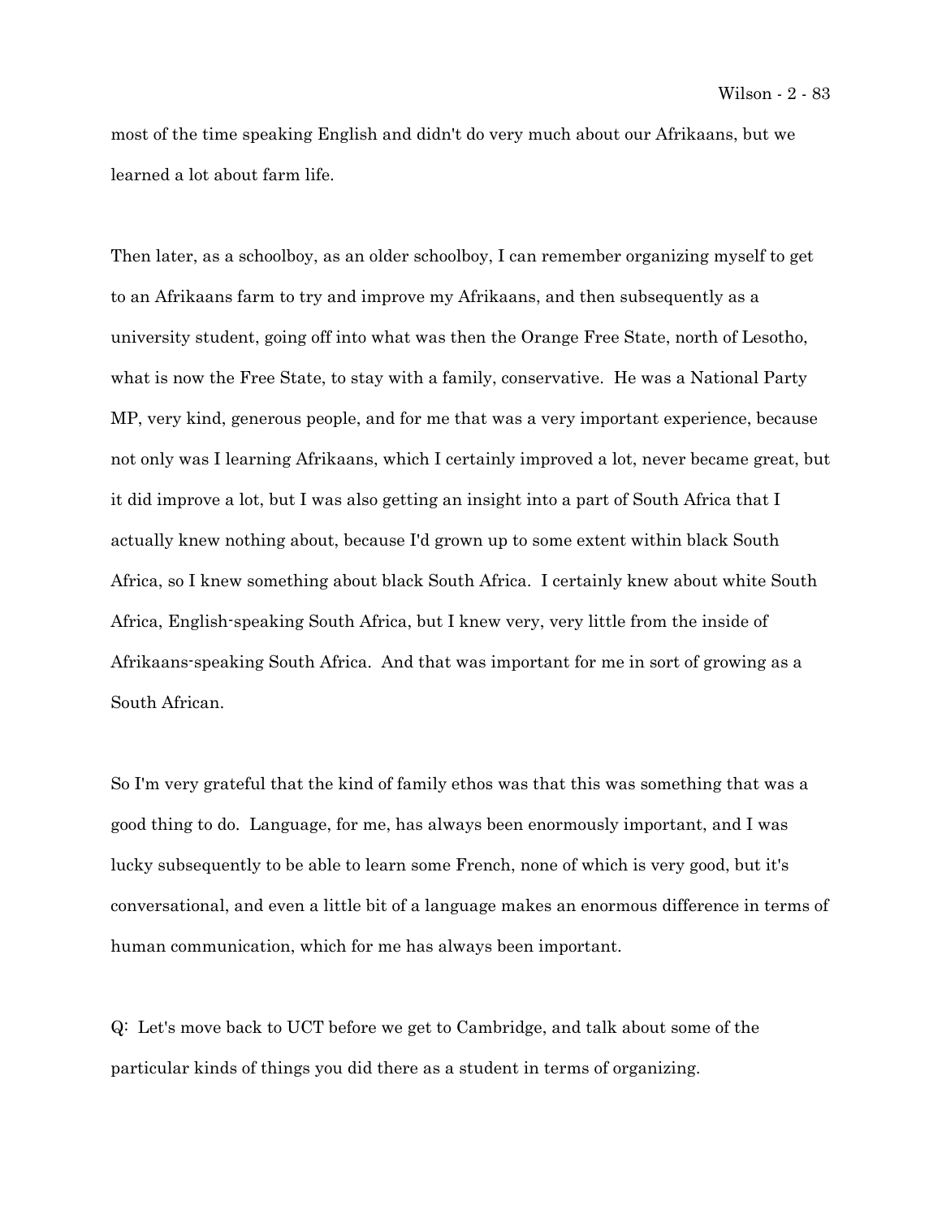most of the time speaking English and didn't do very much about our Afrikaans, but we learned a lot about farm life.

Then later, as a schoolboy, as an older schoolboy, I can remember organizing myself to get to an Afrikaans farm to try and improve my Afrikaans, and then subsequently as a university student, going off into what was then the Orange Free State, north of Lesotho, what is now the Free State, to stay with a family, conservative. He was a National Party MP, very kind, generous people, and for me that was a very important experience, because not only was I learning Afrikaans, which I certainly improved a lot, never became great, but it did improve a lot, but I was also getting an insight into a part of South Africa that I actually knew nothing about, because I'd grown up to some extent within black South Africa, so I knew something about black South Africa. I certainly knew about white South Africa, English-speaking South Africa, but I knew very, very little from the inside of Afrikaans-speaking South Africa. And that was important for me in sort of growing as a South African.

So I'm very grateful that the kind of family ethos was that this was something that was a good thing to do. Language, for me, has always been enormously important, and I was lucky subsequently to be able to learn some French, none of which is very good, but it's conversational, and even a little bit of a language makes an enormous difference in terms of human communication, which for me has always been important.

Q: Let's move back to UCT before we get to Cambridge, and talk about some of the particular kinds of things you did there as a student in terms of organizing.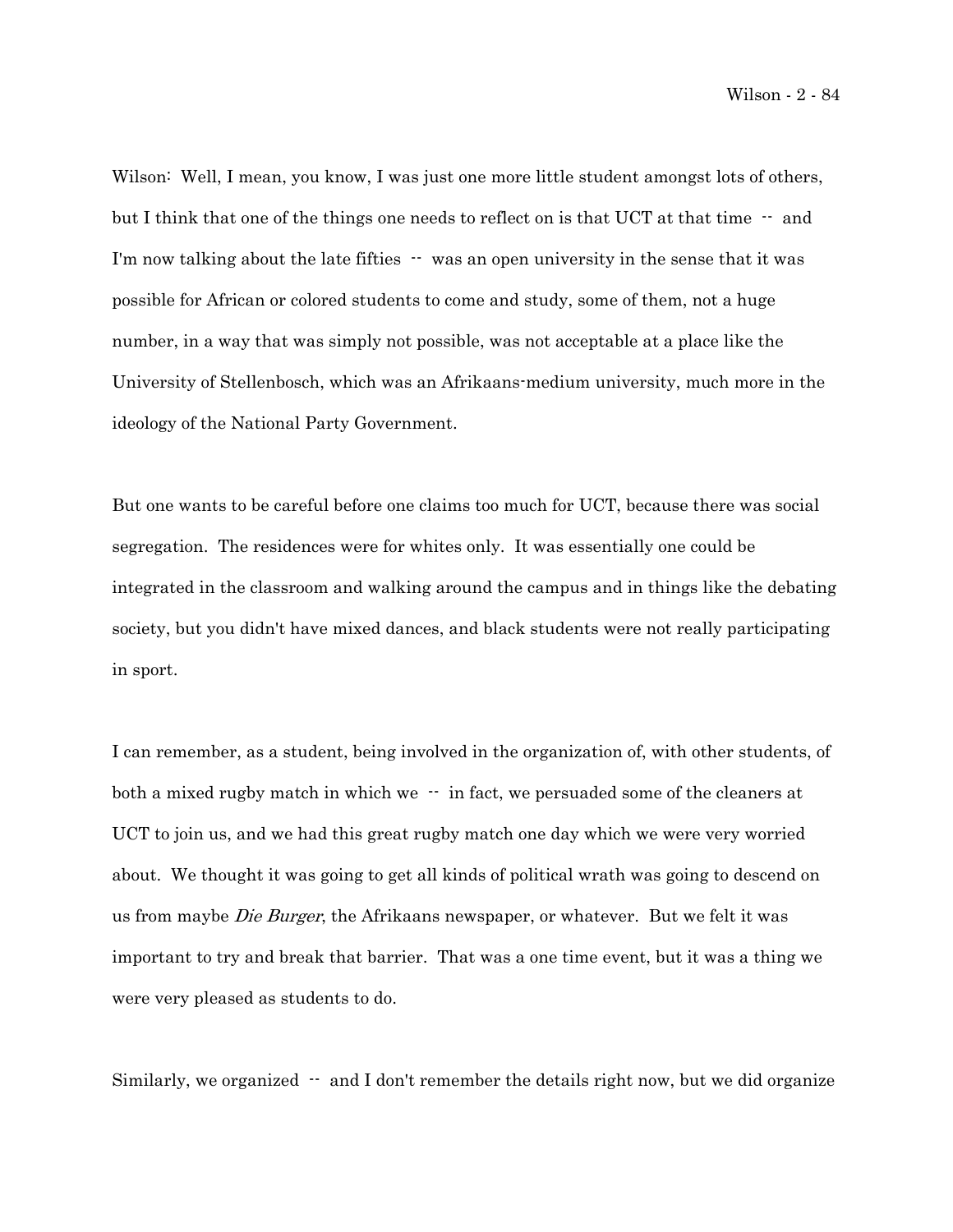Wilson: Well, I mean, you know, I was just one more little student amongst lots of others, but I think that one of the things one needs to reflect on is that UCT at that time -- and I'm now talking about the late fifties -- was an open university in the sense that it was possible for African or colored students to come and study, some of them, not a huge number, in a way that was simply not possible, was not acceptable at a place like the University of Stellenbosch, which was an Afrikaans-medium university, much more in the ideology of the National Party Government.

But one wants to be careful before one claims too much for UCT, because there was social segregation. The residences were for whites only. It was essentially one could be integrated in the classroom and walking around the campus and in things like the debating society, but you didn't have mixed dances, and black students were not really participating in sport.

I can remember, as a student, being involved in the organization of, with other students, of both a mixed rugby match in which we -- in fact, we persuaded some of the cleaners at UCT to join us, and we had this great rugby match one day which we were very worried about. We thought it was going to get all kinds of political wrath was going to descend on us from maybe *Die Burger*, the Afrikaans newspaper, or whatever. But we felt it was important to try and break that barrier. That was a one time event, but it was a thing we were very pleased as students to do.

Similarly, we organized -- and I don't remember the details right now, but we did organize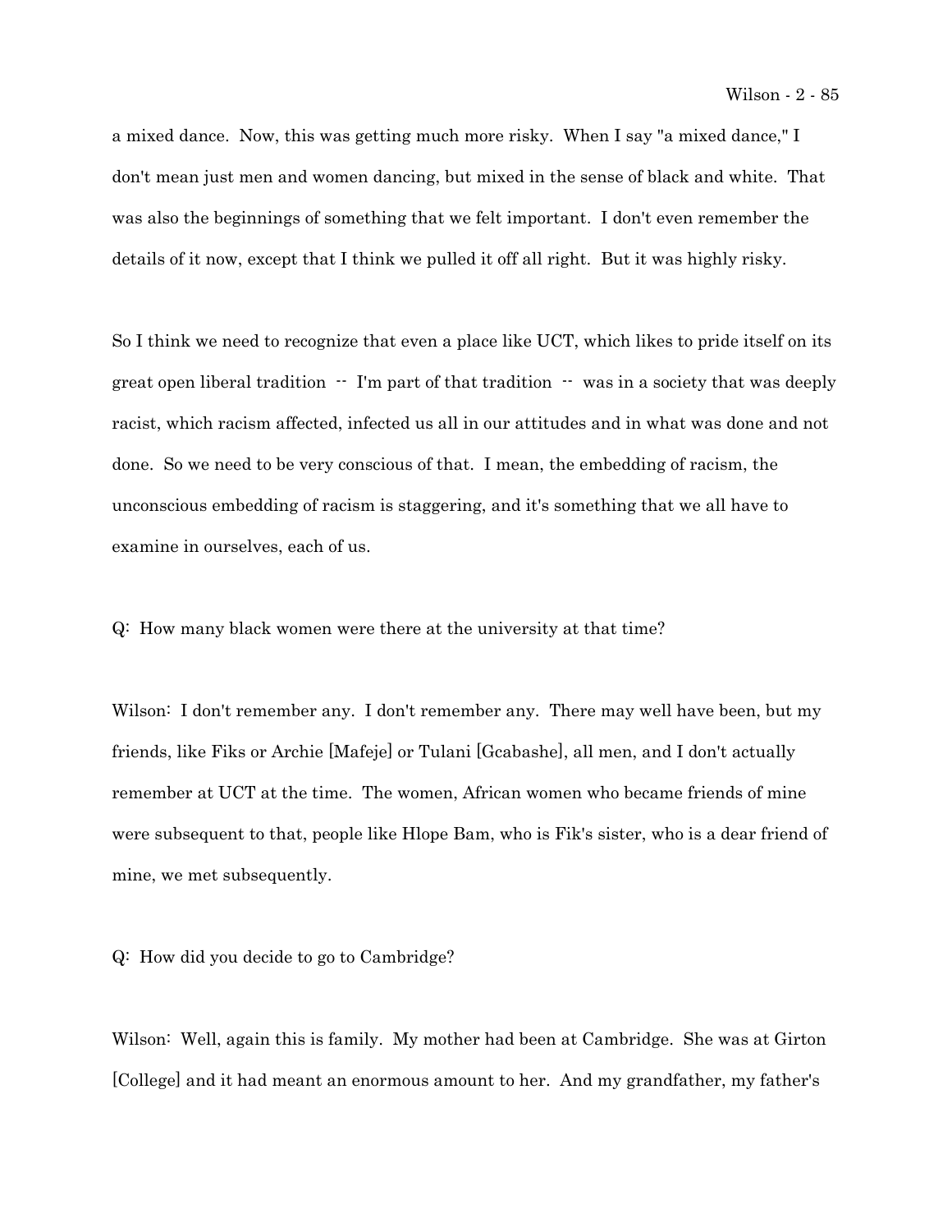a mixed dance. Now, this was getting much more risky. When I say "a mixed dance," I don't mean just men and women dancing, but mixed in the sense of black and white. That was also the beginnings of something that we felt important. I don't even remember the details of it now, except that I think we pulled it off all right. But it was highly risky.

So I think we need to recognize that even a place like UCT, which likes to pride itself on its great open liberal tradition -- I'm part of that tradition -- was in a society that was deeply racist, which racism affected, infected us all in our attitudes and in what was done and not done. So we need to be very conscious of that. I mean, the embedding of racism, the unconscious embedding of racism is staggering, and it's something that we all have to examine in ourselves, each of us.

Q: How many black women were there at the university at that time?

Wilson: I don't remember any. I don't remember any. There may well have been, but my friends, like Fiks or Archie [Mafeje] or Tulani [Gcabashe], all men, and I don't actually remember at UCT at the time. The women, African women who became friends of mine were subsequent to that, people like Hlope Bam, who is Fik's sister, who is a dear friend of mine, we met subsequently.

Q: How did you decide to go to Cambridge?

Wilson: Well, again this is family. My mother had been at Cambridge. She was at Girton [College] and it had meant an enormous amount to her. And my grandfather, my father's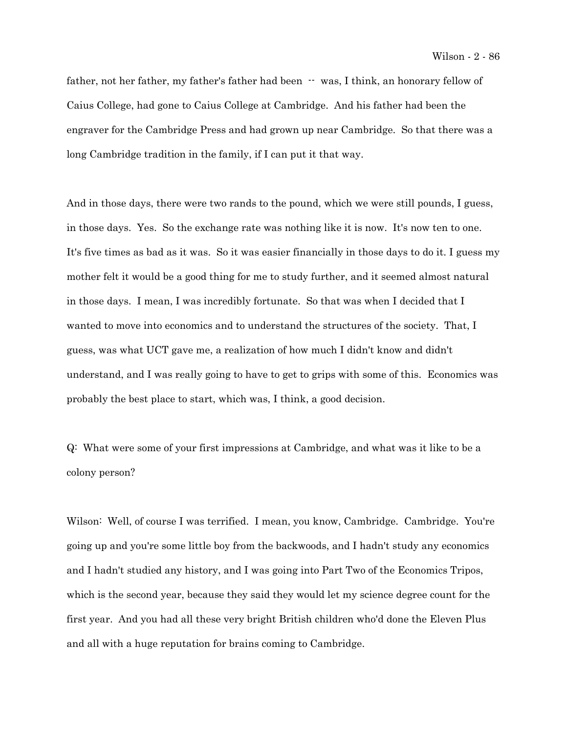father, not her father, my father's father had been -- was, I think, an honorary fellow of Caius College, had gone to Caius College at Cambridge. And his father had been the engraver for the Cambridge Press and had grown up near Cambridge. So that there was a long Cambridge tradition in the family, if I can put it that way.

And in those days, there were two rands to the pound, which we were still pounds, I guess, in those days. Yes. So the exchange rate was nothing like it is now. It's now ten to one. It's five times as bad as it was. So it was easier financially in those days to do it. I guess my mother felt it would be a good thing for me to study further, and it seemed almost natural in those days. I mean, I was incredibly fortunate. So that was when I decided that I wanted to move into economics and to understand the structures of the society. That, I guess, was what UCT gave me, a realization of how much I didn't know and didn't understand, and I was really going to have to get to grips with some of this. Economics was probably the best place to start, which was, I think, a good decision.

Q: What were some of your first impressions at Cambridge, and what was it like to be a colony person?

Wilson: Well, of course I was terrified. I mean, you know, Cambridge. Cambridge. You're going up and you're some little boy from the backwoods, and I hadn't study any economics and I hadn't studied any history, and I was going into Part Two of the Economics Tripos, which is the second year, because they said they would let my science degree count for the first year. And you had all these very bright British children who'd done the Eleven Plus and all with a huge reputation for brains coming to Cambridge.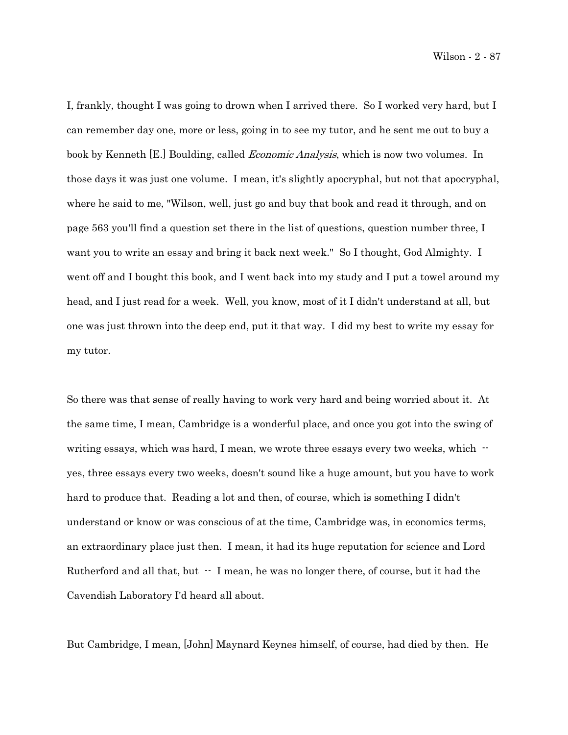I, frankly, thought I was going to drown when I arrived there. So I worked very hard, but I can remember day one, more or less, going in to see my tutor, and he sent me out to buy a book by Kenneth [E.] Boulding, called *Economic Analysis*, which is now two volumes. In those days it was just one volume. I mean, it's slightly apocryphal, but not that apocryphal, where he said to me, "Wilson, well, just go and buy that book and read it through, and on page 563 you'll find a question set there in the list of questions, question number three, I want you to write an essay and bring it back next week." So I thought, God Almighty. I went off and I bought this book, and I went back into my study and I put a towel around my head, and I just read for a week. Well, you know, most of it I didn't understand at all, but one was just thrown into the deep end, put it that way. I did my best to write my essay for my tutor.

So there was that sense of really having to work very hard and being worried about it. At the same time, I mean, Cambridge is a wonderful place, and once you got into the swing of writing essays, which was hard, I mean, we wrote three essays every two weeks, which -- yes, three essays every two weeks, doesn't sound like a huge amount, but you have to work hard to produce that. Reading a lot and then, of course, which is something I didn't understand or know or was conscious of at the time, Cambridge was, in economics terms, an extraordinary place just then. I mean, it had its huge reputation for science and Lord Rutherford and all that, but -- I mean, he was no longer there, of course, but it had the Cavendish Laboratory I'd heard all about.

But Cambridge, I mean, [John] Maynard Keynes himself, of course, had died by then. He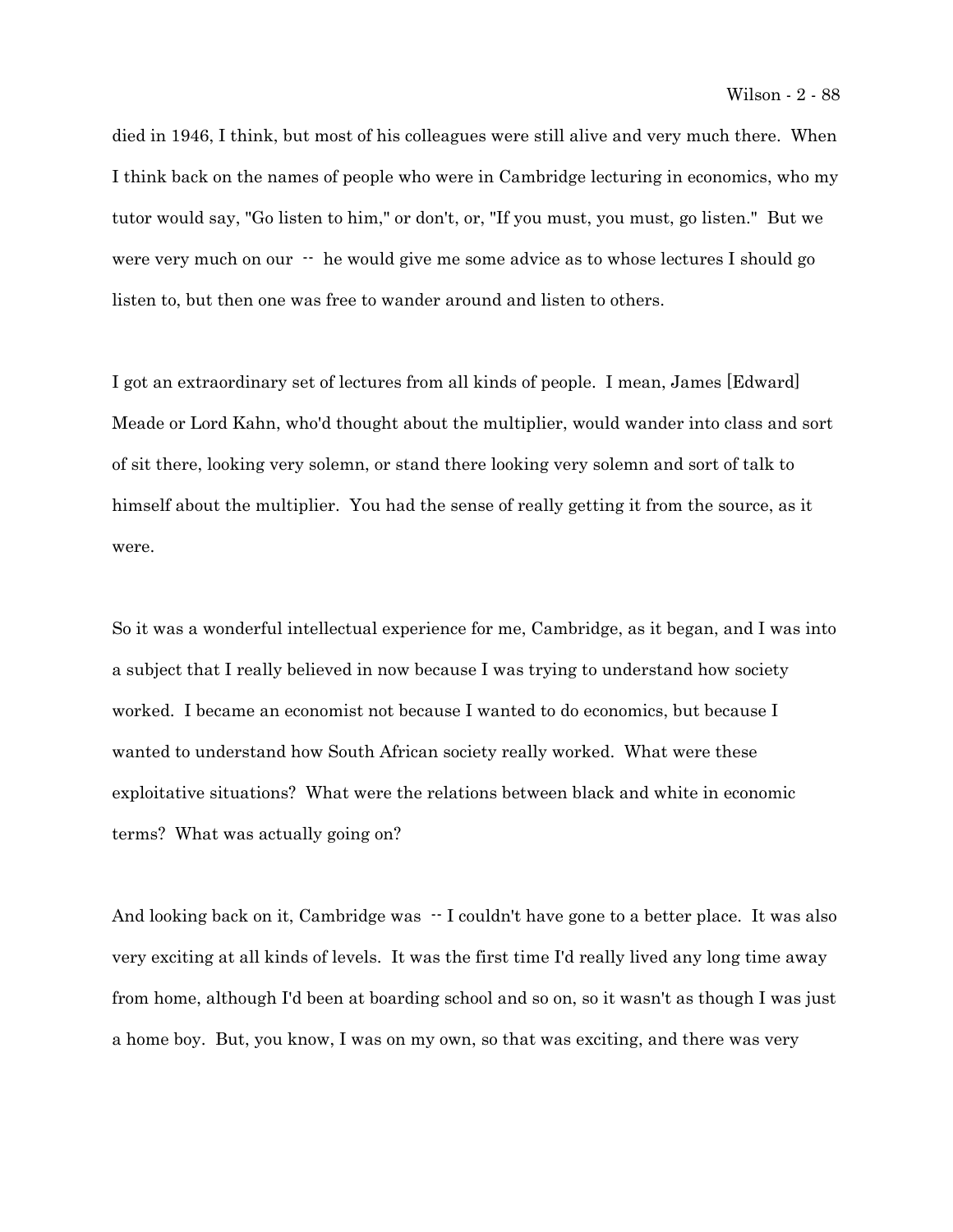died in 1946, I think, but most of his colleagues were still alive and very much there. When I think back on the names of people who were in Cambridge lecturing in economics, who my tutor would say, "Go listen to him," or don't, or, "If you must, you must, go listen." But we were very much on our -- he would give me some advice as to whose lectures I should go listen to, but then one was free to wander around and listen to others.

I got an extraordinary set of lectures from all kinds of people. I mean, James [Edward] Meade or Lord Kahn, who'd thought about the multiplier, would wander into class and sort of sit there, looking very solemn, or stand there looking very solemn and sort of talk to himself about the multiplier. You had the sense of really getting it from the source, as it were.

So it was a wonderful intellectual experience for me, Cambridge, as it began, and I was into a subject that I really believed in now because I was trying to understand how society worked. I became an economist not because I wanted to do economics, but because I wanted to understand how South African society really worked. What were these exploitative situations? What were the relations between black and white in economic terms? What was actually going on?

And looking back on it, Cambridge was -- I couldn't have gone to a better place. It was also very exciting at all kinds of levels. It was the first time I'd really lived any long time away from home, although I'd been at boarding school and so on, so it wasn't as though I was just a home boy. But, you know, I was on my own, so that was exciting, and there was very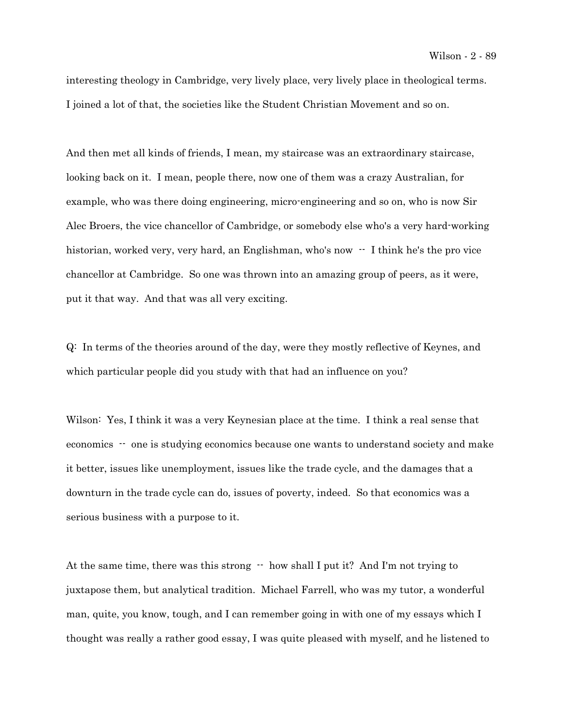interesting theology in Cambridge, very lively place, very lively place in theological terms. I joined a lot of that, the societies like the Student Christian Movement and so on.

And then met all kinds of friends, I mean, my staircase was an extraordinary staircase, looking back on it. I mean, people there, now one of them was a crazy Australian, for example, who was there doing engineering, micro-engineering and so on, who is now Sir Alec Broers, the vice chancellor of Cambridge, or somebody else who's a very hard-working historian, worked very, very hard, an Englishman, who's now -- I think he's the pro vice chancellor at Cambridge. So one was thrown into an amazing group of peers, as it were, put it that way. And that was all very exciting.

Q: In terms of the theories around of the day, were they mostly reflective of Keynes, and which particular people did you study with that had an influence on you?

Wilson: Yes, I think it was a very Keynesian place at the time. I think a real sense that economics -- one is studying economics because one wants to understand society and make it better, issues like unemployment, issues like the trade cycle, and the damages that a downturn in the trade cycle can do, issues of poverty, indeed. So that economics was a serious business with a purpose to it.

At the same time, there was this strong -- how shall I put it? And I'm not trying to juxtapose them, but analytical tradition. Michael Farrell, who was my tutor, a wonderful man, quite, you know, tough, and I can remember going in with one of my essays which I thought was really a rather good essay, I was quite pleased with myself, and he listened to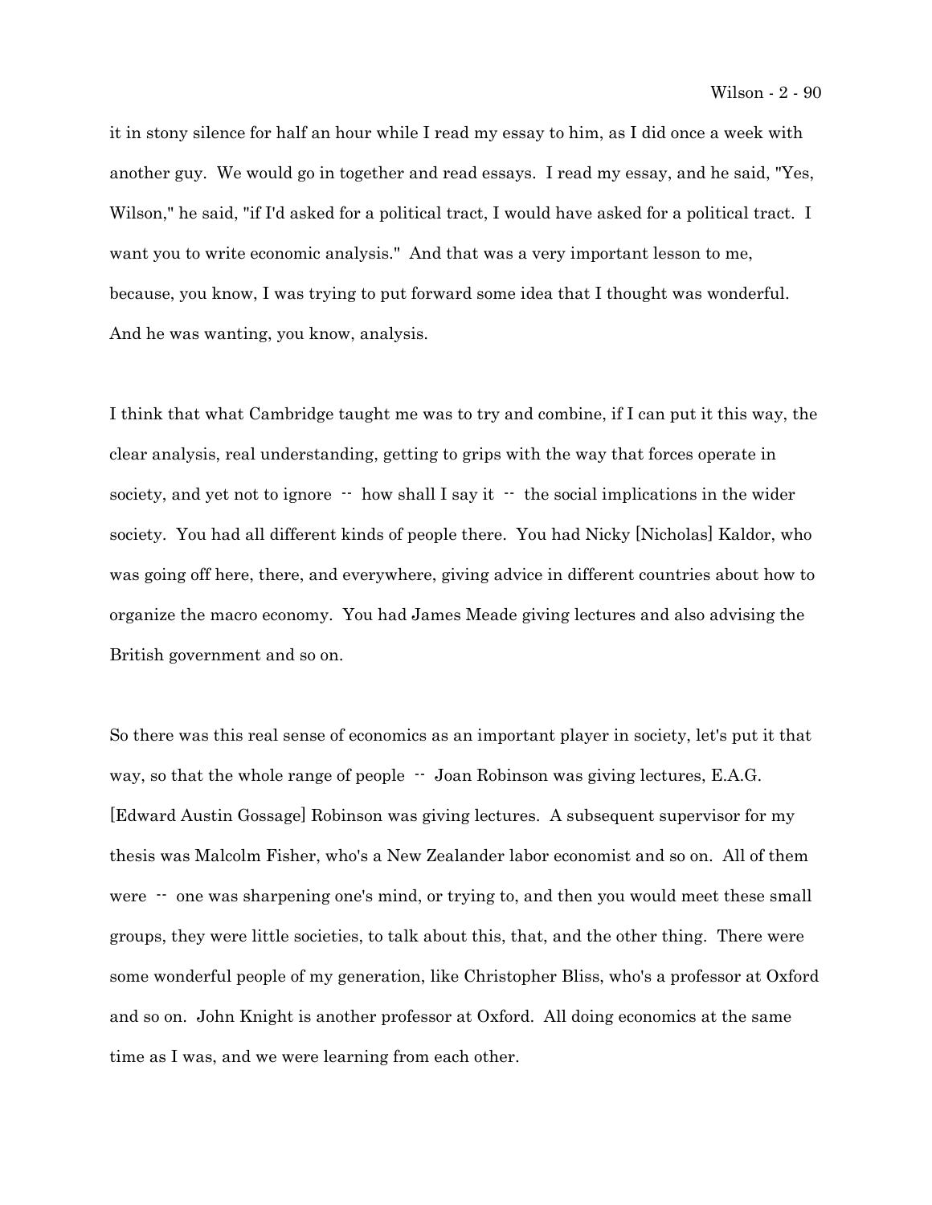it in stony silence for half an hour while I read my essay to him, as I did once a week with another guy. We would go in together and read essays. I read my essay, and he said, "Yes, Wilson," he said, "if I'd asked for a political tract, I would have asked for a political tract. I want you to write economic analysis." And that was a very important lesson to me, because, you know, I was trying to put forward some idea that I thought was wonderful. And he was wanting, you know, analysis.

I think that what Cambridge taught me was to try and combine, if I can put it this way, the clear analysis, real understanding, getting to grips with the way that forces operate in society, and yet not to ignore -- how shall I say it -- the social implications in the wider society. You had all different kinds of people there. You had Nicky [Nicholas] Kaldor, who was going off here, there, and everywhere, giving advice in different countries about how to organize the macro economy. You had James Meade giving lectures and also advising the British government and so on.

So there was this real sense of economics as an important player in society, let's put it that way, so that the whole range of people -- Joan Robinson was giving lectures, E.A.G. [Edward Austin Gossage] Robinson was giving lectures. A subsequent supervisor for my thesis was Malcolm Fisher, who's a New Zealander labor economist and so on. All of them were -- one was sharpening one's mind, or trying to, and then you would meet these small groups, they were little societies, to talk about this, that, and the other thing. There were some wonderful people of my generation, like Christopher Bliss, who's a professor at Oxford and so on. John Knight is another professor at Oxford. All doing economics at the same time as I was, and we were learning from each other.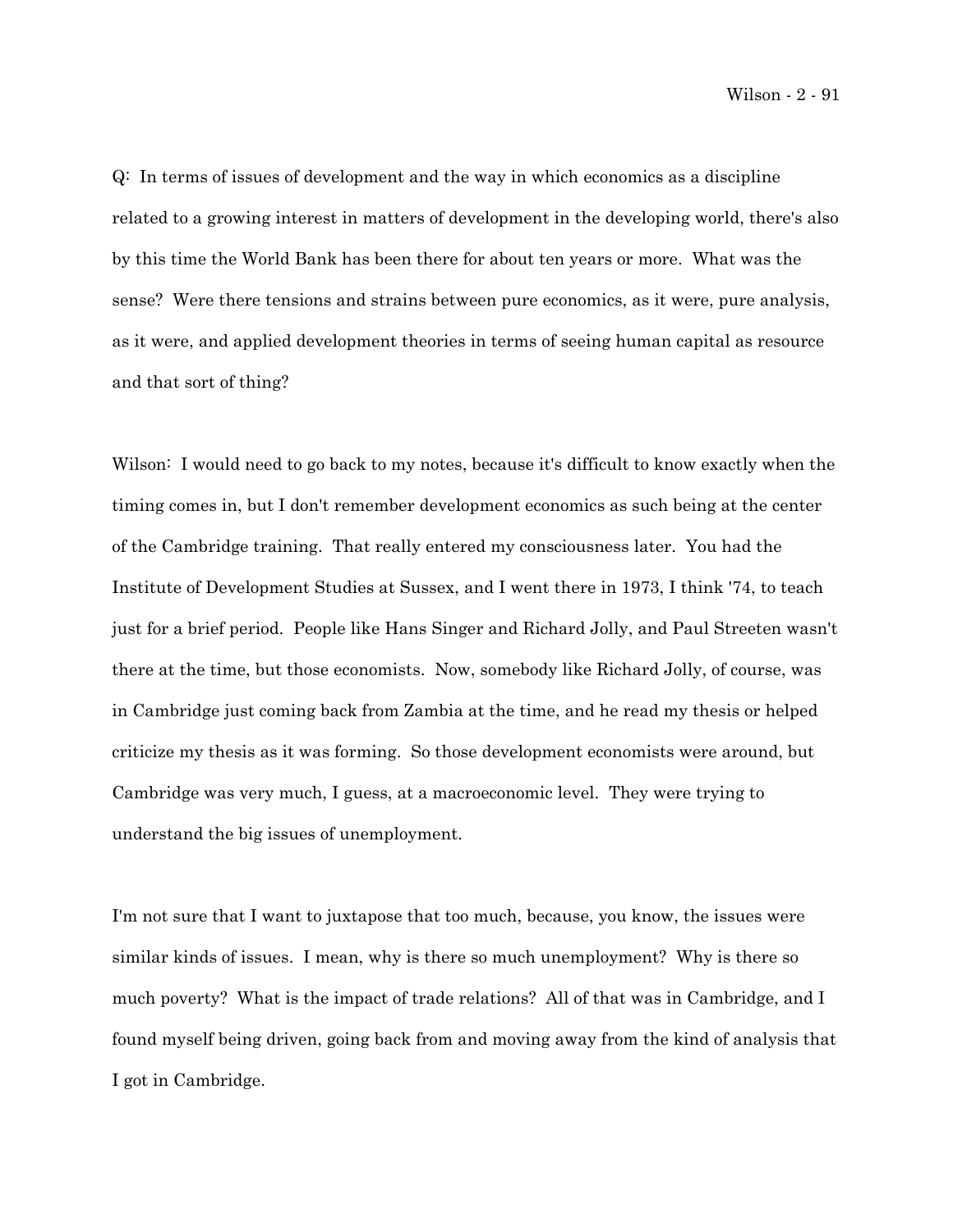Q: In terms of issues of development and the way in which economics as a discipline related to a growing interest in matters of development in the developing world, there's also by this time the World Bank has been there for about ten years or more. What was the sense? Were there tensions and strains between pure economics, as it were, pure analysis, as it were, and applied development theories in terms of seeing human capital as resource and that sort of thing?

Wilson: I would need to go back to my notes, because it's difficult to know exactly when the timing comes in, but I don't remember development economics as such being at the center of the Cambridge training. That really entered my consciousness later. You had the Institute of Development Studies at Sussex, and I went there in 1973, I think '74, to teach just for a brief period. People like Hans Singer and Richard Jolly, and Paul Streeten wasn't there at the time, but those economists. Now, somebody like Richard Jolly, of course, was in Cambridge just coming back from Zambia at the time, and he read my thesis or helped criticize my thesis as it was forming. So those development economists were around, but Cambridge was very much, I guess, at a macroeconomic level. They were trying to understand the big issues of unemployment.

I'm not sure that I want to juxtapose that too much, because, you know, the issues were similar kinds of issues. I mean, why is there so much unemployment? Why is there so much poverty? What is the impact of trade relations? All of that was in Cambridge, and I found myself being driven, going back from and moving away from the kind of analysis that I got in Cambridge.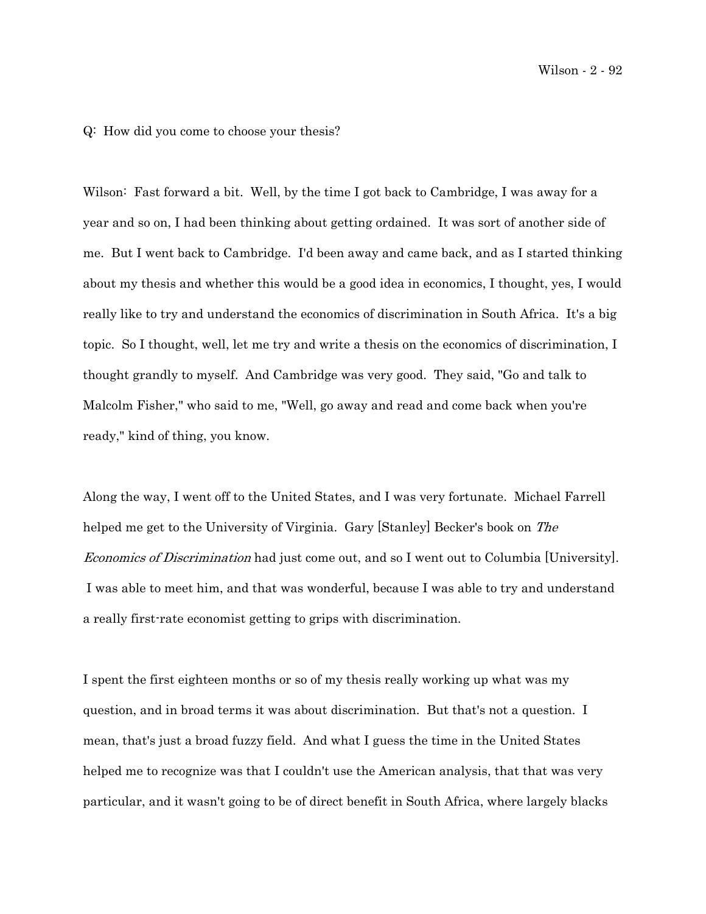Q: How did you come to choose your thesis?

Wilson: Fast forward a bit. Well, by the time I got back to Cambridge, I was away for a year and so on, I had been thinking about getting ordained. It was sort of another side of me. But I went back to Cambridge. I'd been away and came back, and as I started thinking about my thesis and whether this would be a good idea in economics, I thought, yes, I would really like to try and understand the economics of discrimination in South Africa. It's a big topic. So I thought, well, let me try and write a thesis on the economics of discrimination, I thought grandly to myself. And Cambridge was very good. They said, "Go and talk to Malcolm Fisher," who said to me, "Well, go away and read and come back when you're ready," kind of thing, you know.

Along the way, I went off to the United States, and I was very fortunate. Michael Farrell helped me get to the University of Virginia. Gary [Stanley] Becker's book on *The Economics of Discrimination* had just come out, and so I went out to Columbia [University]. I was able to meet him, and that was wonderful, because I was able to try and understand a really first-rate economist getting to grips with discrimination.

I spent the first eighteen months or so of my thesis really working up what was my question, and in broad terms it was about discrimination. But that's not a question. I mean, that's just a broad fuzzy field. And what I guess the time in the United States helped me to recognize was that I couldn't use the American analysis, that that was very particular, and it wasn't going to be of direct benefit in South Africa, where largely blacks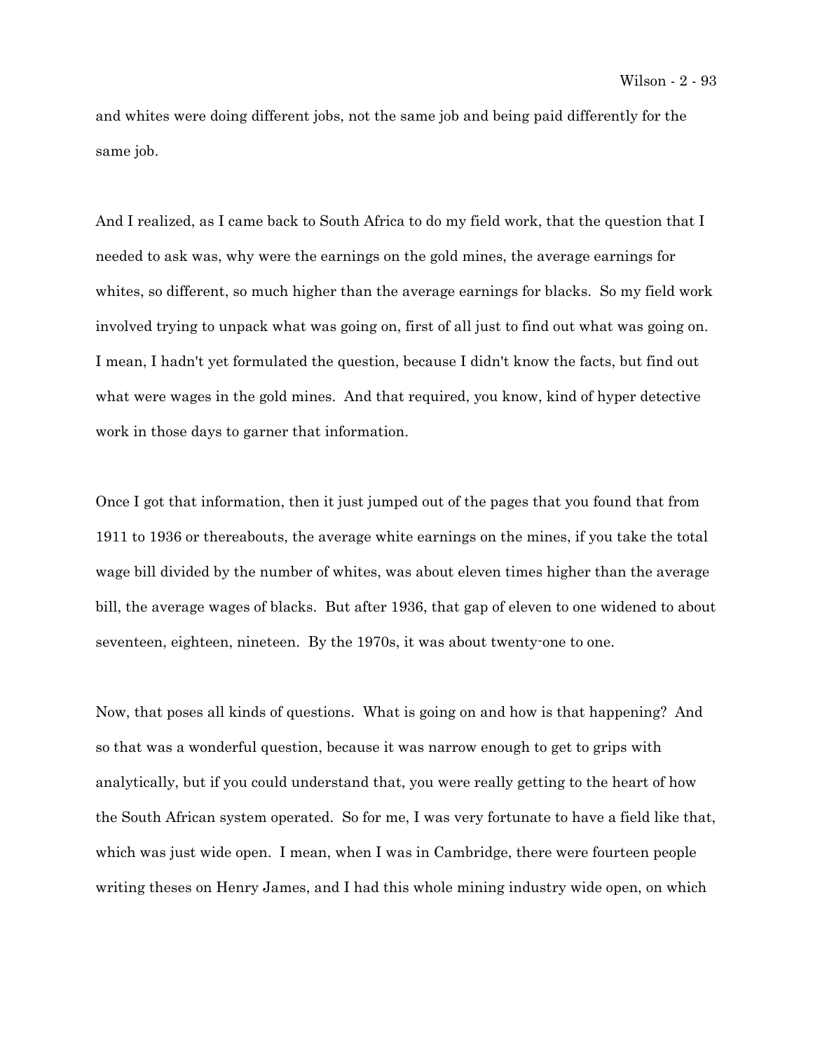and whites were doing different jobs, not the same job and being paid differently for the same job.

And I realized, as I came back to South Africa to do my field work, that the question that I needed to ask was, why were the earnings on the gold mines, the average earnings for whites, so different, so much higher than the average earnings for blacks. So my field work involved trying to unpack what was going on, first of all just to find out what was going on. I mean, I hadn't yet formulated the question, because I didn't know the facts, but find out what were wages in the gold mines. And that required, you know, kind of hyper detective work in those days to garner that information.

Once I got that information, then it just jumped out of the pages that you found that from 1911 to 1936 or thereabouts, the average white earnings on the mines, if you take the total wage bill divided by the number of whites, was about eleven times higher than the average bill, the average wages of blacks. But after 1936, that gap of eleven to one widened to about seventeen, eighteen, nineteen. By the 1970s, it was about twenty-one to one.

Now, that poses all kinds of questions. What is going on and how is that happening? And so that was a wonderful question, because it was narrow enough to get to grips with analytically, but if you could understand that, you were really getting to the heart of how the South African system operated. So for me, I was very fortunate to have a field like that, which was just wide open. I mean, when I was in Cambridge, there were fourteen people writing theses on Henry James, and I had this whole mining industry wide open, on which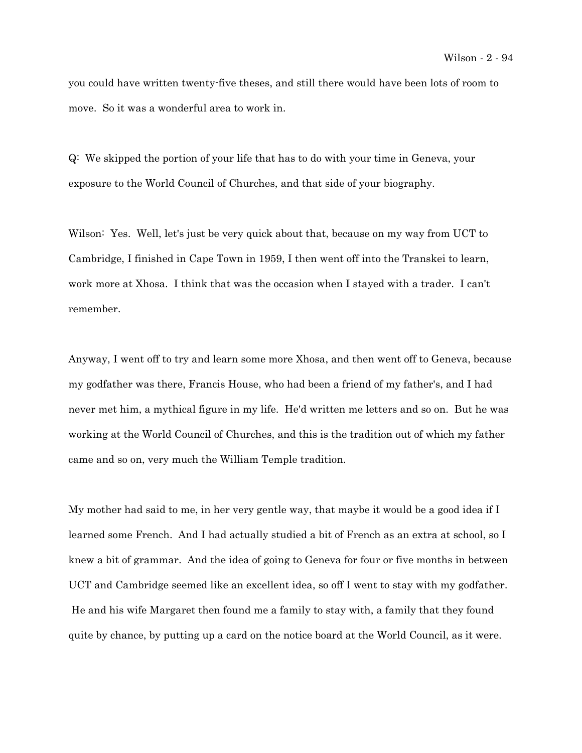you could have written twenty-five theses, and still there would have been lots of room to move. So it was a wonderful area to work in.

Q: We skipped the portion of your life that has to do with your time in Geneva, your exposure to the World Council of Churches, and that side of your biography.

Wilson: Yes. Well, let's just be very quick about that, because on my way from UCT to Cambridge, I finished in Cape Town in 1959, I then went off into the Transkei to learn, work more at Xhosa. I think that was the occasion when I stayed with a trader. I can't remember.

Anyway, I went off to try and learn some more Xhosa, and then went off to Geneva, because my godfather was there, Francis House, who had been a friend of my father's, and I had never met him, a mythical figure in my life. He'd written me letters and so on. But he was working at the World Council of Churches, and this is the tradition out of which my father came and so on, very much the William Temple tradition.

My mother had said to me, in her very gentle way, that maybe it would be a good idea if I learned some French. And I had actually studied a bit of French as an extra at school, so I knew a bit of grammar. And the idea of going to Geneva for four or five months in between UCT and Cambridge seemed like an excellent idea, so off I went to stay with my godfather. He and his wife Margaret then found me a family to stay with, a family that they found quite by chance, by putting up a card on the notice board at the World Council, as it were.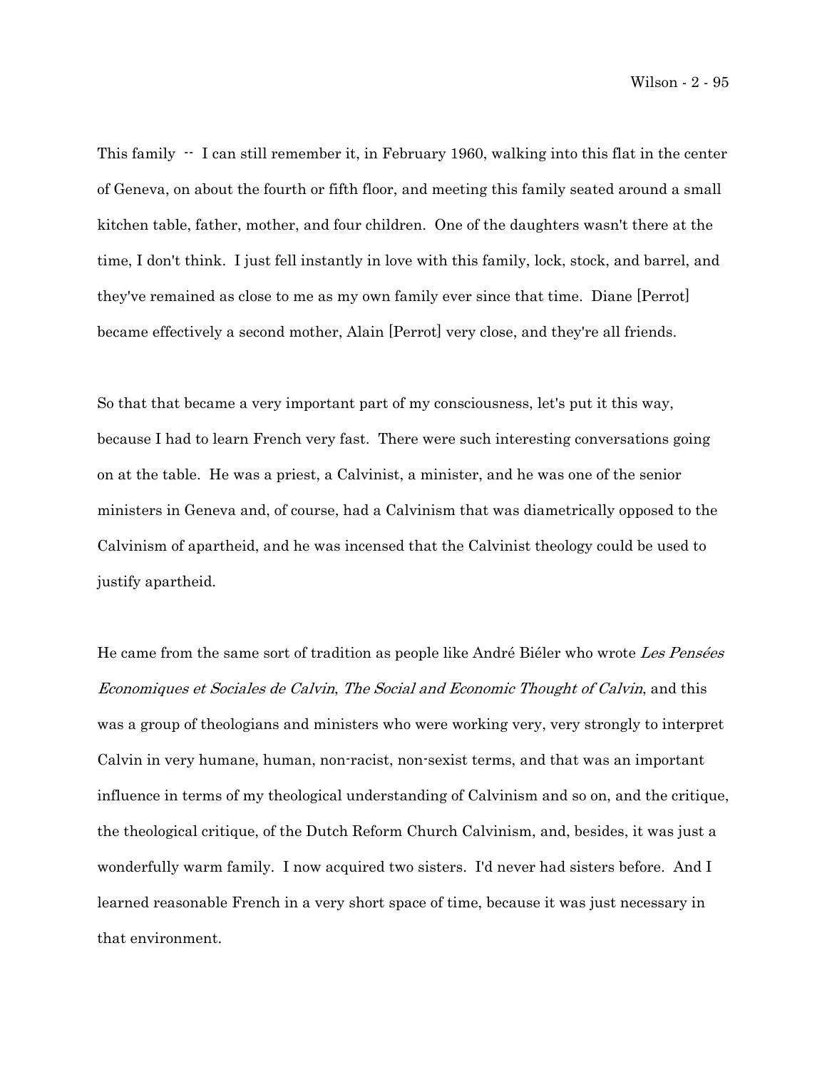This family -- I can still remember it, in February 1960, walking into this flat in the center of Geneva, on about the fourth or fifth floor, and meeting this family seated around a small kitchen table, father, mother, and four children. One of the daughters wasn't there at the time, I don't think. I just fell instantly in love with this family, lock, stock, and barrel, and they've remained as close to me as my own family ever since that time. Diane [Perrot] became effectively a second mother, Alain [Perrot] very close, and they're all friends.

So that that became a very important part of my consciousness, let's put it this way, because I had to learn French very fast. There were such interesting conversations going on at the table. He was a priest, a Calvinist, a minister, and he was one of the senior ministers in Geneva and, of course, had a Calvinism that was diametrically opposed to the Calvinism of apartheid, and he was incensed that the Calvinist theology could be used to justify apartheid.

He came from the same sort of tradition as people like André Biéler who wrote *Les Pensées Economiques et Sociales de Calvin*, *The Social and Economic Thought of Calvin*, and this was a group of theologians and ministers who were working very, very strongly to interpret Calvin in very humane, human, non-racist, non-sexist terms, and that was an important influence in terms of my theological understanding of Calvinism and so on, and the critique, the theological critique, of the Dutch Reform Church Calvinism, and, besides, it was just a wonderfully warm family. I now acquired two sisters. I'd never had sisters before. And I learned reasonable French in a very short space of time, because it was just necessary in that environment.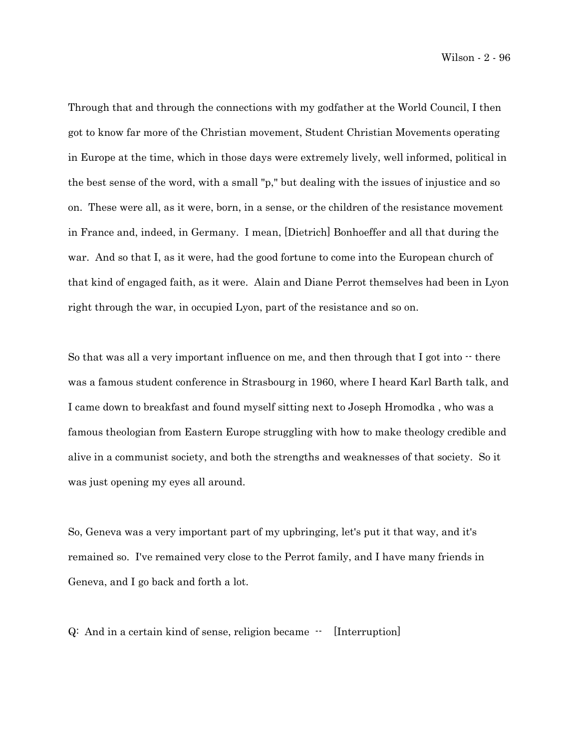Through that and through the connections with my godfather at the World Council, I then got to know far more of the Christian movement, Student Christian Movements operating in Europe at the time, which in those days were extremely lively, well informed, political in the best sense of the word, with a small "p," but dealing with the issues of injustice and so on. These were all, as it were, born, in a sense, or the children of the resistance movement in France and, indeed, in Germany. I mean, [Dietrich] Bonhoeffer and all that during the war. And so that I, as it were, had the good fortune to come into the European church of that kind of engaged faith, as it were. Alain and Diane Perrot themselves had been in Lyon right through the war, in occupied Lyon, part of the resistance and so on.

So that was all a very important influence on me, and then through that I got into -- there was a famous student conference in Strasbourg in 1960, where I heard Karl Barth talk, and I came down to breakfast and found myself sitting next to Joseph Hromodka , who was a famous theologian from Eastern Europe struggling with how to make theology credible and alive in a communist society, and both the strengths and weaknesses of that society. So it was just opening my eyes all around.

So, Geneva was a very important part of my upbringing, let's put it that way, and it's remained so. I've remained very close to the Perrot family, and I have many friends in Geneva, and I go back and forth a lot.

Q: And in a certain kind of sense, religion became -- [Interruption]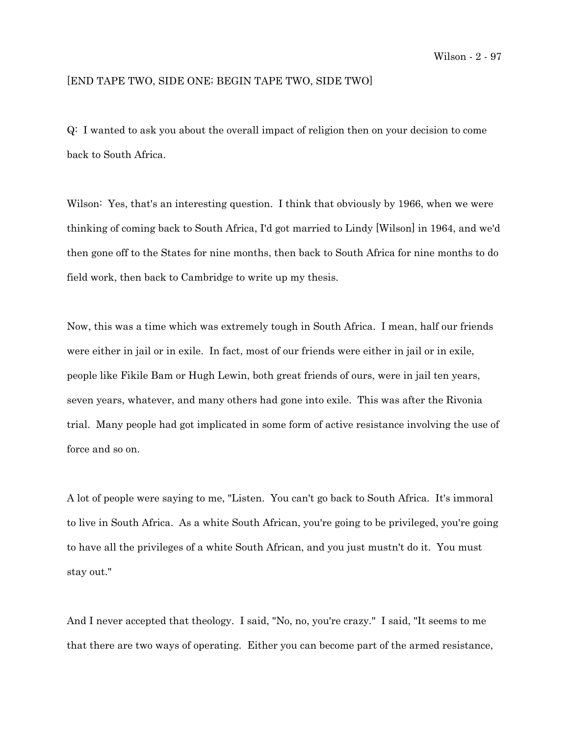[END TAPE TWO, SIDE ONE; BEGIN TAPE TWO, SIDE TWO]

Q: I wanted to ask you about the overall impact of religion then on your decision to come back to South Africa.

Wilson: Yes, that's an interesting question. I think that obviously by 1966, when we were thinking of coming back to South Africa, I'd got married to Lindy [Wilson] in 1964, and we'd then gone off to the States for nine months, then back to South Africa for nine months to do field work, then back to Cambridge to write up my thesis.

Now, this was a time which was extremely tough in South Africa. I mean, half our friends were either in jail or in exile. In fact, most of our friends were either in jail or in exile, people like Fikile Bam or Hugh Lewin, both great friends of ours, were in jail ten years, seven years, whatever, and many others had gone into exile. This was after the Rivonia trial. Many people had got implicated in some form of active resistance involving the use of force and so on.

A lot of people were saying to me, "Listen. You can't go back to South Africa. It's immoral to live in South Africa. As a white South African, you're going to be privileged, you're going to have all the privileges of a white South African, and you just mustn't do it. You must stay out."

And I never accepted that theology. I said, "No, no, you're crazy." I said, "It seems to me that there are two ways of operating. Either you can become part of the armed resistance,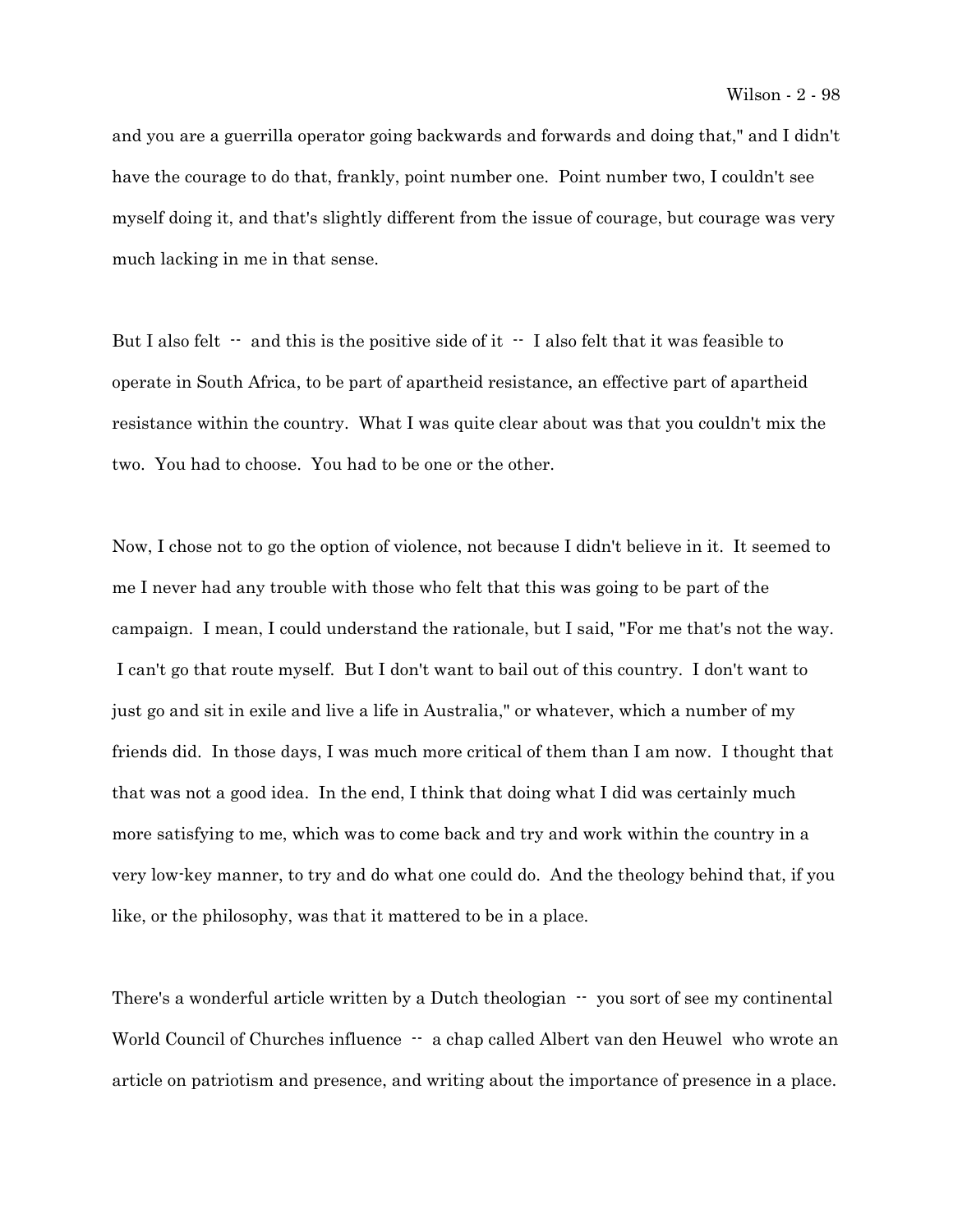and you are a guerrilla operator going backwards and forwards and doing that," and I didn't have the courage to do that, frankly, point number one. Point number two, I couldn't see myself doing it, and that's slightly different from the issue of courage, but courage was very much lacking in me in that sense.

But I also felt -- and this is the positive side of it -- I also felt that it was feasible to operate in South Africa, to be part of apartheid resistance, an effective part of apartheid resistance within the country. What I was quite clear about was that you couldn't mix the two. You had to choose. You had to be one or the other.

Now, I chose not to go the option of violence, not because I didn't believe in it. It seemed to me I never had any trouble with those who felt that this was going to be part of the campaign. I mean, I could understand the rationale, but I said, "For me that's not the way. I can't go that route myself. But I don't want to bail out of this country. I don't want to just go and sit in exile and live a life in Australia," or whatever, which a number of my friends did. In those days, I was much more critical of them than I am now. I thought that that was not a good idea. In the end, I think that doing what I did was certainly much more satisfying to me, which was to come back and try and work within the country in a very low-key manner, to try and do what one could do. And the theology behind that, if you like, or the philosophy, was that it mattered to be in a place.

There's a wonderful article written by a Dutch theologian -- you sort of see my continental World Council of Churches influence -- a chap called Albert van den Heuwel who wrote an article on patriotism and presence, and writing about the importance of presence in a place.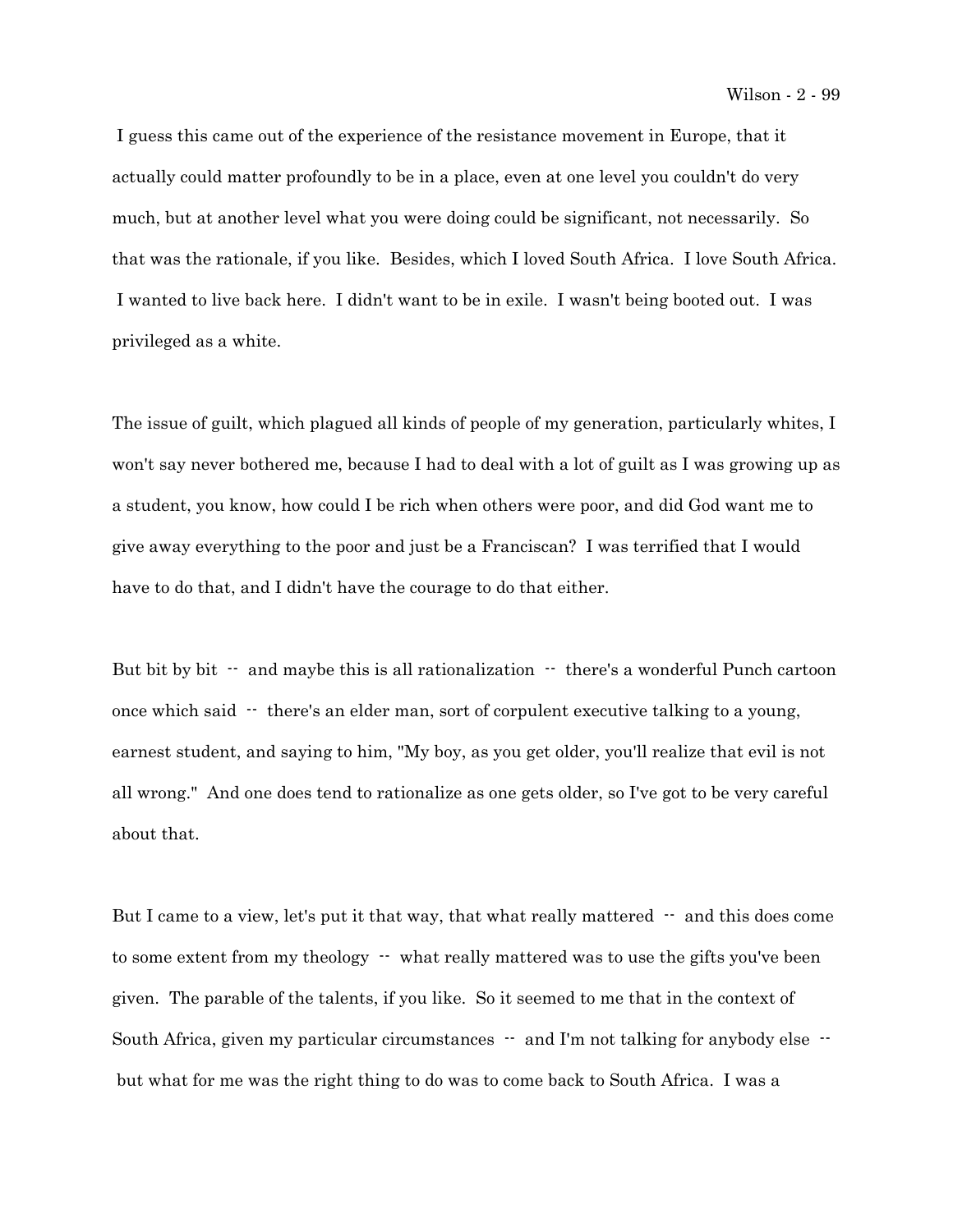I guess this came out of the experience of the resistance movement in Europe, that it actually could matter profoundly to be in a place, even at one level you couldn't do very much, but at another level what you were doing could be significant, not necessarily. So that was the rationale, if you like. Besides, which I loved South Africa. I love South Africa. I wanted to live back here. I didn't want to be in exile. I wasn't being booted out. I was privileged as a white.

The issue of guilt, which plagued all kinds of people of my generation, particularly whites, I won't say never bothered me, because I had to deal with a lot of guilt as I was growing up as a student, you know, how could I be rich when others were poor, and did God want me to give away everything to the poor and just be a Franciscan? I was terrified that I would have to do that, and I didn't have the courage to do that either.

But bit by bit -- and maybe this is all rationalization -- there's a wonderful Punch cartoon once which said -- there's an elder man, sort of corpulent executive talking to a young, earnest student, and saying to him, "My boy, as you get older, you'll realize that evil is not all wrong." And one does tend to rationalize as one gets older, so I've got to be very careful about that.

But I came to a view, let's put it that way, that what really mattered -- and this does come to some extent from my theology -- what really mattered was to use the gifts you've been given. The parable of the talents, if you like. So it seemed to me that in the context of South Africa, given my particular circumstances -- and I'm not talking for anybody else -- but what for me was the right thing to do was to come back to South Africa. I was a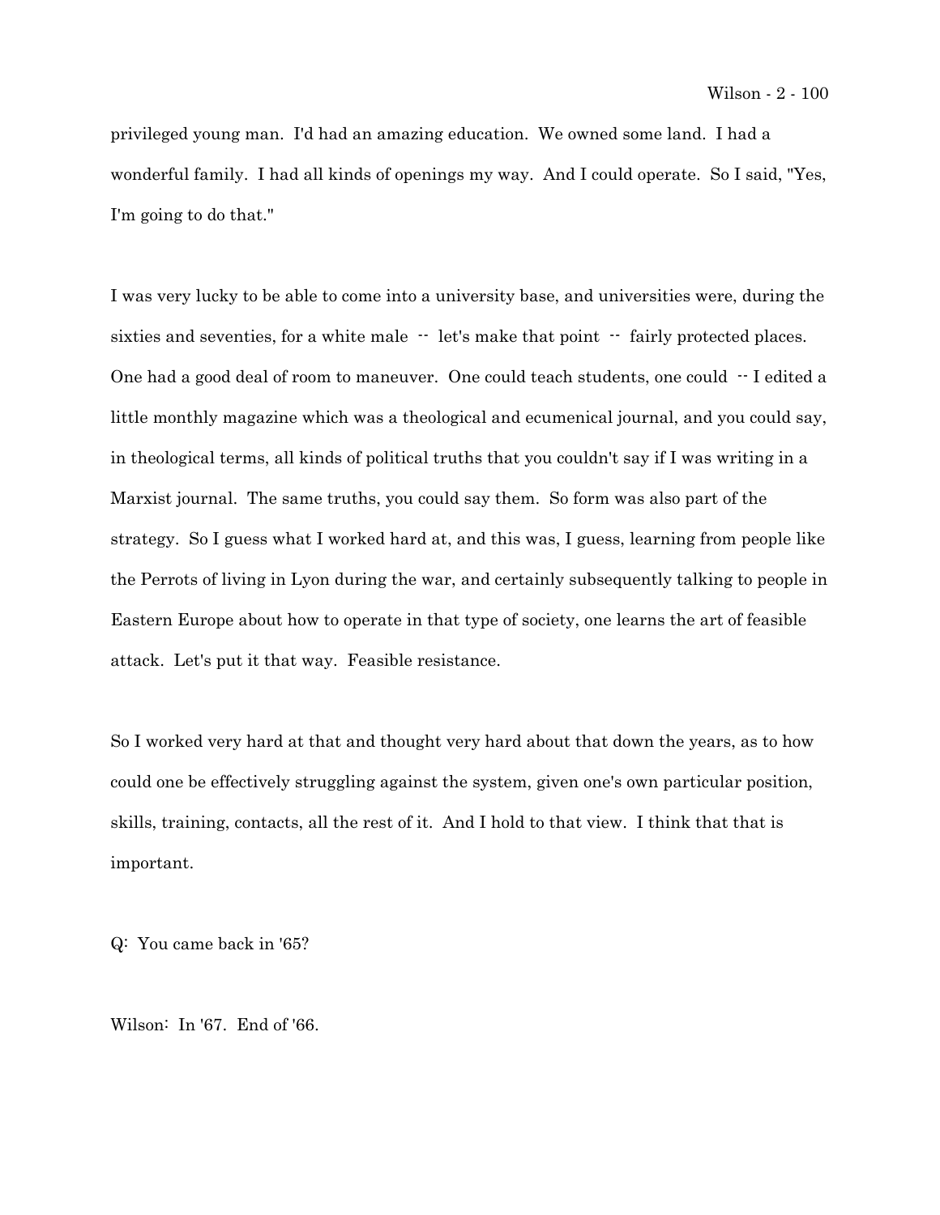privileged young man. I'd had an amazing education. We owned some land. I had a wonderful family. I had all kinds of openings my way. And I could operate. So I said, "Yes, I'm going to do that."

I was very lucky to be able to come into a university base, and universities were, during the sixties and seventies, for a white male -- let's make that point -- fairly protected places. One had a good deal of room to maneuver. One could teach students, one could -- I edited a little monthly magazine which was a theological and ecumenical journal, and you could say, in theological terms, all kinds of political truths that you couldn't say if I was writing in a Marxist journal. The same truths, you could say them. So form was also part of the strategy. So I guess what I worked hard at, and this was, I guess, learning from people like the Perrots of living in Lyon during the war, and certainly subsequently talking to people in Eastern Europe about how to operate in that type of society, one learns the art of feasible attack. Let's put it that way. Feasible resistance.

So I worked very hard at that and thought very hard about that down the years, as to how could one be effectively struggling against the system, given one's own particular position, skills, training, contacts, all the rest of it. And I hold to that view. I think that that is important.

Q: You came back in '65?

Wilson: In '67. End of '66.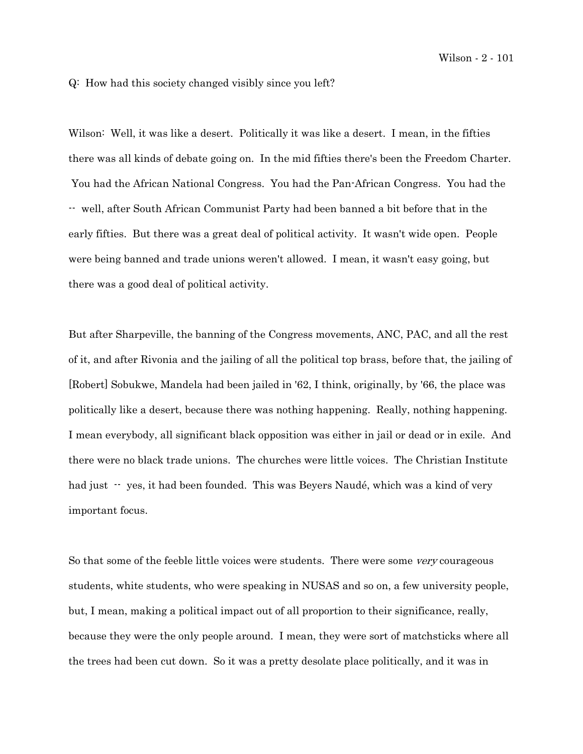Q: How had this society changed visibly since you left?

Wilson: Well, it was like a desert. Politically it was like a desert. I mean, in the fifties there was all kinds of debate going on. In the mid fifties there's been the Freedom Charter. You had the African National Congress. You had the Pan-African Congress. You had the -- well, after South African Communist Party had been banned a bit before that in the early fifties. But there was a great deal of political activity. It wasn't wide open. People were being banned and trade unions weren't allowed. I mean, it wasn't easy going, but there was a good deal of political activity.

But after Sharpeville, the banning of the Congress movements, ANC, PAC, and all the rest of it, and after Rivonia and the jailing of all the political top brass, before that, the jailing of [Robert] Sobukwe, Mandela had been jailed in '62, I think, originally, by '66, the place was politically like a desert, because there was nothing happening. Really, nothing happening. I mean everybody, all significant black opposition was either in jail or dead or in exile. And there were no black trade unions. The churches were little voices. The Christian Institute had just -- yes, it had been founded. This was Beyers Naudé, which was a kind of very important focus.

So that some of the feeble little voices were students. There were some *very* courageous students, white students, who were speaking in NUSAS and so on, a few university people, but, I mean, making a political impact out of all proportion to their significance, really, because they were the only people around. I mean, they were sort of matchsticks where all the trees had been cut down. So it was a pretty desolate place politically, and it was in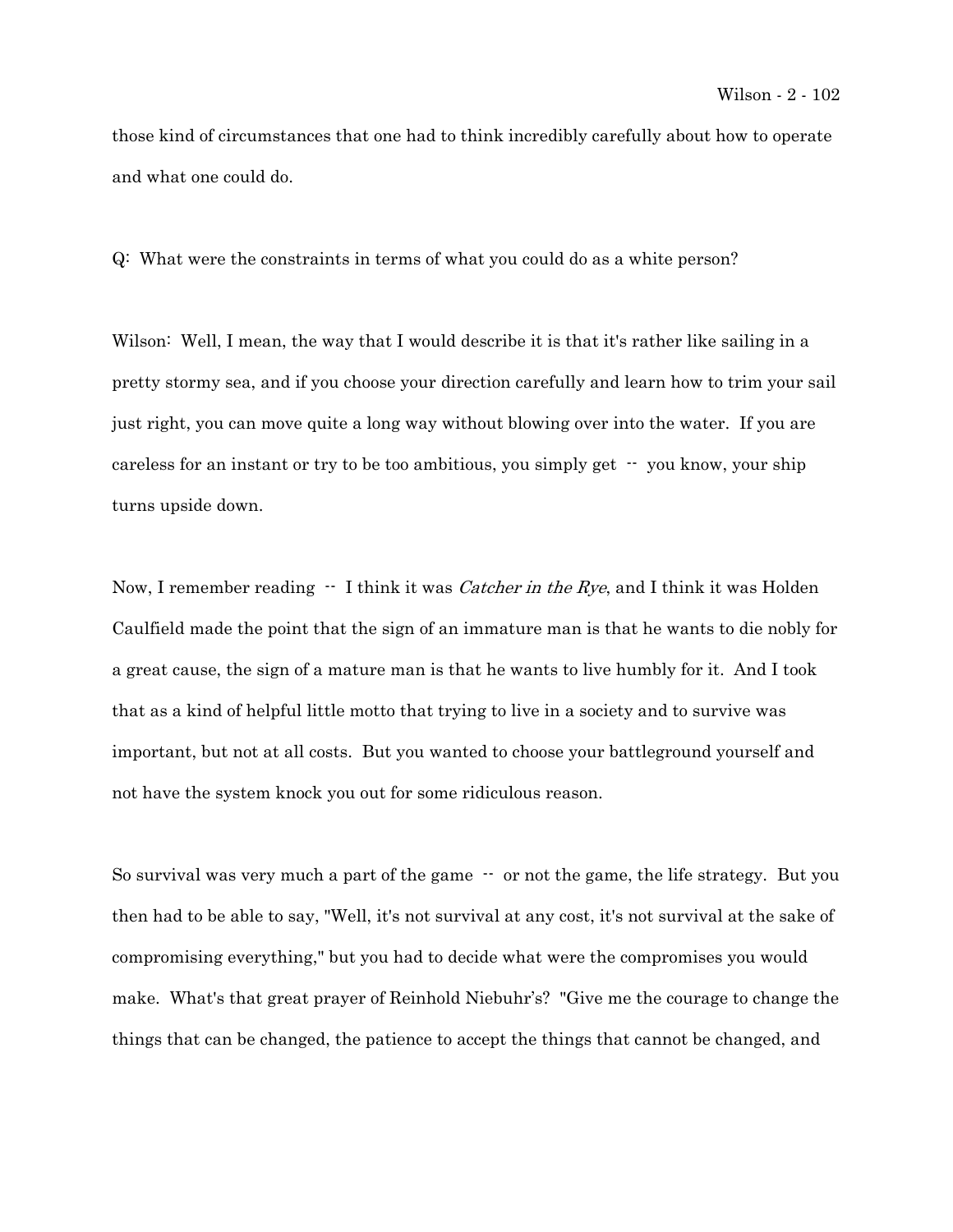those kind of circumstances that one had to think incredibly carefully about how to operate and what one could do.

Q: What were the constraints in terms of what you could do as a white person?

Wilson: Well, I mean, the way that I would describe it is that it's rather like sailing in a pretty stormy sea, and if you choose your direction carefully and learn how to trim your sail just right, you can move quite a long way without blowing over into the water. If you are careless for an instant or try to be too ambitious, you simply get -- you know, your ship turns upside down.

Now, I remember reading -- I think it was *Catcher in the Rye*, and I think it was Holden Caulfield made the point that the sign of an immature man is that he wants to die nobly for a great cause, the sign of a mature man is that he wants to live humbly for it. And I took that as a kind of helpful little motto that trying to live in a society and to survive was important, but not at all costs. But you wanted to choose your battleground yourself and not have the system knock you out for some ridiculous reason.

So survival was very much a part of the game -- or not the game, the life strategy. But you then had to be able to say, "Well, it's not survival at any cost, it's not survival at the sake of compromising everything," but you had to decide what were the compromises you would make. What's that great prayer of Reinhold Niebuhr's? "Give me the courage to change the things that can be changed, the patience to accept the things that cannot be changed, and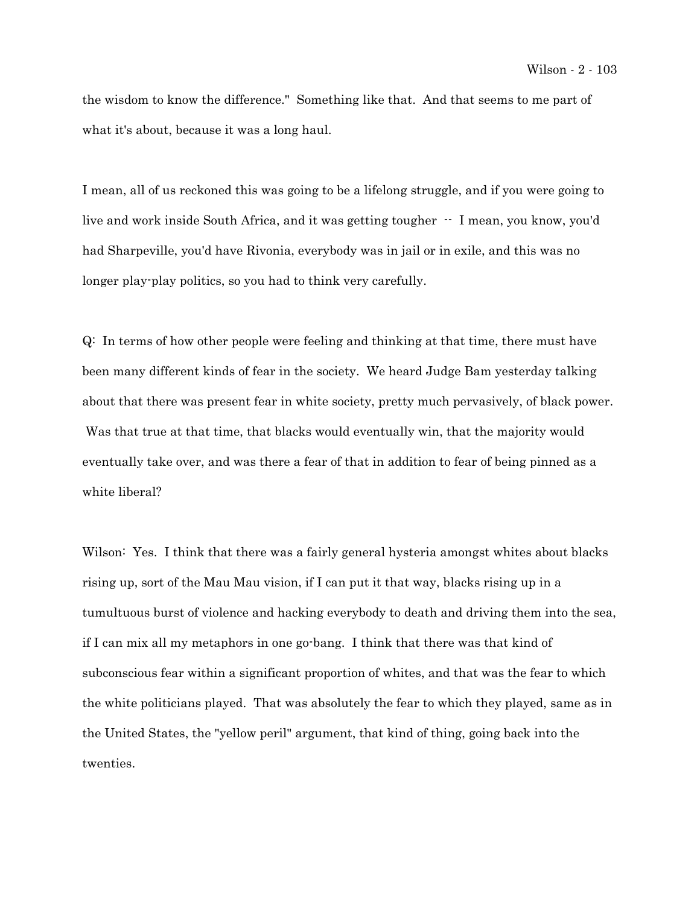the wisdom to know the difference." Something like that. And that seems to me part of what it's about, because it was a long haul.

I mean, all of us reckoned this was going to be a lifelong struggle, and if you were going to live and work inside South Africa, and it was getting tougher -- I mean, you know, you'd had Sharpeville, you'd have Rivonia, everybody was in jail or in exile, and this was no longer play-play politics, so you had to think very carefully.

Q: In terms of how other people were feeling and thinking at that time, there must have been many different kinds of fear in the society. We heard Judge Bam yesterday talking about that there was present fear in white society, pretty much pervasively, of black power. Was that true at that time, that blacks would eventually win, that the majority would eventually take over, and was there a fear of that in addition to fear of being pinned as a white liberal?

Wilson: Yes. I think that there was a fairly general hysteria amongst whites about blacks rising up, sort of the Mau Mau vision, if I can put it that way, blacks rising up in a tumultuous burst of violence and hacking everybody to death and driving them into the sea, if I can mix all my metaphors in one go-bang. I think that there was that kind of subconscious fear within a significant proportion of whites, and that was the fear to which the white politicians played. That was absolutely the fear to which they played, same as in the United States, the "yellow peril" argument, that kind of thing, going back into the twenties.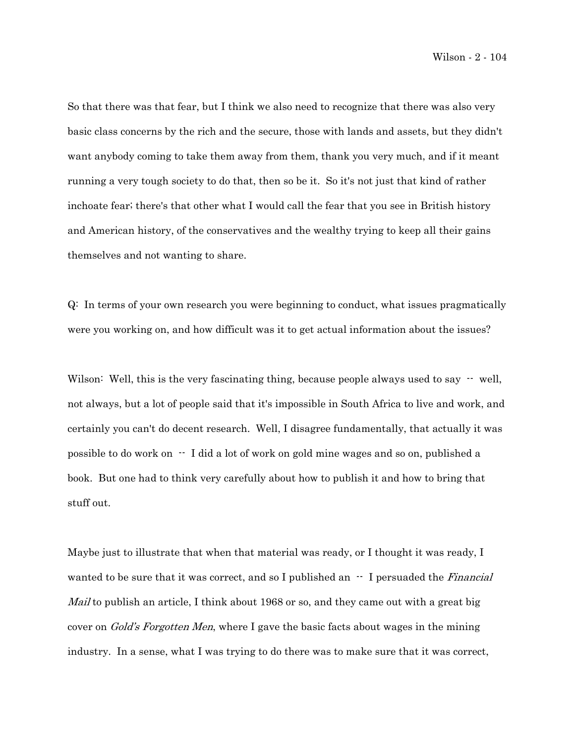So that there was that fear, but I think we also need to recognize that there was also very basic class concerns by the rich and the secure, those with lands and assets, but they didn't want anybody coming to take them away from them, thank you very much, and if it meant running a very tough society to do that, then so be it. So it's not just that kind of rather inchoate fear; there's that other what I would call the fear that you see in British history and American history, of the conservatives and the wealthy trying to keep all their gains themselves and not wanting to share.

Q: In terms of your own research you were beginning to conduct, what issues pragmatically were you working on, and how difficult was it to get actual information about the issues?

Wilson: Well, this is the very fascinating thing, because people always used to say -- well, not always, but a lot of people said that it's impossible in South Africa to live and work, and certainly you can't do decent research. Well, I disagree fundamentally, that actually it was possible to do work on -- I did a lot of work on gold mine wages and so on, published a book. But one had to think very carefully about how to publish it and how to bring that stuff out.

Maybe just to illustrate that when that material was ready, or I thought it was ready, I wanted to be sure that it was correct, and so I published an -- I persuaded the *Financial Mail* to publish an article, I think about 1968 or so, and they came out with a great big cover on *Gold's Forgotten Men*, where I gave the basic facts about wages in the mining industry. In a sense, what I was trying to do there was to make sure that it was correct,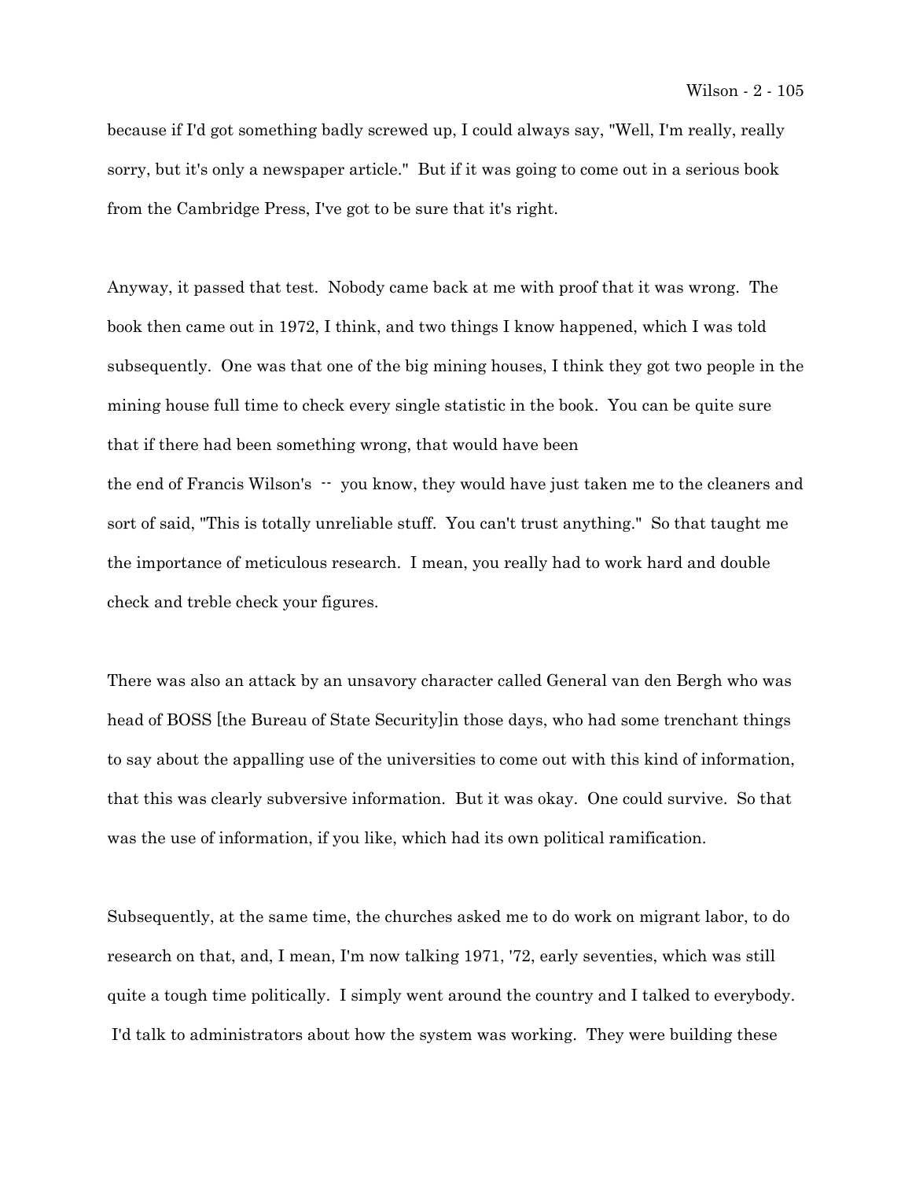because if I'd got something badly screwed up, I could always say, "Well, I'm really, really sorry, but it's only a newspaper article." But if it was going to come out in a serious book from the Cambridge Press, I've got to be sure that it's right.

Anyway, it passed that test. Nobody came back at me with proof that it was wrong. The book then came out in 1972, I think, and two things I know happened, which I was told subsequently. One was that one of the big mining houses, I think they got two people in the mining house full time to check every single statistic in the book. You can be quite sure that if there had been something wrong, that would have been the end of Francis Wilson's -- you know, they would have just taken me to the cleaners and sort of said, "This is totally unreliable stuff. You can't trust anything." So that taught me the importance of meticulous research. I mean, you really had to work hard and double check and treble check your figures.

There was also an attack by an unsavory character called General van den Bergh who was head of BOSS [the Bureau of State Security]in those days, who had some trenchant things to say about the appalling use of the universities to come out with this kind of information, that this was clearly subversive information. But it was okay. One could survive. So that was the use of information, if you like, which had its own political ramification.

Subsequently, at the same time, the churches asked me to do work on migrant labor, to do research on that, and, I mean, I'm now talking 1971, '72, early seventies, which was still quite a tough time politically. I simply went around the country and I talked to everybody. I'd talk to administrators about how the system was working. They were building these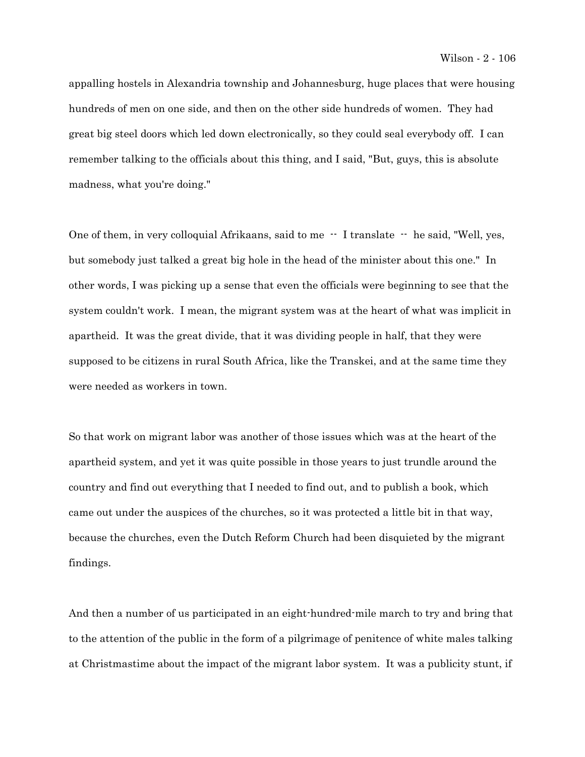appalling hostels in Alexandria township and Johannesburg, huge places that were housing hundreds of men on one side, and then on the other side hundreds of women. They had great big steel doors which led down electronically, so they could seal everybody off. I can remember talking to the officials about this thing, and I said, "But, guys, this is absolute madness, what you're doing."

One of them, in very colloquial Afrikaans, said to me -- I translate -- he said, "Well, yes, but somebody just talked a great big hole in the head of the minister about this one." In other words, I was picking up a sense that even the officials were beginning to see that the system couldn't work. I mean, the migrant system was at the heart of what was implicit in apartheid. It was the great divide, that it was dividing people in half, that they were supposed to be citizens in rural South Africa, like the Transkei, and at the same time they were needed as workers in town.

So that work on migrant labor was another of those issues which was at the heart of the apartheid system, and yet it was quite possible in those years to just trundle around the country and find out everything that I needed to find out, and to publish a book, which came out under the auspices of the churches, so it was protected a little bit in that way, because the churches, even the Dutch Reform Church had been disquieted by the migrant findings.

And then a number of us participated in an eight-hundred-mile march to try and bring that to the attention of the public in the form of a pilgrimage of penitence of white males talking at Christmastime about the impact of the migrant labor system. It was a publicity stunt, if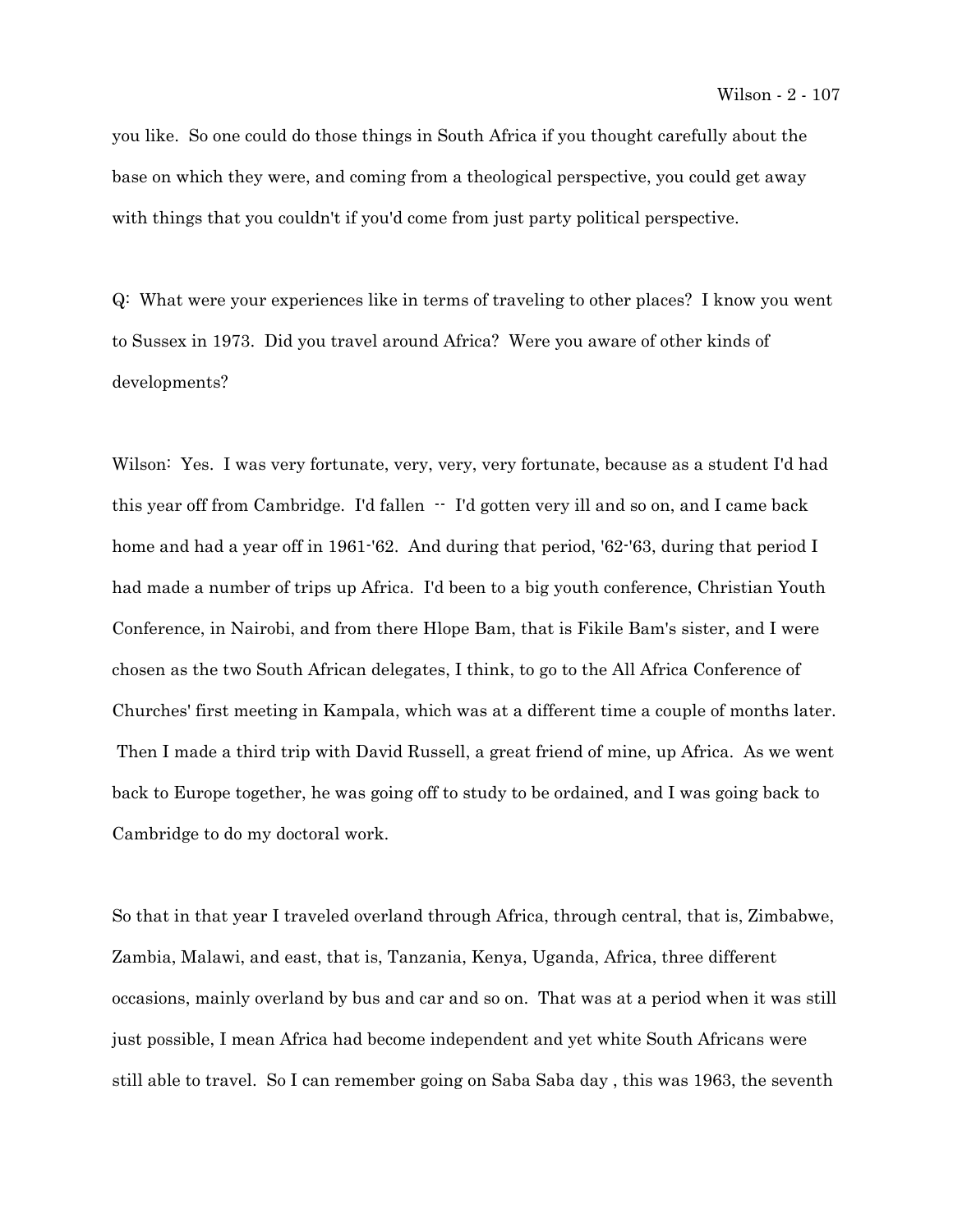you like. So one could do those things in South Africa if you thought carefully about the base on which they were, and coming from a theological perspective, you could get away with things that you couldn't if you'd come from just party political perspective.

Q: What were your experiences like in terms of traveling to other places? I know you went to Sussex in 1973. Did you travel around Africa? Were you aware of other kinds of developments?

Wilson: Yes. I was very fortunate, very, very, very fortunate, because as a student I'd had this year off from Cambridge. I'd fallen -- I'd gotten very ill and so on, and I came back home and had a year off in 1961-'62. And during that period, '62-'63, during that period I had made a number of trips up Africa. I'd been to a big youth conference, Christian Youth Conference, in Nairobi, and from there Hlope Bam, that is Fikile Bam's sister, and I were chosen as the two South African delegates, I think, to go to the All Africa Conference of Churches' first meeting in Kampala, which was at a different time a couple of months later. Then I made a third trip with David Russell, a great friend of mine, up Africa. As we went back to Europe together, he was going off to study to be ordained, and I was going back to Cambridge to do my doctoral work.

So that in that year I traveled overland through Africa, through central, that is, Zimbabwe, Zambia, Malawi, and east, that is, Tanzania, Kenya, Uganda, Africa, three different occasions, mainly overland by bus and car and so on. That was at a period when it was still just possible, I mean Africa had become independent and yet white South Africans were still able to travel. So I can remember going on Saba Saba day , this was 1963, the seventh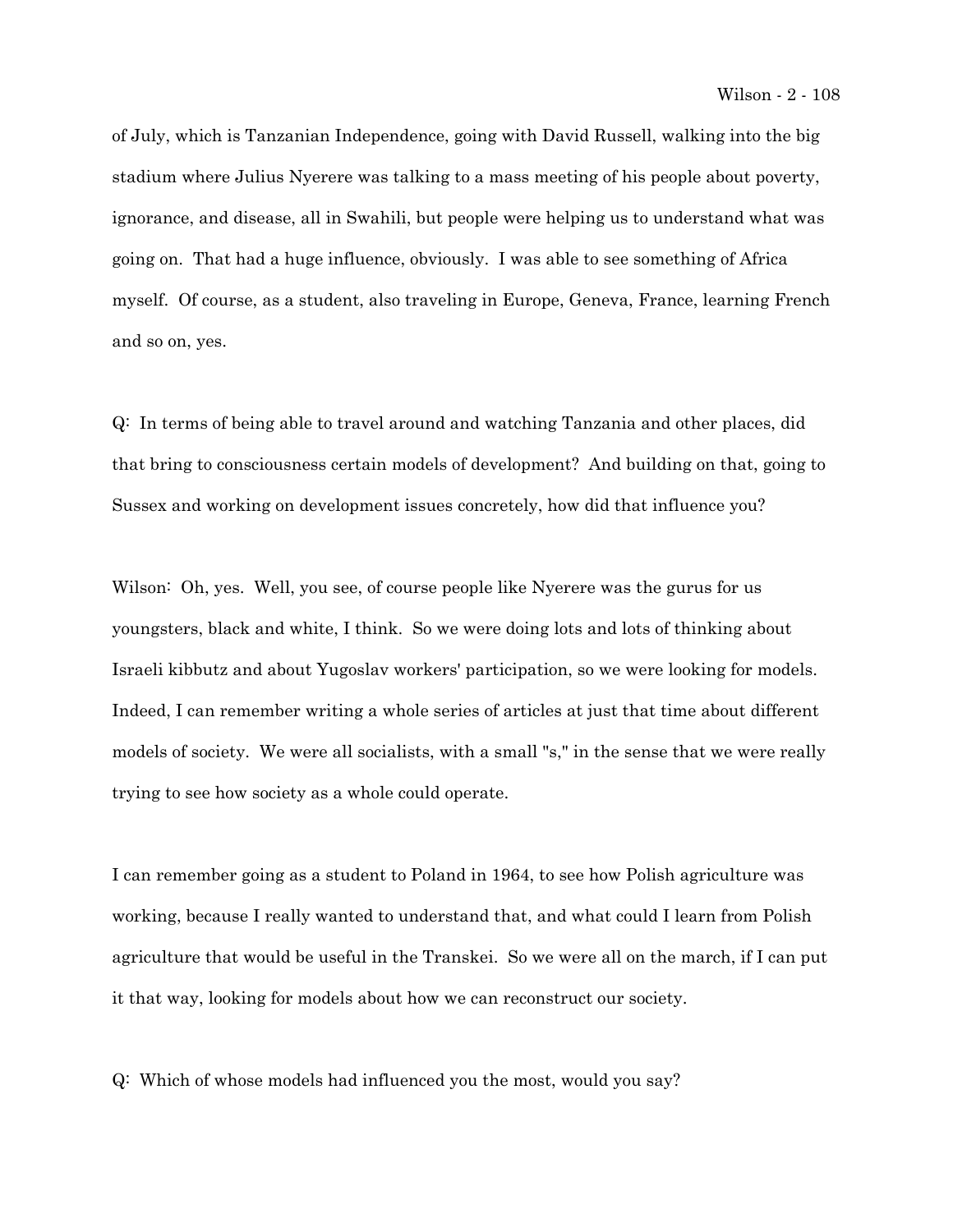of July, which is Tanzanian Independence, going with David Russell, walking into the big stadium where Julius Nyerere was talking to a mass meeting of his people about poverty, ignorance, and disease, all in Swahili, but people were helping us to understand what was going on. That had a huge influence, obviously. I was able to see something of Africa myself. Of course, as a student, also traveling in Europe, Geneva, France, learning French and so on, yes.

Q: In terms of being able to travel around and watching Tanzania and other places, did that bring to consciousness certain models of development? And building on that, going to Sussex and working on development issues concretely, how did that influence you?

Wilson: Oh, yes. Well, you see, of course people like Nyerere was the gurus for us youngsters, black and white, I think. So we were doing lots and lots of thinking about Israeli kibbutz and about Yugoslav workers' participation, so we were looking for models. Indeed, I can remember writing a whole series of articles at just that time about different models of society. We were all socialists, with a small "s," in the sense that we were really trying to see how society as a whole could operate.

I can remember going as a student to Poland in 1964, to see how Polish agriculture was working, because I really wanted to understand that, and what could I learn from Polish agriculture that would be useful in the Transkei. So we were all on the march, if I can put it that way, looking for models about how we can reconstruct our society.

Q: Which of whose models had influenced you the most, would you say?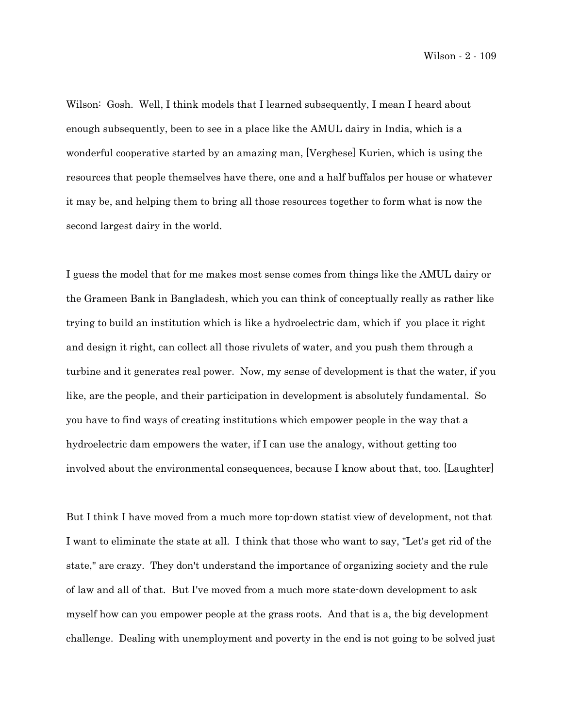Wilson: Gosh. Well, I think models that I learned subsequently, I mean I heard about enough subsequently, been to see in a place like the AMUL dairy in India, which is a wonderful cooperative started by an amazing man, [Verghese] Kurien, which is using the resources that people themselves have there, one and a half buffalos per house or whatever it may be, and helping them to bring all those resources together to form what is now the second largest dairy in the world.

I guess the model that for me makes most sense comes from things like the AMUL dairy or the Grameen Bank in Bangladesh, which you can think of conceptually really as rather like trying to build an institution which is like a hydroelectric dam, which if you place it right and design it right, can collect all those rivulets of water, and you push them through a turbine and it generates real power. Now, my sense of development is that the water, if you like, are the people, and their participation in development is absolutely fundamental. So you have to find ways of creating institutions which empower people in the way that a hydroelectric dam empowers the water, if I can use the analogy, without getting too involved about the environmental consequences, because I know about that, too. [Laughter]

But I think I have moved from a much more top-down statist view of development, not that I want to eliminate the state at all. I think that those who want to say, "Let's get rid of the state," are crazy. They don't understand the importance of organizing society and the rule of law and all of that. But I've moved from a much more state-down development to ask myself how can you empower people at the grass roots. And that is a, the big development challenge. Dealing with unemployment and poverty in the end is not going to be solved just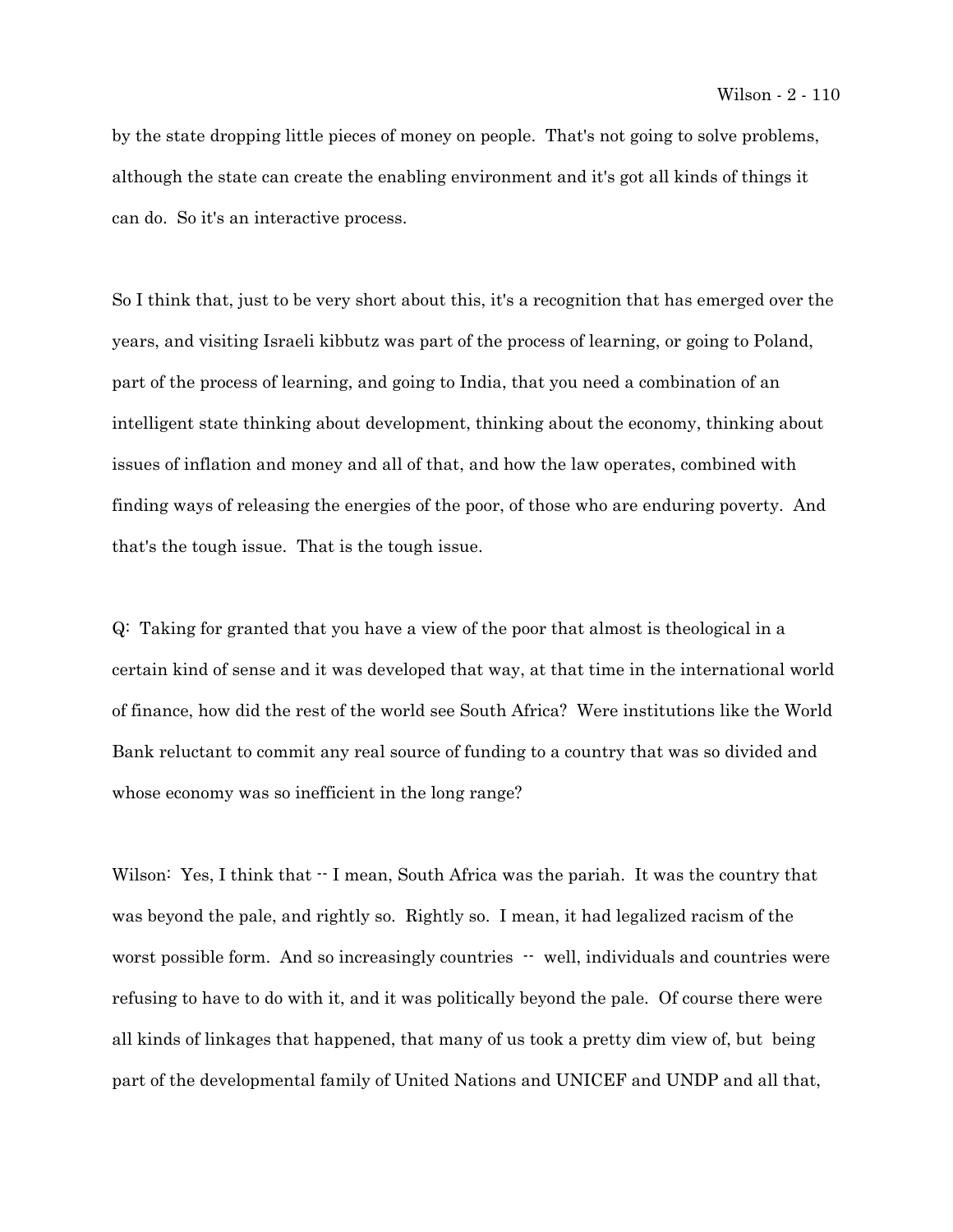by the state dropping little pieces of money on people. That's not going to solve problems, although the state can create the enabling environment and it's got all kinds of things it can do. So it's an interactive process.

So I think that, just to be very short about this, it's a recognition that has emerged over the years, and visiting Israeli kibbutz was part of the process of learning, or going to Poland, part of the process of learning, and going to India, that you need a combination of an intelligent state thinking about development, thinking about the economy, thinking about issues of inflation and money and all of that, and how the law operates, combined with finding ways of releasing the energies of the poor, of those who are enduring poverty. And that's the tough issue. That is the tough issue.

Q: Taking for granted that you have a view of the poor that almost is theological in a certain kind of sense and it was developed that way, at that time in the international world of finance, how did the rest of the world see South Africa? Were institutions like the World Bank reluctant to commit any real source of funding to a country that was so divided and whose economy was so inefficient in the long range?

Wilson: Yes, I think that -- I mean, South Africa was the pariah. It was the country that was beyond the pale, and rightly so. Rightly so. I mean, it had legalized racism of the worst possible form. And so increasingly countries -- well, individuals and countries were refusing to have to do with it, and it was politically beyond the pale. Of course there were all kinds of linkages that happened, that many of us took a pretty dim view of, but being part of the developmental family of United Nations and UNICEF and UNDP and all that,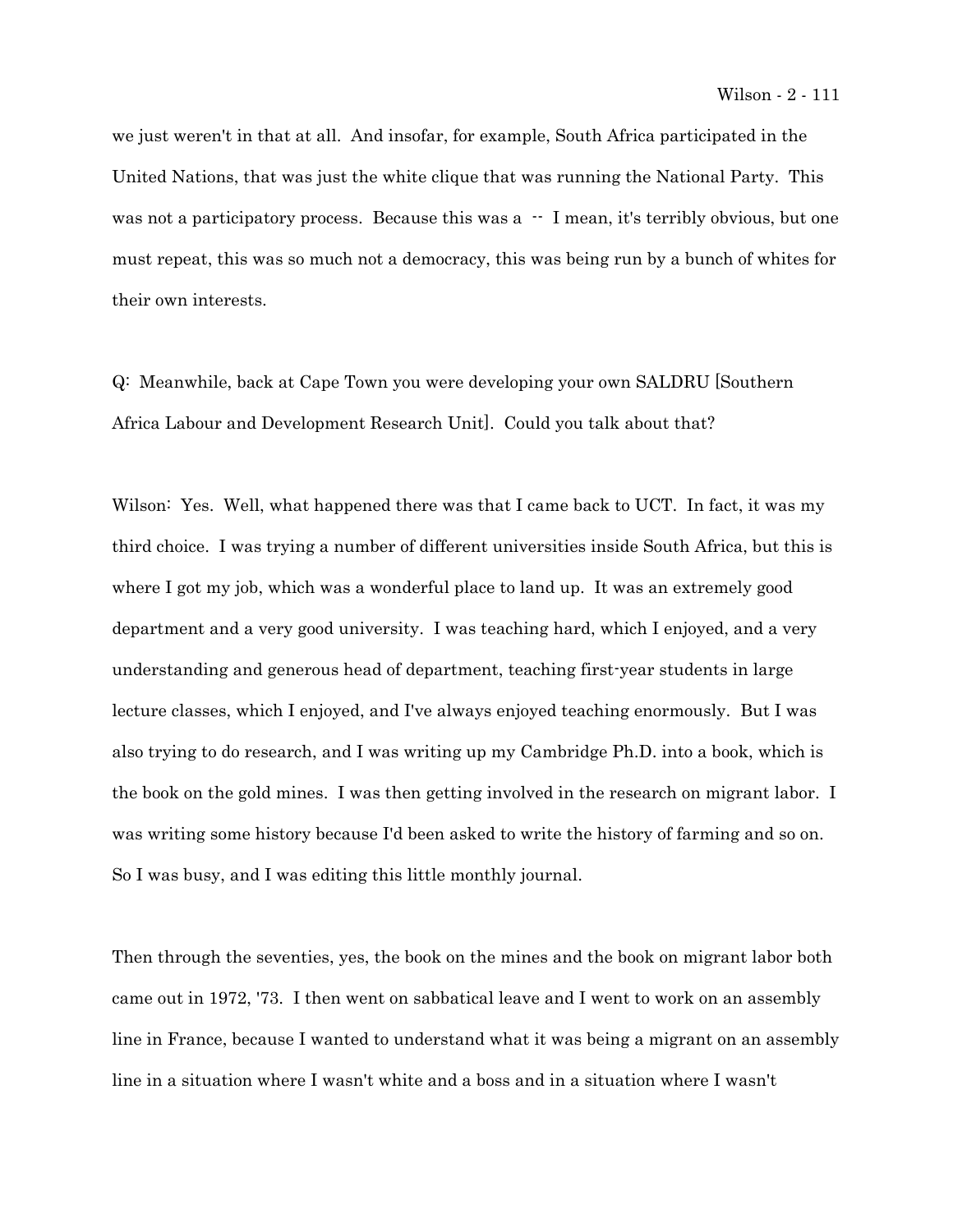we just weren't in that at all. And insofar, for example, South Africa participated in the United Nations, that was just the white clique that was running the National Party. This was not a participatory process. Because this was a -- I mean, it's terribly obvious, but one must repeat, this was so much not a democracy, this was being run by a bunch of whites for their own interests.

Q: Meanwhile, back at Cape Town you were developing your own SALDRU [Southern Africa Labour and Development Research Unit]. Could you talk about that?

Wilson: Yes. Well, what happened there was that I came back to UCT. In fact, it was my third choice. I was trying a number of different universities inside South Africa, but this is where I got my job, which was a wonderful place to land up. It was an extremely good department and a very good university. I was teaching hard, which I enjoyed, and a very understanding and generous head of department, teaching first-year students in large lecture classes, which I enjoyed, and I've always enjoyed teaching enormously. But I was also trying to do research, and I was writing up my Cambridge Ph.D. into a book, which is the book on the gold mines. I was then getting involved in the research on migrant labor. I was writing some history because I'd been asked to write the history of farming and so on. So I was busy, and I was editing this little monthly journal.

Then through the seventies, yes, the book on the mines and the book on migrant labor both came out in 1972, '73. I then went on sabbatical leave and I went to work on an assembly line in France, because I wanted to understand what it was being a migrant on an assembly line in a situation where I wasn't white and a boss and in a situation where I wasn't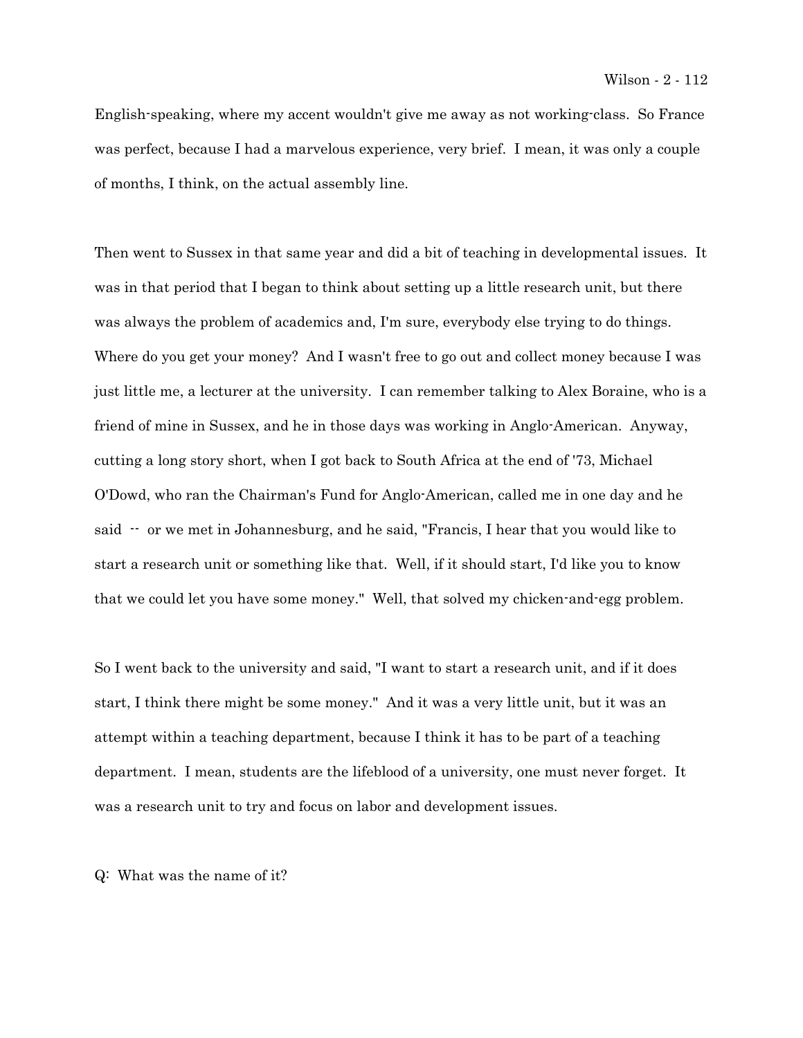English-speaking, where my accent wouldn't give me away as not working-class. So France was perfect, because I had a marvelous experience, very brief. I mean, it was only a couple of months, I think, on the actual assembly line.

Then went to Sussex in that same year and did a bit of teaching in developmental issues. It was in that period that I began to think about setting up a little research unit, but there was always the problem of academics and, I'm sure, everybody else trying to do things. Where do you get your money? And I wasn't free to go out and collect money because I was just little me, a lecturer at the university. I can remember talking to Alex Boraine, who is a friend of mine in Sussex, and he in those days was working in Anglo-American. Anyway, cutting a long story short, when I got back to South Africa at the end of '73, Michael O'Dowd, who ran the Chairman's Fund for Anglo-American, called me in one day and he said -- or we met in Johannesburg, and he said, "Francis, I hear that you would like to start a research unit or something like that. Well, if it should start, I'd like you to know that we could let you have some money." Well, that solved my chicken-and-egg problem.

So I went back to the university and said, "I want to start a research unit, and if it does start, I think there might be some money." And it was a very little unit, but it was an attempt within a teaching department, because I think it has to be part of a teaching department. I mean, students are the lifeblood of a university, one must never forget. It was a research unit to try and focus on labor and development issues.

Q: What was the name of it?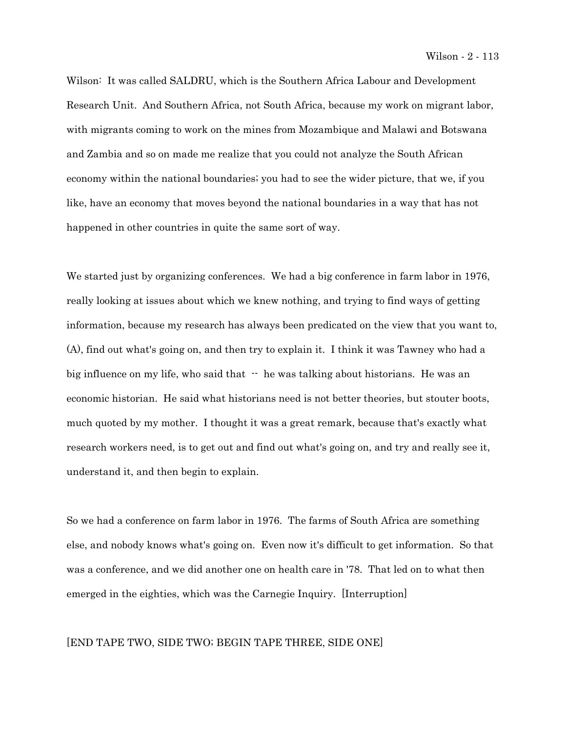Wilson: It was called SALDRU, which is the Southern Africa Labour and Development Research Unit. And Southern Africa, not South Africa, because my work on migrant labor, with migrants coming to work on the mines from Mozambique and Malawi and Botswana and Zambia and so on made me realize that you could not analyze the South African economy within the national boundaries; you had to see the wider picture, that we, if you like, have an economy that moves beyond the national boundaries in a way that has not happened in other countries in quite the same sort of way.

We started just by organizing conferences. We had a big conference in farm labor in 1976, really looking at issues about which we knew nothing, and trying to find ways of getting information, because my research has always been predicated on the view that you want to, (A), find out what's going on, and then try to explain it. I think it was Tawney who had a big influence on my life, who said that -- he was talking about historians. He was an economic historian. He said what historians need is not better theories, but stouter boots, much quoted by my mother. I thought it was a great remark, because that's exactly what research workers need, is to get out and find out what's going on, and try and really see it, understand it, and then begin to explain.

So we had a conference on farm labor in 1976. The farms of South Africa are something else, and nobody knows what's going on. Even now it's difficult to get information. So that was a conference, and we did another one on health care in '78. That led on to what then emerged in the eighties, which was the Carnegie Inquiry. [Interruption]

[END TAPE TWO, SIDE TWO; BEGIN TAPE THREE, SIDE ONE]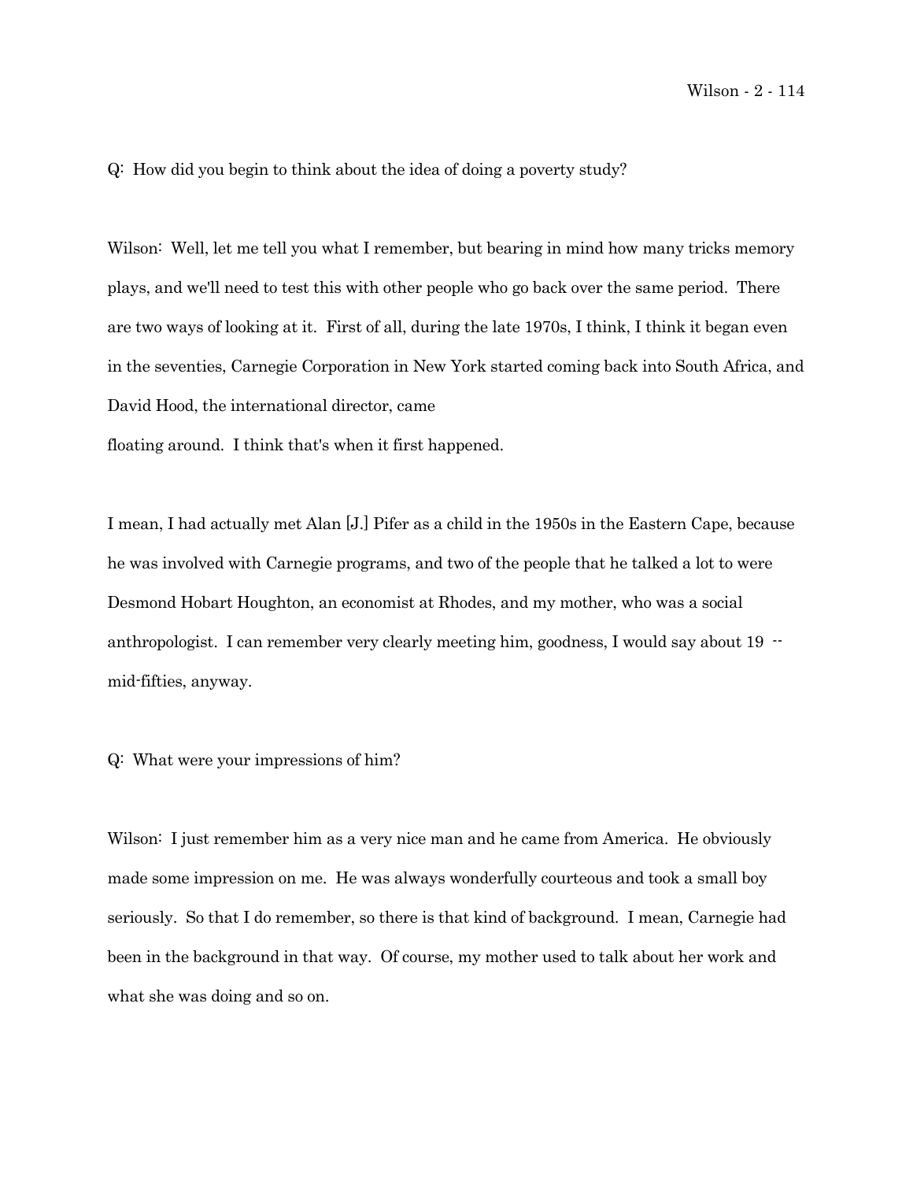Q: How did you begin to think about the idea of doing a poverty study?

Wilson: Well, let me tell you what I remember, but bearing in mind how many tricks memory plays, and we'll need to test this with other people who go back over the same period. There are two ways of looking at it. First of all, during the late 1970s, I think, I think it began even in the seventies, Carnegie Corporation in New York started coming back into South Africa, and David Hood, the international director, came floating around. I think that's when it first happened.

I mean, I had actually met Alan [J.] Pifer as a child in the 1950s in the Eastern Cape, because he was involved with Carnegie programs, and two of the people that he talked a lot to were Desmond Hobart Houghton, an economist at Rhodes, and my mother, who was a social anthropologist. I can remember very clearly meeting him, goodness, I would say about 19 -- mid-fifties, anyway.

Q: What were your impressions of him?

Wilson: I just remember him as a very nice man and he came from America. He obviously made some impression on me. He was always wonderfully courteous and took a small boy seriously. So that I do remember, so there is that kind of background. I mean, Carnegie had been in the background in that way. Of course, my mother used to talk about her work and what she was doing and so on.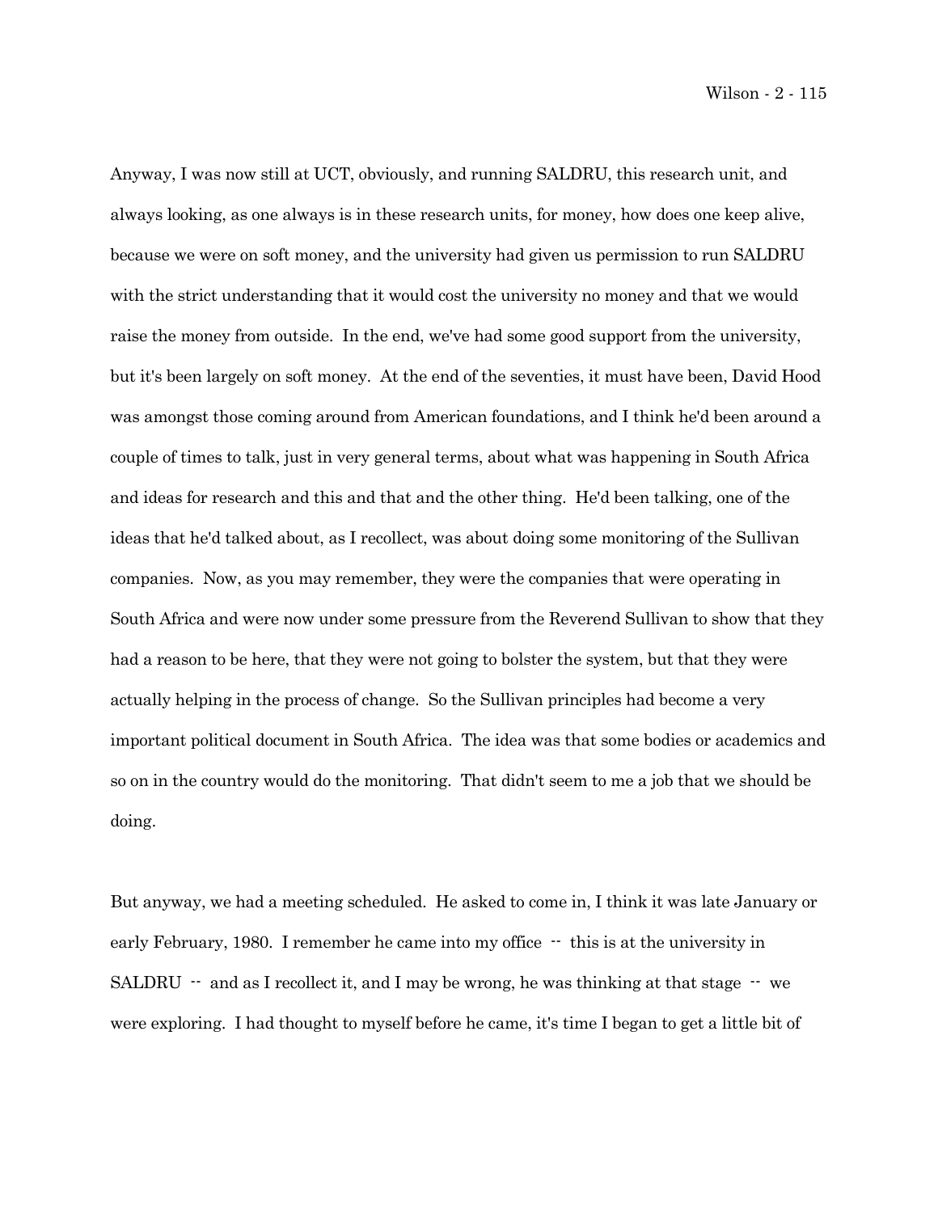Anyway, I was now still at UCT, obviously, and running SALDRU, this research unit, and always looking, as one always is in these research units, for money, how does one keep alive, because we were on soft money, and the university had given us permission to run SALDRU with the strict understanding that it would cost the university no money and that we would raise the money from outside. In the end, we've had some good support from the university, but it's been largely on soft money. At the end of the seventies, it must have been, David Hood was amongst those coming around from American foundations, and I think he'd been around a couple of times to talk, just in very general terms, about what was happening in South Africa and ideas for research and this and that and the other thing. He'd been talking, one of the ideas that he'd talked about, as I recollect, was about doing some monitoring of the Sullivan companies. Now, as you may remember, they were the companies that were operating in South Africa and were now under some pressure from the Reverend Sullivan to show that they had a reason to be here, that they were not going to bolster the system, but that they were actually helping in the process of change. So the Sullivan principles had become a very important political document in South Africa. The idea was that some bodies or academics and so on in the country would do the monitoring. That didn't seem to me a job that we should be doing.

But anyway, we had a meeting scheduled. He asked to come in, I think it was late January or early February, 1980. I remember he came into my office -- this is at the university in SALDRU -- and as I recollect it, and I may be wrong, he was thinking at that stage -- we were exploring. I had thought to myself before he came, it's time I began to get a little bit of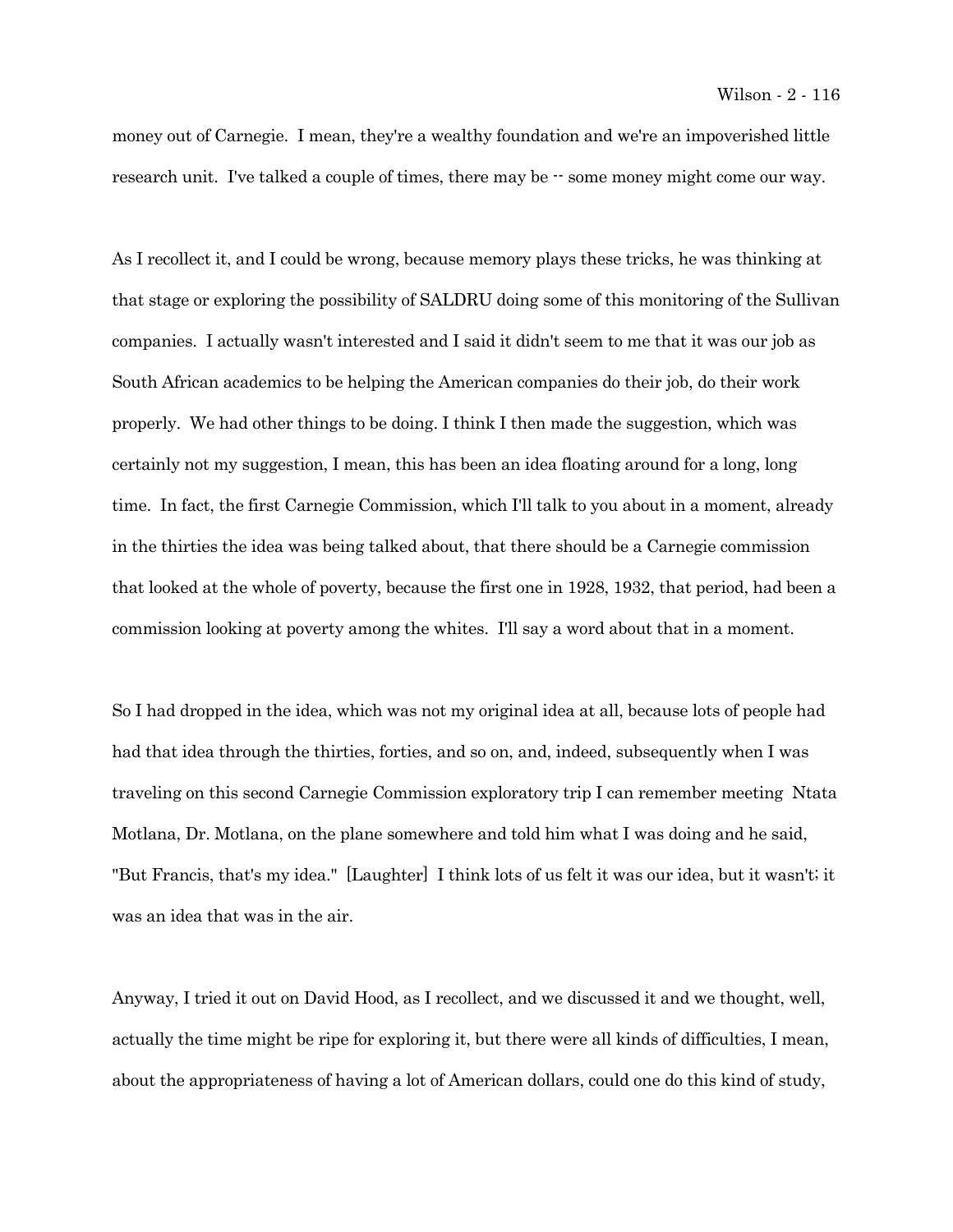money out of Carnegie. I mean, they're a wealthy foundation and we're an impoverished little research unit. I've talked a couple of times, there may be -- some money might come our way.

As I recollect it, and I could be wrong, because memory plays these tricks, he was thinking at that stage or exploring the possibility of SALDRU doing some of this monitoring of the Sullivan companies. I actually wasn't interested and I said it didn't seem to me that it was our job as South African academics to be helping the American companies do their job, do their work properly. We had other things to be doing. I think I then made the suggestion, which was certainly not my suggestion, I mean, this has been an idea floating around for a long, long time. In fact, the first Carnegie Commission, which I'll talk to you about in a moment, already in the thirties the idea was being talked about, that there should be a Carnegie commission that looked at the whole of poverty, because the first one in 1928, 1932, that period, had been a commission looking at poverty among the whites. I'll say a word about that in a moment.

So I had dropped in the idea, which was not my original idea at all, because lots of people had had that idea through the thirties, forties, and so on, and, indeed, subsequently when I was traveling on this second Carnegie Commission exploratory trip I can remember meeting Ntata Motlana, Dr. Motlana, on the plane somewhere and told him what I was doing and he said, "But Francis, that's my idea." [Laughter] I think lots of us felt it was our idea, but it wasn't; it was an idea that was in the air.

Anyway, I tried it out on David Hood, as I recollect, and we discussed it and we thought, well, actually the time might be ripe for exploring it, but there were all kinds of difficulties, I mean, about the appropriateness of having a lot of American dollars, could one do this kind of study,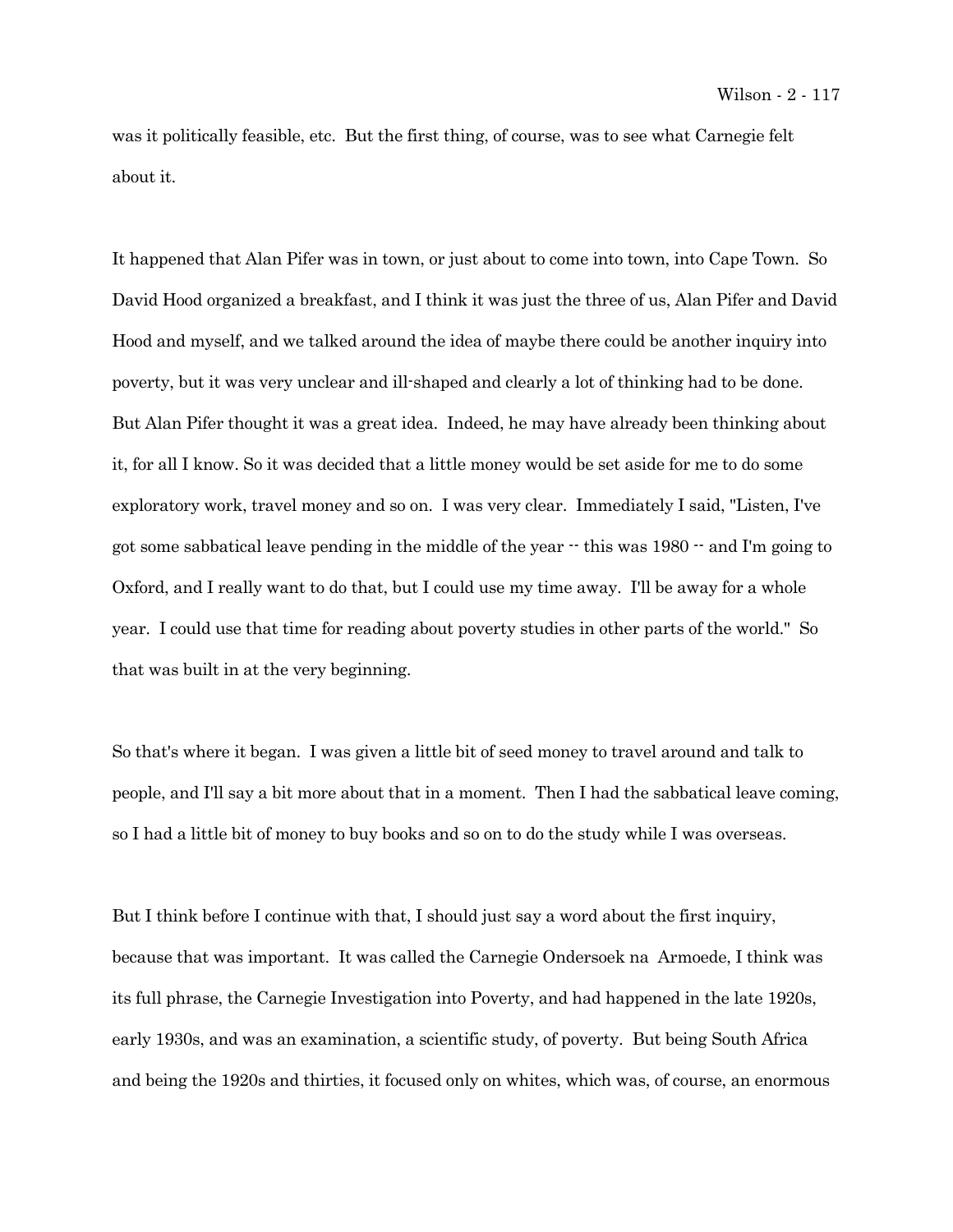was it politically feasible, etc. But the first thing, of course, was to see what Carnegie felt about it.

It happened that Alan Pifer was in town, or just about to come into town, into Cape Town. So David Hood organized a breakfast, and I think it was just the three of us, Alan Pifer and David Hood and myself, and we talked around the idea of maybe there could be another inquiry into poverty, but it was very unclear and ill-shaped and clearly a lot of thinking had to be done. But Alan Pifer thought it was a great idea. Indeed, he may have already been thinking about it, for all I know. So it was decided that a little money would be set aside for me to do some exploratory work, travel money and so on. I was very clear. Immediately I said, "Listen, I've got some sabbatical leave pending in the middle of the year -- this was 1980 -- and I'm going to Oxford, and I really want to do that, but I could use my time away. I'll be away for a whole year. I could use that time for reading about poverty studies in other parts of the world." So that was built in at the very beginning.

So that's where it began. I was given a little bit of seed money to travel around and talk to people, and I'll say a bit more about that in a moment. Then I had the sabbatical leave coming, so I had a little bit of money to buy books and so on to do the study while I was overseas.

But I think before I continue with that, I should just say a word about the first inquiry, because that was important. It was called the Carnegie Ondersoek na Armoede, I think was its full phrase, the Carnegie Investigation into Poverty, and had happened in the late 1920s, early 1930s, and was an examination, a scientific study, of poverty. But being South Africa and being the 1920s and thirties, it focused only on whites, which was, of course, an enormous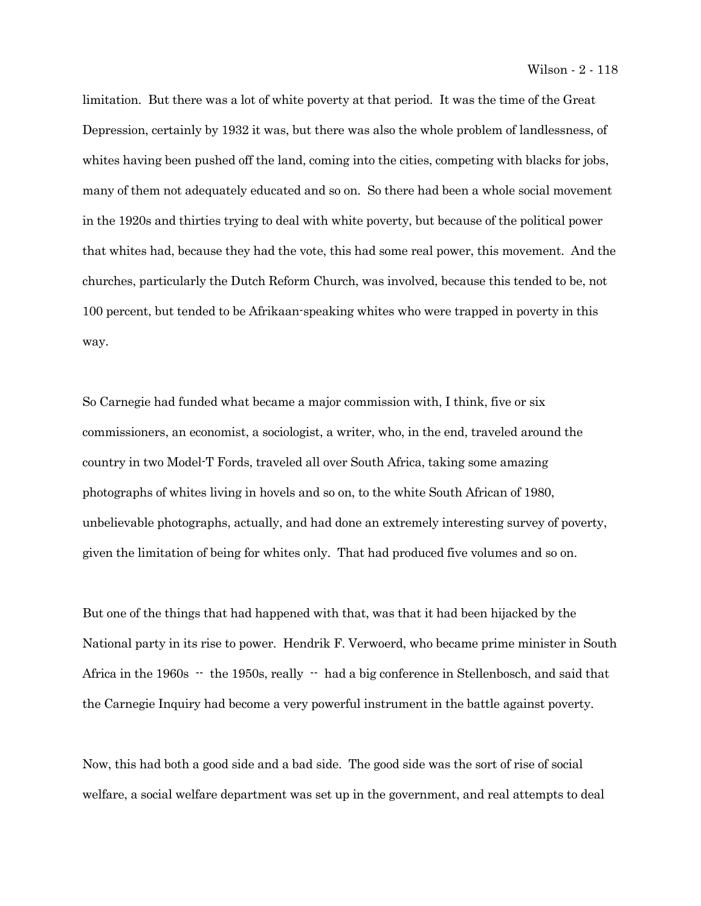limitation. But there was a lot of white poverty at that period. It was the time of the Great Depression, certainly by 1932 it was, but there was also the whole problem of landlessness, of whites having been pushed off the land, coming into the cities, competing with blacks for jobs, many of them not adequately educated and so on. So there had been a whole social movement in the 1920s and thirties trying to deal with white poverty, but because of the political power that whites had, because they had the vote, this had some real power, this movement. And the churches, particularly the Dutch Reform Church, was involved, because this tended to be, not 100 percent, but tended to be Afrikaan-speaking whites who were trapped in poverty in this way.

So Carnegie had funded what became a major commission with, I think, five or six commissioners, an economist, a sociologist, a writer, who, in the end, traveled around the country in two Model-T Fords, traveled all over South Africa, taking some amazing photographs of whites living in hovels and so on, to the white South African of 1980, unbelievable photographs, actually, and had done an extremely interesting survey of poverty, given the limitation of being for whites only. That had produced five volumes and so on.

But one of the things that had happened with that, was that it had been hijacked by the National party in its rise to power. Hendrik F. Verwoerd, who became prime minister in South Africa in the 1960s -- the 1950s, really -- had a big conference in Stellenbosch, and said that the Carnegie Inquiry had become a very powerful instrument in the battle against poverty.

Now, this had both a good side and a bad side. The good side was the sort of rise of social welfare, a social welfare department was set up in the government, and real attempts to deal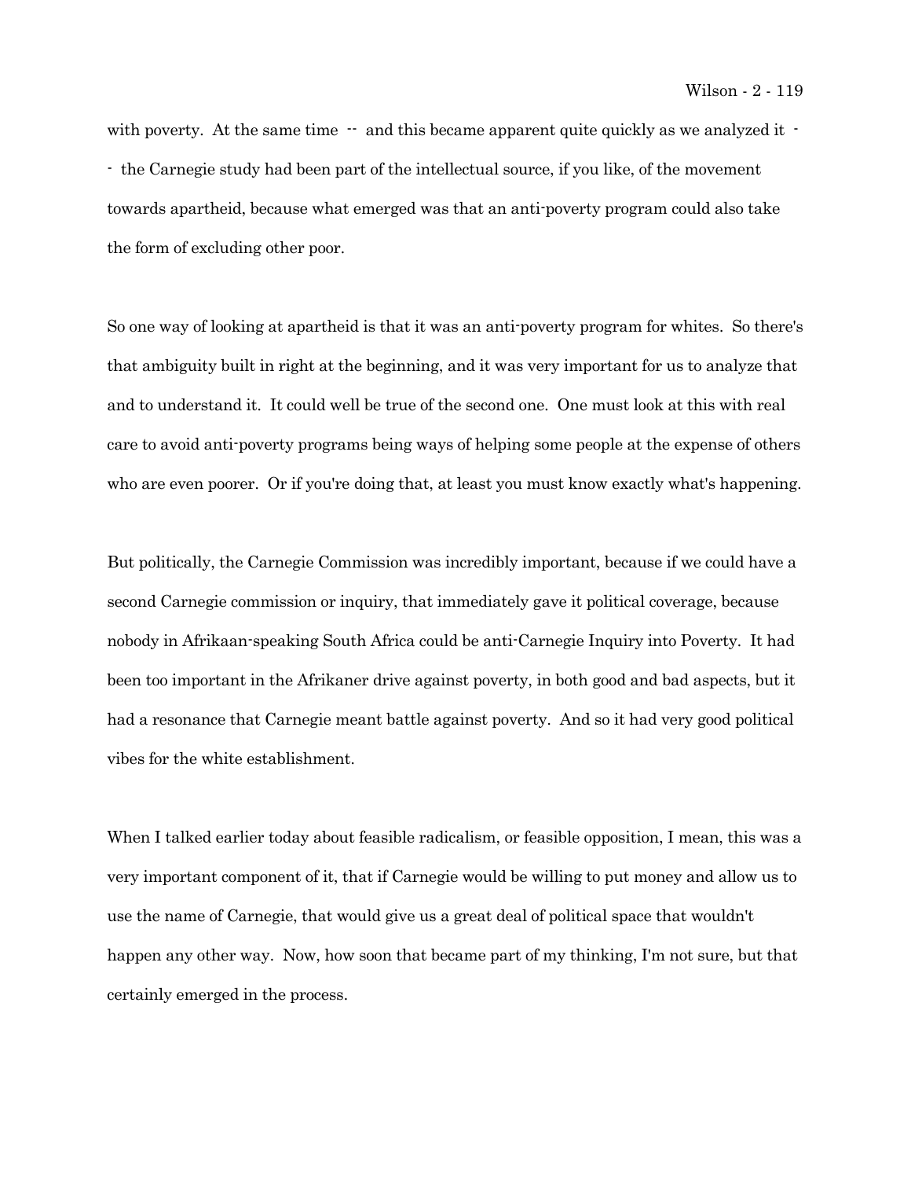with poverty. At the same time -- and this became apparent quite quickly as we analyzed it -- the Carnegie study had been part of the intellectual source, if you like, of the movement towards apartheid, because what emerged was that an anti-poverty program could also take the form of excluding other poor.

So one way of looking at apartheid is that it was an anti-poverty program for whites. So there's that ambiguity built in right at the beginning, and it was very important for us to analyze that and to understand it. It could well be true of the second one. One must look at this with real care to avoid anti-poverty programs being ways of helping some people at the expense of others who are even poorer. Or if you're doing that, at least you must know exactly what's happening.

But politically, the Carnegie Commission was incredibly important, because if we could have a second Carnegie commission or inquiry, that immediately gave it political coverage, because nobody in Afrikaan-speaking South Africa could be anti-Carnegie Inquiry into Poverty. It had been too important in the Afrikaner drive against poverty, in both good and bad aspects, but it had a resonance that Carnegie meant battle against poverty. And so it had very good political vibes for the white establishment.

When I talked earlier today about feasible radicalism, or feasible opposition, I mean, this was a very important component of it, that if Carnegie would be willing to put money and allow us to use the name of Carnegie, that would give us a great deal of political space that wouldn't happen any other way. Now, how soon that became part of my thinking, I'm not sure, but that certainly emerged in the process.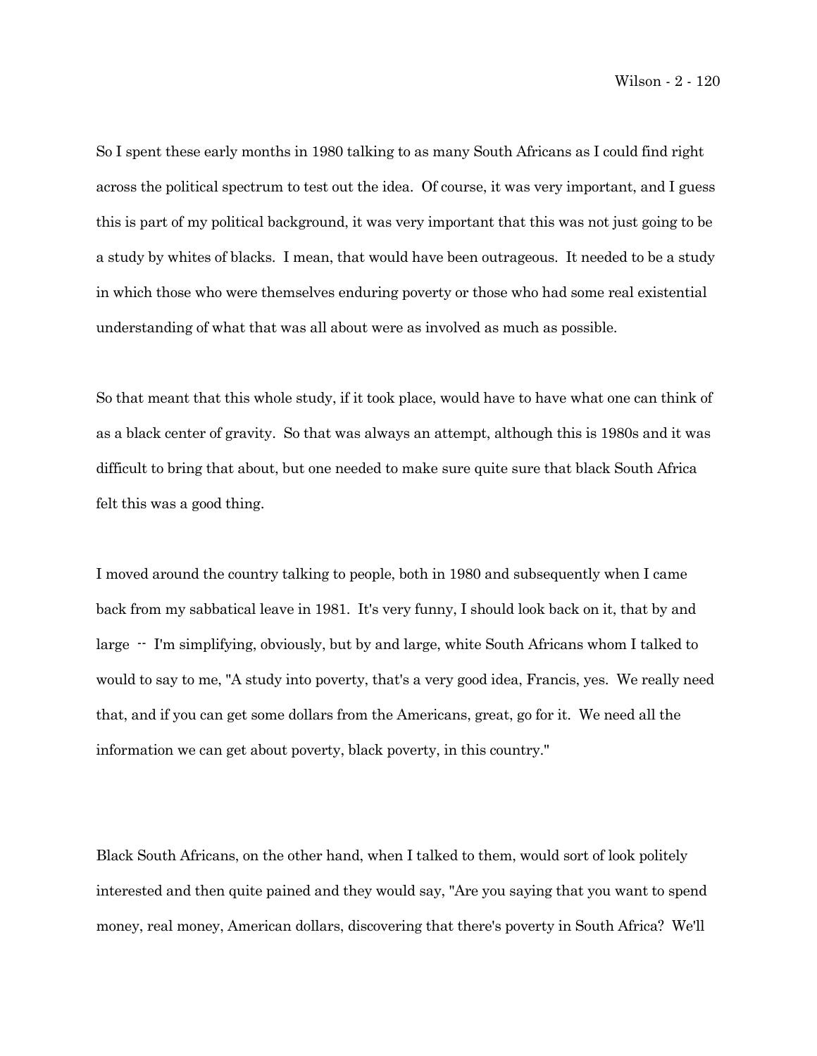So I spent these early months in 1980 talking to as many South Africans as I could find right across the political spectrum to test out the idea. Of course, it was very important, and I guess this is part of my political background, it was very important that this was not just going to be a study by whites of blacks. I mean, that would have been outrageous. It needed to be a study in which those who were themselves enduring poverty or those who had some real existential understanding of what that was all about were as involved as much as possible.

So that meant that this whole study, if it took place, would have to have what one can think of as a black center of gravity. So that was always an attempt, although this is 1980s and it was difficult to bring that about, but one needed to make sure quite sure that black South Africa felt this was a good thing.

I moved around the country talking to people, both in 1980 and subsequently when I came back from my sabbatical leave in 1981. It's very funny, I should look back on it, that by and large -- I'm simplifying, obviously, but by and large, white South Africans whom I talked to would to say to me, "A study into poverty, that's a very good idea, Francis, yes. We really need that, and if you can get some dollars from the Americans, great, go for it. We need all the information we can get about poverty, black poverty, in this country."

Black South Africans, on the other hand, when I talked to them, would sort of look politely interested and then quite pained and they would say, "Are you saying that you want to spend money, real money, American dollars, discovering that there's poverty in South Africa? We'll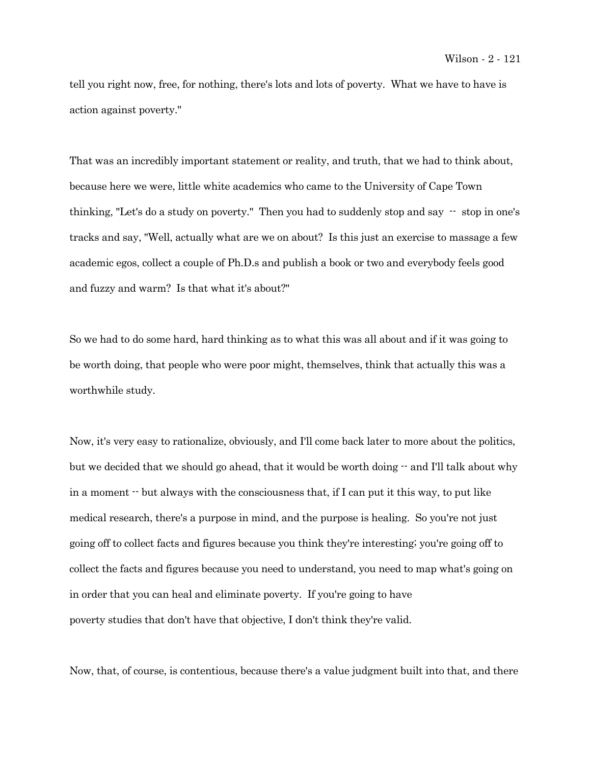tell you right now, free, for nothing, there's lots and lots of poverty. What we have to have is action against poverty."

That was an incredibly important statement or reality, and truth, that we had to think about, because here we were, little white academics who came to the University of Cape Town thinking, "Let's do a study on poverty." Then you had to suddenly stop and say -- stop in one's tracks and say, "Well, actually what are we on about? Is this just an exercise to massage a few academic egos, collect a couple of Ph.D.s and publish a book or two and everybody feels good and fuzzy and warm? Is that what it's about?"

So we had to do some hard, hard thinking as to what this was all about and if it was going to be worth doing, that people who were poor might, themselves, think that actually this was a worthwhile study.

Now, it's very easy to rationalize, obviously, and I'll come back later to more about the politics, but we decided that we should go ahead, that it would be worth doing -- and I'll talk about why in a moment -- but always with the consciousness that, if I can put it this way, to put like medical research, there's a purpose in mind, and the purpose is healing. So you're not just going off to collect facts and figures because you think they're interesting; you're going off to collect the facts and figures because you need to understand, you need to map what's going on in order that you can heal and eliminate poverty. If you're going to have poverty studies that don't have that objective, I don't think they're valid.

Now, that, of course, is contentious, because there's a value judgment built into that, and there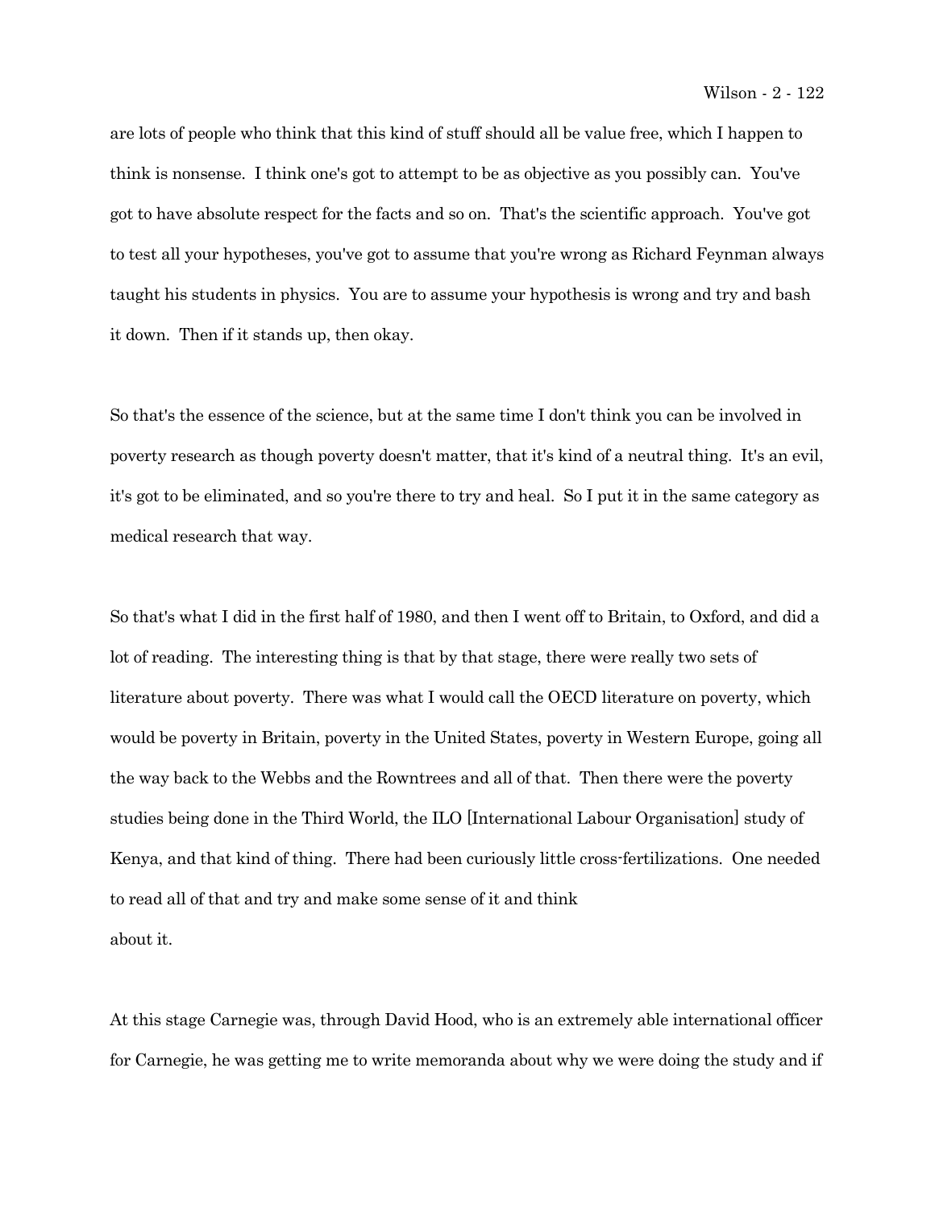are lots of people who think that this kind of stuff should all be value free, which I happen to think is nonsense. I think one's got to attempt to be as objective as you possibly can. You've got to have absolute respect for the facts and so on. That's the scientific approach. You've got to test all your hypotheses, you've got to assume that you're wrong as Richard Feynman always taught his students in physics. You are to assume your hypothesis is wrong and try and bash it down. Then if it stands up, then okay.

So that's the essence of the science, but at the same time I don't think you can be involved in poverty research as though poverty doesn't matter, that it's kind of a neutral thing. It's an evil, it's got to be eliminated, and so you're there to try and heal. So I put it in the same category as medical research that way.

So that's what I did in the first half of 1980, and then I went off to Britain, to Oxford, and did a lot of reading. The interesting thing is that by that stage, there were really two sets of literature about poverty. There was what I would call the OECD literature on poverty, which would be poverty in Britain, poverty in the United States, poverty in Western Europe, going all the way back to the Webbs and the Rowntrees and all of that. Then there were the poverty studies being done in the Third World, the ILO [International Labour Organisation] study of Kenya, and that kind of thing. There had been curiously little cross-fertilizations. One needed to read all of that and try and make some sense of it and think about it.

At this stage Carnegie was, through David Hood, who is an extremely able international officer for Carnegie, he was getting me to write memoranda about why we were doing the study and if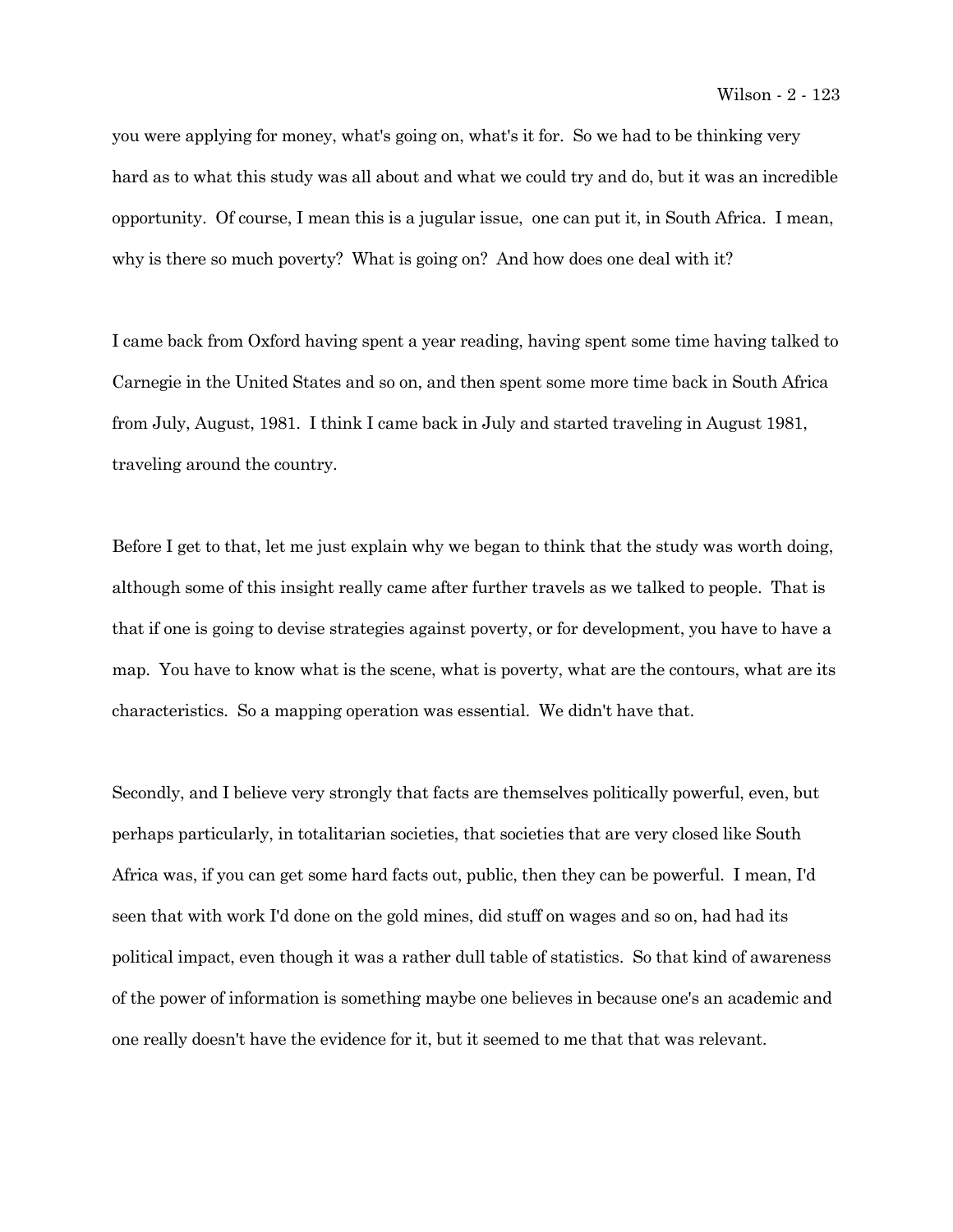you were applying for money, what's going on, what's it for. So we had to be thinking very hard as to what this study was all about and what we could try and do, but it was an incredible opportunity. Of course, I mean this is a jugular issue, one can put it, in South Africa. I mean, why is there so much poverty? What is going on? And how does one deal with it?

I came back from Oxford having spent a year reading, having spent some time having talked to Carnegie in the United States and so on, and then spent some more time back in South Africa from July, August, 1981. I think I came back in July and started traveling in August 1981, traveling around the country.

Before I get to that, let me just explain why we began to think that the study was worth doing, although some of this insight really came after further travels as we talked to people. That is that if one is going to devise strategies against poverty, or for development, you have to have a map. You have to know what is the scene, what is poverty, what are the contours, what are its characteristics. So a mapping operation was essential. We didn't have that.

Secondly, and I believe very strongly that facts are themselves politically powerful, even, but perhaps particularly, in totalitarian societies, that societies that are very closed like South Africa was, if you can get some hard facts out, public, then they can be powerful. I mean, I'd seen that with work I'd done on the gold mines, did stuff on wages and so on, had had its political impact, even though it was a rather dull table of statistics. So that kind of awareness of the power of information is something maybe one believes in because one's an academic and one really doesn't have the evidence for it, but it seemed to me that that was relevant.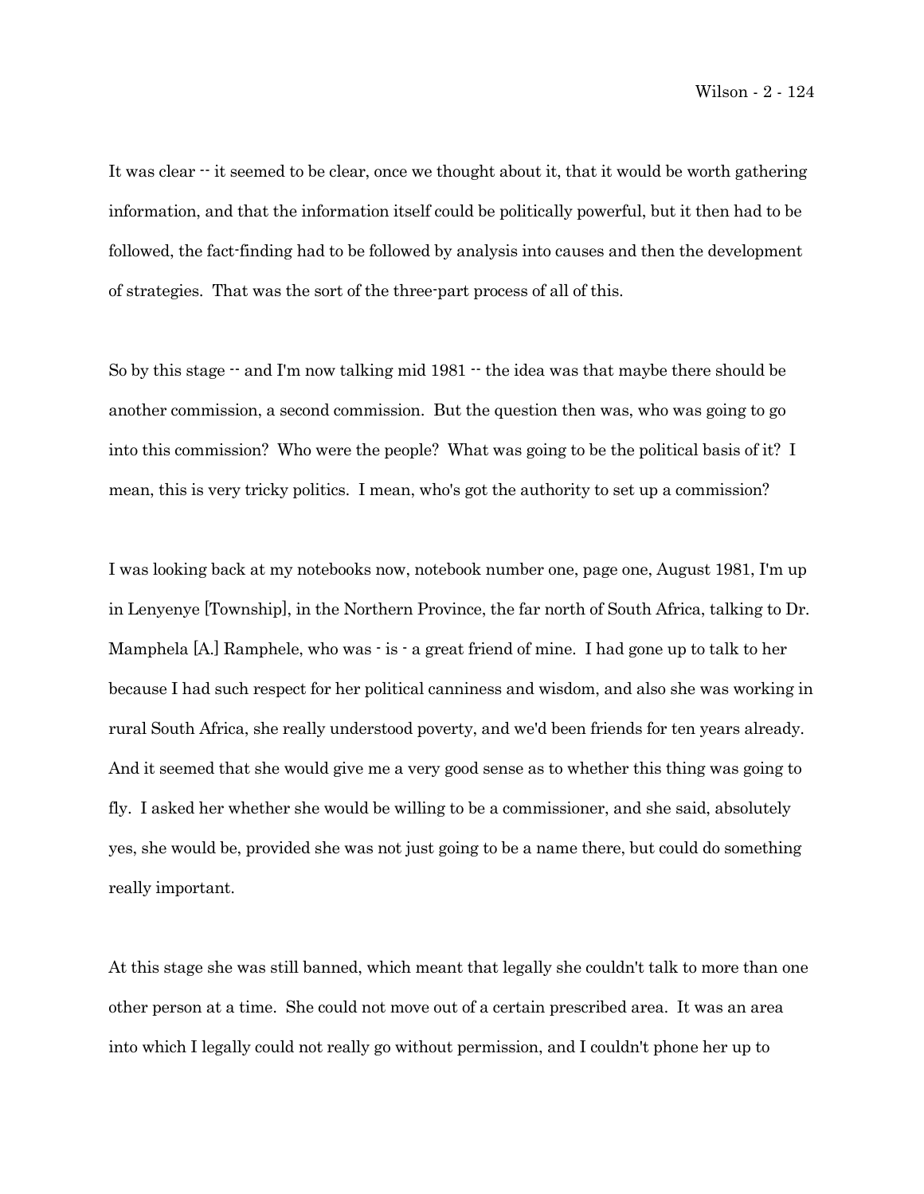It was clear -- it seemed to be clear, once we thought about it, that it would be worth gathering information, and that the information itself could be politically powerful, but it then had to be followed, the fact-finding had to be followed by analysis into causes and then the development of strategies. That was the sort of the three-part process of all of this.

So by this stage -- and I'm now talking mid 1981 -- the idea was that maybe there should be another commission, a second commission. But the question then was, who was going to go into this commission? Who were the people? What was going to be the political basis of it? I mean, this is very tricky politics. I mean, who's got the authority to set up a commission?

I was looking back at my notebooks now, notebook number one, page one, August 1981, I'm up in Lenyenye [Township], in the Northern Province, the far north of South Africa, talking to Dr. Mamphela [A.] Ramphele, who was - is - a great friend of mine. I had gone up to talk to her because I had such respect for her political canniness and wisdom, and also she was working in rural South Africa, she really understood poverty, and we'd been friends for ten years already. And it seemed that she would give me a very good sense as to whether this thing was going to fly. I asked her whether she would be willing to be a commissioner, and she said, absolutely yes, she would be, provided she was not just going to be a name there, but could do something really important.

At this stage she was still banned, which meant that legally she couldn't talk to more than one other person at a time. She could not move out of a certain prescribed area. It was an area into which I legally could not really go without permission, and I couldn't phone her up to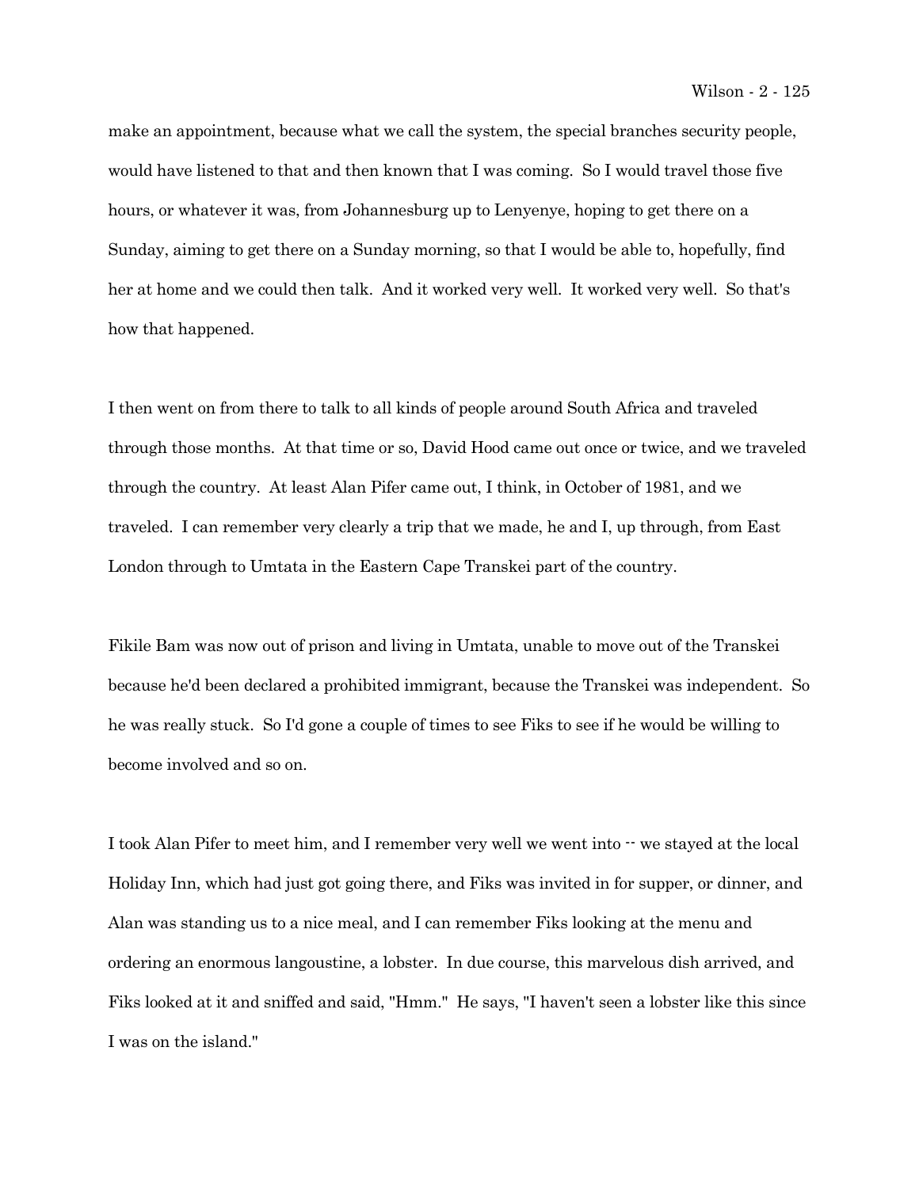make an appointment, because what we call the system, the special branches security people, would have listened to that and then known that I was coming. So I would travel those five hours, or whatever it was, from Johannesburg up to Lenyenye, hoping to get there on a Sunday, aiming to get there on a Sunday morning, so that I would be able to, hopefully, find her at home and we could then talk. And it worked very well. It worked very well. So that's how that happened.

I then went on from there to talk to all kinds of people around South Africa and traveled through those months. At that time or so, David Hood came out once or twice, and we traveled through the country. At least Alan Pifer came out, I think, in October of 1981, and we traveled. I can remember very clearly a trip that we made, he and I, up through, from East London through to Umtata in the Eastern Cape Transkei part of the country.

Fikile Bam was now out of prison and living in Umtata, unable to move out of the Transkei because he'd been declared a prohibited immigrant, because the Transkei was independent. So he was really stuck. So I'd gone a couple of times to see Fiks to see if he would be willing to become involved and so on.

I took Alan Pifer to meet him, and I remember very well we went into -- we stayed at the local Holiday Inn, which had just got going there, and Fiks was invited in for supper, or dinner, and Alan was standing us to a nice meal, and I can remember Fiks looking at the menu and ordering an enormous langoustine, a lobster. In due course, this marvelous dish arrived, and Fiks looked at it and sniffed and said, "Hmm." He says, "I haven't seen a lobster like this since I was on the island."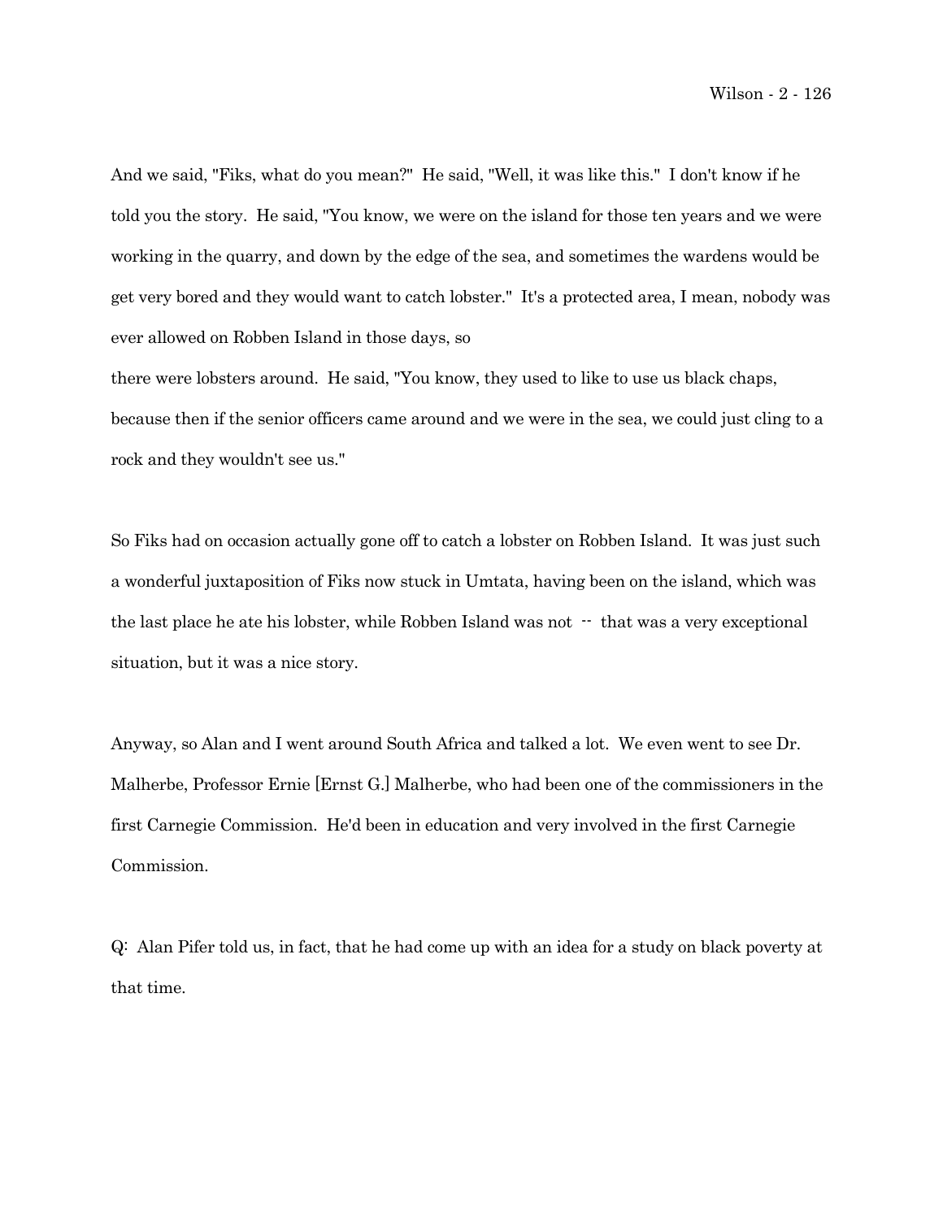And we said, "Fiks, what do you mean?" He said, "Well, it was like this." I don't know if he told you the story. He said, "You know, we were on the island for those ten years and we were working in the quarry, and down by the edge of the sea, and sometimes the wardens would be get very bored and they would want to catch lobster." It's a protected area, I mean, nobody was ever allowed on Robben Island in those days, so there were lobsters around. He said, "You know, they used to like to use us black chaps, because then if the senior officers came around and we were in the sea, we could just cling to a rock and they wouldn't see us."

So Fiks had on occasion actually gone off to catch a lobster on Robben Island. It was just such a wonderful juxtaposition of Fiks now stuck in Umtata, having been on the island, which was the last place he ate his lobster, while Robben Island was not -- that was a very exceptional situation, but it was a nice story.

Anyway, so Alan and I went around South Africa and talked a lot. We even went to see Dr. Malherbe, Professor Ernie [Ernst G.] Malherbe, who had been one of the commissioners in the first Carnegie Commission. He'd been in education and very involved in the first Carnegie Commission.

Q: Alan Pifer told us, in fact, that he had come up with an idea for a study on black poverty at that time.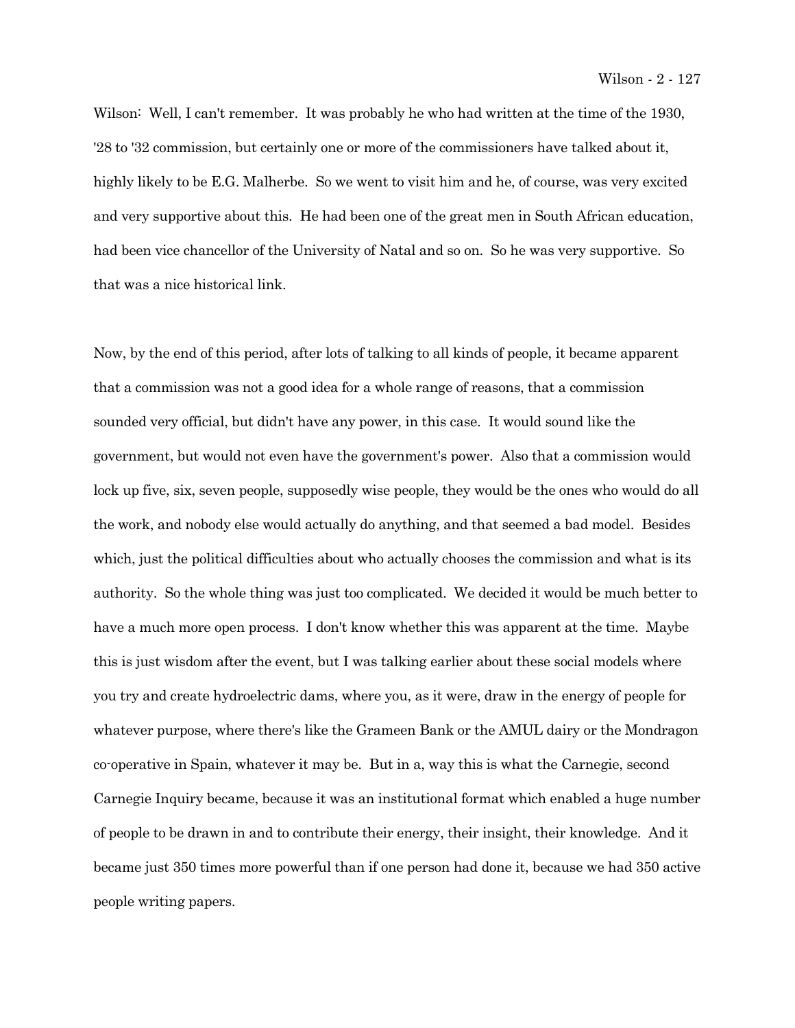Wilson: Well, I can't remember. It was probably he who had written at the time of the 1930, '28 to '32 commission, but certainly one or more of the commissioners have talked about it, highly likely to be E.G. Malherbe. So we went to visit him and he, of course, was very excited and very supportive about this. He had been one of the great men in South African education, had been vice chancellor of the University of Natal and so on. So he was very supportive. So that was a nice historical link.

Now, by the end of this period, after lots of talking to all kinds of people, it became apparent that a commission was not a good idea for a whole range of reasons, that a commission sounded very official, but didn't have any power, in this case. It would sound like the government, but would not even have the government's power. Also that a commission would lock up five, six, seven people, supposedly wise people, they would be the ones who would do all the work, and nobody else would actually do anything, and that seemed a bad model. Besides which, just the political difficulties about who actually chooses the commission and what is its authority. So the whole thing was just too complicated. We decided it would be much better to have a much more open process. I don't know whether this was apparent at the time. Maybe this is just wisdom after the event, but I was talking earlier about these social models where you try and create hydroelectric dams, where you, as it were, draw in the energy of people for whatever purpose, where there's like the Grameen Bank or the AMUL dairy or the Mondragon co-operative in Spain, whatever it may be. But in a, way this is what the Carnegie, second Carnegie Inquiry became, because it was an institutional format which enabled a huge number of people to be drawn in and to contribute their energy, their insight, their knowledge. And it became just 350 times more powerful than if one person had done it, because we had 350 active people writing papers.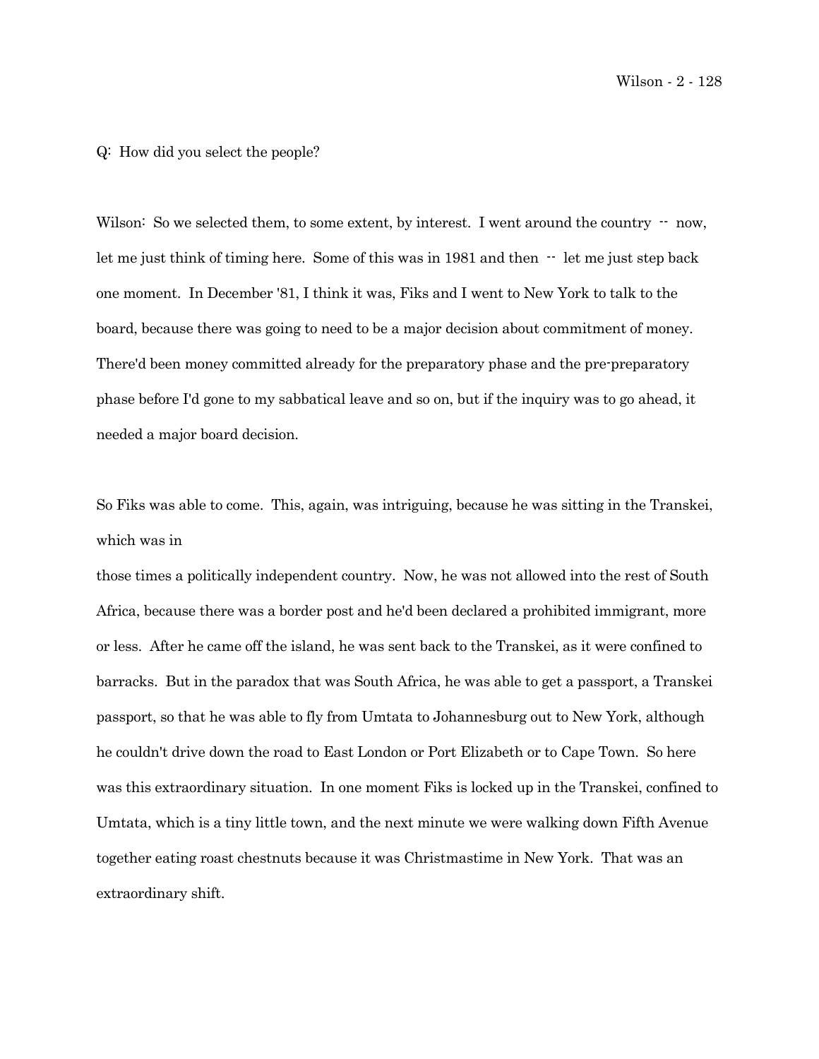Q: How did you select the people?

Wilson: So we selected them, to some extent, by interest. I went around the country -- now, let me just think of timing here. Some of this was in 1981 and then -- let me just step back one moment. In December '81, I think it was, Fiks and I went to New York to talk to the board, because there was going to need to be a major decision about commitment of money. There'd been money committed already for the preparatory phase and the pre-preparatory phase before I'd gone to my sabbatical leave and so on, but if the inquiry was to go ahead, it needed a major board decision.

So Fiks was able to come. This, again, was intriguing, because he was sitting in the Transkei, which was in those times a politically independent country. Now, he was not allowed into the rest of South Africa, because there was a border post and he'd been declared a prohibited immigrant, more or less. After he came off the island, he was sent back to the Transkei, as it were confined to barracks. But in the paradox that was South Africa, he was able to get a passport, a Transkei passport, so that he was able to fly from Umtata to Johannesburg out to New York, although he couldn't drive down the road to East London or Port Elizabeth or to Cape Town. So here was this extraordinary situation. In one moment Fiks is locked up in the Transkei, confined to Umtata, which is a tiny little town, and the next minute we were walking down Fifth Avenue together eating roast chestnuts because it was Christmastime in New York. That was an extraordinary shift.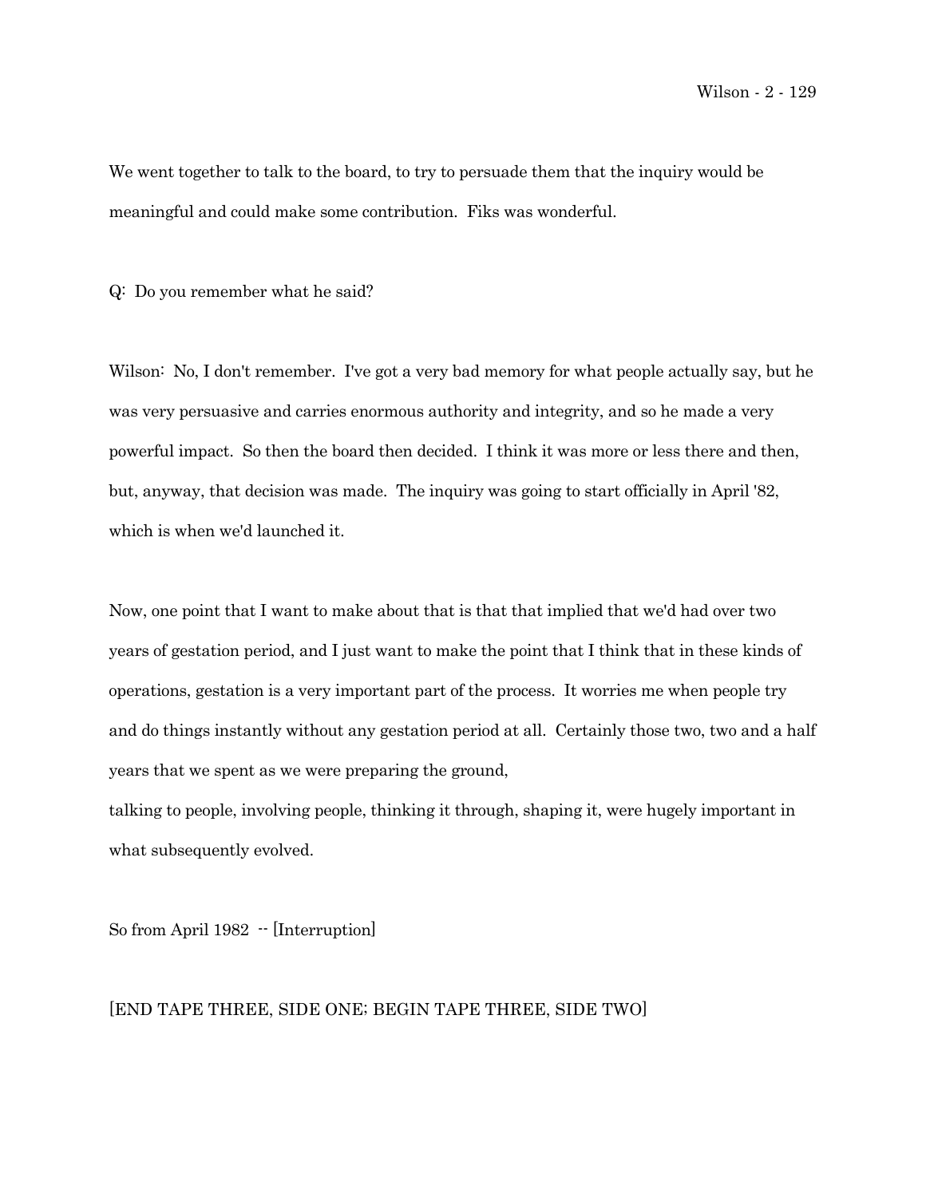We went together to talk to the board, to try to persuade them that the inquiry would be meaningful and could make some contribution. Fiks was wonderful.

Q: Do you remember what he said?

Wilson: No, I don't remember. I've got a very bad memory for what people actually say, but he was very persuasive and carries enormous authority and integrity, and so he made a very powerful impact. So then the board then decided. I think it was more or less there and then, but, anyway, that decision was made. The inquiry was going to start officially in April '82, which is when we'd launched it.

Now, one point that I want to make about that is that that implied that we'd had over two years of gestation period, and I just want to make the point that I think that in these kinds of operations, gestation is a very important part of the process. It worries me when people try and do things instantly without any gestation period at all. Certainly those two, two and a half years that we spent as we were preparing the ground, talking to people, involving people, thinking it through, shaping it, were hugely important in what subsequently evolved.

So from April 1982 -- [Interruption]

[END TAPE THREE, SIDE ONE; BEGIN TAPE THREE, SIDE TWO]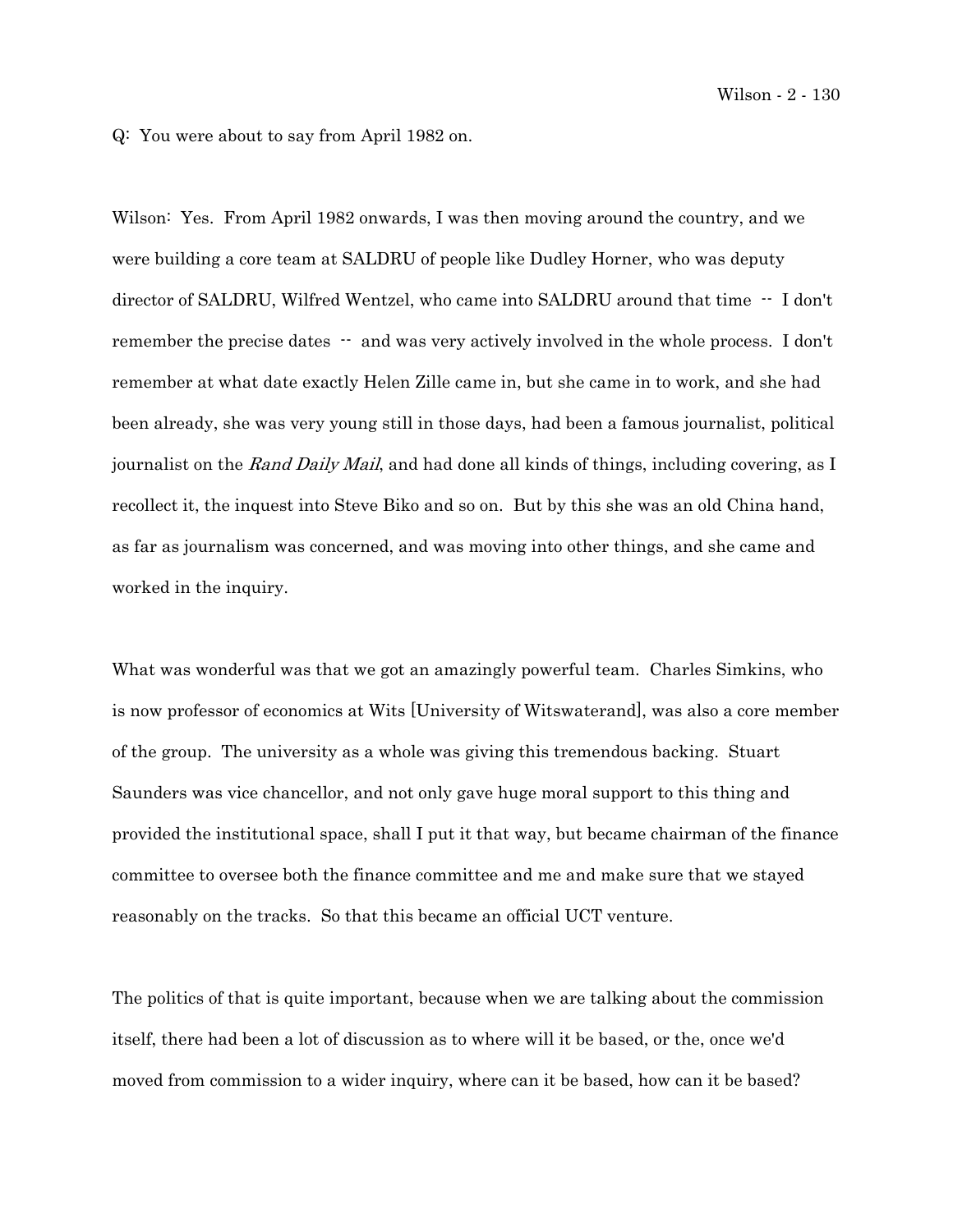Q: You were about to say from April 1982 on.

Wilson: Yes. From April 1982 onwards, I was then moving around the country, and we were building a core team at SALDRU of people like Dudley Horner, who was deputy director of SALDRU, Wilfred Wentzel, who came into SALDRU around that time -- I don't remember the precise dates -- and was very actively involved in the whole process. I don't remember at what date exactly Helen Zille came in, but she came in to work, and she had been already, she was very young still in those days, had been a famous journalist, political journalist on the *Rand Daily Mail*, and had done all kinds of things, including covering, as I recollect it, the inquest into Steve Biko and so on. But by this she was an old China hand, as far as journalism was concerned, and was moving into other things, and she came and worked in the inquiry.

What was wonderful was that we got an amazingly powerful team. Charles Simkins, who is now professor of economics at Wits [University of Witswaterand], was also a core member of the group. The university as a whole was giving this tremendous backing. Stuart Saunders was vice chancellor, and not only gave huge moral support to this thing and provided the institutional space, shall I put it that way, but became chairman of the finance committee to oversee both the finance committee and me and make sure that we stayed reasonably on the tracks. So that this became an official UCT venture.

The politics of that is quite important, because when we are talking about the commission itself, there had been a lot of discussion as to where will it be based, or the, once we'd moved from commission to a wider inquiry, where can it be based, how can it be based?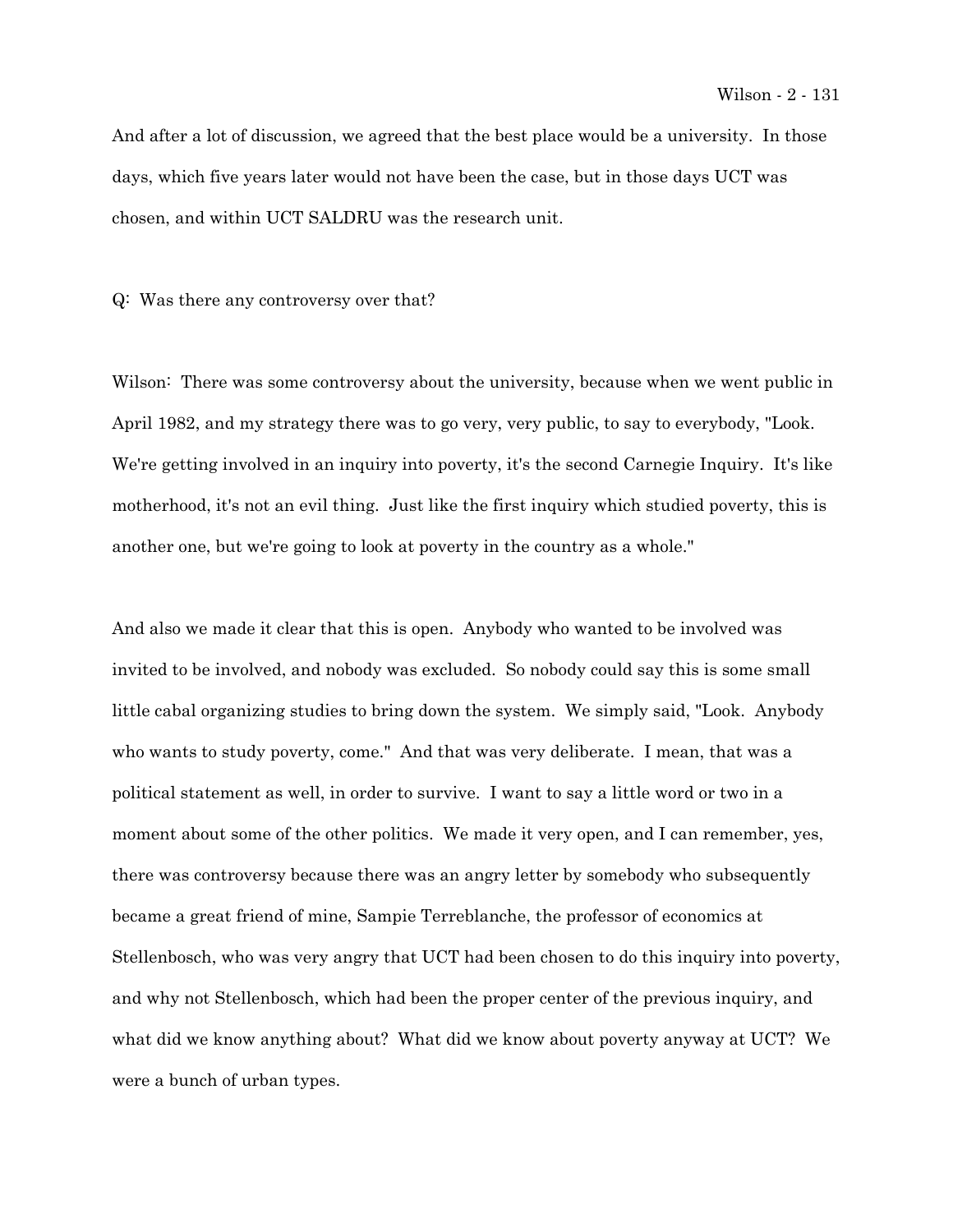And after a lot of discussion, we agreed that the best place would be a university. In those days, which five years later would not have been the case, but in those days UCT was chosen, and within UCT SALDRU was the research unit.

Q: Was there any controversy over that?

Wilson: There was some controversy about the university, because when we went public in April 1982, and my strategy there was to go very, very public, to say to everybody, "Look. We're getting involved in an inquiry into poverty, it's the second Carnegie Inquiry. It's like motherhood, it's not an evil thing. Just like the first inquiry which studied poverty, this is another one, but we're going to look at poverty in the country as a whole."

And also we made it clear that this is open. Anybody who wanted to be involved was invited to be involved, and nobody was excluded. So nobody could say this is some small little cabal organizing studies to bring down the system. We simply said, "Look. Anybody who wants to study poverty, come." And that was very deliberate. I mean, that was a political statement as well, in order to survive. I want to say a little word or two in a moment about some of the other politics. We made it very open, and I can remember, yes, there was controversy because there was an angry letter by somebody who subsequently became a great friend of mine, Sampie Terreblanche, the professor of economics at Stellenbosch, who was very angry that UCT had been chosen to do this inquiry into poverty, and why not Stellenbosch, which had been the proper center of the previous inquiry, and what did we know anything about? What did we know about poverty anyway at UCT? We were a bunch of urban types.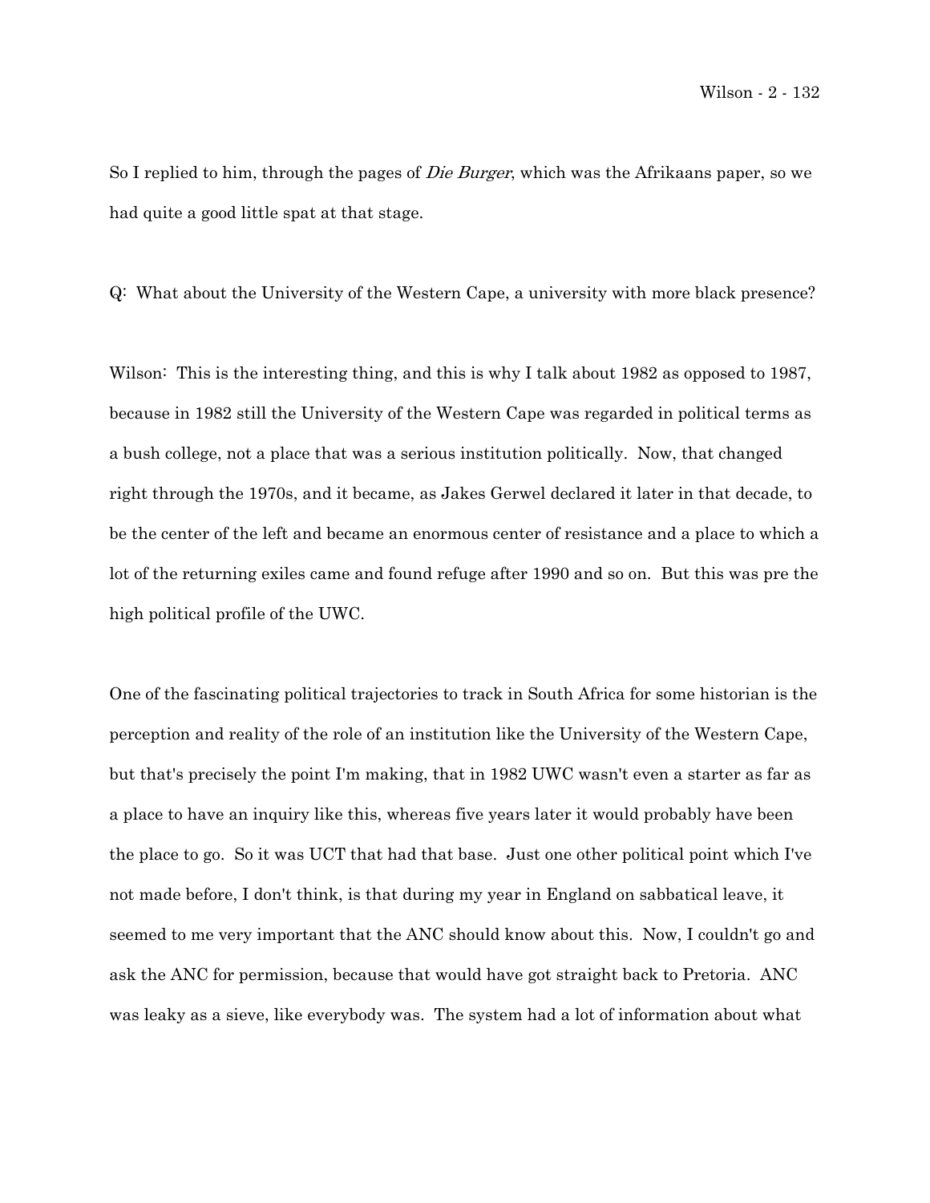So I replied to him, through the pages of *Die Burger*, which was the Afrikaans paper, so we had quite a good little spat at that stage.

Q: What about the University of the Western Cape, a university with more black presence?

Wilson: This is the interesting thing, and this is why I talk about 1982 as opposed to 1987, because in 1982 still the University of the Western Cape was regarded in political terms as a bush college, not a place that was a serious institution politically. Now, that changed right through the 1970s, and it became, as Jakes Gerwel declared it later in that decade, to be the center of the left and became an enormous center of resistance and a place to which a lot of the returning exiles came and found refuge after 1990 and so on. But this was pre the high political profile of the UWC.

One of the fascinating political trajectories to track in South Africa for some historian is the perception and reality of the role of an institution like the University of the Western Cape, but that's precisely the point I'm making, that in 1982 UWC wasn't even a starter as far as a place to have an inquiry like this, whereas five years later it would probably have been the place to go. So it was UCT that had that base. Just one other political point which I've not made before, I don't think, is that during my year in England on sabbatical leave, it seemed to me very important that the ANC should know about this. Now, I couldn't go and ask the ANC for permission, because that would have got straight back to Pretoria. ANC was leaky as a sieve, like everybody was. The system had a lot of information about what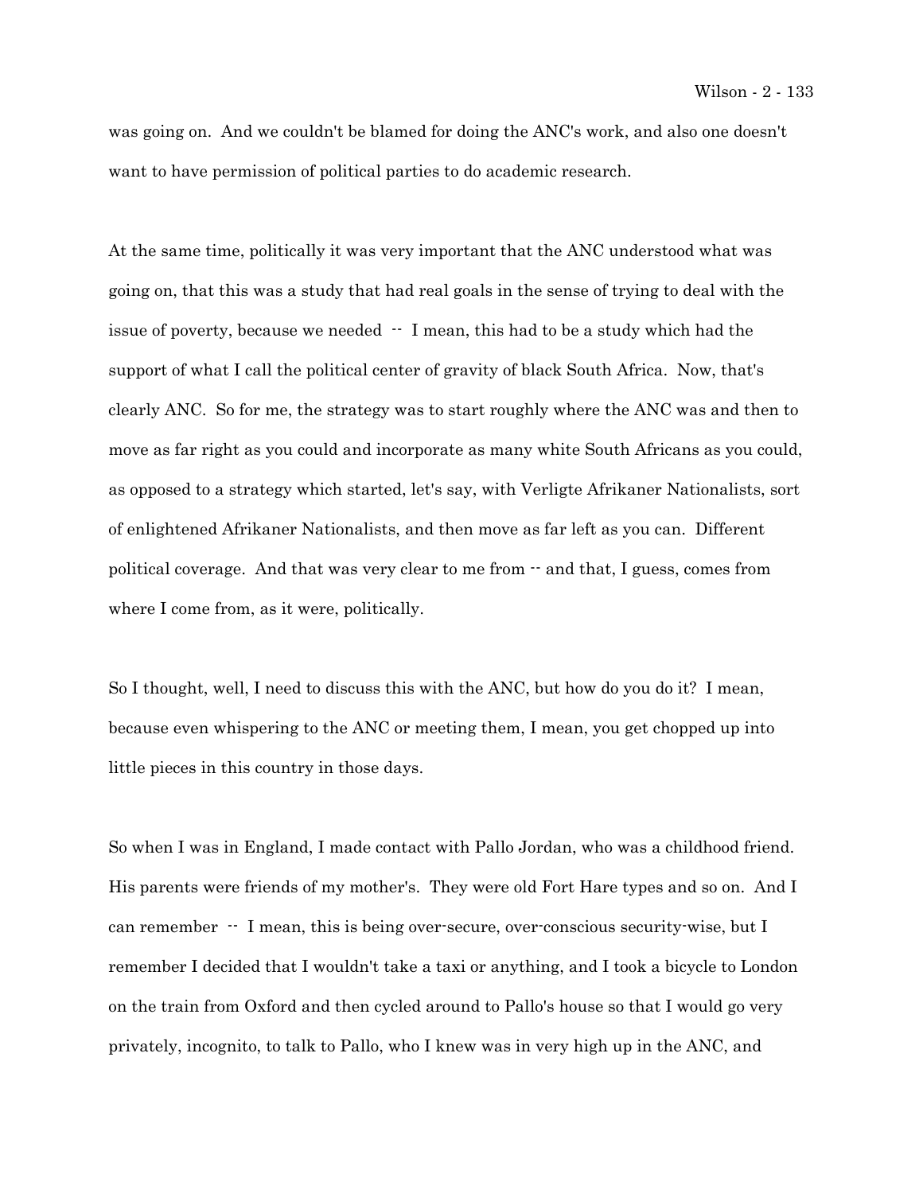was going on. And we couldn't be blamed for doing the ANC's work, and also one doesn't want to have permission of political parties to do academic research.

At the same time, politically it was very important that the ANC understood what was going on, that this was a study that had real goals in the sense of trying to deal with the issue of poverty, because we needed -- I mean, this had to be a study which had the support of what I call the political center of gravity of black South Africa. Now, that's clearly ANC. So for me, the strategy was to start roughly where the ANC was and then to move as far right as you could and incorporate as many white South Africans as you could, as opposed to a strategy which started, let's say, with Verligte Afrikaner Nationalists, sort of enlightened Afrikaner Nationalists, and then move as far left as you can. Different political coverage. And that was very clear to me from -- and that, I guess, comes from where I come from, as it were, politically.

So I thought, well, I need to discuss this with the ANC, but how do you do it? I mean, because even whispering to the ANC or meeting them, I mean, you get chopped up into little pieces in this country in those days.

So when I was in England, I made contact with Pallo Jordan, who was a childhood friend. His parents were friends of my mother's. They were old Fort Hare types and so on. And I can remember -- I mean, this is being over-secure, over-conscious security-wise, but I remember I decided that I wouldn't take a taxi or anything, and I took a bicycle to London on the train from Oxford and then cycled around to Pallo's house so that I would go very privately, incognito, to talk to Pallo, who I knew was in very high up in the ANC, and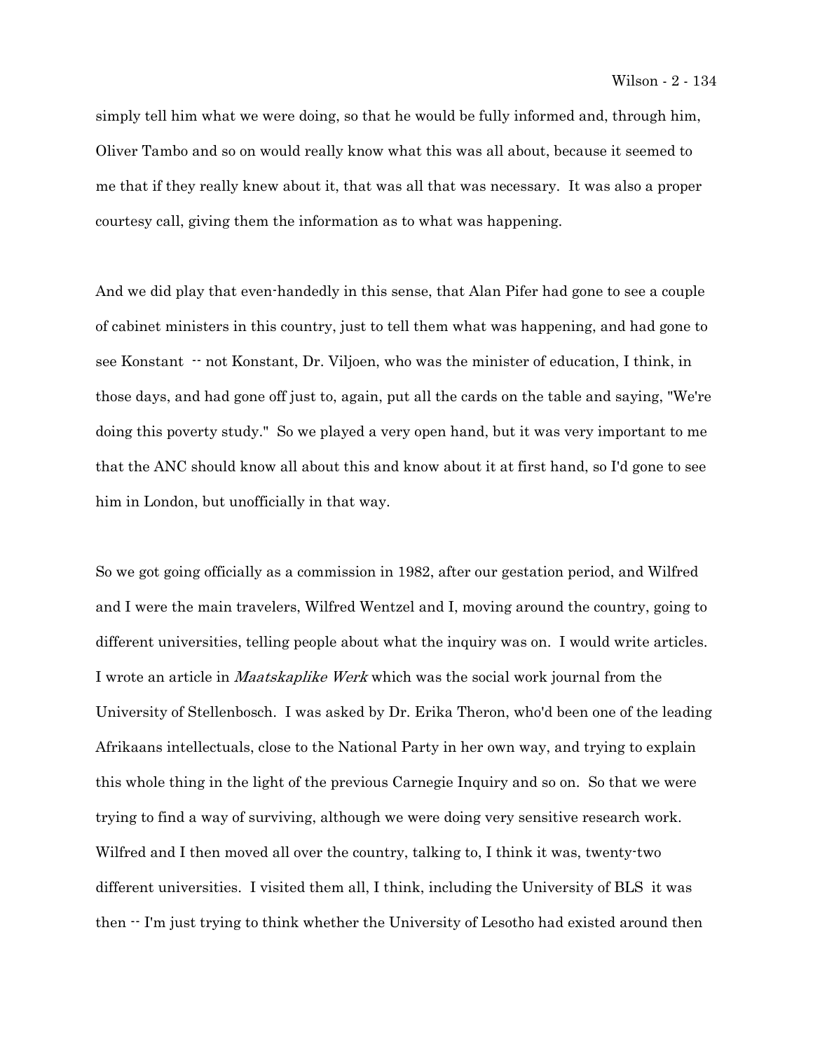simply tell him what we were doing, so that he would be fully informed and, through him, Oliver Tambo and so on would really know what this was all about, because it seemed to me that if they really knew about it, that was all that was necessary. It was also a proper courtesy call, giving them the information as to what was happening.

And we did play that even-handedly in this sense, that Alan Pifer had gone to see a couple of cabinet ministers in this country, just to tell them what was happening, and had gone to see Konstant -- not Konstant, Dr. Viljoen, who was the minister of education, I think, in those days, and had gone off just to, again, put all the cards on the table and saying, "We're doing this poverty study." So we played a very open hand, but it was very important to me that the ANC should know all about this and know about it at first hand, so I'd gone to see him in London, but unofficially in that way.

So we got going officially as a commission in 1982, after our gestation period, and Wilfred and I were the main travelers, Wilfred Wentzel and I, moving around the country, going to different universities, telling people about what the inquiry was on. I would write articles. I wrote an article in *Maatskaplike Werk* which was the social work journal from the University of Stellenbosch. I was asked by Dr. Erika Theron, who'd been one of the leading Afrikaans intellectuals, close to the National Party in her own way, and trying to explain this whole thing in the light of the previous Carnegie Inquiry and so on. So that we were trying to find a way of surviving, although we were doing very sensitive research work. Wilfred and I then moved all over the country, talking to, I think it was, twenty-two different universities. I visited them all, I think, including the University of BLS it was then -- I'm just trying to think whether the University of Lesotho had existed around then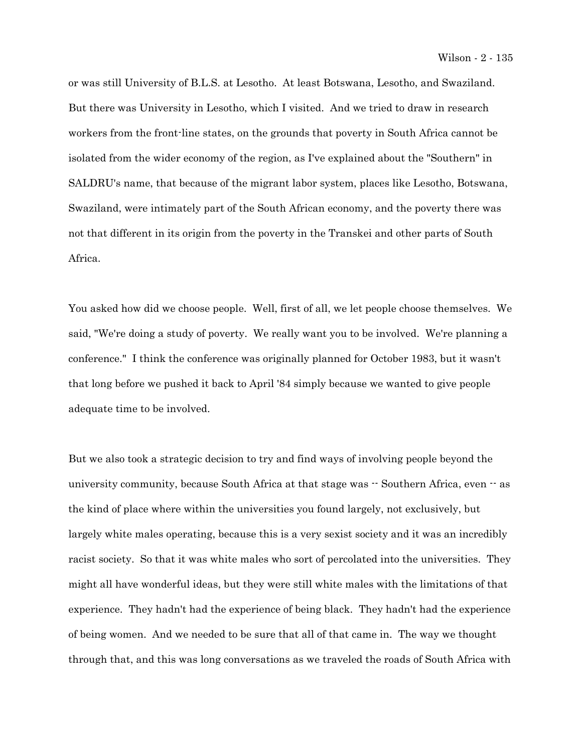or was still University of B.L.S. at Lesotho. At least Botswana, Lesotho, and Swaziland. But there was University in Lesotho, which I visited. And we tried to draw in research workers from the front-line states, on the grounds that poverty in South Africa cannot be isolated from the wider economy of the region, as I've explained about the "Southern" in SALDRU's name, that because of the migrant labor system, places like Lesotho, Botswana, Swaziland, were intimately part of the South African economy, and the poverty there was not that different in its origin from the poverty in the Transkei and other parts of South Africa.

You asked how did we choose people. Well, first of all, we let people choose themselves. We said, "We're doing a study of poverty. We really want you to be involved. We're planning a conference." I think the conference was originally planned for October 1983, but it wasn't that long before we pushed it back to April '84 simply because we wanted to give people adequate time to be involved.

But we also took a strategic decision to try and find ways of involving people beyond the university community, because South Africa at that stage was -- Southern Africa, even -- as the kind of place where within the universities you found largely, not exclusively, but largely white males operating, because this is a very sexist society and it was an incredibly racist society. So that it was white males who sort of percolated into the universities. They might all have wonderful ideas, but they were still white males with the limitations of that experience. They hadn't had the experience of being black. They hadn't had the experience of being women. And we needed to be sure that all of that came in. The way we thought through that, and this was long conversations as we traveled the roads of South Africa with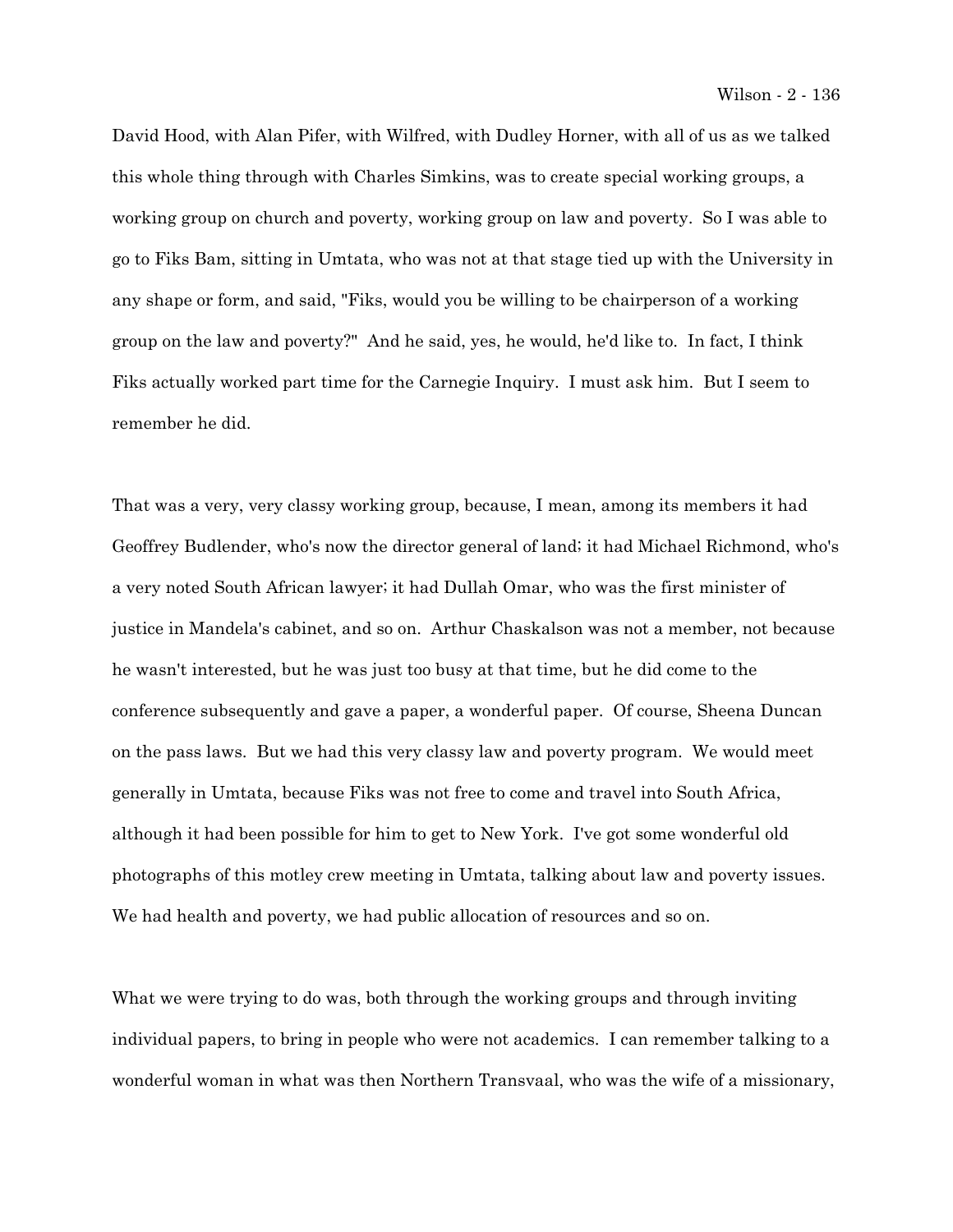David Hood, with Alan Pifer, with Wilfred, with Dudley Horner, with all of us as we talked this whole thing through with Charles Simkins, was to create special working groups, a working group on church and poverty, working group on law and poverty. So I was able to go to Fiks Bam, sitting in Umtata, who was not at that stage tied up with the University in any shape or form, and said, "Fiks, would you be willing to be chairperson of a working group on the law and poverty?" And he said, yes, he would, he'd like to. In fact, I think Fiks actually worked part time for the Carnegie Inquiry. I must ask him. But I seem to remember he did.

That was a very, very classy working group, because, I mean, among its members it had Geoffrey Budlender, who's now the director general of land; it had Michael Richmond, who's a very noted South African lawyer; it had Dullah Omar, who was the first minister of justice in Mandela's cabinet, and so on. Arthur Chaskalson was not a member, not because he wasn't interested, but he was just too busy at that time, but he did come to the conference subsequently and gave a paper, a wonderful paper. Of course, Sheena Duncan on the pass laws. But we had this very classy law and poverty program. We would meet generally in Umtata, because Fiks was not free to come and travel into South Africa, although it had been possible for him to get to New York. I've got some wonderful old photographs of this motley crew meeting in Umtata, talking about law and poverty issues. We had health and poverty, we had public allocation of resources and so on.

What we were trying to do was, both through the working groups and through inviting individual papers, to bring in people who were not academics. I can remember talking to a wonderful woman in what was then Northern Transvaal, who was the wife of a missionary,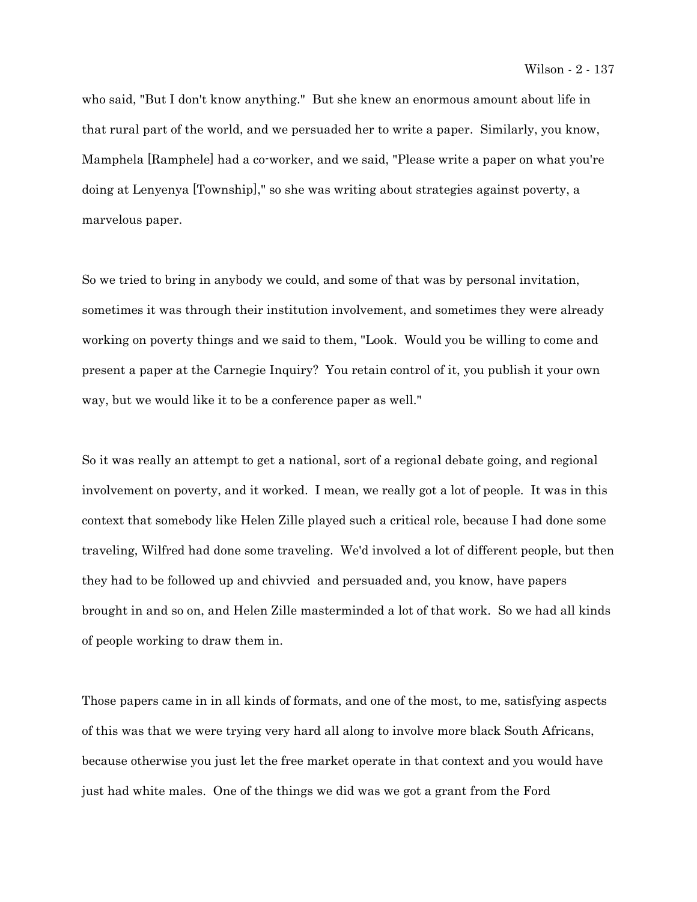who said, "But I don't know anything." But she knew an enormous amount about life in that rural part of the world, and we persuaded her to write a paper. Similarly, you know, Mamphela [Ramphele] had a co-worker, and we said, "Please write a paper on what you're doing at Lenyenya [Township]," so she was writing about strategies against poverty, a marvelous paper.

So we tried to bring in anybody we could, and some of that was by personal invitation, sometimes it was through their institution involvement, and sometimes they were already working on poverty things and we said to them, "Look. Would you be willing to come and present a paper at the Carnegie Inquiry? You retain control of it, you publish it your own way, but we would like it to be a conference paper as well."

So it was really an attempt to get a national, sort of a regional debate going, and regional involvement on poverty, and it worked. I mean, we really got a lot of people. It was in this context that somebody like Helen Zille played such a critical role, because I had done some traveling, Wilfred had done some traveling. We'd involved a lot of different people, but then they had to be followed up and chivvied and persuaded and, you know, have papers brought in and so on, and Helen Zille masterminded a lot of that work. So we had all kinds of people working to draw them in.

Those papers came in in all kinds of formats, and one of the most, to me, satisfying aspects of this was that we were trying very hard all along to involve more black South Africans, because otherwise you just let the free market operate in that context and you would have just had white males. One of the things we did was we got a grant from the Ford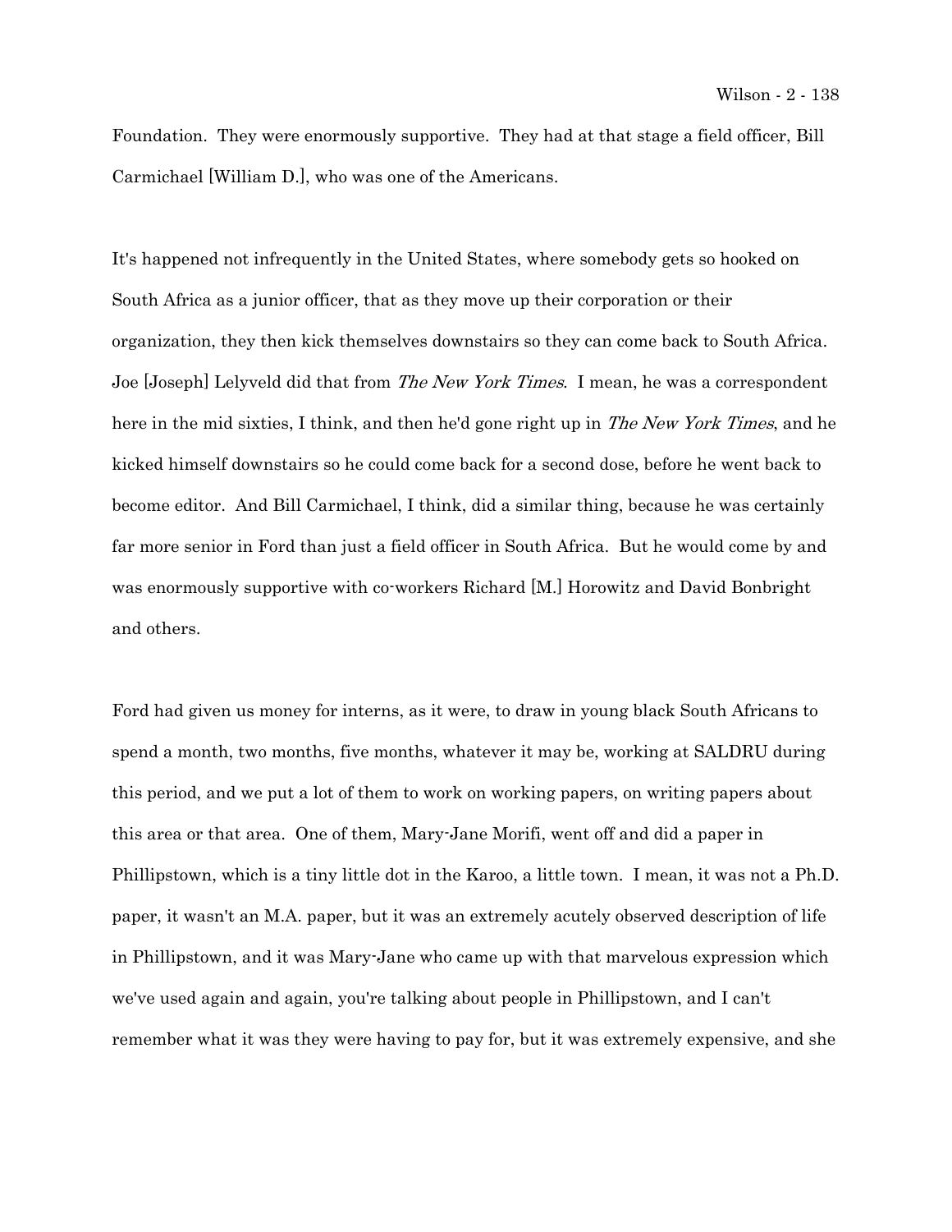Foundation. They were enormously supportive. They had at that stage a field officer, Bill Carmichael [William D.], who was one of the Americans.

It's happened not infrequently in the United States, where somebody gets so hooked on South Africa as a junior officer, that as they move up their corporation or their organization, they then kick themselves downstairs so they can come back to South Africa. Joe [Joseph] Lelyveld did that from *The New York Times*. I mean, he was a correspondent here in the mid sixties, I think, and then he'd gone right up in *The New York Times*, and he kicked himself downstairs so he could come back for a second dose, before he went back to become editor. And Bill Carmichael, I think, did a similar thing, because he was certainly far more senior in Ford than just a field officer in South Africa. But he would come by and was enormously supportive with co-workers Richard [M.] Horowitz and David Bonbright and others.

Ford had given us money for interns, as it were, to draw in young black South Africans to spend a month, two months, five months, whatever it may be, working at SALDRU during this period, and we put a lot of them to work on working papers, on writing papers about this area or that area. One of them, Mary-Jane Morifi, went off and did a paper in Phillipstown, which is a tiny little dot in the Karoo, a little town. I mean, it was not a Ph.D. paper, it wasn't an M.A. paper, but it was an extremely acutely observed description of life in Phillipstown, and it was Mary-Jane who came up with that marvelous expression which we've used again and again, you're talking about people in Phillipstown, and I can't remember what it was they were having to pay for, but it was extremely expensive, and she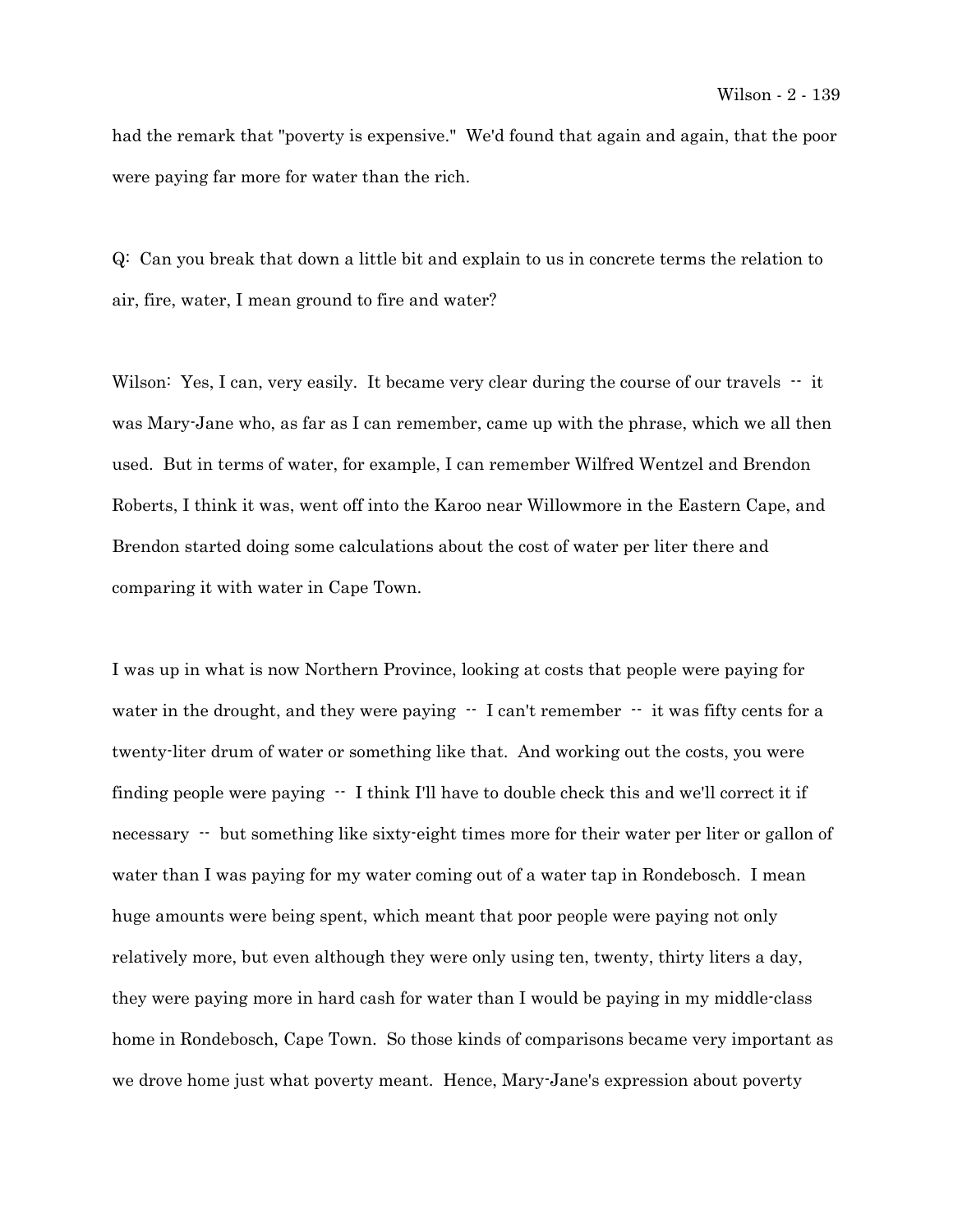had the remark that "poverty is expensive." We'd found that again and again, that the poor were paying far more for water than the rich.

Q: Can you break that down a little bit and explain to us in concrete terms the relation to air, fire, water, I mean ground to fire and water?

Wilson: Yes, I can, very easily. It became very clear during the course of our travels -- it was Mary-Jane who, as far as I can remember, came up with the phrase, which we all then used. But in terms of water, for example, I can remember Wilfred Wentzel and Brendon Roberts, I think it was, went off into the Karoo near Willowmore in the Eastern Cape, and Brendon started doing some calculations about the cost of water per liter there and comparing it with water in Cape Town.

I was up in what is now Northern Province, looking at costs that people were paying for water in the drought, and they were paying -- I can't remember -- it was fifty cents for a twenty-liter drum of water or something like that. And working out the costs, you were finding people were paying -- I think I'll have to double check this and we'll correct it if necessary -- but something like sixty-eight times more for their water per liter or gallon of water than I was paying for my water coming out of a water tap in Rondebosch. I mean huge amounts were being spent, which meant that poor people were paying not only relatively more, but even although they were only using ten, twenty, thirty liters a day, they were paying more in hard cash for water than I would be paying in my middle-class home in Rondebosch, Cape Town. So those kinds of comparisons became very important as we drove home just what poverty meant. Hence, Mary-Jane's expression about poverty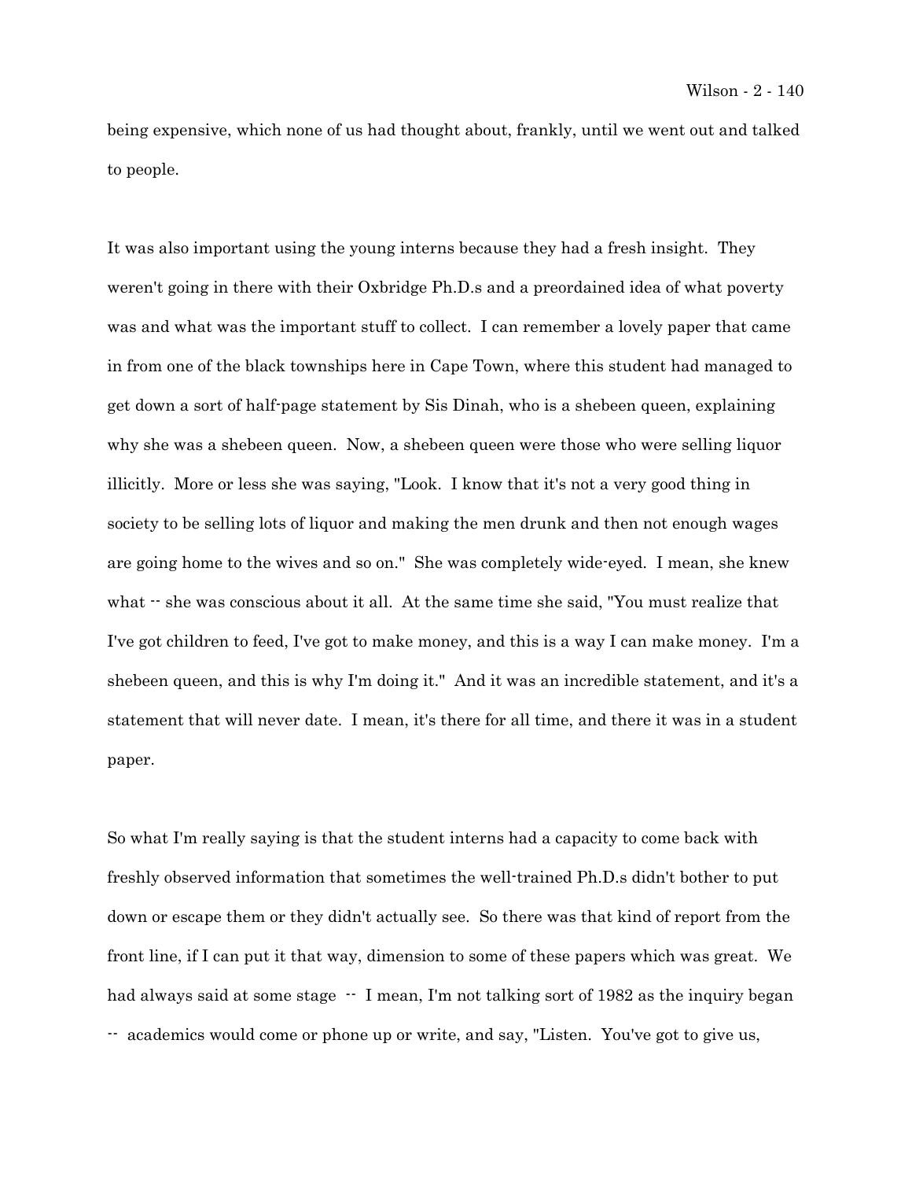being expensive, which none of us had thought about, frankly, until we went out and talked to people.

It was also important using the young interns because they had a fresh insight. They weren't going in there with their Oxbridge Ph.D.s and a preordained idea of what poverty was and what was the important stuff to collect. I can remember a lovely paper that came in from one of the black townships here in Cape Town, where this student had managed to get down a sort of half-page statement by Sis Dinah, who is a shebeen queen, explaining why she was a shebeen queen. Now, a shebeen queen were those who were selling liquor illicitly. More or less she was saying, "Look. I know that it's not a very good thing in society to be selling lots of liquor and making the men drunk and then not enough wages are going home to the wives and so on." She was completely wide-eyed. I mean, she knew what -- she was conscious about it all. At the same time she said, "You must realize that I've got children to feed, I've got to make money, and this is a way I can make money. I'm a shebeen queen, and this is why I'm doing it." And it was an incredible statement, and it's a statement that will never date. I mean, it's there for all time, and there it was in a student paper.

So what I'm really saying is that the student interns had a capacity to come back with freshly observed information that sometimes the well-trained Ph.D.s didn't bother to put down or escape them or they didn't actually see. So there was that kind of report from the front line, if I can put it that way, dimension to some of these papers which was great. We had always said at some stage -- I mean, I'm not talking sort of 1982 as the inquiry began -- academics would come or phone up or write, and say, "Listen. You've got to give us,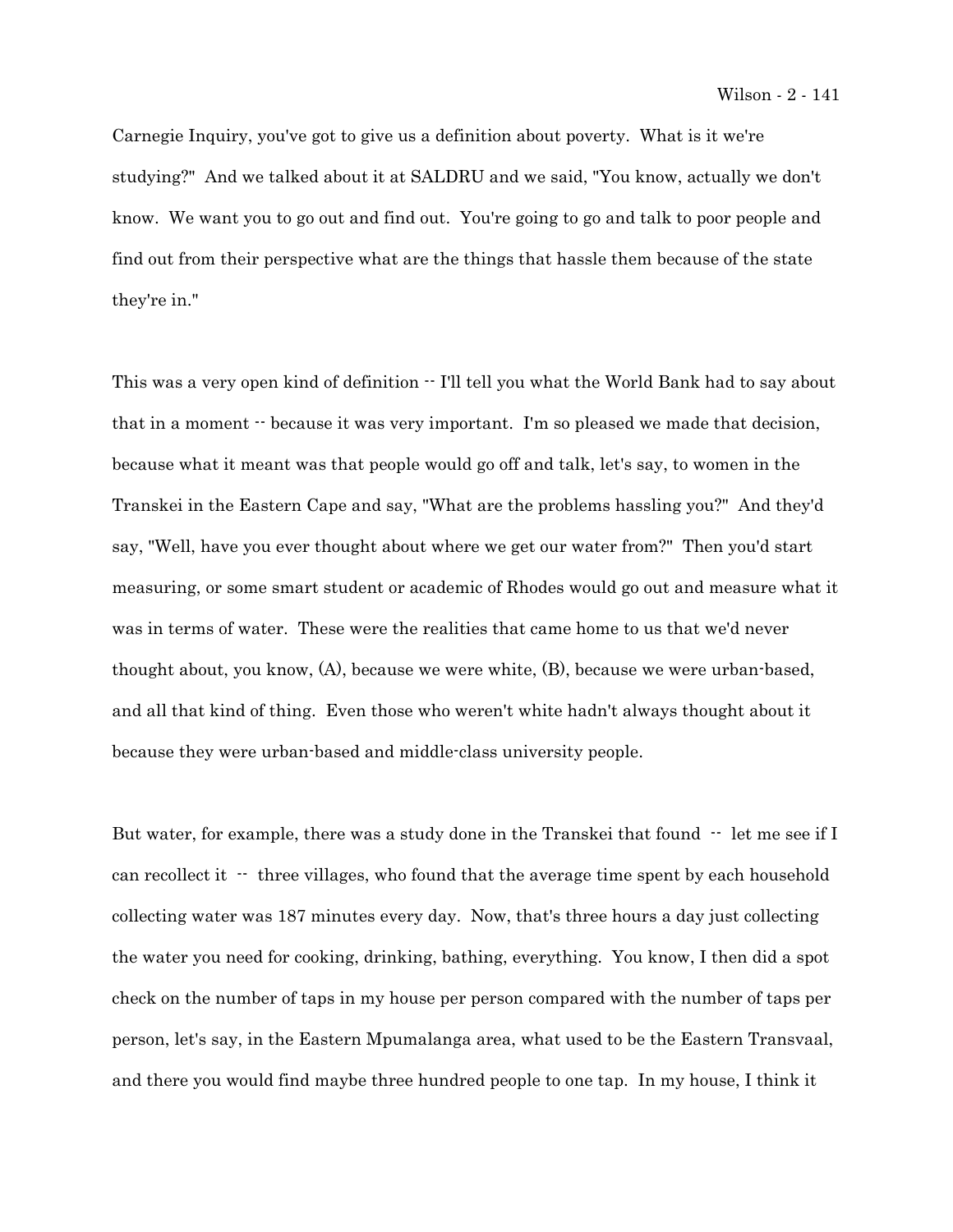Carnegie Inquiry, you've got to give us a definition about poverty. What is it we're studying?" And we talked about it at SALDRU and we said, "You know, actually we don't know. We want you to go out and find out. You're going to go and talk to poor people and find out from their perspective what are the things that hassle them because of the state they're in."

This was a very open kind of definition -- I'll tell you what the World Bank had to say about that in a moment -- because it was very important. I'm so pleased we made that decision, because what it meant was that people would go off and talk, let's say, to women in the Transkei in the Eastern Cape and say, "What are the problems hassling you?" And they'd say, "Well, have you ever thought about where we get our water from?" Then you'd start measuring, or some smart student or academic of Rhodes would go out and measure what it was in terms of water. These were the realities that came home to us that we'd never thought about, you know, (A), because we were white, (B), because we were urban-based, and all that kind of thing. Even those who weren't white hadn't always thought about it because they were urban-based and middle-class university people.

But water, for example, there was a study done in the Transkei that found -- let me see if I can recollect it -- three villages, who found that the average time spent by each household collecting water was 187 minutes every day. Now, that's three hours a day just collecting the water you need for cooking, drinking, bathing, everything. You know, I then did a spot check on the number of taps in my house per person compared with the number of taps per person, let's say, in the Eastern Mpumalanga area, what used to be the Eastern Transvaal, and there you would find maybe three hundred people to one tap. In my house, I think it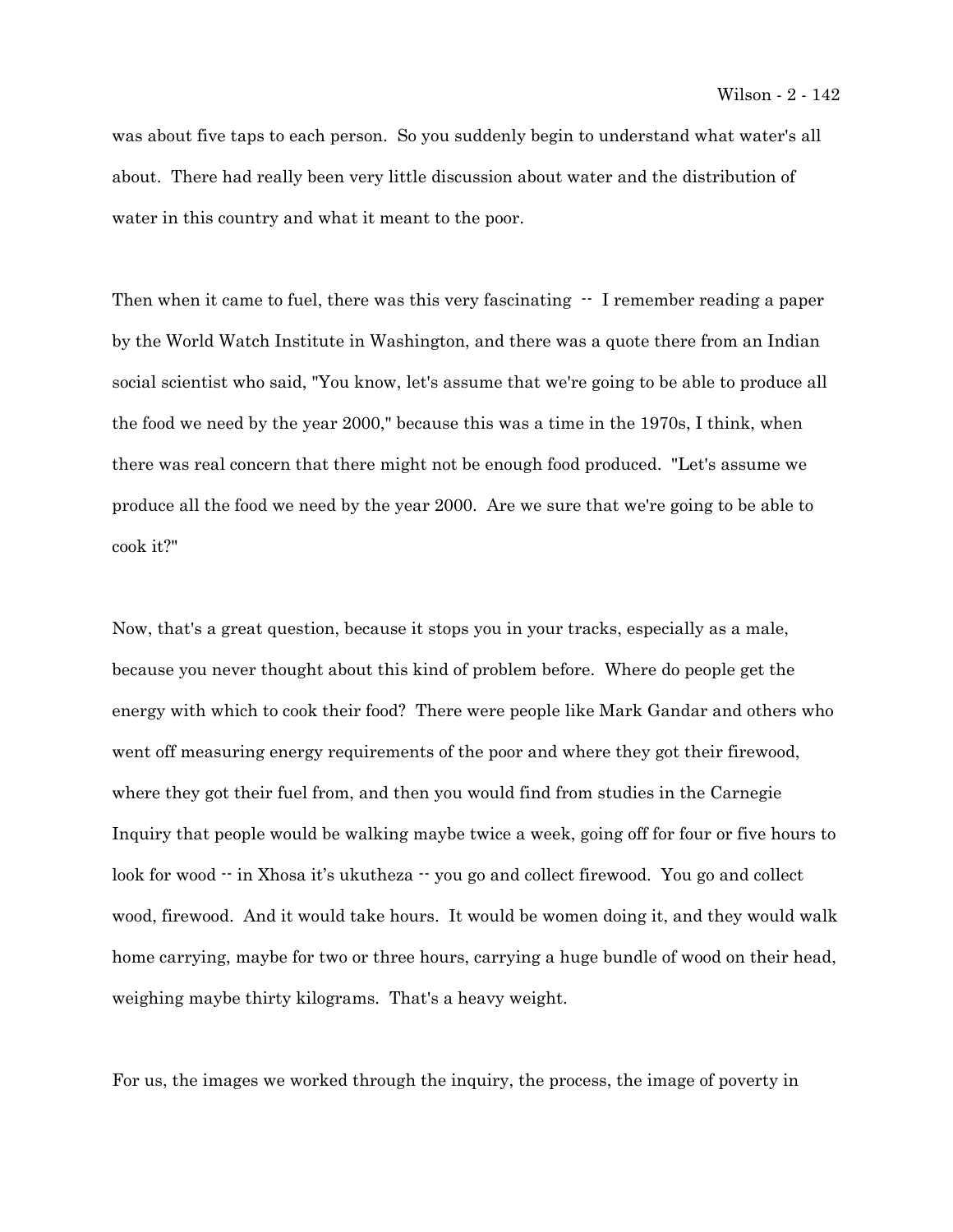was about five taps to each person. So you suddenly begin to understand what water's all about. There had really been very little discussion about water and the distribution of water in this country and what it meant to the poor.

Then when it came to fuel, there was this very fascinating -- I remember reading a paper by the World Watch Institute in Washington, and there was a quote there from an Indian social scientist who said, "You know, let's assume that we're going to be able to produce all the food we need by the year 2000," because this was a time in the 1970s, I think, when there was real concern that there might not be enough food produced. "Let's assume we produce all the food we need by the year 2000. Are we sure that we're going to be able to cook it?"

Now, that's a great question, because it stops you in your tracks, especially as a male, because you never thought about this kind of problem before. Where do people get the energy with which to cook their food? There were people like Mark Gandar and others who went off measuring energy requirements of the poor and where they got their firewood, where they got their fuel from, and then you would find from studies in the Carnegie Inquiry that people would be walking maybe twice a week, going off for four or five hours to look for wood -- in Xhosa it's ukutheza -- you go and collect firewood. You go and collect wood, firewood. And it would take hours. It would be women doing it, and they would walk home carrying, maybe for two or three hours, carrying a huge bundle of wood on their head, weighing maybe thirty kilograms. That's a heavy weight.

For us, the images we worked through the inquiry, the process, the image of poverty in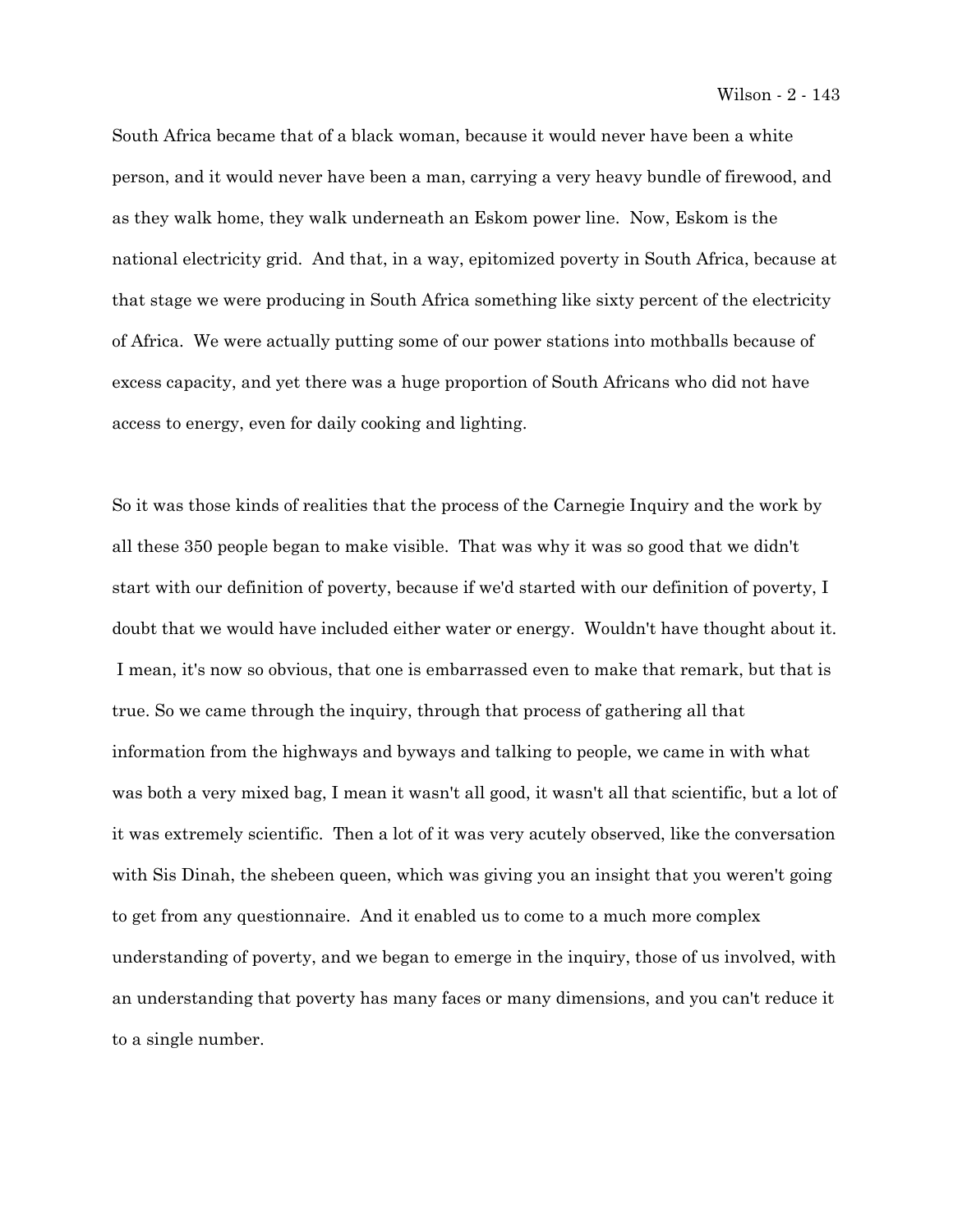South Africa became that of a black woman, because it would never have been a white person, and it would never have been a man, carrying a very heavy bundle of firewood, and as they walk home, they walk underneath an Eskom power line. Now, Eskom is the national electricity grid. And that, in a way, epitomized poverty in South Africa, because at that stage we were producing in South Africa something like sixty percent of the electricity of Africa. We were actually putting some of our power stations into mothballs because of excess capacity, and yet there was a huge proportion of South Africans who did not have access to energy, even for daily cooking and lighting.

So it was those kinds of realities that the process of the Carnegie Inquiry and the work by all these 350 people began to make visible. That was why it was so good that we didn't start with our definition of poverty, because if we'd started with our definition of poverty, I doubt that we would have included either water or energy. Wouldn't have thought about it. I mean, it's now so obvious, that one is embarrassed even to make that remark, but that is true. So we came through the inquiry, through that process of gathering all that information from the highways and byways and talking to people, we came in with what was both a very mixed bag, I mean it wasn't all good, it wasn't all that scientific, but a lot of it was extremely scientific. Then a lot of it was very acutely observed, like the conversation with Sis Dinah, the shebeen queen, which was giving you an insight that you weren't going to get from any questionnaire. And it enabled us to come to a much more complex understanding of poverty, and we began to emerge in the inquiry, those of us involved, with an understanding that poverty has many faces or many dimensions, and you can't reduce it to a single number.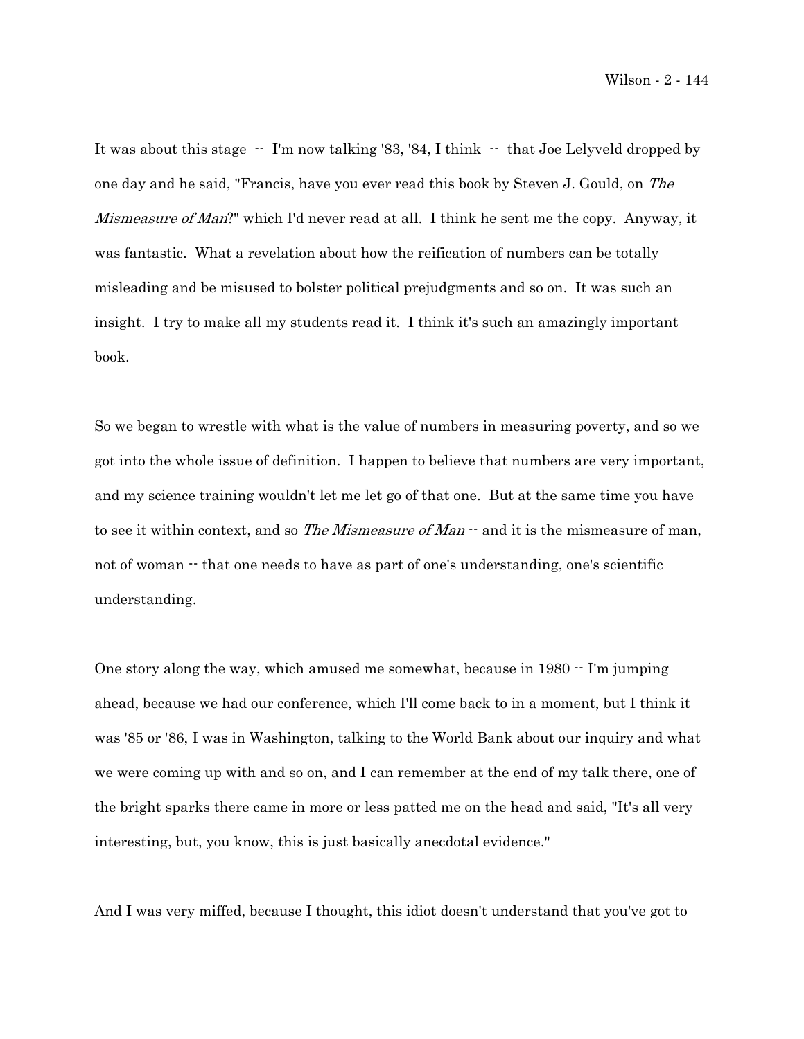It was about this stage -- I'm now talking '83, '84, I think -- that Joe Lelyveld dropped by one day and he said, "Francis, have you ever read this book by Steven J. Gould, on *The Mismeasure of Man*?" which I'd never read at all. I think he sent me the copy. Anyway, it was fantastic. What a revelation about how the reification of numbers can be totally misleading and be misused to bolster political prejudgments and so on. It was such an insight. I try to make all my students read it. I think it's such an amazingly important book.

So we began to wrestle with what is the value of numbers in measuring poverty, and so we got into the whole issue of definition. I happen to believe that numbers are very important, and my science training wouldn't let me let go of that one. But at the same time you have to see it within context, and so *The Mismeasure of Man* -- and it is the mismeasure of man, not of woman -- that one needs to have as part of one's understanding, one's scientific understanding.

One story along the way, which amused me somewhat, because in 1980 -- I'm jumping ahead, because we had our conference, which I'll come back to in a moment, but I think it was '85 or '86, I was in Washington, talking to the World Bank about our inquiry and what we were coming up with and so on, and I can remember at the end of my talk there, one of the bright sparks there came in more or less patted me on the head and said, "It's all very interesting, but, you know, this is just basically anecdotal evidence."

And I was very miffed, because I thought, this idiot doesn't understand that you've got to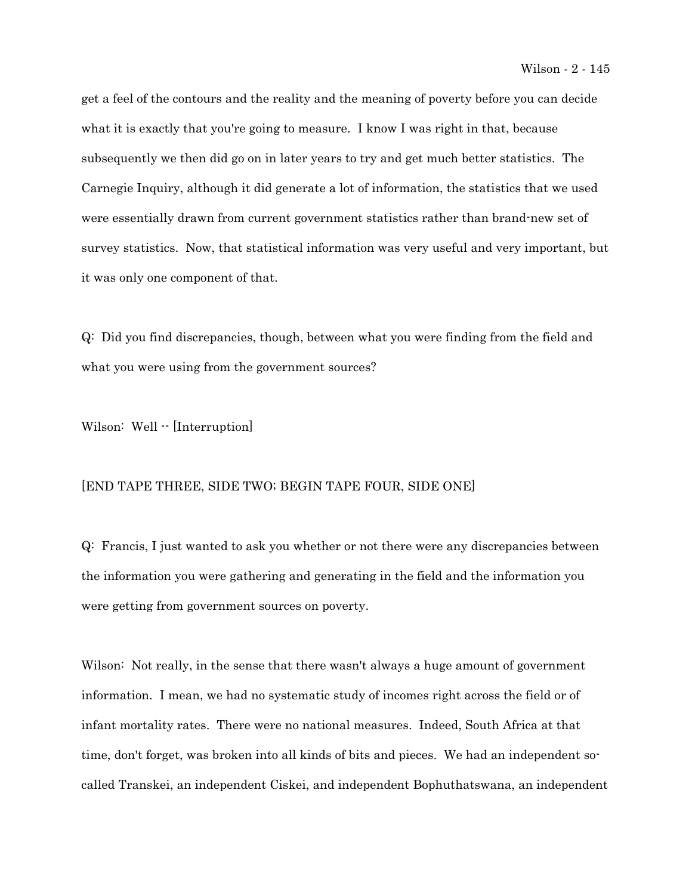get a feel of the contours and the reality and the meaning of poverty before you can decide what it is exactly that you're going to measure. I know I was right in that, because subsequently we then did go on in later years to try and get much better statistics. The Carnegie Inquiry, although it did generate a lot of information, the statistics that we used were essentially drawn from current government statistics rather than brand-new set of survey statistics. Now, that statistical information was very useful and very important, but it was only one component of that.

Q: Did you find discrepancies, though, between what you were finding from the field and what you were using from the government sources?

Wilson: Well -- [Interruption]

[END TAPE THREE, SIDE TWO; BEGIN TAPE FOUR, SIDE ONE]

Q: Francis, I just wanted to ask you whether or not there were any discrepancies between the information you were gathering and generating in the field and the information you were getting from government sources on poverty.

Wilson: Not really, in the sense that there wasn't always a huge amount of government information. I mean, we had no systematic study of incomes right across the field or of infant mortality rates. There were no national measures. Indeed, South Africa at that time, don't forget, was broken into all kinds of bits and pieces. We had an independent so-called Transkei, an independent Ciskei, and independent Bophuthatswana, an independent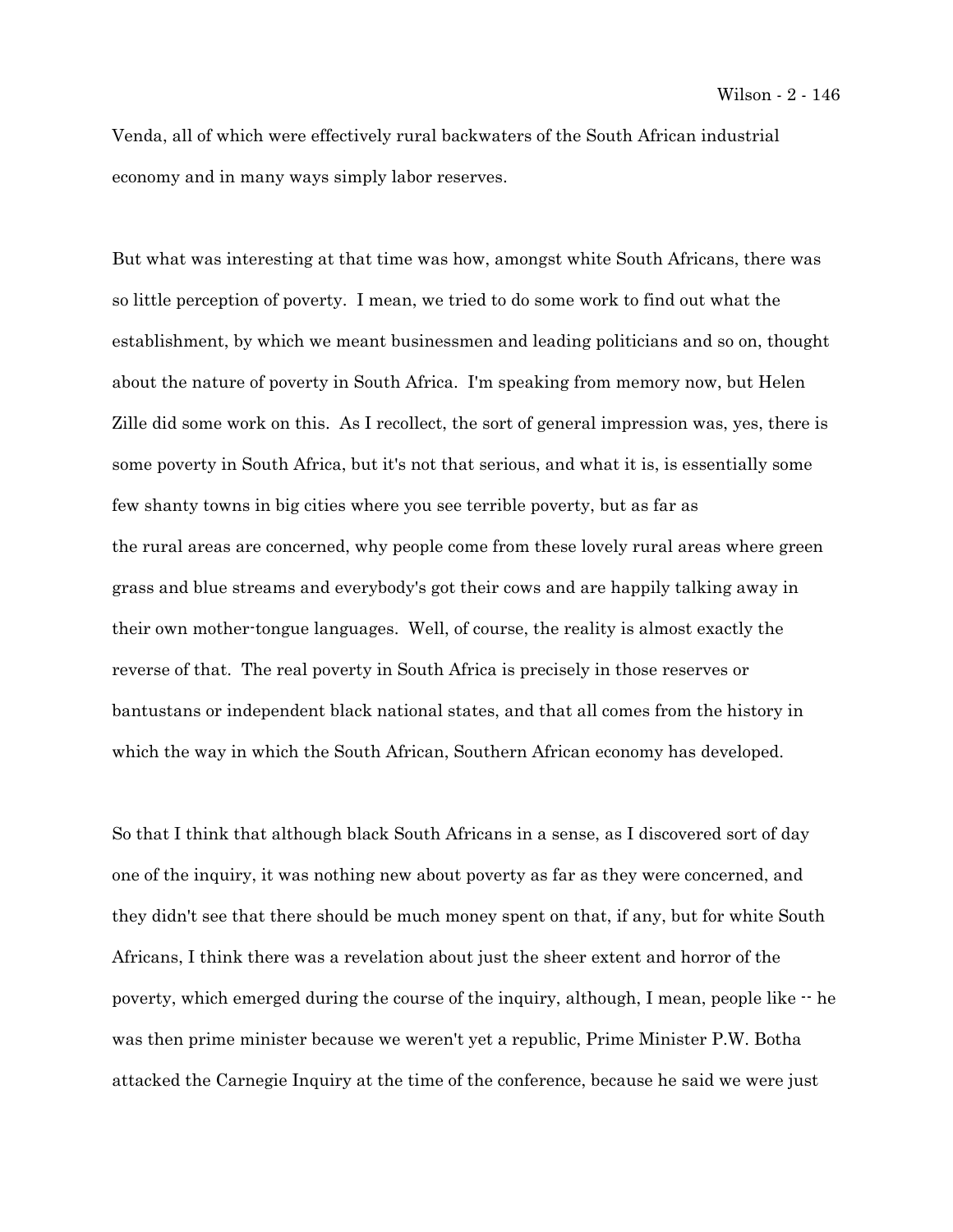Venda, all of which were effectively rural backwaters of the South African industrial economy and in many ways simply labor reserves.

But what was interesting at that time was how, amongst white South Africans, there was so little perception of poverty. I mean, we tried to do some work to find out what the establishment, by which we meant businessmen and leading politicians and so on, thought about the nature of poverty in South Africa. I'm speaking from memory now, but Helen Zille did some work on this. As I recollect, the sort of general impression was, yes, there is some poverty in South Africa, but it's not that serious, and what it is, is essentially some few shanty towns in big cities where you see terrible poverty, but as far as the rural areas are concerned, why people come from these lovely rural areas where green grass and blue streams and everybody's got their cows and are happily talking away in their own mother-tongue languages. Well, of course, the reality is almost exactly the reverse of that. The real poverty in South Africa is precisely in those reserves or bantustans or independent black national states, and that all comes from the history in which the way in which the South African, Southern African economy has developed.

So that I think that although black South Africans in a sense, as I discovered sort of day one of the inquiry, it was nothing new about poverty as far as they were concerned, and they didn't see that there should be much money spent on that, if any, but for white South Africans, I think there was a revelation about just the sheer extent and horror of the poverty, which emerged during the course of the inquiry, although, I mean, people like -- he was then prime minister because we weren't yet a republic, Prime Minister P.W. Botha attacked the Carnegie Inquiry at the time of the conference, because he said we were just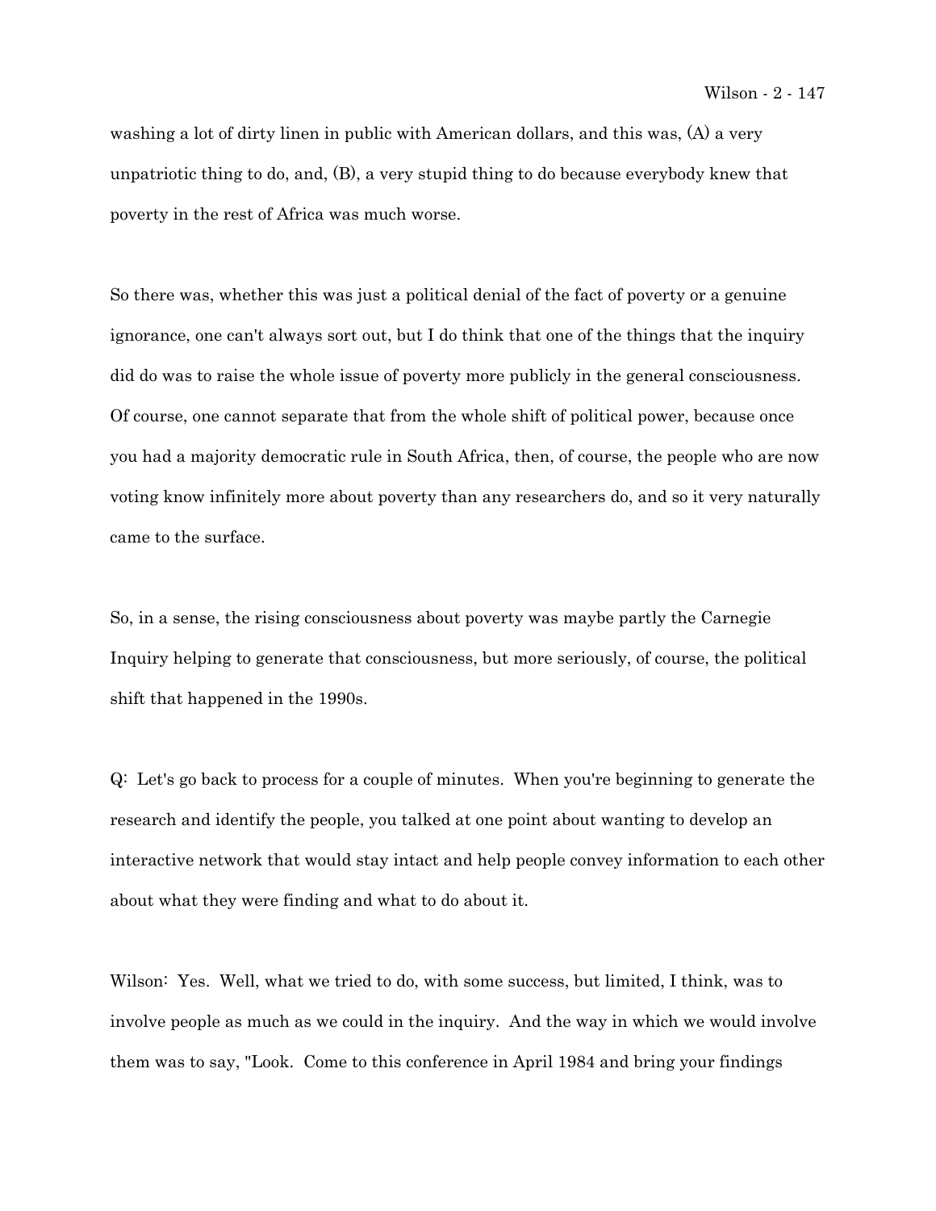washing a lot of dirty linen in public with American dollars, and this was, (A) a very unpatriotic thing to do, and, (B), a very stupid thing to do because everybody knew that poverty in the rest of Africa was much worse.

So there was, whether this was just a political denial of the fact of poverty or a genuine ignorance, one can't always sort out, but I do think that one of the things that the inquiry did do was to raise the whole issue of poverty more publicly in the general consciousness. Of course, one cannot separate that from the whole shift of political power, because once you had a majority democratic rule in South Africa, then, of course, the people who are now voting know infinitely more about poverty than any researchers do, and so it very naturally came to the surface.

So, in a sense, the rising consciousness about poverty was maybe partly the Carnegie Inquiry helping to generate that consciousness, but more seriously, of course, the political shift that happened in the 1990s.

Q: Let's go back to process for a couple of minutes. When you're beginning to generate the research and identify the people, you talked at one point about wanting to develop an interactive network that would stay intact and help people convey information to each other about what they were finding and what to do about it.

Wilson: Yes. Well, what we tried to do, with some success, but limited, I think, was to involve people as much as we could in the inquiry. And the way in which we would involve them was to say, "Look. Come to this conference in April 1984 and bring your findings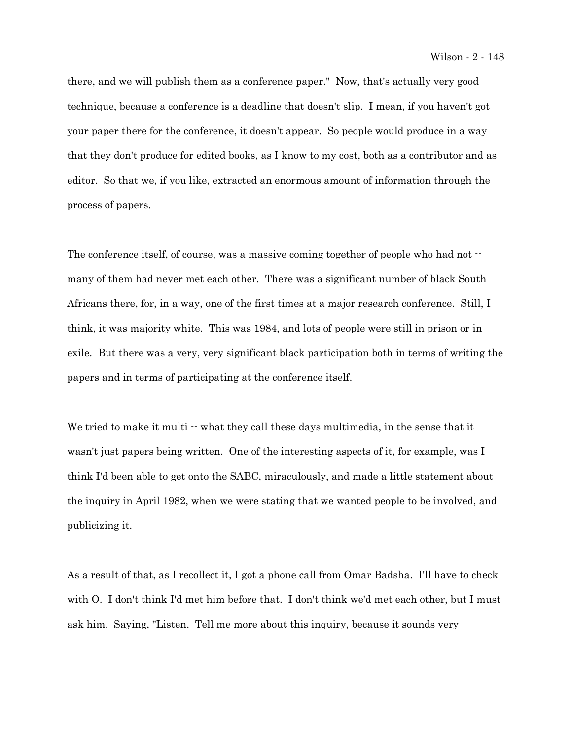there, and we will publish them as a conference paper." Now, that's actually very good technique, because a conference is a deadline that doesn't slip. I mean, if you haven't got your paper there for the conference, it doesn't appear. So people would produce in a way that they don't produce for edited books, as I know to my cost, both as a contributor and as editor. So that we, if you like, extracted an enormous amount of information through the process of papers.

The conference itself, of course, was a massive coming together of people who had not -- many of them had never met each other. There was a significant number of black South Africans there, for, in a way, one of the first times at a major research conference. Still, I think, it was majority white. This was 1984, and lots of people were still in prison or in exile. But there was a very, very significant black participation both in terms of writing the papers and in terms of participating at the conference itself.

We tried to make it multi -- what they call these days multimedia, in the sense that it wasn't just papers being written. One of the interesting aspects of it, for example, was I think I'd been able to get onto the SABC, miraculously, and made a little statement about the inquiry in April 1982, when we were stating that we wanted people to be involved, and publicizing it.

As a result of that, as I recollect it, I got a phone call from Omar Badsha. I'll have to check with O. I don't think I'd met him before that. I don't think we'd met each other, but I must ask him. Saying, "Listen. Tell me more about this inquiry, because it sounds very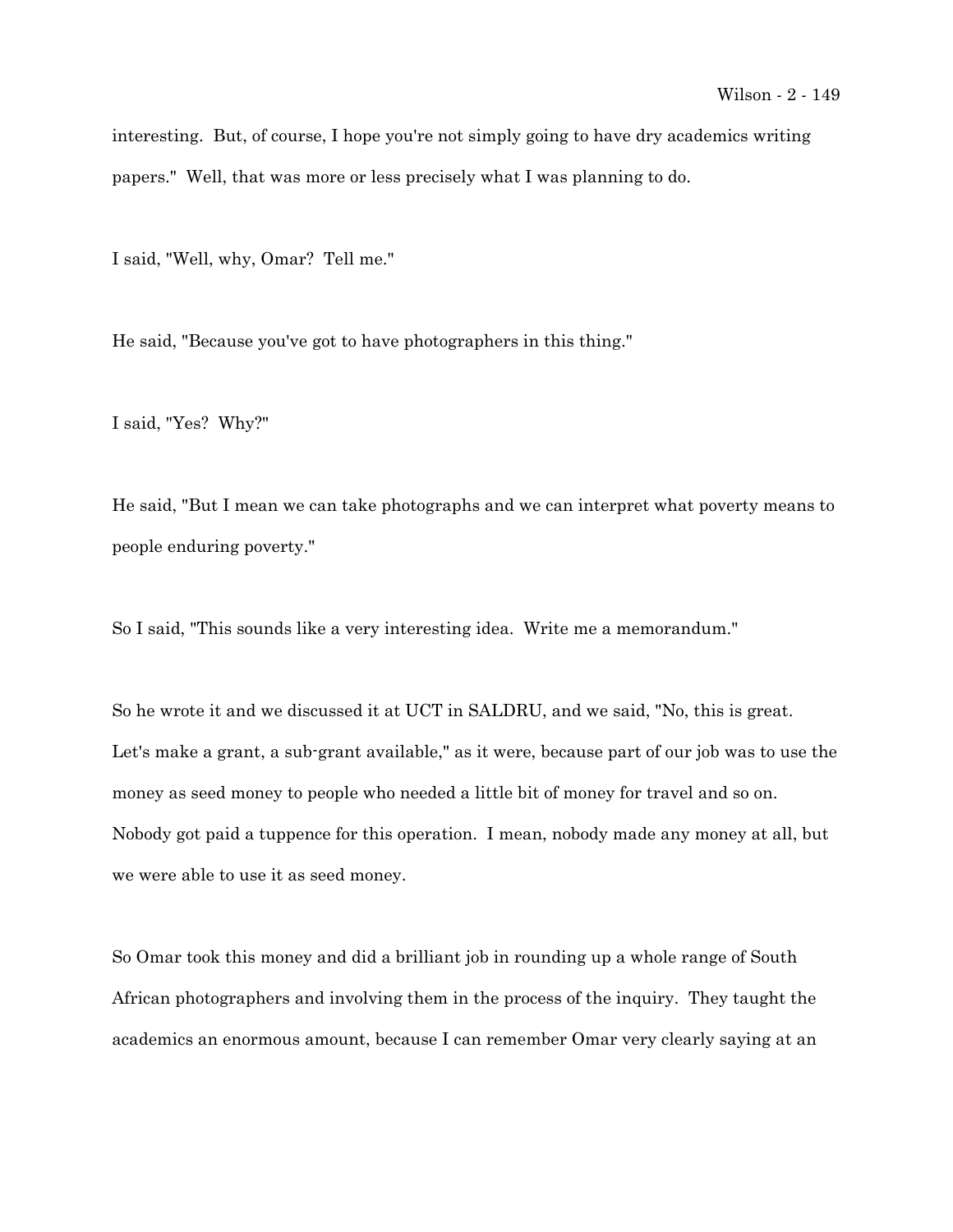interesting. But, of course, I hope you're not simply going to have dry academics writing papers." Well, that was more or less precisely what I was planning to do.

I said, "Well, why, Omar? Tell me."

He said, "Because you've got to have photographers in this thing."

I said, "Yes? Why?"

He said, "But I mean we can take photographs and we can interpret what poverty means to people enduring poverty."

So I said, "This sounds like a very interesting idea. Write me a memorandum."

So he wrote it and we discussed it at UCT in SALDRU, and we said, "No, this is great. Let's make a grant, a sub-grant available," as it were, because part of our job was to use the money as seed money to people who needed a little bit of money for travel and so on. Nobody got paid a tuppence for this operation. I mean, nobody made any money at all, but we were able to use it as seed money.

So Omar took this money and did a brilliant job in rounding up a whole range of South African photographers and involving them in the process of the inquiry. They taught the academics an enormous amount, because I can remember Omar very clearly saying at an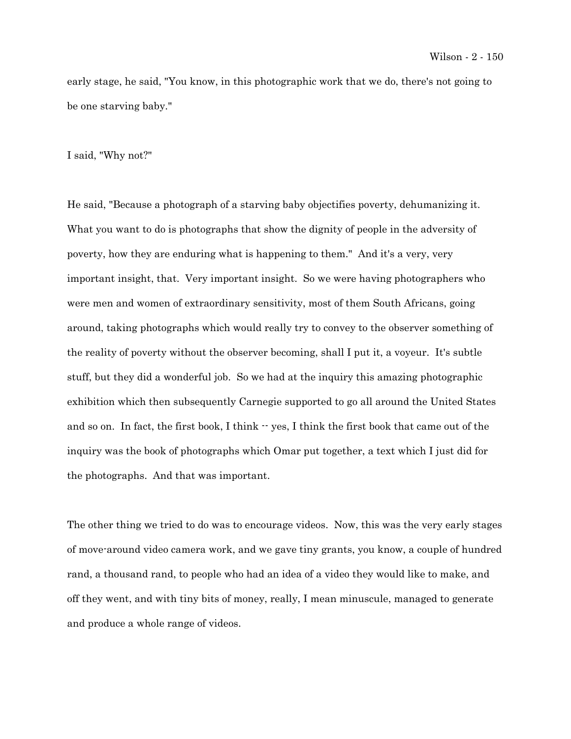early stage, he said, "You know, in this photographic work that we do, there's not going to be one starving baby."

I said, "Why not?"

He said, "Because a photograph of a starving baby objectifies poverty, dehumanizing it. What you want to do is photographs that show the dignity of people in the adversity of poverty, how they are enduring what is happening to them." And it's a very, very important insight, that. Very important insight. So we were having photographers who were men and women of extraordinary sensitivity, most of them South Africans, going around, taking photographs which would really try to convey to the observer something of the reality of poverty without the observer becoming, shall I put it, a voyeur. It's subtle stuff, but they did a wonderful job. So we had at the inquiry this amazing photographic exhibition which then subsequently Carnegie supported to go all around the United States and so on. In fact, the first book, I think -- yes, I think the first book that came out of the inquiry was the book of photographs which Omar put together, a text which I just did for the photographs. And that was important.

The other thing we tried to do was to encourage videos. Now, this was the very early stages of move-around video camera work, and we gave tiny grants, you know, a couple of hundred rand, a thousand rand, to people who had an idea of a video they would like to make, and off they went, and with tiny bits of money, really, I mean minuscule, managed to generate and produce a whole range of videos.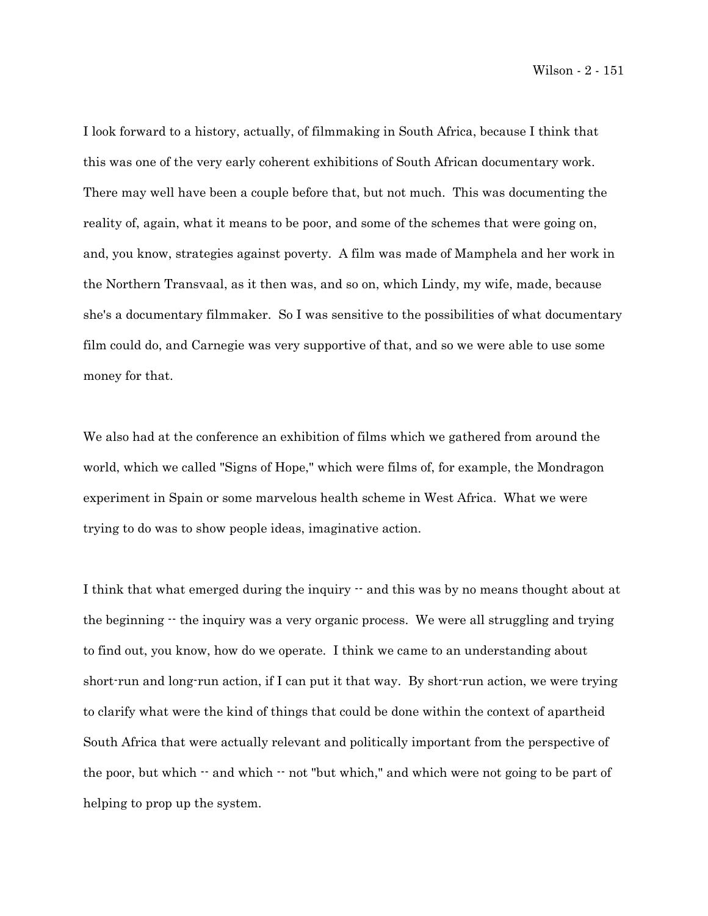I look forward to a history, actually, of filmmaking in South Africa, because I think that this was one of the very early coherent exhibitions of South African documentary work. There may well have been a couple before that, but not much. This was documenting the reality of, again, what it means to be poor, and some of the schemes that were going on, and, you know, strategies against poverty. A film was made of Mamphela and her work in the Northern Transvaal, as it then was, and so on, which Lindy, my wife, made, because she's a documentary filmmaker. So I was sensitive to the possibilities of what documentary film could do, and Carnegie was very supportive of that, and so we were able to use some money for that.

We also had at the conference an exhibition of films which we gathered from around the world, which we called "Signs of Hope," which were films of, for example, the Mondragon experiment in Spain or some marvelous health scheme in West Africa. What we were trying to do was to show people ideas, imaginative action.

I think that what emerged during the inquiry -- and this was by no means thought about at the beginning -- the inquiry was a very organic process. We were all struggling and trying to find out, you know, how do we operate. I think we came to an understanding about short-run and long-run action, if I can put it that way. By short-run action, we were trying to clarify what were the kind of things that could be done within the context of apartheid South Africa that were actually relevant and politically important from the perspective of the poor, but which -- and which -- not "but which," and which were not going to be part of helping to prop up the system.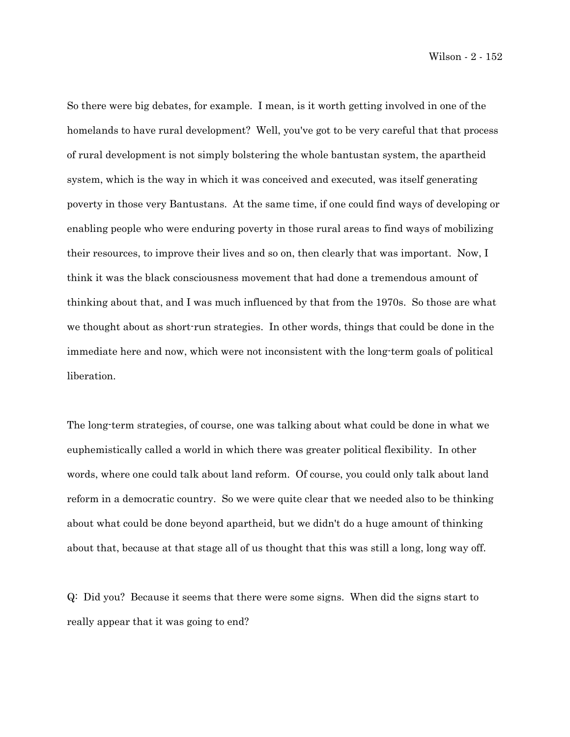So there were big debates, for example. I mean, is it worth getting involved in one of the homelands to have rural development? Well, you've got to be very careful that that process of rural development is not simply bolstering the whole bantustan system, the apartheid system, which is the way in which it was conceived and executed, was itself generating poverty in those very Bantustans. At the same time, if one could find ways of developing or enabling people who were enduring poverty in those rural areas to find ways of mobilizing their resources, to improve their lives and so on, then clearly that was important. Now, I think it was the black consciousness movement that had done a tremendous amount of thinking about that, and I was much influenced by that from the 1970s. So those are what we thought about as short-run strategies. In other words, things that could be done in the immediate here and now, which were not inconsistent with the long-term goals of political liberation.

The long-term strategies, of course, one was talking about what could be done in what we euphemistically called a world in which there was greater political flexibility. In other words, where one could talk about land reform. Of course, you could only talk about land reform in a democratic country. So we were quite clear that we needed also to be thinking about what could be done beyond apartheid, but we didn't do a huge amount of thinking about that, because at that stage all of us thought that this was still a long, long way off.

Q: Did you? Because it seems that there were some signs. When did the signs start to really appear that it was going to end?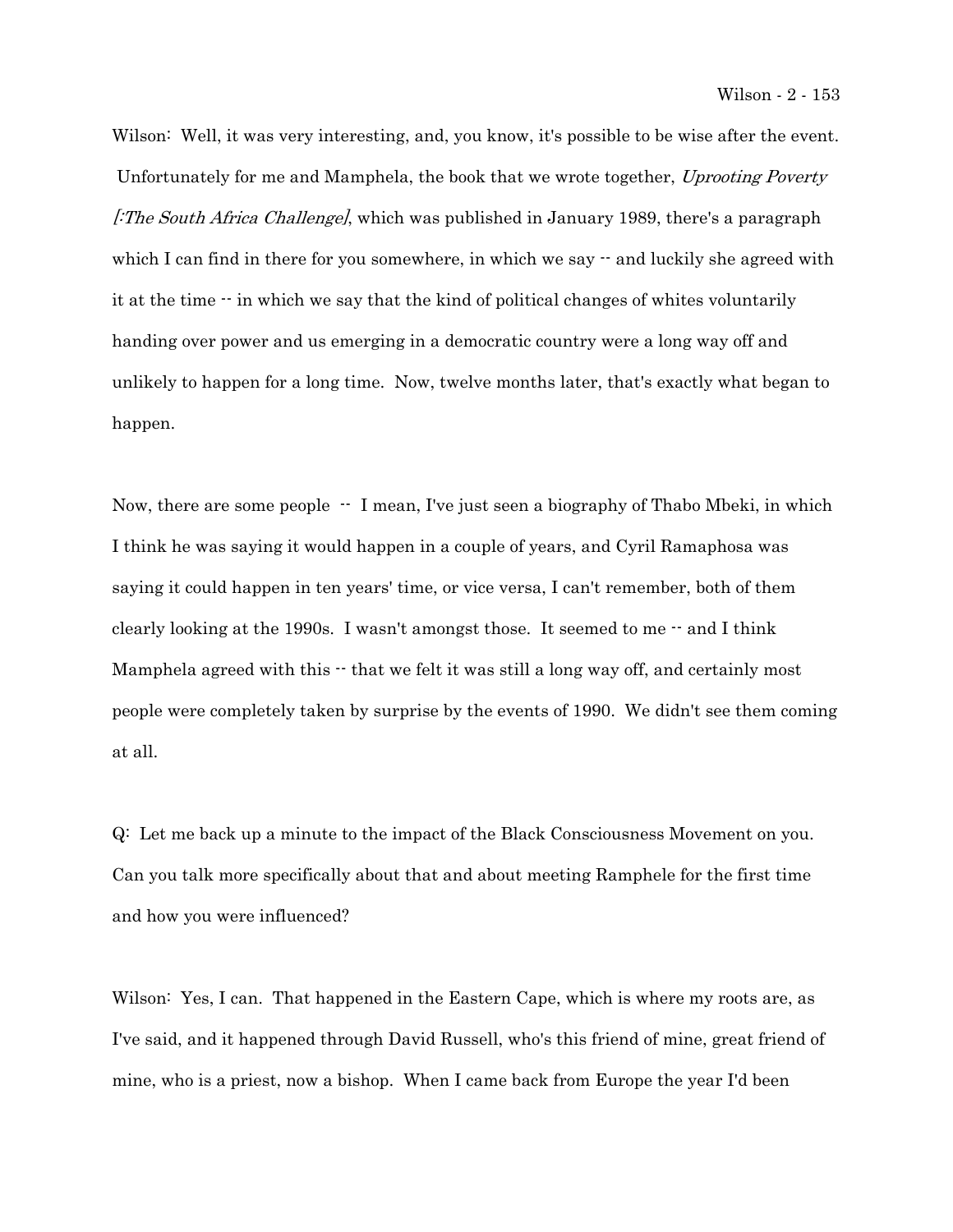Wilson: Well, it was very interesting, and, you know, it's possible to be wise after the event. Unfortunately for me and Mamphela, the book that we wrote together, *Uprooting Poverty [:The South Africa Challenge]*, which was published in January 1989, there's a paragraph which I can find in there for you somewhere, in which we say -- and luckily she agreed with it at the time -- in which we say that the kind of political changes of whites voluntarily handing over power and us emerging in a democratic country were a long way off and unlikely to happen for a long time. Now, twelve months later, that's exactly what began to happen.

Now, there are some people -- I mean, I've just seen a biography of Thabo Mbeki, in which I think he was saying it would happen in a couple of years, and Cyril Ramaphosa was saying it could happen in ten years' time, or vice versa, I can't remember, both of them clearly looking at the 1990s. I wasn't amongst those. It seemed to me -- and I think Mamphela agreed with this -- that we felt it was still a long way off, and certainly most people were completely taken by surprise by the events of 1990. We didn't see them coming at all.

Q: Let me back up a minute to the impact of the Black Consciousness Movement on you. Can you talk more specifically about that and about meeting Ramphele for the first time and how you were influenced?

Wilson: Yes, I can. That happened in the Eastern Cape, which is where my roots are, as I've said, and it happened through David Russell, who's this friend of mine, great friend of mine, who is a priest, now a bishop. When I came back from Europe the year I'd been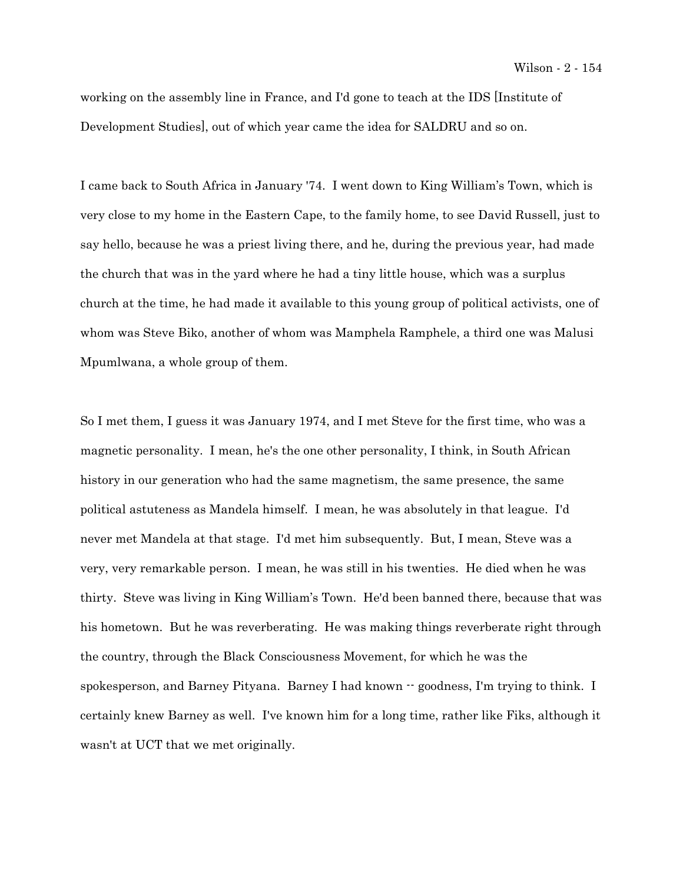working on the assembly line in France, and I'd gone to teach at the IDS [Institute of Development Studies], out of which year came the idea for SALDRU and so on.

I came back to South Africa in January '74. I went down to King William's Town, which is very close to my home in the Eastern Cape, to the family home, to see David Russell, just to say hello, because he was a priest living there, and he, during the previous year, had made the church that was in the yard where he had a tiny little house, which was a surplus church at the time, he had made it available to this young group of political activists, one of whom was Steve Biko, another of whom was Mamphela Ramphele, a third one was Malusi Mpumlwana, a whole group of them.

So I met them, I guess it was January 1974, and I met Steve for the first time, who was a magnetic personality. I mean, he's the one other personality, I think, in South African history in our generation who had the same magnetism, the same presence, the same political astuteness as Mandela himself. I mean, he was absolutely in that league. I'd never met Mandela at that stage. I'd met him subsequently. But, I mean, Steve was a very, very remarkable person. I mean, he was still in his twenties. He died when he was thirty. Steve was living in King William's Town. He'd been banned there, because that was his hometown. But he was reverberating. He was making things reverberate right through the country, through the Black Consciousness Movement, for which he was the spokesperson, and Barney Pityana. Barney I had known -- goodness, I'm trying to think. I certainly knew Barney as well. I've known him for a long time, rather like Fiks, although it wasn't at UCT that we met originally.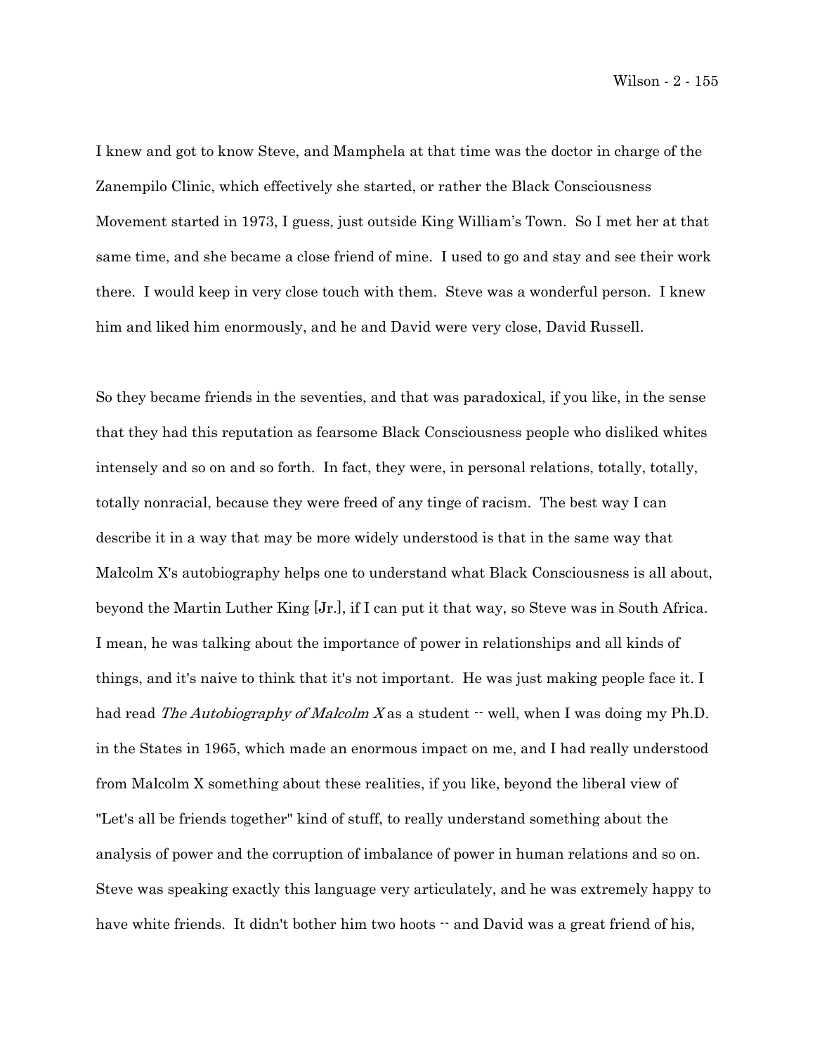I knew and got to know Steve, and Mamphela at that time was the doctor in charge of the Zanempilo Clinic, which effectively she started, or rather the Black Consciousness Movement started in 1973, I guess, just outside King William's Town. So I met her at that same time, and she became a close friend of mine. I used to go and stay and see their work there. I would keep in very close touch with them. Steve was a wonderful person. I knew him and liked him enormously, and he and David were very close, David Russell.

So they became friends in the seventies, and that was paradoxical, if you like, in the sense that they had this reputation as fearsome Black Consciousness people who disliked whites intensely and so on and so forth. In fact, they were, in personal relations, totally, totally, totally nonracial, because they were freed of any tinge of racism. The best way I can describe it in a way that may be more widely understood is that in the same way that Malcolm X's autobiography helps one to understand what Black Consciousness is all about, beyond the Martin Luther King [Jr.], if I can put it that way, so Steve was in South Africa. I mean, he was talking about the importance of power in relationships and all kinds of things, and it's naive to think that it's not important. He was just making people face it. I had read *The Autobiography of Malcolm X* as a student -- well, when I was doing my Ph.D. in the States in 1965, which made an enormous impact on me, and I had really understood from Malcolm X something about these realities, if you like, beyond the liberal view of "Let's all be friends together" kind of stuff, to really understand something about the analysis of power and the corruption of imbalance of power in human relations and so on. Steve was speaking exactly this language very articulately, and he was extremely happy to have white friends. It didn't bother him two hoots -- and David was a great friend of his,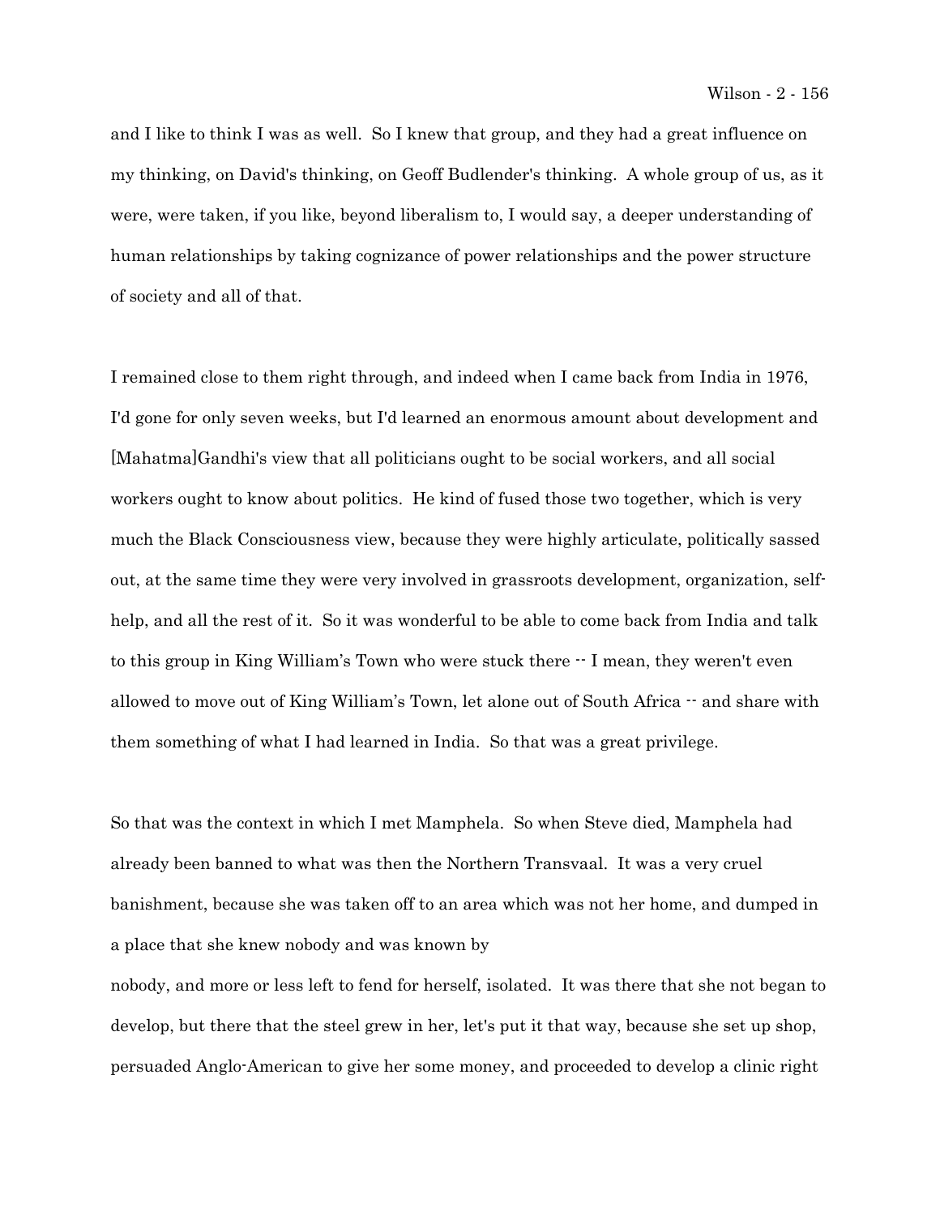and I like to think I was as well. So I knew that group, and they had a great influence on my thinking, on David's thinking, on Geoff Budlender's thinking. A whole group of us, as it were, were taken, if you like, beyond liberalism to, I would say, a deeper understanding of human relationships by taking cognizance of power relationships and the power structure of society and all of that.

I remained close to them right through, and indeed when I came back from India in 1976, I'd gone for only seven weeks, but I'd learned an enormous amount about development and [Mahatma]Gandhi's view that all politicians ought to be social workers, and all social workers ought to know about politics. He kind of fused those two together, which is very much the Black Consciousness view, because they were highly articulate, politically sassed out, at the same time they were very involved in grassroots development, organization, self-help, and all the rest of it. So it was wonderful to be able to come back from India and talk to this group in King William's Town who were stuck there -- I mean, they weren't even allowed to move out of King William's Town, let alone out of South Africa -- and share with them something of what I had learned in India. So that was a great privilege.

So that was the context in which I met Mamphela. So when Steve died, Mamphela had already been banned to what was then the Northern Transvaal. It was a very cruel banishment, because she was taken off to an area which was not her home, and dumped in a place that she knew nobody and was known by nobody, and more or less left to fend for herself, isolated. It was there that she not began to develop, but there that the steel grew in her, let's put it that way, because she set up shop, persuaded Anglo-American to give her some money, and proceeded to develop a clinic right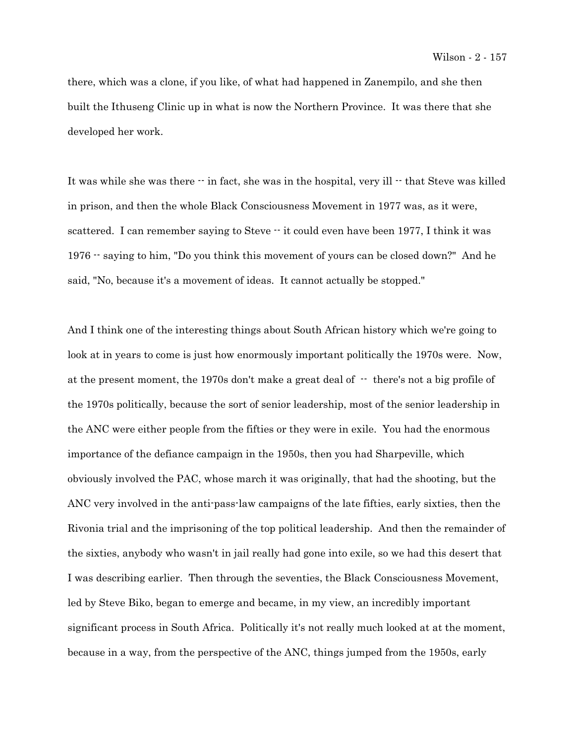there, which was a clone, if you like, of what had happened in Zanempilo, and she then built the Ithuseng Clinic up in what is now the Northern Province. It was there that she developed her work.

It was while she was there -- in fact, she was in the hospital, very ill -- that Steve was killed in prison, and then the whole Black Consciousness Movement in 1977 was, as it were, scattered. I can remember saying to Steve -- it could even have been 1977, I think it was 1976 -- saying to him, "Do you think this movement of yours can be closed down?" And he said, "No, because it's a movement of ideas. It cannot actually be stopped."

And I think one of the interesting things about South African history which we're going to look at in years to come is just how enormously important politically the 1970s were. Now, at the present moment, the 1970s don't make a great deal of -- there's not a big profile of the 1970s politically, because the sort of senior leadership, most of the senior leadership in the ANC were either people from the fifties or they were in exile. You had the enormous importance of the defiance campaign in the 1950s, then you had Sharpeville, which obviously involved the PAC, whose march it was originally, that had the shooting, but the ANC very involved in the anti-pass-law campaigns of the late fifties, early sixties, then the Rivonia trial and the imprisoning of the top political leadership. And then the remainder of the sixties, anybody who wasn't in jail really had gone into exile, so we had this desert that I was describing earlier. Then through the seventies, the Black Consciousness Movement, led by Steve Biko, began to emerge and became, in my view, an incredibly important significant process in South Africa. Politically it's not really much looked at at the moment, because in a way, from the perspective of the ANC, things jumped from the 1950s, early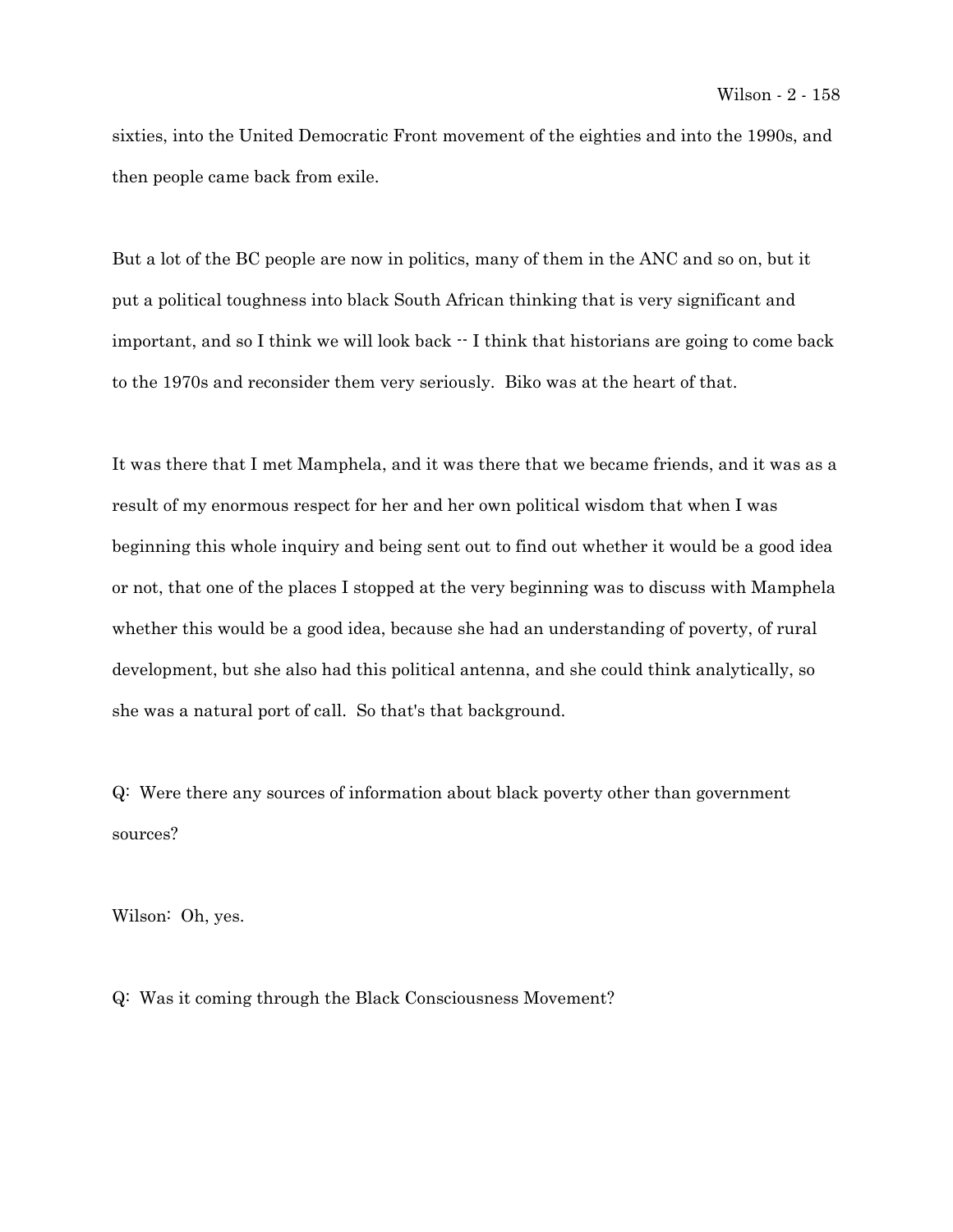sixties, into the United Democratic Front movement of the eighties and into the 1990s, and then people came back from exile.

But a lot of the BC people are now in politics, many of them in the ANC and so on, but it put a political toughness into black South African thinking that is very significant and important, and so I think we will look back -- I think that historians are going to come back to the 1970s and reconsider them very seriously. Biko was at the heart of that.

It was there that I met Mamphela, and it was there that we became friends, and it was as a result of my enormous respect for her and her own political wisdom that when I was beginning this whole inquiry and being sent out to find out whether it would be a good idea or not, that one of the places I stopped at the very beginning was to discuss with Mamphela whether this would be a good idea, because she had an understanding of poverty, of rural development, but she also had this political antenna, and she could think analytically, so she was a natural port of call. So that's that background.

Q: Were there any sources of information about black poverty other than government sources?

Wilson: Oh, yes.

Q: Was it coming through the Black Consciousness Movement?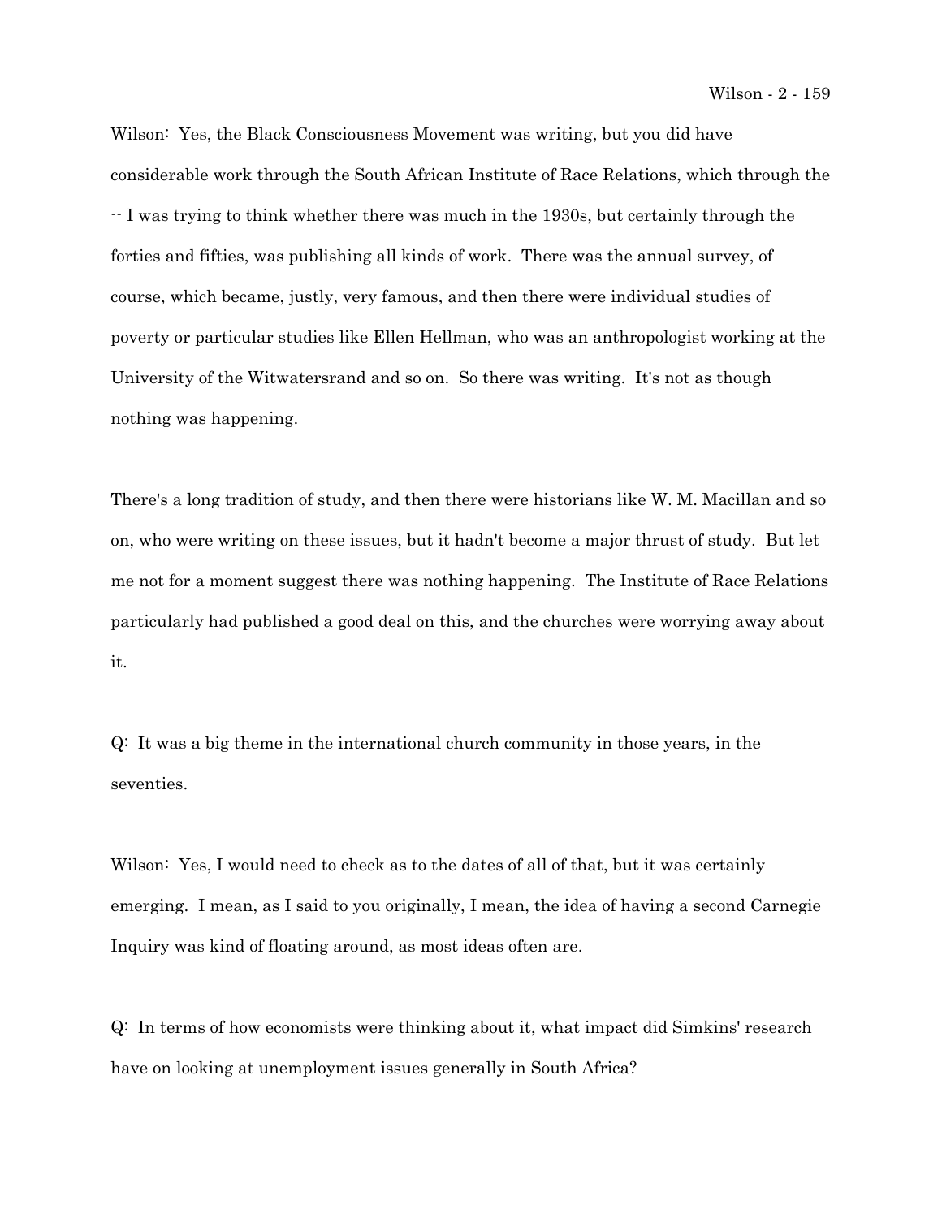Wilson: Yes, the Black Consciousness Movement was writing, but you did have considerable work through the South African Institute of Race Relations, which through the -- I was trying to think whether there was much in the 1930s, but certainly through the forties and fifties, was publishing all kinds of work. There was the annual survey, of course, which became, justly, very famous, and then there were individual studies of poverty or particular studies like Ellen Hellman, who was an anthropologist working at the University of the Witwatersrand and so on. So there was writing. It's not as though nothing was happening.

There's a long tradition of study, and then there were historians like W. M. Macillan and so on, who were writing on these issues, but it hadn't become a major thrust of study. But let me not for a moment suggest there was nothing happening. The Institute of Race Relations particularly had published a good deal on this, and the churches were worrying away about it.

Q: It was a big theme in the international church community in those years, in the seventies.

Wilson: Yes, I would need to check as to the dates of all of that, but it was certainly emerging. I mean, as I said to you originally, I mean, the idea of having a second Carnegie Inquiry was kind of floating around, as most ideas often are.

Q: In terms of how economists were thinking about it, what impact did Simkins' research have on looking at unemployment issues generally in South Africa?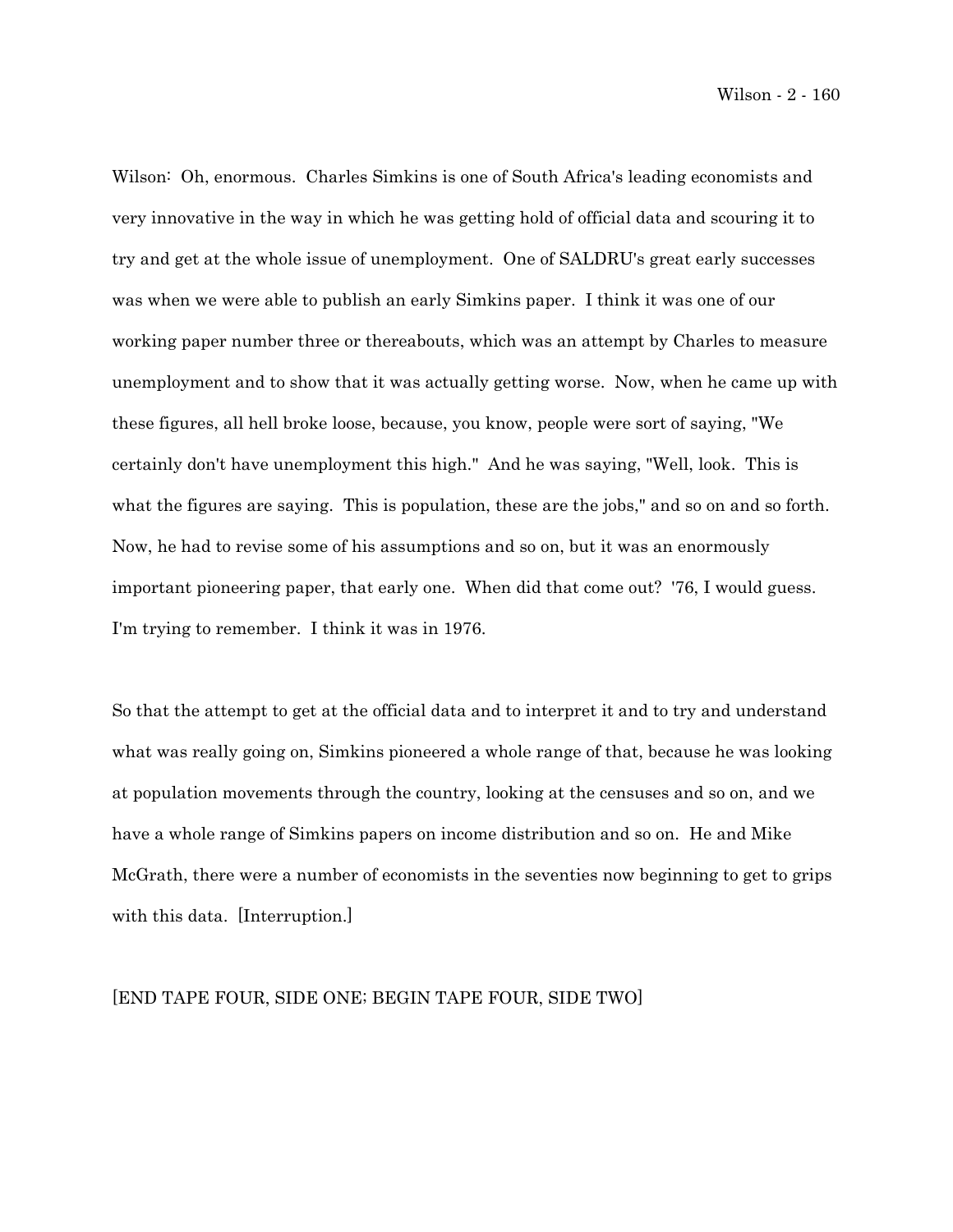Wilson: Oh, enormous. Charles Simkins is one of South Africa's leading economists and very innovative in the way in which he was getting hold of official data and scouring it to try and get at the whole issue of unemployment. One of SALDRU's great early successes was when we were able to publish an early Simkins paper. I think it was one of our working paper number three or thereabouts, which was an attempt by Charles to measure unemployment and to show that it was actually getting worse. Now, when he came up with these figures, all hell broke loose, because, you know, people were sort of saying, "We certainly don't have unemployment this high." And he was saying, "Well, look. This is what the figures are saying. This is population, these are the jobs," and so on and so forth. Now, he had to revise some of his assumptions and so on, but it was an enormously important pioneering paper, that early one. When did that come out? '76, I would guess. I'm trying to remember. I think it was in 1976.

So that the attempt to get at the official data and to interpret it and to try and understand what was really going on, Simkins pioneered a whole range of that, because he was looking at population movements through the country, looking at the censuses and so on, and we have a whole range of Simkins papers on income distribution and so on. He and Mike McGrath, there were a number of economists in the seventies now beginning to get to grips with this data. [Interruption.]

[END TAPE FOUR, SIDE ONE; BEGIN TAPE FOUR, SIDE TWO]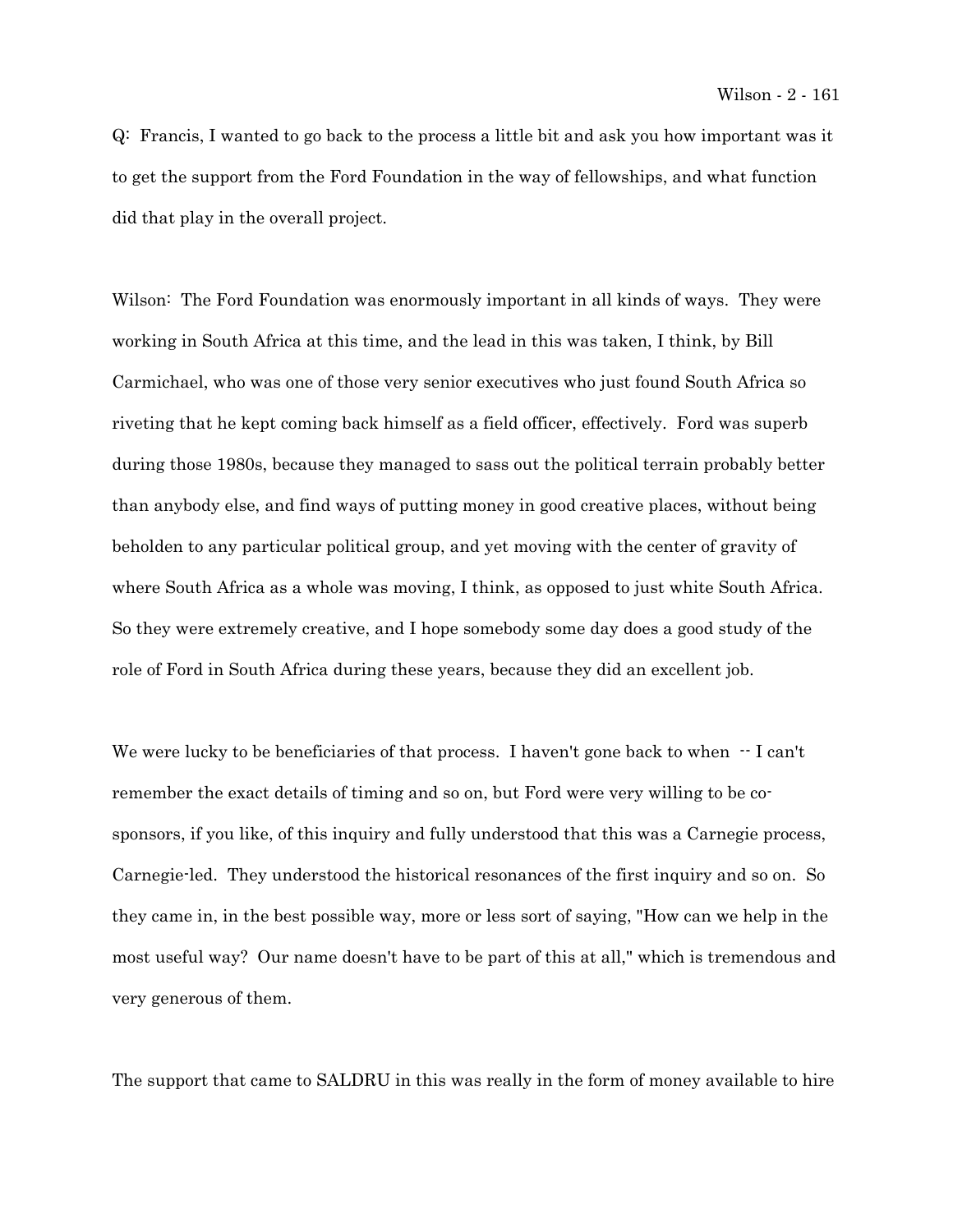Q: Francis, I wanted to go back to the process a little bit and ask you how important was it to get the support from the Ford Foundation in the way of fellowships, and what function did that play in the overall project.

Wilson: The Ford Foundation was enormously important in all kinds of ways. They were working in South Africa at this time, and the lead in this was taken, I think, by Bill Carmichael, who was one of those very senior executives who just found South Africa so riveting that he kept coming back himself as a field officer, effectively. Ford was superb during those 1980s, because they managed to sass out the political terrain probably better than anybody else, and find ways of putting money in good creative places, without being beholden to any particular political group, and yet moving with the center of gravity of where South Africa as a whole was moving, I think, as opposed to just white South Africa. So they were extremely creative, and I hope somebody some day does a good study of the role of Ford in South Africa during these years, because they did an excellent job.

We were lucky to be beneficiaries of that process. I haven't gone back to when -- I can't remember the exact details of timing and so on, but Ford were very willing to be co-sponsors, if you like, of this inquiry and fully understood that this was a Carnegie process, Carnegie-led. They understood the historical resonances of the first inquiry and so on. So they came in, in the best possible way, more or less sort of saying, "How can we help in the most useful way? Our name doesn't have to be part of this at all," which is tremendous and very generous of them.

The support that came to SALDRU in this was really in the form of money available to hire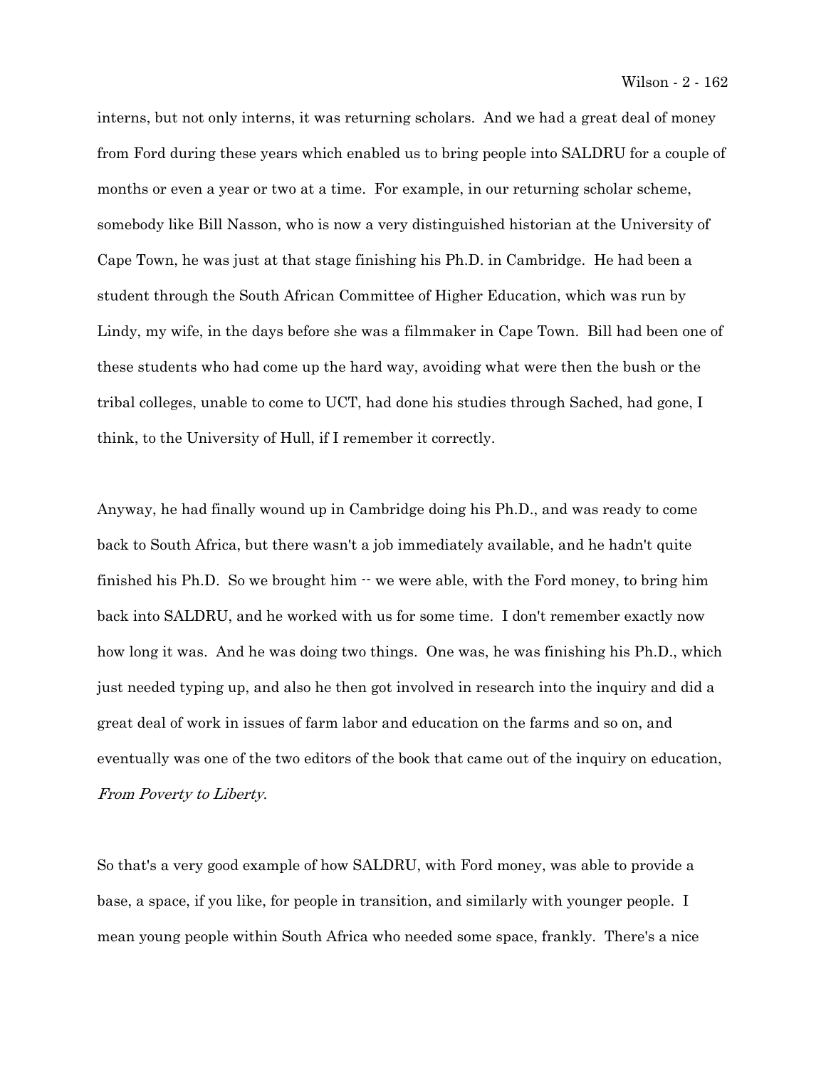interns, but not only interns, it was returning scholars. And we had a great deal of money from Ford during these years which enabled us to bring people into SALDRU for a couple of months or even a year or two at a time. For example, in our returning scholar scheme, somebody like Bill Nasson, who is now a very distinguished historian at the University of Cape Town, he was just at that stage finishing his Ph.D. in Cambridge. He had been a student through the South African Committee of Higher Education, which was run by Lindy, my wife, in the days before she was a filmmaker in Cape Town. Bill had been one of these students who had come up the hard way, avoiding what were then the bush or the tribal colleges, unable to come to UCT, had done his studies through Sached, had gone, I think, to the University of Hull, if I remember it correctly.

Anyway, he had finally wound up in Cambridge doing his Ph.D., and was ready to come back to South Africa, but there wasn't a job immediately available, and he hadn't quite finished his Ph.D. So we brought him -- we were able, with the Ford money, to bring him back into SALDRU, and he worked with us for some time. I don't remember exactly now how long it was. And he was doing two things. One was, he was finishing his Ph.D., which just needed typing up, and also he then got involved in research into the inquiry and did a great deal of work in issues of farm labor and education on the farms and so on, and eventually was one of the two editors of the book that came out of the inquiry on education, *From Poverty to Liberty*.

So that's a very good example of how SALDRU, with Ford money, was able to provide a base, a space, if you like, for people in transition, and similarly with younger people. I mean young people within South Africa who needed some space, frankly. There's a nice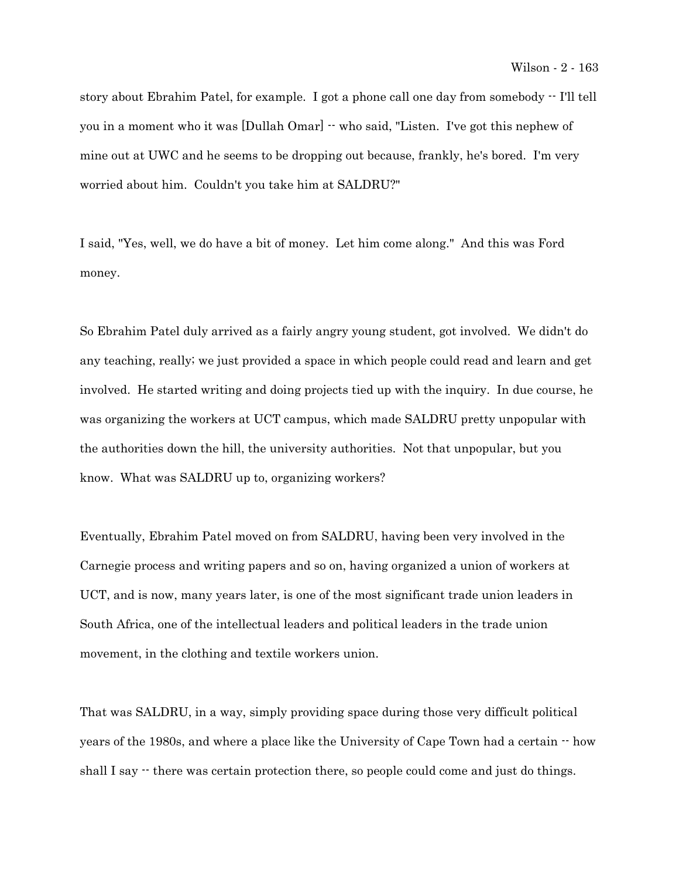story about Ebrahim Patel, for example. I got a phone call one day from somebody -- I'll tell you in a moment who it was [Dullah Omar] -- who said, "Listen. I've got this nephew of mine out at UWC and he seems to be dropping out because, frankly, he's bored. I'm very worried about him. Couldn't you take him at SALDRU?"

I said, "Yes, well, we do have a bit of money. Let him come along." And this was Ford money.

So Ebrahim Patel duly arrived as a fairly angry young student, got involved. We didn't do any teaching, really; we just provided a space in which people could read and learn and get involved. He started writing and doing projects tied up with the inquiry. In due course, he was organizing the workers at UCT campus, which made SALDRU pretty unpopular with the authorities down the hill, the university authorities. Not that unpopular, but you know. What was SALDRU up to, organizing workers?

Eventually, Ebrahim Patel moved on from SALDRU, having been very involved in the Carnegie process and writing papers and so on, having organized a union of workers at UCT, and is now, many years later, is one of the most significant trade union leaders in South Africa, one of the intellectual leaders and political leaders in the trade union movement, in the clothing and textile workers union.

That was SALDRU, in a way, simply providing space during those very difficult political years of the 1980s, and where a place like the University of Cape Town had a certain -- how shall I say -- there was certain protection there, so people could come and just do things.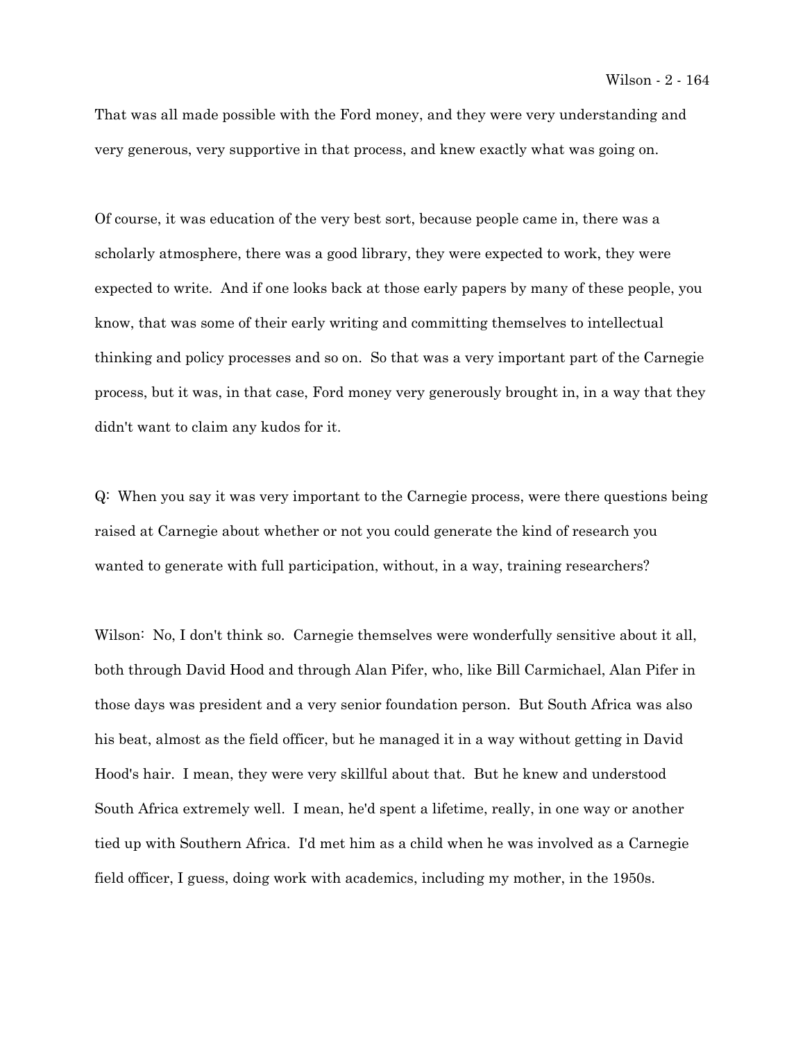That was all made possible with the Ford money, and they were very understanding and very generous, very supportive in that process, and knew exactly what was going on.

Of course, it was education of the very best sort, because people came in, there was a scholarly atmosphere, there was a good library, they were expected to work, they were expected to write. And if one looks back at those early papers by many of these people, you know, that was some of their early writing and committing themselves to intellectual thinking and policy processes and so on. So that was a very important part of the Carnegie process, but it was, in that case, Ford money very generously brought in, in a way that they didn't want to claim any kudos for it.

Q: When you say it was very important to the Carnegie process, were there questions being raised at Carnegie about whether or not you could generate the kind of research you wanted to generate with full participation, without, in a way, training researchers?

Wilson: No, I don't think so. Carnegie themselves were wonderfully sensitive about it all, both through David Hood and through Alan Pifer, who, like Bill Carmichael, Alan Pifer in those days was president and a very senior foundation person. But South Africa was also his beat, almost as the field officer, but he managed it in a way without getting in David Hood's hair. I mean, they were very skillful about that. But he knew and understood South Africa extremely well. I mean, he'd spent a lifetime, really, in one way or another tied up with Southern Africa. I'd met him as a child when he was involved as a Carnegie field officer, I guess, doing work with academics, including my mother, in the 1950s.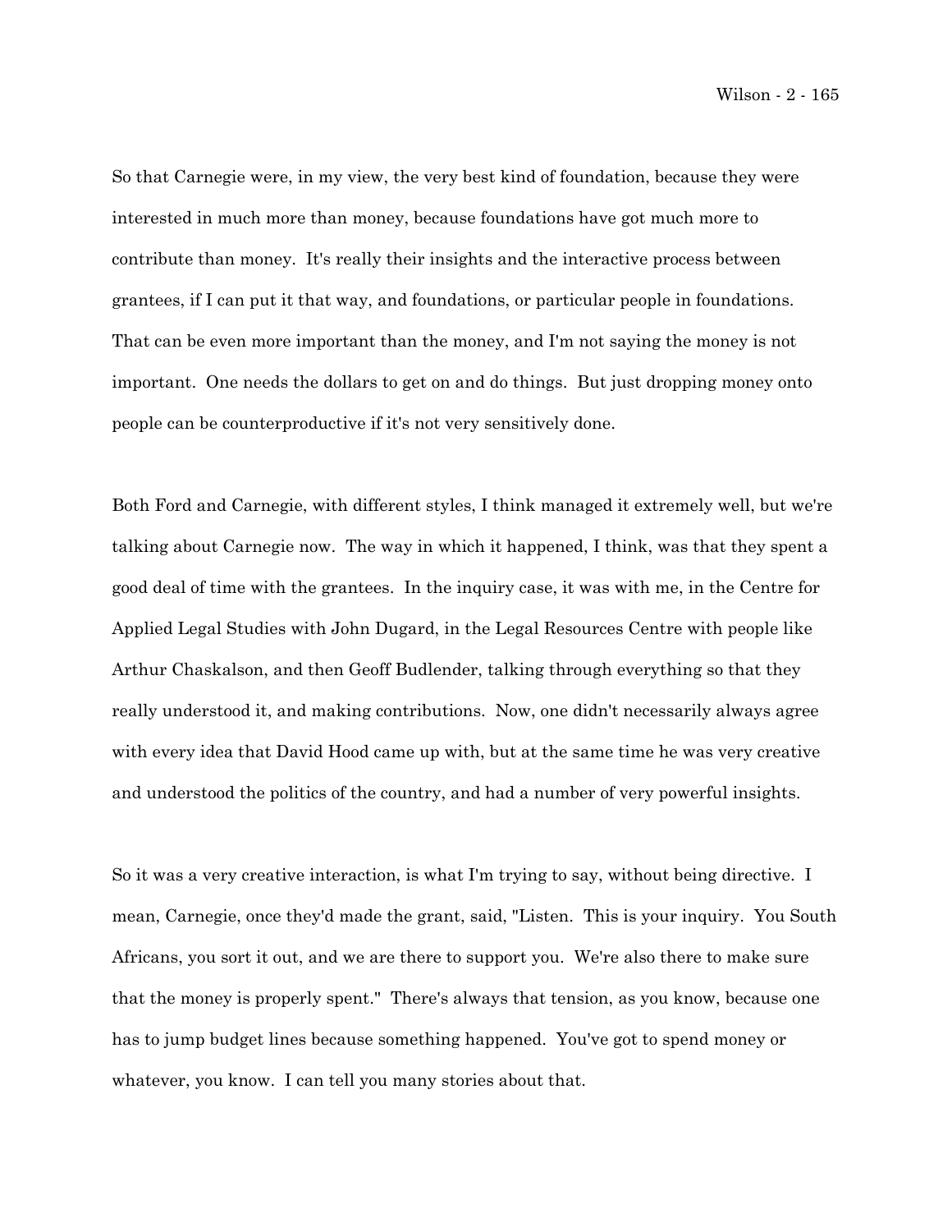So that Carnegie were, in my view, the very best kind of foundation, because they were interested in much more than money, because foundations have got much more to contribute than money. It's really their insights and the interactive process between grantees, if I can put it that way, and foundations, or particular people in foundations. That can be even more important than the money, and I'm not saying the money is not important. One needs the dollars to get on and do things. But just dropping money onto people can be counterproductive if it's not very sensitively done.

Both Ford and Carnegie, with different styles, I think managed it extremely well, but we're talking about Carnegie now. The way in which it happened, I think, was that they spent a good deal of time with the grantees. In the inquiry case, it was with me, in the Centre for Applied Legal Studies with John Dugard, in the Legal Resources Centre with people like Arthur Chaskalson, and then Geoff Budlender, talking through everything so that they really understood it, and making contributions. Now, one didn't necessarily always agree with every idea that David Hood came up with, but at the same time he was very creative and understood the politics of the country, and had a number of very powerful insights.

So it was a very creative interaction, is what I'm trying to say, without being directive. I mean, Carnegie, once they'd made the grant, said, "Listen. This is your inquiry. You South Africans, you sort it out, and we are there to support you. We're also there to make sure that the money is properly spent." There's always that tension, as you know, because one has to jump budget lines because something happened. You've got to spend money or whatever, you know. I can tell you many stories about that.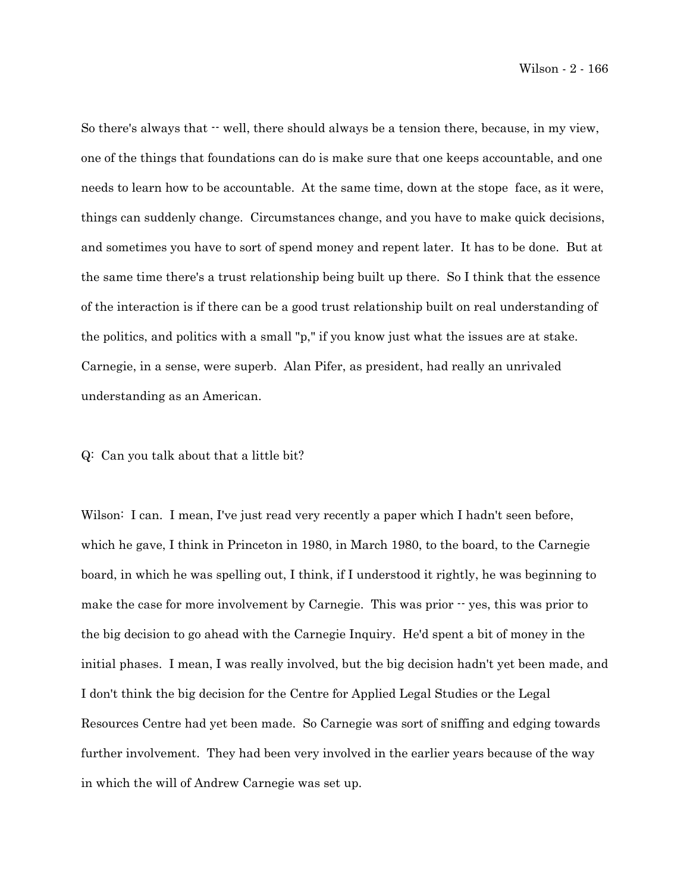So there's always that -- well, there should always be a tension there, because, in my view, one of the things that foundations can do is make sure that one keeps accountable, and one needs to learn how to be accountable. At the same time, down at the stope face, as it were, things can suddenly change. Circumstances change, and you have to make quick decisions, and sometimes you have to sort of spend money and repent later. It has to be done. But at the same time there's a trust relationship being built up there. So I think that the essence of the interaction is if there can be a good trust relationship built on real understanding of the politics, and politics with a small "p," if you know just what the issues are at stake. Carnegie, in a sense, were superb. Alan Pifer, as president, had really an unrivaled understanding as an American.

Q: Can you talk about that a little bit?

Wilson: I can. I mean, I've just read very recently a paper which I hadn't seen before, which he gave, I think in Princeton in 1980, in March 1980, to the board, to the Carnegie board, in which he was spelling out, I think, if I understood it rightly, he was beginning to make the case for more involvement by Carnegie. This was prior -- yes, this was prior to the big decision to go ahead with the Carnegie Inquiry. He'd spent a bit of money in the initial phases. I mean, I was really involved, but the big decision hadn't yet been made, and I don't think the big decision for the Centre for Applied Legal Studies or the Legal Resources Centre had yet been made. So Carnegie was sort of sniffing and edging towards further involvement. They had been very involved in the earlier years because of the way in which the will of Andrew Carnegie was set up.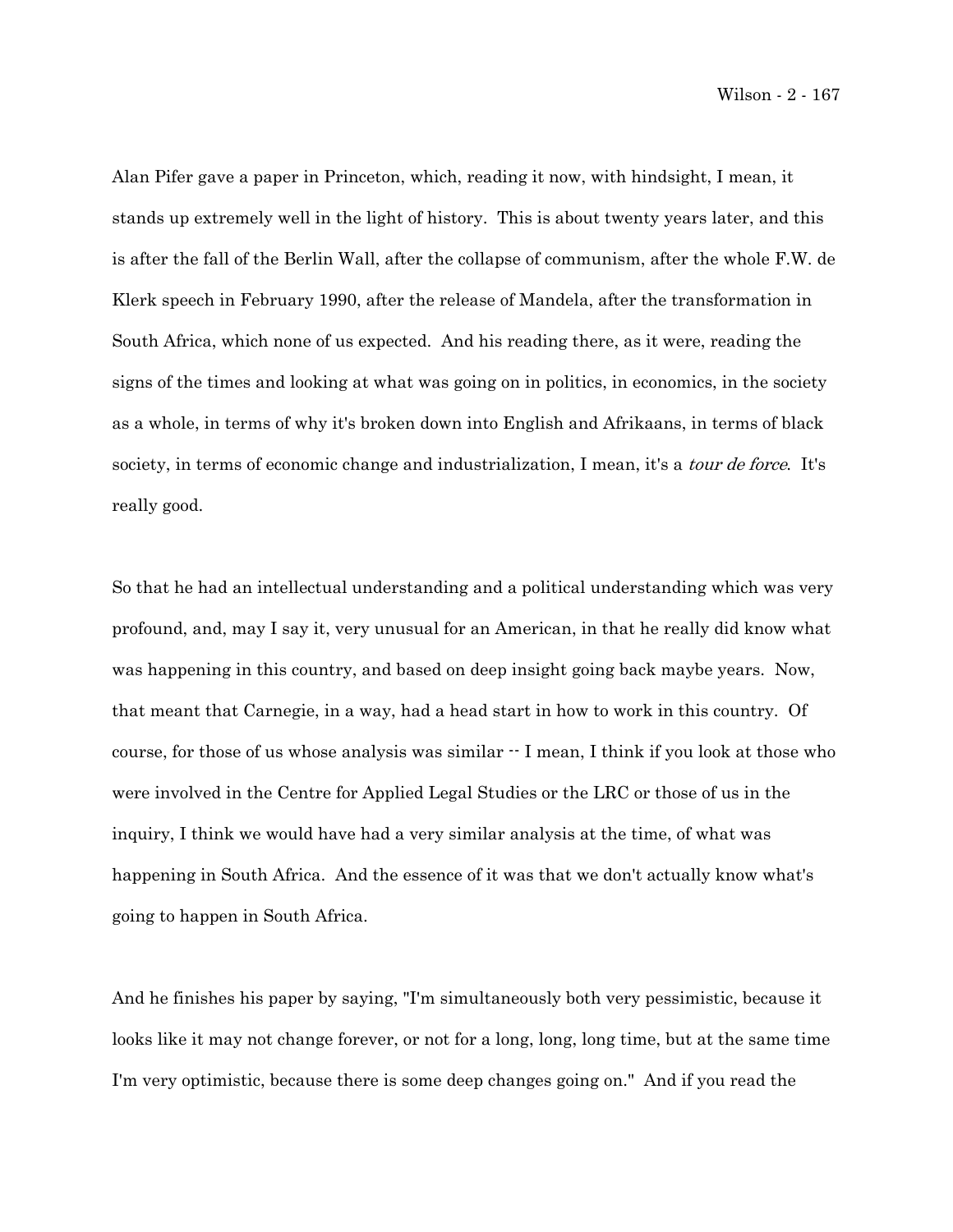Alan Pifer gave a paper in Princeton, which, reading it now, with hindsight, I mean, it stands up extremely well in the light of history. This is about twenty years later, and this is after the fall of the Berlin Wall, after the collapse of communism, after the whole F.W. de Klerk speech in February 1990, after the release of Mandela, after the transformation in South Africa, which none of us expected. And his reading there, as it were, reading the signs of the times and looking at what was going on in politics, in economics, in the society as a whole, in terms of why it's broken down into English and Afrikaans, in terms of black society, in terms of economic change and industrialization, I mean, it's a *tour de force*. It's really good.

So that he had an intellectual understanding and a political understanding which was very profound, and, may I say it, very unusual for an American, in that he really did know what was happening in this country, and based on deep insight going back maybe years. Now, that meant that Carnegie, in a way, had a head start in how to work in this country. Of course, for those of us whose analysis was similar -- I mean, I think if you look at those who were involved in the Centre for Applied Legal Studies or the LRC or those of us in the inquiry, I think we would have had a very similar analysis at the time, of what was happening in South Africa. And the essence of it was that we don't actually know what's going to happen in South Africa.

And he finishes his paper by saying, "I'm simultaneously both very pessimistic, because it looks like it may not change forever, or not for a long, long, long time, but at the same time I'm very optimistic, because there is some deep changes going on." And if you read the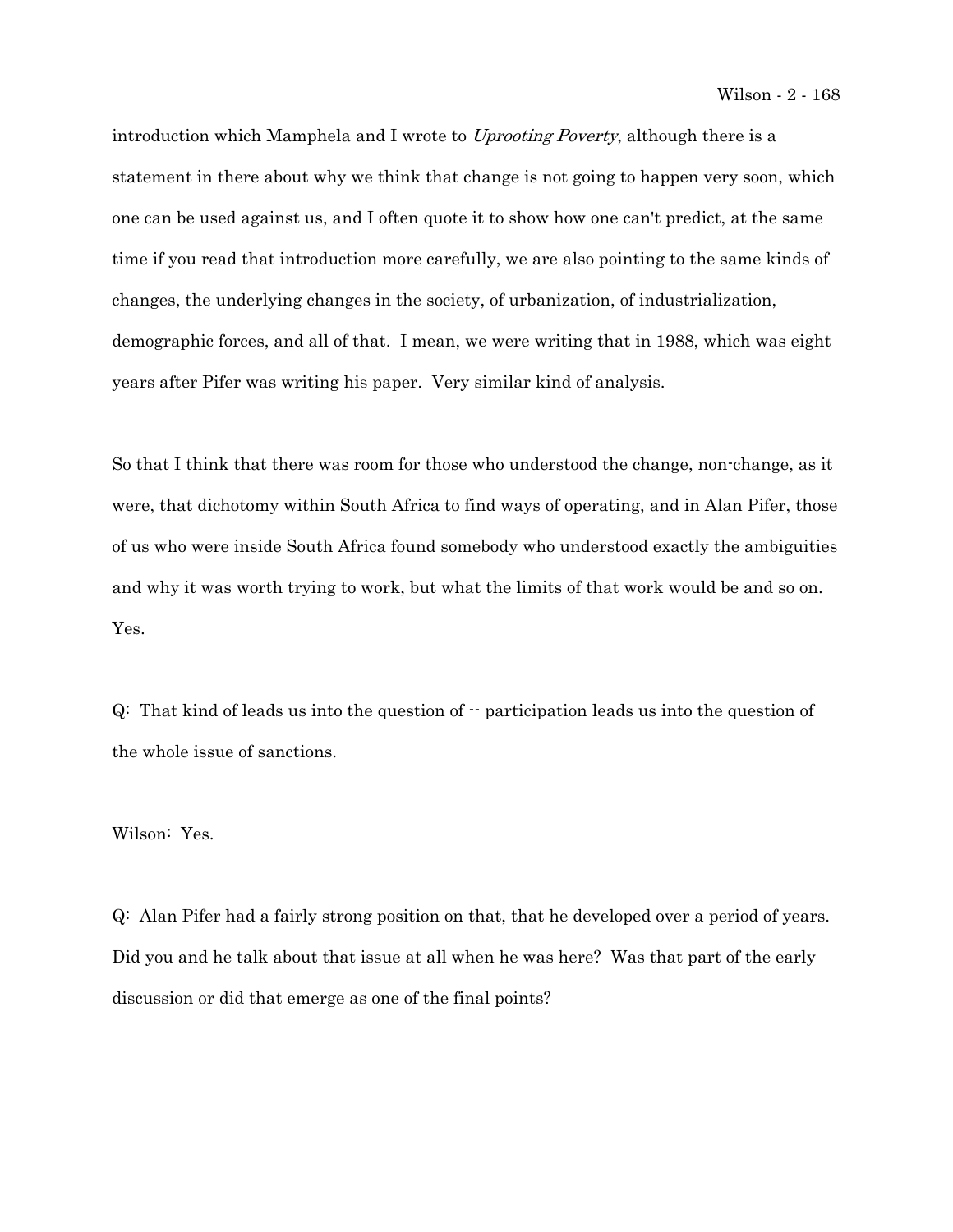introduction which Mamphela and I wrote to *Uprooting Poverty*, although there is a statement in there about why we think that change is not going to happen very soon, which one can be used against us, and I often quote it to show how one can't predict, at the same time if you read that introduction more carefully, we are also pointing to the same kinds of changes, the underlying changes in the society, of urbanization, of industrialization, demographic forces, and all of that. I mean, we were writing that in 1988, which was eight years after Pifer was writing his paper. Very similar kind of analysis.

So that I think that there was room for those who understood the change, non-change, as it were, that dichotomy within South Africa to find ways of operating, and in Alan Pifer, those of us who were inside South Africa found somebody who understood exactly the ambiguities and why it was worth trying to work, but what the limits of that work would be and so on. Yes.

Q: That kind of leads us into the question of -- participation leads us into the question of the whole issue of sanctions.

Wilson: Yes.

Q: Alan Pifer had a fairly strong position on that, that he developed over a period of years. Did you and he talk about that issue at all when he was here? Was that part of the early discussion or did that emerge as one of the final points?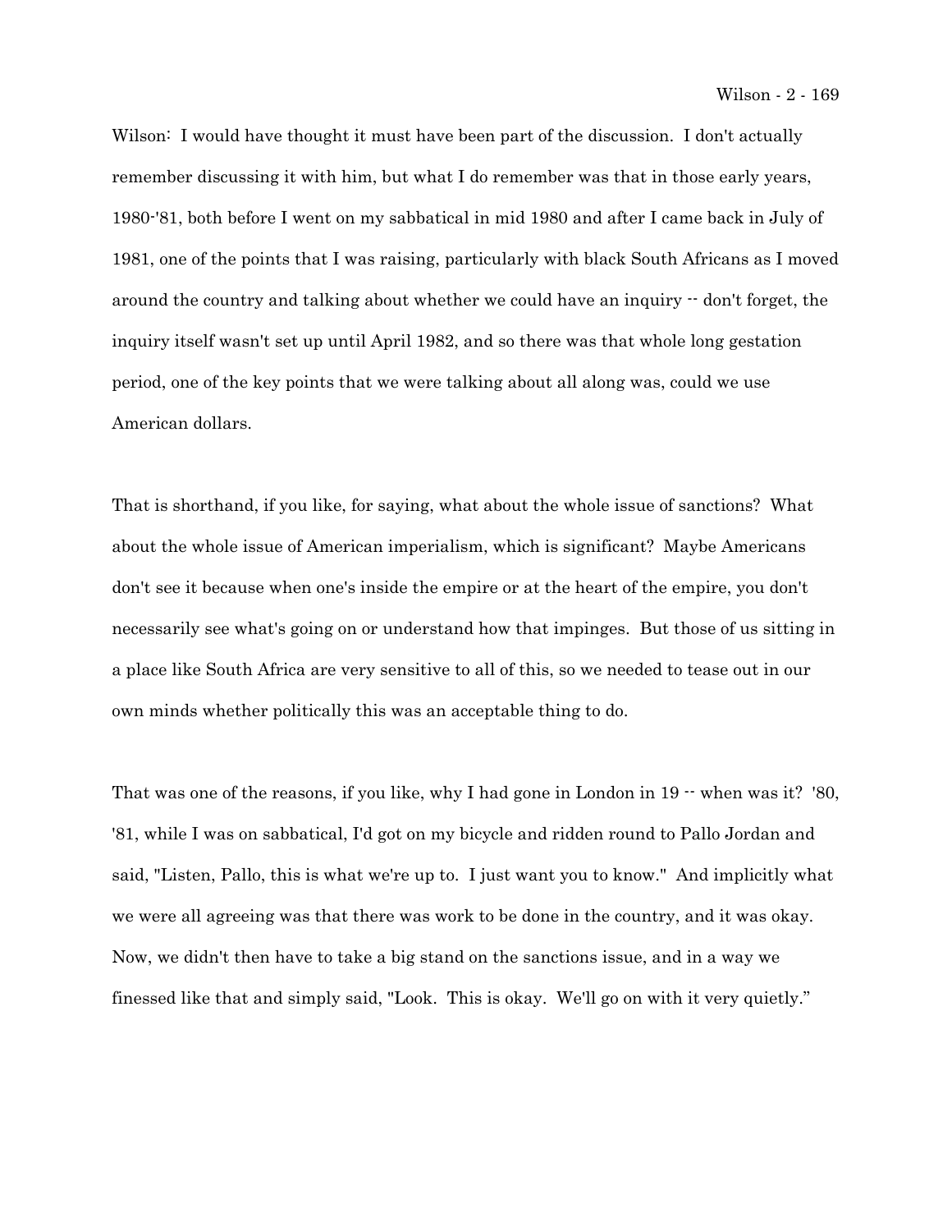Wilson: I would have thought it must have been part of the discussion. I don't actually remember discussing it with him, but what I do remember was that in those early years, 1980-'81, both before I went on my sabbatical in mid 1980 and after I came back in July of 1981, one of the points that I was raising, particularly with black South Africans as I moved around the country and talking about whether we could have an inquiry -- don't forget, the inquiry itself wasn't set up until April 1982, and so there was that whole long gestation period, one of the key points that we were talking about all along was, could we use American dollars.

That is shorthand, if you like, for saying, what about the whole issue of sanctions? What about the whole issue of American imperialism, which is significant? Maybe Americans don't see it because when one's inside the empire or at the heart of the empire, you don't necessarily see what's going on or understand how that impinges. But those of us sitting in a place like South Africa are very sensitive to all of this, so we needed to tease out in our own minds whether politically this was an acceptable thing to do.

That was one of the reasons, if you like, why I had gone in London in 19 -- when was it? '80, '81, while I was on sabbatical, I'd got on my bicycle and ridden round to Pallo Jordan and said, "Listen, Pallo, this is what we're up to. I just want you to know." And implicitly what we were all agreeing was that there was work to be done in the country, and it was okay. Now, we didn't then have to take a big stand on the sanctions issue, and in a way we finessed like that and simply said, "Look. This is okay. We'll go on with it very quietly."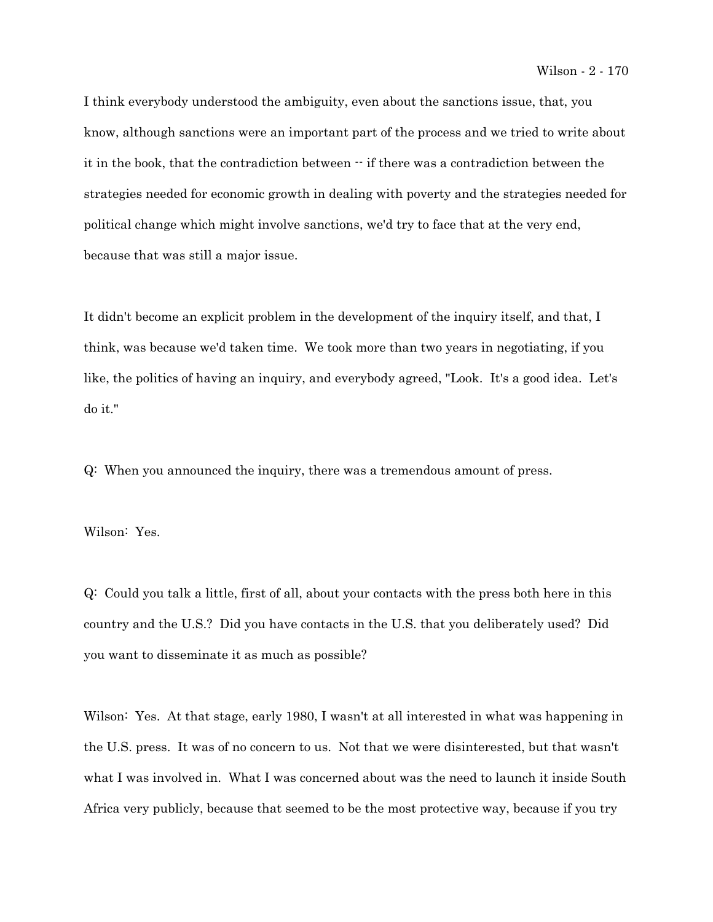I think everybody understood the ambiguity, even about the sanctions issue, that, you know, although sanctions were an important part of the process and we tried to write about it in the book, that the contradiction between -- if there was a contradiction between the strategies needed for economic growth in dealing with poverty and the strategies needed for political change which might involve sanctions, we'd try to face that at the very end, because that was still a major issue.

It didn't become an explicit problem in the development of the inquiry itself, and that, I think, was because we'd taken time. We took more than two years in negotiating, if you like, the politics of having an inquiry, and everybody agreed, "Look. It's a good idea. Let's do it."

Q: When you announced the inquiry, there was a tremendous amount of press.

Wilson: Yes.

Q: Could you talk a little, first of all, about your contacts with the press both here in this country and the U.S.? Did you have contacts in the U.S. that you deliberately used? Did you want to disseminate it as much as possible?

Wilson: Yes. At that stage, early 1980, I wasn't at all interested in what was happening in the U.S. press. It was of no concern to us. Not that we were disinterested, but that wasn't what I was involved in. What I was concerned about was the need to launch it inside South Africa very publicly, because that seemed to be the most protective way, because if you try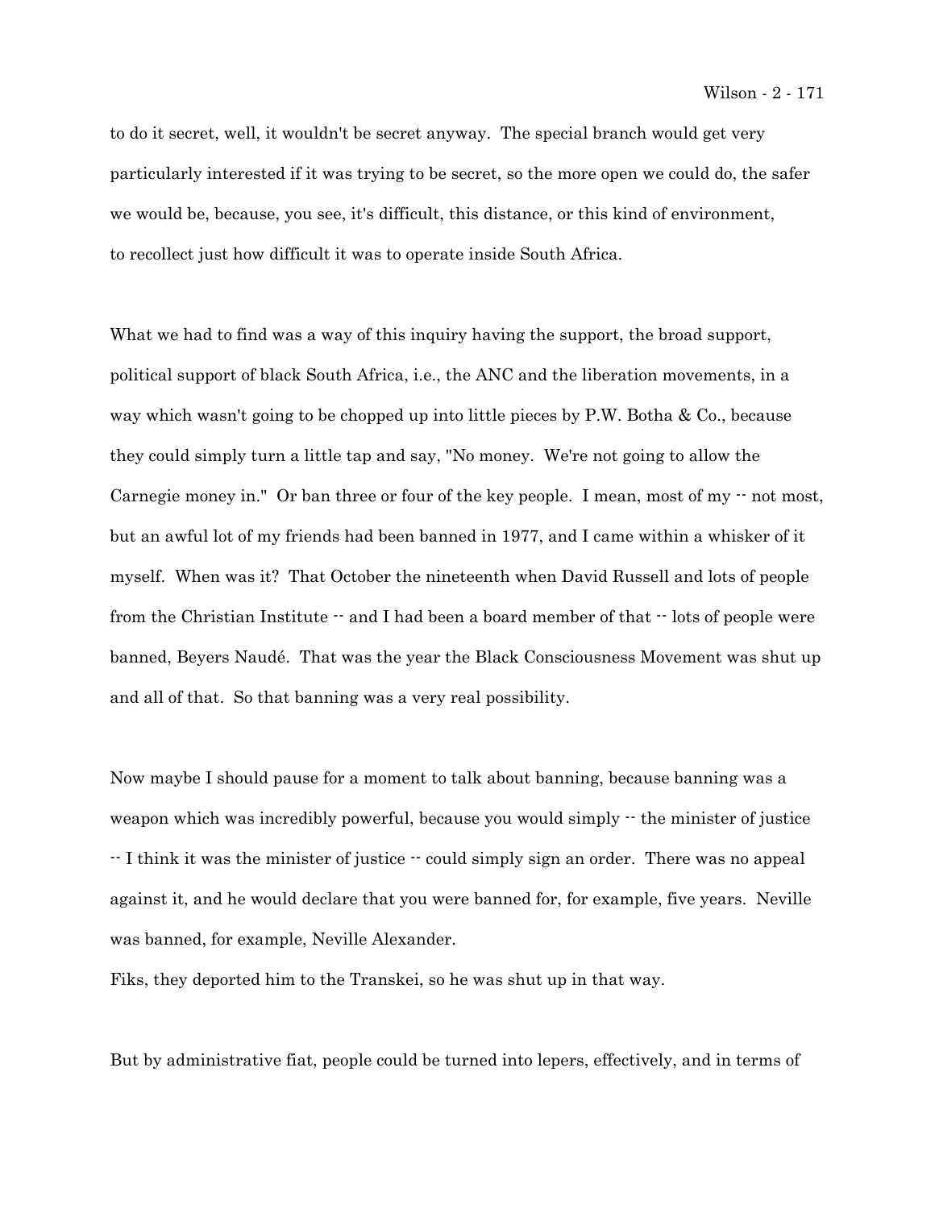to do it secret, well, it wouldn't be secret anyway. The special branch would get very particularly interested if it was trying to be secret, so the more open we could do, the safer we would be, because, you see, it's difficult, this distance, or this kind of environment, to recollect just how difficult it was to operate inside South Africa.

What we had to find was a way of this inquiry having the support, the broad support, political support of black South Africa, i.e., the ANC and the liberation movements, in a way which wasn't going to be chopped up into little pieces by P.W. Botha & Co., because they could simply turn a little tap and say, "No money. We're not going to allow the Carnegie money in." Or ban three or four of the key people. I mean, most of my -- not most, but an awful lot of my friends had been banned in 1977, and I came within a whisker of it myself. When was it? That October the nineteenth when David Russell and lots of people from the Christian Institute -- and I had been a board member of that -- lots of people were banned, Beyers Naudé. That was the year the Black Consciousness Movement was shut up and all of that. So that banning was a very real possibility.

Now maybe I should pause for a moment to talk about banning, because banning was a weapon which was incredibly powerful, because you would simply -- the minister of justice -- I think it was the minister of justice -- could simply sign an order. There was no appeal against it, and he would declare that you were banned for, for example, five years. Neville was banned, for example, Neville Alexander.
Fiks, they deported him to the Transkei, so he was shut up in that way.

But by administrative fiat, people could be turned into lepers, effectively, and in terms of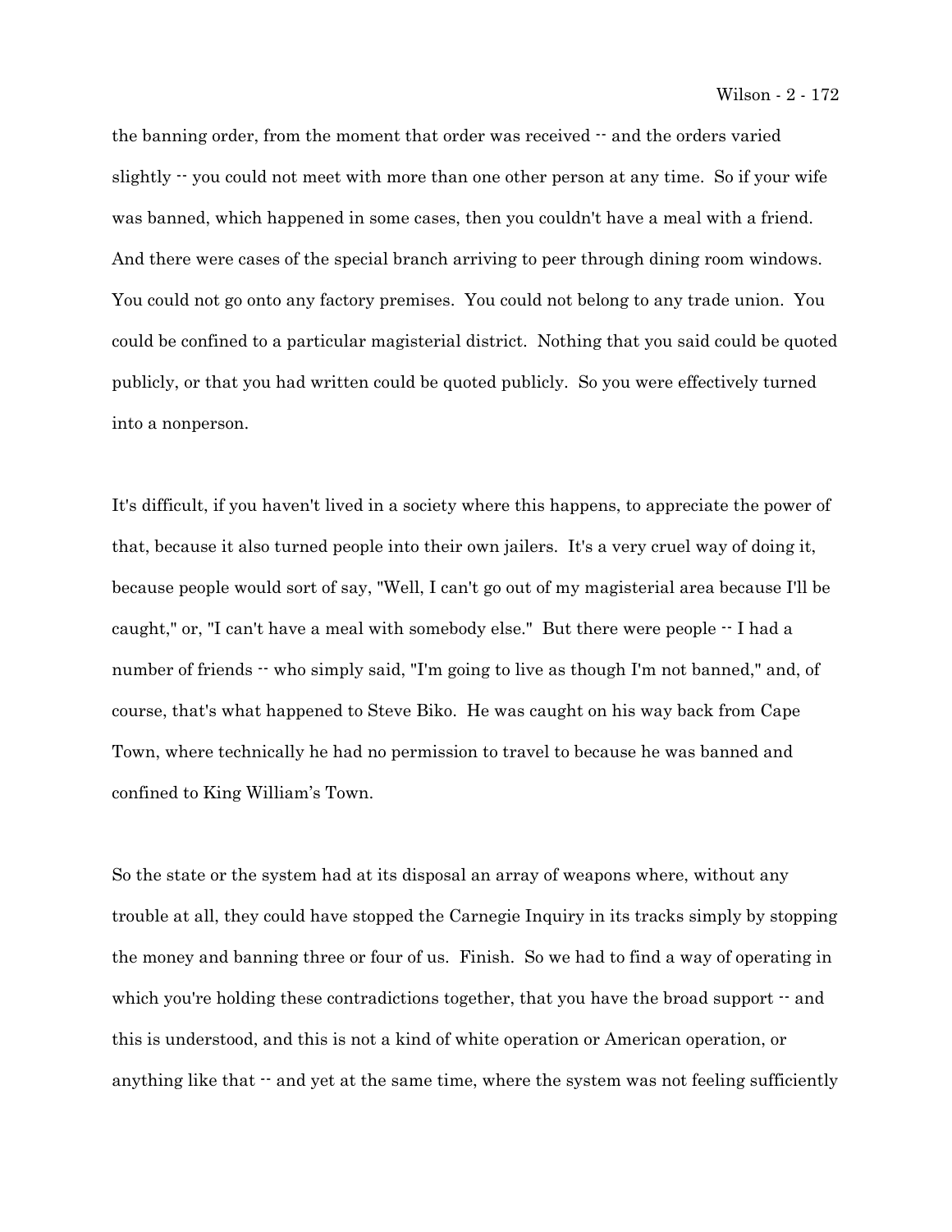the banning order, from the moment that order was received -- and the orders varied slightly -- you could not meet with more than one other person at any time. So if your wife was banned, which happened in some cases, then you couldn't have a meal with a friend. And there were cases of the special branch arriving to peer through dining room windows. You could not go onto any factory premises. You could not belong to any trade union. You could be confined to a particular magisterial district. Nothing that you said could be quoted publicly, or that you had written could be quoted publicly. So you were effectively turned into a nonperson.

It's difficult, if you haven't lived in a society where this happens, to appreciate the power of that, because it also turned people into their own jailers. It's a very cruel way of doing it, because people would sort of say, "Well, I can't go out of my magisterial area because I'll be caught," or, "I can't have a meal with somebody else." But there were people -- I had a number of friends -- who simply said, "I'm going to live as though I'm not banned," and, of course, that's what happened to Steve Biko. He was caught on his way back from Cape Town, where technically he had no permission to travel to because he was banned and confined to King William's Town.

So the state or the system had at its disposal an array of weapons where, without any trouble at all, they could have stopped the Carnegie Inquiry in its tracks simply by stopping the money and banning three or four of us. Finish. So we had to find a way of operating in which you're holding these contradictions together, that you have the broad support -- and this is understood, and this is not a kind of white operation or American operation, or anything like that -- and yet at the same time, where the system was not feeling sufficiently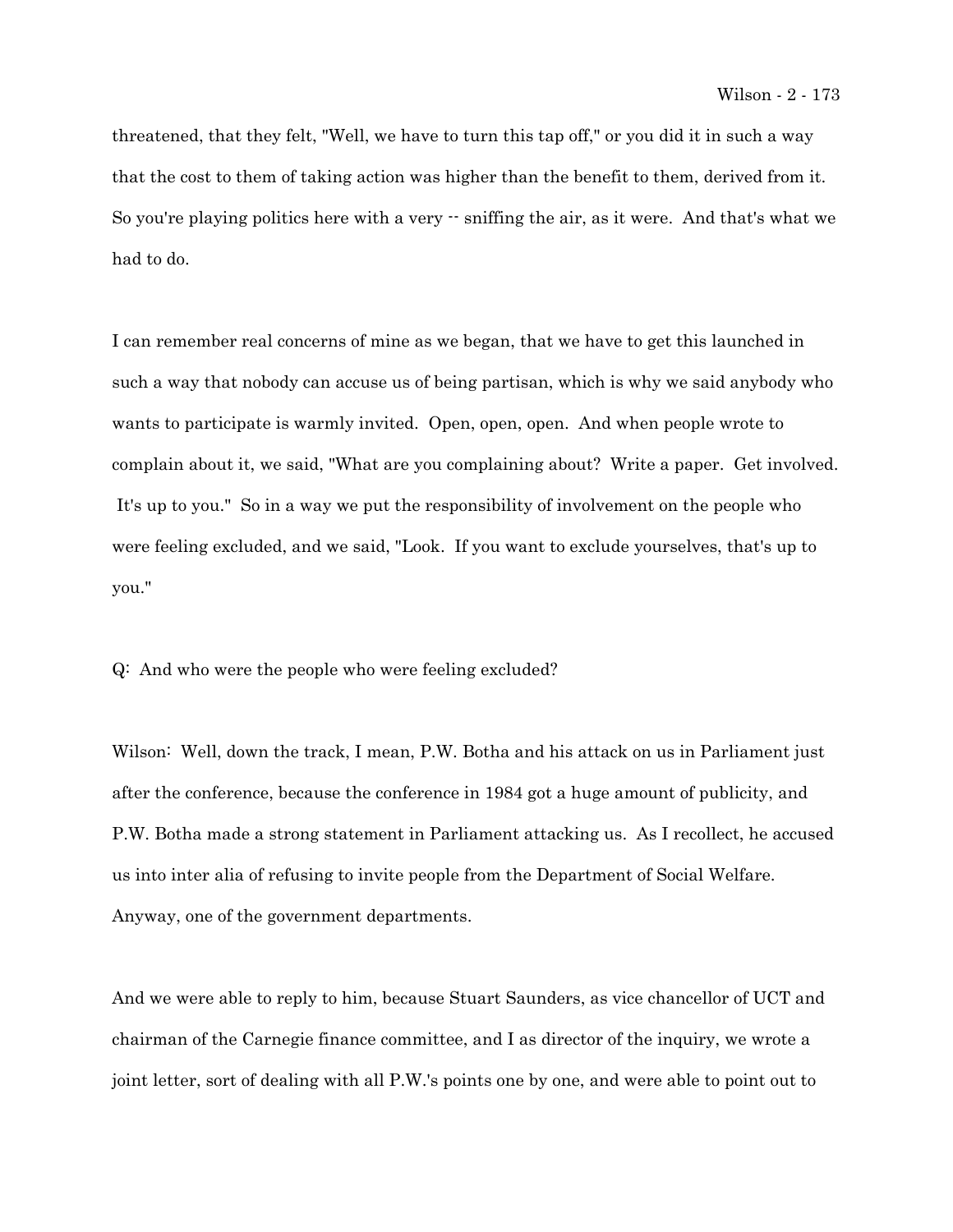threatened, that they felt, "Well, we have to turn this tap off," or you did it in such a way that the cost to them of taking action was higher than the benefit to them, derived from it. So you're playing politics here with a very -- sniffing the air, as it were. And that's what we had to do.

I can remember real concerns of mine as we began, that we have to get this launched in such a way that nobody can accuse us of being partisan, which is why we said anybody who wants to participate is warmly invited. Open, open, open. And when people wrote to complain about it, we said, "What are you complaining about? Write a paper. Get involved. It's up to you." So in a way we put the responsibility of involvement on the people who were feeling excluded, and we said, "Look. If you want to exclude yourselves, that's up to you."

Q: And who were the people who were feeling excluded?

Wilson: Well, down the track, I mean, P.W. Botha and his attack on us in Parliament just after the conference, because the conference in 1984 got a huge amount of publicity, and P.W. Botha made a strong statement in Parliament attacking us. As I recollect, he accused us into inter alia of refusing to invite people from the Department of Social Welfare. Anyway, one of the government departments.

And we were able to reply to him, because Stuart Saunders, as vice chancellor of UCT and chairman of the Carnegie finance committee, and I as director of the inquiry, we wrote a joint letter, sort of dealing with all P.W.'s points one by one, and were able to point out to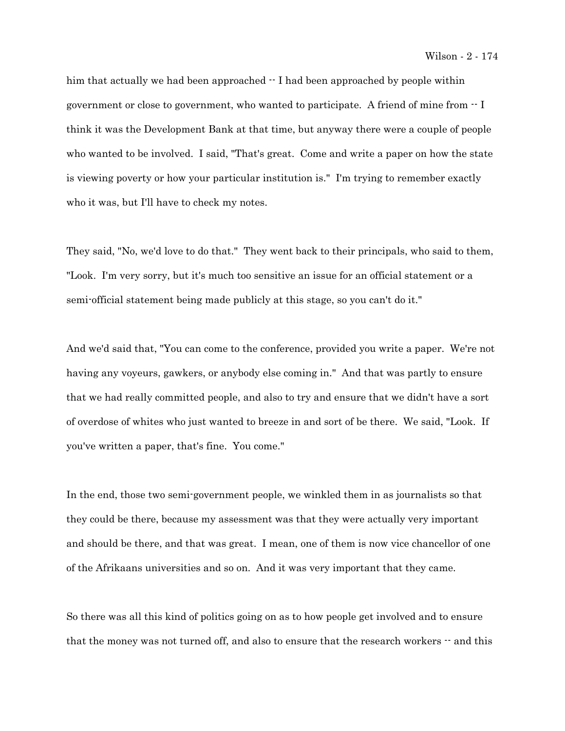him that actually we had been approached -- I had been approached by people within government or close to government, who wanted to participate. A friend of mine from -- I think it was the Development Bank at that time, but anyway there were a couple of people who wanted to be involved. I said, "That's great. Come and write a paper on how the state is viewing poverty or how your particular institution is." I'm trying to remember exactly who it was, but I'll have to check my notes.

They said, "No, we'd love to do that." They went back to their principals, who said to them, "Look. I'm very sorry, but it's much too sensitive an issue for an official statement or a semi-official statement being made publicly at this stage, so you can't do it."

And we'd said that, "You can come to the conference, provided you write a paper. We're not having any voyeurs, gawkers, or anybody else coming in." And that was partly to ensure that we had really committed people, and also to try and ensure that we didn't have a sort of overdose of whites who just wanted to breeze in and sort of be there. We said, "Look. If you've written a paper, that's fine. You come."

In the end, those two semi-government people, we winkled them in as journalists so that they could be there, because my assessment was that they were actually very important and should be there, and that was great. I mean, one of them is now vice chancellor of one of the Afrikaans universities and so on. And it was very important that they came.

So there was all this kind of politics going on as to how people get involved and to ensure that the money was not turned off, and also to ensure that the research workers -- and this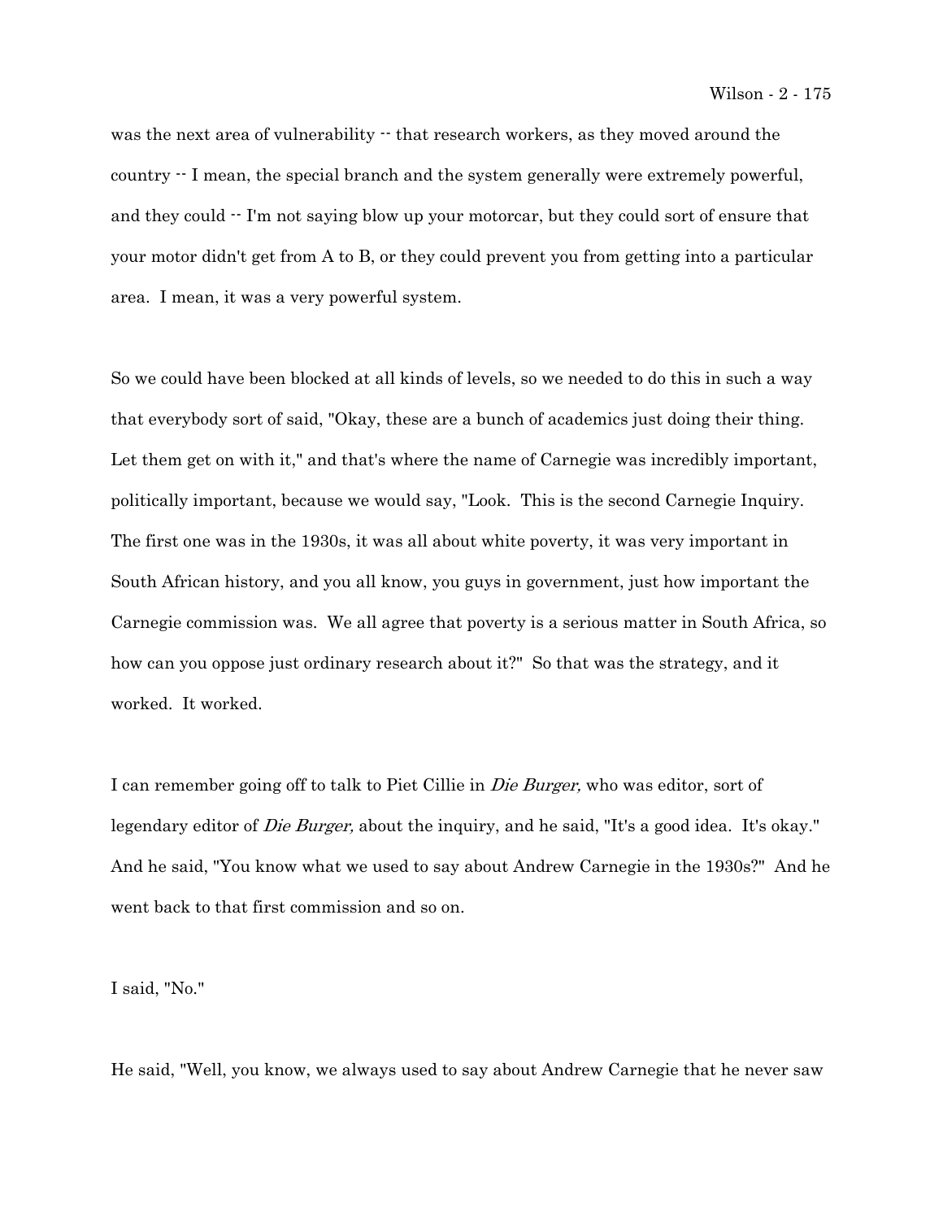was the next area of vulnerability -- that research workers, as they moved around the country -- I mean, the special branch and the system generally were extremely powerful, and they could -- I'm not saying blow up your motorcar, but they could sort of ensure that your motor didn't get from A to B, or they could prevent you from getting into a particular area. I mean, it was a very powerful system.

So we could have been blocked at all kinds of levels, so we needed to do this in such a way that everybody sort of said, "Okay, these are a bunch of academics just doing their thing. Let them get on with it," and that's where the name of Carnegie was incredibly important, politically important, because we would say, "Look. This is the second Carnegie Inquiry. The first one was in the 1930s, it was all about white poverty, it was very important in South African history, and you all know, you guys in government, just how important the Carnegie commission was. We all agree that poverty is a serious matter in South Africa, so how can you oppose just ordinary research about it?" So that was the strategy, and it worked. It worked.

I can remember going off to talk to Piet Cillie in *Die Burger,* who was editor, sort of legendary editor of *Die Burger,* about the inquiry, and he said, "It's a good idea. It's okay." And he said, "You know what we used to say about Andrew Carnegie in the 1930s?" And he went back to that first commission and so on.

I said, "No."

He said, "Well, you know, we always used to say about Andrew Carnegie that he never saw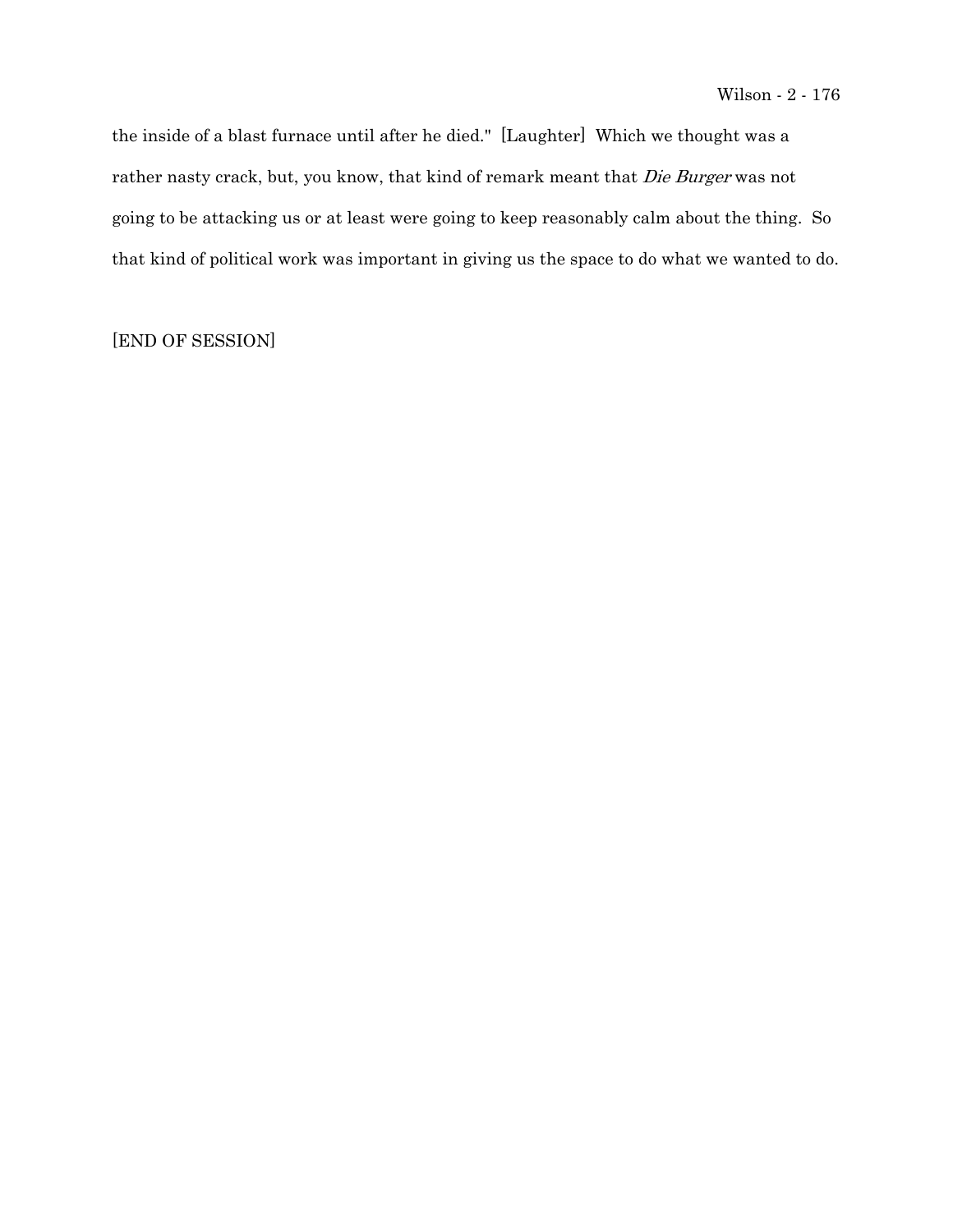the inside of a blast furnace until after he died." [Laughter] Which we thought was a rather nasty crack, but, you know, that kind of remark meant that *Die Burger* was not going to be attacking us or at least were going to keep reasonably calm about the thing. So that kind of political work was important in giving us the space to do what we wanted to do.

[END OF SESSION]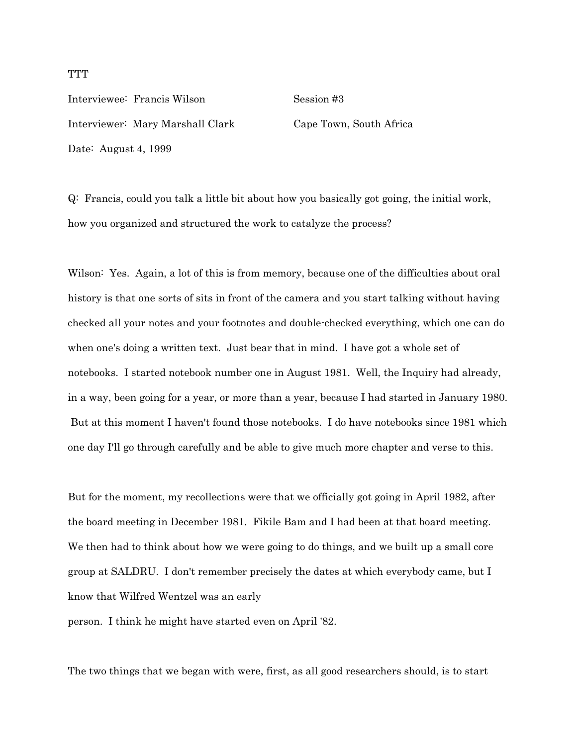TTT

Interviewee: Francis Wilson Session #3

Interviewer: Mary Marshall Clark Cape Town, South Africa

Date: August 4, 1999

Q: Francis, could you talk a little bit about how you basically got going, the initial work, how you organized and structured the work to catalyze the process?

Wilson: Yes. Again, a lot of this is from memory, because one of the difficulties about oral history is that one sorts of sits in front of the camera and you start talking without having checked all your notes and your footnotes and double-checked everything, which one can do when one's doing a written text. Just bear that in mind. I have got a whole set of notebooks. I started notebook number one in August 1981. Well, the Inquiry had already, in a way, been going for a year, or more than a year, because I had started in January 1980. But at this moment I haven't found those notebooks. I do have notebooks since 1981 which one day I'll go through carefully and be able to give much more chapter and verse to this.

But for the moment, my recollections were that we officially got going in April 1982, after the board meeting in December 1981. Fikile Bam and I had been at that board meeting. We then had to think about how we were going to do things, and we built up a small core group at SALDRU. I don't remember precisely the dates at which everybody came, but I know that Wilfred Wentzel was an early person. I think he might have started even on April '82.

The two things that we began with were, first, as all good researchers should, is to start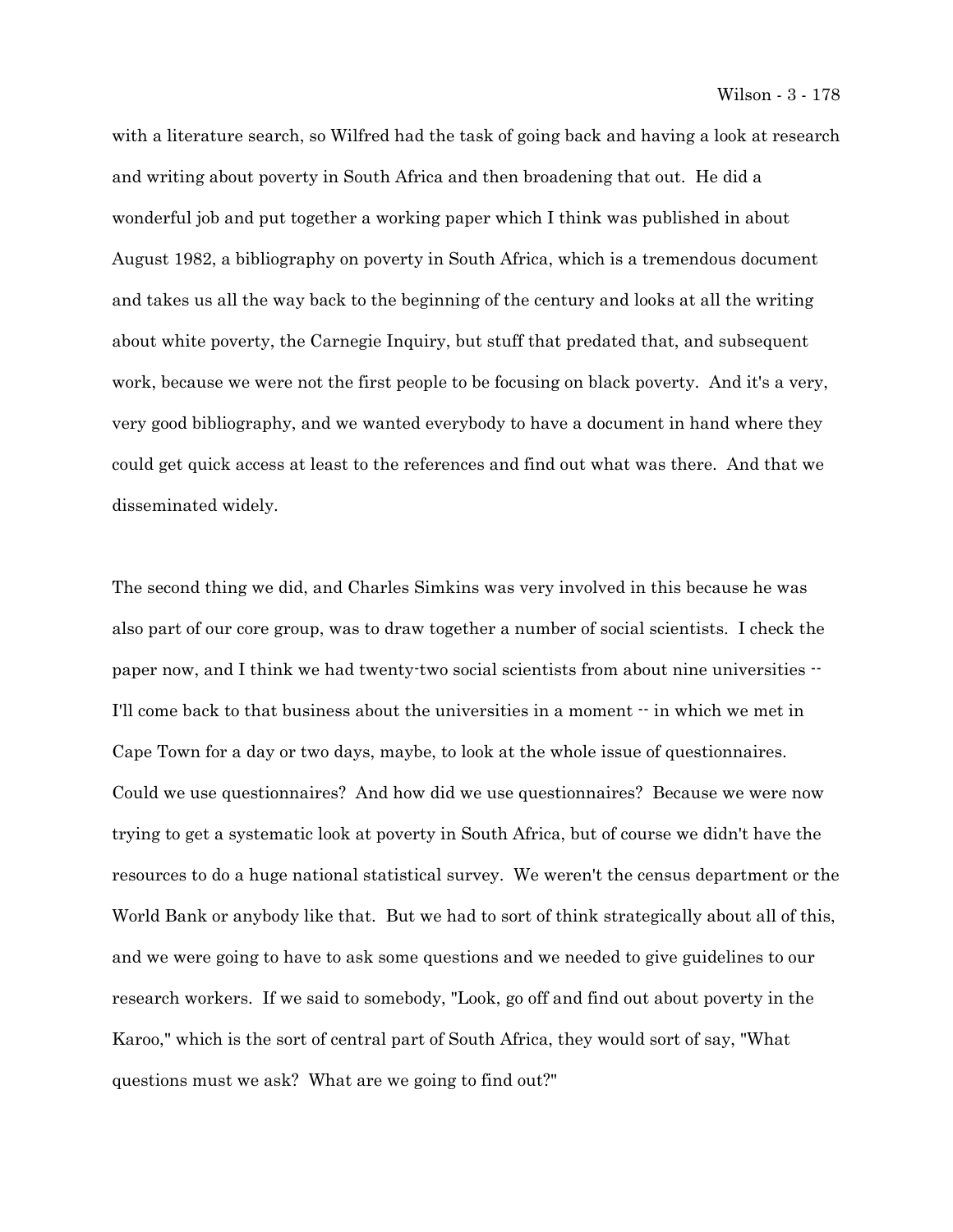with a literature search, so Wilfred had the task of going back and having a look at research and writing about poverty in South Africa and then broadening that out. He did a wonderful job and put together a working paper which I think was published in about August 1982, a bibliography on poverty in South Africa, which is a tremendous document and takes us all the way back to the beginning of the century and looks at all the writing about white poverty, the Carnegie Inquiry, but stuff that predated that, and subsequent work, because we were not the first people to be focusing on black poverty. And it's a very, very good bibliography, and we wanted everybody to have a document in hand where they could get quick access at least to the references and find out what was there. And that we disseminated widely.

The second thing we did, and Charles Simkins was very involved in this because he was also part of our core group, was to draw together a number of social scientists. I check the paper now, and I think we had twenty-two social scientists from about nine universities -- I'll come back to that business about the universities in a moment -- in which we met in Cape Town for a day or two days, maybe, to look at the whole issue of questionnaires. Could we use questionnaires? And how did we use questionnaires? Because we were now trying to get a systematic look at poverty in South Africa, but of course we didn't have the resources to do a huge national statistical survey. We weren't the census department or the World Bank or anybody like that. But we had to sort of think strategically about all of this, and we were going to have to ask some questions and we needed to give guidelines to our research workers. If we said to somebody, "Look, go off and find out about poverty in the Karoo," which is the sort of central part of South Africa, they would sort of say, "What questions must we ask? What are we going to find out?"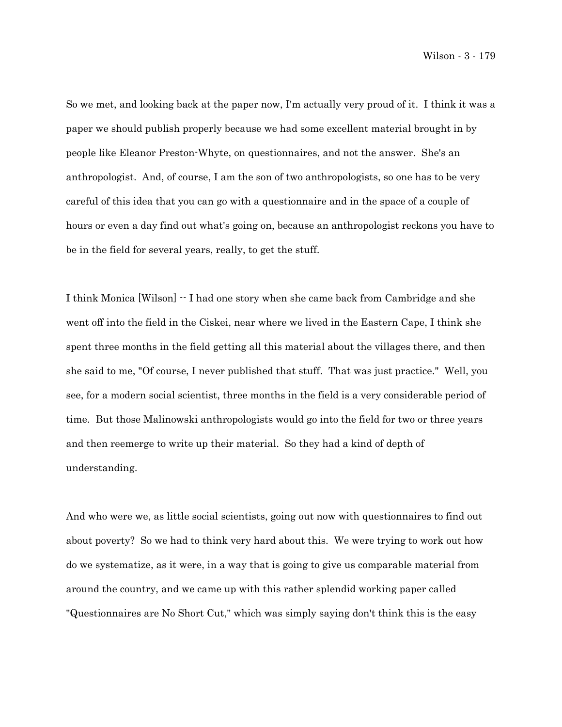So we met, and looking back at the paper now, I'm actually very proud of it. I think it was a paper we should publish properly because we had some excellent material brought in by people like Eleanor Preston-Whyte, on questionnaires, and not the answer. She's an anthropologist. And, of course, I am the son of two anthropologists, so one has to be very careful of this idea that you can go with a questionnaire and in the space of a couple of hours or even a day find out what's going on, because an anthropologist reckons you have to be in the field for several years, really, to get the stuff.

I think Monica [Wilson] -- I had one story when she came back from Cambridge and she went off into the field in the Ciskei, near where we lived in the Eastern Cape, I think she spent three months in the field getting all this material about the villages there, and then she said to me, "Of course, I never published that stuff. That was just practice." Well, you see, for a modern social scientist, three months in the field is a very considerable period of time. But those Malinowski anthropologists would go into the field for two or three years and then reemerge to write up their material. So they had a kind of depth of understanding.

And who were we, as little social scientists, going out now with questionnaires to find out about poverty? So we had to think very hard about this. We were trying to work out how do we systematize, as it were, in a way that is going to give us comparable material from around the country, and we came up with this rather splendid working paper called "Questionnaires are No Short Cut," which was simply saying don't think this is the easy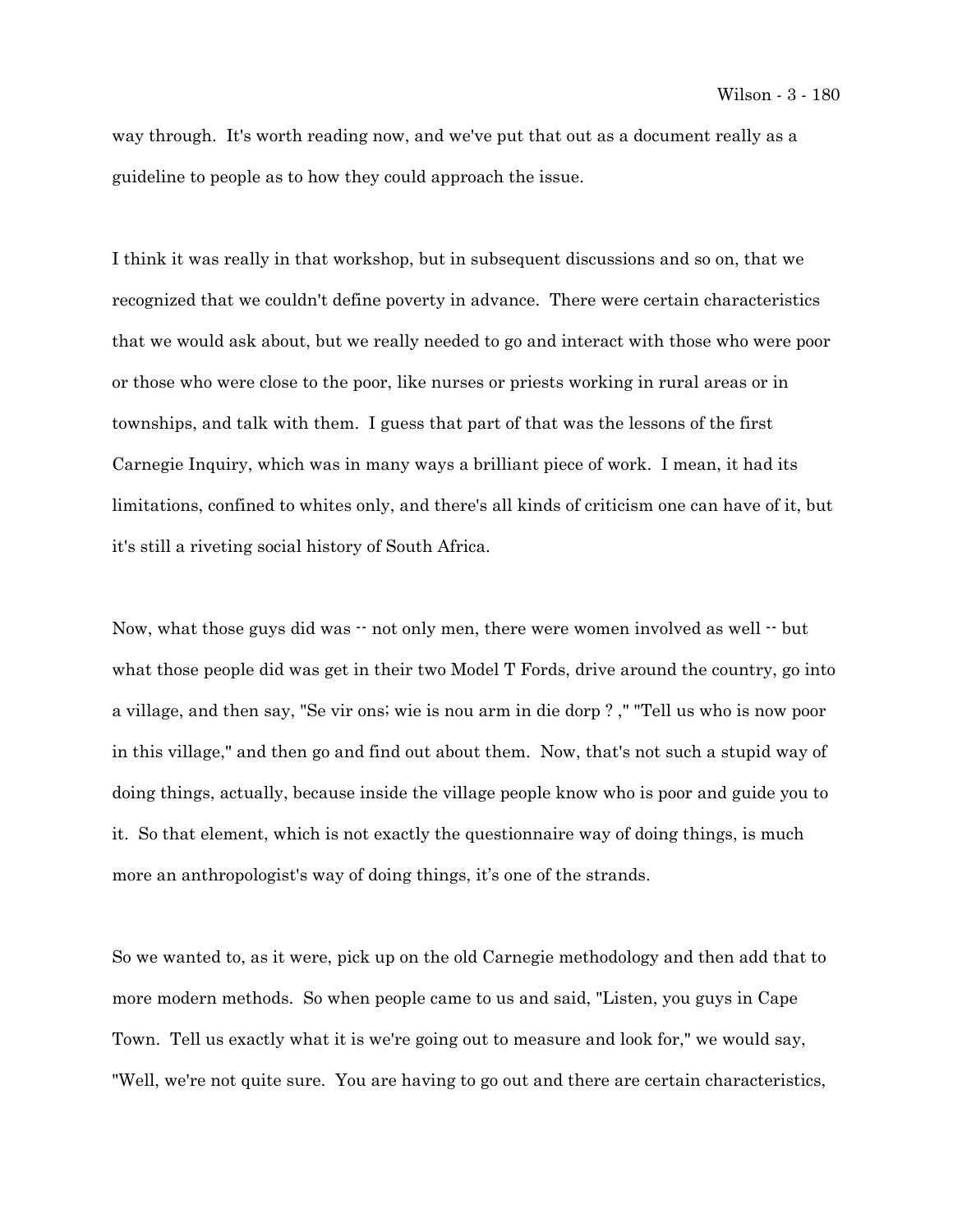way through. It's worth reading now, and we've put that out as a document really as a guideline to people as to how they could approach the issue.

I think it was really in that workshop, but in subsequent discussions and so on, that we recognized that we couldn't define poverty in advance. There were certain characteristics that we would ask about, but we really needed to go and interact with those who were poor or those who were close to the poor, like nurses or priests working in rural areas or in townships, and talk with them. I guess that part of that was the lessons of the first Carnegie Inquiry, which was in many ways a brilliant piece of work. I mean, it had its limitations, confined to whites only, and there's all kinds of criticism one can have of it, but it's still a riveting social history of South Africa.

Now, what those guys did was -- not only men, there were women involved as well -- but what those people did was get in their two Model T Fords, drive around the country, go into a village, and then say, "Se vir ons; wie is nou arm in die dorp ? ," "Tell us who is now poor in this village," and then go and find out about them. Now, that's not such a stupid way of doing things, actually, because inside the village people know who is poor and guide you to it. So that element, which is not exactly the questionnaire way of doing things, is much more an anthropologist's way of doing things, it's one of the strands.

So we wanted to, as it were, pick up on the old Carnegie methodology and then add that to more modern methods. So when people came to us and said, "Listen, you guys in Cape Town. Tell us exactly what it is we're going out to measure and look for," we would say, "Well, we're not quite sure. You are having to go out and there are certain characteristics,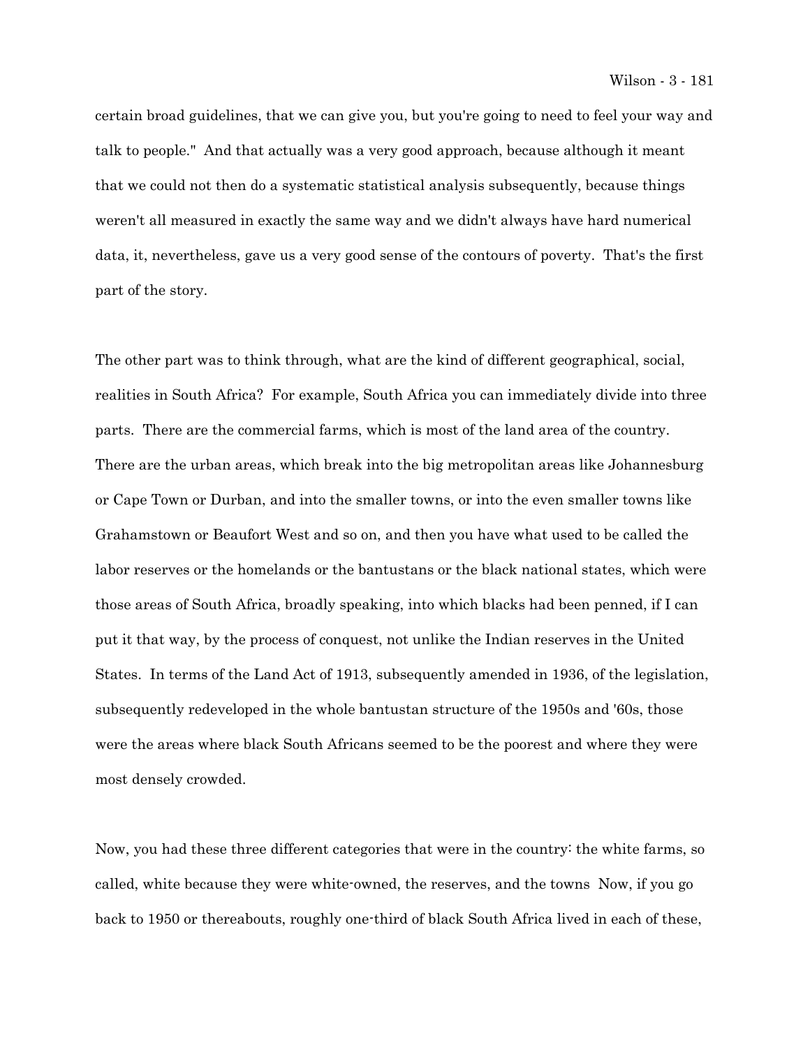certain broad guidelines, that we can give you, but you're going to need to feel your way and talk to people." And that actually was a very good approach, because although it meant that we could not then do a systematic statistical analysis subsequently, because things weren't all measured in exactly the same way and we didn't always have hard numerical data, it, nevertheless, gave us a very good sense of the contours of poverty. That's the first part of the story.

The other part was to think through, what are the kind of different geographical, social, realities in South Africa? For example, South Africa you can immediately divide into three parts. There are the commercial farms, which is most of the land area of the country. There are the urban areas, which break into the big metropolitan areas like Johannesburg or Cape Town or Durban, and into the smaller towns, or into the even smaller towns like Grahamstown or Beaufort West and so on, and then you have what used to be called the labor reserves or the homelands or the bantustans or the black national states, which were those areas of South Africa, broadly speaking, into which blacks had been penned, if I can put it that way, by the process of conquest, not unlike the Indian reserves in the United States. In terms of the Land Act of 1913, subsequently amended in 1936, of the legislation, subsequently redeveloped in the whole bantustan structure of the 1950s and '60s, those were the areas where black South Africans seemed to be the poorest and where they were most densely crowded.

Now, you had these three different categories that were in the country: the white farms, so called, white because they were white-owned, the reserves, and the towns Now, if you go back to 1950 or thereabouts, roughly one-third of black South Africa lived in each of these,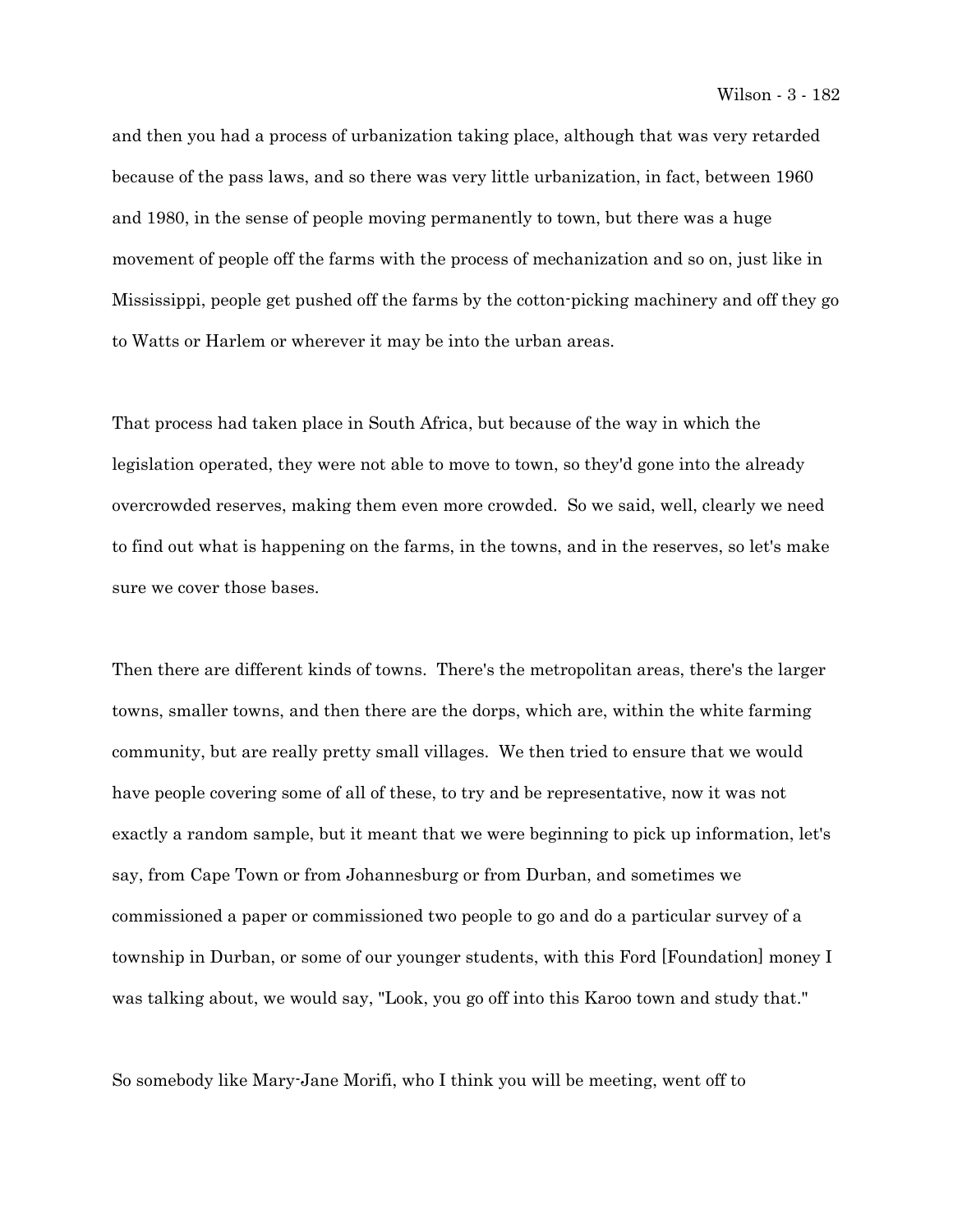and then you had a process of urbanization taking place, although that was very retarded because of the pass laws, and so there was very little urbanization, in fact, between 1960 and 1980, in the sense of people moving permanently to town, but there was a huge movement of people off the farms with the process of mechanization and so on, just like in Mississippi, people get pushed off the farms by the cotton-picking machinery and off they go to Watts or Harlem or wherever it may be into the urban areas.

That process had taken place in South Africa, but because of the way in which the legislation operated, they were not able to move to town, so they'd gone into the already overcrowded reserves, making them even more crowded. So we said, well, clearly we need to find out what is happening on the farms, in the towns, and in the reserves, so let's make sure we cover those bases.

Then there are different kinds of towns. There's the metropolitan areas, there's the larger towns, smaller towns, and then there are the dorps, which are, within the white farming community, but are really pretty small villages. We then tried to ensure that we would have people covering some of all of these, to try and be representative, now it was not exactly a random sample, but it meant that we were beginning to pick up information, let's say, from Cape Town or from Johannesburg or from Durban, and sometimes we commissioned a paper or commissioned two people to go and do a particular survey of a township in Durban, or some of our younger students, with this Ford [Foundation] money I was talking about, we would say, "Look, you go off into this Karoo town and study that."

So somebody like Mary-Jane Morifi, who I think you will be meeting, went off to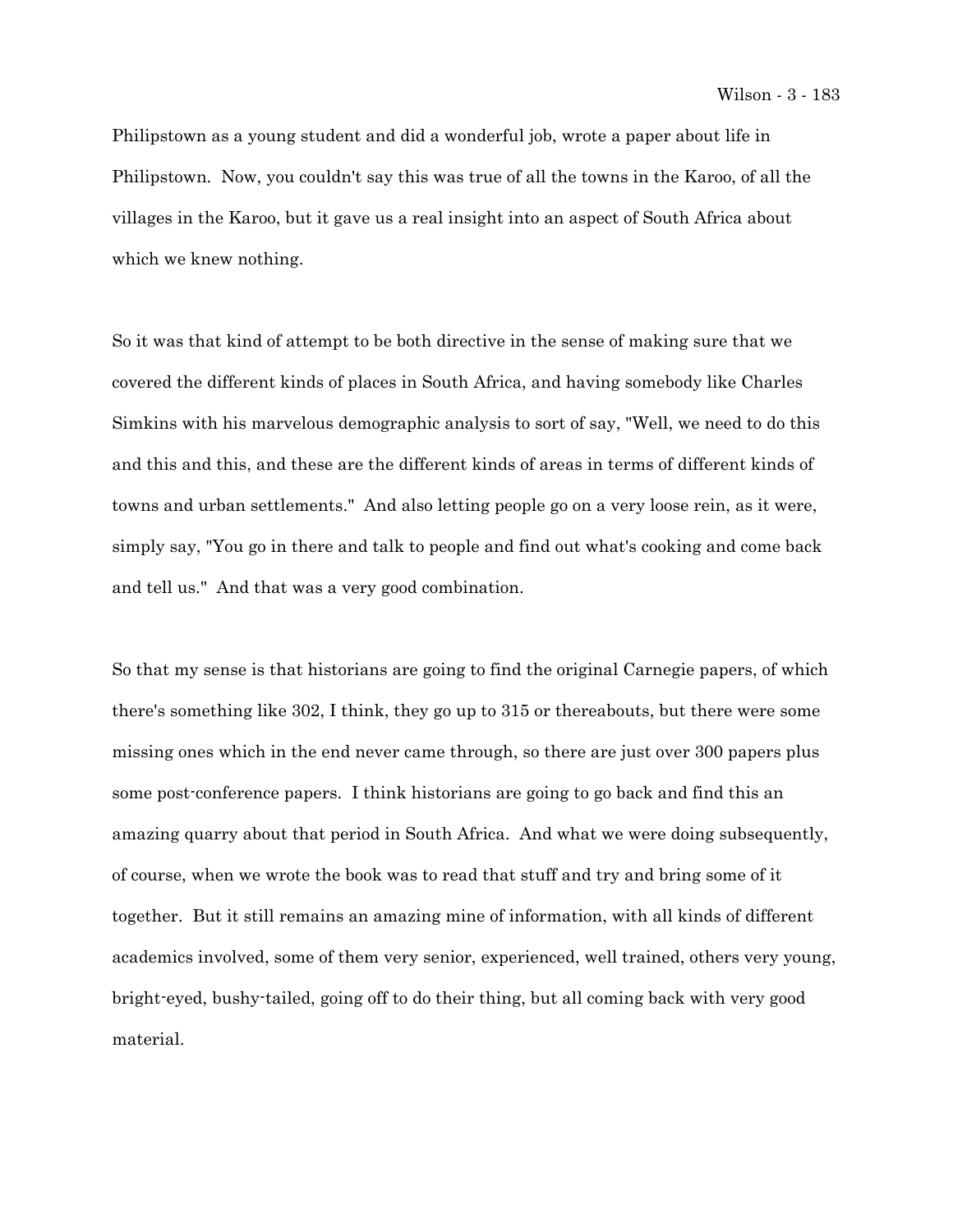Philipstown as a young student and did a wonderful job, wrote a paper about life in Philipstown. Now, you couldn't say this was true of all the towns in the Karoo, of all the villages in the Karoo, but it gave us a real insight into an aspect of South Africa about which we knew nothing.

So it was that kind of attempt to be both directive in the sense of making sure that we covered the different kinds of places in South Africa, and having somebody like Charles Simkins with his marvelous demographic analysis to sort of say, "Well, we need to do this and this and this, and these are the different kinds of areas in terms of different kinds of towns and urban settlements." And also letting people go on a very loose rein, as it were, simply say, "You go in there and talk to people and find out what's cooking and come back and tell us." And that was a very good combination.

So that my sense is that historians are going to find the original Carnegie papers, of which there's something like 302, I think, they go up to 315 or thereabouts, but there were some missing ones which in the end never came through, so there are just over 300 papers plus some post-conference papers. I think historians are going to go back and find this an amazing quarry about that period in South Africa. And what we were doing subsequently, of course, when we wrote the book was to read that stuff and try and bring some of it together. But it still remains an amazing mine of information, with all kinds of different academics involved, some of them very senior, experienced, well trained, others very young, bright-eyed, bushy-tailed, going off to do their thing, but all coming back with very good material.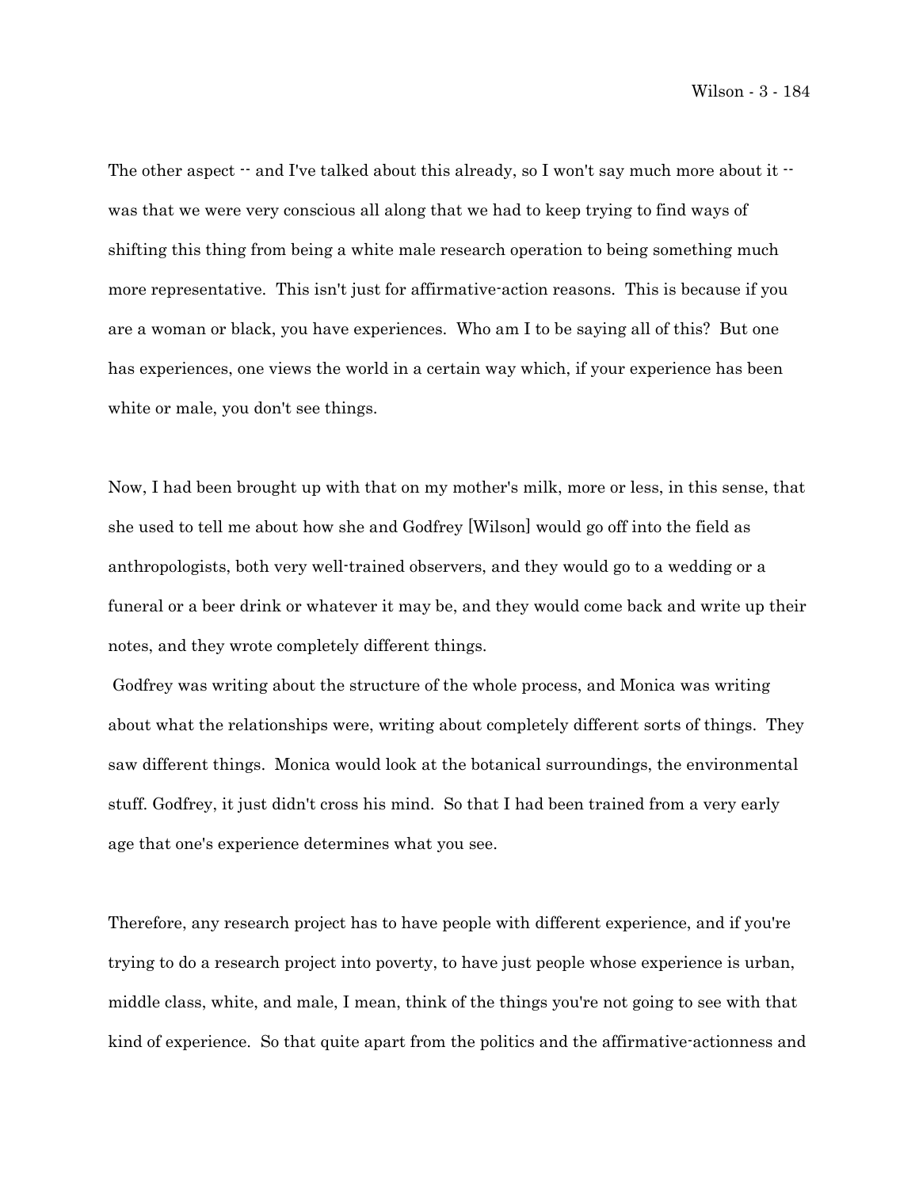The other aspect -- and I've talked about this already, so I won't say much more about it -- was that we were very conscious all along that we had to keep trying to find ways of shifting this thing from being a white male research operation to being something much more representative. This isn't just for affirmative-action reasons. This is because if you are a woman or black, you have experiences. Who am I to be saying all of this? But one has experiences, one views the world in a certain way which, if your experience has been white or male, you don't see things.

Now, I had been brought up with that on my mother's milk, more or less, in this sense, that she used to tell me about how she and Godfrey [Wilson] would go off into the field as anthropologists, both very well-trained observers, and they would go to a wedding or a funeral or a beer drink or whatever it may be, and they would come back and write up their notes, and they wrote completely different things.

Godfrey was writing about the structure of the whole process, and Monica was writing about what the relationships were, writing about completely different sorts of things. They saw different things. Monica would look at the botanical surroundings, the environmental stuff. Godfrey, it just didn't cross his mind. So that I had been trained from a very early age that one's experience determines what you see.

Therefore, any research project has to have people with different experience, and if you're trying to do a research project into poverty, to have just people whose experience is urban, middle class, white, and male, I mean, think of the things you're not going to see with that kind of experience. So that quite apart from the politics and the affirmative-actionness and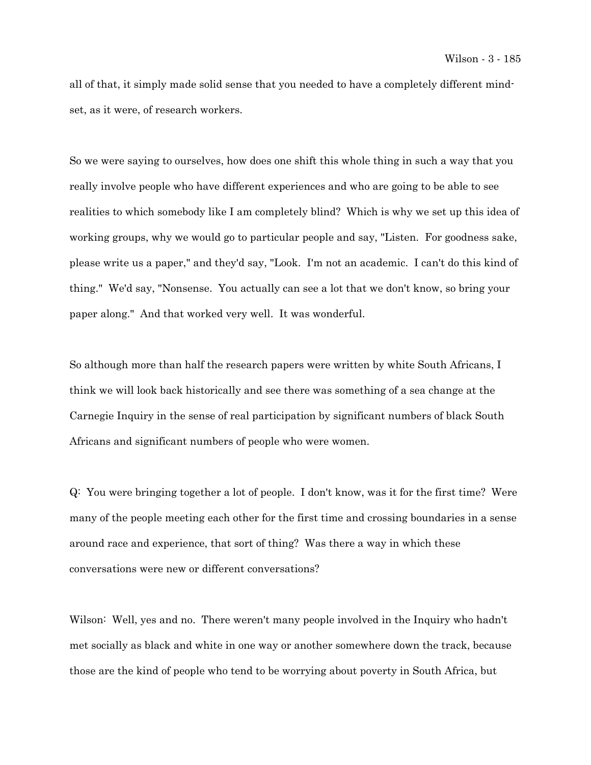all of that, it simply made solid sense that you needed to have a completely different mind-set, as it were, of research workers.

So we were saying to ourselves, how does one shift this whole thing in such a way that you really involve people who have different experiences and who are going to be able to see realities to which somebody like I am completely blind? Which is why we set up this idea of working groups, why we would go to particular people and say, "Listen. For goodness sake, please write us a paper," and they'd say, "Look. I'm not an academic. I can't do this kind of thing." We'd say, "Nonsense. You actually can see a lot that we don't know, so bring your paper along." And that worked very well. It was wonderful.

So although more than half the research papers were written by white South Africans, I think we will look back historically and see there was something of a sea change at the Carnegie Inquiry in the sense of real participation by significant numbers of black South Africans and significant numbers of people who were women.

Q: You were bringing together a lot of people. I don't know, was it for the first time? Were many of the people meeting each other for the first time and crossing boundaries in a sense around race and experience, that sort of thing? Was there a way in which these conversations were new or different conversations?

Wilson: Well, yes and no. There weren't many people involved in the Inquiry who hadn't met socially as black and white in one way or another somewhere down the track, because those are the kind of people who tend to be worrying about poverty in South Africa, but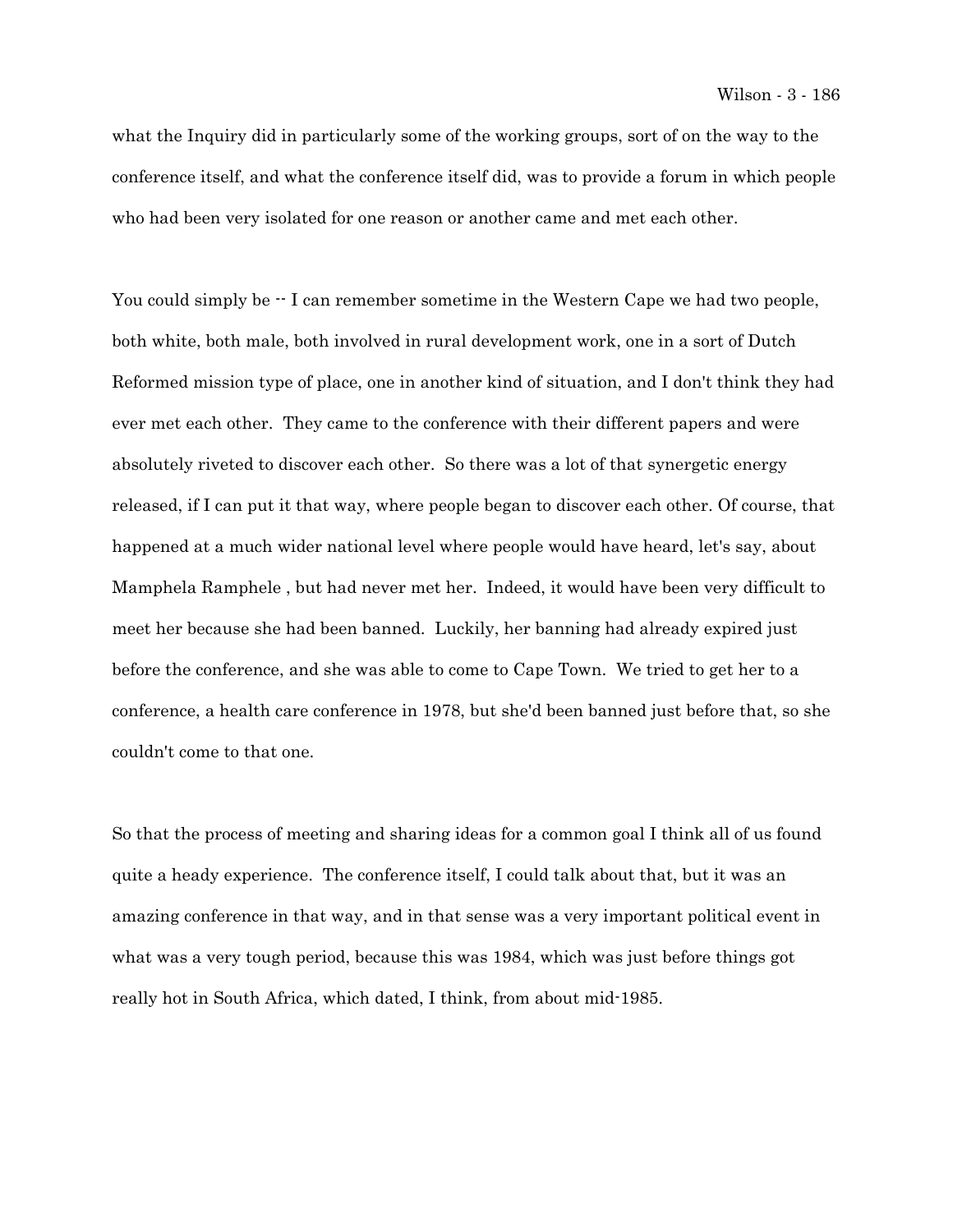what the Inquiry did in particularly some of the working groups, sort of on the way to the conference itself, and what the conference itself did, was to provide a forum in which people who had been very isolated for one reason or another came and met each other.

You could simply be -- I can remember sometime in the Western Cape we had two people, both white, both male, both involved in rural development work, one in a sort of Dutch Reformed mission type of place, one in another kind of situation, and I don't think they had ever met each other. They came to the conference with their different papers and were absolutely riveted to discover each other. So there was a lot of that synergetic energy released, if I can put it that way, where people began to discover each other. Of course, that happened at a much wider national level where people would have heard, let's say, about Mamphela Ramphele , but had never met her. Indeed, it would have been very difficult to meet her because she had been banned. Luckily, her banning had already expired just before the conference, and she was able to come to Cape Town. We tried to get her to a conference, a health care conference in 1978, but she'd been banned just before that, so she couldn't come to that one.

So that the process of meeting and sharing ideas for a common goal I think all of us found quite a heady experience. The conference itself, I could talk about that, but it was an amazing conference in that way, and in that sense was a very important political event in what was a very tough period, because this was 1984, which was just before things got really hot in South Africa, which dated, I think, from about mid-1985.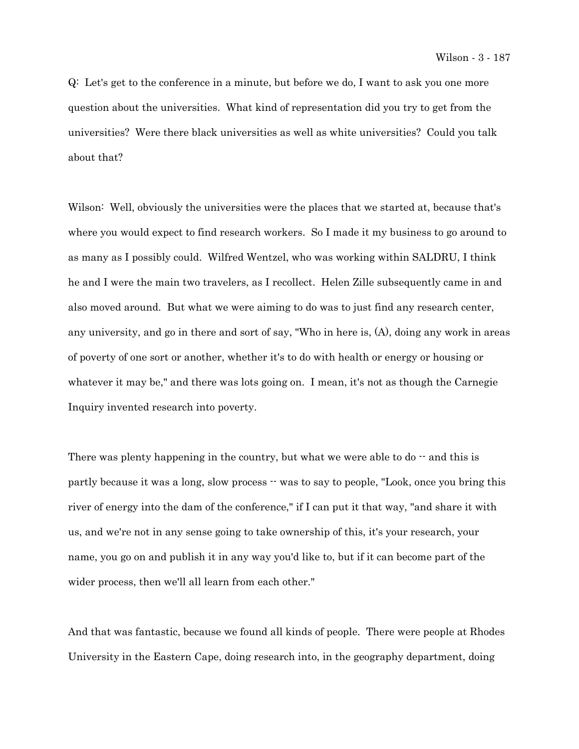Q: Let's get to the conference in a minute, but before we do, I want to ask you one more question about the universities. What kind of representation did you try to get from the universities? Were there black universities as well as white universities? Could you talk about that?

Wilson: Well, obviously the universities were the places that we started at, because that's where you would expect to find research workers. So I made it my business to go around to as many as I possibly could. Wilfred Wentzel, who was working within SALDRU, I think he and I were the main two travelers, as I recollect. Helen Zille subsequently came in and also moved around. But what we were aiming to do was to just find any research center, any university, and go in there and sort of say, "Who in here is, (A), doing any work in areas of poverty of one sort or another, whether it's to do with health or energy or housing or whatever it may be," and there was lots going on. I mean, it's not as though the Carnegie Inquiry invented research into poverty.

There was plenty happening in the country, but what we were able to do -- and this is partly because it was a long, slow process -- was to say to people, "Look, once you bring this river of energy into the dam of the conference," if I can put it that way, "and share it with us, and we're not in any sense going to take ownership of this, it's your research, your name, you go on and publish it in any way you'd like to, but if it can become part of the wider process, then we'll all learn from each other."

And that was fantastic, because we found all kinds of people. There were people at Rhodes University in the Eastern Cape, doing research into, in the geography department, doing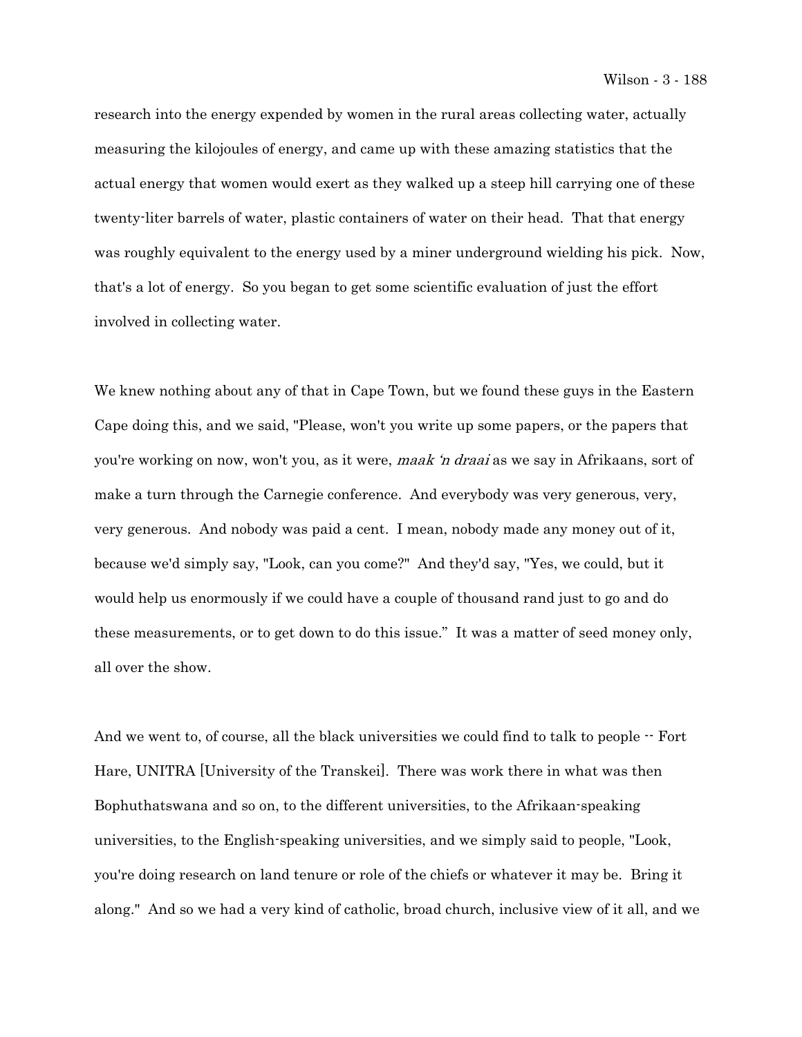research into the energy expended by women in the rural areas collecting water, actually measuring the kilojoules of energy, and came up with these amazing statistics that the actual energy that women would exert as they walked up a steep hill carrying one of these twenty-liter barrels of water, plastic containers of water on their head. That that energy was roughly equivalent to the energy used by a miner underground wielding his pick. Now, that's a lot of energy. So you began to get some scientific evaluation of just the effort involved in collecting water.

We knew nothing about any of that in Cape Town, but we found these guys in the Eastern Cape doing this, and we said, "Please, won't you write up some papers, or the papers that you're working on now, won't you, as it were, *maak 'n draai* as we say in Afrikaans, sort of make a turn through the Carnegie conference. And everybody was very generous, very, very generous. And nobody was paid a cent. I mean, nobody made any money out of it, because we'd simply say, "Look, can you come?" And they'd say, "Yes, we could, but it would help us enormously if we could have a couple of thousand rand just to go and do these measurements, or to get down to do this issue." It was a matter of seed money only, all over the show.

And we went to, of course, all the black universities we could find to talk to people -- Fort Hare, UNITRA [University of the Transkei]. There was work there in what was then Bophuthatswana and so on, to the different universities, to the Afrikaan-speaking universities, to the English-speaking universities, and we simply said to people, "Look, you're doing research on land tenure or role of the chiefs or whatever it may be. Bring it along." And so we had a very kind of catholic, broad church, inclusive view of it all, and we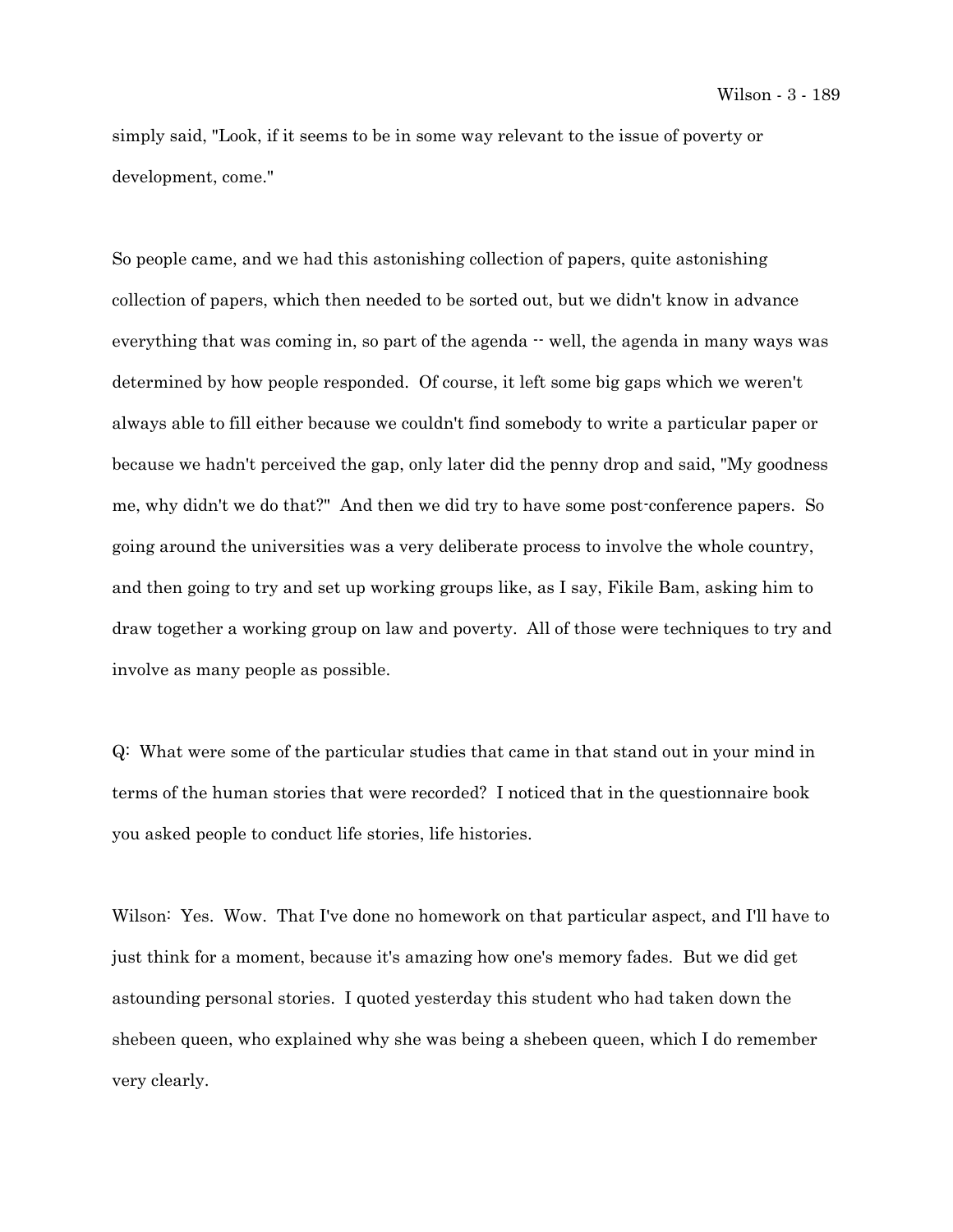simply said, "Look, if it seems to be in some way relevant to the issue of poverty or development, come."

So people came, and we had this astonishing collection of papers, quite astonishing collection of papers, which then needed to be sorted out, but we didn't know in advance everything that was coming in, so part of the agenda -- well, the agenda in many ways was determined by how people responded. Of course, it left some big gaps which we weren't always able to fill either because we couldn't find somebody to write a particular paper or because we hadn't perceived the gap, only later did the penny drop and said, "My goodness me, why didn't we do that?" And then we did try to have some post-conference papers. So going around the universities was a very deliberate process to involve the whole country, and then going to try and set up working groups like, as I say, Fikile Bam, asking him to draw together a working group on law and poverty. All of those were techniques to try and involve as many people as possible.

Q: What were some of the particular studies that came in that stand out in your mind in terms of the human stories that were recorded? I noticed that in the questionnaire book you asked people to conduct life stories, life histories.

Wilson: Yes. Wow. That I've done no homework on that particular aspect, and I'll have to just think for a moment, because it's amazing how one's memory fades. But we did get astounding personal stories. I quoted yesterday this student who had taken down the shebeen queen, who explained why she was being a shebeen queen, which I do remember very clearly.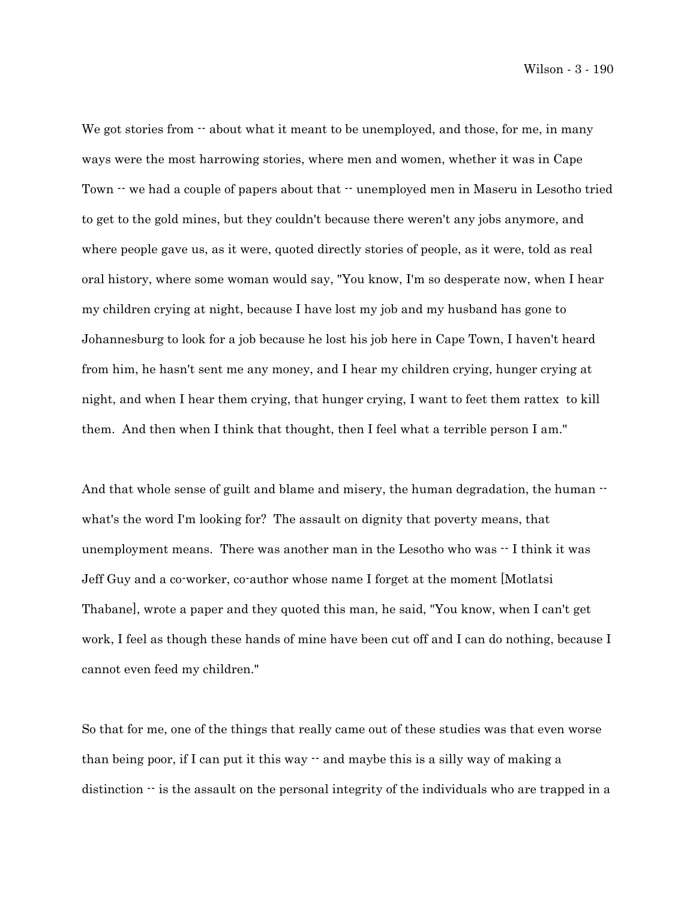We got stories from -- about what it meant to be unemployed, and those, for me, in many ways were the most harrowing stories, where men and women, whether it was in Cape Town -- we had a couple of papers about that -- unemployed men in Maseru in Lesotho tried to get to the gold mines, but they couldn't because there weren't any jobs anymore, and where people gave us, as it were, quoted directly stories of people, as it were, told as real oral history, where some woman would say, "You know, I'm so desperate now, when I hear my children crying at night, because I have lost my job and my husband has gone to Johannesburg to look for a job because he lost his job here in Cape Town, I haven't heard from him, he hasn't sent me any money, and I hear my children crying, hunger crying at night, and when I hear them crying, that hunger crying, I want to feet them rattex to kill them. And then when I think that thought, then I feel what a terrible person I am."

And that whole sense of guilt and blame and misery, the human degradation, the human -- what's the word I'm looking for? The assault on dignity that poverty means, that unemployment means. There was another man in the Lesotho who was -- I think it was Jeff Guy and a co-worker, co-author whose name I forget at the moment [Motlatsi Thabane], wrote a paper and they quoted this man, he said, "You know, when I can't get work, I feel as though these hands of mine have been cut off and I can do nothing, because I cannot even feed my children."

So that for me, one of the things that really came out of these studies was that even worse than being poor, if I can put it this way -- and maybe this is a silly way of making a distinction -- is the assault on the personal integrity of the individuals who are trapped in a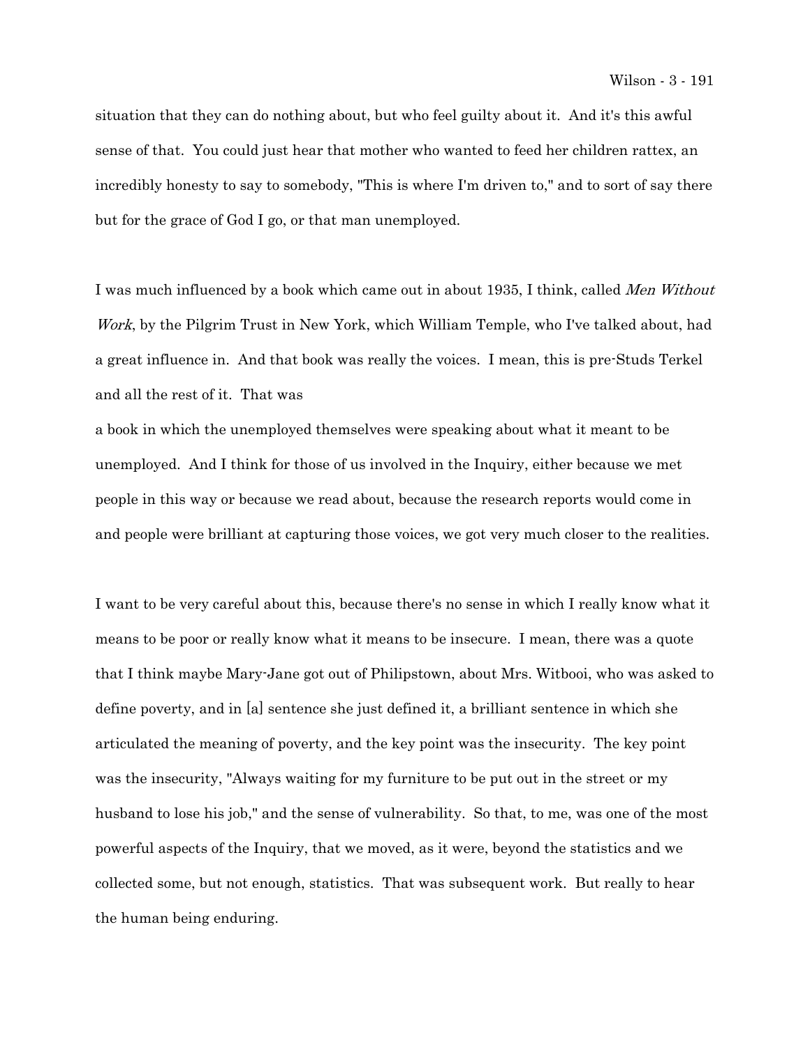situation that they can do nothing about, but who feel guilty about it. And it's this awful sense of that. You could just hear that mother who wanted to feed her children rattex, an incredibly honesty to say to somebody, "This is where I'm driven to," and to sort of say there but for the grace of God I go, or that man unemployed.

I was much influenced by a book which came out in about 1935, I think, called *Men Without Work*, by the Pilgrim Trust in New York, which William Temple, who I've talked about, had a great influence in. And that book was really the voices. I mean, this is pre-Studs Terkel and all the rest of it. That was a book in which the unemployed themselves were speaking about what it meant to be unemployed. And I think for those of us involved in the Inquiry, either because we met people in this way or because we read about, because the research reports would come in and people were brilliant at capturing those voices, we got very much closer to the realities.

I want to be very careful about this, because there's no sense in which I really know what it means to be poor or really know what it means to be insecure. I mean, there was a quote that I think maybe Mary-Jane got out of Philipstown, about Mrs. Witbooi, who was asked to define poverty, and in [a] sentence she just defined it, a brilliant sentence in which she articulated the meaning of poverty, and the key point was the insecurity. The key point was the insecurity, "Always waiting for my furniture to be put out in the street or my husband to lose his job," and the sense of vulnerability. So that, to me, was one of the most powerful aspects of the Inquiry, that we moved, as it were, beyond the statistics and we collected some, but not enough, statistics. That was subsequent work. But really to hear the human being enduring.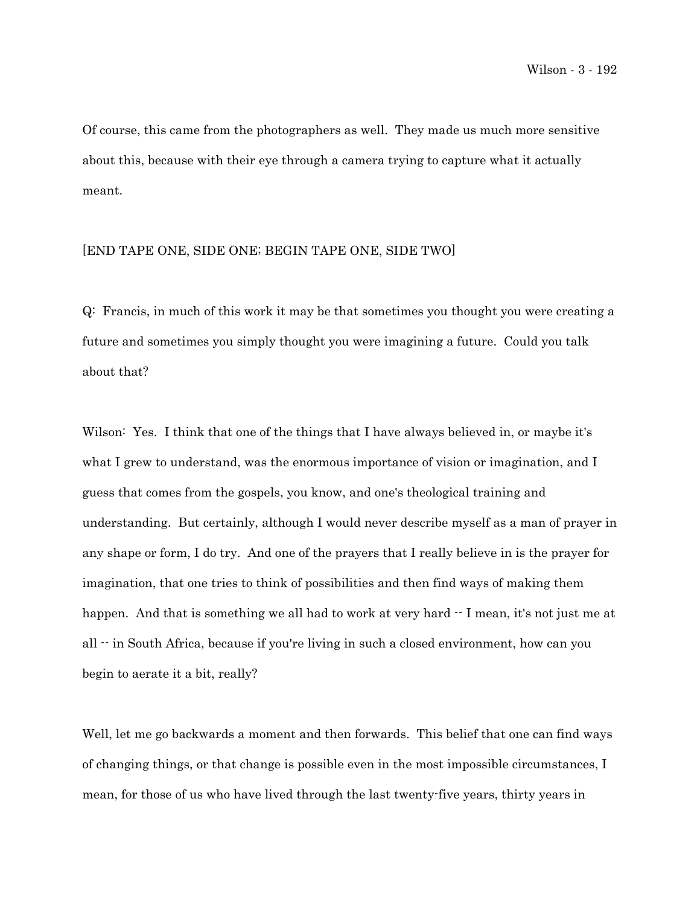Of course, this came from the photographers as well. They made us much more sensitive about this, because with their eye through a camera trying to capture what it actually meant.

[END TAPE ONE, SIDE ONE; BEGIN TAPE ONE, SIDE TWO]

Q: Francis, in much of this work it may be that sometimes you thought you were creating a future and sometimes you simply thought you were imagining a future. Could you talk about that?

Wilson: Yes. I think that one of the things that I have always believed in, or maybe it's what I grew to understand, was the enormous importance of vision or imagination, and I guess that comes from the gospels, you know, and one's theological training and understanding. But certainly, although I would never describe myself as a man of prayer in any shape or form, I do try. And one of the prayers that I really believe in is the prayer for imagination, that one tries to think of possibilities and then find ways of making them happen. And that is something we all had to work at very hard -- I mean, it's not just me at all -- in South Africa, because if you're living in such a closed environment, how can you begin to aerate it a bit, really?

Well, let me go backwards a moment and then forwards. This belief that one can find ways of changing things, or that change is possible even in the most impossible circumstances, I mean, for those of us who have lived through the last twenty-five years, thirty years in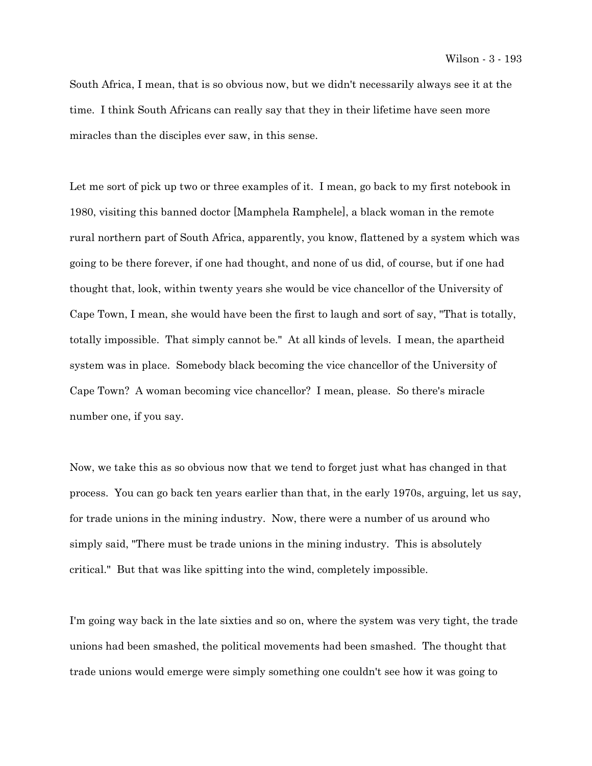South Africa, I mean, that is so obvious now, but we didn't necessarily always see it at the time. I think South Africans can really say that they in their lifetime have seen more miracles than the disciples ever saw, in this sense.

Let me sort of pick up two or three examples of it. I mean, go back to my first notebook in 1980, visiting this banned doctor [Mamphela Ramphele], a black woman in the remote rural northern part of South Africa, apparently, you know, flattened by a system which was going to be there forever, if one had thought, and none of us did, of course, but if one had thought that, look, within twenty years she would be vice chancellor of the University of Cape Town, I mean, she would have been the first to laugh and sort of say, "That is totally, totally impossible. That simply cannot be." At all kinds of levels. I mean, the apartheid system was in place. Somebody black becoming the vice chancellor of the University of Cape Town? A woman becoming vice chancellor? I mean, please. So there's miracle number one, if you say.

Now, we take this as so obvious now that we tend to forget just what has changed in that process. You can go back ten years earlier than that, in the early 1970s, arguing, let us say, for trade unions in the mining industry. Now, there were a number of us around who simply said, "There must be trade unions in the mining industry. This is absolutely critical." But that was like spitting into the wind, completely impossible.

I'm going way back in the late sixties and so on, where the system was very tight, the trade unions had been smashed, the political movements had been smashed. The thought that trade unions would emerge were simply something one couldn't see how it was going to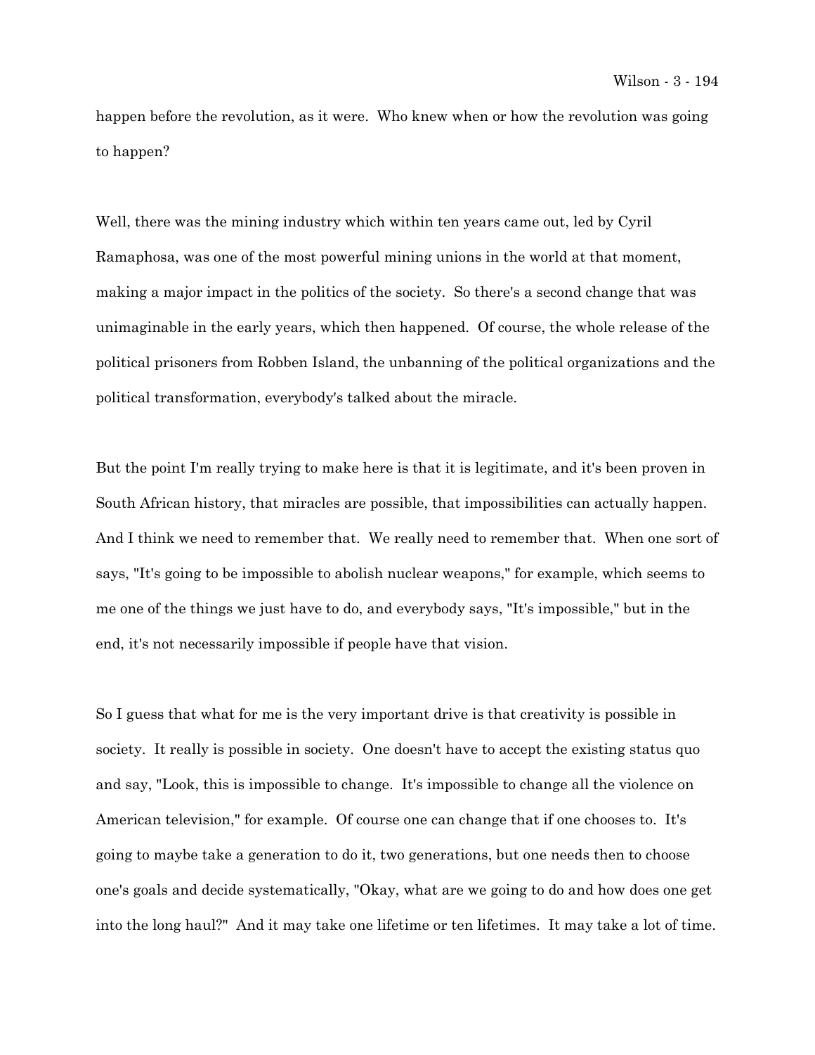happen before the revolution, as it were. Who knew when or how the revolution was going to happen?

Well, there was the mining industry which within ten years came out, led by Cyril Ramaphosa, was one of the most powerful mining unions in the world at that moment, making a major impact in the politics of the society. So there's a second change that was unimaginable in the early years, which then happened. Of course, the whole release of the political prisoners from Robben Island, the unbanning of the political organizations and the political transformation, everybody's talked about the miracle.

But the point I'm really trying to make here is that it is legitimate, and it's been proven in South African history, that miracles are possible, that impossibilities can actually happen. And I think we need to remember that. We really need to remember that. When one sort of says, "It's going to be impossible to abolish nuclear weapons," for example, which seems to me one of the things we just have to do, and everybody says, "It's impossible," but in the end, it's not necessarily impossible if people have that vision.

So I guess that what for me is the very important drive is that creativity is possible in society. It really is possible in society. One doesn't have to accept the existing status quo and say, "Look, this is impossible to change. It's impossible to change all the violence on American television," for example. Of course one can change that if one chooses to. It's going to maybe take a generation to do it, two generations, but one needs then to choose one's goals and decide systematically, "Okay, what are we going to do and how does one get into the long haul?" And it may take one lifetime or ten lifetimes. It may take a lot of time.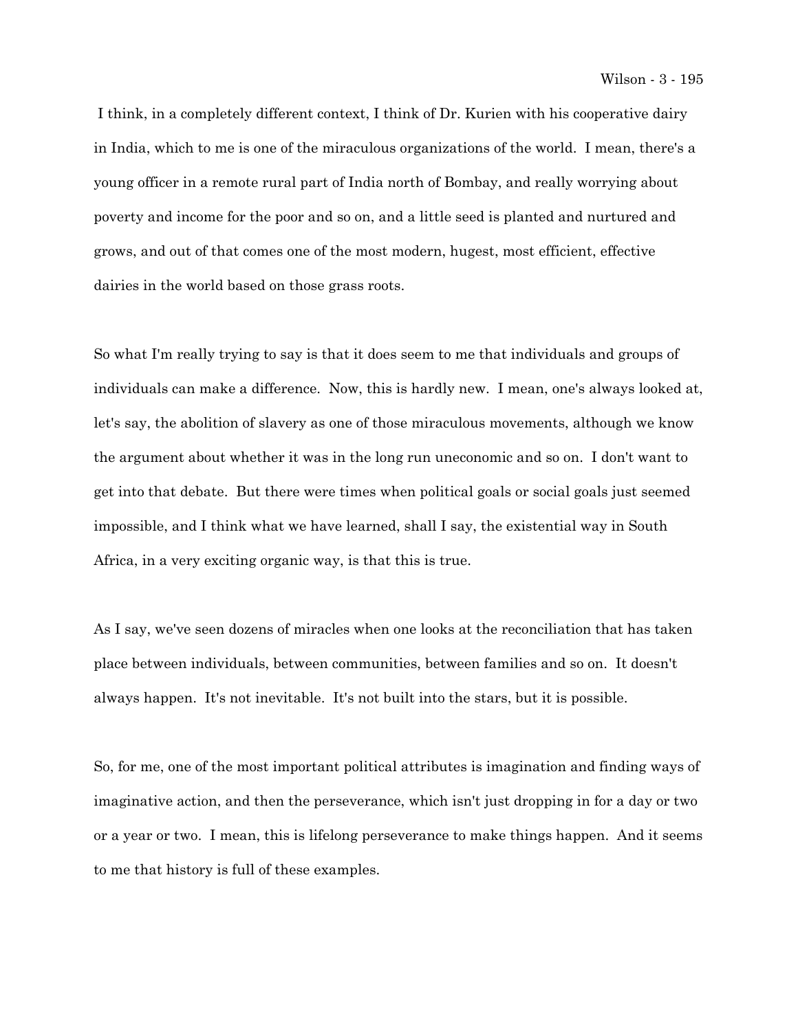I think, in a completely different context, I think of Dr. Kurien with his cooperative dairy in India, which to me is one of the miraculous organizations of the world. I mean, there's a young officer in a remote rural part of India north of Bombay, and really worrying about poverty and income for the poor and so on, and a little seed is planted and nurtured and grows, and out of that comes one of the most modern, hugest, most efficient, effective dairies in the world based on those grass roots.

So what I'm really trying to say is that it does seem to me that individuals and groups of individuals can make a difference. Now, this is hardly new. I mean, one's always looked at, let's say, the abolition of slavery as one of those miraculous movements, although we know the argument about whether it was in the long run uneconomic and so on. I don't want to get into that debate. But there were times when political goals or social goals just seemed impossible, and I think what we have learned, shall I say, the existential way in South Africa, in a very exciting organic way, is that this is true.

As I say, we've seen dozens of miracles when one looks at the reconciliation that has taken place between individuals, between communities, between families and so on. It doesn't always happen. It's not inevitable. It's not built into the stars, but it is possible.

So, for me, one of the most important political attributes is imagination and finding ways of imaginative action, and then the perseverance, which isn't just dropping in for a day or two or a year or two. I mean, this is lifelong perseverance to make things happen. And it seems to me that history is full of these examples.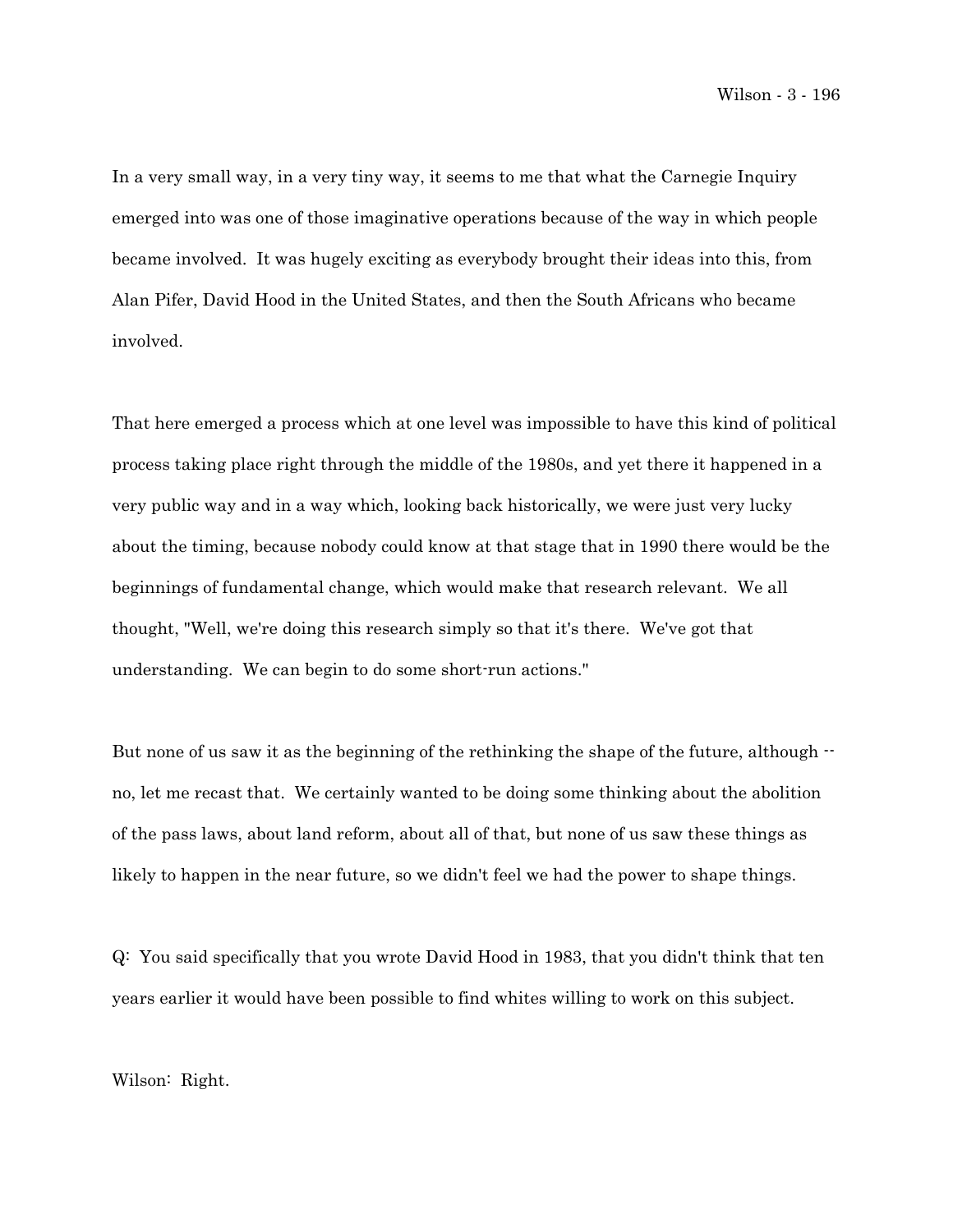In a very small way, in a very tiny way, it seems to me that what the Carnegie Inquiry emerged into was one of those imaginative operations because of the way in which people became involved. It was hugely exciting as everybody brought their ideas into this, from Alan Pifer, David Hood in the United States, and then the South Africans who became involved.

That here emerged a process which at one level was impossible to have this kind of political process taking place right through the middle of the 1980s, and yet there it happened in a very public way and in a way which, looking back historically, we were just very lucky about the timing, because nobody could know at that stage that in 1990 there would be the beginnings of fundamental change, which would make that research relevant. We all thought, "Well, we're doing this research simply so that it's there. We've got that understanding. We can begin to do some short-run actions."

But none of us saw it as the beginning of the rethinking the shape of the future, although -- no, let me recast that. We certainly wanted to be doing some thinking about the abolition of the pass laws, about land reform, about all of that, but none of us saw these things as likely to happen in the near future, so we didn't feel we had the power to shape things.

Q: You said specifically that you wrote David Hood in 1983, that you didn't think that ten years earlier it would have been possible to find whites willing to work on this subject.

Wilson: Right.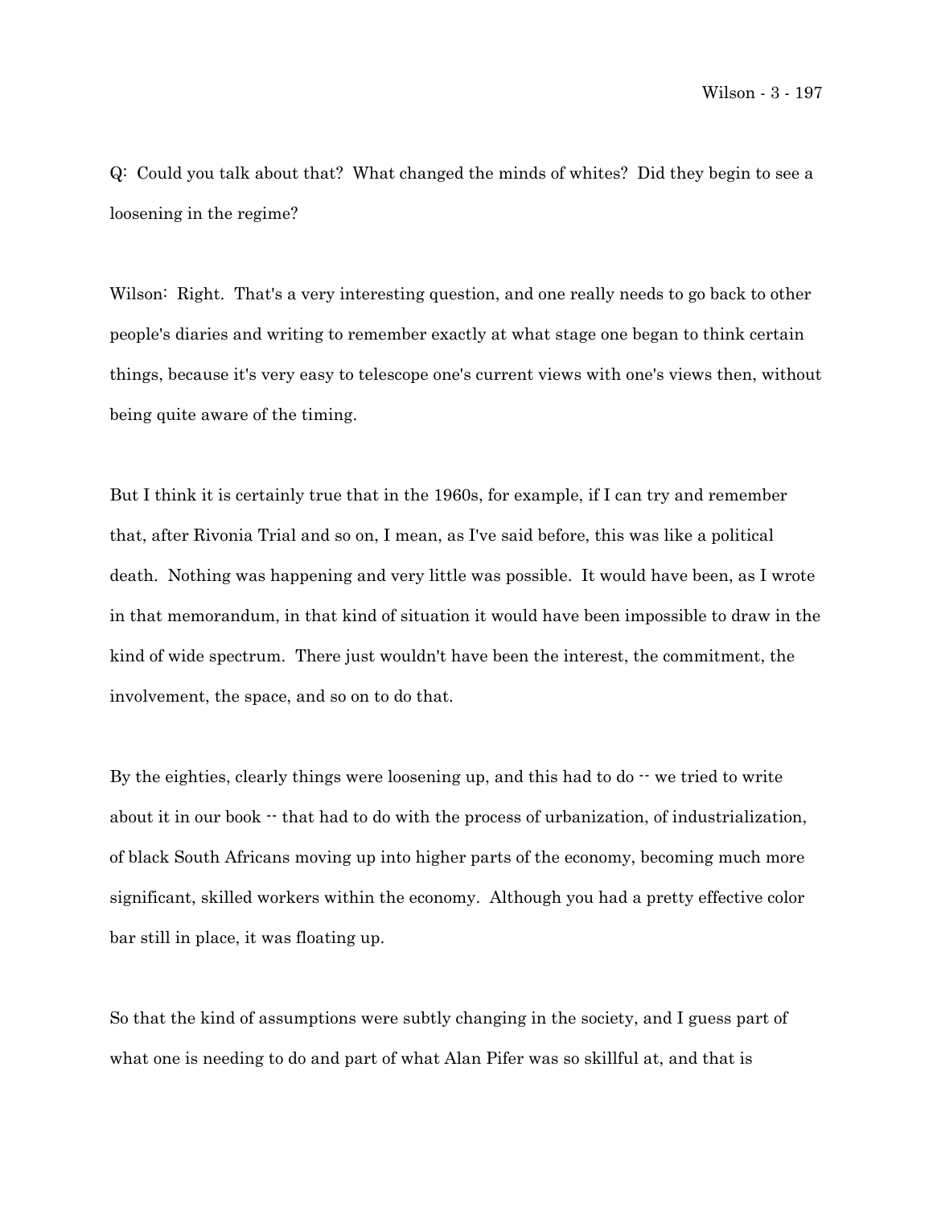Q: Could you talk about that? What changed the minds of whites? Did they begin to see a loosening in the regime?

Wilson: Right. That's a very interesting question, and one really needs to go back to other people's diaries and writing to remember exactly at what stage one began to think certain things, because it's very easy to telescope one's current views with one's views then, without being quite aware of the timing.

But I think it is certainly true that in the 1960s, for example, if I can try and remember that, after Rivonia Trial and so on, I mean, as I've said before, this was like a political death. Nothing was happening and very little was possible. It would have been, as I wrote in that memorandum, in that kind of situation it would have been impossible to draw in the kind of wide spectrum. There just wouldn't have been the interest, the commitment, the involvement, the space, and so on to do that.

By the eighties, clearly things were loosening up, and this had to do -- we tried to write about it in our book -- that had to do with the process of urbanization, of industrialization, of black South Africans moving up into higher parts of the economy, becoming much more significant, skilled workers within the economy. Although you had a pretty effective color bar still in place, it was floating up.

So that the kind of assumptions were subtly changing in the society, and I guess part of what one is needing to do and part of what Alan Pifer was so skillful at, and that is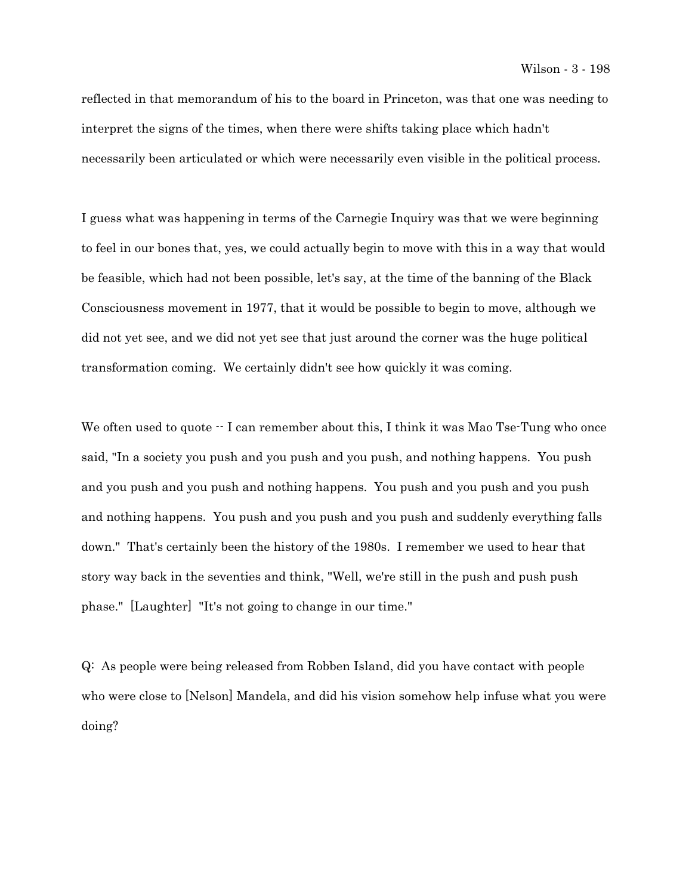reflected in that memorandum of his to the board in Princeton, was that one was needing to interpret the signs of the times, when there were shifts taking place which hadn't necessarily been articulated or which were necessarily even visible in the political process.

I guess what was happening in terms of the Carnegie Inquiry was that we were beginning to feel in our bones that, yes, we could actually begin to move with this in a way that would be feasible, which had not been possible, let's say, at the time of the banning of the Black Consciousness movement in 1977, that it would be possible to begin to move, although we did not yet see, and we did not yet see that just around the corner was the huge political transformation coming. We certainly didn't see how quickly it was coming.

We often used to quote -- I can remember about this, I think it was Mao Tse-Tung who once said, "In a society you push and you push and you push, and nothing happens. You push and you push and you push and nothing happens. You push and you push and you push and nothing happens. You push and you push and you push and suddenly everything falls down." That's certainly been the history of the 1980s. I remember we used to hear that story way back in the seventies and think, "Well, we're still in the push and push push phase." [Laughter] "It's not going to change in our time."

Q: As people were being released from Robben Island, did you have contact with people who were close to [Nelson] Mandela, and did his vision somehow help infuse what you were doing?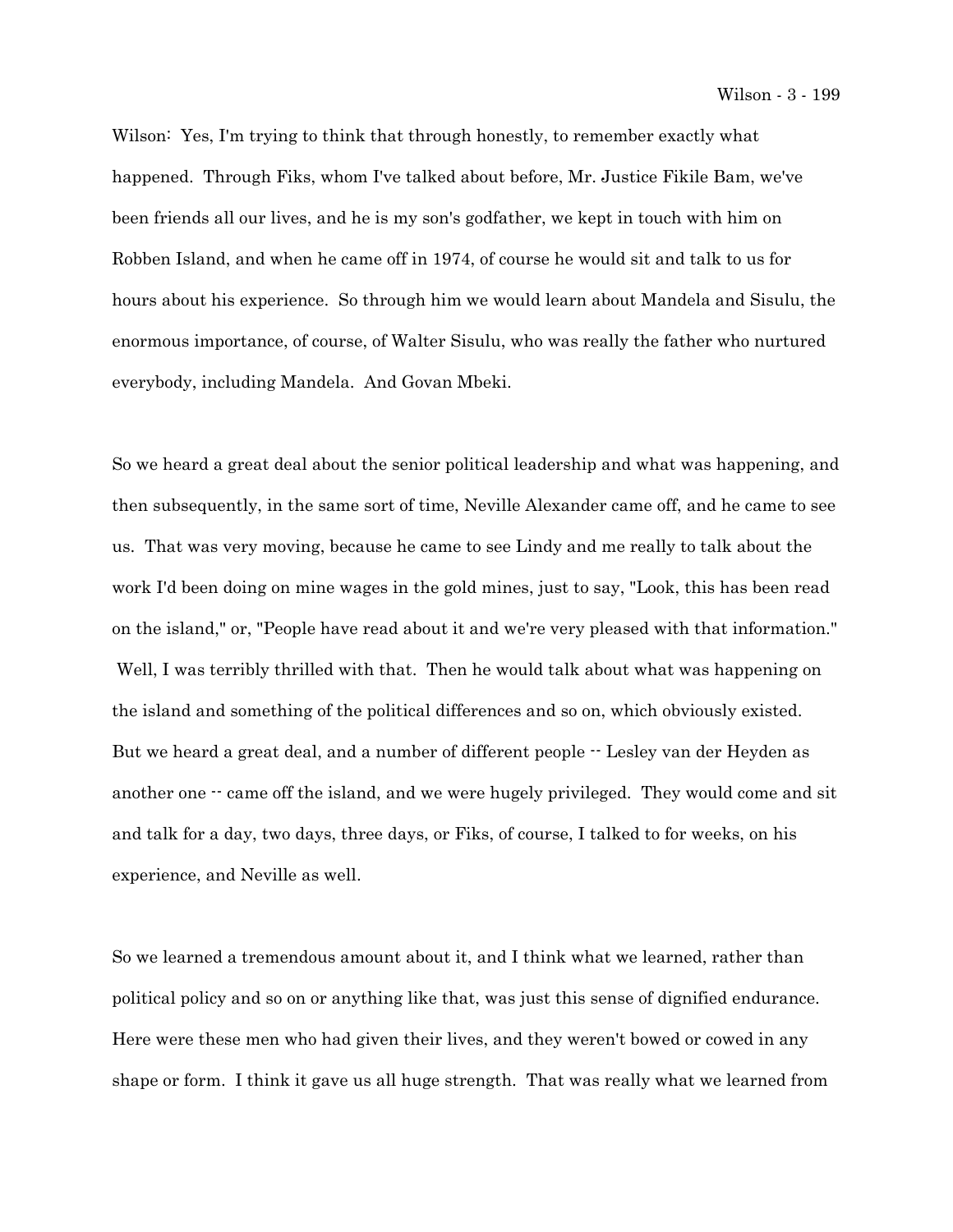Wilson: Yes, I'm trying to think that through honestly, to remember exactly what happened. Through Fiks, whom I've talked about before, Mr. Justice Fikile Bam, we've been friends all our lives, and he is my son's godfather, we kept in touch with him on Robben Island, and when he came off in 1974, of course he would sit and talk to us for hours about his experience. So through him we would learn about Mandela and Sisulu, the enormous importance, of course, of Walter Sisulu, who was really the father who nurtured everybody, including Mandela. And Govan Mbeki.

So we heard a great deal about the senior political leadership and what was happening, and then subsequently, in the same sort of time, Neville Alexander came off, and he came to see us. That was very moving, because he came to see Lindy and me really to talk about the work I'd been doing on mine wages in the gold mines, just to say, "Look, this has been read on the island," or, "People have read about it and we're very pleased with that information." Well, I was terribly thrilled with that. Then he would talk about what was happening on the island and something of the political differences and so on, which obviously existed. But we heard a great deal, and a number of different people -- Lesley van der Heyden as another one -- came off the island, and we were hugely privileged. They would come and sit and talk for a day, two days, three days, or Fiks, of course, I talked to for weeks, on his experience, and Neville as well.

So we learned a tremendous amount about it, and I think what we learned, rather than political policy and so on or anything like that, was just this sense of dignified endurance. Here were these men who had given their lives, and they weren't bowed or cowed in any shape or form. I think it gave us all huge strength. That was really what we learned from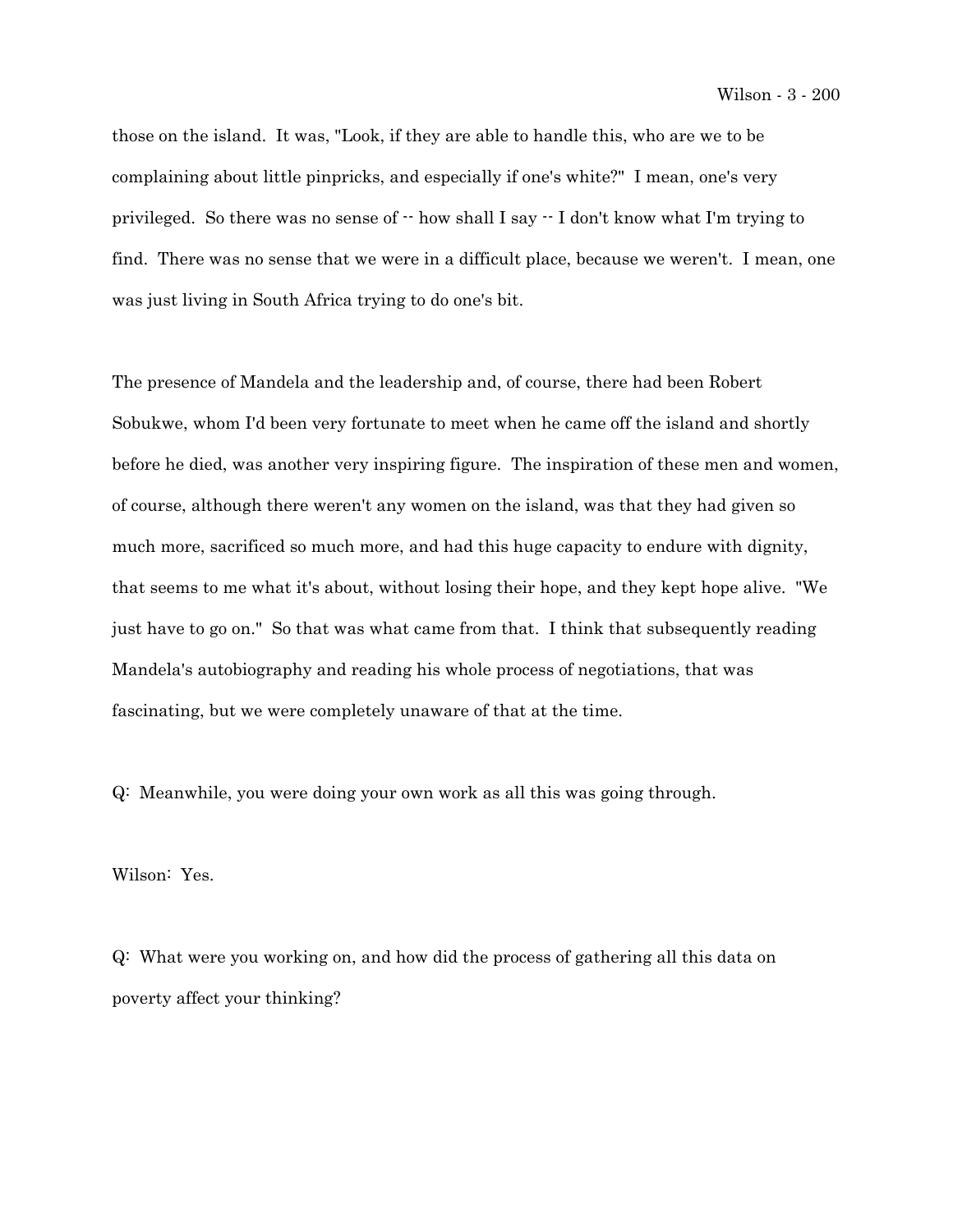those on the island. It was, "Look, if they are able to handle this, who are we to be complaining about little pinpricks, and especially if one's white?" I mean, one's very privileged. So there was no sense of -- how shall I say -- I don't know what I'm trying to find. There was no sense that we were in a difficult place, because we weren't. I mean, one was just living in South Africa trying to do one's bit.

The presence of Mandela and the leadership and, of course, there had been Robert Sobukwe, whom I'd been very fortunate to meet when he came off the island and shortly before he died, was another very inspiring figure. The inspiration of these men and women, of course, although there weren't any women on the island, was that they had given so much more, sacrificed so much more, and had this huge capacity to endure with dignity, that seems to me what it's about, without losing their hope, and they kept hope alive. "We just have to go on." So that was what came from that. I think that subsequently reading Mandela's autobiography and reading his whole process of negotiations, that was fascinating, but we were completely unaware of that at the time.

Q: Meanwhile, you were doing your own work as all this was going through.

Wilson: Yes.

Q: What were you working on, and how did the process of gathering all this data on poverty affect your thinking?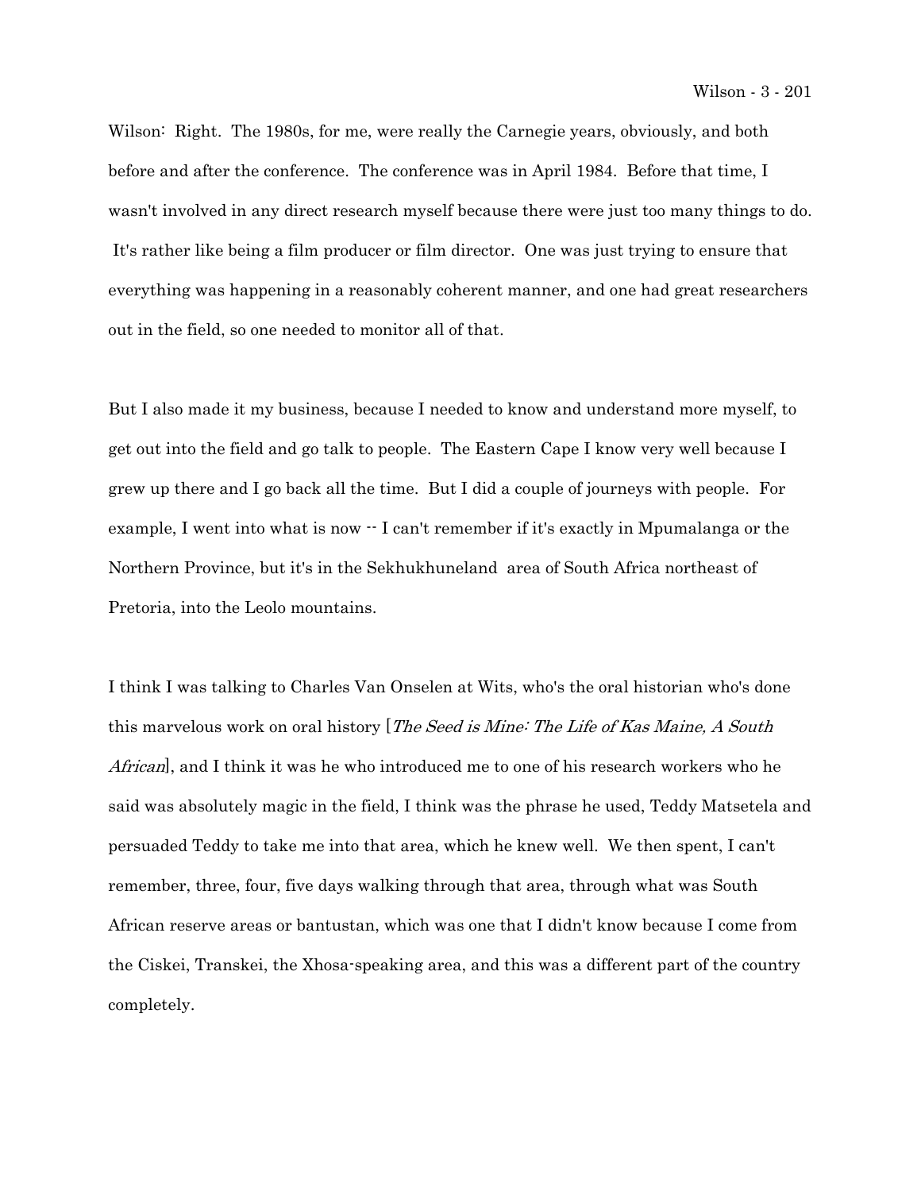Wilson: Right. The 1980s, for me, were really the Carnegie years, obviously, and both before and after the conference. The conference was in April 1984. Before that time, I wasn't involved in any direct research myself because there were just too many things to do. It's rather like being a film producer or film director. One was just trying to ensure that everything was happening in a reasonably coherent manner, and one had great researchers out in the field, so one needed to monitor all of that.

But I also made it my business, because I needed to know and understand more myself, to get out into the field and go talk to people. The Eastern Cape I know very well because I grew up there and I go back all the time. But I did a couple of journeys with people. For example, I went into what is now -- I can't remember if it's exactly in Mpumalanga or the Northern Province, but it's in the Sekhukhuneland area of South Africa northeast of Pretoria, into the Leolo mountains.

I think I was talking to Charles Van Onselen at Wits, who's the oral historian who's done this marvelous work on oral history [*The Seed is Mine: The Life of Kas Maine, A South African*], and I think it was he who introduced me to one of his research workers who he said was absolutely magic in the field, I think was the phrase he used, Teddy Matsetela and persuaded Teddy to take me into that area, which he knew well. We then spent, I can't remember, three, four, five days walking through that area, through what was South African reserve areas or bantustan, which was one that I didn't know because I come from the Ciskei, Transkei, the Xhosa-speaking area, and this was a different part of the country completely.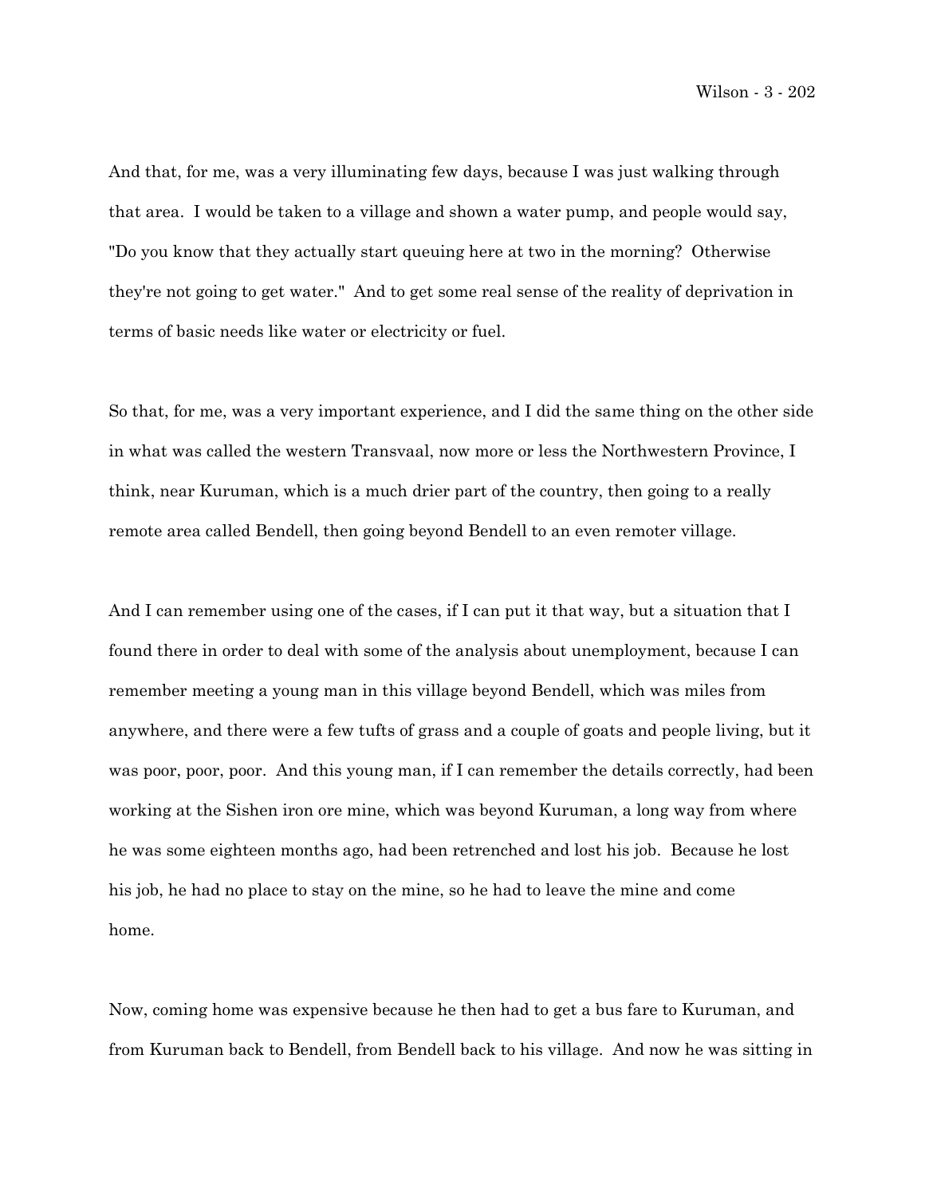And that, for me, was a very illuminating few days, because I was just walking through that area. I would be taken to a village and shown a water pump, and people would say, "Do you know that they actually start queuing here at two in the morning? Otherwise they're not going to get water." And to get some real sense of the reality of deprivation in terms of basic needs like water or electricity or fuel.

So that, for me, was a very important experience, and I did the same thing on the other side in what was called the western Transvaal, now more or less the Northwestern Province, I think, near Kuruman, which is a much drier part of the country, then going to a really remote area called Bendell, then going beyond Bendell to an even remoter village.

And I can remember using one of the cases, if I can put it that way, but a situation that I found there in order to deal with some of the analysis about unemployment, because I can remember meeting a young man in this village beyond Bendell, which was miles from anywhere, and there were a few tufts of grass and a couple of goats and people living, but it was poor, poor, poor. And this young man, if I can remember the details correctly, had been working at the Sishen iron ore mine, which was beyond Kuruman, a long way from where he was some eighteen months ago, had been retrenched and lost his job. Because he lost his job, he had no place to stay on the mine, so he had to leave the mine and come home.

Now, coming home was expensive because he then had to get a bus fare to Kuruman, and from Kuruman back to Bendell, from Bendell back to his village. And now he was sitting in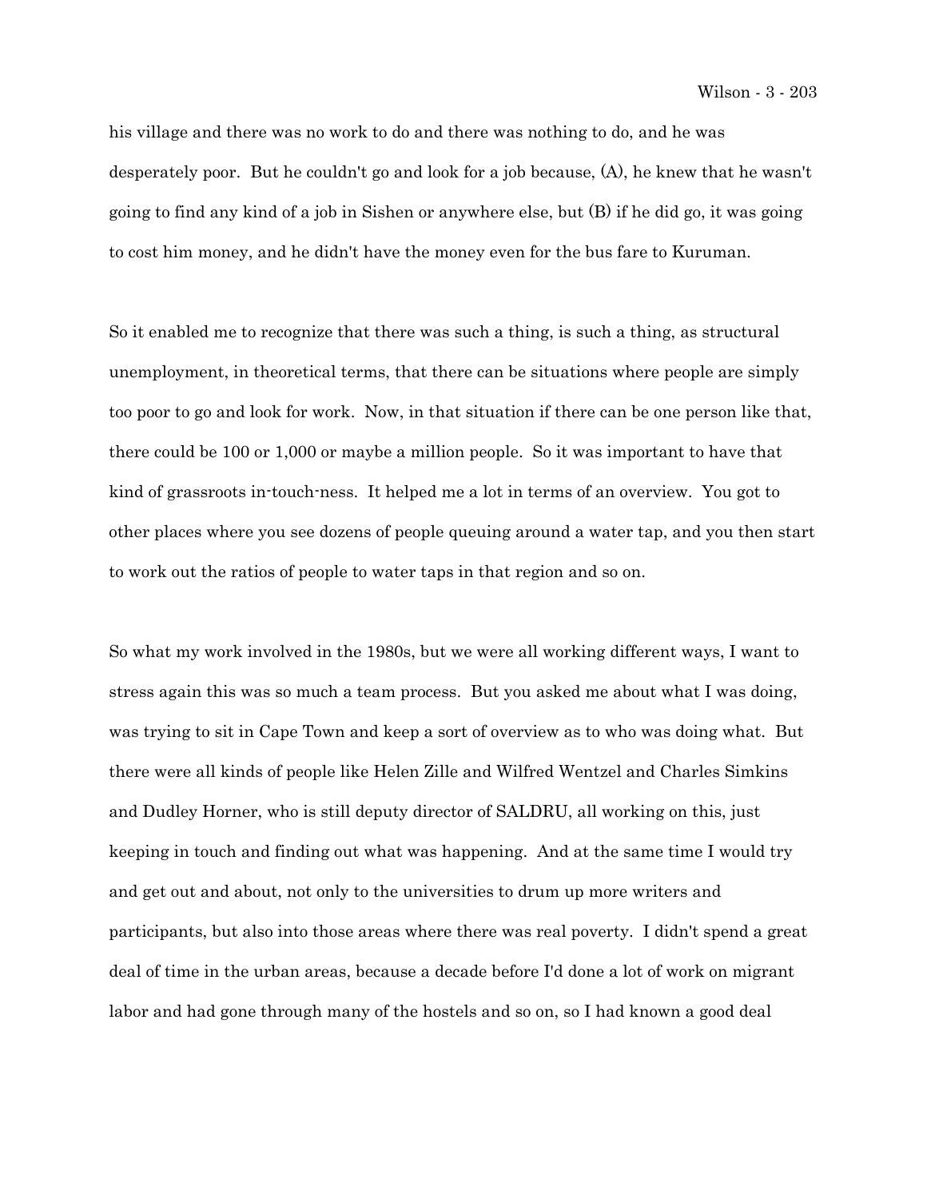his village and there was no work to do and there was nothing to do, and he was desperately poor. But he couldn't go and look for a job because, (A), he knew that he wasn't going to find any kind of a job in Sishen or anywhere else, but (B) if he did go, it was going to cost him money, and he didn't have the money even for the bus fare to Kuruman.

So it enabled me to recognize that there was such a thing, is such a thing, as structural unemployment, in theoretical terms, that there can be situations where people are simply too poor to go and look for work. Now, in that situation if there can be one person like that, there could be 100 or 1,000 or maybe a million people. So it was important to have that kind of grassroots in-touch-ness. It helped me a lot in terms of an overview. You got to other places where you see dozens of people queuing around a water tap, and you then start to work out the ratios of people to water taps in that region and so on.

So what my work involved in the 1980s, but we were all working different ways, I want to stress again this was so much a team process. But you asked me about what I was doing, was trying to sit in Cape Town and keep a sort of overview as to who was doing what. But there were all kinds of people like Helen Zille and Wilfred Wentzel and Charles Simkins and Dudley Horner, who is still deputy director of SALDRU, all working on this, just keeping in touch and finding out what was happening. And at the same time I would try and get out and about, not only to the universities to drum up more writers and participants, but also into those areas where there was real poverty. I didn't spend a great deal of time in the urban areas, because a decade before I'd done a lot of work on migrant labor and had gone through many of the hostels and so on, so I had known a good deal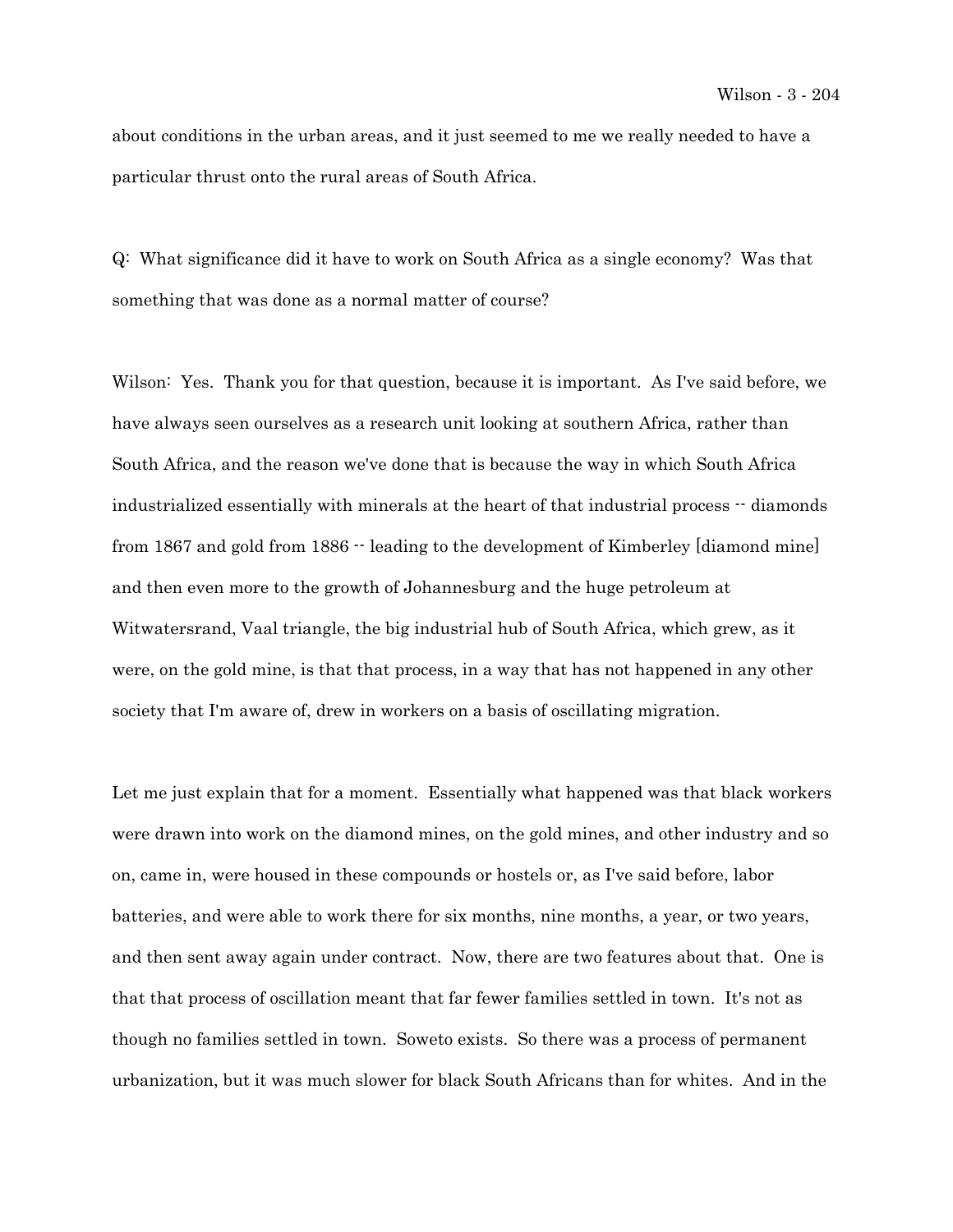about conditions in the urban areas, and it just seemed to me we really needed to have a particular thrust onto the rural areas of South Africa.

Q: What significance did it have to work on South Africa as a single economy? Was that something that was done as a normal matter of course?

Wilson: Yes. Thank you for that question, because it is important. As I've said before, we have always seen ourselves as a research unit looking at southern Africa, rather than South Africa, and the reason we've done that is because the way in which South Africa industrialized essentially with minerals at the heart of that industrial process -- diamonds from 1867 and gold from 1886 -- leading to the development of Kimberley [diamond mine] and then even more to the growth of Johannesburg and the huge petroleum at Witwatersrand, Vaal triangle, the big industrial hub of South Africa, which grew, as it were, on the gold mine, is that that process, in a way that has not happened in any other society that I'm aware of, drew in workers on a basis of oscillating migration.

Let me just explain that for a moment. Essentially what happened was that black workers were drawn into work on the diamond mines, on the gold mines, and other industry and so on, came in, were housed in these compounds or hostels or, as I've said before, labor batteries, and were able to work there for six months, nine months, a year, or two years, and then sent away again under contract. Now, there are two features about that. One is that that process of oscillation meant that far fewer families settled in town. It's not as though no families settled in town. Soweto exists. So there was a process of permanent urbanization, but it was much slower for black South Africans than for whites. And in the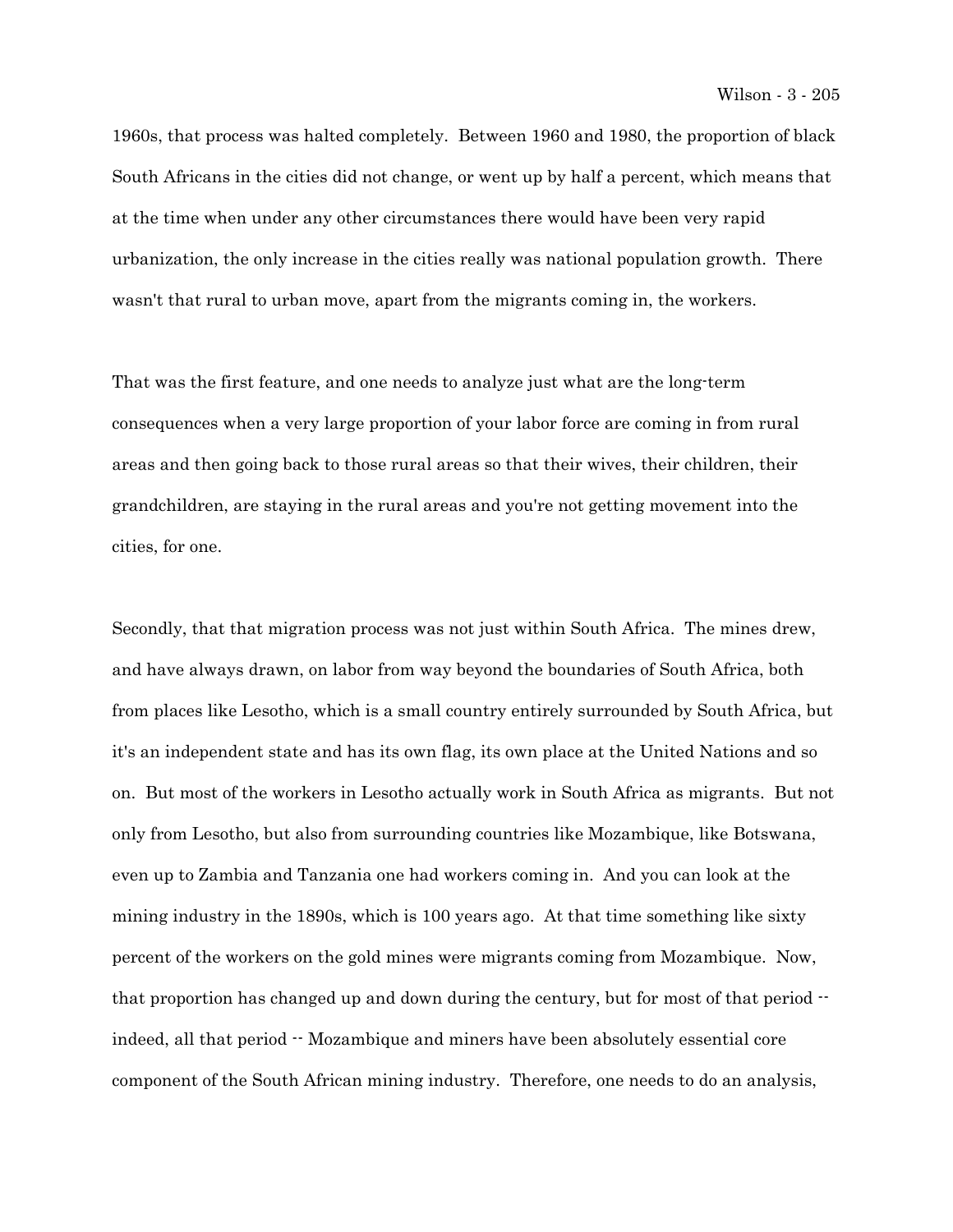1960s, that process was halted completely. Between 1960 and 1980, the proportion of black South Africans in the cities did not change, or went up by half a percent, which means that at the time when under any other circumstances there would have been very rapid urbanization, the only increase in the cities really was national population growth. There wasn't that rural to urban move, apart from the migrants coming in, the workers.

That was the first feature, and one needs to analyze just what are the long-term consequences when a very large proportion of your labor force are coming in from rural areas and then going back to those rural areas so that their wives, their children, their grandchildren, are staying in the rural areas and you're not getting movement into the cities, for one.

Secondly, that that migration process was not just within South Africa. The mines drew, and have always drawn, on labor from way beyond the boundaries of South Africa, both from places like Lesotho, which is a small country entirely surrounded by South Africa, but it's an independent state and has its own flag, its own place at the United Nations and so on. But most of the workers in Lesotho actually work in South Africa as migrants. But not only from Lesotho, but also from surrounding countries like Mozambique, like Botswana, even up to Zambia and Tanzania one had workers coming in. And you can look at the mining industry in the 1890s, which is 100 years ago. At that time something like sixty percent of the workers on the gold mines were migrants coming from Mozambique. Now, that proportion has changed up and down during the century, but for most of that period -- indeed, all that period -- Mozambique and miners have been absolutely essential core component of the South African mining industry. Therefore, one needs to do an analysis,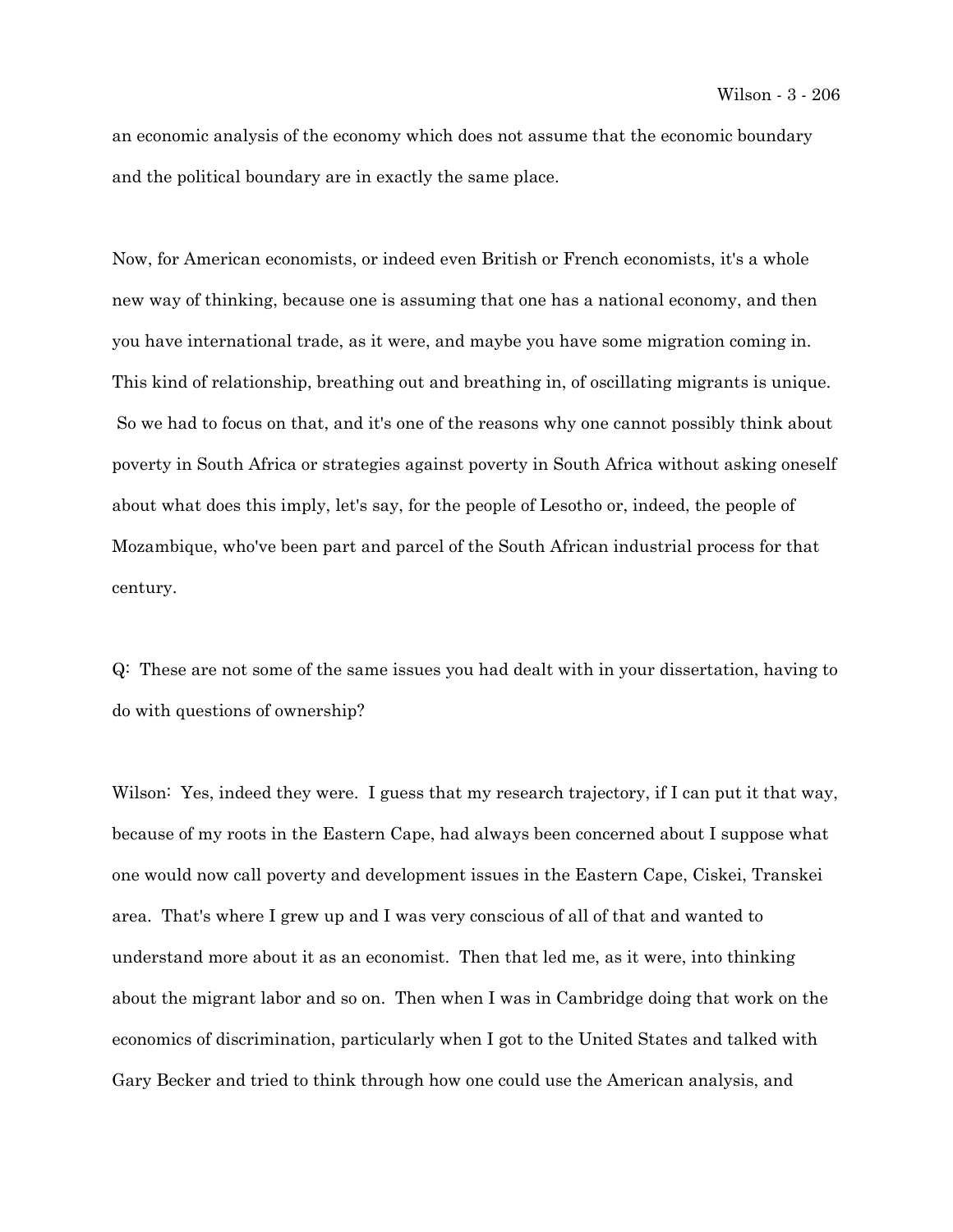an economic analysis of the economy which does not assume that the economic boundary and the political boundary are in exactly the same place.

Now, for American economists, or indeed even British or French economists, it's a whole new way of thinking, because one is assuming that one has a national economy, and then you have international trade, as it were, and maybe you have some migration coming in. This kind of relationship, breathing out and breathing in, of oscillating migrants is unique. So we had to focus on that, and it's one of the reasons why one cannot possibly think about poverty in South Africa or strategies against poverty in South Africa without asking oneself about what does this imply, let's say, for the people of Lesotho or, indeed, the people of Mozambique, who've been part and parcel of the South African industrial process for that century.

Q: These are not some of the same issues you had dealt with in your dissertation, having to do with questions of ownership?

Wilson: Yes, indeed they were. I guess that my research trajectory, if I can put it that way, because of my roots in the Eastern Cape, had always been concerned about I suppose what one would now call poverty and development issues in the Eastern Cape, Ciskei, Transkei area. That's where I grew up and I was very conscious of all of that and wanted to understand more about it as an economist. Then that led me, as it were, into thinking about the migrant labor and so on. Then when I was in Cambridge doing that work on the economics of discrimination, particularly when I got to the United States and talked with Gary Becker and tried to think through how one could use the American analysis, and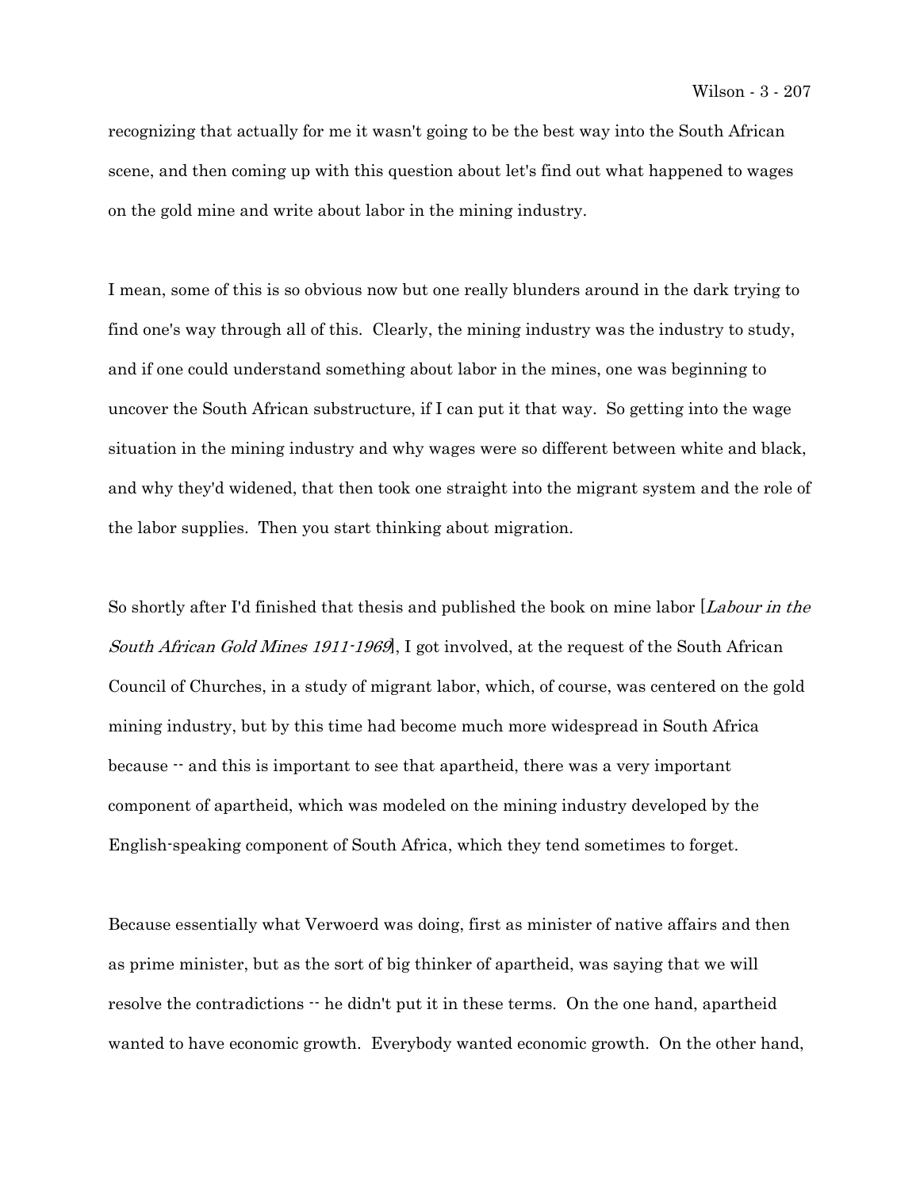recognizing that actually for me it wasn't going to be the best way into the South African scene, and then coming up with this question about let's find out what happened to wages on the gold mine and write about labor in the mining industry.

I mean, some of this is so obvious now but one really blunders around in the dark trying to find one's way through all of this. Clearly, the mining industry was the industry to study, and if one could understand something about labor in the mines, one was beginning to uncover the South African substructure, if I can put it that way. So getting into the wage situation in the mining industry and why wages were so different between white and black, and why they'd widened, that then took one straight into the migrant system and the role of the labor supplies. Then you start thinking about migration.

So shortly after I'd finished that thesis and published the book on mine labor [*Labour in the South African Gold Mines 1911-1969*], I got involved, at the request of the South African Council of Churches, in a study of migrant labor, which, of course, was centered on the gold mining industry, but by this time had become much more widespread in South Africa because -- and this is important to see that apartheid, there was a very important component of apartheid, which was modeled on the mining industry developed by the English-speaking component of South Africa, which they tend sometimes to forget.

Because essentially what Verwoerd was doing, first as minister of native affairs and then as prime minister, but as the sort of big thinker of apartheid, was saying that we will resolve the contradictions -- he didn't put it in these terms. On the one hand, apartheid wanted to have economic growth. Everybody wanted economic growth. On the other hand,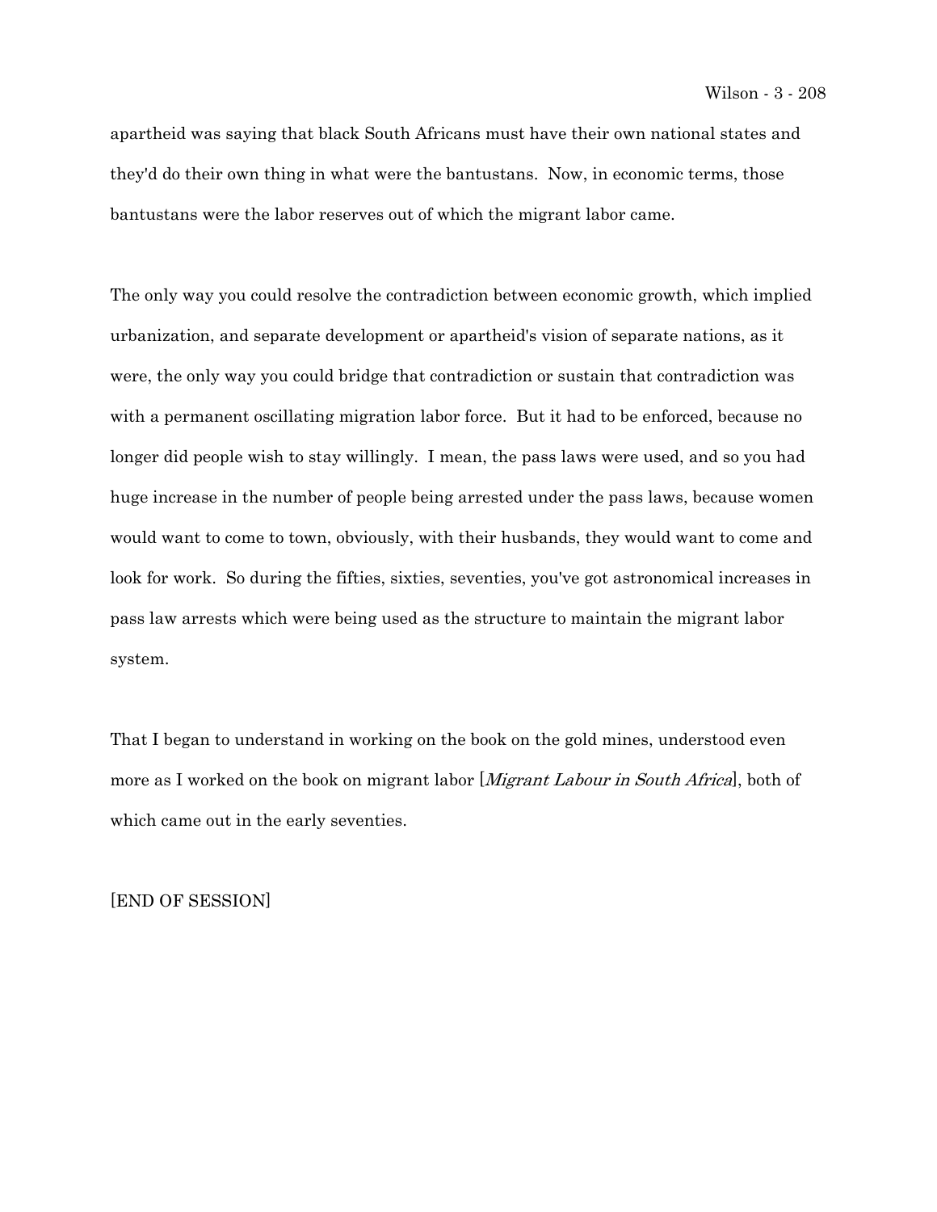apartheid was saying that black South Africans must have their own national states and they'd do their own thing in what were the bantustans. Now, in economic terms, those bantustans were the labor reserves out of which the migrant labor came.

The only way you could resolve the contradiction between economic growth, which implied urbanization, and separate development or apartheid's vision of separate nations, as it were, the only way you could bridge that contradiction or sustain that contradiction was with a permanent oscillating migration labor force. But it had to be enforced, because no longer did people wish to stay willingly. I mean, the pass laws were used, and so you had huge increase in the number of people being arrested under the pass laws, because women would want to come to town, obviously, with their husbands, they would want to come and look for work. So during the fifties, sixties, seventies, you've got astronomical increases in pass law arrests which were being used as the structure to maintain the migrant labor system.

That I began to understand in working on the book on the gold mines, understood even more as I worked on the book on migrant labor [*Migrant Labour in South Africa*], both of which came out in the early seventies.

[END OF SESSION]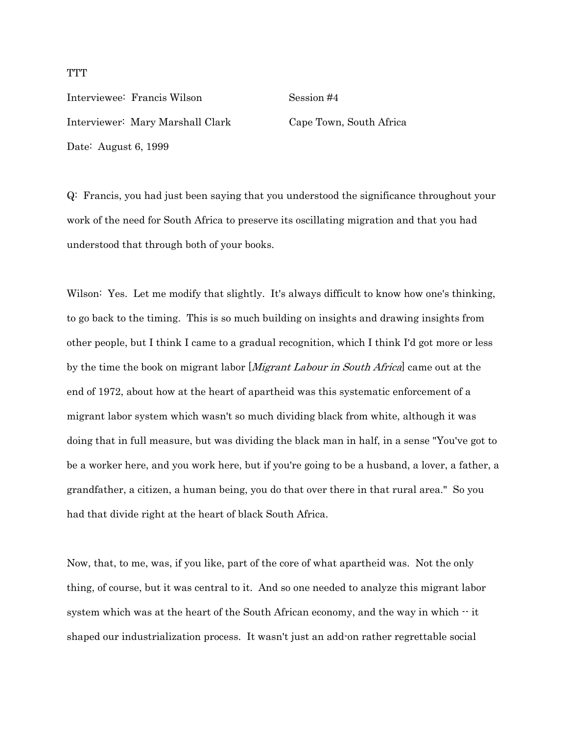TTT

Interviewee: Francis Wilson  Session #4

Interviewer: Mary Marshall Clark  Cape Town, South Africa

Date: August 6, 1999

Q: Francis, you had just been saying that you understood the significance throughout your work of the need for South Africa to preserve its oscillating migration and that you had understood that through both of your books.

Wilson: Yes. Let me modify that slightly. It's always difficult to know how one's thinking, to go back to the timing. This is so much building on insights and drawing insights from other people, but I think I came to a gradual recognition, which I think I'd got more or less by the time the book on migrant labor [*Migrant Labour in South Africa*] came out at the end of 1972, about how at the heart of apartheid was this systematic enforcement of a migrant labor system which wasn't so much dividing black from white, although it was doing that in full measure, but was dividing the black man in half, in a sense "You've got to be a worker here, and you work here, but if you're going to be a husband, a lover, a father, a grandfather, a citizen, a human being, you do that over there in that rural area." So you had that divide right at the heart of black South Africa.

Now, that, to me, was, if you like, part of the core of what apartheid was. Not the only thing, of course, but it was central to it. And so one needed to analyze this migrant labor system which was at the heart of the South African economy, and the way in which -- it shaped our industrialization process. It wasn't just an add-on rather regrettable social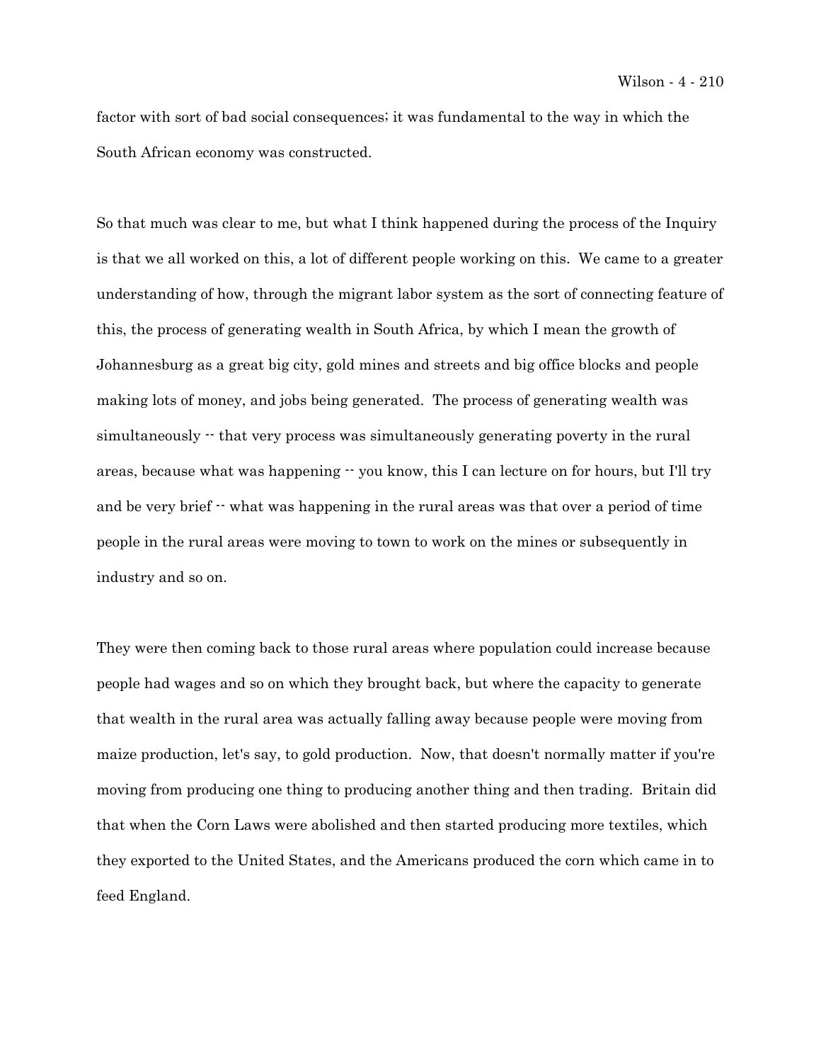factor with sort of bad social consequences; it was fundamental to the way in which the South African economy was constructed.

So that much was clear to me, but what I think happened during the process of the Inquiry is that we all worked on this, a lot of different people working on this. We came to a greater understanding of how, through the migrant labor system as the sort of connecting feature of this, the process of generating wealth in South Africa, by which I mean the growth of Johannesburg as a great big city, gold mines and streets and big office blocks and people making lots of money, and jobs being generated. The process of generating wealth was simultaneously -- that very process was simultaneously generating poverty in the rural areas, because what was happening -- you know, this I can lecture on for hours, but I'll try and be very brief -- what was happening in the rural areas was that over a period of time people in the rural areas were moving to town to work on the mines or subsequently in industry and so on.

They were then coming back to those rural areas where population could increase because people had wages and so on which they brought back, but where the capacity to generate that wealth in the rural area was actually falling away because people were moving from maize production, let's say, to gold production. Now, that doesn't normally matter if you're moving from producing one thing to producing another thing and then trading. Britain did that when the Corn Laws were abolished and then started producing more textiles, which they exported to the United States, and the Americans produced the corn which came in to feed England.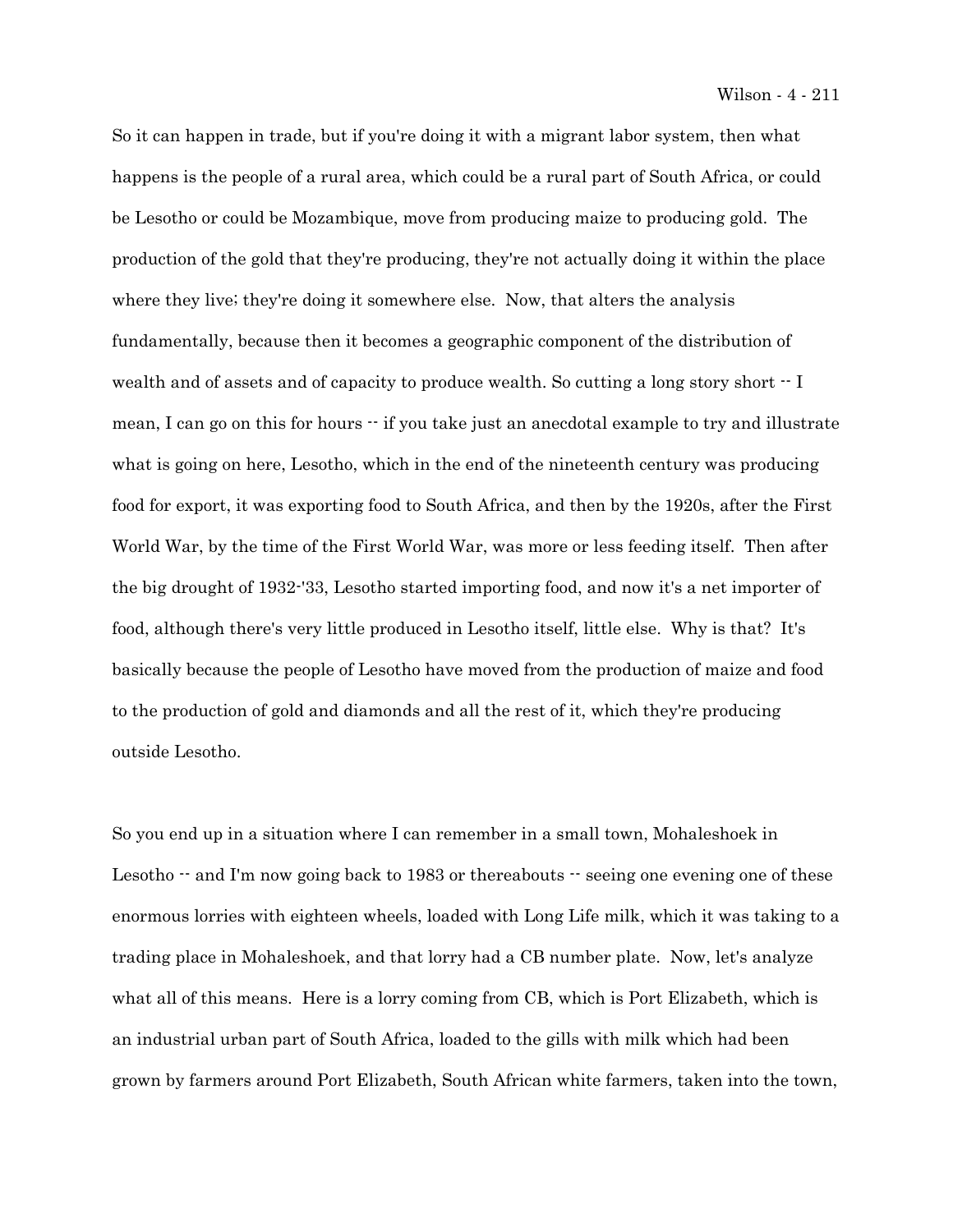So it can happen in trade, but if you're doing it with a migrant labor system, then what happens is the people of a rural area, which could be a rural part of South Africa, or could be Lesotho or could be Mozambique, move from producing maize to producing gold. The production of the gold that they're producing, they're not actually doing it within the place where they live; they're doing it somewhere else. Now, that alters the analysis fundamentally, because then it becomes a geographic component of the distribution of wealth and of assets and of capacity to produce wealth. So cutting a long story short -- I mean, I can go on this for hours -- if you take just an anecdotal example to try and illustrate what is going on here, Lesotho, which in the end of the nineteenth century was producing food for export, it was exporting food to South Africa, and then by the 1920s, after the First World War, by the time of the First World War, was more or less feeding itself. Then after the big drought of 1932-'33, Lesotho started importing food, and now it's a net importer of food, although there's very little produced in Lesotho itself, little else. Why is that? It's basically because the people of Lesotho have moved from the production of maize and food to the production of gold and diamonds and all the rest of it, which they're producing outside Lesotho.

So you end up in a situation where I can remember in a small town, Mohaleshoek in Lesotho -- and I'm now going back to 1983 or thereabouts -- seeing one evening one of these enormous lorries with eighteen wheels, loaded with Long Life milk, which it was taking to a trading place in Mohaleshoek, and that lorry had a CB number plate. Now, let's analyze what all of this means. Here is a lorry coming from CB, which is Port Elizabeth, which is an industrial urban part of South Africa, loaded to the gills with milk which had been grown by farmers around Port Elizabeth, South African white farmers, taken into the town,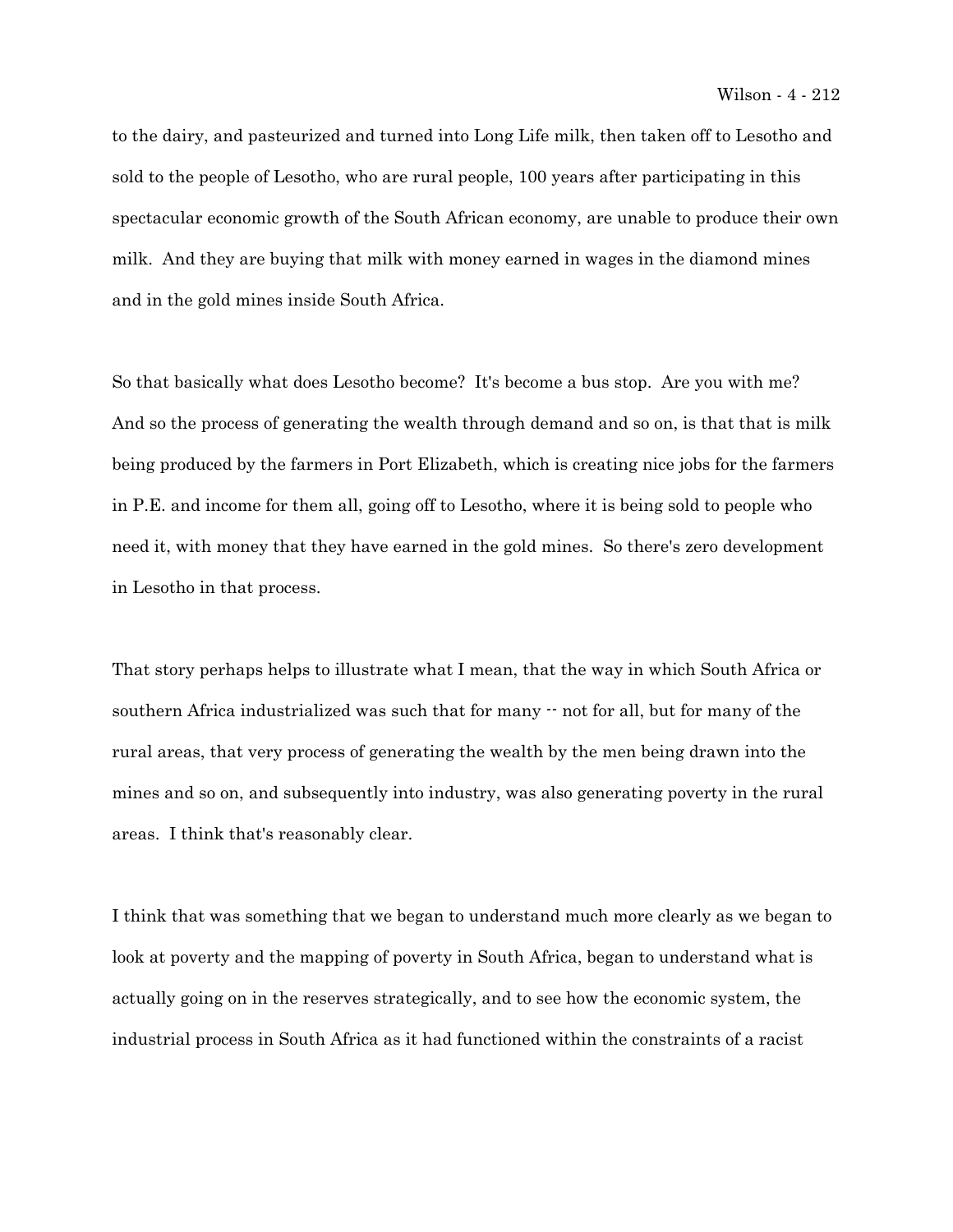to the dairy, and pasteurized and turned into Long Life milk, then taken off to Lesotho and sold to the people of Lesotho, who are rural people, 100 years after participating in this spectacular economic growth of the South African economy, are unable to produce their own milk. And they are buying that milk with money earned in wages in the diamond mines and in the gold mines inside South Africa.

So that basically what does Lesotho become? It's become a bus stop. Are you with me? And so the process of generating the wealth through demand and so on, is that that is milk being produced by the farmers in Port Elizabeth, which is creating nice jobs for the farmers in P.E. and income for them all, going off to Lesotho, where it is being sold to people who need it, with money that they have earned in the gold mines. So there's zero development in Lesotho in that process.

That story perhaps helps to illustrate what I mean, that the way in which South Africa or southern Africa industrialized was such that for many -- not for all, but for many of the rural areas, that very process of generating the wealth by the men being drawn into the mines and so on, and subsequently into industry, was also generating poverty in the rural areas. I think that's reasonably clear.

I think that was something that we began to understand much more clearly as we began to look at poverty and the mapping of poverty in South Africa, began to understand what is actually going on in the reserves strategically, and to see how the economic system, the industrial process in South Africa as it had functioned within the constraints of a racist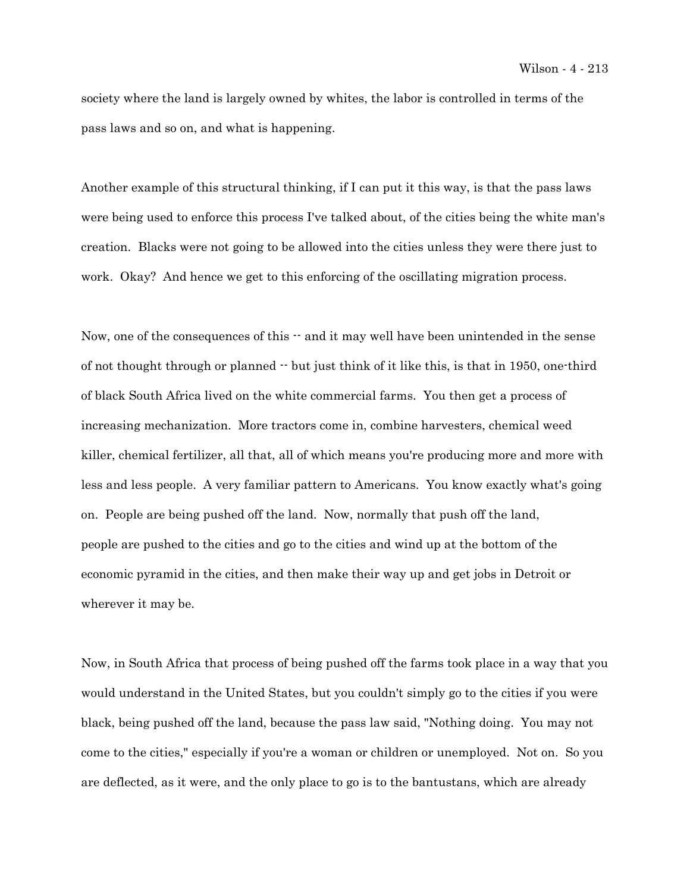society where the land is largely owned by whites, the labor is controlled in terms of the pass laws and so on, and what is happening.

Another example of this structural thinking, if I can put it this way, is that the pass laws were being used to enforce this process I've talked about, of the cities being the white man's creation. Blacks were not going to be allowed into the cities unless they were there just to work. Okay? And hence we get to this enforcing of the oscillating migration process.

Now, one of the consequences of this -- and it may well have been unintended in the sense of not thought through or planned -- but just think of it like this, is that in 1950, one-third of black South Africa lived on the white commercial farms. You then get a process of increasing mechanization. More tractors come in, combine harvesters, chemical weed killer, chemical fertilizer, all that, all of which means you're producing more and more with less and less people. A very familiar pattern to Americans. You know exactly what's going on. People are being pushed off the land. Now, normally that push off the land, people are pushed to the cities and go to the cities and wind up at the bottom of the economic pyramid in the cities, and then make their way up and get jobs in Detroit or wherever it may be.

Now, in South Africa that process of being pushed off the farms took place in a way that you would understand in the United States, but you couldn't simply go to the cities if you were black, being pushed off the land, because the pass law said, "Nothing doing. You may not come to the cities," especially if you're a woman or children or unemployed. Not on. So you are deflected, as it were, and the only place to go is to the bantustans, which are already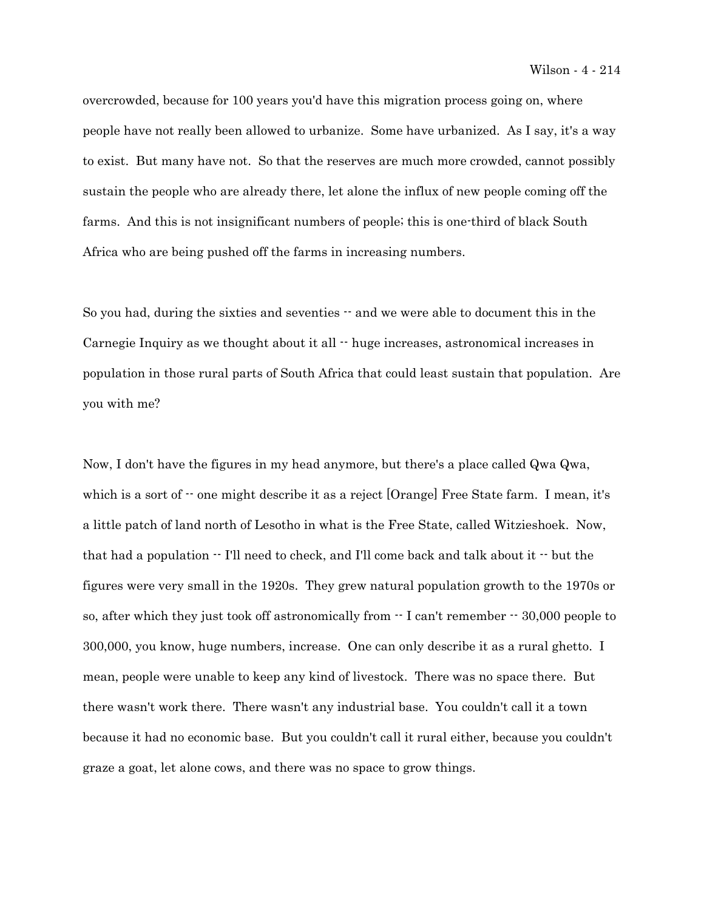overcrowded, because for 100 years you'd have this migration process going on, where people have not really been allowed to urbanize. Some have urbanized. As I say, it's a way to exist. But many have not. So that the reserves are much more crowded, cannot possibly sustain the people who are already there, let alone the influx of new people coming off the farms. And this is not insignificant numbers of people; this is one-third of black South Africa who are being pushed off the farms in increasing numbers.

So you had, during the sixties and seventies -- and we were able to document this in the Carnegie Inquiry as we thought about it all -- huge increases, astronomical increases in population in those rural parts of South Africa that could least sustain that population. Are you with me?

Now, I don't have the figures in my head anymore, but there's a place called Qwa Qwa, which is a sort of -- one might describe it as a reject [Orange] Free State farm. I mean, it's a little patch of land north of Lesotho in what is the Free State, called Witzieshoek. Now, that had a population -- I'll need to check, and I'll come back and talk about it -- but the figures were very small in the 1920s. They grew natural population growth to the 1970s or so, after which they just took off astronomically from -- I can't remember -- 30,000 people to 300,000, you know, huge numbers, increase. One can only describe it as a rural ghetto. I mean, people were unable to keep any kind of livestock. There was no space there. But there wasn't work there. There wasn't any industrial base. You couldn't call it a town because it had no economic base. But you couldn't call it rural either, because you couldn't graze a goat, let alone cows, and there was no space to grow things.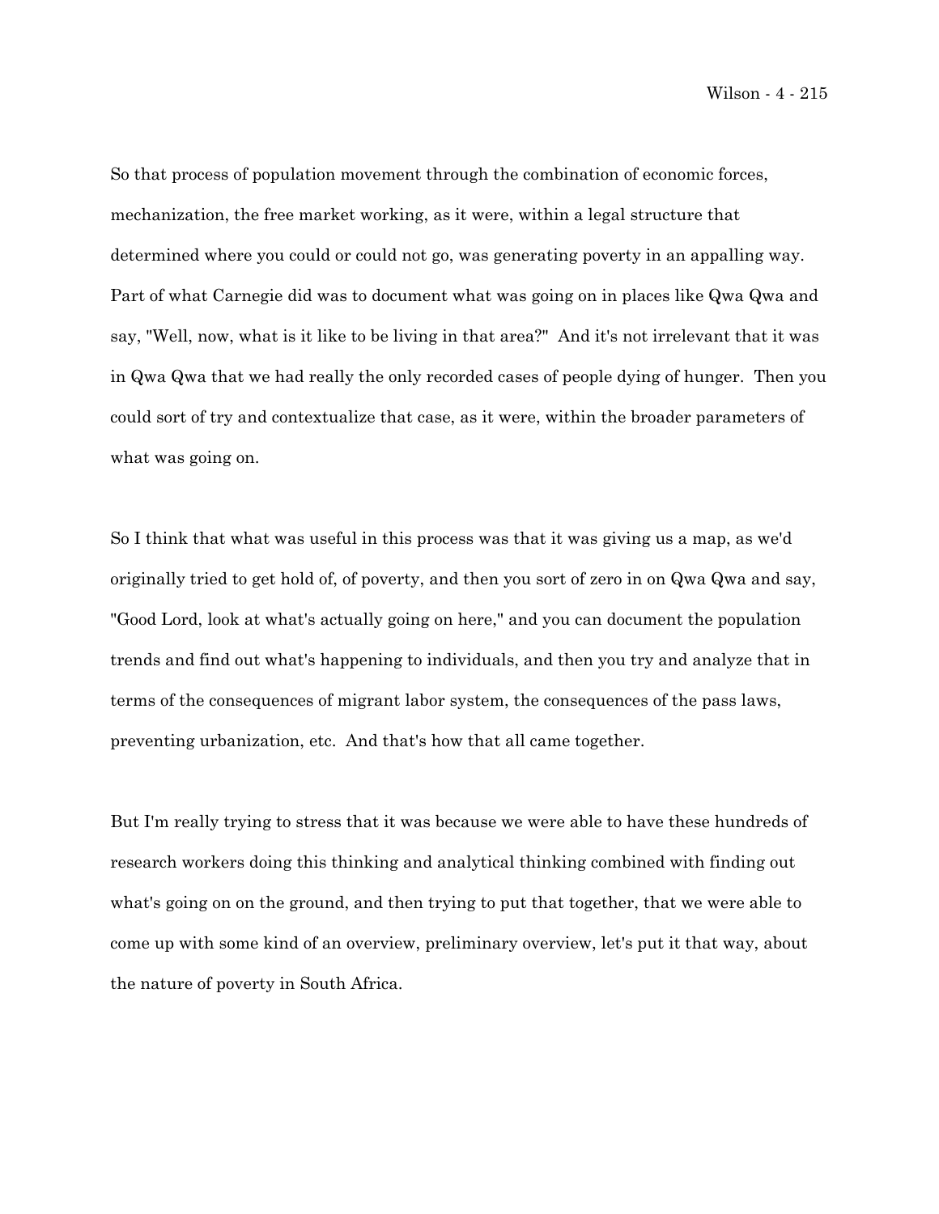So that process of population movement through the combination of economic forces, mechanization, the free market working, as it were, within a legal structure that determined where you could or could not go, was generating poverty in an appalling way. Part of what Carnegie did was to document what was going on in places like Qwa Qwa and say, "Well, now, what is it like to be living in that area?" And it's not irrelevant that it was in Qwa Qwa that we had really the only recorded cases of people dying of hunger. Then you could sort of try and contextualize that case, as it were, within the broader parameters of what was going on.

So I think that what was useful in this process was that it was giving us a map, as we'd originally tried to get hold of, of poverty, and then you sort of zero in on Qwa Qwa and say, "Good Lord, look at what's actually going on here," and you can document the population trends and find out what's happening to individuals, and then you try and analyze that in terms of the consequences of migrant labor system, the consequences of the pass laws, preventing urbanization, etc. And that's how that all came together.

But I'm really trying to stress that it was because we were able to have these hundreds of research workers doing this thinking and analytical thinking combined with finding out what's going on on the ground, and then trying to put that together, that we were able to come up with some kind of an overview, preliminary overview, let's put it that way, about the nature of poverty in South Africa.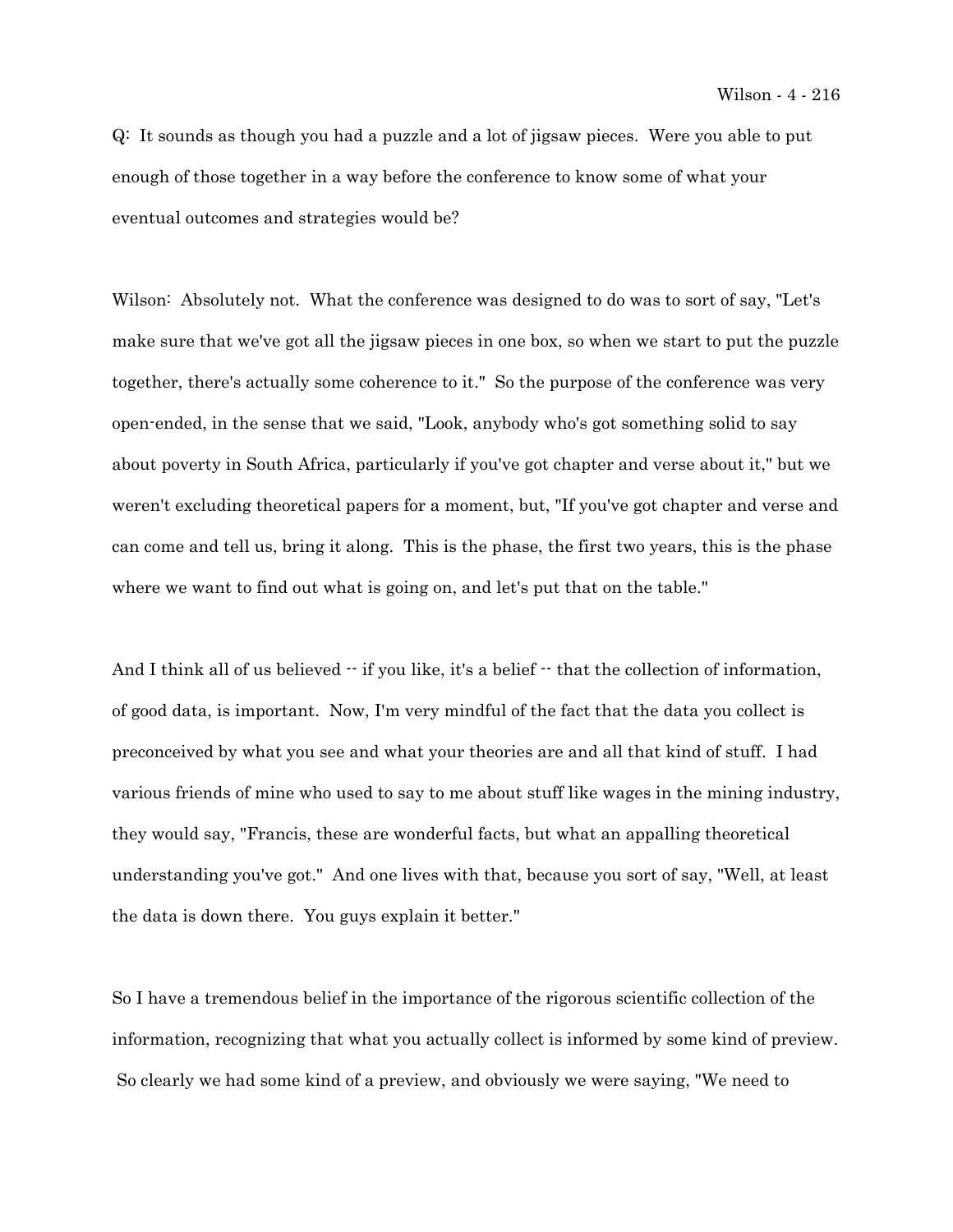Q: It sounds as though you had a puzzle and a lot of jigsaw pieces. Were you able to put enough of those together in a way before the conference to know some of what your eventual outcomes and strategies would be?

Wilson: Absolutely not. What the conference was designed to do was to sort of say, "Let's make sure that we've got all the jigsaw pieces in one box, so when we start to put the puzzle together, there's actually some coherence to it." So the purpose of the conference was very open-ended, in the sense that we said, "Look, anybody who's got something solid to say about poverty in South Africa, particularly if you've got chapter and verse about it," but we weren't excluding theoretical papers for a moment, but, "If you've got chapter and verse and can come and tell us, bring it along. This is the phase, the first two years, this is the phase where we want to find out what is going on, and let's put that on the table."

And I think all of us believed -- if you like, it's a belief -- that the collection of information, of good data, is important. Now, I'm very mindful of the fact that the data you collect is preconceived by what you see and what your theories are and all that kind of stuff. I had various friends of mine who used to say to me about stuff like wages in the mining industry, they would say, "Francis, these are wonderful facts, but what an appalling theoretical understanding you've got." And one lives with that, because you sort of say, "Well, at least the data is down there. You guys explain it better."

So I have a tremendous belief in the importance of the rigorous scientific collection of the information, recognizing that what you actually collect is informed by some kind of preview. So clearly we had some kind of a preview, and obviously we were saying, "We need to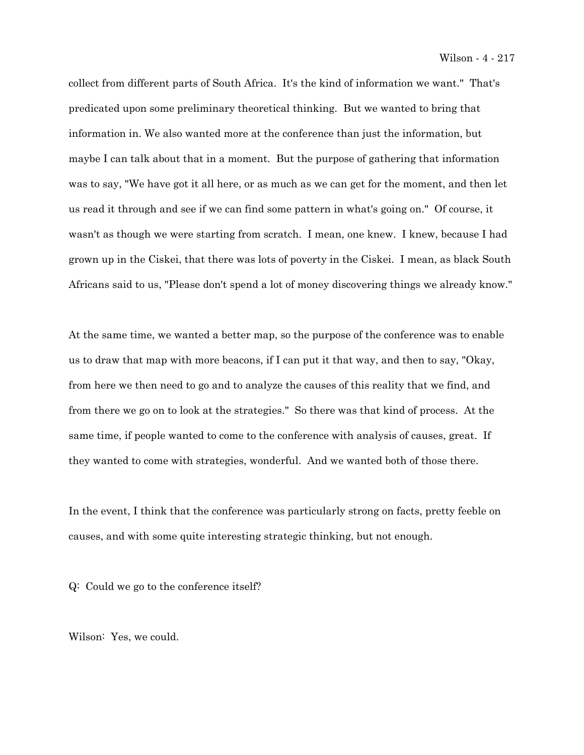collect from different parts of South Africa. It's the kind of information we want." That's predicated upon some preliminary theoretical thinking. But we wanted to bring that information in. We also wanted more at the conference than just the information, but maybe I can talk about that in a moment. But the purpose of gathering that information was to say, "We have got it all here, or as much as we can get for the moment, and then let us read it through and see if we can find some pattern in what's going on." Of course, it wasn't as though we were starting from scratch. I mean, one knew. I knew, because I had grown up in the Ciskei, that there was lots of poverty in the Ciskei. I mean, as black South Africans said to us, "Please don't spend a lot of money discovering things we already know."

At the same time, we wanted a better map, so the purpose of the conference was to enable us to draw that map with more beacons, if I can put it that way, and then to say, "Okay, from here we then need to go and to analyze the causes of this reality that we find, and from there we go on to look at the strategies." So there was that kind of process. At the same time, if people wanted to come to the conference with analysis of causes, great. If they wanted to come with strategies, wonderful. And we wanted both of those there.

In the event, I think that the conference was particularly strong on facts, pretty feeble on causes, and with some quite interesting strategic thinking, but not enough.

Q: Could we go to the conference itself?

Wilson: Yes, we could.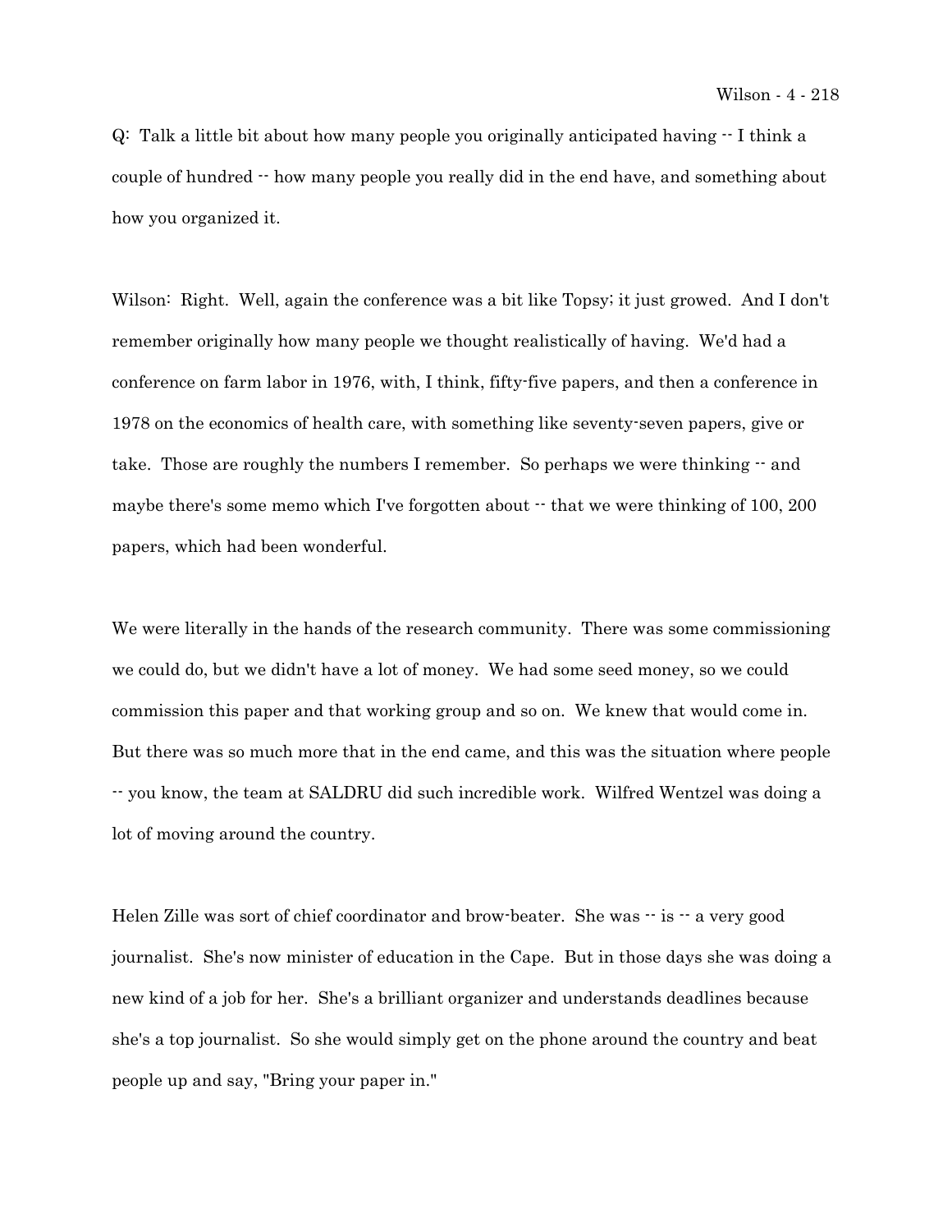Q: Talk a little bit about how many people you originally anticipated having -- I think a couple of hundred -- how many people you really did in the end have, and something about how you organized it.

Wilson: Right. Well, again the conference was a bit like Topsy; it just growed. And I don't remember originally how many people we thought realistically of having. We'd had a conference on farm labor in 1976, with, I think, fifty-five papers, and then a conference in 1978 on the economics of health care, with something like seventy-seven papers, give or take. Those are roughly the numbers I remember. So perhaps we were thinking -- and maybe there's some memo which I've forgotten about -- that we were thinking of 100, 200 papers, which had been wonderful.

We were literally in the hands of the research community. There was some commissioning we could do, but we didn't have a lot of money. We had some seed money, so we could commission this paper and that working group and so on. We knew that would come in. But there was so much more that in the end came, and this was the situation where people -- you know, the team at SALDRU did such incredible work. Wilfred Wentzel was doing a lot of moving around the country.

Helen Zille was sort of chief coordinator and brow-beater. She was -- is -- a very good journalist. She's now minister of education in the Cape. But in those days she was doing a new kind of a job for her. She's a brilliant organizer and understands deadlines because she's a top journalist. So she would simply get on the phone around the country and beat people up and say, "Bring your paper in."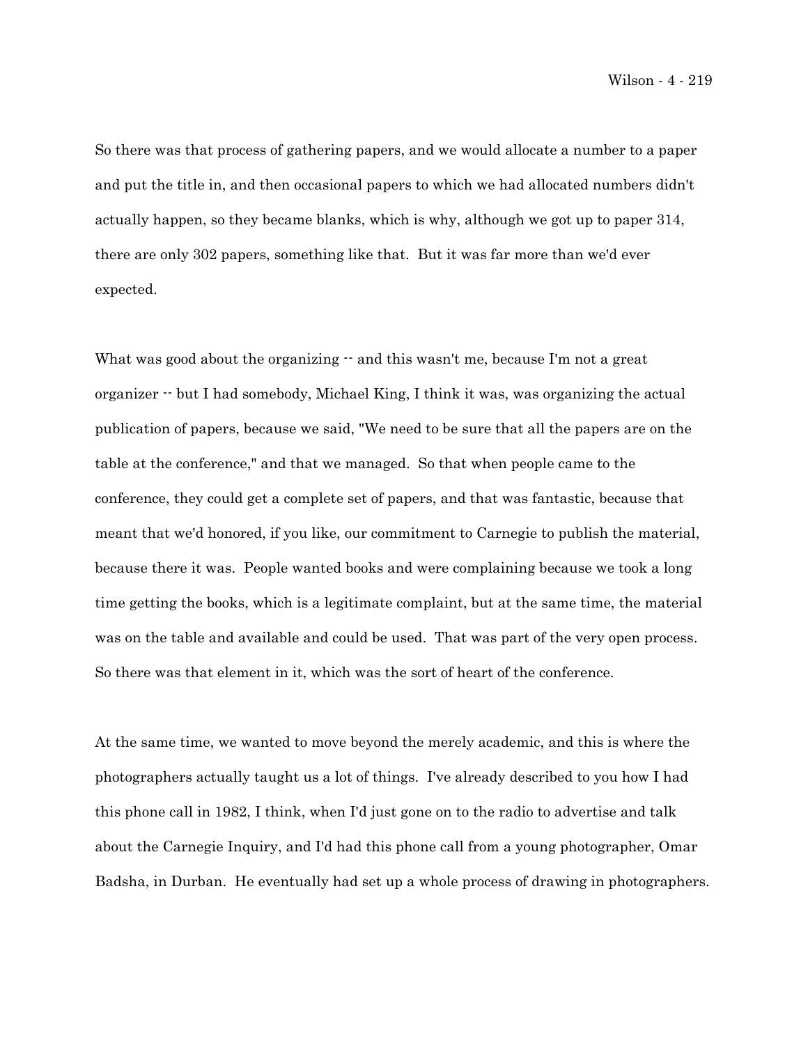So there was that process of gathering papers, and we would allocate a number to a paper and put the title in, and then occasional papers to which we had allocated numbers didn't actually happen, so they became blanks, which is why, although we got up to paper 314, there are only 302 papers, something like that. But it was far more than we'd ever expected.

What was good about the organizing -- and this wasn't me, because I'm not a great organizer -- but I had somebody, Michael King, I think it was, was organizing the actual publication of papers, because we said, "We need to be sure that all the papers are on the table at the conference," and that we managed. So that when people came to the conference, they could get a complete set of papers, and that was fantastic, because that meant that we'd honored, if you like, our commitment to Carnegie to publish the material, because there it was. People wanted books and were complaining because we took a long time getting the books, which is a legitimate complaint, but at the same time, the material was on the table and available and could be used. That was part of the very open process. So there was that element in it, which was the sort of heart of the conference.

At the same time, we wanted to move beyond the merely academic, and this is where the photographers actually taught us a lot of things. I've already described to you how I had this phone call in 1982, I think, when I'd just gone on to the radio to advertise and talk about the Carnegie Inquiry, and I'd had this phone call from a young photographer, Omar Badsha, in Durban. He eventually had set up a whole process of drawing in photographers.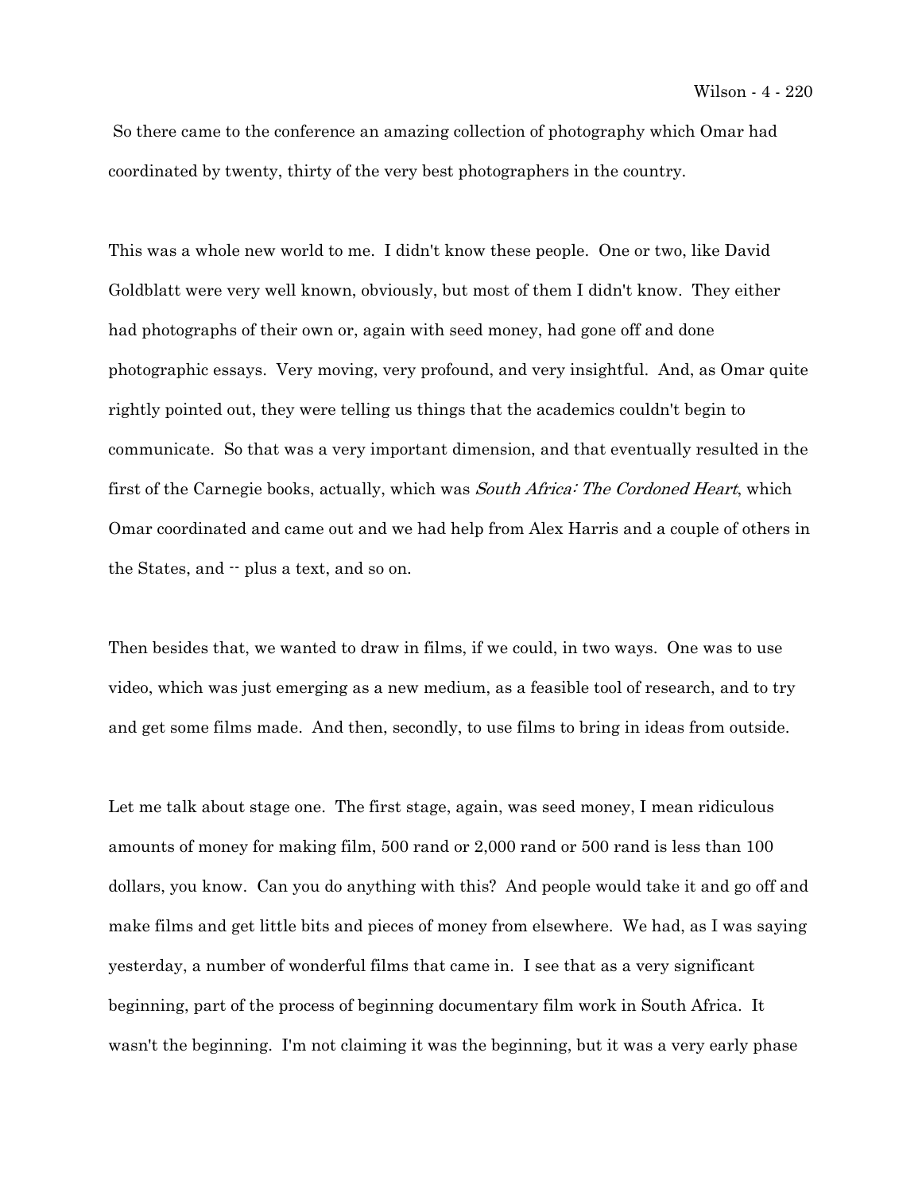So there came to the conference an amazing collection of photography which Omar had coordinated by twenty, thirty of the very best photographers in the country.

This was a whole new world to me. I didn't know these people. One or two, like David Goldblatt were very well known, obviously, but most of them I didn't know. They either had photographs of their own or, again with seed money, had gone off and done photographic essays. Very moving, very profound, and very insightful. And, as Omar quite rightly pointed out, they were telling us things that the academics couldn't begin to communicate. So that was a very important dimension, and that eventually resulted in the first of the Carnegie books, actually, which was *South Africa: The Cordoned Heart*, which Omar coordinated and came out and we had help from Alex Harris and a couple of others in the States, and -- plus a text, and so on.

Then besides that, we wanted to draw in films, if we could, in two ways. One was to use video, which was just emerging as a new medium, as a feasible tool of research, and to try and get some films made. And then, secondly, to use films to bring in ideas from outside.

Let me talk about stage one. The first stage, again, was seed money, I mean ridiculous amounts of money for making film, 500 rand or 2,000 rand or 500 rand is less than 100 dollars, you know. Can you do anything with this? And people would take it and go off and make films and get little bits and pieces of money from elsewhere. We had, as I was saying yesterday, a number of wonderful films that came in. I see that as a very significant beginning, part of the process of beginning documentary film work in South Africa. It wasn't the beginning. I'm not claiming it was the beginning, but it was a very early phase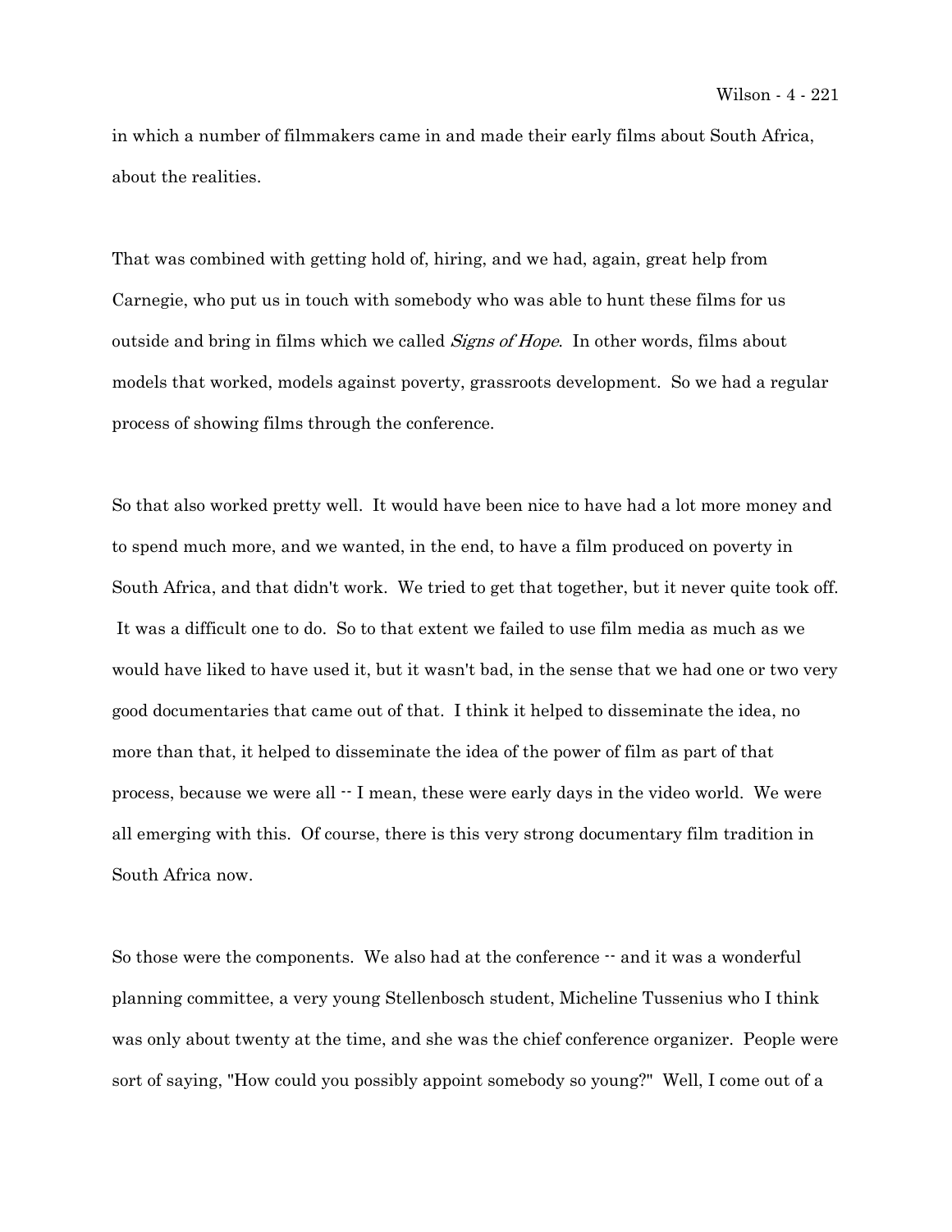in which a number of filmmakers came in and made their early films about South Africa, about the realities.

That was combined with getting hold of, hiring, and we had, again, great help from Carnegie, who put us in touch with somebody who was able to hunt these films for us outside and bring in films which we called *Signs of Hope*. In other words, films about models that worked, models against poverty, grassroots development. So we had a regular process of showing films through the conference.

So that also worked pretty well. It would have been nice to have had a lot more money and to spend much more, and we wanted, in the end, to have a film produced on poverty in South Africa, and that didn't work. We tried to get that together, but it never quite took off. It was a difficult one to do. So to that extent we failed to use film media as much as we would have liked to have used it, but it wasn't bad, in the sense that we had one or two very good documentaries that came out of that. I think it helped to disseminate the idea, no more than that, it helped to disseminate the idea of the power of film as part of that process, because we were all -- I mean, these were early days in the video world. We were all emerging with this. Of course, there is this very strong documentary film tradition in South Africa now.

So those were the components. We also had at the conference -- and it was a wonderful planning committee, a very young Stellenbosch student, Micheline Tussenius who I think was only about twenty at the time, and she was the chief conference organizer. People were sort of saying, "How could you possibly appoint somebody so young?" Well, I come out of a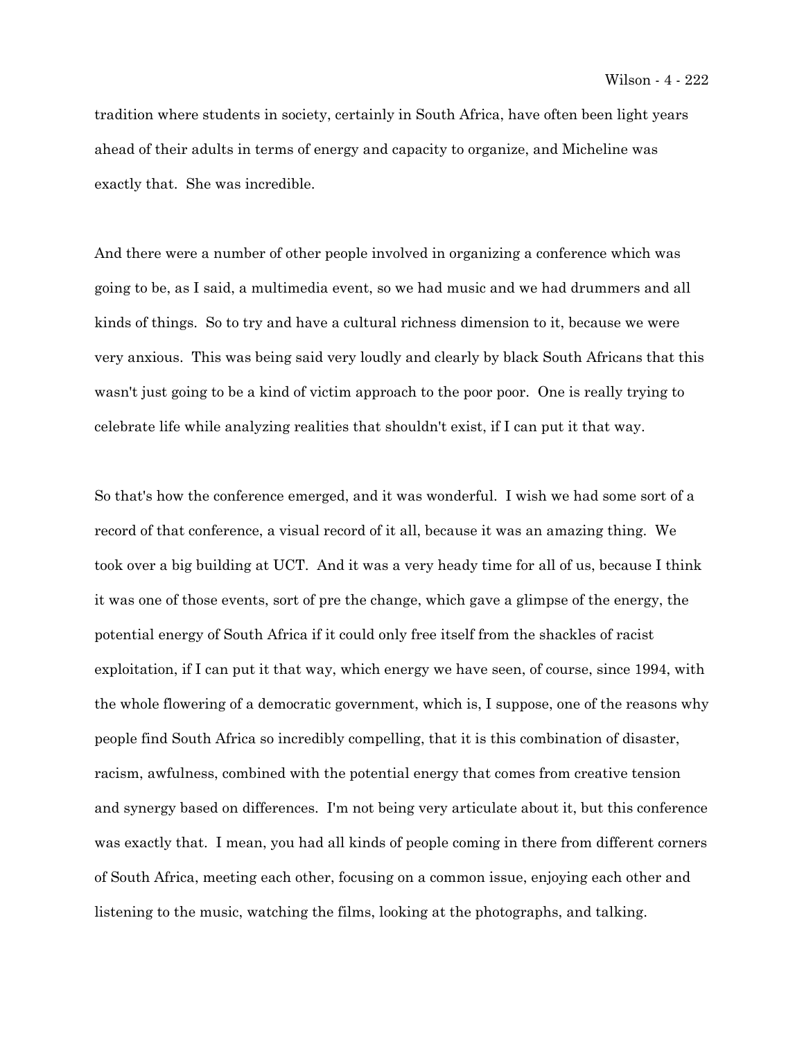tradition where students in society, certainly in South Africa, have often been light years ahead of their adults in terms of energy and capacity to organize, and Micheline was exactly that. She was incredible.

And there were a number of other people involved in organizing a conference which was going to be, as I said, a multimedia event, so we had music and we had drummers and all kinds of things. So to try and have a cultural richness dimension to it, because we were very anxious. This was being said very loudly and clearly by black South Africans that this wasn't just going to be a kind of victim approach to the poor poor. One is really trying to celebrate life while analyzing realities that shouldn't exist, if I can put it that way.

So that's how the conference emerged, and it was wonderful. I wish we had some sort of a record of that conference, a visual record of it all, because it was an amazing thing. We took over a big building at UCT. And it was a very heady time for all of us, because I think it was one of those events, sort of pre the change, which gave a glimpse of the energy, the potential energy of South Africa if it could only free itself from the shackles of racist exploitation, if I can put it that way, which energy we have seen, of course, since 1994, with the whole flowering of a democratic government, which is, I suppose, one of the reasons why people find South Africa so incredibly compelling, that it is this combination of disaster, racism, awfulness, combined with the potential energy that comes from creative tension and synergy based on differences. I'm not being very articulate about it, but this conference was exactly that. I mean, you had all kinds of people coming in there from different corners of South Africa, meeting each other, focusing on a common issue, enjoying each other and listening to the music, watching the films, looking at the photographs, and talking.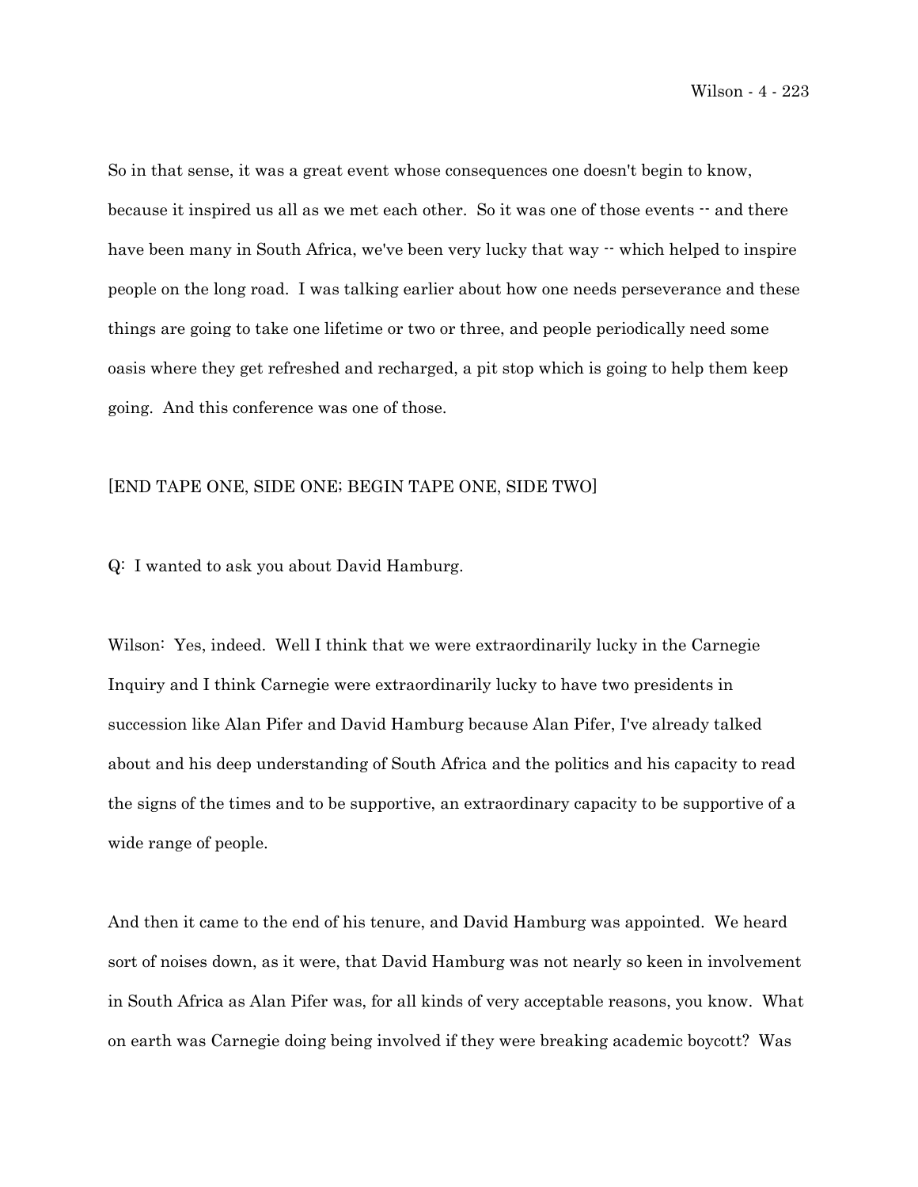So in that sense, it was a great event whose consequences one doesn't begin to know, because it inspired us all as we met each other. So it was one of those events -- and there have been many in South Africa, we've been very lucky that way -- which helped to inspire people on the long road. I was talking earlier about how one needs perseverance and these things are going to take one lifetime or two or three, and people periodically need some oasis where they get refreshed and recharged, a pit stop which is going to help them keep going. And this conference was one of those.

[END TAPE ONE, SIDE ONE; BEGIN TAPE ONE, SIDE TWO]

Q: I wanted to ask you about David Hamburg.

Wilson: Yes, indeed. Well I think that we were extraordinarily lucky in the Carnegie Inquiry and I think Carnegie were extraordinarily lucky to have two presidents in succession like Alan Pifer and David Hamburg because Alan Pifer, I've already talked about and his deep understanding of South Africa and the politics and his capacity to read the signs of the times and to be supportive, an extraordinary capacity to be supportive of a wide range of people.

And then it came to the end of his tenure, and David Hamburg was appointed. We heard sort of noises down, as it were, that David Hamburg was not nearly so keen in involvement in South Africa as Alan Pifer was, for all kinds of very acceptable reasons, you know. What on earth was Carnegie doing being involved if they were breaking academic boycott? Was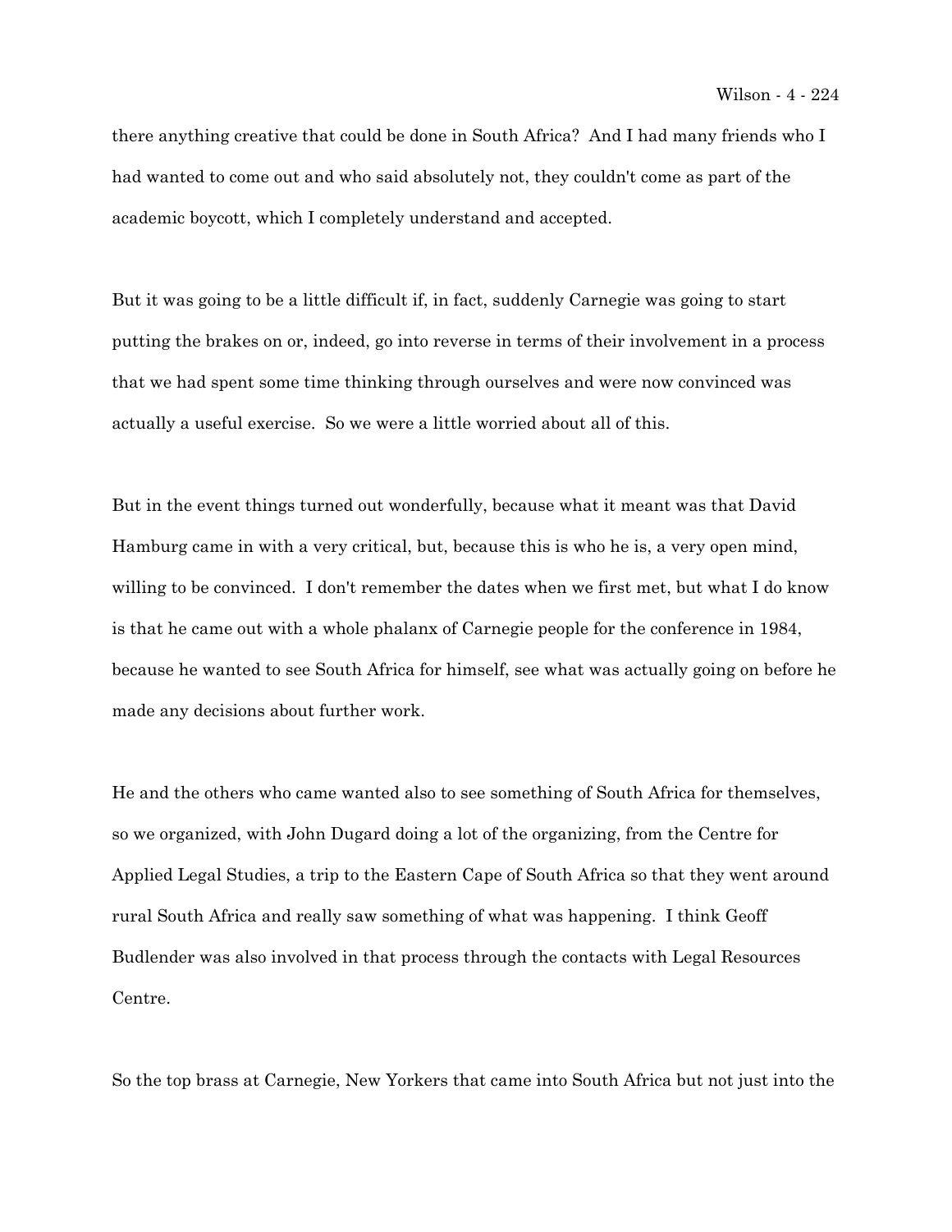there anything creative that could be done in South Africa? And I had many friends who I had wanted to come out and who said absolutely not, they couldn't come as part of the academic boycott, which I completely understand and accepted.

But it was going to be a little difficult if, in fact, suddenly Carnegie was going to start putting the brakes on or, indeed, go into reverse in terms of their involvement in a process that we had spent some time thinking through ourselves and were now convinced was actually a useful exercise. So we were a little worried about all of this.

But in the event things turned out wonderfully, because what it meant was that David Hamburg came in with a very critical, but, because this is who he is, a very open mind, willing to be convinced. I don't remember the dates when we first met, but what I do know is that he came out with a whole phalanx of Carnegie people for the conference in 1984, because he wanted to see South Africa for himself, see what was actually going on before he made any decisions about further work.

He and the others who came wanted also to see something of South Africa for themselves, so we organized, with John Dugard doing a lot of the organizing, from the Centre for Applied Legal Studies, a trip to the Eastern Cape of South Africa so that they went around rural South Africa and really saw something of what was happening. I think Geoff Budlender was also involved in that process through the contacts with Legal Resources Centre.

So the top brass at Carnegie, New Yorkers that came into South Africa but not just into the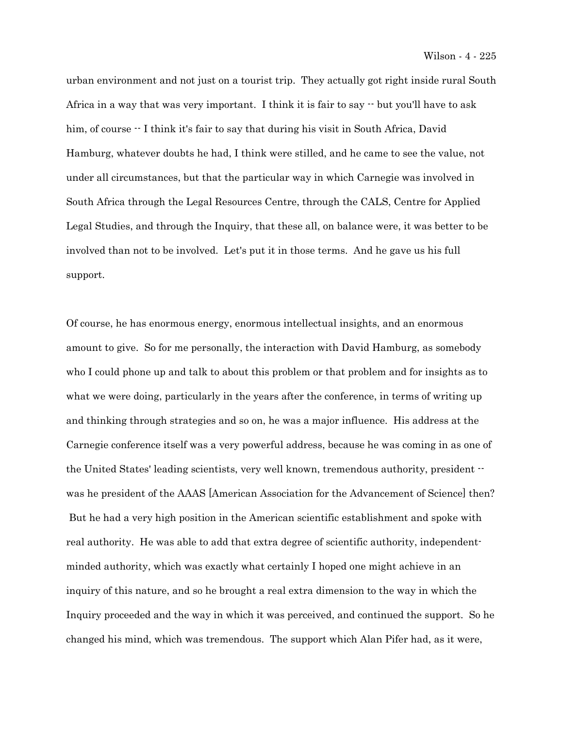urban environment and not just on a tourist trip. They actually got right inside rural South Africa in a way that was very important. I think it is fair to say -- but you'll have to ask him, of course -- I think it's fair to say that during his visit in South Africa, David Hamburg, whatever doubts he had, I think were stilled, and he came to see the value, not under all circumstances, but that the particular way in which Carnegie was involved in South Africa through the Legal Resources Centre, through the CALS, Centre for Applied Legal Studies, and through the Inquiry, that these all, on balance were, it was better to be involved than not to be involved. Let's put it in those terms. And he gave us his full support.

Of course, he has enormous energy, enormous intellectual insights, and an enormous amount to give. So for me personally, the interaction with David Hamburg, as somebody who I could phone up and talk to about this problem or that problem and for insights as to what we were doing, particularly in the years after the conference, in terms of writing up and thinking through strategies and so on, he was a major influence. His address at the Carnegie conference itself was a very powerful address, because he was coming in as one of the United States' leading scientists, very well known, tremendous authority, president -- was he president of the AAAS [American Association for the Advancement of Science] then? But he had a very high position in the American scientific establishment and spoke with real authority. He was able to add that extra degree of scientific authority, independent-minded authority, which was exactly what certainly I hoped one might achieve in an inquiry of this nature, and so he brought a real extra dimension to the way in which the Inquiry proceeded and the way in which it was perceived, and continued the support. So he changed his mind, which was tremendous. The support which Alan Pifer had, as it were,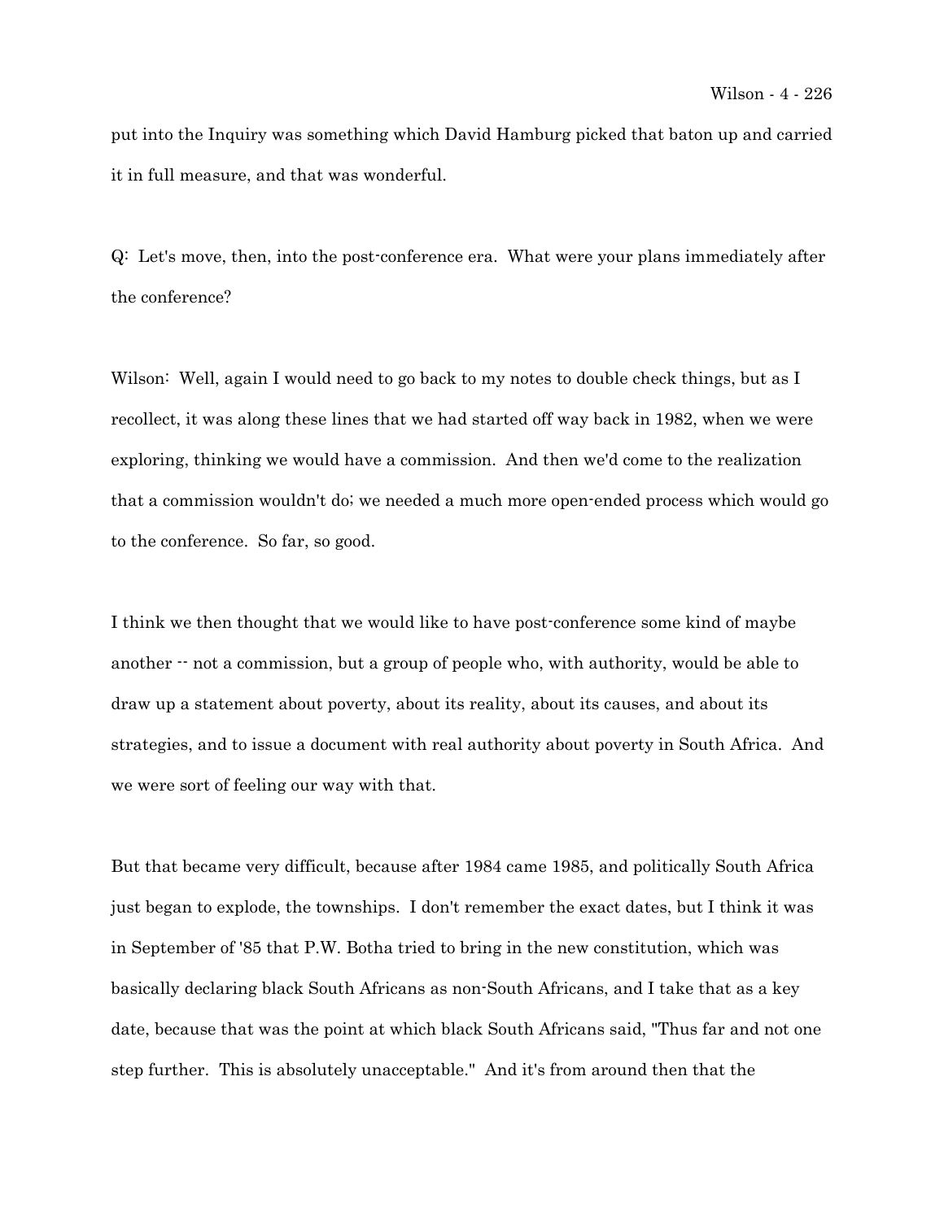put into the Inquiry was something which David Hamburg picked that baton up and carried it in full measure, and that was wonderful.

Q: Let's move, then, into the post-conference era. What were your plans immediately after the conference?

Wilson: Well, again I would need to go back to my notes to double check things, but as I recollect, it was along these lines that we had started off way back in 1982, when we were exploring, thinking we would have a commission. And then we'd come to the realization that a commission wouldn't do; we needed a much more open-ended process which would go to the conference. So far, so good.

I think we then thought that we would like to have post-conference some kind of maybe another -- not a commission, but a group of people who, with authority, would be able to draw up a statement about poverty, about its reality, about its causes, and about its strategies, and to issue a document with real authority about poverty in South Africa. And we were sort of feeling our way with that.

But that became very difficult, because after 1984 came 1985, and politically South Africa just began to explode, the townships. I don't remember the exact dates, but I think it was in September of '85 that P.W. Botha tried to bring in the new constitution, which was basically declaring black South Africans as non-South Africans, and I take that as a key date, because that was the point at which black South Africans said, "Thus far and not one step further. This is absolutely unacceptable." And it's from around then that the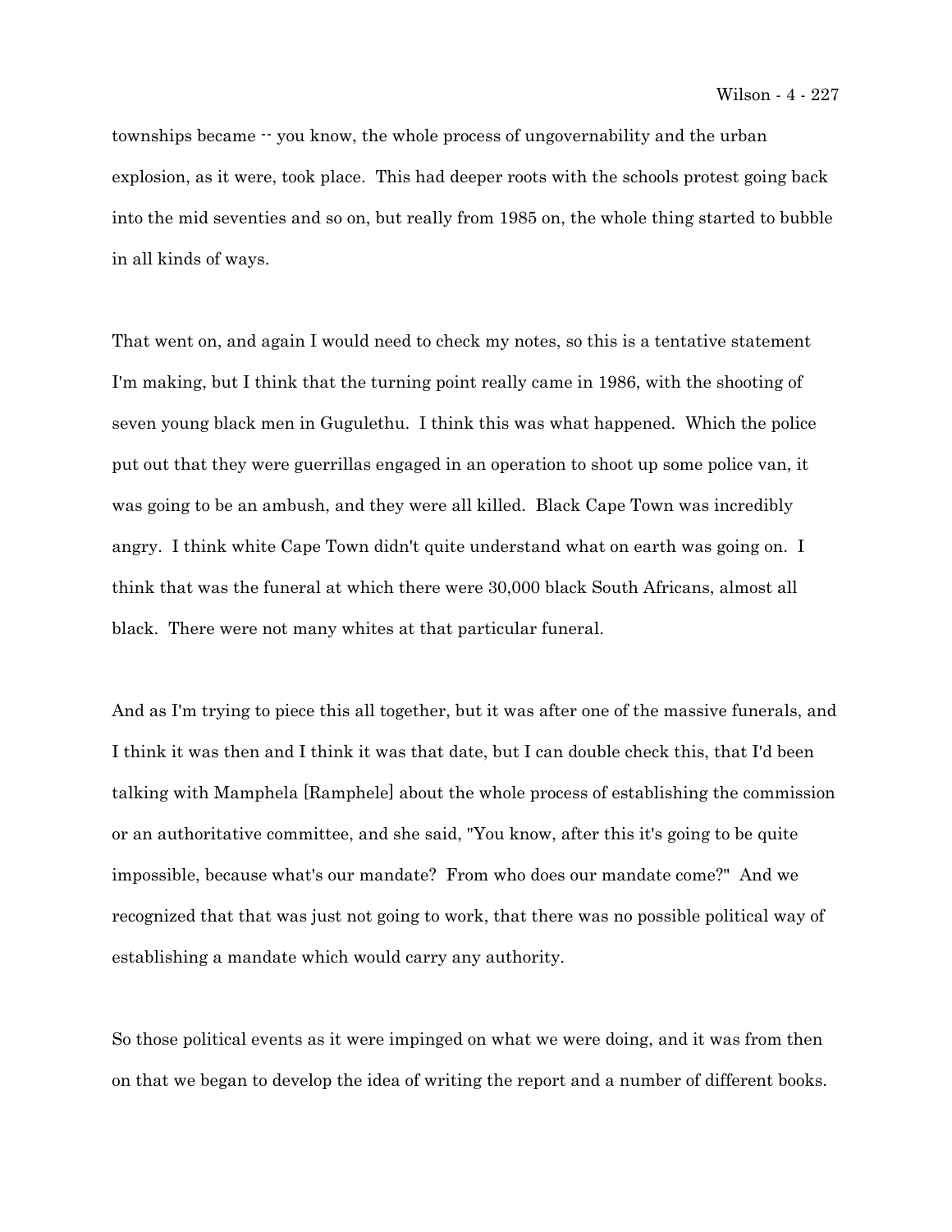townships became -- you know, the whole process of ungovernability and the urban explosion, as it were, took place. This had deeper roots with the schools protest going back into the mid seventies and so on, but really from 1985 on, the whole thing started to bubble in all kinds of ways.

That went on, and again I would need to check my notes, so this is a tentative statement I'm making, but I think that the turning point really came in 1986, with the shooting of seven young black men in Gugulethu. I think this was what happened. Which the police put out that they were guerrillas engaged in an operation to shoot up some police van, it was going to be an ambush, and they were all killed. Black Cape Town was incredibly angry. I think white Cape Town didn't quite understand what on earth was going on. I think that was the funeral at which there were 30,000 black South Africans, almost all black. There were not many whites at that particular funeral.

And as I'm trying to piece this all together, but it was after one of the massive funerals, and I think it was then and I think it was that date, but I can double check this, that I'd been talking with Mamphela [Ramphele] about the whole process of establishing the commission or an authoritative committee, and she said, "You know, after this it's going to be quite impossible, because what's our mandate? From who does our mandate come?" And we recognized that that was just not going to work, that there was no possible political way of establishing a mandate which would carry any authority.

So those political events as it were impinged on what we were doing, and it was from then on that we began to develop the idea of writing the report and a number of different books.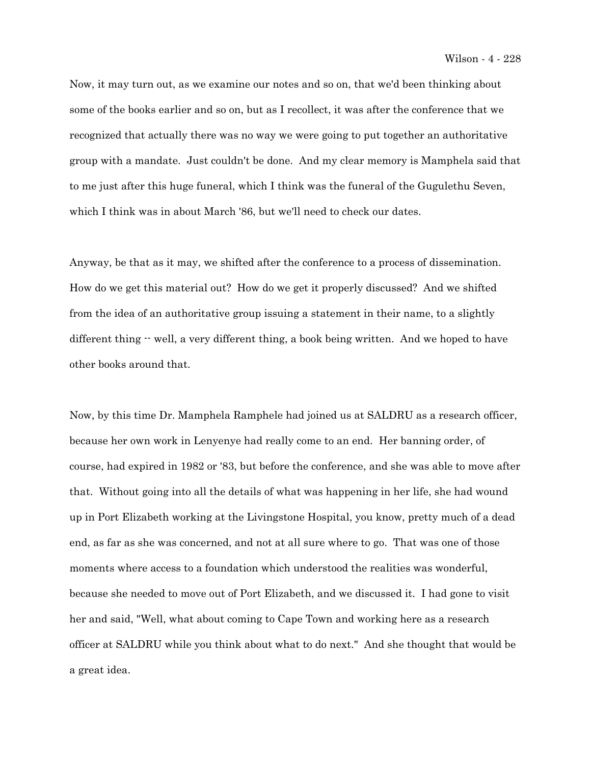Now, it may turn out, as we examine our notes and so on, that we'd been thinking about some of the books earlier and so on, but as I recollect, it was after the conference that we recognized that actually there was no way we were going to put together an authoritative group with a mandate. Just couldn't be done. And my clear memory is Mamphela said that to me just after this huge funeral, which I think was the funeral of the Gugulethu Seven, which I think was in about March '86, but we'll need to check our dates.

Anyway, be that as it may, we shifted after the conference to a process of dissemination. How do we get this material out? How do we get it properly discussed? And we shifted from the idea of an authoritative group issuing a statement in their name, to a slightly different thing -- well, a very different thing, a book being written. And we hoped to have other books around that.

Now, by this time Dr. Mamphela Ramphele had joined us at SALDRU as a research officer, because her own work in Lenyenye had really come to an end. Her banning order, of course, had expired in 1982 or '83, but before the conference, and she was able to move after that. Without going into all the details of what was happening in her life, she had wound up in Port Elizabeth working at the Livingstone Hospital, you know, pretty much of a dead end, as far as she was concerned, and not at all sure where to go. That was one of those moments where access to a foundation which understood the realities was wonderful, because she needed to move out of Port Elizabeth, and we discussed it. I had gone to visit her and said, "Well, what about coming to Cape Town and working here as a research officer at SALDRU while you think about what to do next." And she thought that would be a great idea.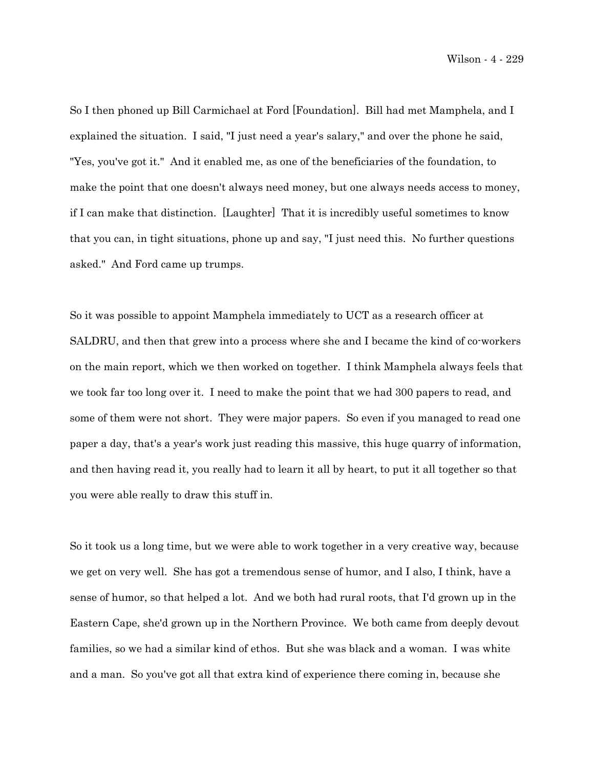So I then phoned up Bill Carmichael at Ford [Foundation]. Bill had met Mamphela, and I explained the situation. I said, "I just need a year's salary," and over the phone he said, "Yes, you've got it." And it enabled me, as one of the beneficiaries of the foundation, to make the point that one doesn't always need money, but one always needs access to money, if I can make that distinction. [Laughter] That it is incredibly useful sometimes to know that you can, in tight situations, phone up and say, "I just need this. No further questions asked." And Ford came up trumps.

So it was possible to appoint Mamphela immediately to UCT as a research officer at SALDRU, and then that grew into a process where she and I became the kind of co-workers on the main report, which we then worked on together. I think Mamphela always feels that we took far too long over it. I need to make the point that we had 300 papers to read, and some of them were not short. They were major papers. So even if you managed to read one paper a day, that's a year's work just reading this massive, this huge quarry of information, and then having read it, you really had to learn it all by heart, to put it all together so that you were able really to draw this stuff in.

So it took us a long time, but we were able to work together in a very creative way, because we get on very well. She has got a tremendous sense of humor, and I also, I think, have a sense of humor, so that helped a lot. And we both had rural roots, that I'd grown up in the Eastern Cape, she'd grown up in the Northern Province. We both came from deeply devout families, so we had a similar kind of ethos. But she was black and a woman. I was white and a man. So you've got all that extra kind of experience there coming in, because she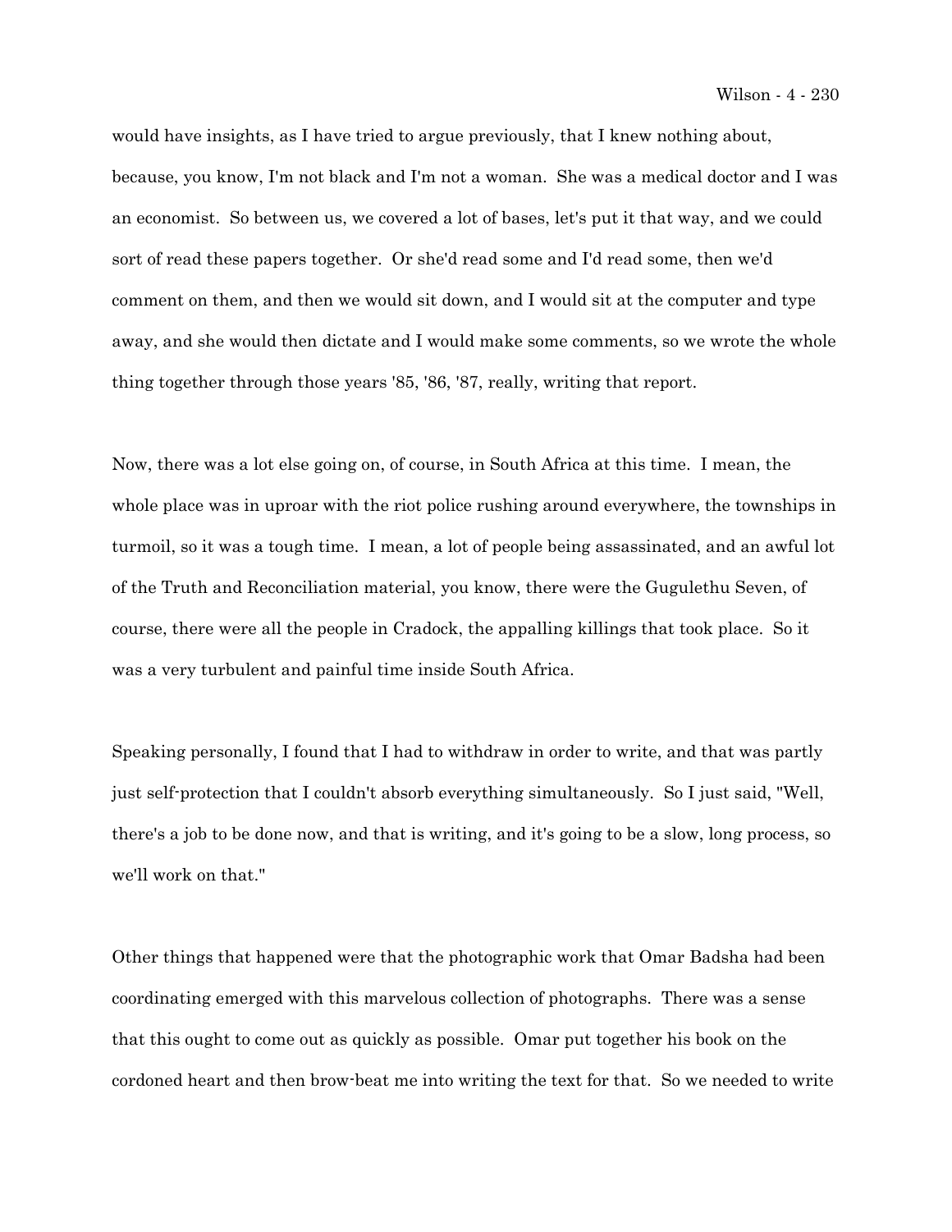would have insights, as I have tried to argue previously, that I knew nothing about, because, you know, I'm not black and I'm not a woman. She was a medical doctor and I was an economist. So between us, we covered a lot of bases, let's put it that way, and we could sort of read these papers together. Or she'd read some and I'd read some, then we'd comment on them, and then we would sit down, and I would sit at the computer and type away, and she would then dictate and I would make some comments, so we wrote the whole thing together through those years '85, '86, '87, really, writing that report.

Now, there was a lot else going on, of course, in South Africa at this time. I mean, the whole place was in uproar with the riot police rushing around everywhere, the townships in turmoil, so it was a tough time. I mean, a lot of people being assassinated, and an awful lot of the Truth and Reconciliation material, you know, there were the Gugulethu Seven, of course, there were all the people in Cradock, the appalling killings that took place. So it was a very turbulent and painful time inside South Africa.

Speaking personally, I found that I had to withdraw in order to write, and that was partly just self-protection that I couldn't absorb everything simultaneously. So I just said, "Well, there's a job to be done now, and that is writing, and it's going to be a slow, long process, so we'll work on that."

Other things that happened were that the photographic work that Omar Badsha had been coordinating emerged with this marvelous collection of photographs. There was a sense that this ought to come out as quickly as possible. Omar put together his book on the cordoned heart and then brow-beat me into writing the text for that. So we needed to write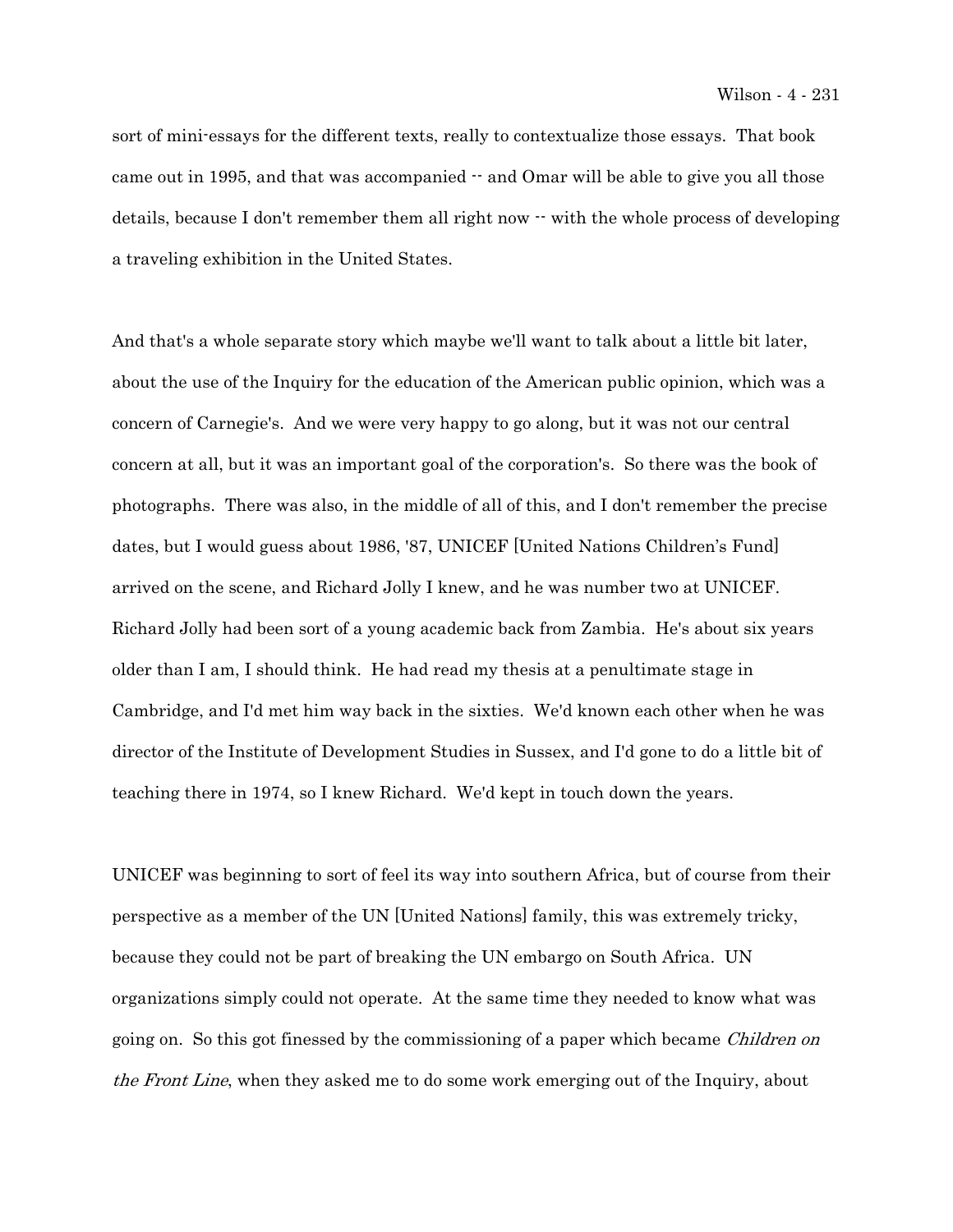sort of mini-essays for the different texts, really to contextualize those essays. That book came out in 1995, and that was accompanied -- and Omar will be able to give you all those details, because I don't remember them all right now -- with the whole process of developing a traveling exhibition in the United States.

And that's a whole separate story which maybe we'll want to talk about a little bit later, about the use of the Inquiry for the education of the American public opinion, which was a concern of Carnegie's. And we were very happy to go along, but it was not our central concern at all, but it was an important goal of the corporation's. So there was the book of photographs. There was also, in the middle of all of this, and I don't remember the precise dates, but I would guess about 1986, '87, UNICEF [United Nations Children's Fund] arrived on the scene, and Richard Jolly I knew, and he was number two at UNICEF. Richard Jolly had been sort of a young academic back from Zambia. He's about six years older than I am, I should think. He had read my thesis at a penultimate stage in Cambridge, and I'd met him way back in the sixties. We'd known each other when he was director of the Institute of Development Studies in Sussex, and I'd gone to do a little bit of teaching there in 1974, so I knew Richard. We'd kept in touch down the years.

UNICEF was beginning to sort of feel its way into southern Africa, but of course from their perspective as a member of the UN [United Nations] family, this was extremely tricky, because they could not be part of breaking the UN embargo on South Africa. UN organizations simply could not operate. At the same time they needed to know what was going on. So this got finessed by the commissioning of a paper which became *Children on the Front Line*, when they asked me to do some work emerging out of the Inquiry, about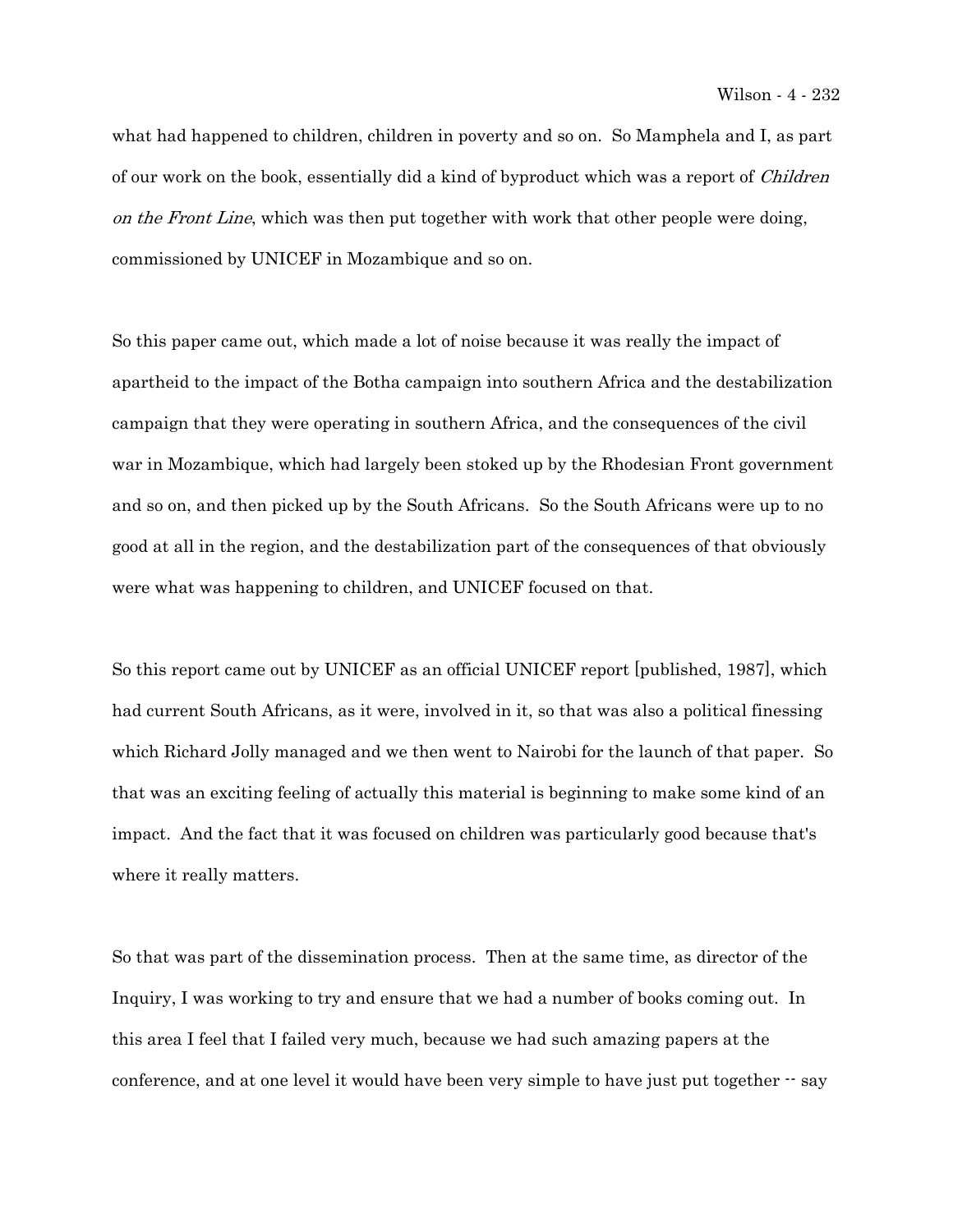what had happened to children, children in poverty and so on. So Mamphela and I, as part of our work on the book, essentially did a kind of byproduct which was a report of *Children on the Front Line*, which was then put together with work that other people were doing, commissioned by UNICEF in Mozambique and so on.

So this paper came out, which made a lot of noise because it was really the impact of apartheid to the impact of the Botha campaign into southern Africa and the destabilization campaign that they were operating in southern Africa, and the consequences of the civil war in Mozambique, which had largely been stoked up by the Rhodesian Front government and so on, and then picked up by the South Africans. So the South Africans were up to no good at all in the region, and the destabilization part of the consequences of that obviously were what was happening to children, and UNICEF focused on that.

So this report came out by UNICEF as an official UNICEF report [published, 1987], which had current South Africans, as it were, involved in it, so that was also a political finessing which Richard Jolly managed and we then went to Nairobi for the launch of that paper. So that was an exciting feeling of actually this material is beginning to make some kind of an impact. And the fact that it was focused on children was particularly good because that's where it really matters.

So that was part of the dissemination process. Then at the same time, as director of the Inquiry, I was working to try and ensure that we had a number of books coming out. In this area I feel that I failed very much, because we had such amazing papers at the conference, and at one level it would have been very simple to have just put together -- say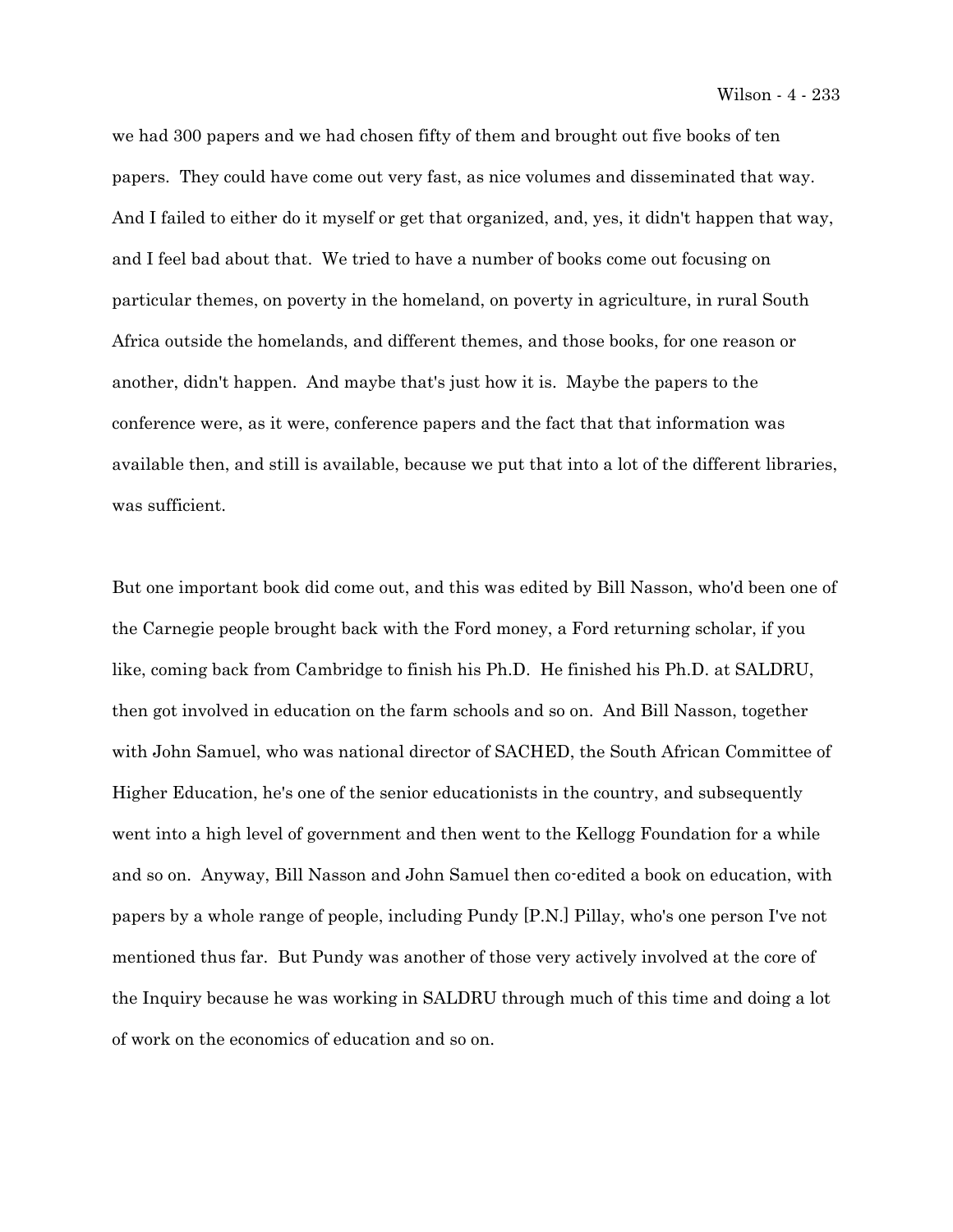we had 300 papers and we had chosen fifty of them and brought out five books of ten papers. They could have come out very fast, as nice volumes and disseminated that way. And I failed to either do it myself or get that organized, and, yes, it didn't happen that way, and I feel bad about that. We tried to have a number of books come out focusing on particular themes, on poverty in the homeland, on poverty in agriculture, in rural South Africa outside the homelands, and different themes, and those books, for one reason or another, didn't happen. And maybe that's just how it is. Maybe the papers to the conference were, as it were, conference papers and the fact that that information was available then, and still is available, because we put that into a lot of the different libraries, was sufficient.

But one important book did come out, and this was edited by Bill Nasson, who'd been one of the Carnegie people brought back with the Ford money, a Ford returning scholar, if you like, coming back from Cambridge to finish his Ph.D. He finished his Ph.D. at SALDRU, then got involved in education on the farm schools and so on. And Bill Nasson, together with John Samuel, who was national director of SACHED, the South African Committee of Higher Education, he's one of the senior educationists in the country, and subsequently went into a high level of government and then went to the Kellogg Foundation for a while and so on. Anyway, Bill Nasson and John Samuel then co-edited a book on education, with papers by a whole range of people, including Pundy [P.N.] Pillay, who's one person I've not mentioned thus far. But Pundy was another of those very actively involved at the core of the Inquiry because he was working in SALDRU through much of this time and doing a lot of work on the economics of education and so on.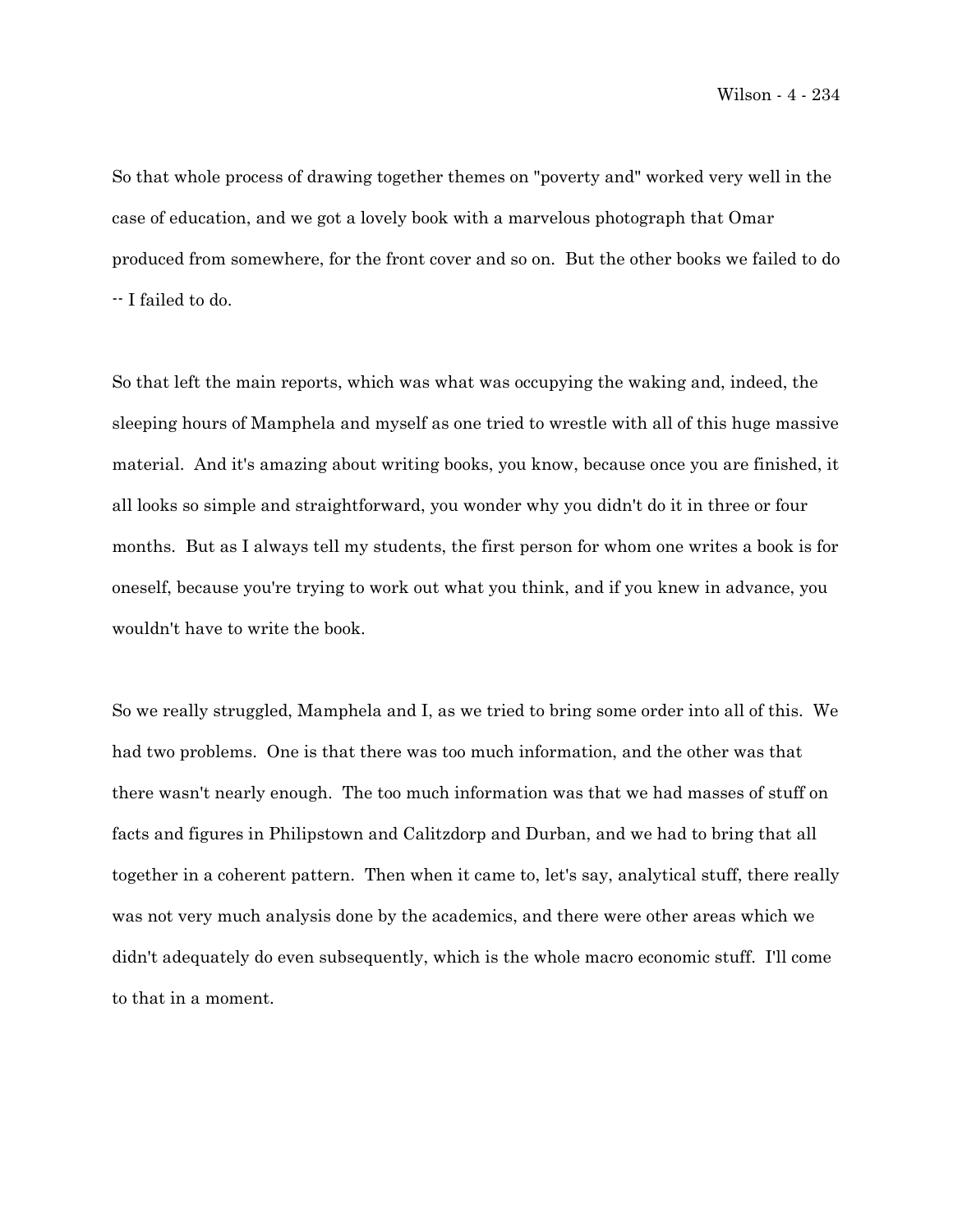So that whole process of drawing together themes on "poverty and" worked very well in the case of education, and we got a lovely book with a marvelous photograph that Omar produced from somewhere, for the front cover and so on. But the other books we failed to do -- I failed to do.

So that left the main reports, which was what was occupying the waking and, indeed, the sleeping hours of Mamphela and myself as one tried to wrestle with all of this huge massive material. And it's amazing about writing books, you know, because once you are finished, it all looks so simple and straightforward, you wonder why you didn't do it in three or four months. But as I always tell my students, the first person for whom one writes a book is for oneself, because you're trying to work out what you think, and if you knew in advance, you wouldn't have to write the book.

So we really struggled, Mamphela and I, as we tried to bring some order into all of this. We had two problems. One is that there was too much information, and the other was that there wasn't nearly enough. The too much information was that we had masses of stuff on facts and figures in Philipstown and Calitzdorp and Durban, and we had to bring that all together in a coherent pattern. Then when it came to, let's say, analytical stuff, there really was not very much analysis done by the academics, and there were other areas which we didn't adequately do even subsequently, which is the whole macro economic stuff. I'll come to that in a moment.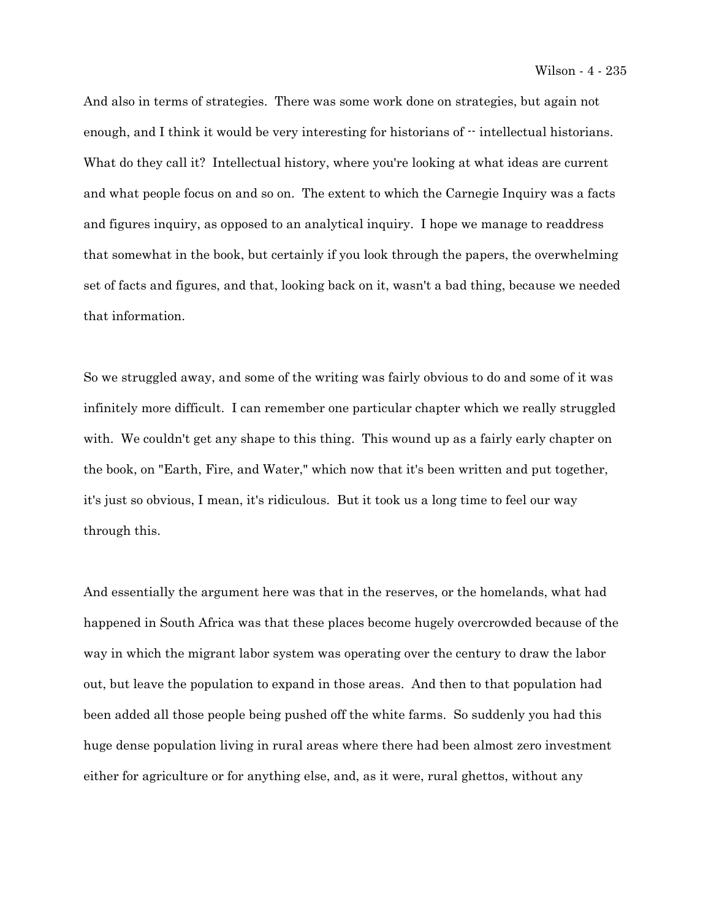And also in terms of strategies. There was some work done on strategies, but again not enough, and I think it would be very interesting for historians of -- intellectual historians. What do they call it? Intellectual history, where you're looking at what ideas are current and what people focus on and so on. The extent to which the Carnegie Inquiry was a facts and figures inquiry, as opposed to an analytical inquiry. I hope we manage to readdress that somewhat in the book, but certainly if you look through the papers, the overwhelming set of facts and figures, and that, looking back on it, wasn't a bad thing, because we needed that information.

So we struggled away, and some of the writing was fairly obvious to do and some of it was infinitely more difficult. I can remember one particular chapter which we really struggled with. We couldn't get any shape to this thing. This wound up as a fairly early chapter on the book, on "Earth, Fire, and Water," which now that it's been written and put together, it's just so obvious, I mean, it's ridiculous. But it took us a long time to feel our way through this.

And essentially the argument here was that in the reserves, or the homelands, what had happened in South Africa was that these places become hugely overcrowded because of the way in which the migrant labor system was operating over the century to draw the labor out, but leave the population to expand in those areas. And then to that population had been added all those people being pushed off the white farms. So suddenly you had this huge dense population living in rural areas where there had been almost zero investment either for agriculture or for anything else, and, as it were, rural ghettos, without any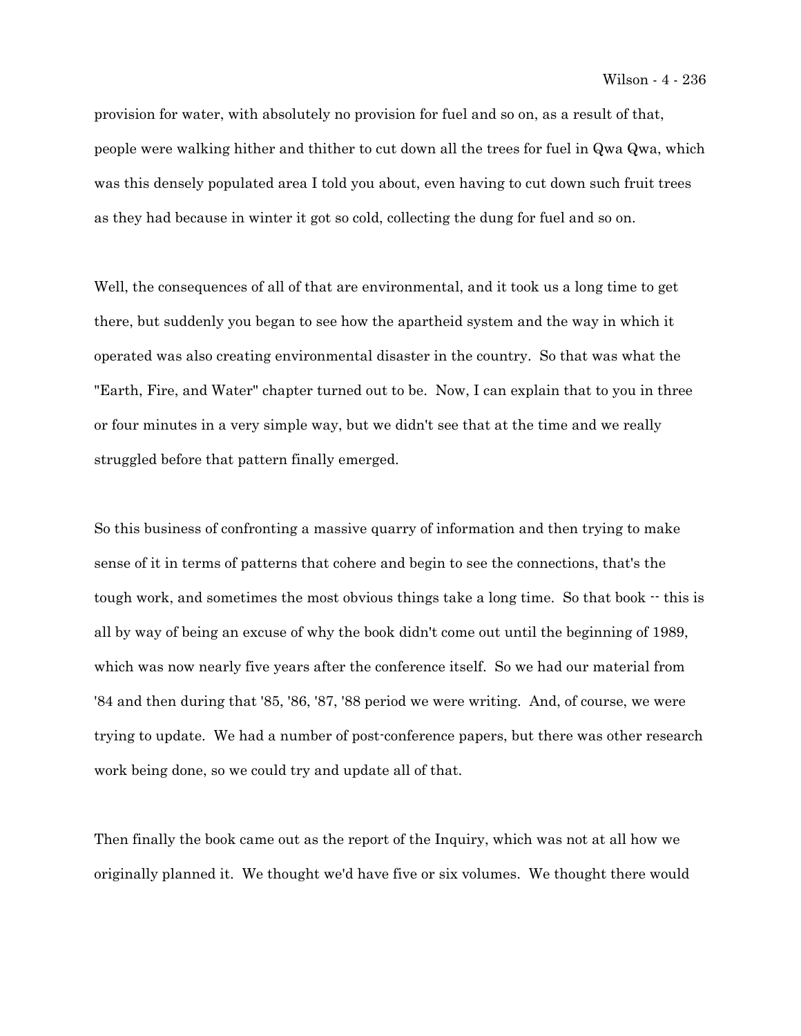provision for water, with absolutely no provision for fuel and so on, as a result of that, people were walking hither and thither to cut down all the trees for fuel in Qwa Qwa, which was this densely populated area I told you about, even having to cut down such fruit trees as they had because in winter it got so cold, collecting the dung for fuel and so on.

Well, the consequences of all of that are environmental, and it took us a long time to get there, but suddenly you began to see how the apartheid system and the way in which it operated was also creating environmental disaster in the country. So that was what the "Earth, Fire, and Water" chapter turned out to be. Now, I can explain that to you in three or four minutes in a very simple way, but we didn't see that at the time and we really struggled before that pattern finally emerged.

So this business of confronting a massive quarry of information and then trying to make sense of it in terms of patterns that cohere and begin to see the connections, that's the tough work, and sometimes the most obvious things take a long time. So that book -- this is all by way of being an excuse of why the book didn't come out until the beginning of 1989, which was now nearly five years after the conference itself. So we had our material from '84 and then during that '85, '86, '87, '88 period we were writing. And, of course, we were trying to update. We had a number of post-conference papers, but there was other research work being done, so we could try and update all of that.

Then finally the book came out as the report of the Inquiry, which was not at all how we originally planned it. We thought we'd have five or six volumes. We thought there would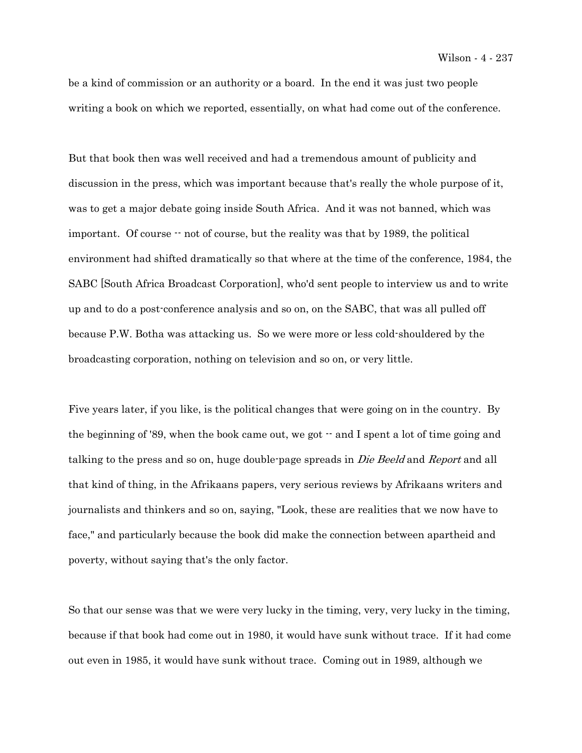be a kind of commission or an authority or a board. In the end it was just two people writing a book on which we reported, essentially, on what had come out of the conference.

But that book then was well received and had a tremendous amount of publicity and discussion in the press, which was important because that's really the whole purpose of it, was to get a major debate going inside South Africa. And it was not banned, which was important. Of course -- not of course, but the reality was that by 1989, the political environment had shifted dramatically so that where at the time of the conference, 1984, the SABC [South Africa Broadcast Corporation], who'd sent people to interview us and to write up and to do a post-conference analysis and so on, on the SABC, that was all pulled off because P.W. Botha was attacking us. So we were more or less cold-shouldered by the broadcasting corporation, nothing on television and so on, or very little.

Five years later, if you like, is the political changes that were going on in the country. By the beginning of '89, when the book came out, we got -- and I spent a lot of time going and talking to the press and so on, huge double-page spreads in *Die Beeld* and *Report* and all that kind of thing, in the Afrikaans papers, very serious reviews by Afrikaans writers and journalists and thinkers and so on, saying, "Look, these are realities that we now have to face," and particularly because the book did make the connection between apartheid and poverty, without saying that's the only factor.

So that our sense was that we were very lucky in the timing, very, very lucky in the timing, because if that book had come out in 1980, it would have sunk without trace. If it had come out even in 1985, it would have sunk without trace. Coming out in 1989, although we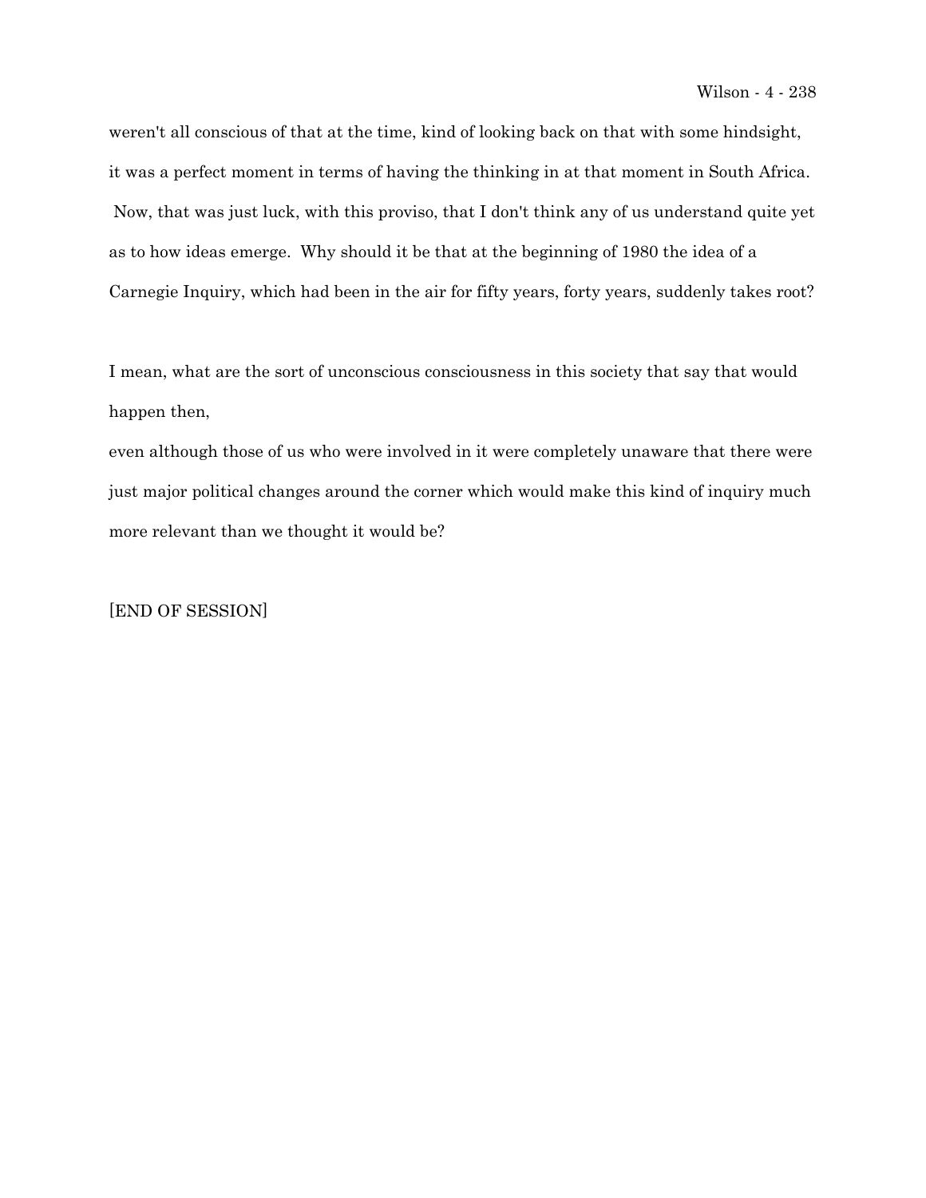weren't all conscious of that at the time, kind of looking back on that with some hindsight, it was a perfect moment in terms of having the thinking in at that moment in South Africa. Now, that was just luck, with this proviso, that I don't think any of us understand quite yet as to how ideas emerge. Why should it be that at the beginning of 1980 the idea of a Carnegie Inquiry, which had been in the air for fifty years, forty years, suddenly takes root?

I mean, what are the sort of unconscious consciousness in this society that say that would happen then,

even although those of us who were involved in it were completely unaware that there were just major political changes around the corner which would make this kind of inquiry much more relevant than we thought it would be?

[END OF SESSION]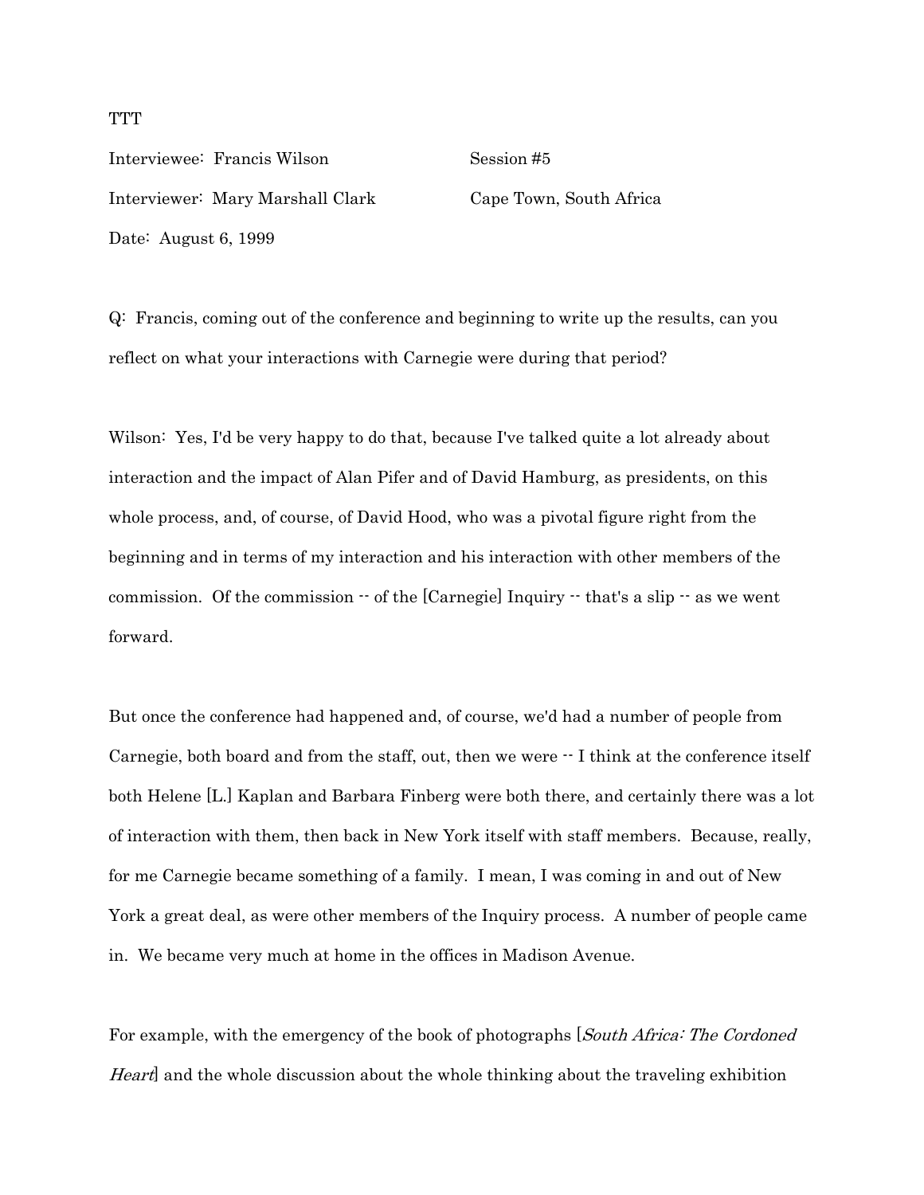TTT

Interviewee: Francis Wilson Session #5

Interviewer: Mary Marshall Clark Cape Town, South Africa

Date: August 6, 1999

Q: Francis, coming out of the conference and beginning to write up the results, can you reflect on what your interactions with Carnegie were during that period?

Wilson: Yes, I'd be very happy to do that, because I've talked quite a lot already about interaction and the impact of Alan Pifer and of David Hamburg, as presidents, on this whole process, and, of course, of David Hood, who was a pivotal figure right from the beginning and in terms of my interaction and his interaction with other members of the commission. Of the commission -- of the [Carnegie] Inquiry -- that's a slip -- as we went forward.

But once the conference had happened and, of course, we'd had a number of people from Carnegie, both board and from the staff, out, then we were -- I think at the conference itself both Helene [L.] Kaplan and Barbara Finberg were both there, and certainly there was a lot of interaction with them, then back in New York itself with staff members. Because, really, for me Carnegie became something of a family. I mean, I was coming in and out of New York a great deal, as were other members of the Inquiry process. A number of people came in. We became very much at home in the offices in Madison Avenue.

For example, with the emergency of the book of photographs [*South Africa: The Cordoned Heart*] and the whole discussion about the whole thinking about the traveling exhibition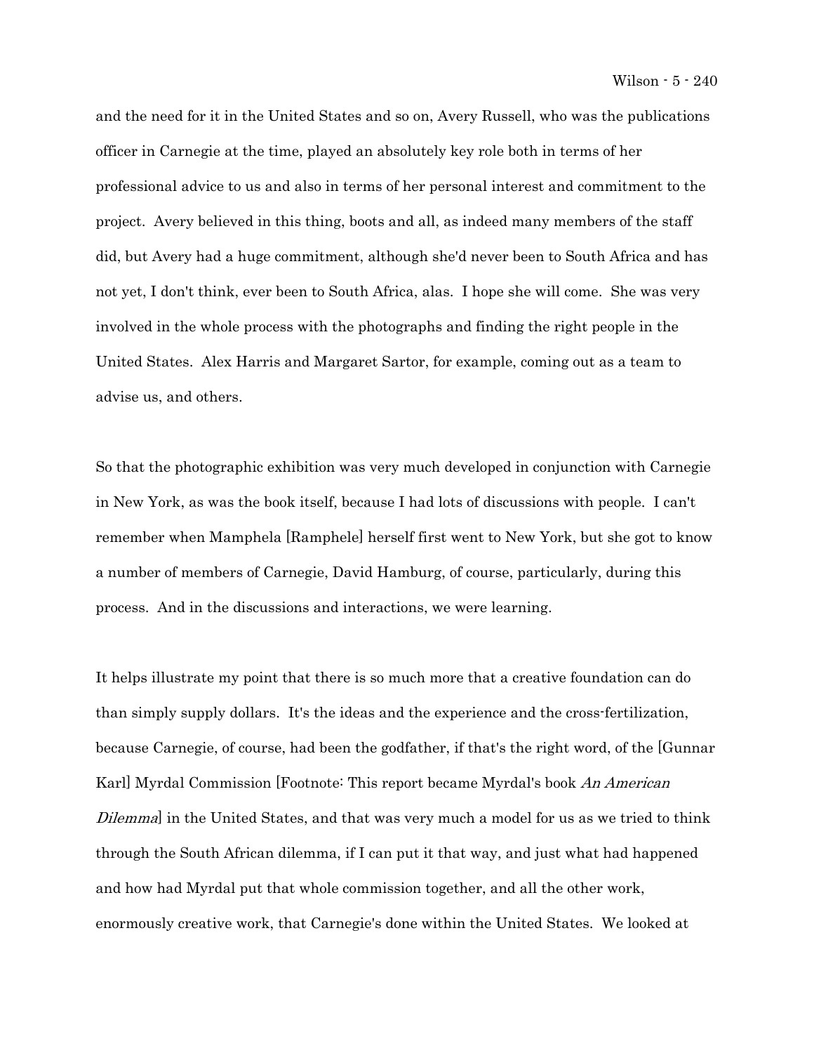and the need for it in the United States and so on, Avery Russell, who was the publications officer in Carnegie at the time, played an absolutely key role both in terms of her professional advice to us and also in terms of her personal interest and commitment to the project. Avery believed in this thing, boots and all, as indeed many members of the staff did, but Avery had a huge commitment, although she'd never been to South Africa and has not yet, I don't think, ever been to South Africa, alas. I hope she will come. She was very involved in the whole process with the photographs and finding the right people in the United States. Alex Harris and Margaret Sartor, for example, coming out as a team to advise us, and others.

So that the photographic exhibition was very much developed in conjunction with Carnegie in New York, as was the book itself, because I had lots of discussions with people. I can't remember when Mamphela [Ramphele] herself first went to New York, but she got to know a number of members of Carnegie, David Hamburg, of course, particularly, during this process. And in the discussions and interactions, we were learning.

It helps illustrate my point that there is so much more that a creative foundation can do than simply supply dollars. It's the ideas and the experience and the cross-fertilization, because Carnegie, of course, had been the godfather, if that's the right word, of the [Gunnar Karl] Myrdal Commission [Footnote: This report became Myrdal's book *An American Dilemma*] in the United States, and that was very much a model for us as we tried to think through the South African dilemma, if I can put it that way, and just what had happened and how had Myrdal put that whole commission together, and all the other work, enormously creative work, that Carnegie's done within the United States. We looked at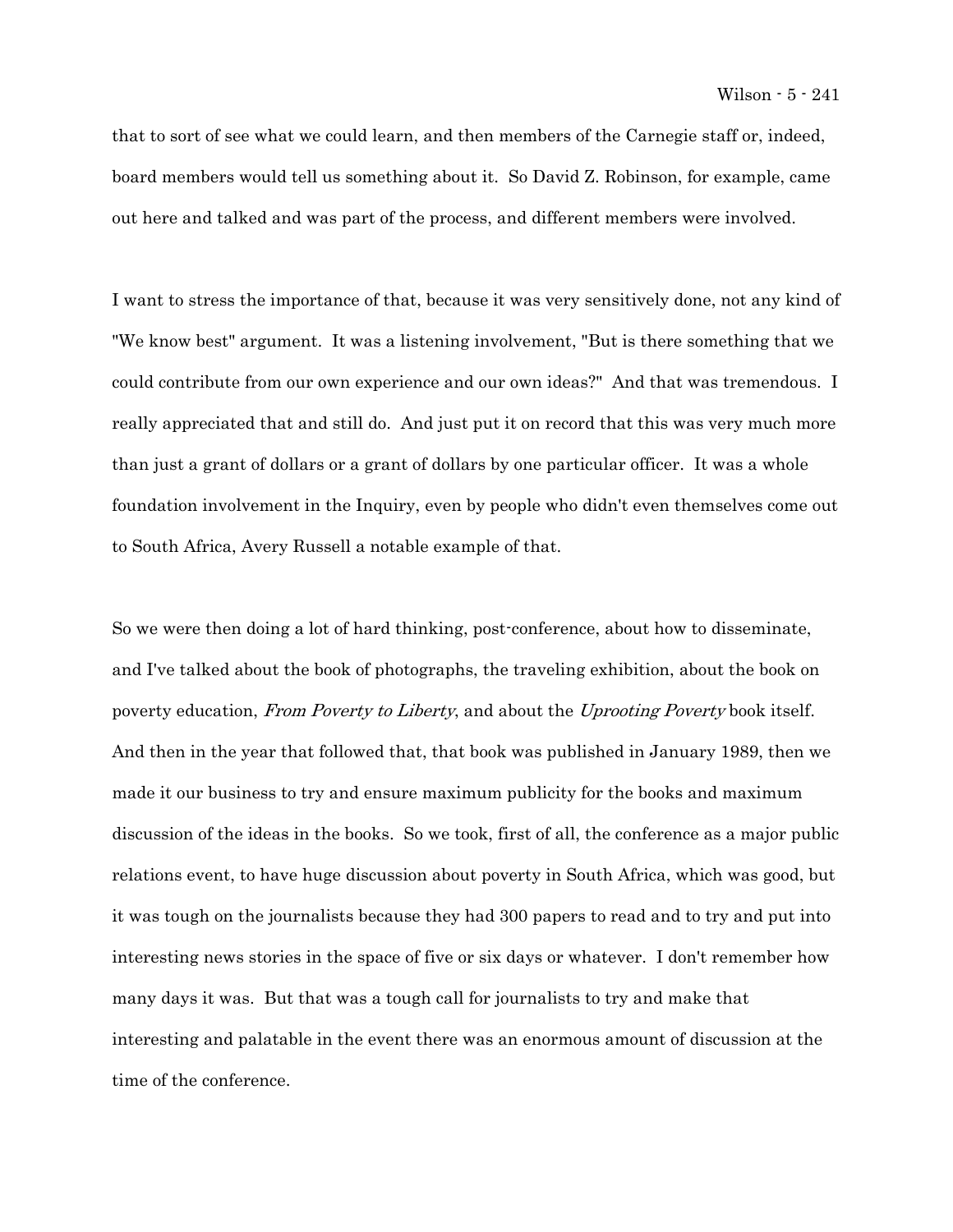that to sort of see what we could learn, and then members of the Carnegie staff or, indeed, board members would tell us something about it. So David Z. Robinson, for example, came out here and talked and was part of the process, and different members were involved.

I want to stress the importance of that, because it was very sensitively done, not any kind of "We know best" argument. It was a listening involvement, "But is there something that we could contribute from our own experience and our own ideas?" And that was tremendous. I really appreciated that and still do. And just put it on record that this was very much more than just a grant of dollars or a grant of dollars by one particular officer. It was a whole foundation involvement in the Inquiry, even by people who didn't even themselves come out to South Africa, Avery Russell a notable example of that.

So we were then doing a lot of hard thinking, post-conference, about how to disseminate, and I've talked about the book of photographs, the traveling exhibition, about the book on poverty education, *From Poverty to Liberty*, and about the *Uprooting Poverty* book itself. And then in the year that followed that, that book was published in January 1989, then we made it our business to try and ensure maximum publicity for the books and maximum discussion of the ideas in the books. So we took, first of all, the conference as a major public relations event, to have huge discussion about poverty in South Africa, which was good, but it was tough on the journalists because they had 300 papers to read and to try and put into interesting news stories in the space of five or six days or whatever. I don't remember how many days it was. But that was a tough call for journalists to try and make that interesting and palatable in the event there was an enormous amount of discussion at the time of the conference.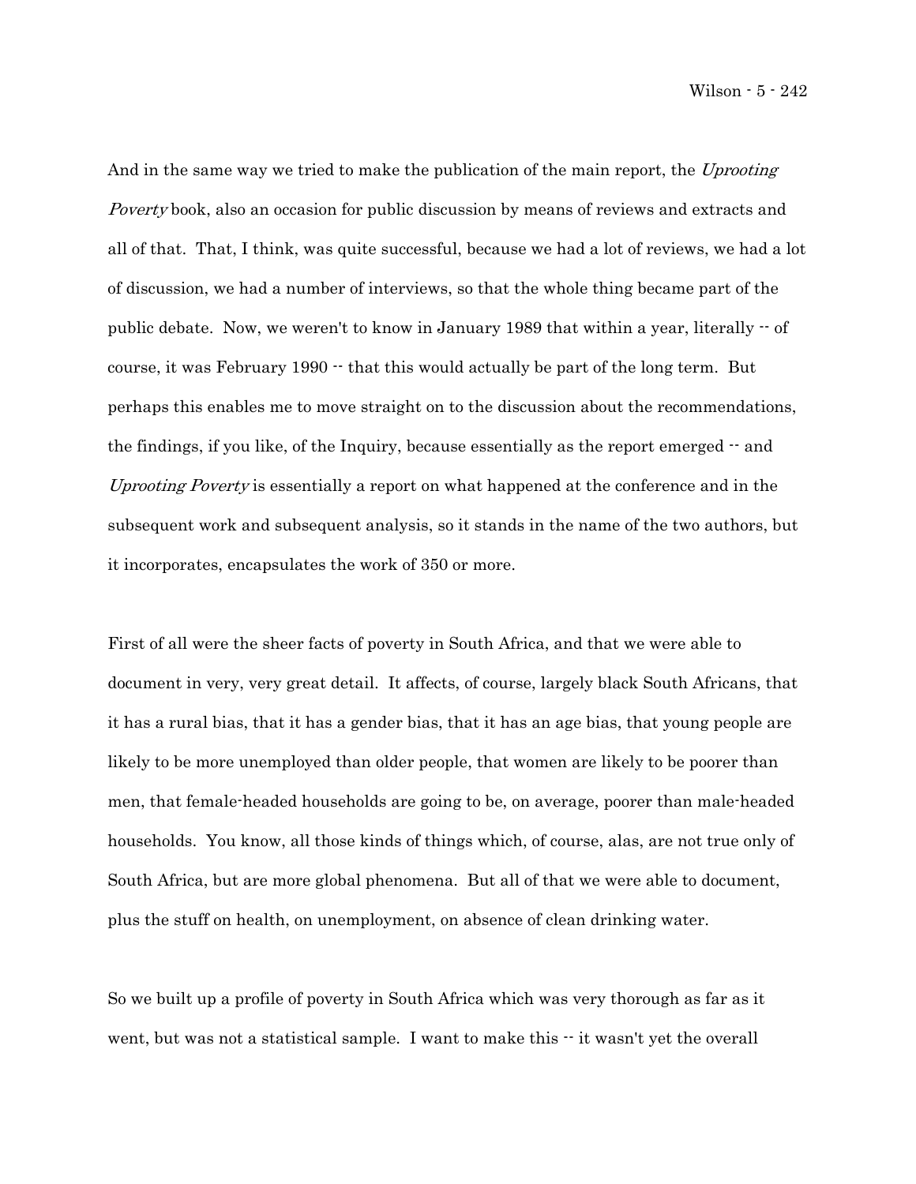And in the same way we tried to make the publication of the main report, the *Uprooting Poverty* book, also an occasion for public discussion by means of reviews and extracts and all of that. That, I think, was quite successful, because we had a lot of reviews, we had a lot of discussion, we had a number of interviews, so that the whole thing became part of the public debate. Now, we weren't to know in January 1989 that within a year, literally -- of course, it was February 1990 -- that this would actually be part of the long term. But perhaps this enables me to move straight on to the discussion about the recommendations, the findings, if you like, of the Inquiry, because essentially as the report emerged -- and *Uprooting Poverty* is essentially a report on what happened at the conference and in the subsequent work and subsequent analysis, so it stands in the name of the two authors, but it incorporates, encapsulates the work of 350 or more.

First of all were the sheer facts of poverty in South Africa, and that we were able to document in very, very great detail. It affects, of course, largely black South Africans, that it has a rural bias, that it has a gender bias, that it has an age bias, that young people are likely to be more unemployed than older people, that women are likely to be poorer than men, that female-headed households are going to be, on average, poorer than male-headed households. You know, all those kinds of things which, of course, alas, are not true only of South Africa, but are more global phenomena. But all of that we were able to document, plus the stuff on health, on unemployment, on absence of clean drinking water.

So we built up a profile of poverty in South Africa which was very thorough as far as it went, but was not a statistical sample. I want to make this -- it wasn't yet the overall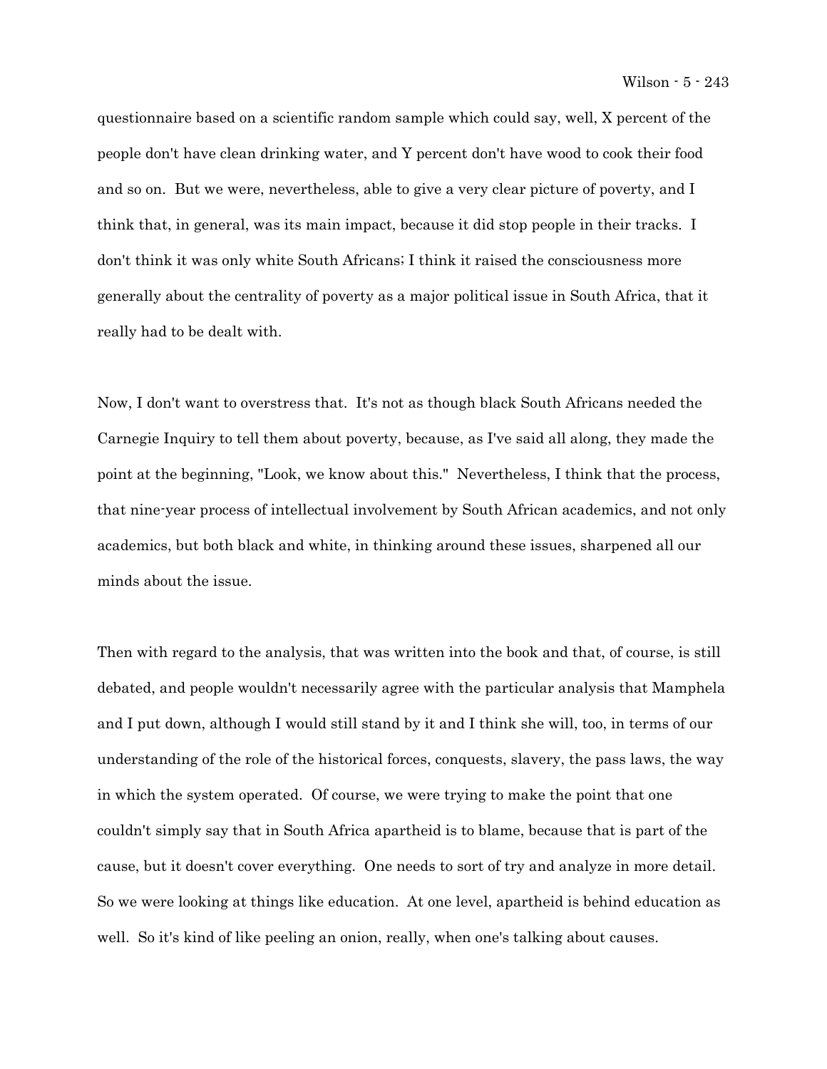questionnaire based on a scientific random sample which could say, well, X percent of the people don't have clean drinking water, and Y percent don't have wood to cook their food and so on. But we were, nevertheless, able to give a very clear picture of poverty, and I think that, in general, was its main impact, because it did stop people in their tracks. I don't think it was only white South Africans; I think it raised the consciousness more generally about the centrality of poverty as a major political issue in South Africa, that it really had to be dealt with.

Now, I don't want to overstress that. It's not as though black South Africans needed the Carnegie Inquiry to tell them about poverty, because, as I've said all along, they made the point at the beginning, "Look, we know about this." Nevertheless, I think that the process, that nine-year process of intellectual involvement by South African academics, and not only academics, but both black and white, in thinking around these issues, sharpened all our minds about the issue.

Then with regard to the analysis, that was written into the book and that, of course, is still debated, and people wouldn't necessarily agree with the particular analysis that Mamphela and I put down, although I would still stand by it and I think she will, too, in terms of our understanding of the role of the historical forces, conquests, slavery, the pass laws, the way in which the system operated. Of course, we were trying to make the point that one couldn't simply say that in South Africa apartheid is to blame, because that is part of the cause, but it doesn't cover everything. One needs to sort of try and analyze in more detail. So we were looking at things like education. At one level, apartheid is behind education as well. So it's kind of like peeling an onion, really, when one's talking about causes.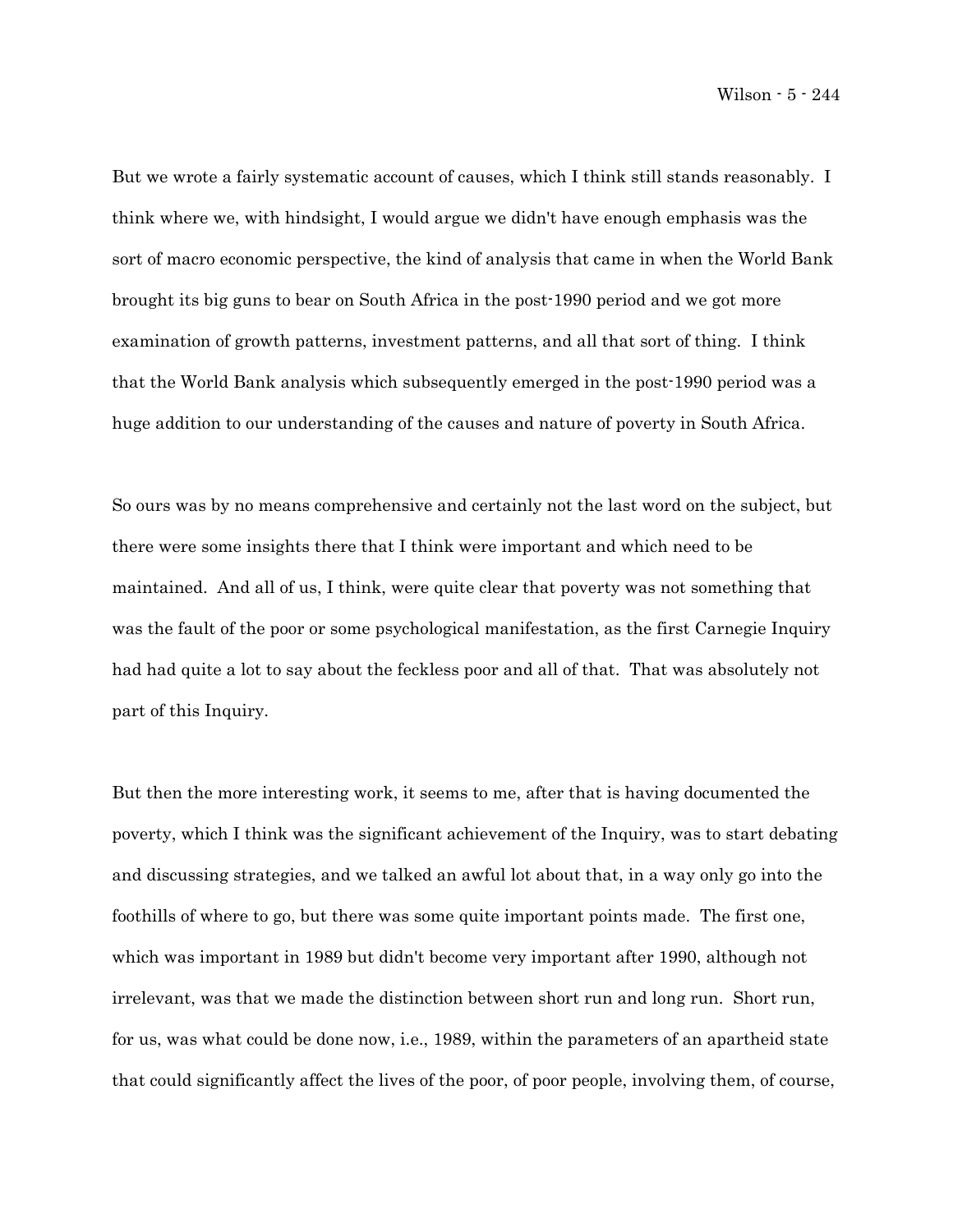But we wrote a fairly systematic account of causes, which I think still stands reasonably. I think where we, with hindsight, I would argue we didn't have enough emphasis was the sort of macro economic perspective, the kind of analysis that came in when the World Bank brought its big guns to bear on South Africa in the post-1990 period and we got more examination of growth patterns, investment patterns, and all that sort of thing. I think that the World Bank analysis which subsequently emerged in the post-1990 period was a huge addition to our understanding of the causes and nature of poverty in South Africa.

So ours was by no means comprehensive and certainly not the last word on the subject, but there were some insights there that I think were important and which need to be maintained. And all of us, I think, were quite clear that poverty was not something that was the fault of the poor or some psychological manifestation, as the first Carnegie Inquiry had had quite a lot to say about the feckless poor and all of that. That was absolutely not part of this Inquiry.

But then the more interesting work, it seems to me, after that is having documented the poverty, which I think was the significant achievement of the Inquiry, was to start debating and discussing strategies, and we talked an awful lot about that, in a way only go into the foothills of where to go, but there was some quite important points made. The first one, which was important in 1989 but didn't become very important after 1990, although not irrelevant, was that we made the distinction between short run and long run. Short run, for us, was what could be done now, i.e., 1989, within the parameters of an apartheid state that could significantly affect the lives of the poor, of poor people, involving them, of course,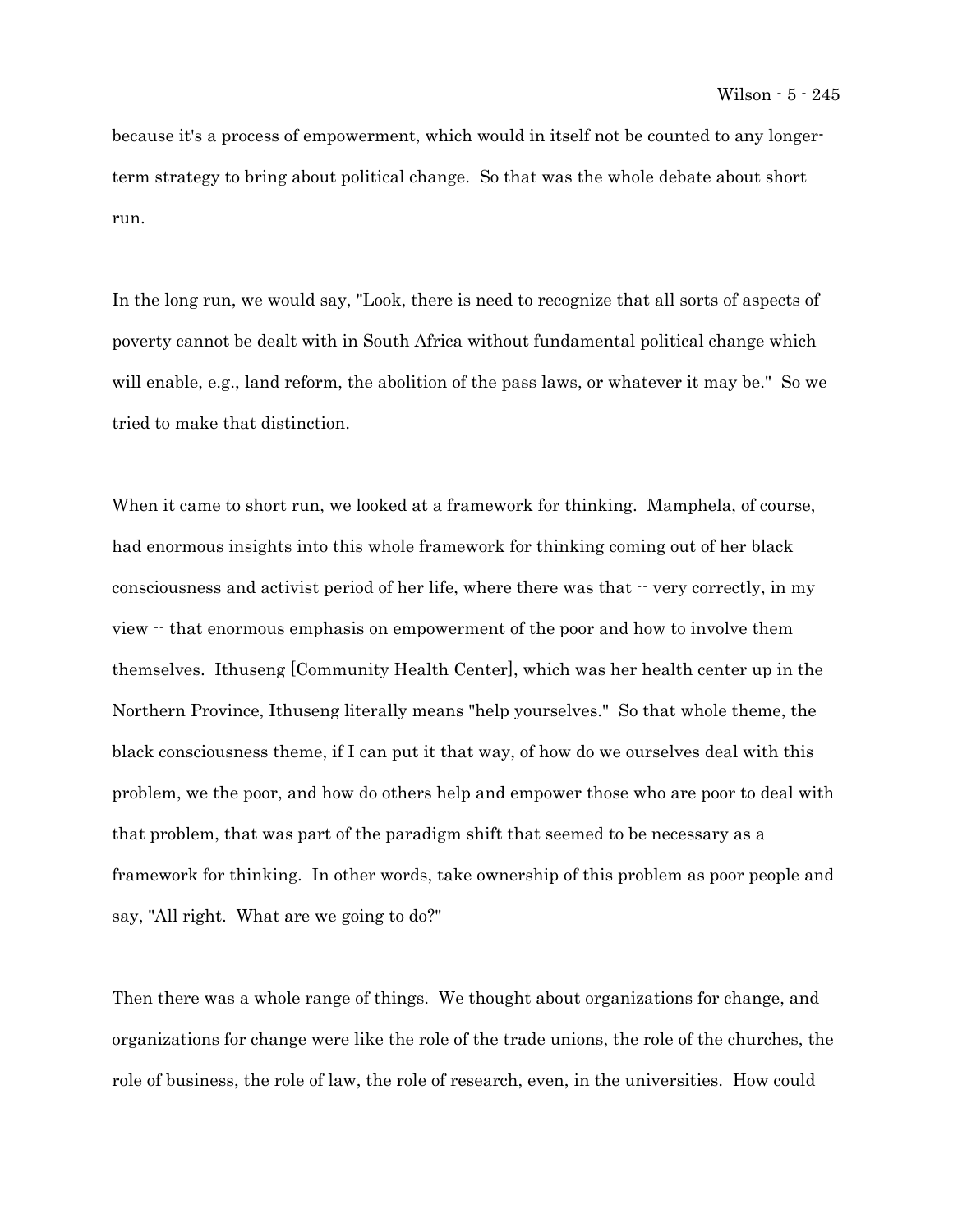because it's a process of empowerment, which would in itself not be counted to any longer-term strategy to bring about political change. So that was the whole debate about short run.

In the long run, we would say, "Look, there is need to recognize that all sorts of aspects of poverty cannot be dealt with in South Africa without fundamental political change which will enable, e.g., land reform, the abolition of the pass laws, or whatever it may be." So we tried to make that distinction.

When it came to short run, we looked at a framework for thinking. Mamphela, of course, had enormous insights into this whole framework for thinking coming out of her black consciousness and activist period of her life, where there was that -- very correctly, in my view -- that enormous emphasis on empowerment of the poor and how to involve them themselves. Ithuseng [Community Health Center], which was her health center up in the Northern Province, Ithuseng literally means "help yourselves." So that whole theme, the black consciousness theme, if I can put it that way, of how do we ourselves deal with this problem, we the poor, and how do others help and empower those who are poor to deal with that problem, that was part of the paradigm shift that seemed to be necessary as a framework for thinking. In other words, take ownership of this problem as poor people and say, "All right. What are we going to do?"

Then there was a whole range of things. We thought about organizations for change, and organizations for change were like the role of the trade unions, the role of the churches, the role of business, the role of law, the role of research, even, in the universities. How could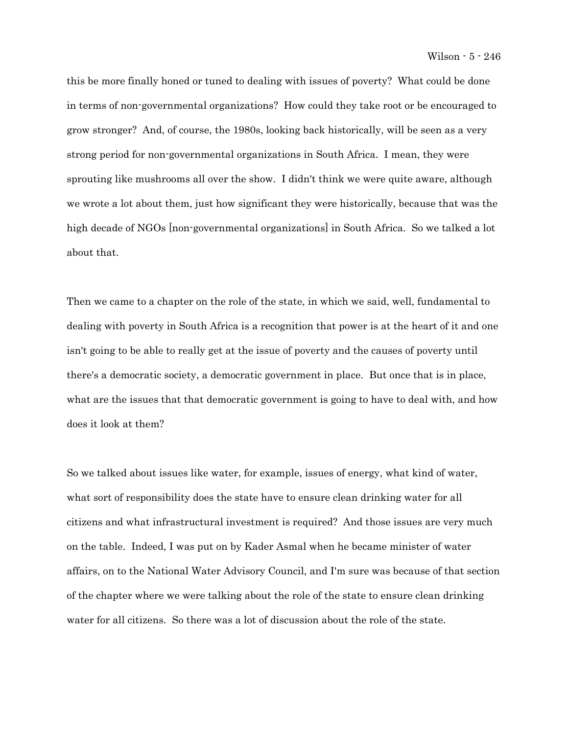this be more finally honed or tuned to dealing with issues of poverty? What could be done in terms of non-governmental organizations? How could they take root or be encouraged to grow stronger? And, of course, the 1980s, looking back historically, will be seen as a very strong period for non-governmental organizations in South Africa. I mean, they were sprouting like mushrooms all over the show. I didn't think we were quite aware, although we wrote a lot about them, just how significant they were historically, because that was the high decade of NGOs [non-governmental organizations] in South Africa. So we talked a lot about that.

Then we came to a chapter on the role of the state, in which we said, well, fundamental to dealing with poverty in South Africa is a recognition that power is at the heart of it and one isn't going to be able to really get at the issue of poverty and the causes of poverty until there's a democratic society, a democratic government in place. But once that is in place, what are the issues that that democratic government is going to have to deal with, and how does it look at them?

So we talked about issues like water, for example, issues of energy, what kind of water, what sort of responsibility does the state have to ensure clean drinking water for all citizens and what infrastructural investment is required? And those issues are very much on the table. Indeed, I was put on by Kader Asmal when he became minister of water affairs, on to the National Water Advisory Council, and I'm sure was because of that section of the chapter where we were talking about the role of the state to ensure clean drinking water for all citizens. So there was a lot of discussion about the role of the state.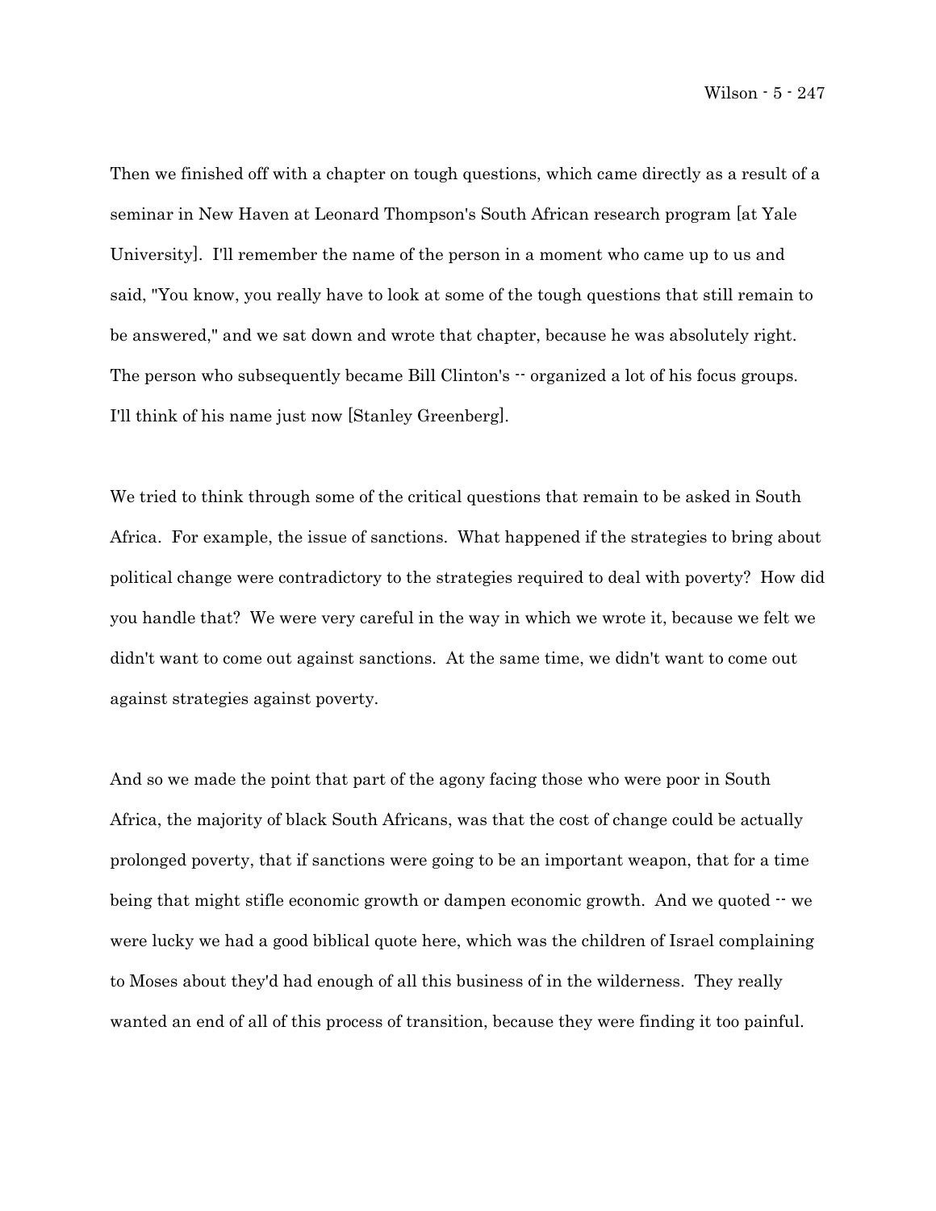Then we finished off with a chapter on tough questions, which came directly as a result of a seminar in New Haven at Leonard Thompson's South African research program [at Yale University]. I'll remember the name of the person in a moment who came up to us and said, "You know, you really have to look at some of the tough questions that still remain to be answered," and we sat down and wrote that chapter, because he was absolutely right. The person who subsequently became Bill Clinton's -- organized a lot of his focus groups. I'll think of his name just now [Stanley Greenberg].

We tried to think through some of the critical questions that remain to be asked in South Africa. For example, the issue of sanctions. What happened if the strategies to bring about political change were contradictory to the strategies required to deal with poverty? How did you handle that? We were very careful in the way in which we wrote it, because we felt we didn't want to come out against sanctions. At the same time, we didn't want to come out against strategies against poverty.

And so we made the point that part of the agony facing those who were poor in South Africa, the majority of black South Africans, was that the cost of change could be actually prolonged poverty, that if sanctions were going to be an important weapon, that for a time being that might stifle economic growth or dampen economic growth. And we quoted -- we were lucky we had a good biblical quote here, which was the children of Israel complaining to Moses about they'd had enough of all this business of in the wilderness. They really wanted an end of all of this process of transition, because they were finding it too painful.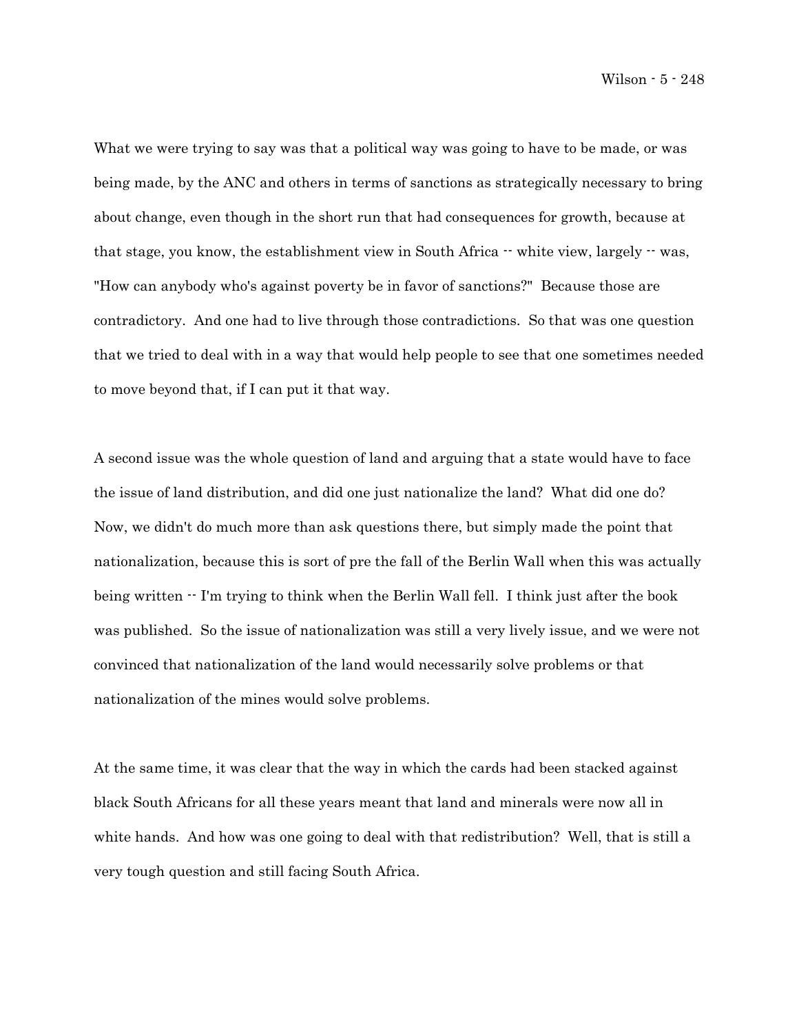What we were trying to say was that a political way was going to have to be made, or was being made, by the ANC and others in terms of sanctions as strategically necessary to bring about change, even though in the short run that had consequences for growth, because at that stage, you know, the establishment view in South Africa -- white view, largely -- was, "How can anybody who's against poverty be in favor of sanctions?" Because those are contradictory. And one had to live through those contradictions. So that was one question that we tried to deal with in a way that would help people to see that one sometimes needed to move beyond that, if I can put it that way.

A second issue was the whole question of land and arguing that a state would have to face the issue of land distribution, and did one just nationalize the land? What did one do? Now, we didn't do much more than ask questions there, but simply made the point that nationalization, because this is sort of pre the fall of the Berlin Wall when this was actually being written -- I'm trying to think when the Berlin Wall fell. I think just after the book was published. So the issue of nationalization was still a very lively issue, and we were not convinced that nationalization of the land would necessarily solve problems or that nationalization of the mines would solve problems.

At the same time, it was clear that the way in which the cards had been stacked against black South Africans for all these years meant that land and minerals were now all in white hands. And how was one going to deal with that redistribution? Well, that is still a very tough question and still facing South Africa.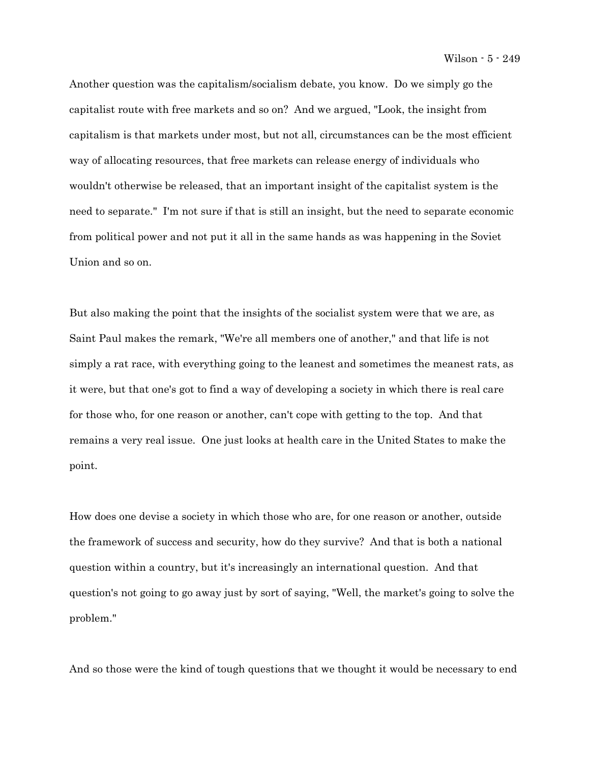Another question was the capitalism/socialism debate, you know. Do we simply go the capitalist route with free markets and so on? And we argued, "Look, the insight from capitalism is that markets under most, but not all, circumstances can be the most efficient way of allocating resources, that free markets can release energy of individuals who wouldn't otherwise be released, that an important insight of the capitalist system is the need to separate." I'm not sure if that is still an insight, but the need to separate economic from political power and not put it all in the same hands as was happening in the Soviet Union and so on.

But also making the point that the insights of the socialist system were that we are, as Saint Paul makes the remark, "We're all members one of another," and that life is not simply a rat race, with everything going to the leanest and sometimes the meanest rats, as it were, but that one's got to find a way of developing a society in which there is real care for those who, for one reason or another, can't cope with getting to the top. And that remains a very real issue. One just looks at health care in the United States to make the point.

How does one devise a society in which those who are, for one reason or another, outside the framework of success and security, how do they survive? And that is both a national question within a country, but it's increasingly an international question. And that question's not going to go away just by sort of saying, "Well, the market's going to solve the problem."

And so those were the kind of tough questions that we thought it would be necessary to end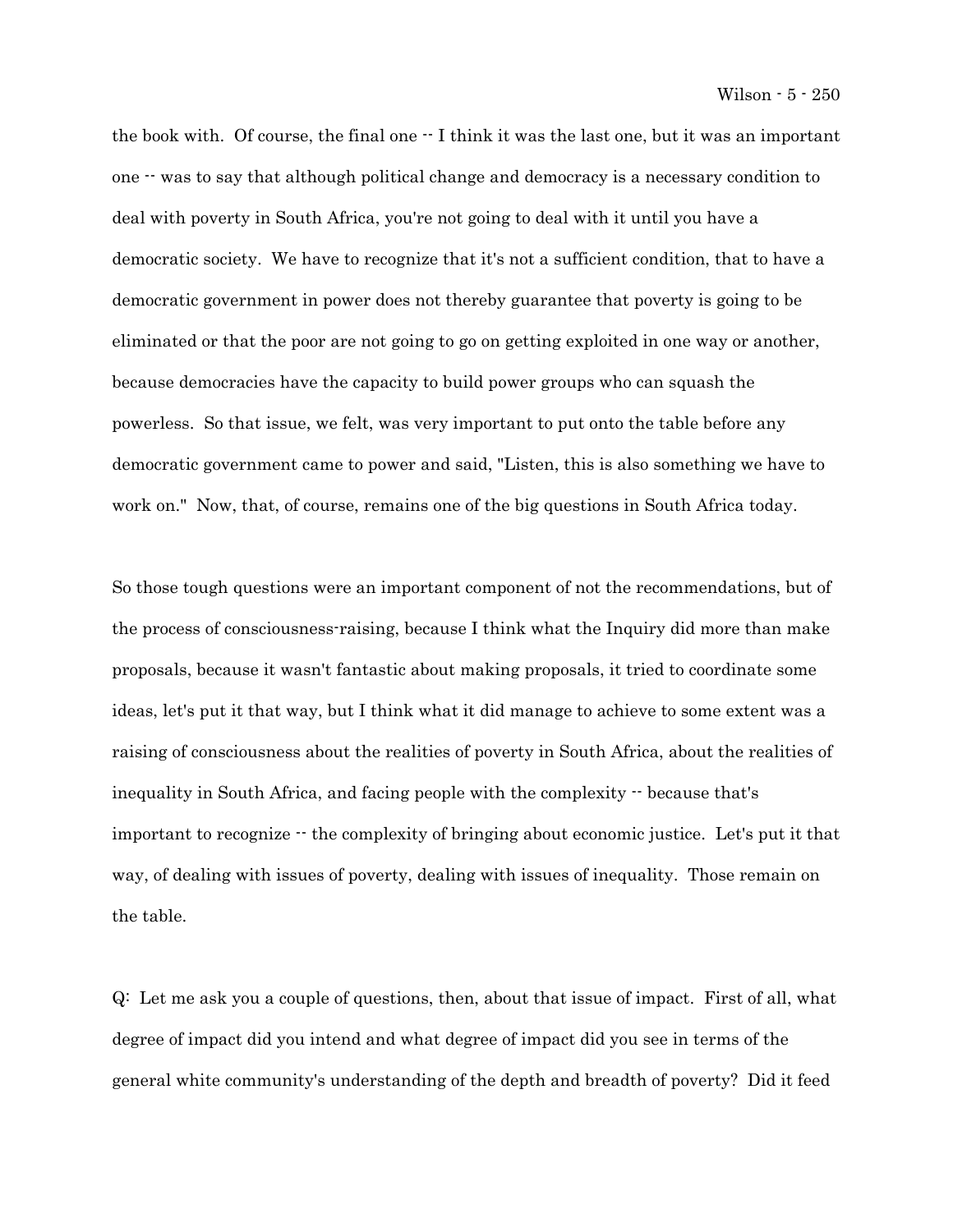the book with. Of course, the final one -- I think it was the last one, but it was an important one -- was to say that although political change and democracy is a necessary condition to deal with poverty in South Africa, you're not going to deal with it until you have a democratic society. We have to recognize that it's not a sufficient condition, that to have a democratic government in power does not thereby guarantee that poverty is going to be eliminated or that the poor are not going to go on getting exploited in one way or another, because democracies have the capacity to build power groups who can squash the powerless. So that issue, we felt, was very important to put onto the table before any democratic government came to power and said, "Listen, this is also something we have to work on." Now, that, of course, remains one of the big questions in South Africa today.

So those tough questions were an important component of not the recommendations, but of the process of consciousness-raising, because I think what the Inquiry did more than make proposals, because it wasn't fantastic about making proposals, it tried to coordinate some ideas, let's put it that way, but I think what it did manage to achieve to some extent was a raising of consciousness about the realities of poverty in South Africa, about the realities of inequality in South Africa, and facing people with the complexity -- because that's important to recognize -- the complexity of bringing about economic justice. Let's put it that way, of dealing with issues of poverty, dealing with issues of inequality. Those remain on the table.

Q: Let me ask you a couple of questions, then, about that issue of impact. First of all, what degree of impact did you intend and what degree of impact did you see in terms of the general white community's understanding of the depth and breadth of poverty? Did it feed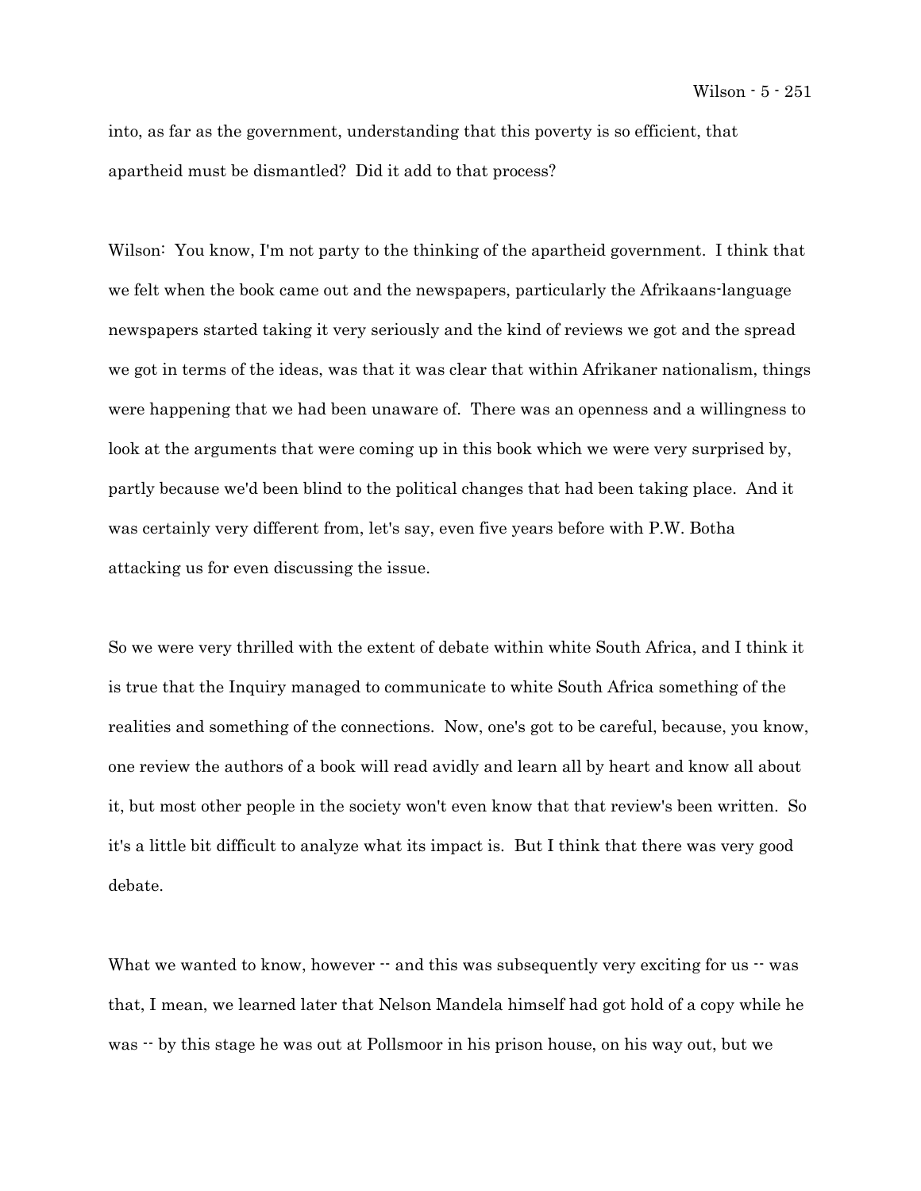into, as far as the government, understanding that this poverty is so efficient, that apartheid must be dismantled? Did it add to that process?

Wilson: You know, I'm not party to the thinking of the apartheid government. I think that we felt when the book came out and the newspapers, particularly the Afrikaans-language newspapers started taking it very seriously and the kind of reviews we got and the spread we got in terms of the ideas, was that it was clear that within Afrikaner nationalism, things were happening that we had been unaware of. There was an openness and a willingness to look at the arguments that were coming up in this book which we were very surprised by, partly because we'd been blind to the political changes that had been taking place. And it was certainly very different from, let's say, even five years before with P.W. Botha attacking us for even discussing the issue.

So we were very thrilled with the extent of debate within white South Africa, and I think it is true that the Inquiry managed to communicate to white South Africa something of the realities and something of the connections. Now, one's got to be careful, because, you know, one review the authors of a book will read avidly and learn all by heart and know all about it, but most other people in the society won't even know that that review's been written. So it's a little bit difficult to analyze what its impact is. But I think that there was very good debate.

What we wanted to know, however -- and this was subsequently very exciting for us -- was that, I mean, we learned later that Nelson Mandela himself had got hold of a copy while he was -- by this stage he was out at Pollsmoor in his prison house, on his way out, but we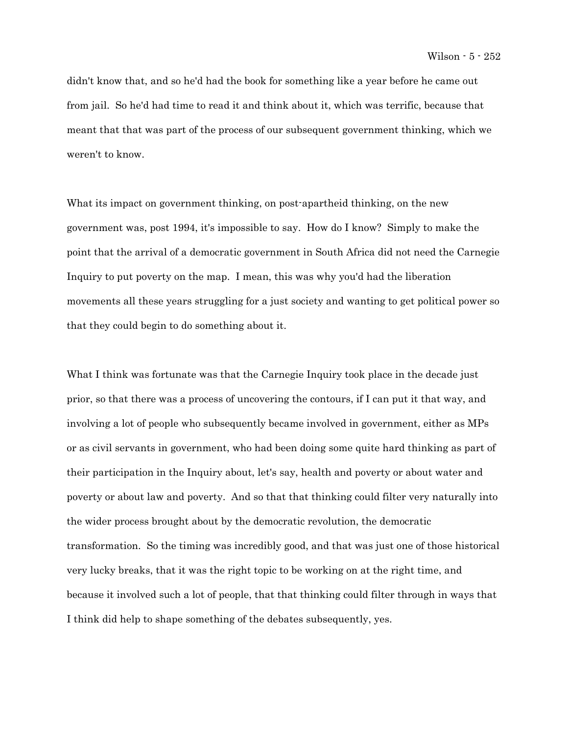didn't know that, and so he'd had the book for something like a year before he came out from jail. So he'd had time to read it and think about it, which was terrific, because that meant that that was part of the process of our subsequent government thinking, which we weren't to know.

What its impact on government thinking, on post-apartheid thinking, on the new government was, post 1994, it's impossible to say. How do I know? Simply to make the point that the arrival of a democratic government in South Africa did not need the Carnegie Inquiry to put poverty on the map. I mean, this was why you'd had the liberation movements all these years struggling for a just society and wanting to get political power so that they could begin to do something about it.

What I think was fortunate was that the Carnegie Inquiry took place in the decade just prior, so that there was a process of uncovering the contours, if I can put it that way, and involving a lot of people who subsequently became involved in government, either as MPs or as civil servants in government, who had been doing some quite hard thinking as part of their participation in the Inquiry about, let's say, health and poverty or about water and poverty or about law and poverty. And so that that thinking could filter very naturally into the wider process brought about by the democratic revolution, the democratic transformation. So the timing was incredibly good, and that was just one of those historical very lucky breaks, that it was the right topic to be working on at the right time, and because it involved such a lot of people, that that thinking could filter through in ways that I think did help to shape something of the debates subsequently, yes.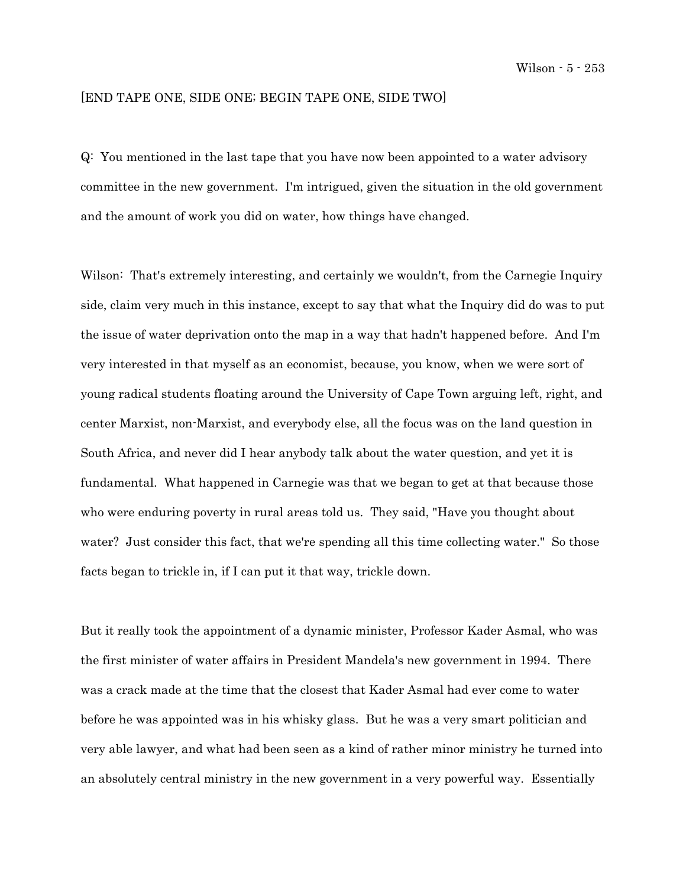[END TAPE ONE, SIDE ONE; BEGIN TAPE ONE, SIDE TWO]

Q: You mentioned in the last tape that you have now been appointed to a water advisory committee in the new government. I'm intrigued, given the situation in the old government and the amount of work you did on water, how things have changed.

Wilson: That's extremely interesting, and certainly we wouldn't, from the Carnegie Inquiry side, claim very much in this instance, except to say that what the Inquiry did do was to put the issue of water deprivation onto the map in a way that hadn't happened before. And I'm very interested in that myself as an economist, because, you know, when we were sort of young radical students floating around the University of Cape Town arguing left, right, and center Marxist, non-Marxist, and everybody else, all the focus was on the land question in South Africa, and never did I hear anybody talk about the water question, and yet it is fundamental. What happened in Carnegie was that we began to get at that because those who were enduring poverty in rural areas told us. They said, "Have you thought about water? Just consider this fact, that we're spending all this time collecting water." So those facts began to trickle in, if I can put it that way, trickle down.

But it really took the appointment of a dynamic minister, Professor Kader Asmal, who was the first minister of water affairs in President Mandela's new government in 1994. There was a crack made at the time that the closest that Kader Asmal had ever come to water before he was appointed was in his whisky glass. But he was a very smart politician and very able lawyer, and what had been seen as a kind of rather minor ministry he turned into an absolutely central ministry in the new government in a very powerful way. Essentially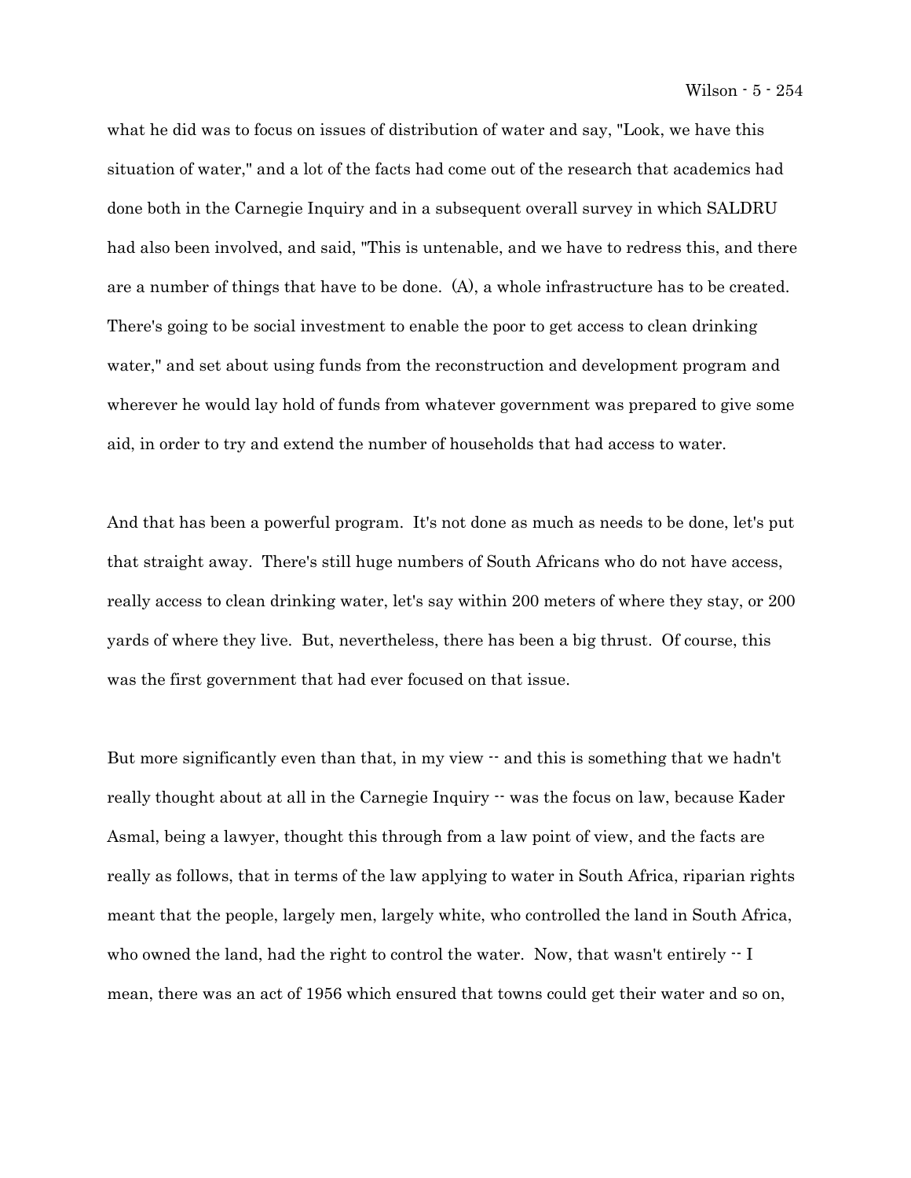what he did was to focus on issues of distribution of water and say, "Look, we have this situation of water," and a lot of the facts had come out of the research that academics had done both in the Carnegie Inquiry and in a subsequent overall survey in which SALDRU had also been involved, and said, "This is untenable, and we have to redress this, and there are a number of things that have to be done. (A), a whole infrastructure has to be created. There's going to be social investment to enable the poor to get access to clean drinking water," and set about using funds from the reconstruction and development program and wherever he would lay hold of funds from whatever government was prepared to give some aid, in order to try and extend the number of households that had access to water.

And that has been a powerful program. It's not done as much as needs to be done, let's put that straight away. There's still huge numbers of South Africans who do not have access, really access to clean drinking water, let's say within 200 meters of where they stay, or 200 yards of where they live. But, nevertheless, there has been a big thrust. Of course, this was the first government that had ever focused on that issue.

But more significantly even than that, in my view -- and this is something that we hadn't really thought about at all in the Carnegie Inquiry -- was the focus on law, because Kader Asmal, being a lawyer, thought this through from a law point of view, and the facts are really as follows, that in terms of the law applying to water in South Africa, riparian rights meant that the people, largely men, largely white, who controlled the land in South Africa, who owned the land, had the right to control the water. Now, that wasn't entirely -- I mean, there was an act of 1956 which ensured that towns could get their water and so on,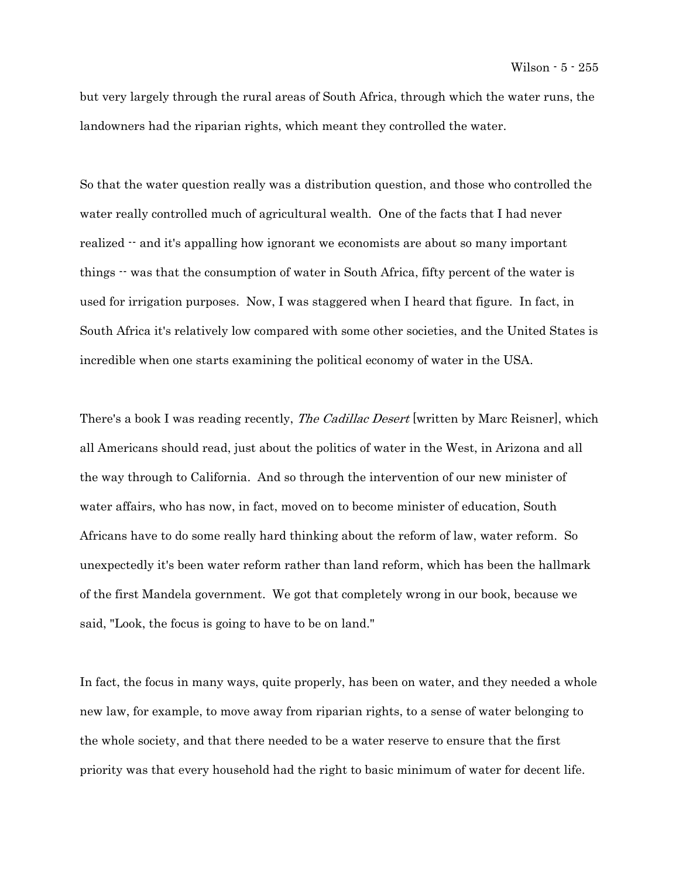but very largely through the rural areas of South Africa, through which the water runs, the landowners had the riparian rights, which meant they controlled the water.

So that the water question really was a distribution question, and those who controlled the water really controlled much of agricultural wealth. One of the facts that I had never realized -- and it's appalling how ignorant we economists are about so many important things -- was that the consumption of water in South Africa, fifty percent of the water is used for irrigation purposes. Now, I was staggered when I heard that figure. In fact, in South Africa it's relatively low compared with some other societies, and the United States is incredible when one starts examining the political economy of water in the USA.

There's a book I was reading recently, *The Cadillac Desert* [written by Marc Reisner], which all Americans should read, just about the politics of water in the West, in Arizona and all the way through to California. And so through the intervention of our new minister of water affairs, who has now, in fact, moved on to become minister of education, South Africans have to do some really hard thinking about the reform of law, water reform. So unexpectedly it's been water reform rather than land reform, which has been the hallmark of the first Mandela government. We got that completely wrong in our book, because we said, "Look, the focus is going to have to be on land."

In fact, the focus in many ways, quite properly, has been on water, and they needed a whole new law, for example, to move away from riparian rights, to a sense of water belonging to the whole society, and that there needed to be a water reserve to ensure that the first priority was that every household had the right to basic minimum of water for decent life.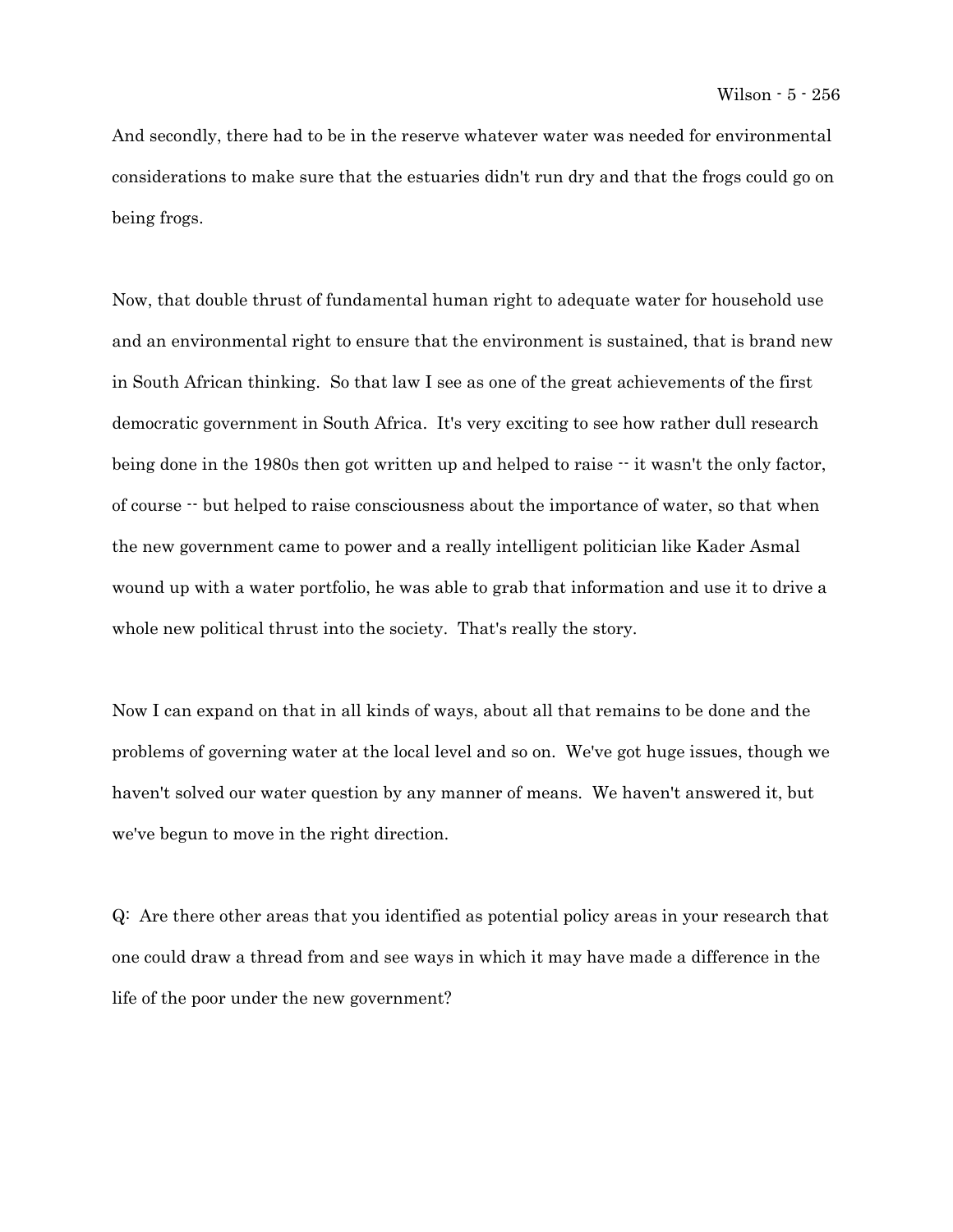And secondly, there had to be in the reserve whatever water was needed for environmental considerations to make sure that the estuaries didn't run dry and that the frogs could go on being frogs.

Now, that double thrust of fundamental human right to adequate water for household use and an environmental right to ensure that the environment is sustained, that is brand new in South African thinking. So that law I see as one of the great achievements of the first democratic government in South Africa. It's very exciting to see how rather dull research being done in the 1980s then got written up and helped to raise -- it wasn't the only factor, of course -- but helped to raise consciousness about the importance of water, so that when the new government came to power and a really intelligent politician like Kader Asmal wound up with a water portfolio, he was able to grab that information and use it to drive a whole new political thrust into the society. That's really the story.

Now I can expand on that in all kinds of ways, about all that remains to be done and the problems of governing water at the local level and so on. We've got huge issues, though we haven't solved our water question by any manner of means. We haven't answered it, but we've begun to move in the right direction.

Q: Are there other areas that you identified as potential policy areas in your research that one could draw a thread from and see ways in which it may have made a difference in the life of the poor under the new government?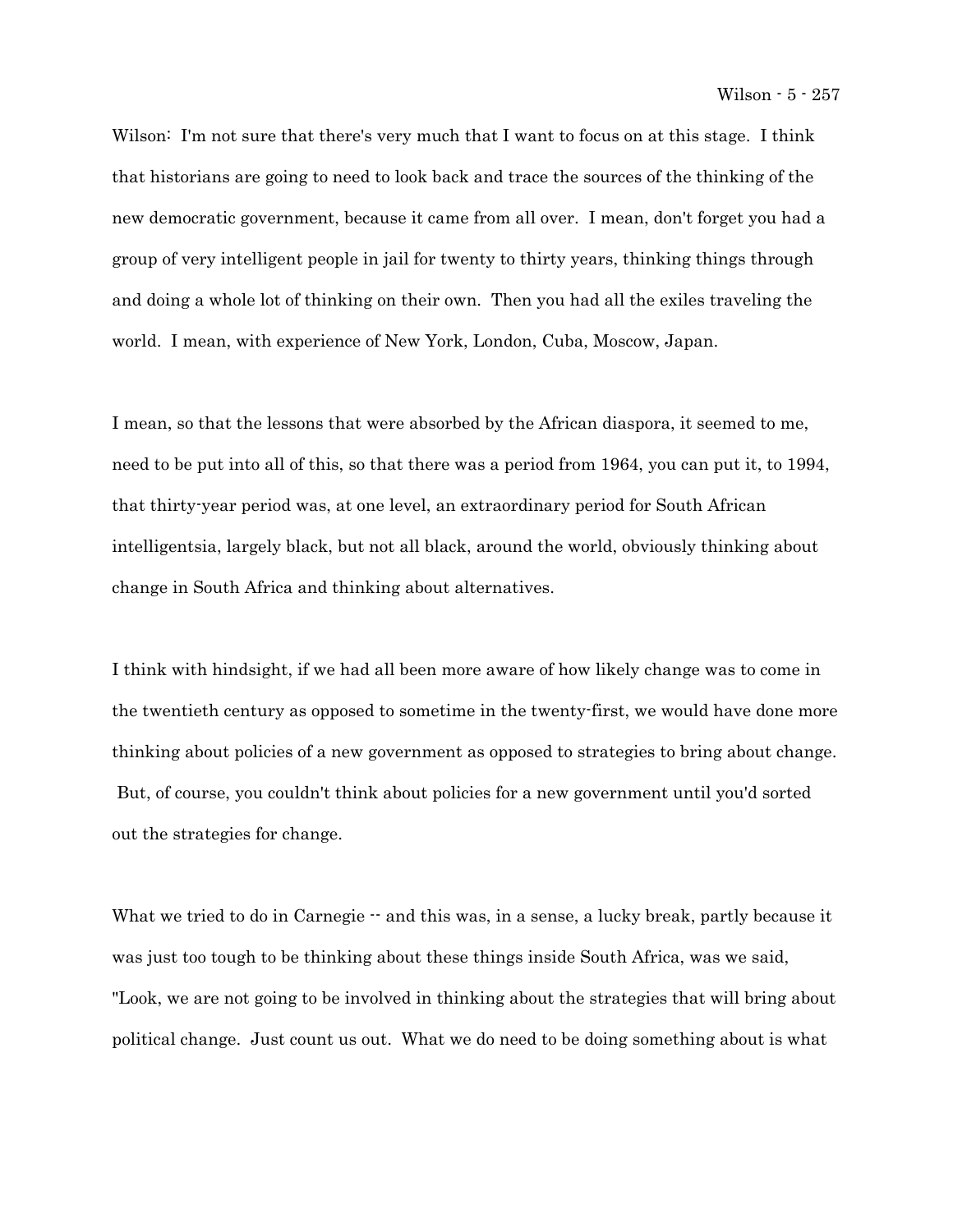Wilson: I'm not sure that there's very much that I want to focus on at this stage. I think that historians are going to need to look back and trace the sources of the thinking of the new democratic government, because it came from all over. I mean, don't forget you had a group of very intelligent people in jail for twenty to thirty years, thinking things through and doing a whole lot of thinking on their own. Then you had all the exiles traveling the world. I mean, with experience of New York, London, Cuba, Moscow, Japan.

I mean, so that the lessons that were absorbed by the African diaspora, it seemed to me, need to be put into all of this, so that there was a period from 1964, you can put it, to 1994, that thirty-year period was, at one level, an extraordinary period for South African intelligentsia, largely black, but not all black, around the world, obviously thinking about change in South Africa and thinking about alternatives.

I think with hindsight, if we had all been more aware of how likely change was to come in the twentieth century as opposed to sometime in the twenty-first, we would have done more thinking about policies of a new government as opposed to strategies to bring about change. But, of course, you couldn't think about policies for a new government until you'd sorted out the strategies for change.

What we tried to do in Carnegie -- and this was, in a sense, a lucky break, partly because it was just too tough to be thinking about these things inside South Africa, was we said, "Look, we are not going to be involved in thinking about the strategies that will bring about political change. Just count us out. What we do need to be doing something about is what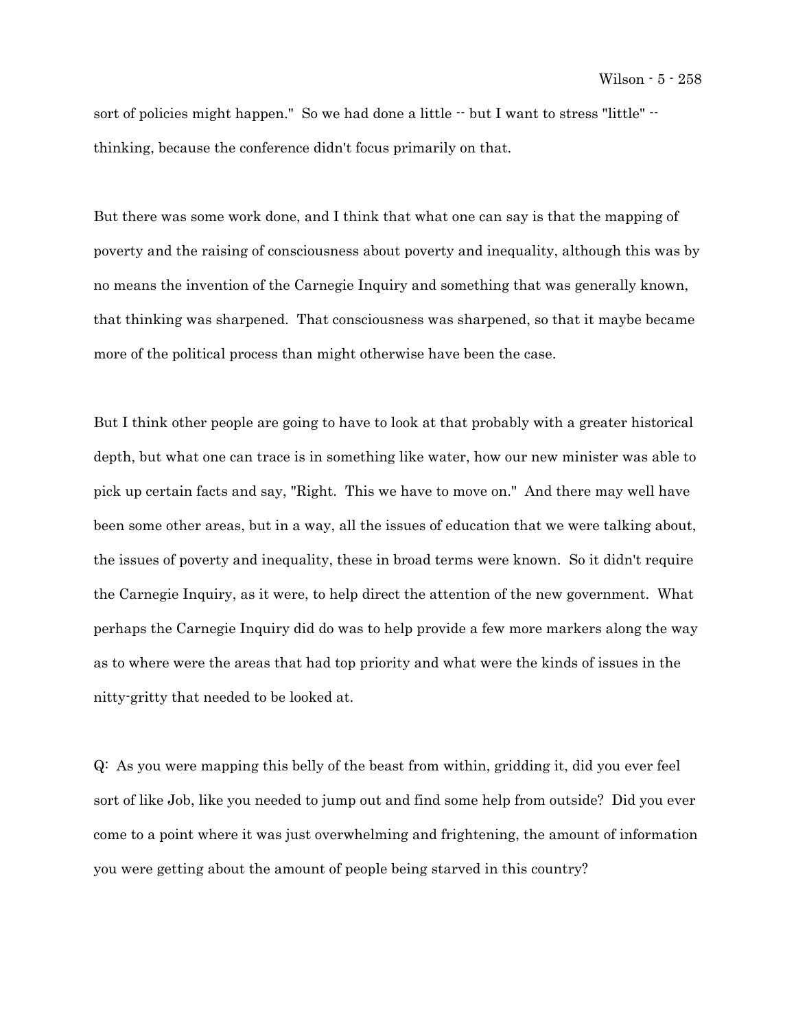sort of policies might happen." So we had done a little -- but I want to stress "little" -- thinking, because the conference didn't focus primarily on that.

But there was some work done, and I think that what one can say is that the mapping of poverty and the raising of consciousness about poverty and inequality, although this was by no means the invention of the Carnegie Inquiry and something that was generally known, that thinking was sharpened. That consciousness was sharpened, so that it maybe became more of the political process than might otherwise have been the case.

But I think other people are going to have to look at that probably with a greater historical depth, but what one can trace is in something like water, how our new minister was able to pick up certain facts and say, "Right. This we have to move on." And there may well have been some other areas, but in a way, all the issues of education that we were talking about, the issues of poverty and inequality, these in broad terms were known. So it didn't require the Carnegie Inquiry, as it were, to help direct the attention of the new government. What perhaps the Carnegie Inquiry did do was to help provide a few more markers along the way as to where were the areas that had top priority and what were the kinds of issues in the nitty-gritty that needed to be looked at.

Q: As you were mapping this belly of the beast from within, gridding it, did you ever feel sort of like Job, like you needed to jump out and find some help from outside? Did you ever come to a point where it was just overwhelming and frightening, the amount of information you were getting about the amount of people being starved in this country?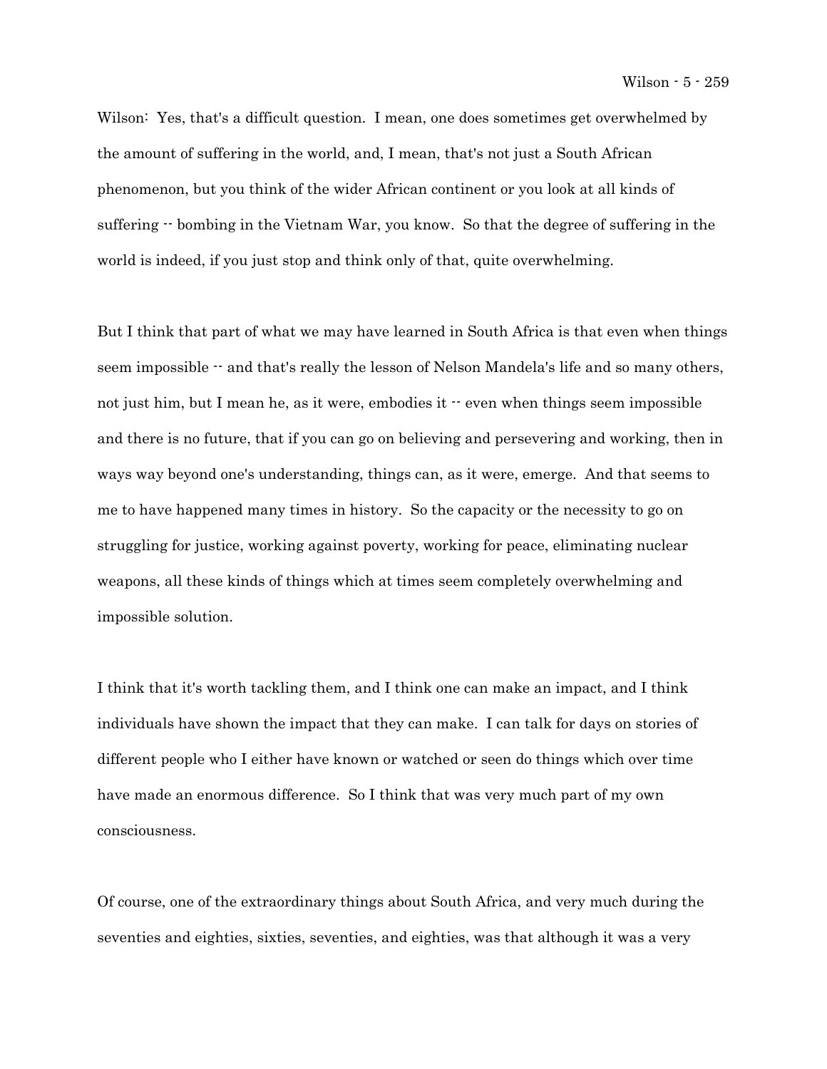Wilson: Yes, that's a difficult question. I mean, one does sometimes get overwhelmed by the amount of suffering in the world, and, I mean, that's not just a South African phenomenon, but you think of the wider African continent or you look at all kinds of suffering -- bombing in the Vietnam War, you know. So that the degree of suffering in the world is indeed, if you just stop and think only of that, quite overwhelming.

But I think that part of what we may have learned in South Africa is that even when things seem impossible -- and that's really the lesson of Nelson Mandela's life and so many others, not just him, but I mean he, as it were, embodies it -- even when things seem impossible and there is no future, that if you can go on believing and persevering and working, then in ways way beyond one's understanding, things can, as it were, emerge. And that seems to me to have happened many times in history. So the capacity or the necessity to go on struggling for justice, working against poverty, working for peace, eliminating nuclear weapons, all these kinds of things which at times seem completely overwhelming and impossible solution.

I think that it's worth tackling them, and I think one can make an impact, and I think individuals have shown the impact that they can make. I can talk for days on stories of different people who I either have known or watched or seen do things which over time have made an enormous difference. So I think that was very much part of my own consciousness.

Of course, one of the extraordinary things about South Africa, and very much during the seventies and eighties, sixties, seventies, and eighties, was that although it was a very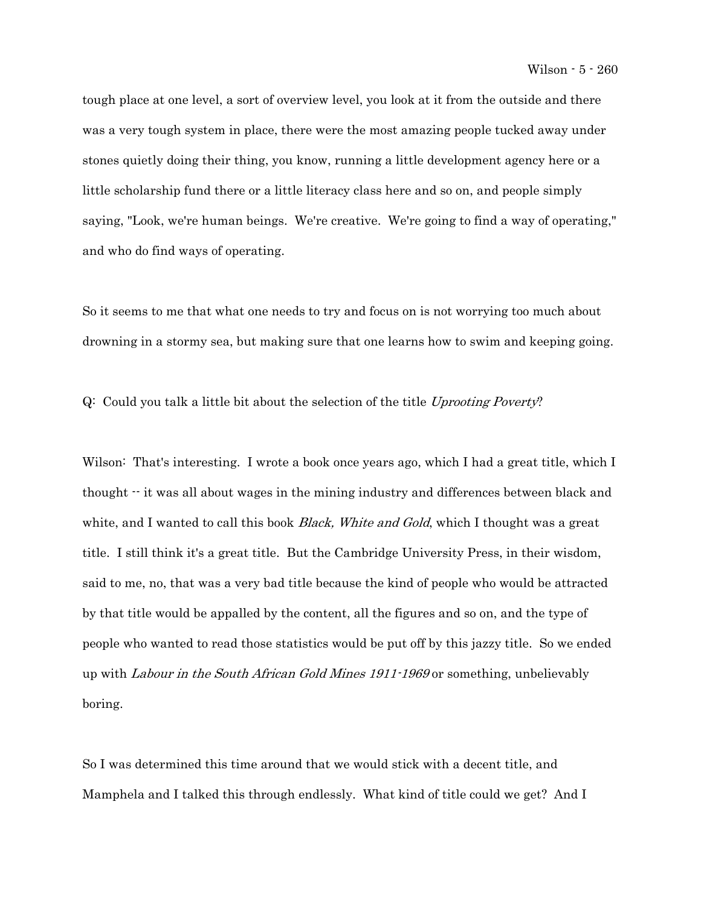tough place at one level, a sort of overview level, you look at it from the outside and there was a very tough system in place, there were the most amazing people tucked away under stones quietly doing their thing, you know, running a little development agency here or a little scholarship fund there or a little literacy class here and so on, and people simply saying, "Look, we're human beings. We're creative. We're going to find a way of operating," and who do find ways of operating.

So it seems to me that what one needs to try and focus on is not worrying too much about drowning in a stormy sea, but making sure that one learns how to swim and keeping going.

Q: Could you talk a little bit about the selection of the title *Uprooting Poverty*?

Wilson: That's interesting. I wrote a book once years ago, which I had a great title, which I thought -- it was all about wages in the mining industry and differences between black and white, and I wanted to call this book *Black, White and Gold*, which I thought was a great title. I still think it's a great title. But the Cambridge University Press, in their wisdom, said to me, no, that was a very bad title because the kind of people who would be attracted by that title would be appalled by the content, all the figures and so on, and the type of people who wanted to read those statistics would be put off by this jazzy title. So we ended up with *Labour in the South African Gold Mines 1911-1969* or something, unbelievably boring.

So I was determined this time around that we would stick with a decent title, and Mamphela and I talked this through endlessly. What kind of title could we get? And I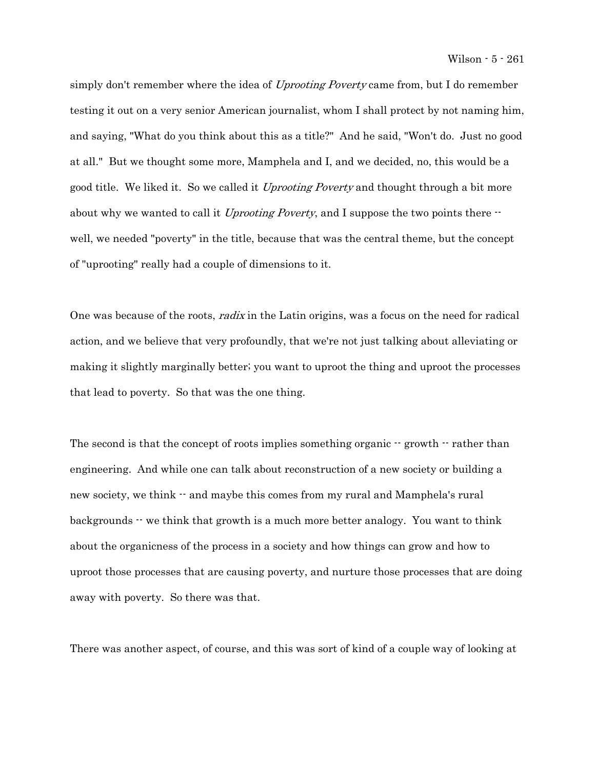simply don't remember where the idea of *Uprooting Poverty* came from, but I do remember testing it out on a very senior American journalist, whom I shall protect by not naming him, and saying, "What do you think about this as a title?" And he said, "Won't do. Just no good at all." But we thought some more, Mamphela and I, and we decided, no, this would be a good title. We liked it. So we called it *Uprooting Poverty* and thought through a bit more about why we wanted to call it *Uprooting Poverty*, and I suppose the two points there -- well, we needed "poverty" in the title, because that was the central theme, but the concept of "uprooting" really had a couple of dimensions to it.

One was because of the roots, *radix* in the Latin origins, was a focus on the need for radical action, and we believe that very profoundly, that we're not just talking about alleviating or making it slightly marginally better; you want to uproot the thing and uproot the processes that lead to poverty. So that was the one thing.

The second is that the concept of roots implies something organic -- growth -- rather than engineering. And while one can talk about reconstruction of a new society or building a new society, we think -- and maybe this comes from my rural and Mamphela's rural backgrounds -- we think that growth is a much more better analogy. You want to think about the organicness of the process in a society and how things can grow and how to uproot those processes that are causing poverty, and nurture those processes that are doing away with poverty. So there was that.

There was another aspect, of course, and this was sort of kind of a couple way of looking at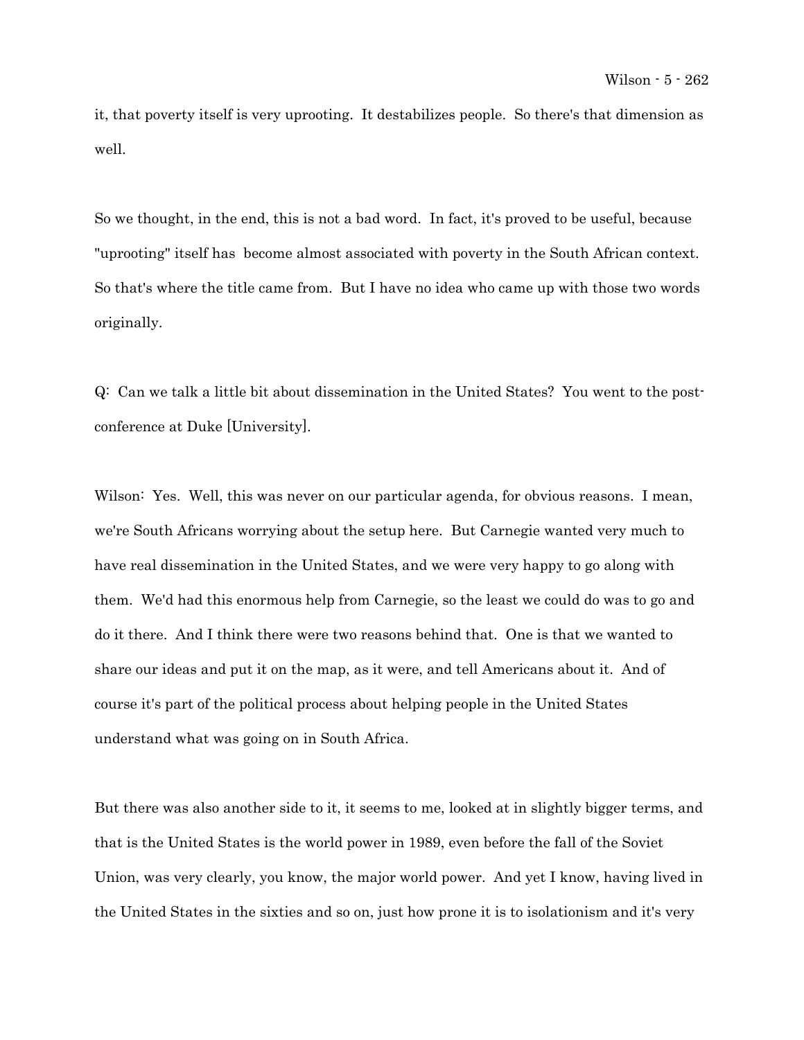it, that poverty itself is very uprooting. It destabilizes people. So there's that dimension as well.

So we thought, in the end, this is not a bad word. In fact, it's proved to be useful, because "uprooting" itself has become almost associated with poverty in the South African context. So that's where the title came from. But I have no idea who came up with those two words originally.

Q: Can we talk a little bit about dissemination in the United States? You went to the post-conference at Duke [University].

Wilson: Yes. Well, this was never on our particular agenda, for obvious reasons. I mean, we're South Africans worrying about the setup here. But Carnegie wanted very much to have real dissemination in the United States, and we were very happy to go along with them. We'd had this enormous help from Carnegie, so the least we could do was to go and do it there. And I think there were two reasons behind that. One is that we wanted to share our ideas and put it on the map, as it were, and tell Americans about it. And of course it's part of the political process about helping people in the United States understand what was going on in South Africa.

But there was also another side to it, it seems to me, looked at in slightly bigger terms, and that is the United States is the world power in 1989, even before the fall of the Soviet Union, was very clearly, you know, the major world power. And yet I know, having lived in the United States in the sixties and so on, just how prone it is to isolationism and it's very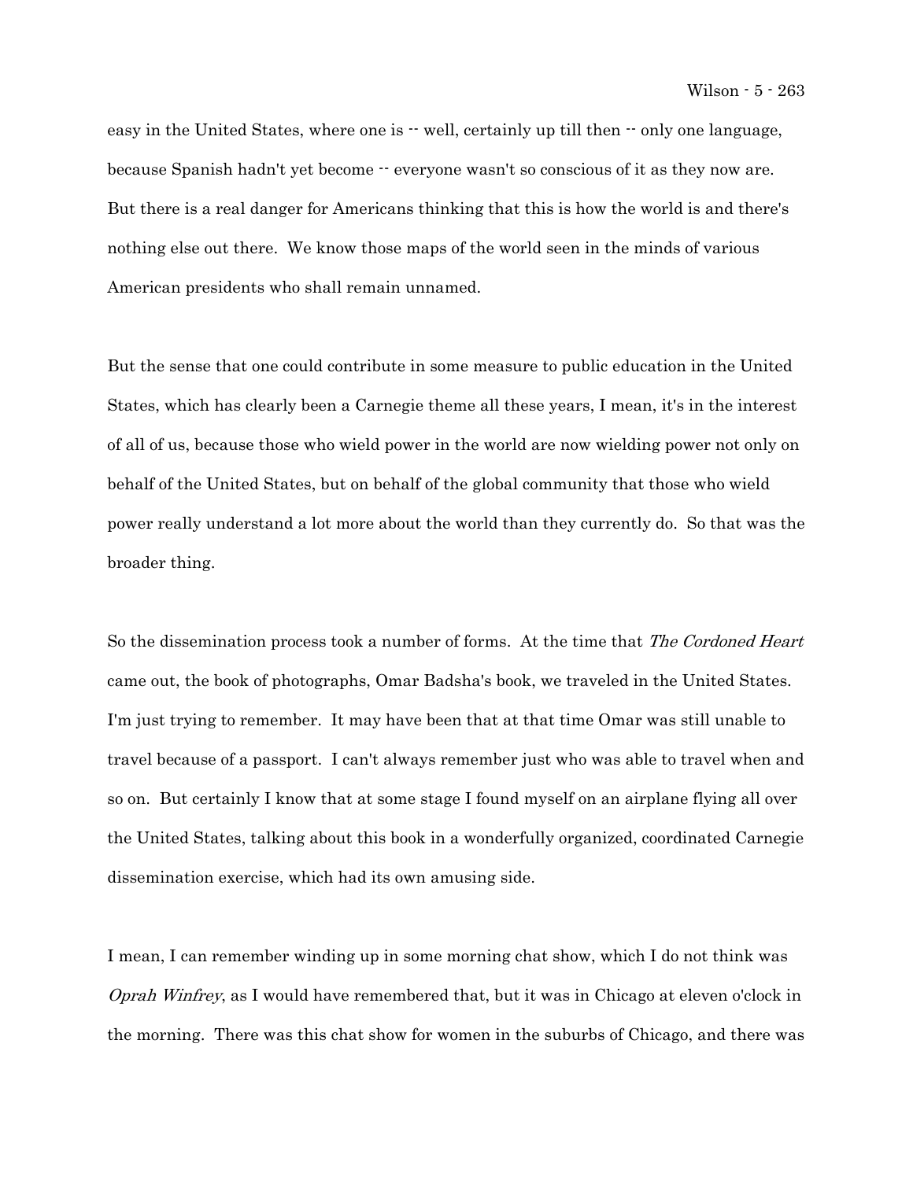easy in the United States, where one is -- well, certainly up till then -- only one language, because Spanish hadn't yet become -- everyone wasn't so conscious of it as they now are. But there is a real danger for Americans thinking that this is how the world is and there's nothing else out there. We know those maps of the world seen in the minds of various American presidents who shall remain unnamed.

But the sense that one could contribute in some measure to public education in the United States, which has clearly been a Carnegie theme all these years, I mean, it's in the interest of all of us, because those who wield power in the world are now wielding power not only on behalf of the United States, but on behalf of the global community that those who wield power really understand a lot more about the world than they currently do. So that was the broader thing.

So the dissemination process took a number of forms. At the time that *The Cordoned Heart* came out, the book of photographs, Omar Badsha's book, we traveled in the United States. I'm just trying to remember. It may have been that at that time Omar was still unable to travel because of a passport. I can't always remember just who was able to travel when and so on. But certainly I know that at some stage I found myself on an airplane flying all over the United States, talking about this book in a wonderfully organized, coordinated Carnegie dissemination exercise, which had its own amusing side.

I mean, I can remember winding up in some morning chat show, which I do not think was *Oprah Winfrey*, as I would have remembered that, but it was in Chicago at eleven o'clock in the morning. There was this chat show for women in the suburbs of Chicago, and there was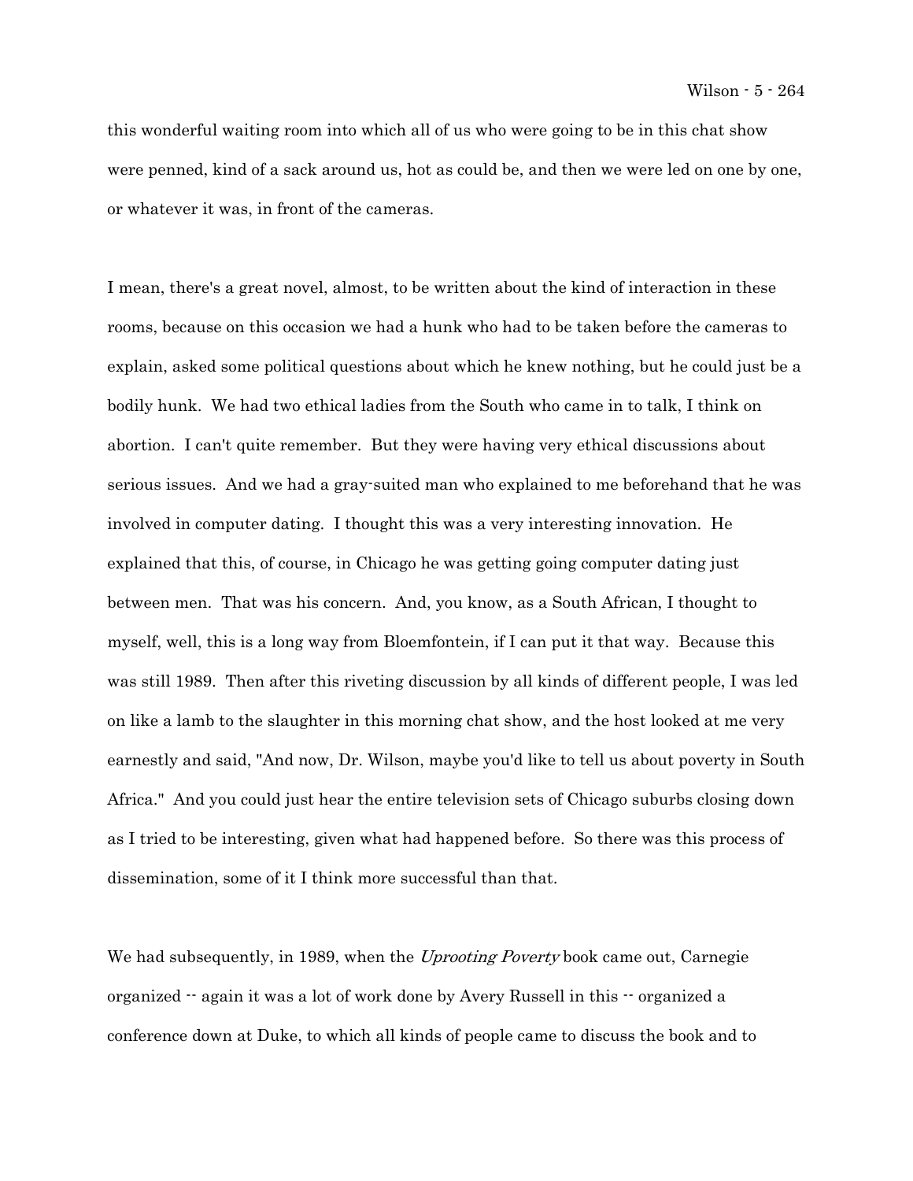this wonderful waiting room into which all of us who were going to be in this chat show were penned, kind of a sack around us, hot as could be, and then we were led on one by one, or whatever it was, in front of the cameras.

I mean, there's a great novel, almost, to be written about the kind of interaction in these rooms, because on this occasion we had a hunk who had to be taken before the cameras to explain, asked some political questions about which he knew nothing, but he could just be a bodily hunk. We had two ethical ladies from the South who came in to talk, I think on abortion. I can't quite remember. But they were having very ethical discussions about serious issues. And we had a gray-suited man who explained to me beforehand that he was involved in computer dating. I thought this was a very interesting innovation. He explained that this, of course, in Chicago he was getting going computer dating just between men. That was his concern. And, you know, as a South African, I thought to myself, well, this is a long way from Bloemfontein, if I can put it that way. Because this was still 1989. Then after this riveting discussion by all kinds of different people, I was led on like a lamb to the slaughter in this morning chat show, and the host looked at me very earnestly and said, "And now, Dr. Wilson, maybe you'd like to tell us about poverty in South Africa." And you could just hear the entire television sets of Chicago suburbs closing down as I tried to be interesting, given what had happened before. So there was this process of dissemination, some of it I think more successful than that.

We had subsequently, in 1989, when the *Uprooting Poverty* book came out, Carnegie organized -- again it was a lot of work done by Avery Russell in this -- organized a conference down at Duke, to which all kinds of people came to discuss the book and to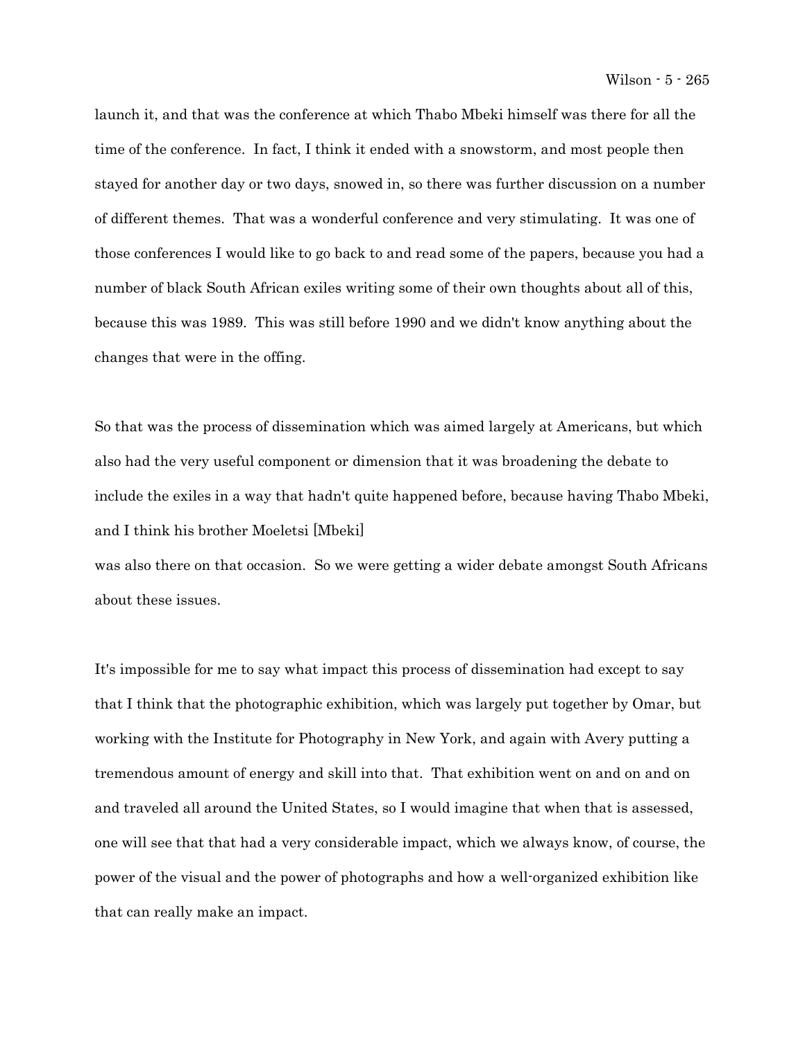launch it, and that was the conference at which Thabo Mbeki himself was there for all the time of the conference. In fact, I think it ended with a snowstorm, and most people then stayed for another day or two days, snowed in, so there was further discussion on a number of different themes. That was a wonderful conference and very stimulating. It was one of those conferences I would like to go back to and read some of the papers, because you had a number of black South African exiles writing some of their own thoughts about all of this, because this was 1989. This was still before 1990 and we didn't know anything about the changes that were in the offing.

So that was the process of dissemination which was aimed largely at Americans, but which also had the very useful component or dimension that it was broadening the debate to include the exiles in a way that hadn't quite happened before, because having Thabo Mbeki, and I think his brother Moeletsi [Mbeki]
was also there on that occasion. So we were getting a wider debate amongst South Africans about these issues.

It's impossible for me to say what impact this process of dissemination had except to say that I think that the photographic exhibition, which was largely put together by Omar, but working with the Institute for Photography in New York, and again with Avery putting a tremendous amount of energy and skill into that. That exhibition went on and on and on and traveled all around the United States, so I would imagine that when that is assessed, one will see that that had a very considerable impact, which we always know, of course, the power of the visual and the power of photographs and how a well-organized exhibition like that can really make an impact.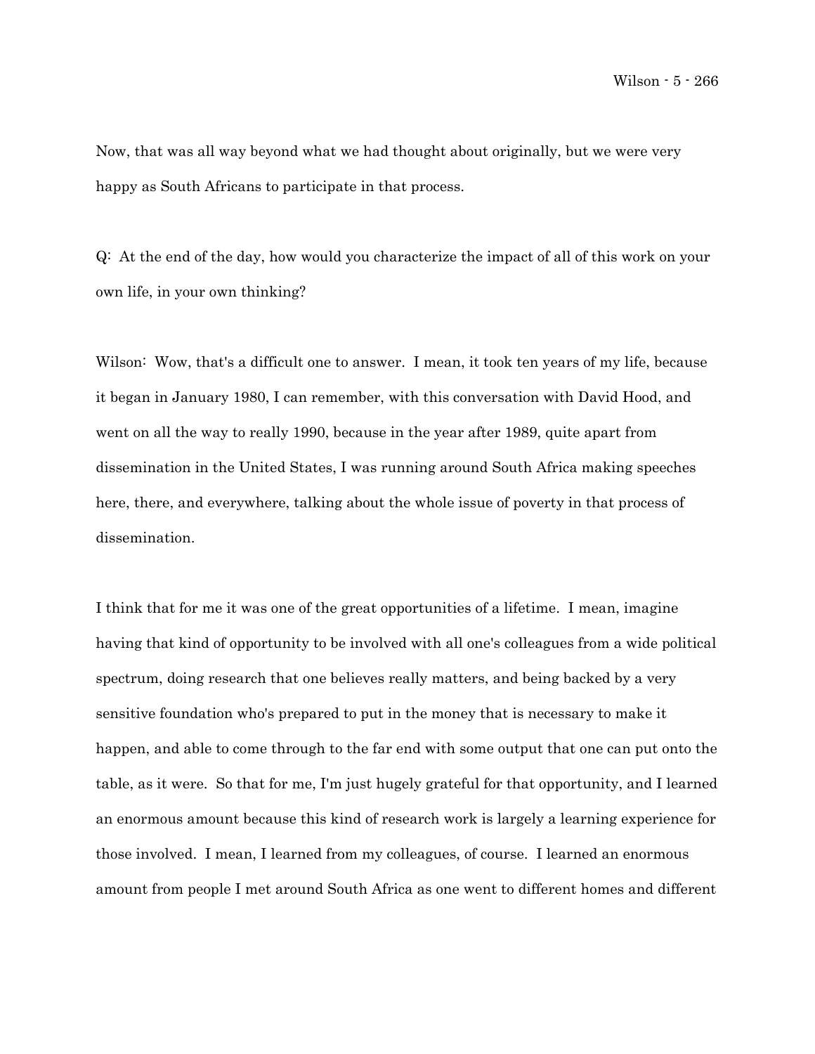Now, that was all way beyond what we had thought about originally, but we were very happy as South Africans to participate in that process.

Q: At the end of the day, how would you characterize the impact of all of this work on your own life, in your own thinking?

Wilson: Wow, that's a difficult one to answer. I mean, it took ten years of my life, because it began in January 1980, I can remember, with this conversation with David Hood, and went on all the way to really 1990, because in the year after 1989, quite apart from dissemination in the United States, I was running around South Africa making speeches here, there, and everywhere, talking about the whole issue of poverty in that process of dissemination.

I think that for me it was one of the great opportunities of a lifetime. I mean, imagine having that kind of opportunity to be involved with all one's colleagues from a wide political spectrum, doing research that one believes really matters, and being backed by a very sensitive foundation who's prepared to put in the money that is necessary to make it happen, and able to come through to the far end with some output that one can put onto the table, as it were. So that for me, I'm just hugely grateful for that opportunity, and I learned an enormous amount because this kind of research work is largely a learning experience for those involved. I mean, I learned from my colleagues, of course. I learned an enormous amount from people I met around South Africa as one went to different homes and different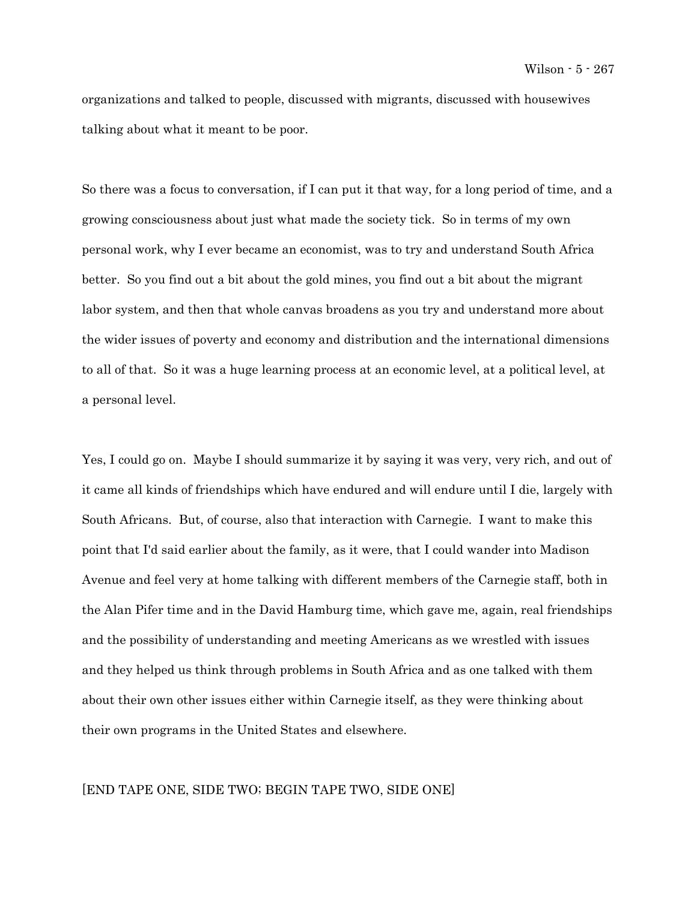organizations and talked to people, discussed with migrants, discussed with housewives talking about what it meant to be poor.

So there was a focus to conversation, if I can put it that way, for a long period of time, and a growing consciousness about just what made the society tick. So in terms of my own personal work, why I ever became an economist, was to try and understand South Africa better. So you find out a bit about the gold mines, you find out a bit about the migrant labor system, and then that whole canvas broadens as you try and understand more about the wider issues of poverty and economy and distribution and the international dimensions to all of that. So it was a huge learning process at an economic level, at a political level, at a personal level.

Yes, I could go on. Maybe I should summarize it by saying it was very, very rich, and out of it came all kinds of friendships which have endured and will endure until I die, largely with South Africans. But, of course, also that interaction with Carnegie. I want to make this point that I'd said earlier about the family, as it were, that I could wander into Madison Avenue and feel very at home talking with different members of the Carnegie staff, both in the Alan Pifer time and in the David Hamburg time, which gave me, again, real friendships and the possibility of understanding and meeting Americans as we wrestled with issues and they helped us think through problems in South Africa and as one talked with them about their own other issues either within Carnegie itself, as they were thinking about their own programs in the United States and elsewhere.

[END TAPE ONE, SIDE TWO; BEGIN TAPE TWO, SIDE ONE]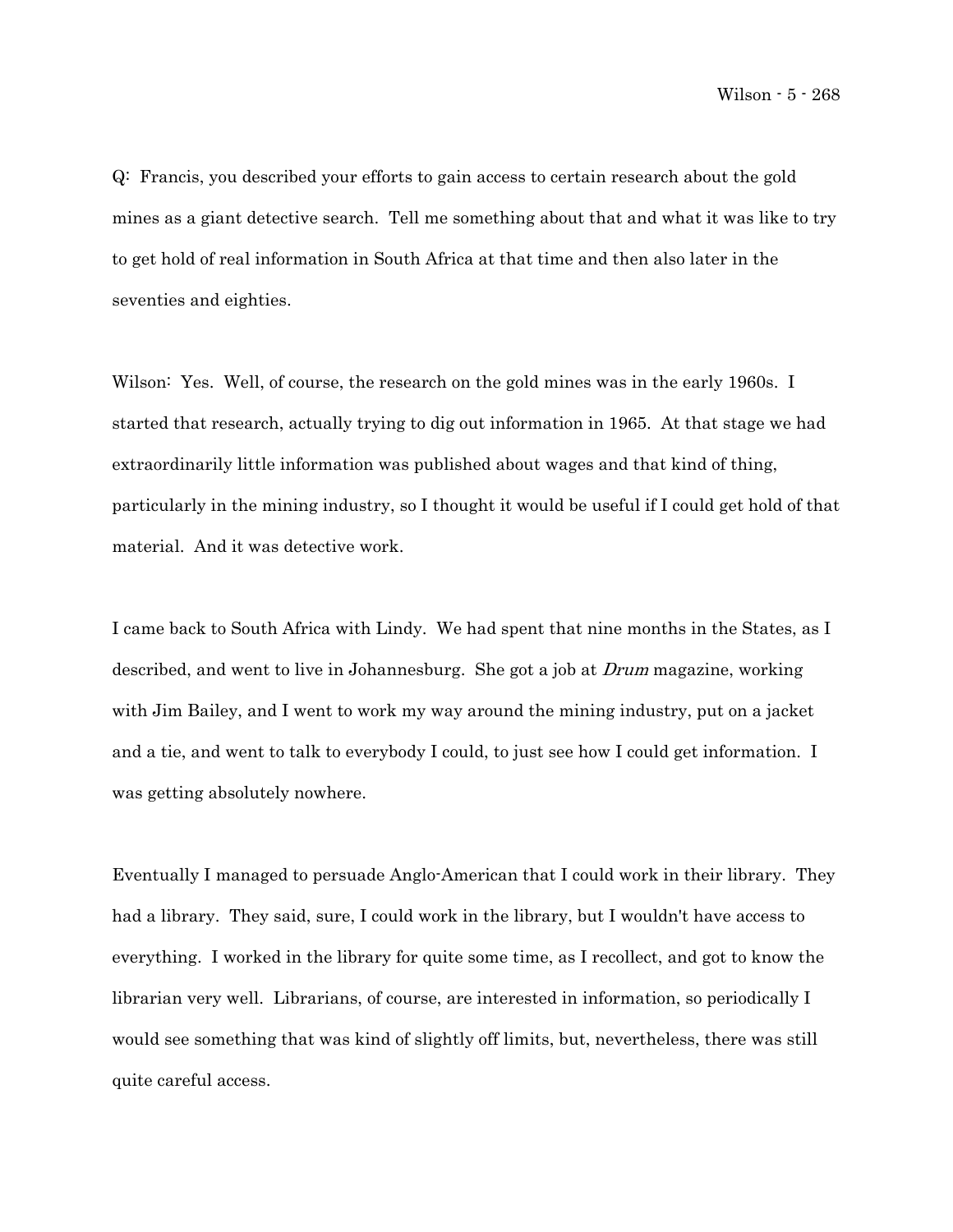Q: Francis, you described your efforts to gain access to certain research about the gold mines as a giant detective search. Tell me something about that and what it was like to try to get hold of real information in South Africa at that time and then also later in the seventies and eighties.

Wilson: Yes. Well, of course, the research on the gold mines was in the early 1960s. I started that research, actually trying to dig out information in 1965. At that stage we had extraordinarily little information was published about wages and that kind of thing, particularly in the mining industry, so I thought it would be useful if I could get hold of that material. And it was detective work.

I came back to South Africa with Lindy. We had spent that nine months in the States, as I described, and went to live in Johannesburg. She got a job at *Drum* magazine, working with Jim Bailey, and I went to work my way around the mining industry, put on a jacket and a tie, and went to talk to everybody I could, to just see how I could get information. I was getting absolutely nowhere.

Eventually I managed to persuade Anglo-American that I could work in their library. They had a library. They said, sure, I could work in the library, but I wouldn't have access to everything. I worked in the library for quite some time, as I recollect, and got to know the librarian very well. Librarians, of course, are interested in information, so periodically I would see something that was kind of slightly off limits, but, nevertheless, there was still quite careful access.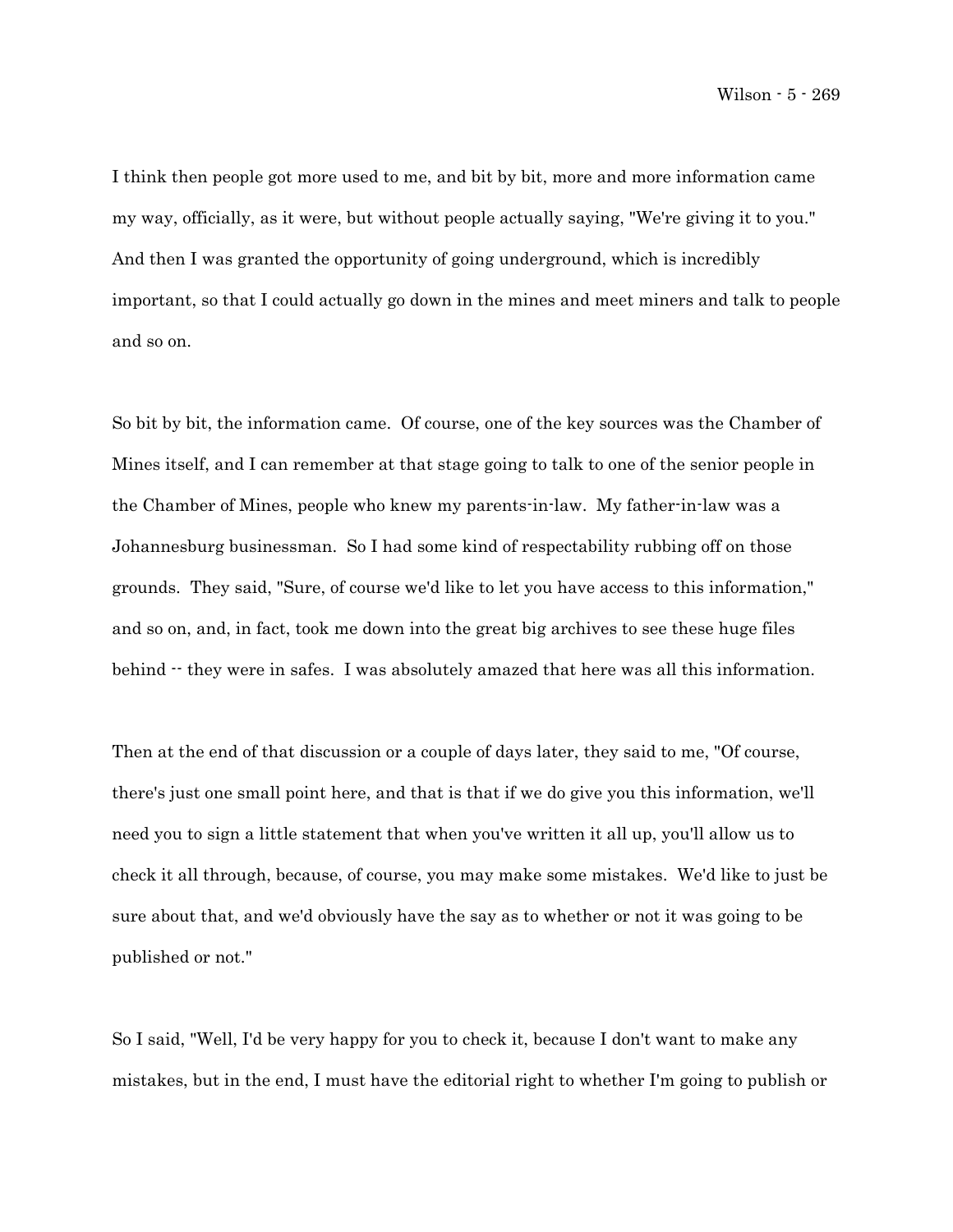I think then people got more used to me, and bit by bit, more and more information came my way, officially, as it were, but without people actually saying, "We're giving it to you." And then I was granted the opportunity of going underground, which is incredibly important, so that I could actually go down in the mines and meet miners and talk to people and so on.

So bit by bit, the information came. Of course, one of the key sources was the Chamber of Mines itself, and I can remember at that stage going to talk to one of the senior people in the Chamber of Mines, people who knew my parents-in-law. My father-in-law was a Johannesburg businessman. So I had some kind of respectability rubbing off on those grounds. They said, "Sure, of course we'd like to let you have access to this information," and so on, and, in fact, took me down into the great big archives to see these huge files behind -- they were in safes. I was absolutely amazed that here was all this information.

Then at the end of that discussion or a couple of days later, they said to me, "Of course, there's just one small point here, and that is that if we do give you this information, we'll need you to sign a little statement that when you've written it all up, you'll allow us to check it all through, because, of course, you may make some mistakes. We'd like to just be sure about that, and we'd obviously have the say as to whether or not it was going to be published or not."

So I said, "Well, I'd be very happy for you to check it, because I don't want to make any mistakes, but in the end, I must have the editorial right to whether I'm going to publish or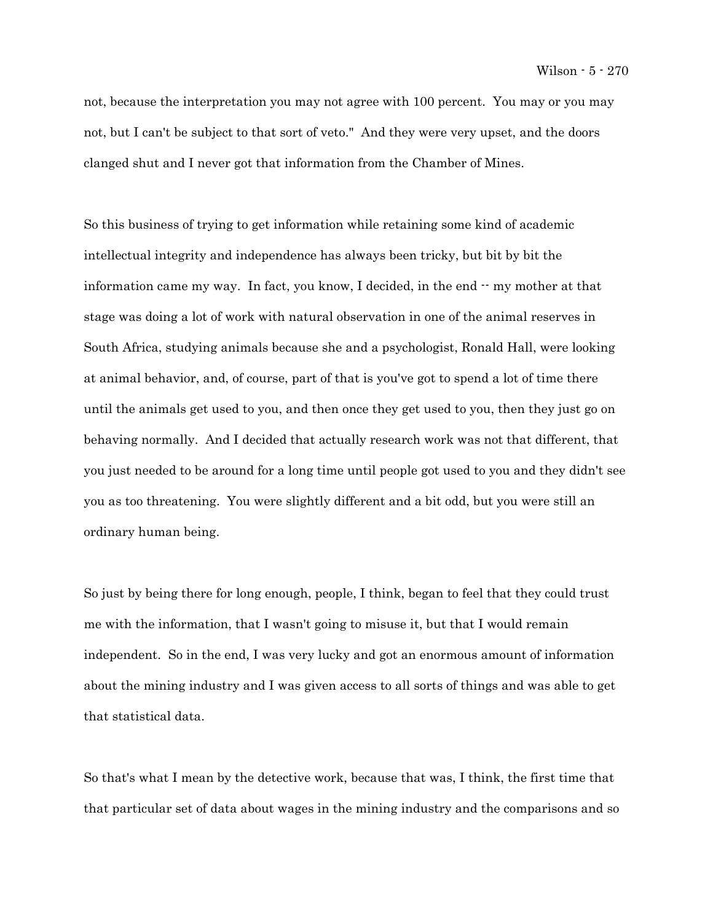not, because the interpretation you may not agree with 100 percent. You may or you may not, but I can't be subject to that sort of veto." And they were very upset, and the doors clanged shut and I never got that information from the Chamber of Mines.

So this business of trying to get information while retaining some kind of academic intellectual integrity and independence has always been tricky, but bit by bit the information came my way. In fact, you know, I decided, in the end -- my mother at that stage was doing a lot of work with natural observation in one of the animal reserves in South Africa, studying animals because she and a psychologist, Ronald Hall, were looking at animal behavior, and, of course, part of that is you've got to spend a lot of time there until the animals get used to you, and then once they get used to you, then they just go on behaving normally. And I decided that actually research work was not that different, that you just needed to be around for a long time until people got used to you and they didn't see you as too threatening. You were slightly different and a bit odd, but you were still an ordinary human being.

So just by being there for long enough, people, I think, began to feel that they could trust me with the information, that I wasn't going to misuse it, but that I would remain independent. So in the end, I was very lucky and got an enormous amount of information about the mining industry and I was given access to all sorts of things and was able to get that statistical data.

So that's what I mean by the detective work, because that was, I think, the first time that that particular set of data about wages in the mining industry and the comparisons and so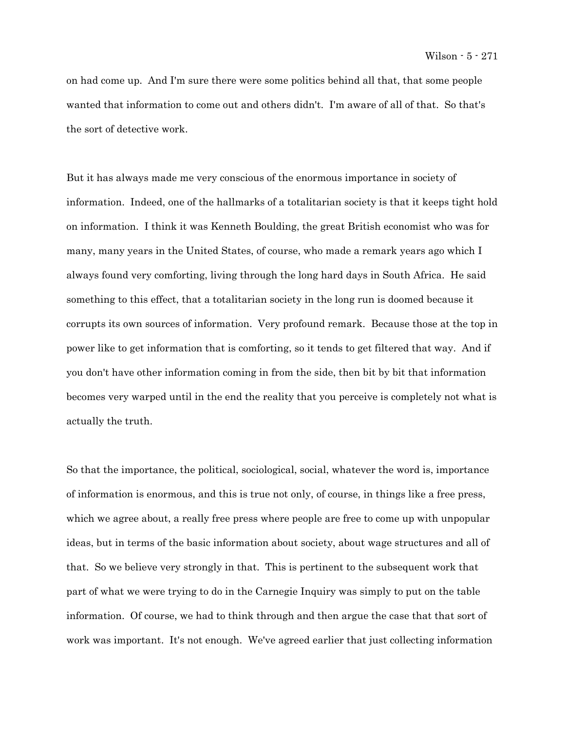on had come up. And I'm sure there were some politics behind all that, that some people wanted that information to come out and others didn't. I'm aware of all of that. So that's the sort of detective work.

But it has always made me very conscious of the enormous importance in society of information. Indeed, one of the hallmarks of a totalitarian society is that it keeps tight hold on information. I think it was Kenneth Boulding, the great British economist who was for many, many years in the United States, of course, who made a remark years ago which I always found very comforting, living through the long hard days in South Africa. He said something to this effect, that a totalitarian society in the long run is doomed because it corrupts its own sources of information. Very profound remark. Because those at the top in power like to get information that is comforting, so it tends to get filtered that way. And if you don't have other information coming in from the side, then bit by bit that information becomes very warped until in the end the reality that you perceive is completely not what is actually the truth.

So that the importance, the political, sociological, social, whatever the word is, importance of information is enormous, and this is true not only, of course, in things like a free press, which we agree about, a really free press where people are free to come up with unpopular ideas, but in terms of the basic information about society, about wage structures and all of that. So we believe very strongly in that. This is pertinent to the subsequent work that part of what we were trying to do in the Carnegie Inquiry was simply to put on the table information. Of course, we had to think through and then argue the case that that sort of work was important. It's not enough. We've agreed earlier that just collecting information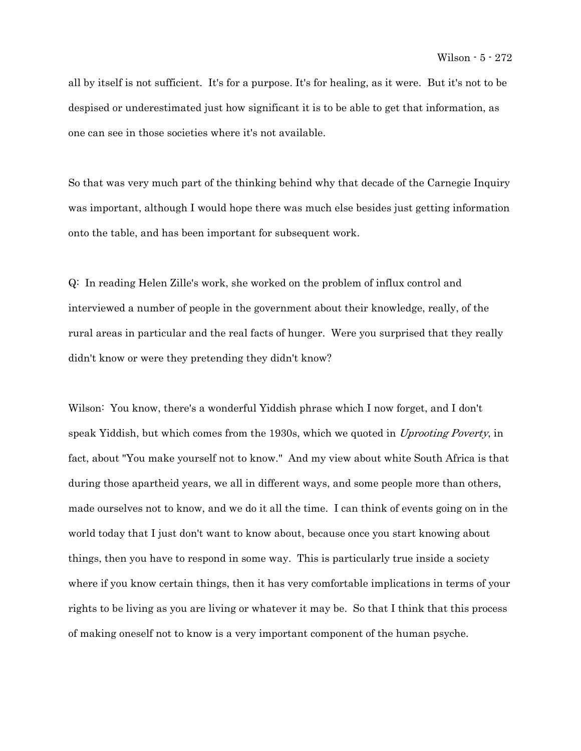all by itself is not sufficient. It's for a purpose. It's for healing, as it were. But it's not to be despised or underestimated just how significant it is to be able to get that information, as one can see in those societies where it's not available.

So that was very much part of the thinking behind why that decade of the Carnegie Inquiry was important, although I would hope there was much else besides just getting information onto the table, and has been important for subsequent work.

Q: In reading Helen Zille's work, she worked on the problem of influx control and interviewed a number of people in the government about their knowledge, really, of the rural areas in particular and the real facts of hunger. Were you surprised that they really didn't know or were they pretending they didn't know?

Wilson: You know, there's a wonderful Yiddish phrase which I now forget, and I don't speak Yiddish, but which comes from the 1930s, which we quoted in *Uprooting Poverty*, in fact, about "You make yourself not to know." And my view about white South Africa is that during those apartheid years, we all in different ways, and some people more than others, made ourselves not to know, and we do it all the time. I can think of events going on in the world today that I just don't want to know about, because once you start knowing about things, then you have to respond in some way. This is particularly true inside a society where if you know certain things, then it has very comfortable implications in terms of your rights to be living as you are living or whatever it may be. So that I think that this process of making oneself not to know is a very important component of the human psyche.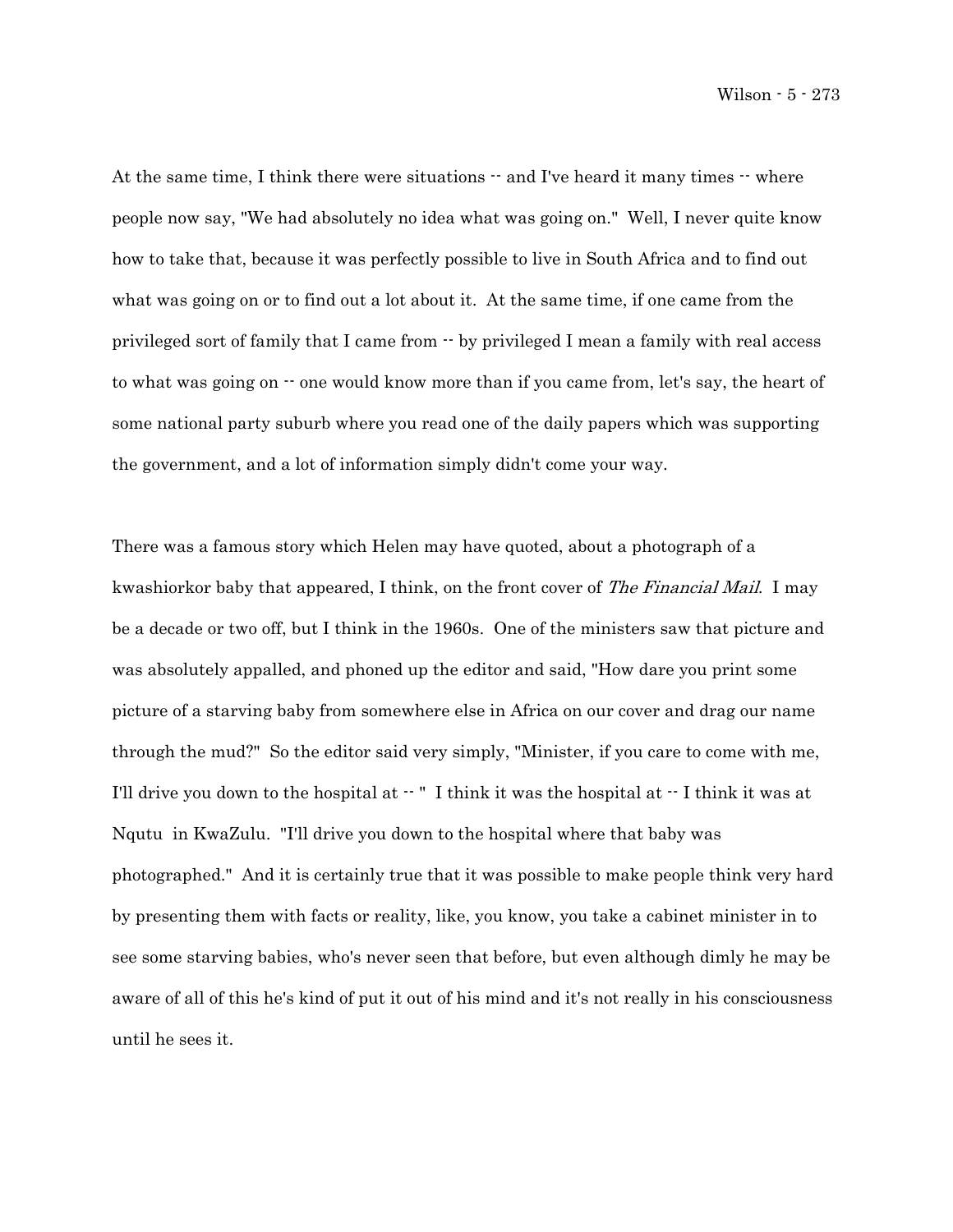At the same time, I think there were situations -- and I've heard it many times -- where people now say, "We had absolutely no idea what was going on." Well, I never quite know how to take that, because it was perfectly possible to live in South Africa and to find out what was going on or to find out a lot about it. At the same time, if one came from the privileged sort of family that I came from -- by privileged I mean a family with real access to what was going on -- one would know more than if you came from, let's say, the heart of some national party suburb where you read one of the daily papers which was supporting the government, and a lot of information simply didn't come your way.

There was a famous story which Helen may have quoted, about a photograph of a kwashiorkor baby that appeared, I think, on the front cover of *The Financial Mail*. I may be a decade or two off, but I think in the 1960s. One of the ministers saw that picture and was absolutely appalled, and phoned up the editor and said, "How dare you print some picture of a starving baby from somewhere else in Africa on our cover and drag our name through the mud?" So the editor said very simply, "Minister, if you care to come with me, I'll drive you down to the hospital at -- " I think it was the hospital at -- I think it was at Nqutu in KwaZulu. "I'll drive you down to the hospital where that baby was photographed." And it is certainly true that it was possible to make people think very hard by presenting them with facts or reality, like, you know, you take a cabinet minister in to see some starving babies, who's never seen that before, but even although dimly he may be aware of all of this he's kind of put it out of his mind and it's not really in his consciousness until he sees it.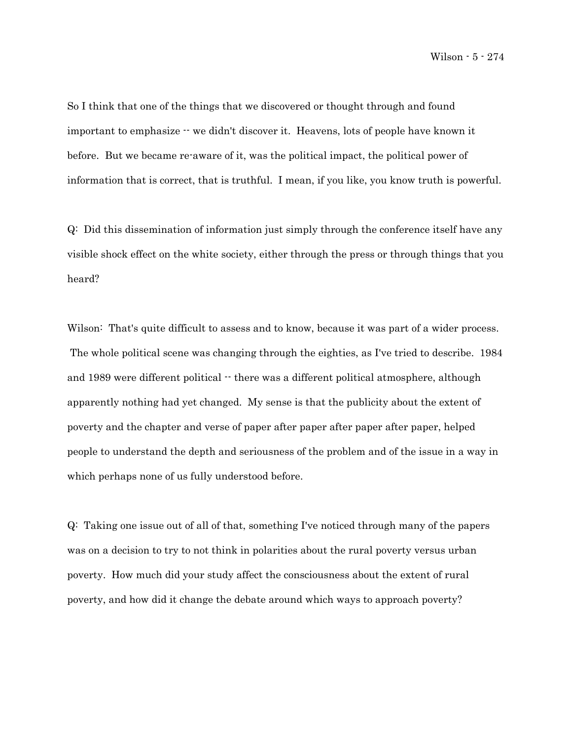So I think that one of the things that we discovered or thought through and found important to emphasize -- we didn't discover it. Heavens, lots of people have known it before. But we became re-aware of it, was the political impact, the political power of information that is correct, that is truthful. I mean, if you like, you know truth is powerful.

Q: Did this dissemination of information just simply through the conference itself have any visible shock effect on the white society, either through the press or through things that you heard?

Wilson: That's quite difficult to assess and to know, because it was part of a wider process. The whole political scene was changing through the eighties, as I've tried to describe. 1984 and 1989 were different political -- there was a different political atmosphere, although apparently nothing had yet changed. My sense is that the publicity about the extent of poverty and the chapter and verse of paper after paper after paper after paper, helped people to understand the depth and seriousness of the problem and of the issue in a way in which perhaps none of us fully understood before.

Q: Taking one issue out of all of that, something I've noticed through many of the papers was on a decision to try to not think in polarities about the rural poverty versus urban poverty. How much did your study affect the consciousness about the extent of rural poverty, and how did it change the debate around which ways to approach poverty?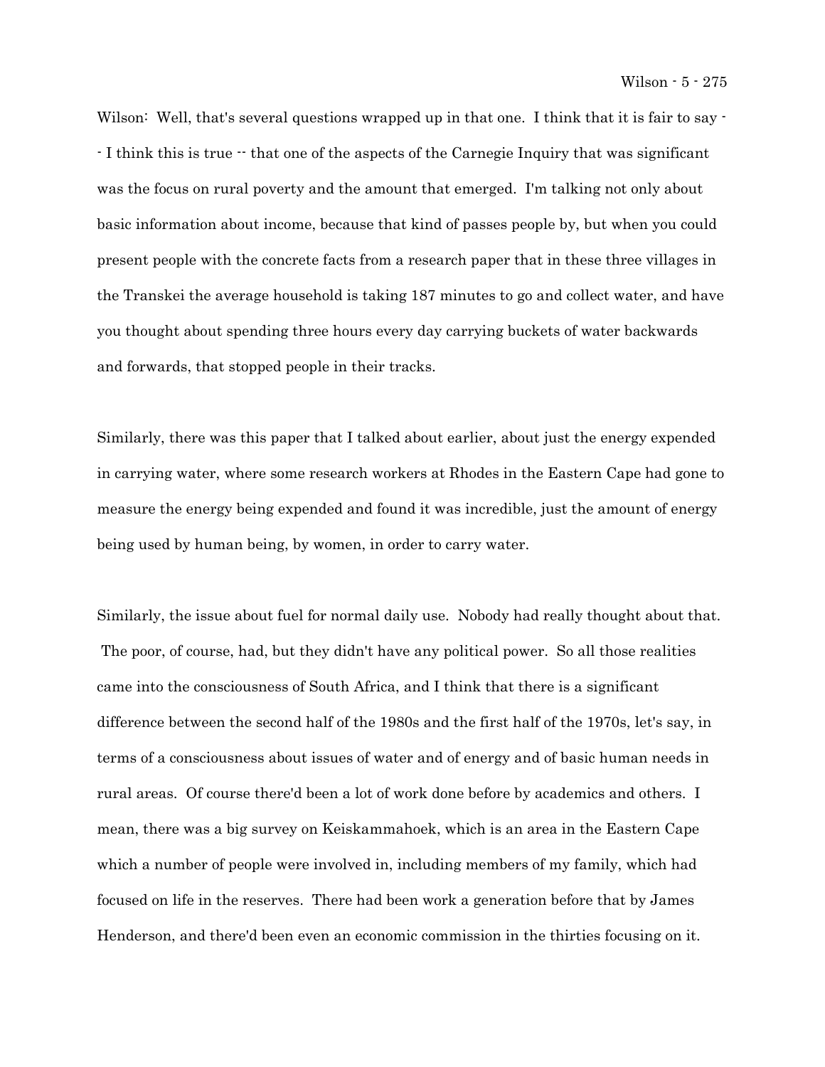Wilson: Well, that's several questions wrapped up in that one. I think that it is fair to say -- I think this is true -- that one of the aspects of the Carnegie Inquiry that was significant was the focus on rural poverty and the amount that emerged. I'm talking not only about basic information about income, because that kind of passes people by, but when you could present people with the concrete facts from a research paper that in these three villages in the Transkei the average household is taking 187 minutes to go and collect water, and have you thought about spending three hours every day carrying buckets of water backwards and forwards, that stopped people in their tracks.

Similarly, there was this paper that I talked about earlier, about just the energy expended in carrying water, where some research workers at Rhodes in the Eastern Cape had gone to measure the energy being expended and found it was incredible, just the amount of energy being used by human being, by women, in order to carry water.

Similarly, the issue about fuel for normal daily use. Nobody had really thought about that. The poor, of course, had, but they didn't have any political power. So all those realities came into the consciousness of South Africa, and I think that there is a significant difference between the second half of the 1980s and the first half of the 1970s, let's say, in terms of a consciousness about issues of water and of energy and of basic human needs in rural areas. Of course there'd been a lot of work done before by academics and others. I mean, there was a big survey on Keiskammahoek, which is an area in the Eastern Cape which a number of people were involved in, including members of my family, which had focused on life in the reserves. There had been work a generation before that by James Henderson, and there'd been even an economic commission in the thirties focusing on it.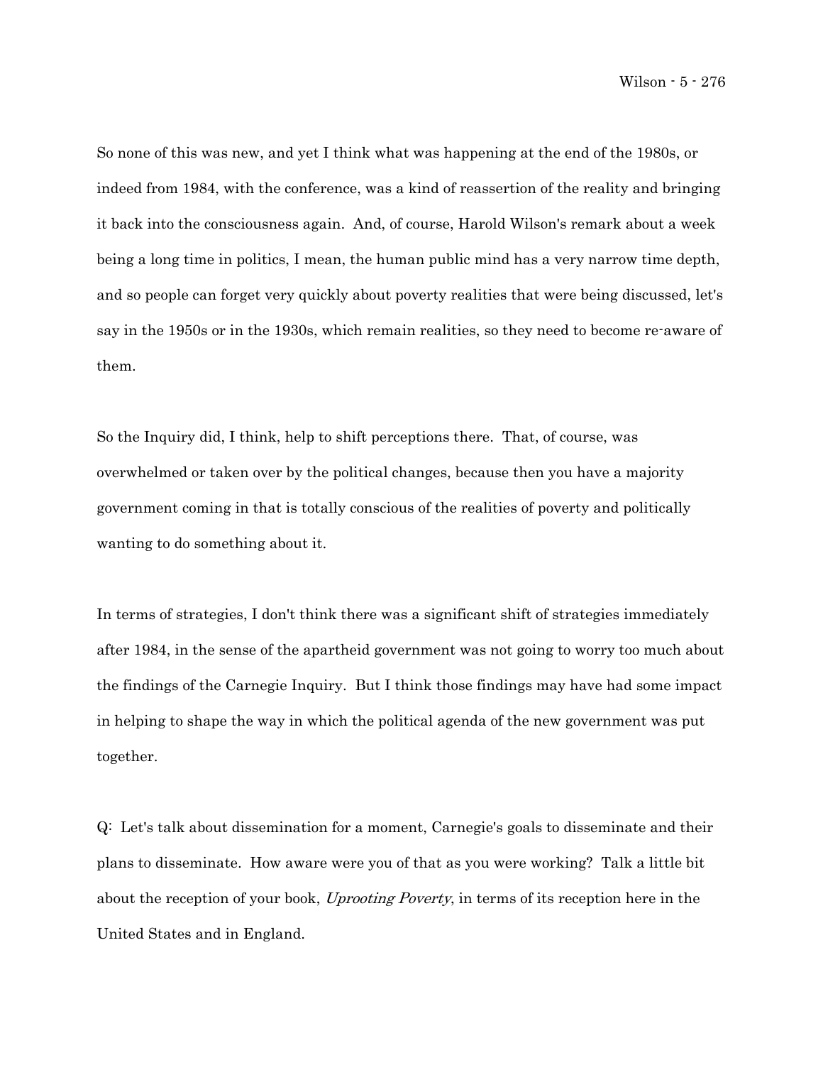So none of this was new, and yet I think what was happening at the end of the 1980s, or indeed from 1984, with the conference, was a kind of reassertion of the reality and bringing it back into the consciousness again. And, of course, Harold Wilson's remark about a week being a long time in politics, I mean, the human public mind has a very narrow time depth, and so people can forget very quickly about poverty realities that were being discussed, let's say in the 1950s or in the 1930s, which remain realities, so they need to become re-aware of them.

So the Inquiry did, I think, help to shift perceptions there. That, of course, was overwhelmed or taken over by the political changes, because then you have a majority government coming in that is totally conscious of the realities of poverty and politically wanting to do something about it.

In terms of strategies, I don't think there was a significant shift of strategies immediately after 1984, in the sense of the apartheid government was not going to worry too much about the findings of the Carnegie Inquiry. But I think those findings may have had some impact in helping to shape the way in which the political agenda of the new government was put together.

Q: Let's talk about dissemination for a moment, Carnegie's goals to disseminate and their plans to disseminate. How aware were you of that as you were working? Talk a little bit about the reception of your book, *Uprooting Poverty*, in terms of its reception here in the United States and in England.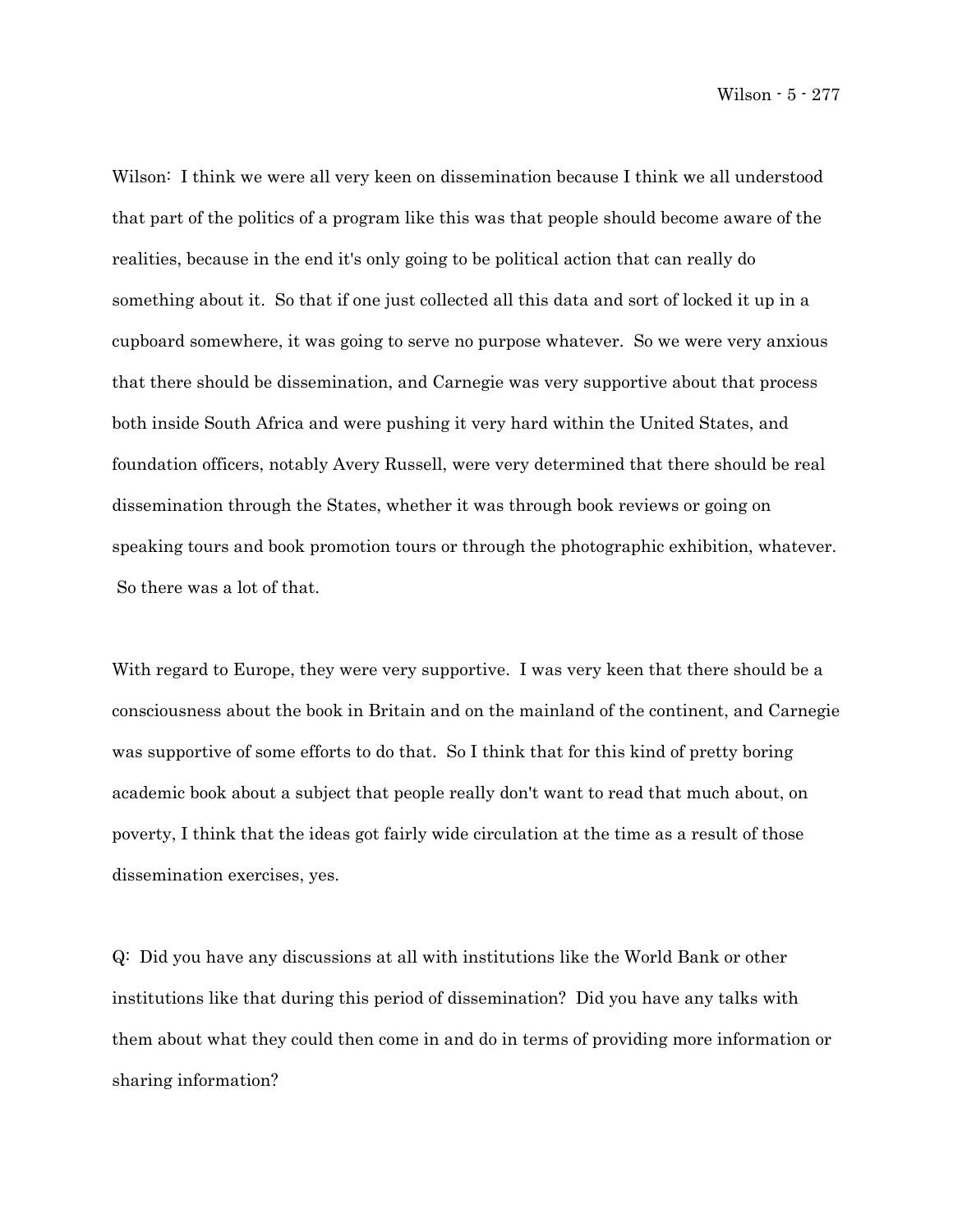Wilson: I think we were all very keen on dissemination because I think we all understood that part of the politics of a program like this was that people should become aware of the realities, because in the end it's only going to be political action that can really do something about it. So that if one just collected all this data and sort of locked it up in a cupboard somewhere, it was going to serve no purpose whatever. So we were very anxious that there should be dissemination, and Carnegie was very supportive about that process both inside South Africa and were pushing it very hard within the United States, and foundation officers, notably Avery Russell, were very determined that there should be real dissemination through the States, whether it was through book reviews or going on speaking tours and book promotion tours or through the photographic exhibition, whatever. So there was a lot of that.

With regard to Europe, they were very supportive. I was very keen that there should be a consciousness about the book in Britain and on the mainland of the continent, and Carnegie was supportive of some efforts to do that. So I think that for this kind of pretty boring academic book about a subject that people really don't want to read that much about, on poverty, I think that the ideas got fairly wide circulation at the time as a result of those dissemination exercises, yes.

Q: Did you have any discussions at all with institutions like the World Bank or other institutions like that during this period of dissemination? Did you have any talks with them about what they could then come in and do in terms of providing more information or sharing information?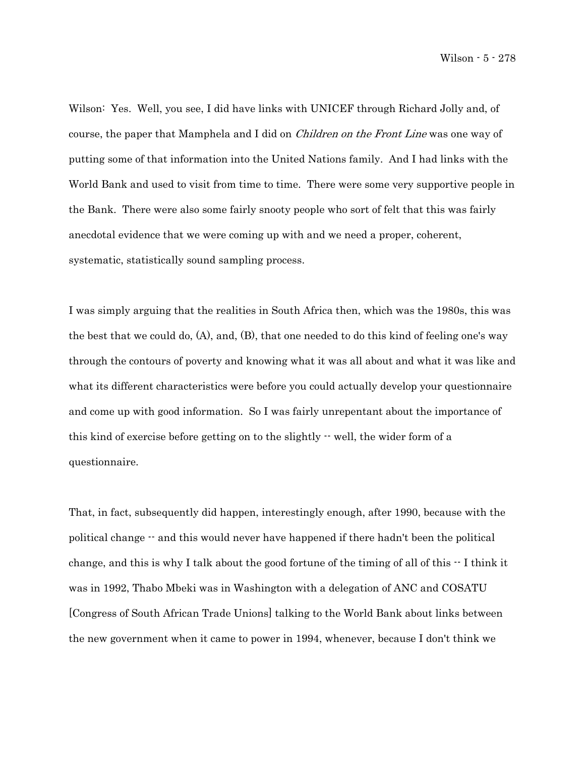Wilson: Yes. Well, you see, I did have links with UNICEF through Richard Jolly and, of course, the paper that Mamphela and I did on *Children on the Front Line* was one way of putting some of that information into the United Nations family. And I had links with the World Bank and used to visit from time to time. There were some very supportive people in the Bank. There were also some fairly snooty people who sort of felt that this was fairly anecdotal evidence that we were coming up with and we need a proper, coherent, systematic, statistically sound sampling process.

I was simply arguing that the realities in South Africa then, which was the 1980s, this was the best that we could do, (A), and, (B), that one needed to do this kind of feeling one's way through the contours of poverty and knowing what it was all about and what it was like and what its different characteristics were before you could actually develop your questionnaire and come up with good information. So I was fairly unrepentant about the importance of this kind of exercise before getting on to the slightly -- well, the wider form of a questionnaire.

That, in fact, subsequently did happen, interestingly enough, after 1990, because with the political change -- and this would never have happened if there hadn't been the political change, and this is why I talk about the good fortune of the timing of all of this -- I think it was in 1992, Thabo Mbeki was in Washington with a delegation of ANC and COSATU [Congress of South African Trade Unions] talking to the World Bank about links between the new government when it came to power in 1994, whenever, because I don't think we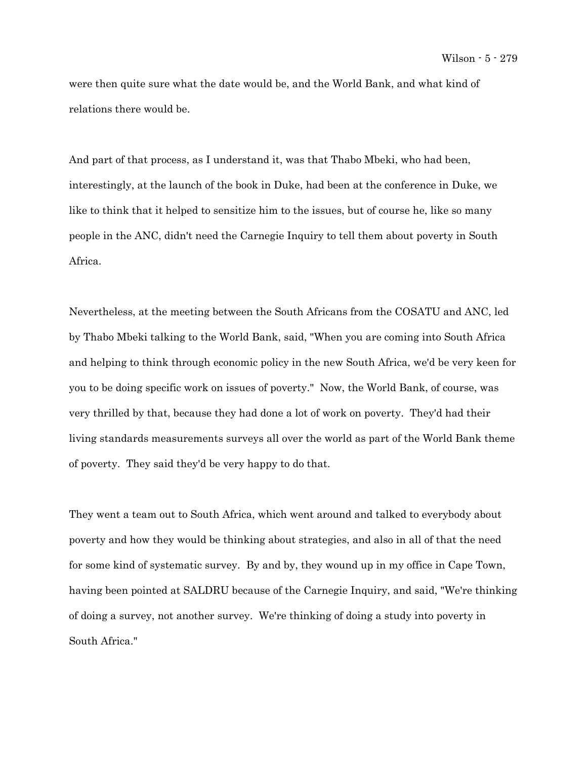were then quite sure what the date would be, and the World Bank, and what kind of relations there would be.

And part of that process, as I understand it, was that Thabo Mbeki, who had been, interestingly, at the launch of the book in Duke, had been at the conference in Duke, we like to think that it helped to sensitize him to the issues, but of course he, like so many people in the ANC, didn't need the Carnegie Inquiry to tell them about poverty in South Africa.

Nevertheless, at the meeting between the South Africans from the COSATU and ANC, led by Thabo Mbeki talking to the World Bank, said, "When you are coming into South Africa and helping to think through economic policy in the new South Africa, we'd be very keen for you to be doing specific work on issues of poverty." Now, the World Bank, of course, was very thrilled by that, because they had done a lot of work on poverty. They'd had their living standards measurements surveys all over the world as part of the World Bank theme of poverty. They said they'd be very happy to do that.

They went a team out to South Africa, which went around and talked to everybody about poverty and how they would be thinking about strategies, and also in all of that the need for some kind of systematic survey. By and by, they wound up in my office in Cape Town, having been pointed at SALDRU because of the Carnegie Inquiry, and said, "We're thinking of doing a survey, not another survey. We're thinking of doing a study into poverty in South Africa."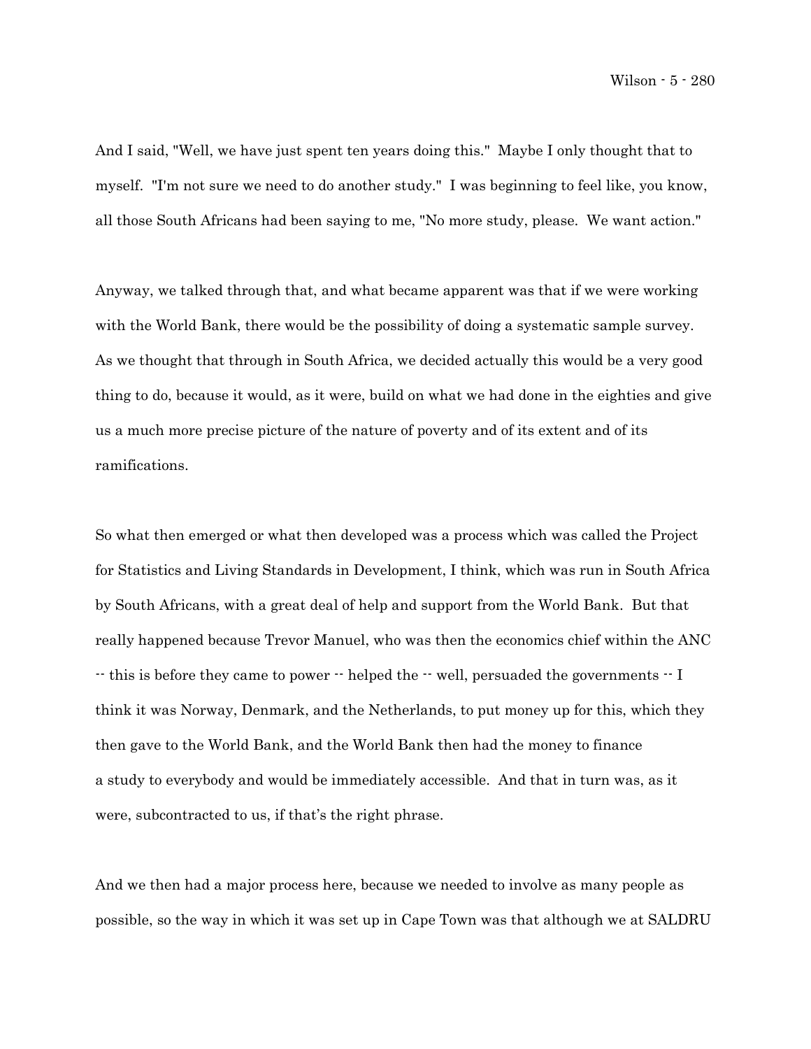And I said, "Well, we have just spent ten years doing this." Maybe I only thought that to myself. "I'm not sure we need to do another study." I was beginning to feel like, you know, all those South Africans had been saying to me, "No more study, please. We want action."

Anyway, we talked through that, and what became apparent was that if we were working with the World Bank, there would be the possibility of doing a systematic sample survey. As we thought that through in South Africa, we decided actually this would be a very good thing to do, because it would, as it were, build on what we had done in the eighties and give us a much more precise picture of the nature of poverty and of its extent and of its ramifications.

So what then emerged or what then developed was a process which was called the Project for Statistics and Living Standards in Development, I think, which was run in South Africa by South Africans, with a great deal of help and support from the World Bank. But that really happened because Trevor Manuel, who was then the economics chief within the ANC -- this is before they came to power -- helped the -- well, persuaded the governments -- I think it was Norway, Denmark, and the Netherlands, to put money up for this, which they then gave to the World Bank, and the World Bank then had the money to finance a study to everybody and would be immediately accessible. And that in turn was, as it were, subcontracted to us, if that's the right phrase.

And we then had a major process here, because we needed to involve as many people as possible, so the way in which it was set up in Cape Town was that although we at SALDRU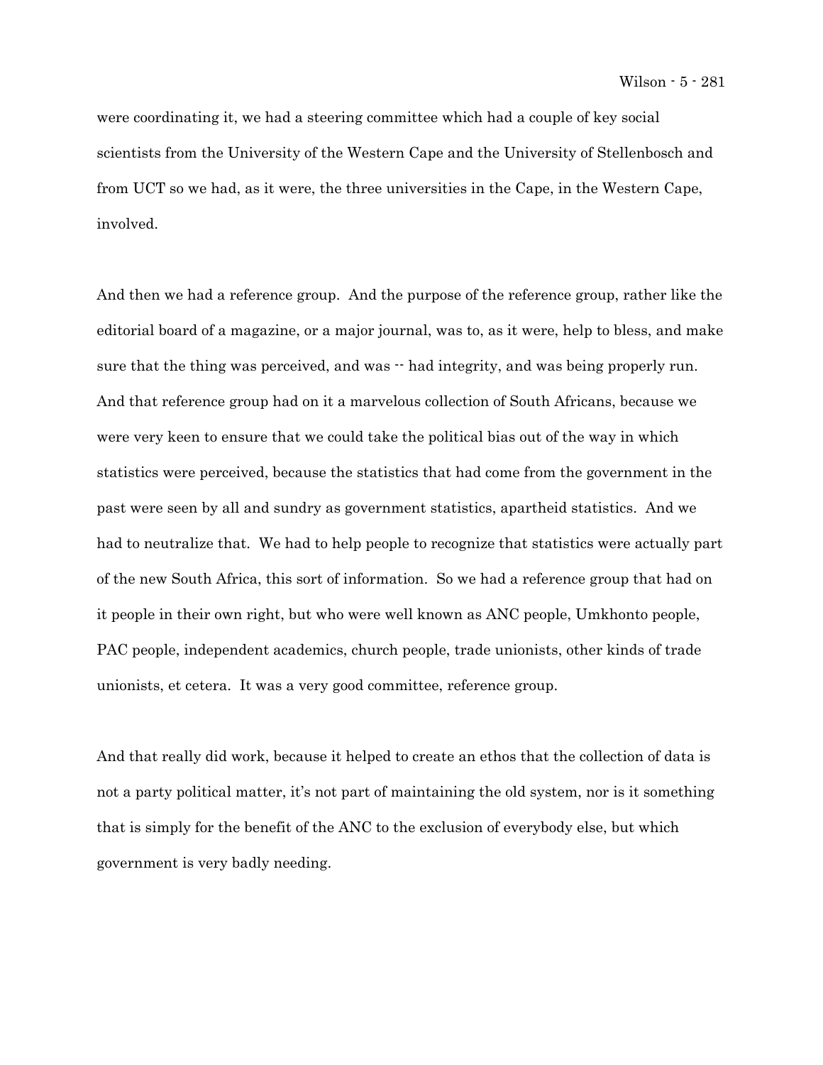were coordinating it, we had a steering committee which had a couple of key social scientists from the University of the Western Cape and the University of Stellenbosch and from UCT so we had, as it were, the three universities in the Cape, in the Western Cape, involved.

And then we had a reference group. And the purpose of the reference group, rather like the editorial board of a magazine, or a major journal, was to, as it were, help to bless, and make sure that the thing was perceived, and was -- had integrity, and was being properly run. And that reference group had on it a marvelous collection of South Africans, because we were very keen to ensure that we could take the political bias out of the way in which statistics were perceived, because the statistics that had come from the government in the past were seen by all and sundry as government statistics, apartheid statistics. And we had to neutralize that. We had to help people to recognize that statistics were actually part of the new South Africa, this sort of information. So we had a reference group that had on it people in their own right, but who were well known as ANC people, Umkhonto people, PAC people, independent academics, church people, trade unionists, other kinds of trade unionists, et cetera. It was a very good committee, reference group.

And that really did work, because it helped to create an ethos that the collection of data is not a party political matter, it's not part of maintaining the old system, nor is it something that is simply for the benefit of the ANC to the exclusion of everybody else, but which government is very badly needing.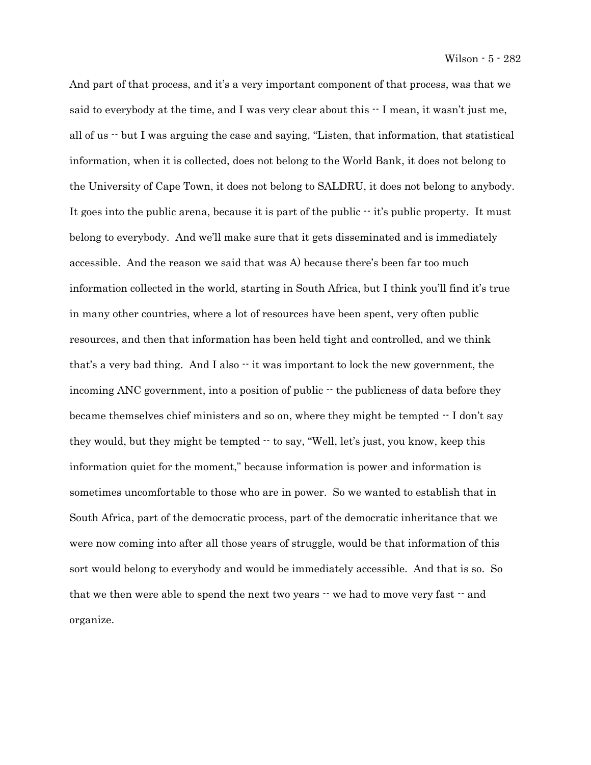And part of that process, and it's a very important component of that process, was that we said to everybody at the time, and I was very clear about this -- I mean, it wasn't just me, all of us -- but I was arguing the case and saying, "Listen, that information, that statistical information, when it is collected, does not belong to the World Bank, it does not belong to the University of Cape Town, it does not belong to SALDRU, it does not belong to anybody. It goes into the public arena, because it is part of the public -- it's public property. It must belong to everybody. And we'll make sure that it gets disseminated and is immediately accessible. And the reason we said that was A) because there's been far too much information collected in the world, starting in South Africa, but I think you'll find it's true in many other countries, where a lot of resources have been spent, very often public resources, and then that information has been held tight and controlled, and we think that's a very bad thing. And I also -- it was important to lock the new government, the incoming ANC government, into a position of public -- the publicness of data before they became themselves chief ministers and so on, where they might be tempted -- I don't say they would, but they might be tempted -- to say, "Well, let's just, you know, keep this information quiet for the moment," because information is power and information is sometimes uncomfortable to those who are in power. So we wanted to establish that in South Africa, part of the democratic process, part of the democratic inheritance that we were now coming into after all those years of struggle, would be that information of this sort would belong to everybody and would be immediately accessible. And that is so. So that we then were able to spend the next two years -- we had to move very fast -- and organize.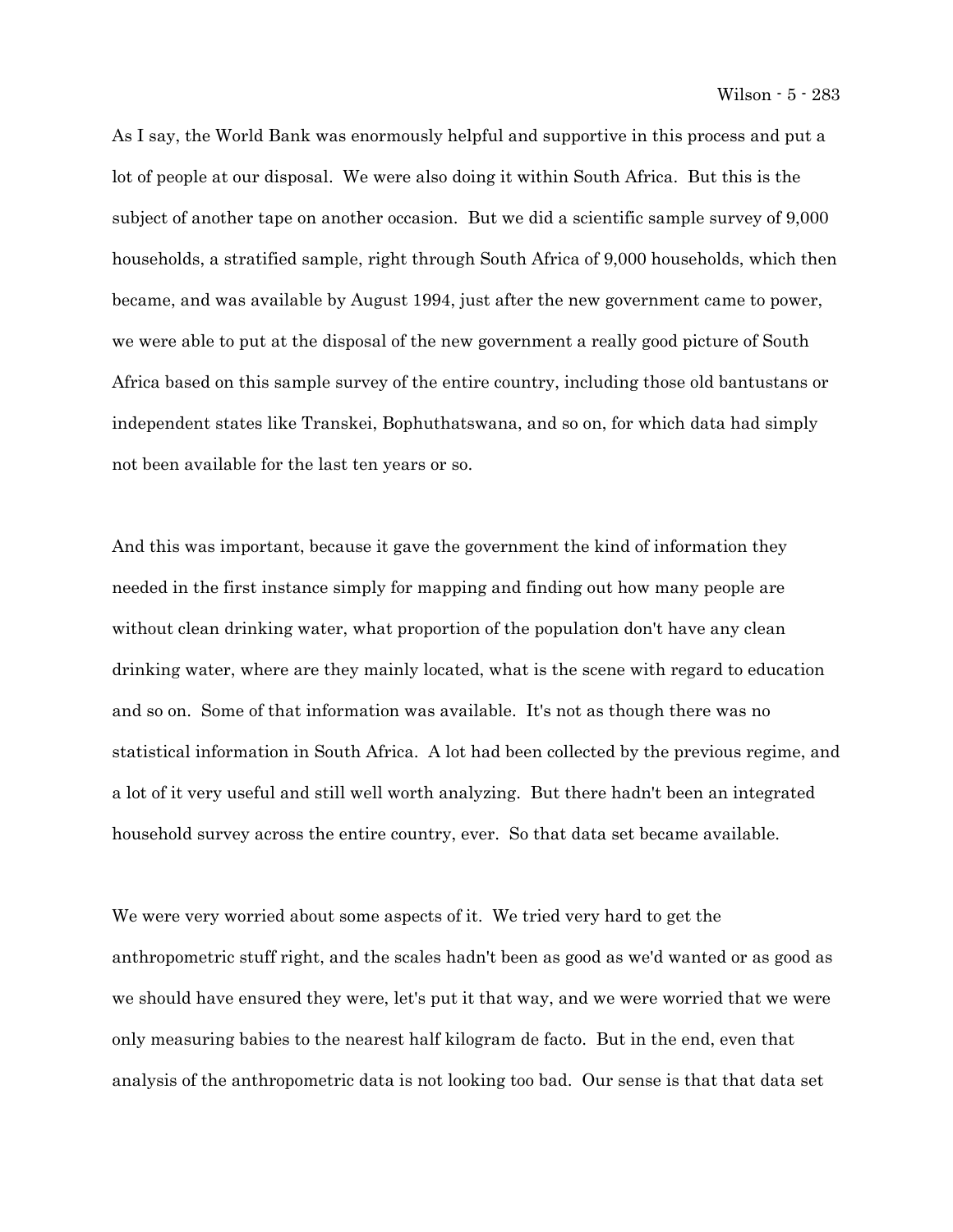As I say, the World Bank was enormously helpful and supportive in this process and put a lot of people at our disposal. We were also doing it within South Africa. But this is the subject of another tape on another occasion. But we did a scientific sample survey of 9,000 households, a stratified sample, right through South Africa of 9,000 households, which then became, and was available by August 1994, just after the new government came to power, we were able to put at the disposal of the new government a really good picture of South Africa based on this sample survey of the entire country, including those old bantustans or independent states like Transkei, Bophuthatswana, and so on, for which data had simply not been available for the last ten years or so.

And this was important, because it gave the government the kind of information they needed in the first instance simply for mapping and finding out how many people are without clean drinking water, what proportion of the population don't have any clean drinking water, where are they mainly located, what is the scene with regard to education and so on. Some of that information was available. It's not as though there was no statistical information in South Africa. A lot had been collected by the previous regime, and a lot of it very useful and still well worth analyzing. But there hadn't been an integrated household survey across the entire country, ever. So that data set became available.

We were very worried about some aspects of it. We tried very hard to get the anthropometric stuff right, and the scales hadn't been as good as we'd wanted or as good as we should have ensured they were, let's put it that way, and we were worried that we were only measuring babies to the nearest half kilogram de facto. But in the end, even that analysis of the anthropometric data is not looking too bad. Our sense is that that data set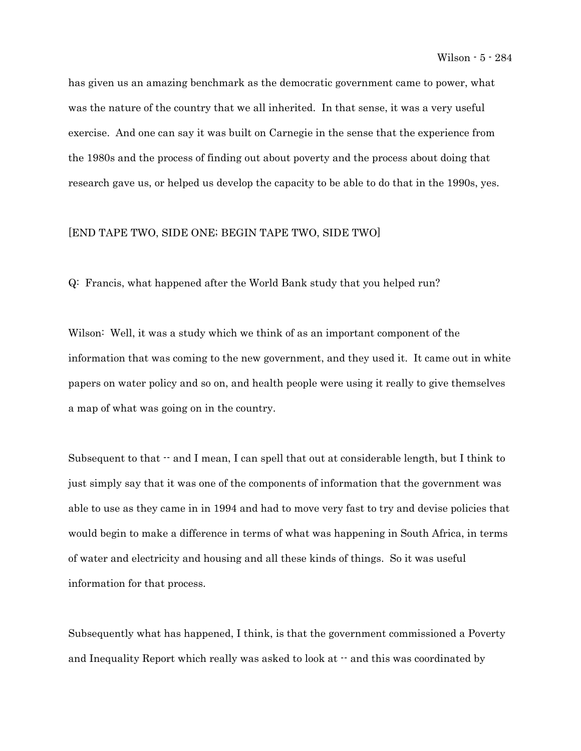has given us an amazing benchmark as the democratic government came to power, what was the nature of the country that we all inherited. In that sense, it was a very useful exercise. And one can say it was built on Carnegie in the sense that the experience from the 1980s and the process of finding out about poverty and the process about doing that research gave us, or helped us develop the capacity to be able to do that in the 1990s, yes.

[END TAPE TWO, SIDE ONE; BEGIN TAPE TWO, SIDE TWO]

Q: Francis, what happened after the World Bank study that you helped run?

Wilson: Well, it was a study which we think of as an important component of the information that was coming to the new government, and they used it. It came out in white papers on water policy and so on, and health people were using it really to give themselves a map of what was going on in the country.

Subsequent to that -- and I mean, I can spell that out at considerable length, but I think to just simply say that it was one of the components of information that the government was able to use as they came in in 1994 and had to move very fast to try and devise policies that would begin to make a difference in terms of what was happening in South Africa, in terms of water and electricity and housing and all these kinds of things. So it was useful information for that process.

Subsequently what has happened, I think, is that the government commissioned a Poverty and Inequality Report which really was asked to look at -- and this was coordinated by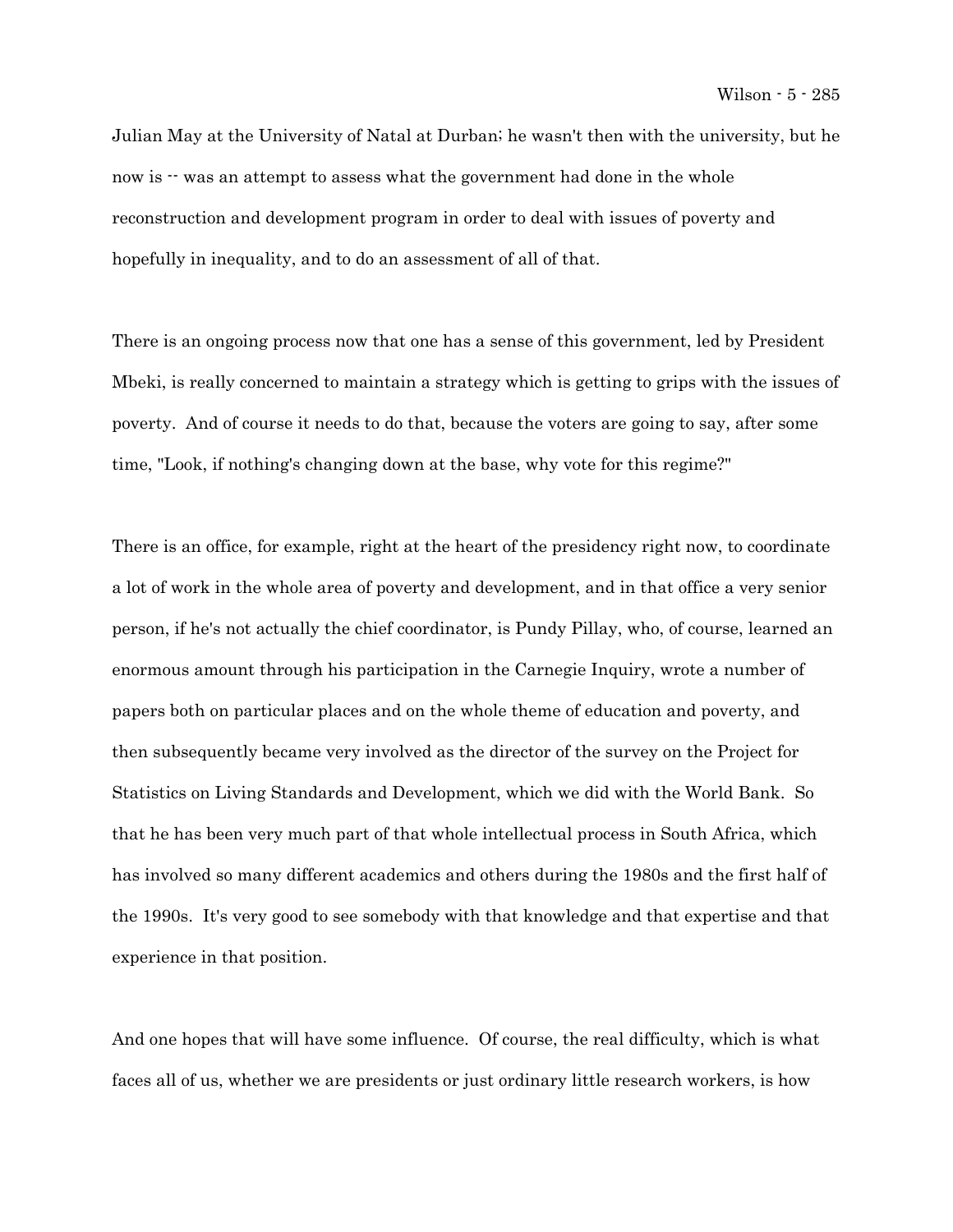Julian May at the University of Natal at Durban; he wasn't then with the university, but he now is -- was an attempt to assess what the government had done in the whole reconstruction and development program in order to deal with issues of poverty and hopefully in inequality, and to do an assessment of all of that.

There is an ongoing process now that one has a sense of this government, led by President Mbeki, is really concerned to maintain a strategy which is getting to grips with the issues of poverty. And of course it needs to do that, because the voters are going to say, after some time, "Look, if nothing's changing down at the base, why vote for this regime?"

There is an office, for example, right at the heart of the presidency right now, to coordinate a lot of work in the whole area of poverty and development, and in that office a very senior person, if he's not actually the chief coordinator, is Pundy Pillay, who, of course, learned an enormous amount through his participation in the Carnegie Inquiry, wrote a number of papers both on particular places and on the whole theme of education and poverty, and then subsequently became very involved as the director of the survey on the Project for Statistics on Living Standards and Development, which we did with the World Bank. So that he has been very much part of that whole intellectual process in South Africa, which has involved so many different academics and others during the 1980s and the first half of the 1990s. It's very good to see somebody with that knowledge and that expertise and that experience in that position.

And one hopes that will have some influence. Of course, the real difficulty, which is what faces all of us, whether we are presidents or just ordinary little research workers, is how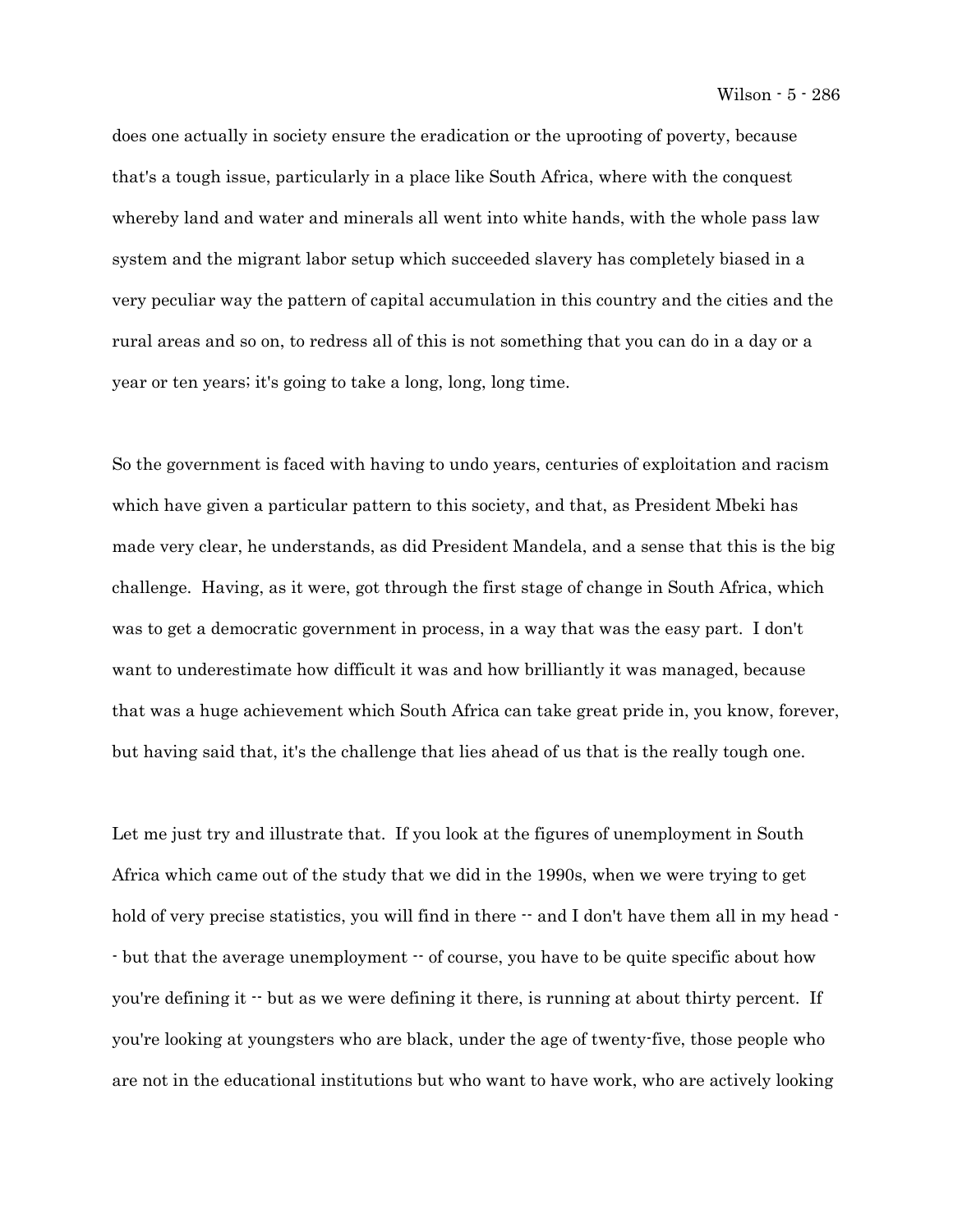does one actually in society ensure the eradication or the uprooting of poverty, because that's a tough issue, particularly in a place like South Africa, where with the conquest whereby land and water and minerals all went into white hands, with the whole pass law system and the migrant labor setup which succeeded slavery has completely biased in a very peculiar way the pattern of capital accumulation in this country and the cities and the rural areas and so on, to redress all of this is not something that you can do in a day or a year or ten years; it's going to take a long, long, long time.

So the government is faced with having to undo years, centuries of exploitation and racism which have given a particular pattern to this society, and that, as President Mbeki has made very clear, he understands, as did President Mandela, and a sense that this is the big challenge. Having, as it were, got through the first stage of change in South Africa, which was to get a democratic government in process, in a way that was the easy part. I don't want to underestimate how difficult it was and how brilliantly it was managed, because that was a huge achievement which South Africa can take great pride in, you know, forever, but having said that, it's the challenge that lies ahead of us that is the really tough one.

Let me just try and illustrate that. If you look at the figures of unemployment in South Africa which came out of the study that we did in the 1990s, when we were trying to get hold of very precise statistics, you will find in there -- and I don't have them all in my head -- but that the average unemployment -- of course, you have to be quite specific about how you're defining it -- but as we were defining it there, is running at about thirty percent. If you're looking at youngsters who are black, under the age of twenty-five, those people who are not in the educational institutions but who want to have work, who are actively looking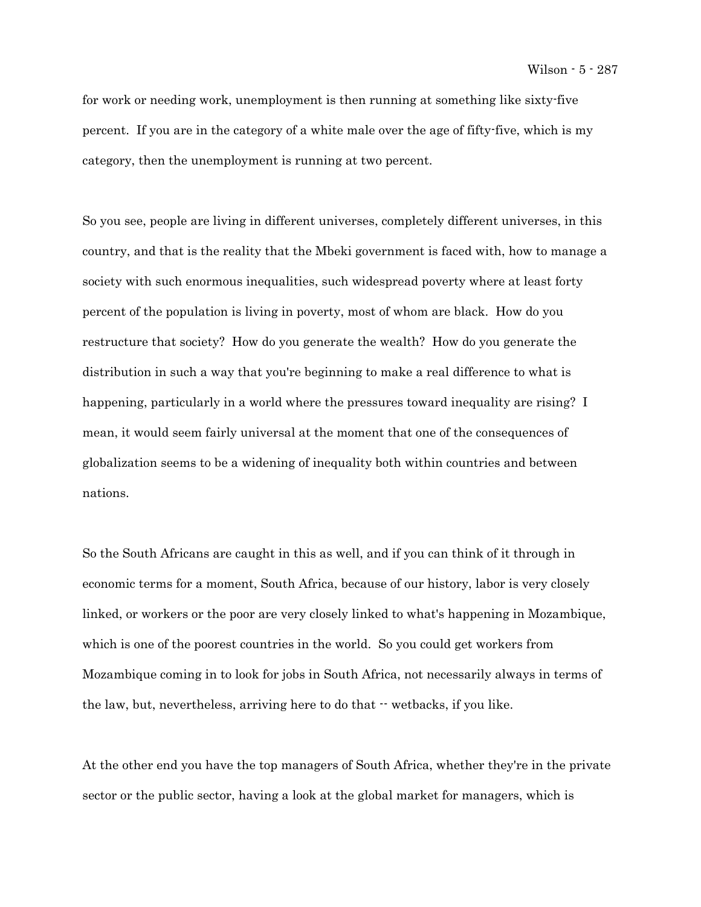for work or needing work, unemployment is then running at something like sixty-five percent. If you are in the category of a white male over the age of fifty-five, which is my category, then the unemployment is running at two percent.

So you see, people are living in different universes, completely different universes, in this country, and that is the reality that the Mbeki government is faced with, how to manage a society with such enormous inequalities, such widespread poverty where at least forty percent of the population is living in poverty, most of whom are black. How do you restructure that society? How do you generate the wealth? How do you generate the distribution in such a way that you're beginning to make a real difference to what is happening, particularly in a world where the pressures toward inequality are rising? I mean, it would seem fairly universal at the moment that one of the consequences of globalization seems to be a widening of inequality both within countries and between nations.

So the South Africans are caught in this as well, and if you can think of it through in economic terms for a moment, South Africa, because of our history, labor is very closely linked, or workers or the poor are very closely linked to what's happening in Mozambique, which is one of the poorest countries in the world. So you could get workers from Mozambique coming in to look for jobs in South Africa, not necessarily always in terms of the law, but, nevertheless, arriving here to do that -- wetbacks, if you like.

At the other end you have the top managers of South Africa, whether they're in the private sector or the public sector, having a look at the global market for managers, which is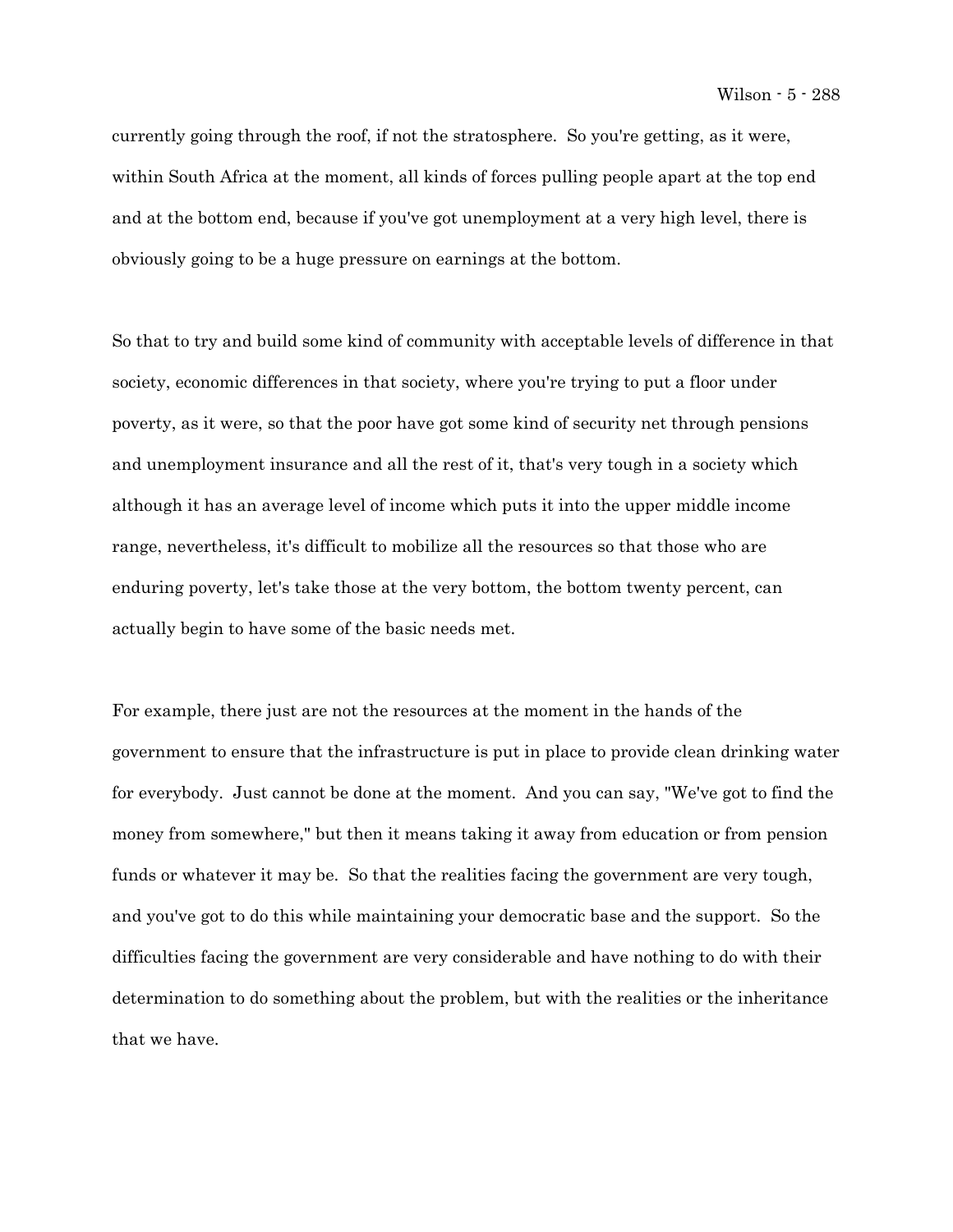currently going through the roof, if not the stratosphere. So you're getting, as it were, within South Africa at the moment, all kinds of forces pulling people apart at the top end and at the bottom end, because if you've got unemployment at a very high level, there is obviously going to be a huge pressure on earnings at the bottom.

So that to try and build some kind of community with acceptable levels of difference in that society, economic differences in that society, where you're trying to put a floor under poverty, as it were, so that the poor have got some kind of security net through pensions and unemployment insurance and all the rest of it, that's very tough in a society which although it has an average level of income which puts it into the upper middle income range, nevertheless, it's difficult to mobilize all the resources so that those who are enduring poverty, let's take those at the very bottom, the bottom twenty percent, can actually begin to have some of the basic needs met.

For example, there just are not the resources at the moment in the hands of the government to ensure that the infrastructure is put in place to provide clean drinking water for everybody. Just cannot be done at the moment. And you can say, "We've got to find the money from somewhere," but then it means taking it away from education or from pension funds or whatever it may be. So that the realities facing the government are very tough, and you've got to do this while maintaining your democratic base and the support. So the difficulties facing the government are very considerable and have nothing to do with their determination to do something about the problem, but with the realities or the inheritance that we have.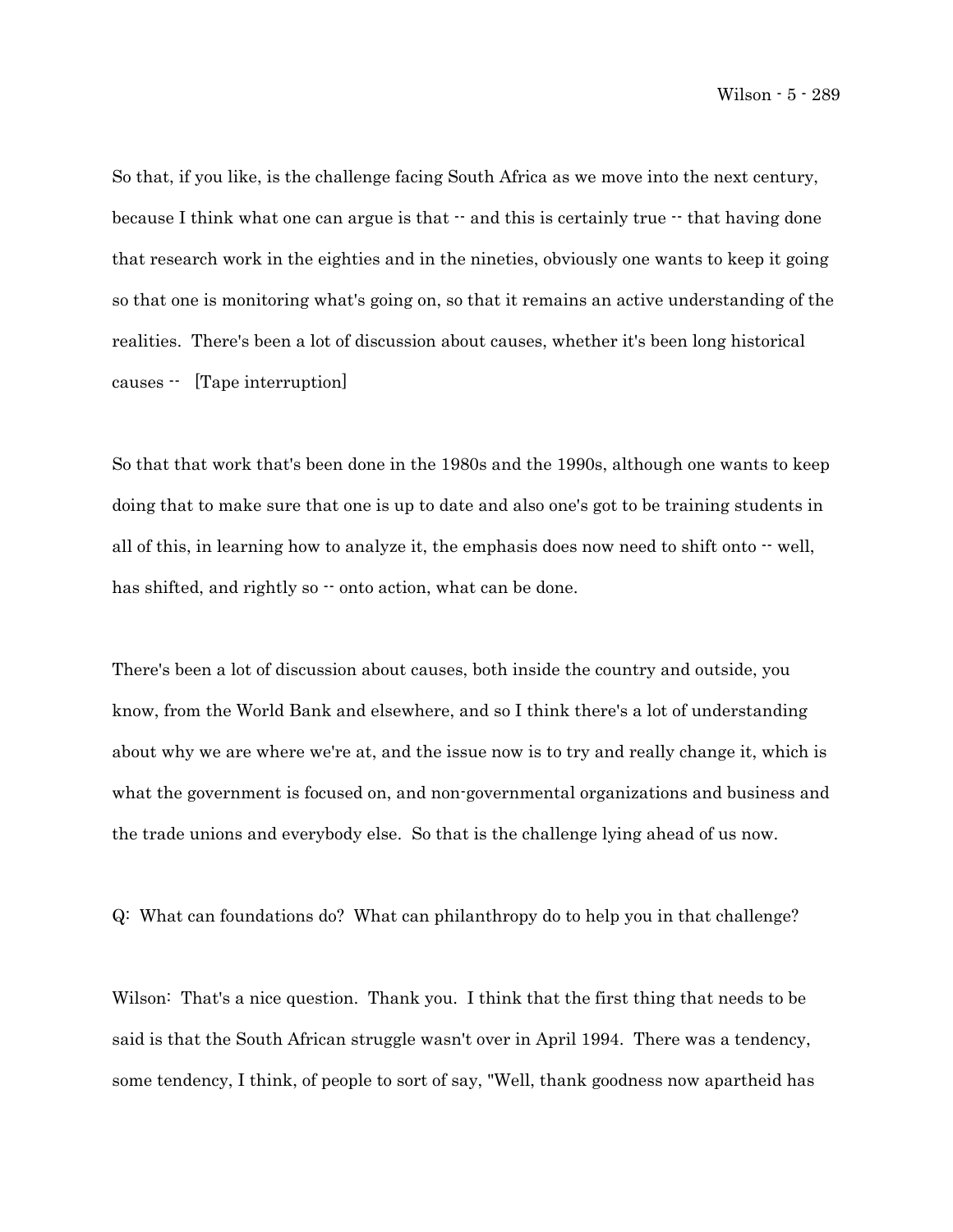So that, if you like, is the challenge facing South Africa as we move into the next century, because I think what one can argue is that -- and this is certainly true -- that having done that research work in the eighties and in the nineties, obviously one wants to keep it going so that one is monitoring what's going on, so that it remains an active understanding of the realities. There's been a lot of discussion about causes, whether it's been long historical causes -- [Tape interruption]

So that that work that's been done in the 1980s and the 1990s, although one wants to keep doing that to make sure that one is up to date and also one's got to be training students in all of this, in learning how to analyze it, the emphasis does now need to shift onto -- well, has shifted, and rightly so -- onto action, what can be done.

There's been a lot of discussion about causes, both inside the country and outside, you know, from the World Bank and elsewhere, and so I think there's a lot of understanding about why we are where we're at, and the issue now is to try and really change it, which is what the government is focused on, and non-governmental organizations and business and the trade unions and everybody else. So that is the challenge lying ahead of us now.

Q: What can foundations do? What can philanthropy do to help you in that challenge?

Wilson: That's a nice question. Thank you. I think that the first thing that needs to be said is that the South African struggle wasn't over in April 1994. There was a tendency, some tendency, I think, of people to sort of say, "Well, thank goodness now apartheid has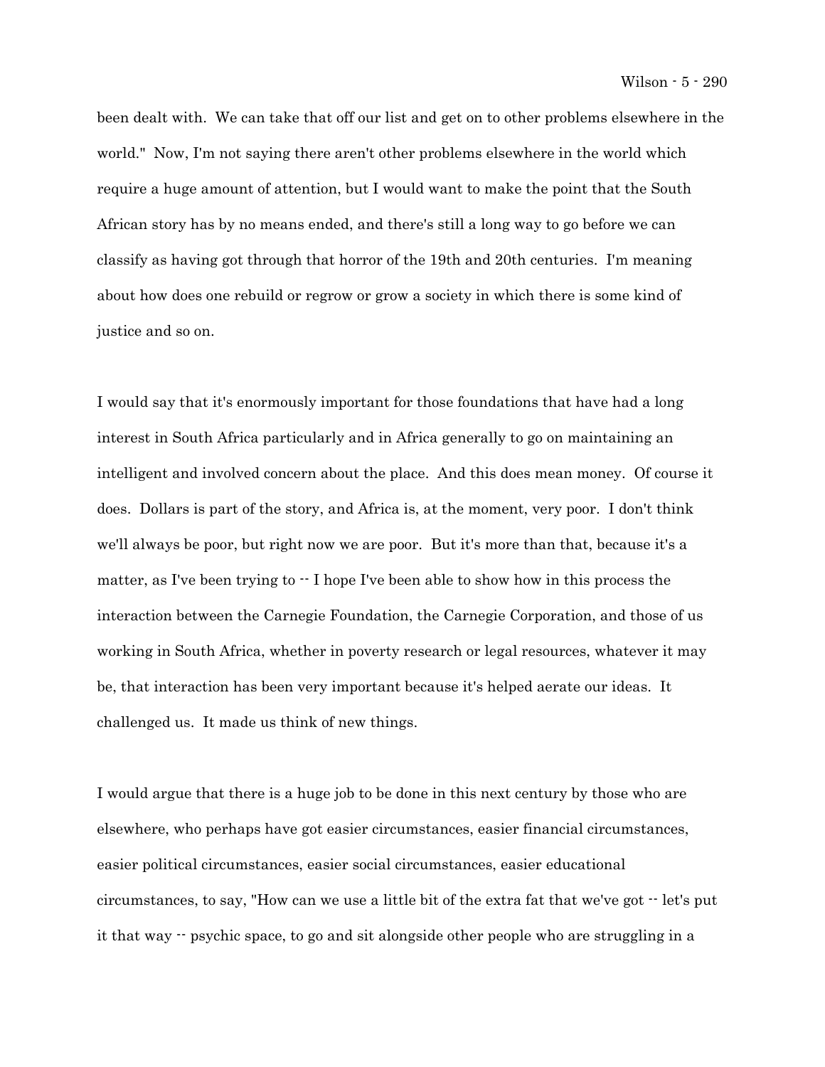been dealt with. We can take that off our list and get on to other problems elsewhere in the world." Now, I'm not saying there aren't other problems elsewhere in the world which require a huge amount of attention, but I would want to make the point that the South African story has by no means ended, and there's still a long way to go before we can classify as having got through that horror of the 19th and 20th centuries. I'm meaning about how does one rebuild or regrow or grow a society in which there is some kind of justice and so on.

I would say that it's enormously important for those foundations that have had a long interest in South Africa particularly and in Africa generally to go on maintaining an intelligent and involved concern about the place. And this does mean money. Of course it does. Dollars is part of the story, and Africa is, at the moment, very poor. I don't think we'll always be poor, but right now we are poor. But it's more than that, because it's a matter, as I've been trying to -- I hope I've been able to show how in this process the interaction between the Carnegie Foundation, the Carnegie Corporation, and those of us working in South Africa, whether in poverty research or legal resources, whatever it may be, that interaction has been very important because it's helped aerate our ideas. It challenged us. It made us think of new things.

I would argue that there is a huge job to be done in this next century by those who are elsewhere, who perhaps have got easier circumstances, easier financial circumstances, easier political circumstances, easier social circumstances, easier educational circumstances, to say, "How can we use a little bit of the extra fat that we've got -- let's put it that way -- psychic space, to go and sit alongside other people who are struggling in a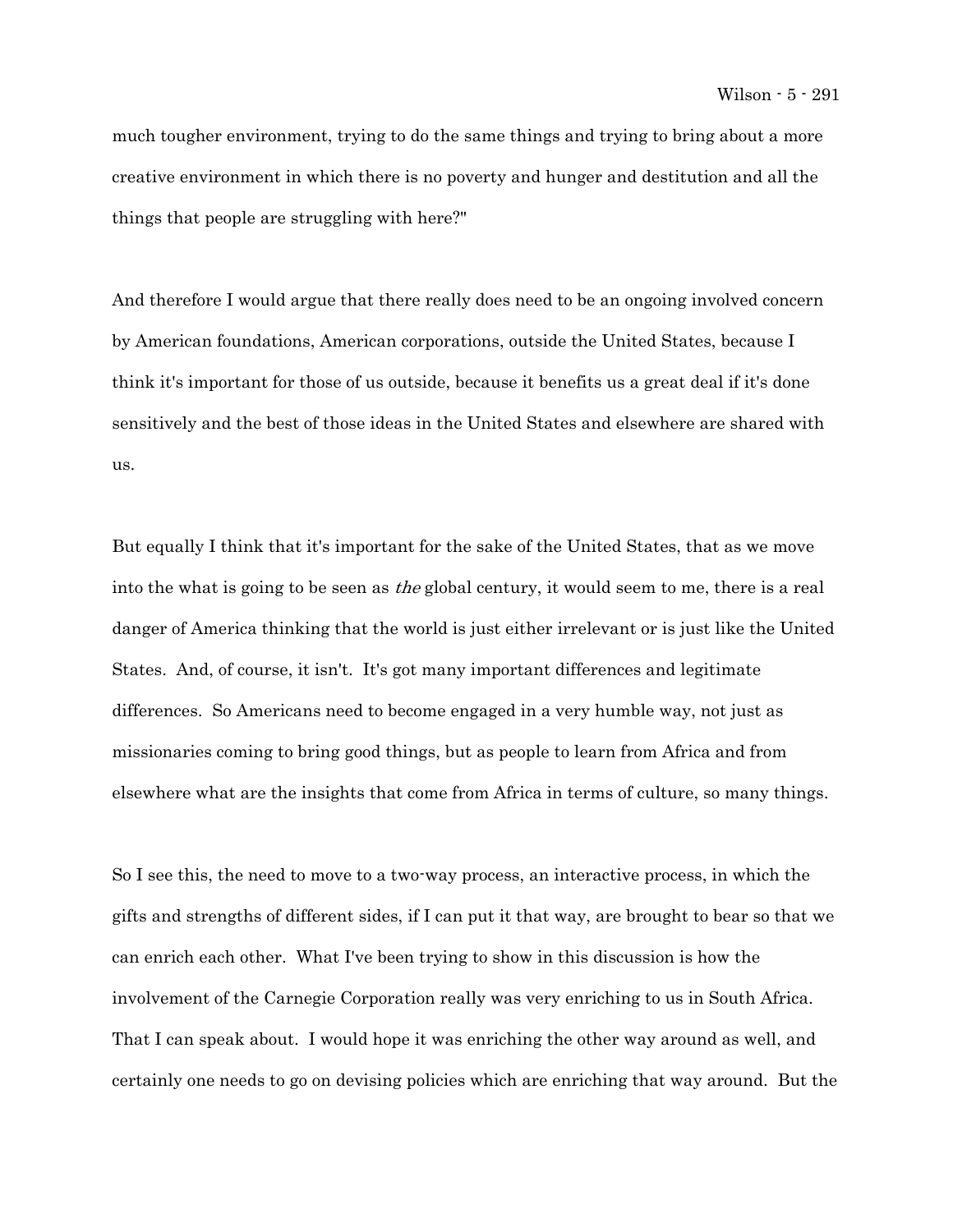much tougher environment, trying to do the same things and trying to bring about a more creative environment in which there is no poverty and hunger and destitution and all the things that people are struggling with here?"

And therefore I would argue that there really does need to be an ongoing involved concern by American foundations, American corporations, outside the United States, because I think it's important for those of us outside, because it benefits us a great deal if it's done sensitively and the best of those ideas in the United States and elsewhere are shared with us.

But equally I think that it's important for the sake of the United States, that as we move into the what is going to be seen as *the* global century, it would seem to me, there is a real danger of America thinking that the world is just either irrelevant or is just like the United States. And, of course, it isn't. It's got many important differences and legitimate differences. So Americans need to become engaged in a very humble way, not just as missionaries coming to bring good things, but as people to learn from Africa and from elsewhere what are the insights that come from Africa in terms of culture, so many things.

So I see this, the need to move to a two-way process, an interactive process, in which the gifts and strengths of different sides, if I can put it that way, are brought to bear so that we can enrich each other. What I've been trying to show in this discussion is how the involvement of the Carnegie Corporation really was very enriching to us in South Africa. That I can speak about. I would hope it was enriching the other way around as well, and certainly one needs to go on devising policies which are enriching that way around. But the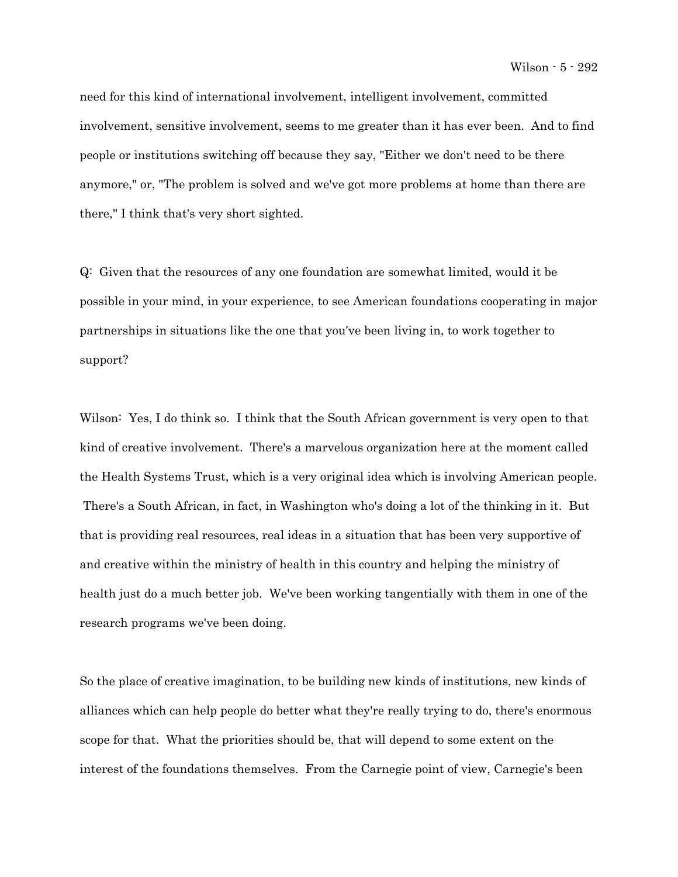need for this kind of international involvement, intelligent involvement, committed involvement, sensitive involvement, seems to me greater than it has ever been. And to find people or institutions switching off because they say, "Either we don't need to be there anymore," or, "The problem is solved and we've got more problems at home than there are there," I think that's very short sighted.

Q: Given that the resources of any one foundation are somewhat limited, would it be possible in your mind, in your experience, to see American foundations cooperating in major partnerships in situations like the one that you've been living in, to work together to support?

Wilson: Yes, I do think so. I think that the South African government is very open to that kind of creative involvement. There's a marvelous organization here at the moment called the Health Systems Trust, which is a very original idea which is involving American people. There's a South African, in fact, in Washington who's doing a lot of the thinking in it. But that is providing real resources, real ideas in a situation that has been very supportive of and creative within the ministry of health in this country and helping the ministry of health just do a much better job. We've been working tangentially with them in one of the research programs we've been doing.

So the place of creative imagination, to be building new kinds of institutions, new kinds of alliances which can help people do better what they're really trying to do, there's enormous scope for that. What the priorities should be, that will depend to some extent on the interest of the foundations themselves. From the Carnegie point of view, Carnegie's been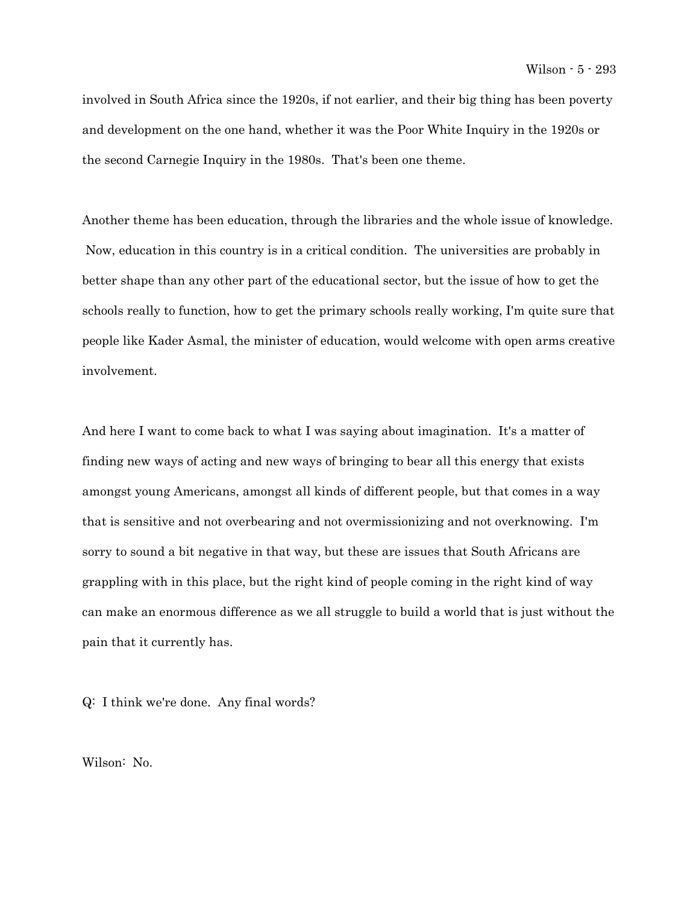involved in South Africa since the 1920s, if not earlier, and their big thing has been poverty and development on the one hand, whether it was the Poor White Inquiry in the 1920s or the second Carnegie Inquiry in the 1980s. That's been one theme.

Another theme has been education, through the libraries and the whole issue of knowledge. Now, education in this country is in a critical condition. The universities are probably in better shape than any other part of the educational sector, but the issue of how to get the schools really to function, how to get the primary schools really working, I'm quite sure that people like Kader Asmal, the minister of education, would welcome with open arms creative involvement.

And here I want to come back to what I was saying about imagination. It's a matter of finding new ways of acting and new ways of bringing to bear all this energy that exists amongst young Americans, amongst all kinds of different people, but that comes in a way that is sensitive and not overbearing and not overmissionizing and not overknowing. I'm sorry to sound a bit negative in that way, but these are issues that South Africans are grappling with in this place, but the right kind of people coming in the right kind of way can make an enormous difference as we all struggle to build a world that is just without the pain that it currently has.

Q: I think we're done. Any final words?

Wilson: No.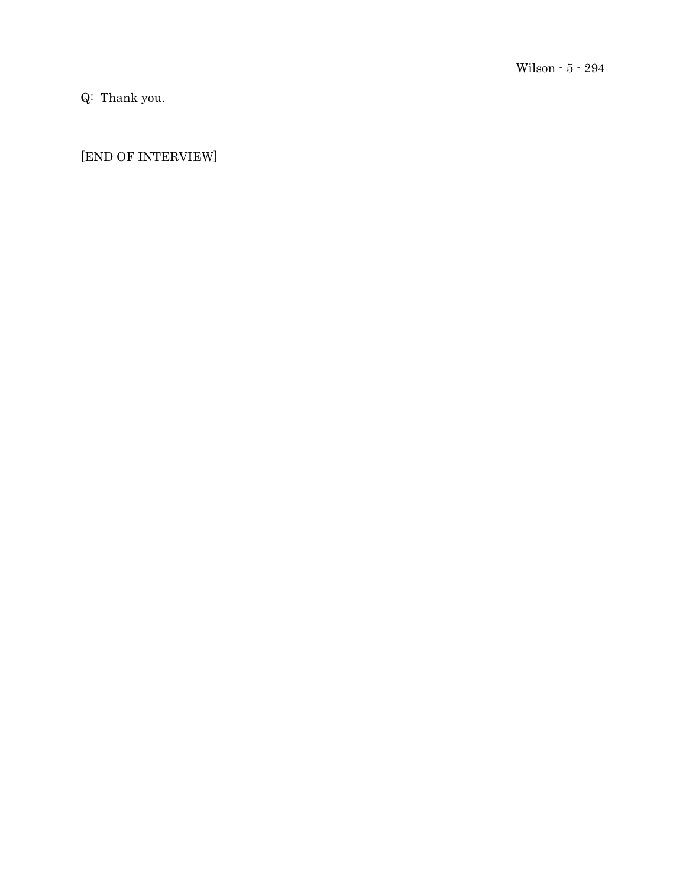Q: Thank you.

[END OF INTERVIEW]